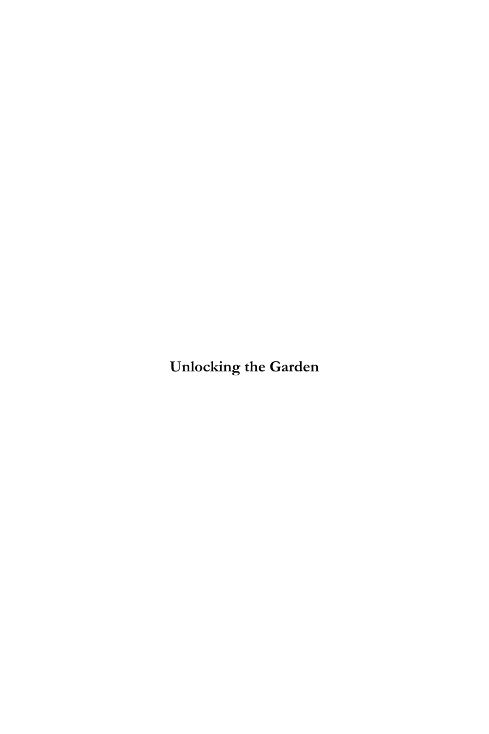**Unlocking the Garden**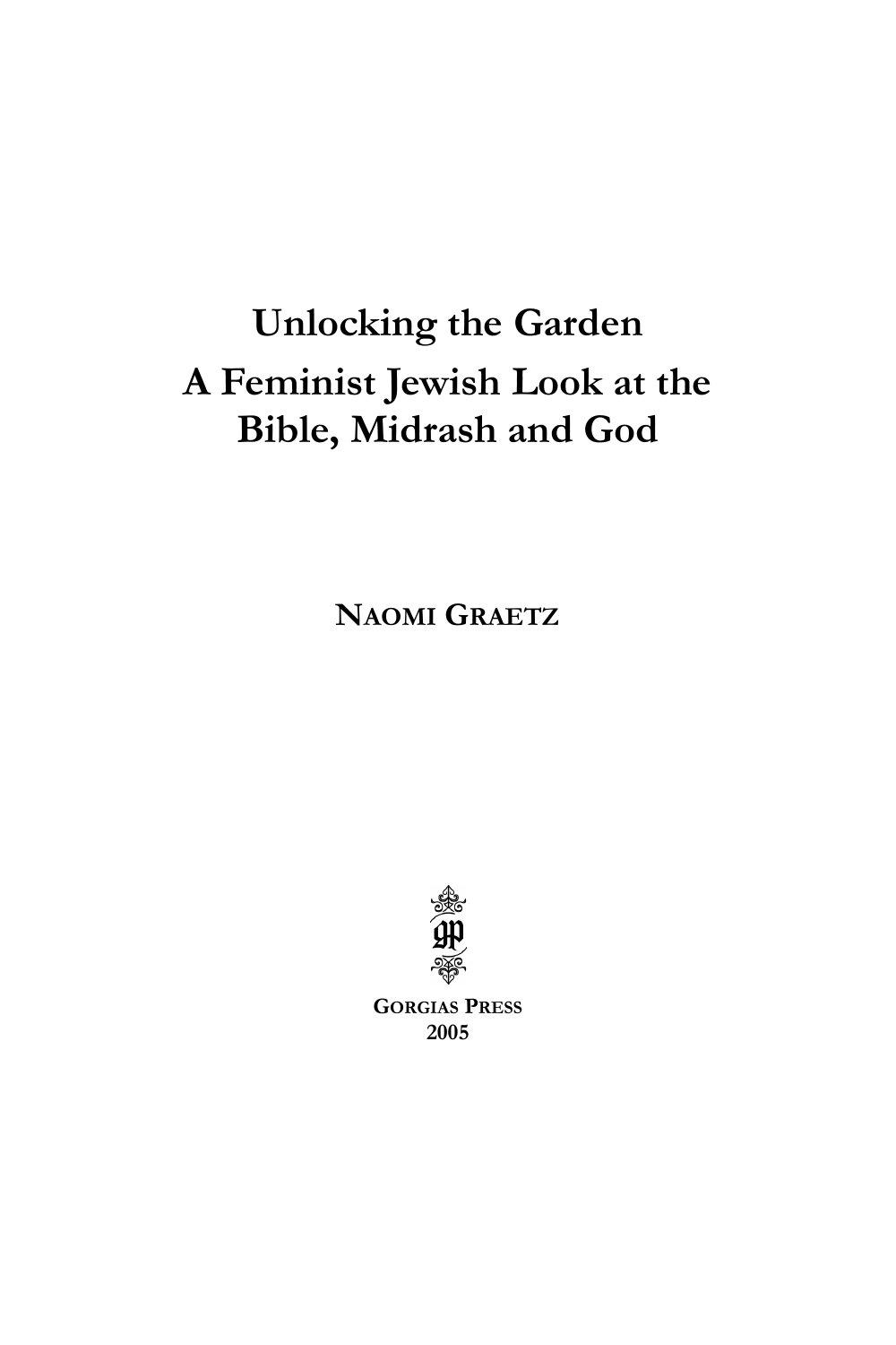# Unlocking the Garden

# A Feminist Jewish Look at the Bible, Midrash and God

**NAOMI GRAETZ**

**GORGIAS PRESS**
**2005**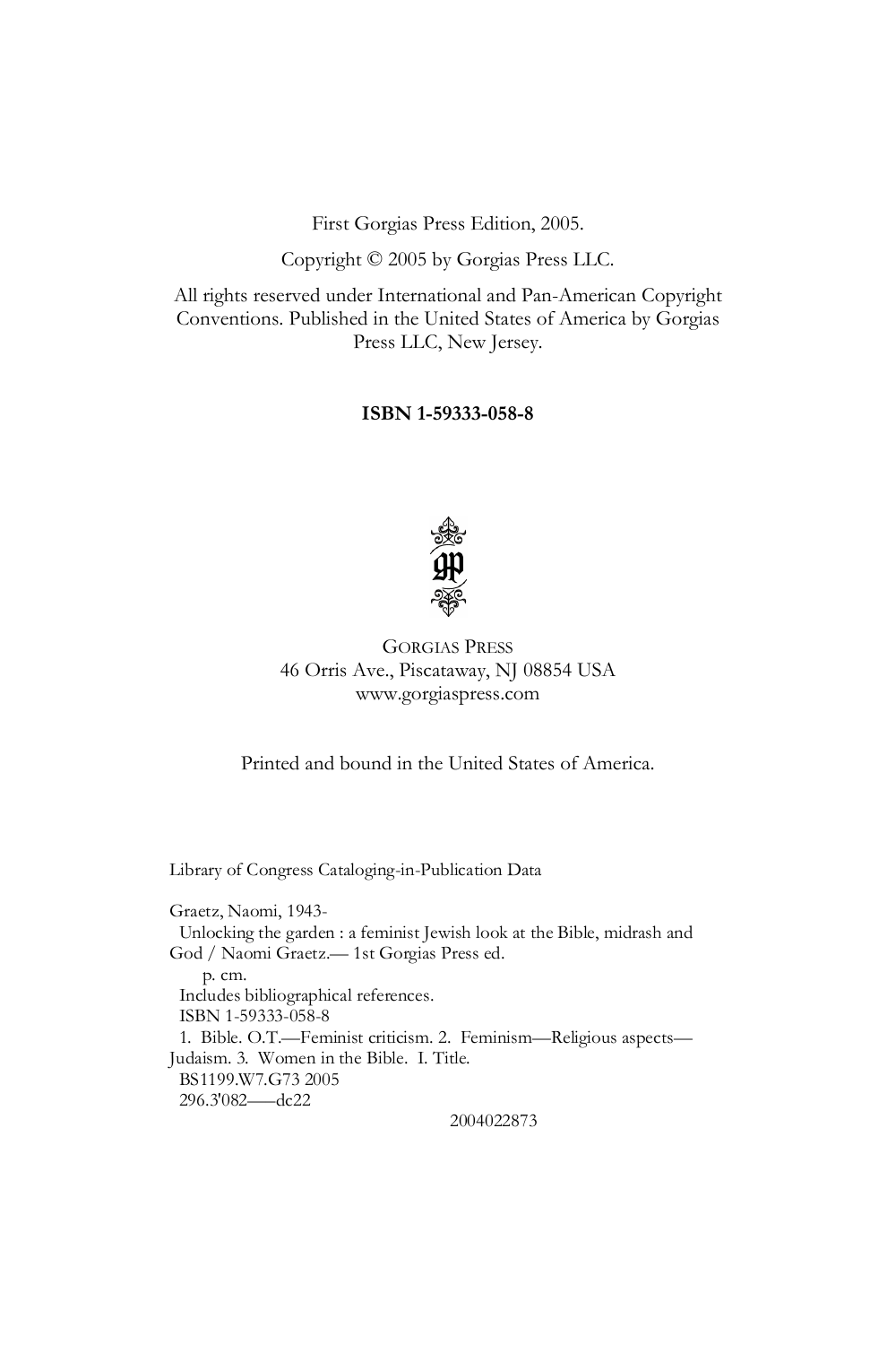First Gorgias Press Edition, 2005.

Copyright © 2005 by Gorgias Press LLC.

All rights reserved under International and Pan-American Copyright Conventions. Published in the United States of America by Gorgias Press LLC, New Jersey.

**ISBN 1-59333-058-8**

GORGIAS PRESS
46 Orris Ave., Piscataway, NJ 08854 USA
www.gorgiaspress.com

Printed and bound in the United States of America.

Library of Congress Cataloging-in-Publication Data

Graetz, Naomi, 1943-
 Unlocking the garden : a feminist Jewish look at the Bible, midrash and God / Naomi Graetz.— 1st Gorgias Press ed.
 p. cm.
 Includes bibliographical references.
 ISBN 1-59333-058-8
 1. Bible. O.T.—Feminist criticism. 2. Feminism—Religious aspects—Judaism. 3. Women in the Bible. I. Title.
 BS1199.W7.G73 2005
 296.3'082——dc22

2004022873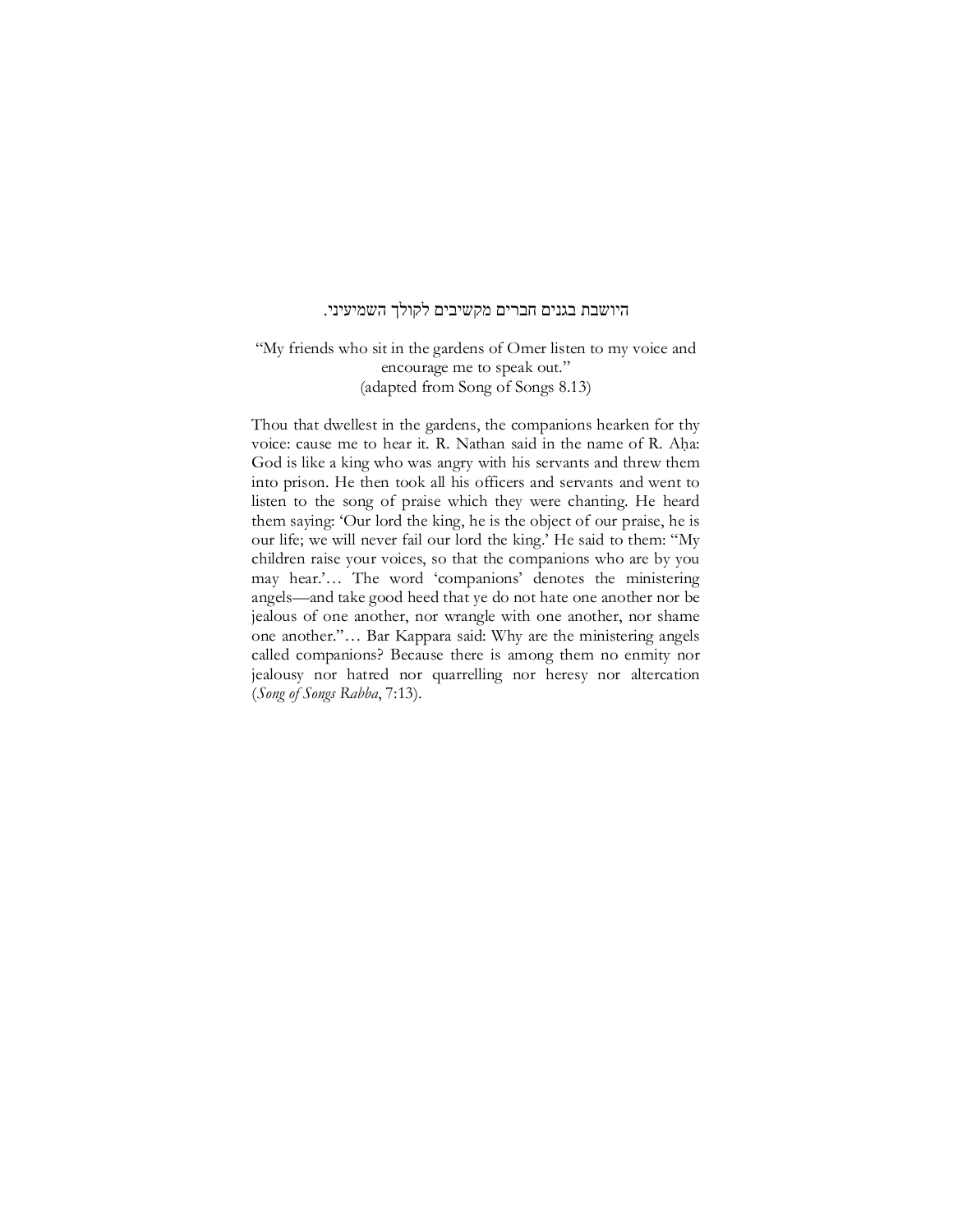היושבת בגנים חברים מקשיבים לקולך השמיעיני.

"My friends who sit in the gardens of Omer listen to my voice and encourage me to speak out."
(adapted from Song of Songs 8.13)

Thou that dwellest in the gardens, the companions hearken for thy voice: cause me to hear it. R. Nathan said in the name of R. Aḥa: God is like a king who was angry with his servants and threw them into prison. He then took all his officers and servants and went to listen to the song of praise which they were chanting. He heard them saying: 'Our lord the king, he is the object of our praise, he is our life; we will never fail our lord the king.' He said to them: "My children raise your voices, so that the companions who are by you may hear.'… The word 'companions' denotes the ministering angels—and take good heed that ye do not hate one another nor be jealous of one another, nor wrangle with one another, nor shame one another."… Bar Kappara said: Why are the ministering angels called companions? Because there is among them no enmity nor jealousy nor hatred nor quarrelling nor heresy nor altercation (*Song of Songs Rabba*, 7:13).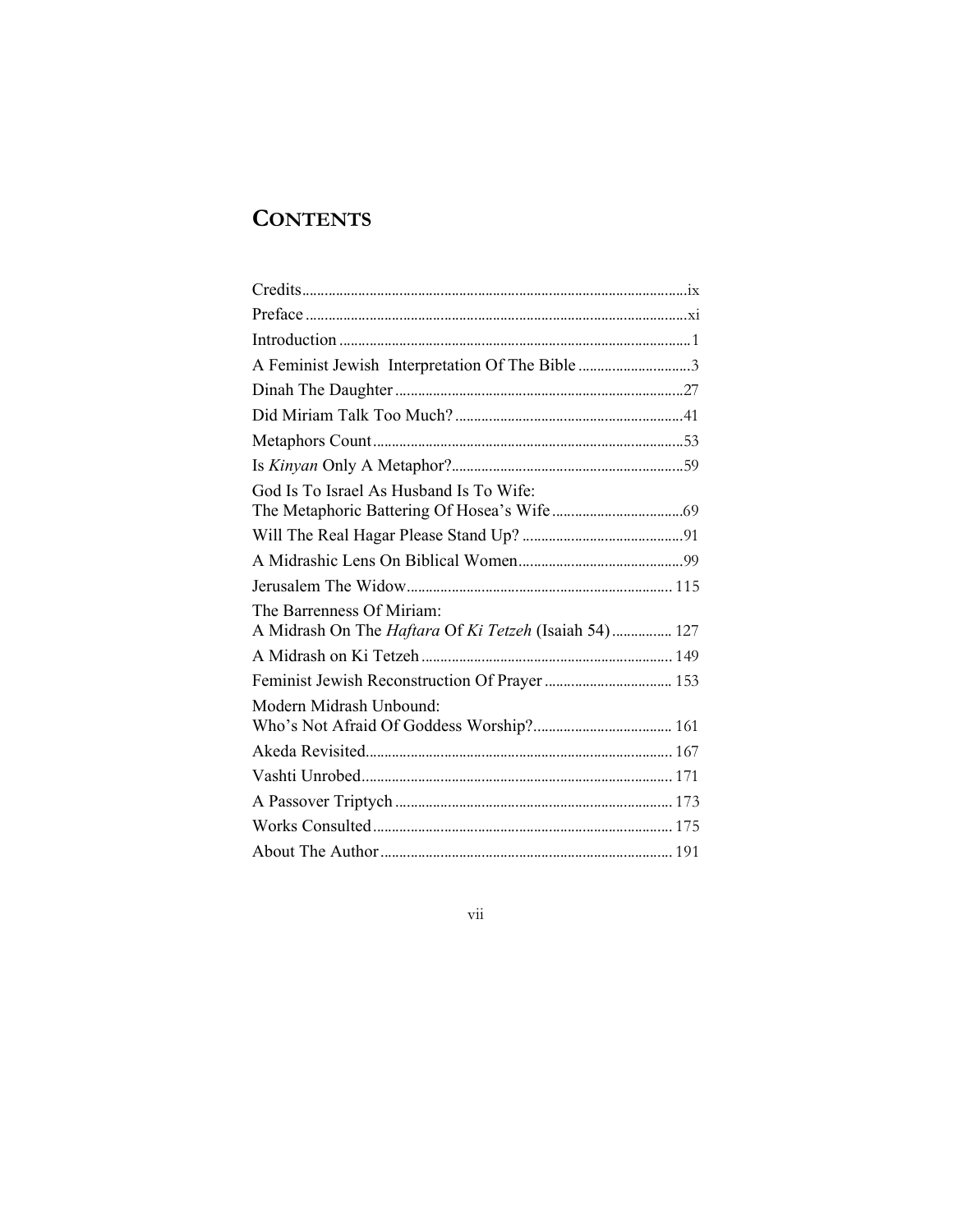# CONTENTS

Credits ..... ix
Preface ..... xi
Introduction ..... 1
A Feminist Jewish Interpretation Of The Bible ..... 3
Dinah The Daughter ..... 27
Did Miriam Talk Too Much? ..... 41
Metaphors Count ..... 53
Is *Kinyan* Only A Metaphor? ..... 59
God Is To Israel As Husband Is To Wife:
The Metaphoric Battering Of Hosea's Wife ..... 69
Will The Real Hagar Please Stand Up? ..... 91
A Midrashic Lens On Biblical Women ..... 99
Jerusalem The Widow ..... 115
The Barrenness Of Miriam:
A Midrash On The *Haftara* Of *Ki Tetzeh* (Isaiah 54) ..... 127
A Midrash on Ki Tetzeh ..... 149
Feminist Jewish Reconstruction Of Prayer ..... 153
Modern Midrash Unbound:
Who's Not Afraid Of Goddess Worship? ..... 161
Akeda Revisited ..... 167
Vashti Unrobed ..... 171
A Passover Triptych ..... 173
Works Consulted ..... 175
About The Author ..... 191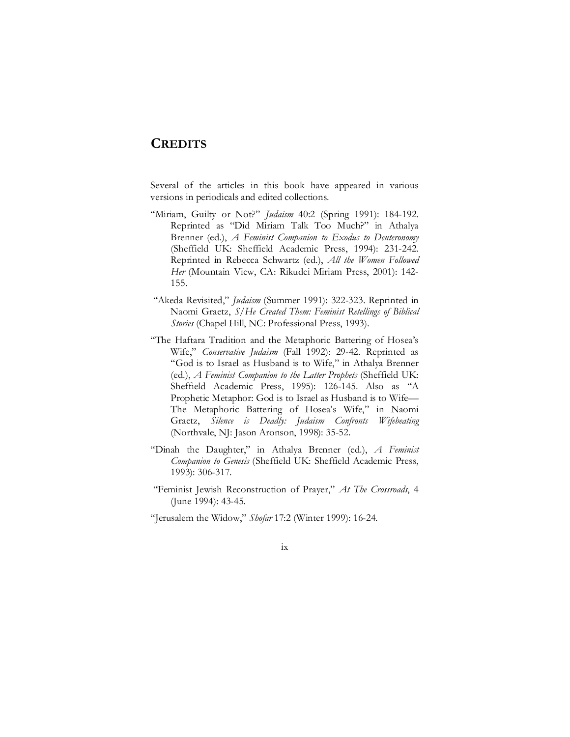# CREDITS

Several of the articles in this book have appeared in various versions in periodicals and edited collections.

"Miriam, Guilty or Not?" *Judaism* 40:2 (Spring 1991): 184-192. Reprinted as "Did Miriam Talk Too Much?" in Athalya Brenner (ed.), *A Feminist Companion to Exodus to Deuteronomy* (Sheffield UK: Sheffield Academic Press, 1994): 231-242. Reprinted in Rebecca Schwartz (ed.), *All the Women Followed Her* (Mountain View, CA: Rikudei Miriam Press, 2001): 142-155.

"Akeda Revisited," *Judaism* (Summer 1991): 322-323. Reprinted in Naomi Graetz, *S/He Created Them: Feminist Retellings of Biblical Stories* (Chapel Hill, NC: Professional Press, 1993).

"The Haftara Tradition and the Metaphoric Battering of Hosea's Wife," *Conservative Judaism* (Fall 1992): 29-42. Reprinted as "God is to Israel as Husband is to Wife," in Athalya Brenner (ed.), *A Feminist Companion to the Latter Prophets* (Sheffield UK: Sheffield Academic Press, 1995): 126-145. Also as "A Prophetic Metaphor: God is to Israel as Husband is to Wife—The Metaphoric Battering of Hosea's Wife," in Naomi Graetz, *Silence is Deadly: Judaism Confronts Wifebeating* (Northvale, NJ: Jason Aronson, 1998): 35-52.

"Dinah the Daughter," in Athalya Brenner (ed.), *A Feminist Companion to Genesis* (Sheffield UK: Sheffield Academic Press, 1993): 306-317.

"Feminist Jewish Reconstruction of Prayer," *At The Crossroads*, 4 (June 1994): 43-45.

"Jerusalem the Widow," *Shofar* 17:2 (Winter 1999): 16-24.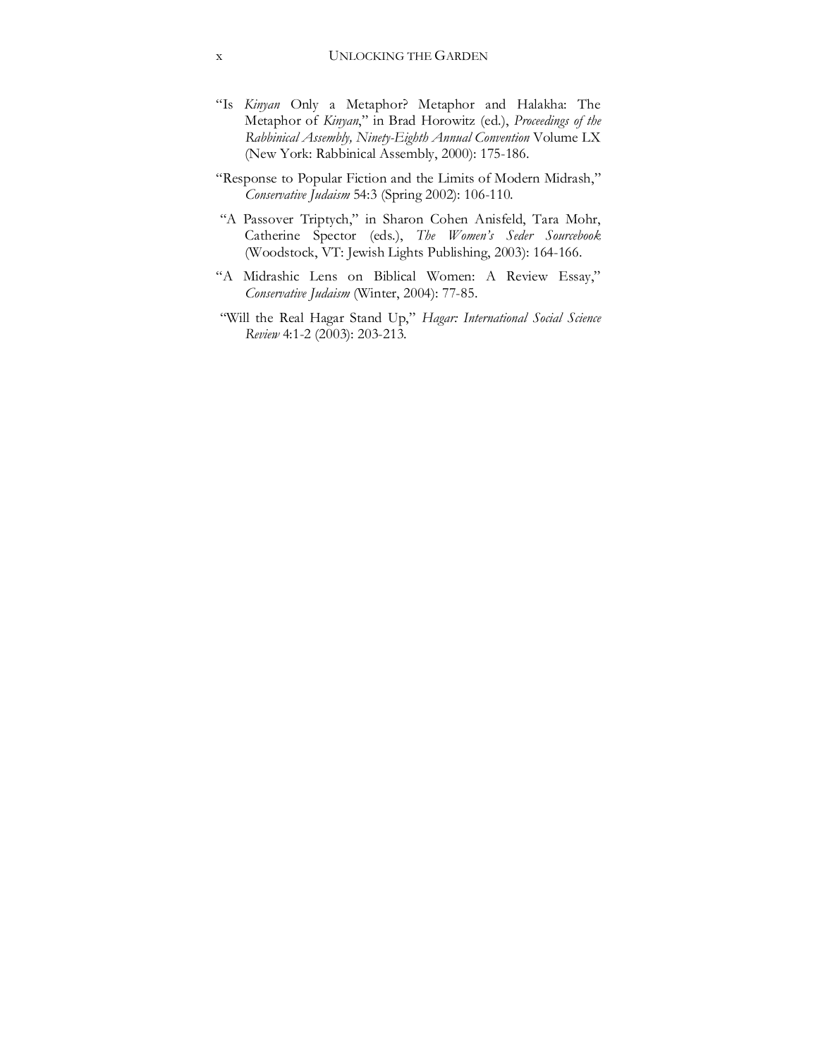"Is *Kinyan* Only a Metaphor? Metaphor and Halakha: The Metaphor of *Kinyan*," in Brad Horowitz (ed.), *Proceedings of the Rabbinical Assembly, Ninety-Eighth Annual Convention* Volume LX (New York: Rabbinical Assembly, 2000): 175-186.

"Response to Popular Fiction and the Limits of Modern Midrash," *Conservative Judaism* 54:3 (Spring 2002): 106-110.

"A Passover Triptych," in Sharon Cohen Anisfeld, Tara Mohr, Catherine Spector (eds.), *The Women's Seder Sourcebook* (Woodstock, VT: Jewish Lights Publishing, 2003): 164-166.

"A Midrashic Lens on Biblical Women: A Review Essay," *Conservative Judaism* (Winter, 2004): 77-85.

"Will the Real Hagar Stand Up," *Hagar: International Social Science Review* 4:1-2 (2003): 203-213.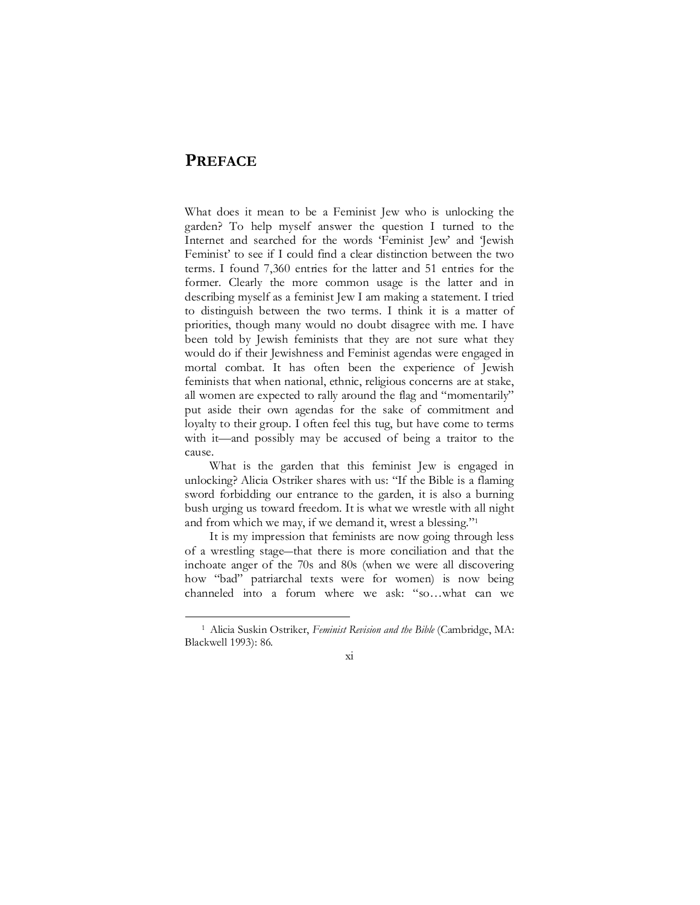# PREFACE

What does it mean to be a Feminist Jew who is unlocking the garden? To help myself answer the question I turned to the Internet and searched for the words 'Feminist Jew' and 'Jewish Feminist' to see if I could find a clear distinction between the two terms. I found 7,360 entries for the latter and 51 entries for the former. Clearly the more common usage is the latter and in describing myself as a feminist Jew I am making a statement. I tried to distinguish between the two terms. I think it is a matter of priorities, though many would no doubt disagree with me. I have been told by Jewish feminists that they are not sure what they would do if their Jewishness and Feminist agendas were engaged in mortal combat. It has often been the experience of Jewish feminists that when national, ethnic, religious concerns are at stake, all women are expected to rally around the flag and "momentarily" put aside their own agendas for the sake of commitment and loyalty to their group. I often feel this tug, but have come to terms with it—and possibly may be accused of being a traitor to the cause.

What is the garden that this feminist Jew is engaged in unlocking? Alicia Ostriker shares with us: "If the Bible is a flaming sword forbidding our entrance to the garden, it is also a burning bush urging us toward freedom. It is what we wrestle with all night and from which we may, if we demand it, wrest a blessing."[1]

It is my impression that feminists are now going through less of a wrestling stage—that there is more conciliation and that the inchoate anger of the 70s and 80s (when we were all discovering how "bad" patriarchal texts were for women) is now being channeled into a forum where we ask: "so…what can we

---

[1] Alicia Suskin Ostriker, *Feminist Revision and the Bible* (Cambridge, MA: Blackwell 1993): 86.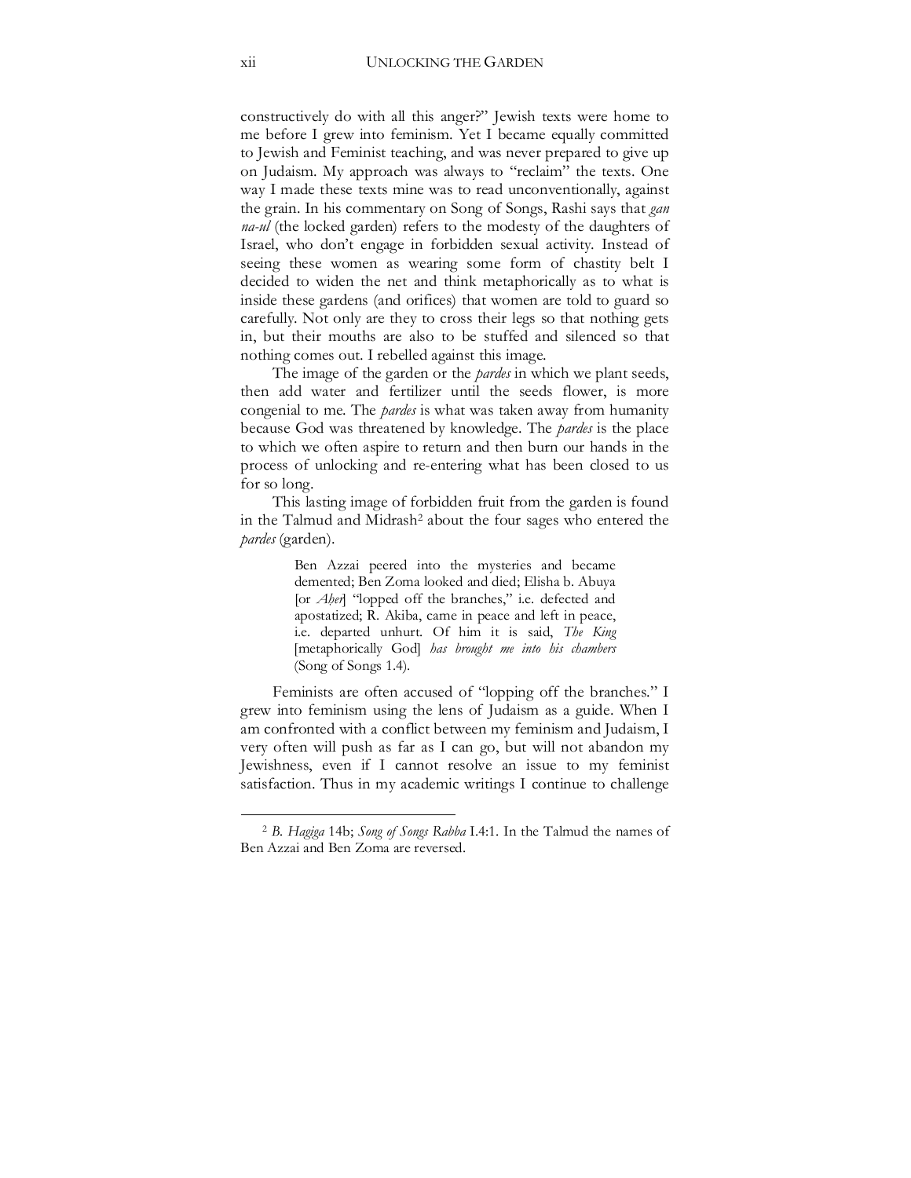constructively do with all this anger?" Jewish texts were home to me before I grew into feminism. Yet I became equally committed to Jewish and Feminist teaching, and was never prepared to give up on Judaism. My approach was always to "reclaim" the texts. One way I made these texts mine was to read unconventionally, against the grain. In his commentary on Song of Songs, Rashi says that *gan na-ul* (the locked garden) refers to the modesty of the daughters of Israel, who don't engage in forbidden sexual activity. Instead of seeing these women as wearing some form of chastity belt I decided to widen the net and think metaphorically as to what is inside these gardens (and orifices) that women are told to guard so carefully. Not only are they to cross their legs so that nothing gets in, but their mouths are also to be stuffed and silenced so that nothing comes out. I rebelled against this image.

The image of the garden or the *pardes* in which we plant seeds, then add water and fertilizer until the seeds flower, is more congenial to me. The *pardes* is what was taken away from humanity because God was threatened by knowledge. The *pardes* is the place to which we often aspire to return and then burn our hands in the process of unlocking and re-entering what has been closed to us for so long.

This lasting image of forbidden fruit from the garden is found in the Talmud and Midrash[2] about the four sages who entered the *pardes* (garden).

> Ben Azzai peered into the mysteries and became demented; Ben Zoma looked and died; Elisha b. Abuya [or *Aḥer*] "lopped off the branches," i.e. defected and apostatized; R. Akiba, came in peace and left in peace, i.e. departed unhurt. Of him it is said, *The King* [metaphorically God] *has brought me into his chambers* (Song of Songs 1.4).

Feminists are often accused of "lopping off the branches." I grew into feminism using the lens of Judaism as a guide. When I am confronted with a conflict between my feminism and Judaism, I very often will push as far as I can go, but will not abandon my Jewishness, even if I cannot resolve an issue to my feminist satisfaction. Thus in my academic writings I continue to challenge

---

[2] *B. Hagiga* 14b; *Song of Songs Rabba* I.4:1. In the Talmud the names of Ben Azzai and Ben Zoma are reversed.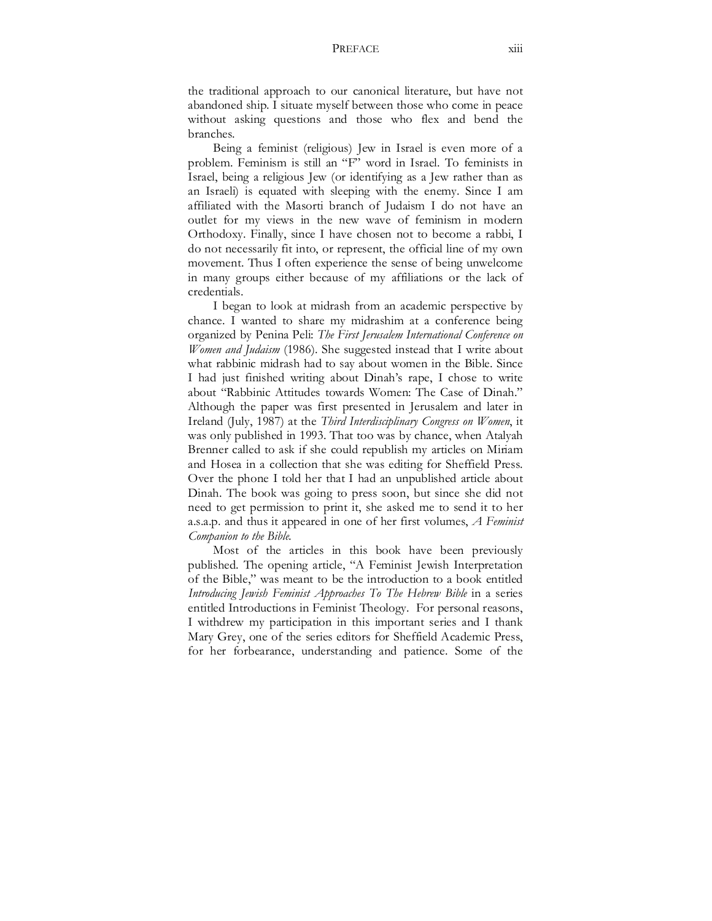the traditional approach to our canonical literature, but have not abandoned ship. I situate myself between those who come in peace without asking questions and those who flex and bend the branches.

Being a feminist (religious) Jew in Israel is even more of a problem. Feminism is still an "F" word in Israel. To feminists in Israel, being a religious Jew (or identifying as a Jew rather than as an Israeli) is equated with sleeping with the enemy. Since I am affiliated with the Masorti branch of Judaism I do not have an outlet for my views in the new wave of feminism in modern Orthodoxy. Finally, since I have chosen not to become a rabbi, I do not necessarily fit into, or represent, the official line of my own movement. Thus I often experience the sense of being unwelcome in many groups either because of my affiliations or the lack of credentials.

I began to look at midrash from an academic perspective by chance. I wanted to share my midrashim at a conference being organized by Penina Peli: *The First Jerusalem International Conference on Women and Judaism* (1986). She suggested instead that I write about what rabbinic midrash had to say about women in the Bible. Since I had just finished writing about Dinah's rape, I chose to write about "Rabbinic Attitudes towards Women: The Case of Dinah." Although the paper was first presented in Jerusalem and later in Ireland (July, 1987) at the *Third Interdisciplinary Congress on Women*, it was only published in 1993. That too was by chance, when Atalyah Brenner called to ask if she could republish my articles on Miriam and Hosea in a collection that she was editing for Sheffield Press. Over the phone I told her that I had an unpublished article about Dinah. The book was going to press soon, but since she did not need to get permission to print it, she asked me to send it to her a.s.a.p. and thus it appeared in one of her first volumes, *A Feminist Companion to the Bible*.

Most of the articles in this book have been previously published. The opening article, "A Feminist Jewish Interpretation of the Bible," was meant to be the introduction to a book entitled *Introducing Jewish Feminist Approaches To The Hebrew Bible* in a series entitled Introductions in Feminist Theology. For personal reasons, I withdrew my participation in this important series and I thank Mary Grey, one of the series editors for Sheffield Academic Press, for her forbearance, understanding and patience. Some of the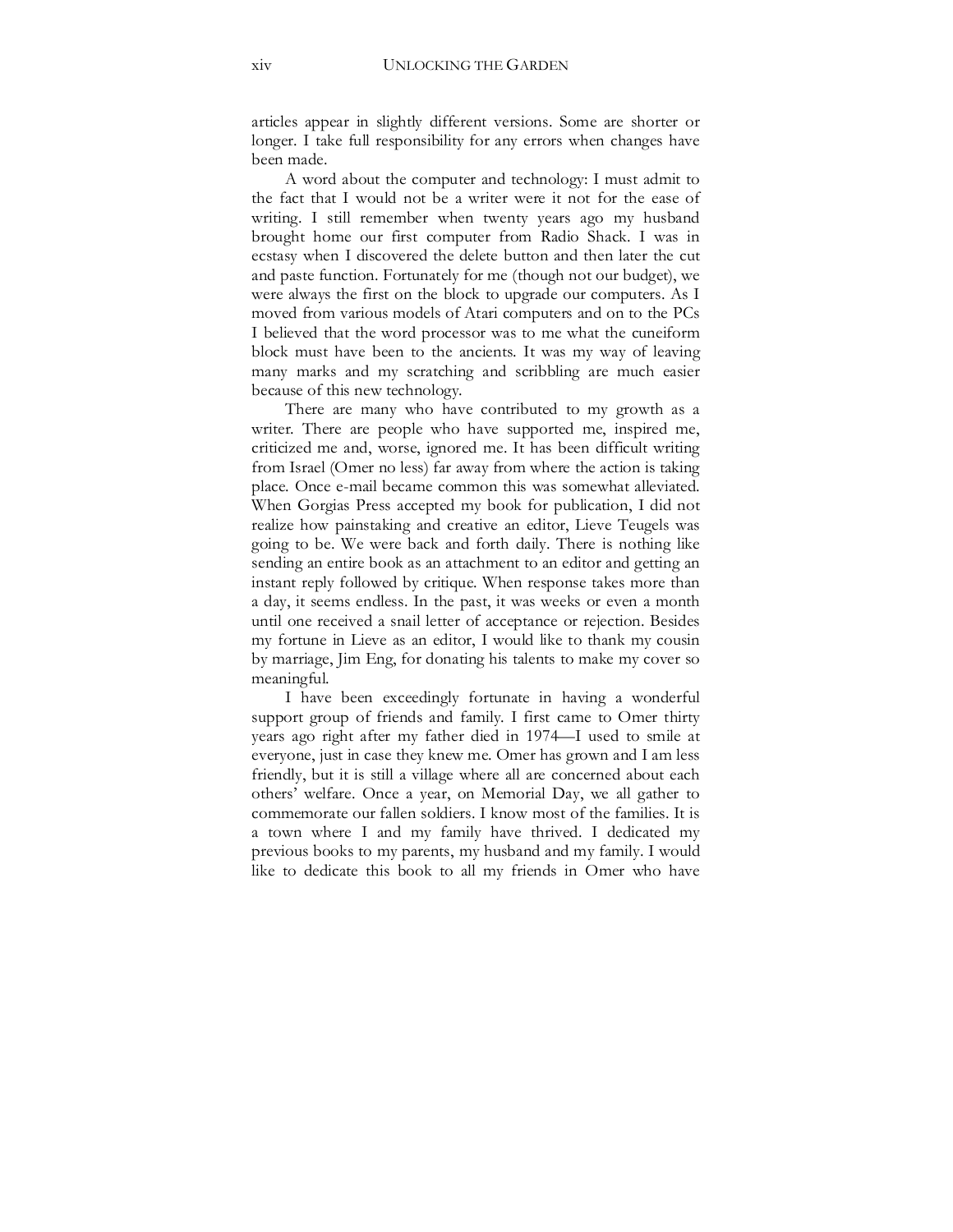articles appear in slightly different versions. Some are shorter or longer. I take full responsibility for any errors when changes have been made.

A word about the computer and technology: I must admit to the fact that I would not be a writer were it not for the ease of writing. I still remember when twenty years ago my husband brought home our first computer from Radio Shack. I was in ecstasy when I discovered the delete button and then later the cut and paste function. Fortunately for me (though not our budget), we were always the first on the block to upgrade our computers. As I moved from various models of Atari computers and on to the PCs I believed that the word processor was to me what the cuneiform block must have been to the ancients. It was my way of leaving many marks and my scratching and scribbling are much easier because of this new technology.

There are many who have contributed to my growth as a writer. There are people who have supported me, inspired me, criticized me and, worse, ignored me. It has been difficult writing from Israel (Omer no less) far away from where the action is taking place. Once e-mail became common this was somewhat alleviated. When Gorgias Press accepted my book for publication, I did not realize how painstaking and creative an editor, Lieve Teugels was going to be. We were back and forth daily. There is nothing like sending an entire book as an attachment to an editor and getting an instant reply followed by critique. When response takes more than a day, it seems endless. In the past, it was weeks or even a month until one received a snail letter of acceptance or rejection. Besides my fortune in Lieve as an editor, I would like to thank my cousin by marriage, Jim Eng, for donating his talents to make my cover so meaningful.

I have been exceedingly fortunate in having a wonderful support group of friends and family. I first came to Omer thirty years ago right after my father died in 1974—I used to smile at everyone, just in case they knew me. Omer has grown and I am less friendly, but it is still a village where all are concerned about each others' welfare. Once a year, on Memorial Day, we all gather to commemorate our fallen soldiers. I know most of the families. It is a town where I and my family have thrived. I dedicated my previous books to my parents, my husband and my family. I would like to dedicate this book to all my friends in Omer who have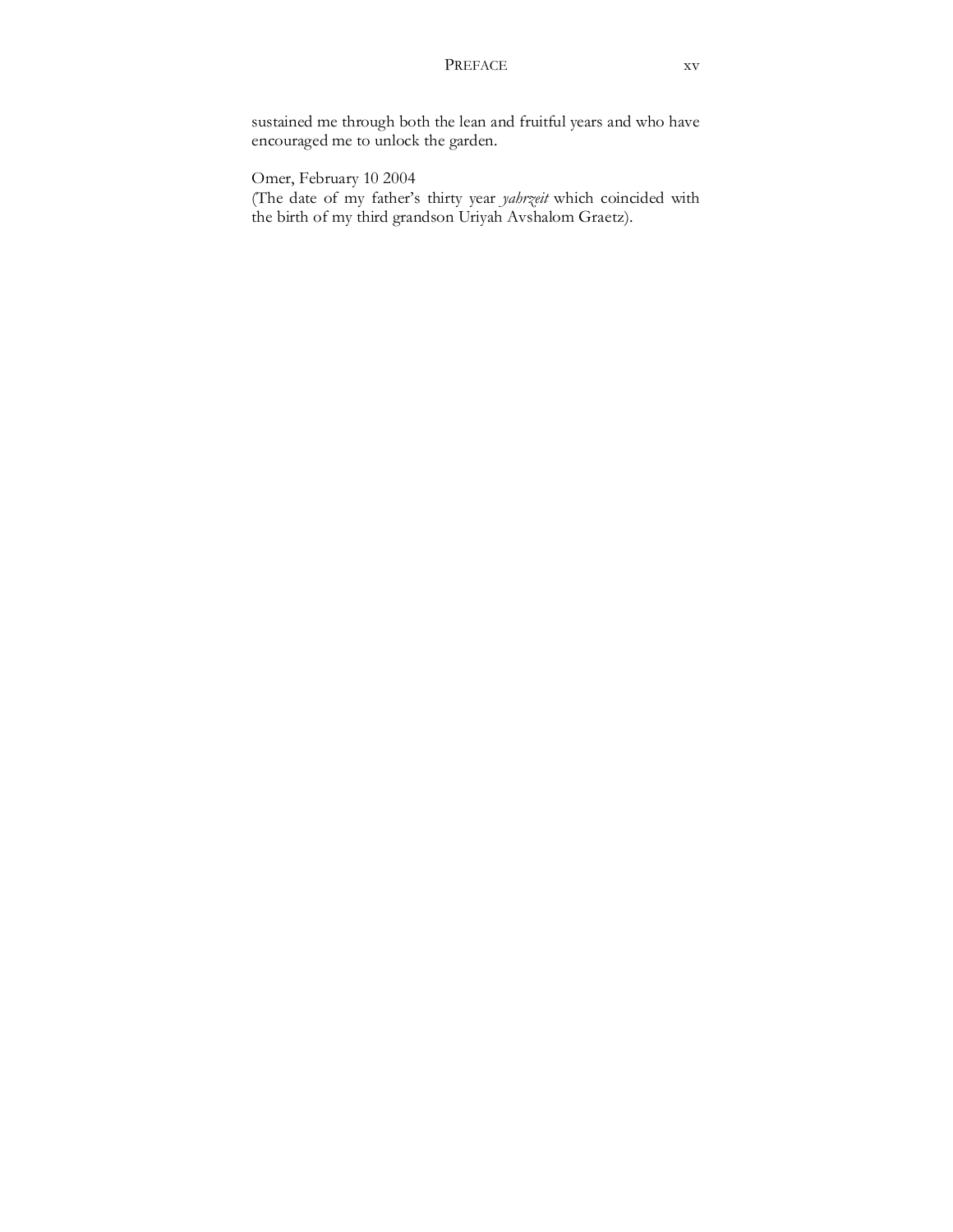sustained me through both the lean and fruitful years and who have encouraged me to unlock the garden.

Omer, February 10 2004
(The date of my father's thirty year *yahrzeit* which coincided with the birth of my third grandson Uriyah Avshalom Graetz).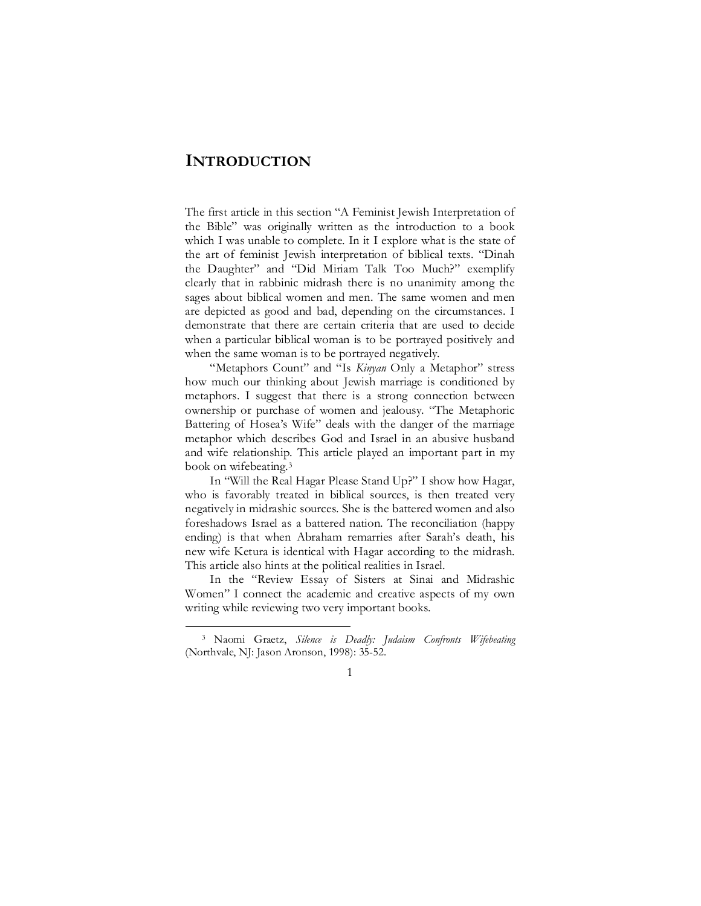# INTRODUCTION

The first article in this section "A Feminist Jewish Interpretation of the Bible" was originally written as the introduction to a book which I was unable to complete. In it I explore what is the state of the art of feminist Jewish interpretation of biblical texts. "Dinah the Daughter" and "Did Miriam Talk Too Much?" exemplify clearly that in rabbinic midrash there is no unanimity among the sages about biblical women and men. The same women and men are depicted as good and bad, depending on the circumstances. I demonstrate that there are certain criteria that are used to decide when a particular biblical woman is to be portrayed positively and when the same woman is to be portrayed negatively.

"Metaphors Count" and "Is *Kinyan* Only a Metaphor" stress how much our thinking about Jewish marriage is conditioned by metaphors. I suggest that there is a strong connection between ownership or purchase of women and jealousy. "The Metaphoric Battering of Hosea's Wife" deals with the danger of the marriage metaphor which describes God and Israel in an abusive husband and wife relationship. This article played an important part in my book on wifebeating.[3]

In "Will the Real Hagar Please Stand Up?" I show how Hagar, who is favorably treated in biblical sources, is then treated very negatively in midrashic sources. She is the battered women and also foreshadows Israel as a battered nation. The reconciliation (happy ending) is that when Abraham remarries after Sarah's death, his new wife Ketura is identical with Hagar according to the midrash. This article also hints at the political realities in Israel.

In the "Review Essay of Sisters at Sinai and Midrashic Women" I connect the academic and creative aspects of my own writing while reviewing two very important books.

---

[3] Naomi Graetz, *Silence is Deadly: Judaism Confronts Wifebeating* (Northvale, NJ: Jason Aronson, 1998): 35-52.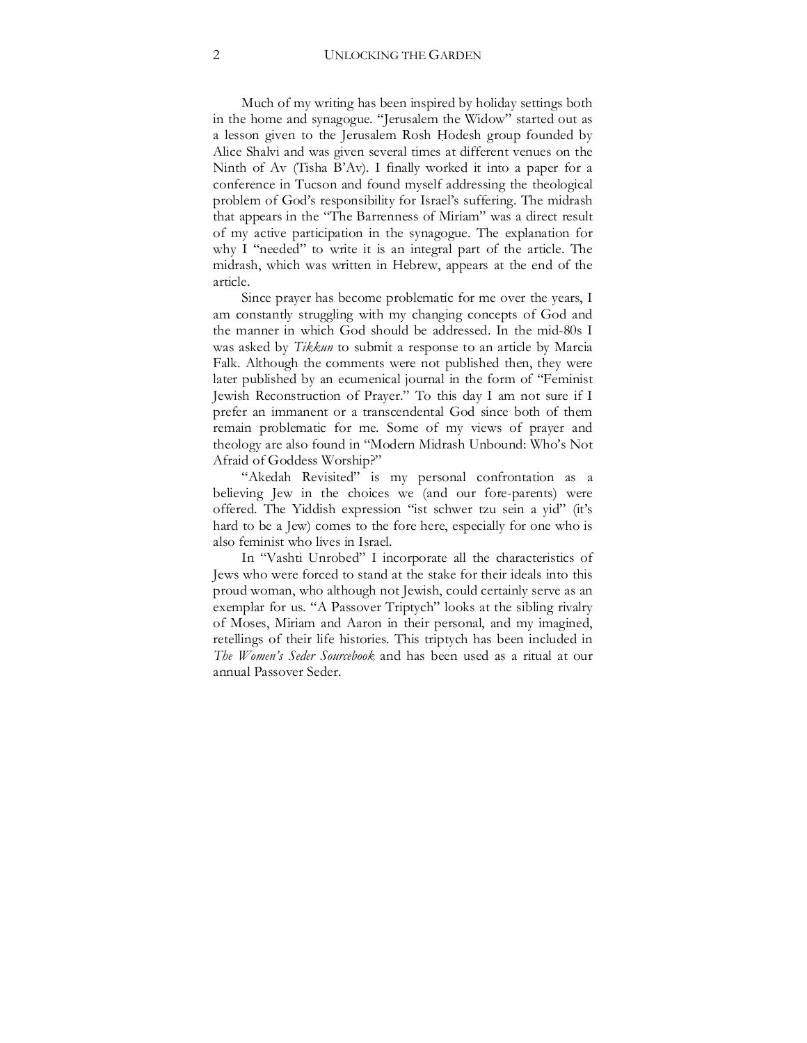Much of my writing has been inspired by holiday settings both in the home and synagogue. "Jerusalem the Widow" started out as a lesson given to the Jerusalem Rosh Ḥodesh group founded by Alice Shalvi and was given several times at different venues on the Ninth of Av (Tisha B'Av). I finally worked it into a paper for a conference in Tucson and found myself addressing the theological problem of God's responsibility for Israel's suffering. The midrash that appears in the "The Barrenness of Miriam" was a direct result of my active participation in the synagogue. The explanation for why I "needed" to write it is an integral part of the article. The midrash, which was written in Hebrew, appears at the end of the article.

Since prayer has become problematic for me over the years, I am constantly struggling with my changing concepts of God and the manner in which God should be addressed. In the mid-80s I was asked by *Tikkun* to submit a response to an article by Marcia Falk. Although the comments were not published then, they were later published by an ecumenical journal in the form of "Feminist Jewish Reconstruction of Prayer." To this day I am not sure if I prefer an immanent or a transcendental God since both of them remain problematic for me. Some of my views of prayer and theology are also found in "Modern Midrash Unbound: Who's Not Afraid of Goddess Worship?"

"Akedah Revisited" is my personal confrontation as a believing Jew in the choices we (and our fore-parents) were offered. The Yiddish expression "ist schwer tzu sein a yid" (it's hard to be a Jew) comes to the fore here, especially for one who is also feminist who lives in Israel.

In "Vashti Unrobed" I incorporate all the characteristics of Jews who were forced to stand at the stake for their ideals into this proud woman, who although not Jewish, could certainly serve as an exemplar for us. "A Passover Triptych" looks at the sibling rivalry of Moses, Miriam and Aaron in their personal, and my imagined, retellings of their life histories. This triptych has been included in *The Women's Seder Sourcebook* and has been used as a ritual at our annual Passover Seder.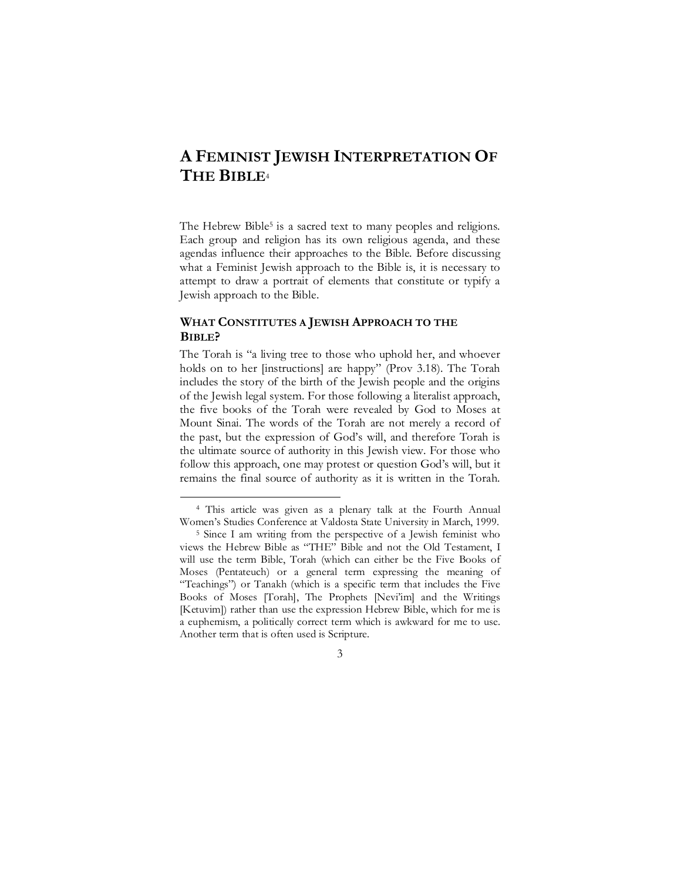# A Feminist Jewish Interpretation Of The Bible[4]

The Hebrew Bible[5] is a sacred text to many peoples and religions. Each group and religion has its own religious agenda, and these agendas influence their approaches to the Bible. Before discussing what a Feminist Jewish approach to the Bible is, it is necessary to attempt to draw a portrait of elements that constitute or typify a Jewish approach to the Bible.

## What Constitutes a Jewish Approach to the Bible?

The Torah is "a living tree to those who uphold her, and whoever holds on to her [instructions] are happy" (Prov 3.18). The Torah includes the story of the birth of the Jewish people and the origins of the Jewish legal system. For those following a literalist approach, the five books of the Torah were revealed by God to Moses at Mount Sinai. The words of the Torah are not merely a record of the past, but the expression of God's will, and therefore Torah is the ultimate source of authority in this Jewish view. For those who follow this approach, one may protest or question God's will, but it remains the final source of authority as it is written in the Torah.

---

[4] This article was given as a plenary talk at the Fourth Annual Women's Studies Conference at Valdosta State University in March, 1999.

[5] Since I am writing from the perspective of a Jewish feminist who views the Hebrew Bible as "THE" Bible and not the Old Testament, I will use the term Bible, Torah (which can either be the Five Books of Moses (Pentateuch) or a general term expressing the meaning of "Teachings") or Tanakh (which is a specific term that includes the Five Books of Moses [Torah], The Prophets [Nevi'im] and the Writings [Ketuvim]) rather than use the expression Hebrew Bible, which for me is a euphemism, a politically correct term which is awkward for me to use. Another term that is often used is Scripture.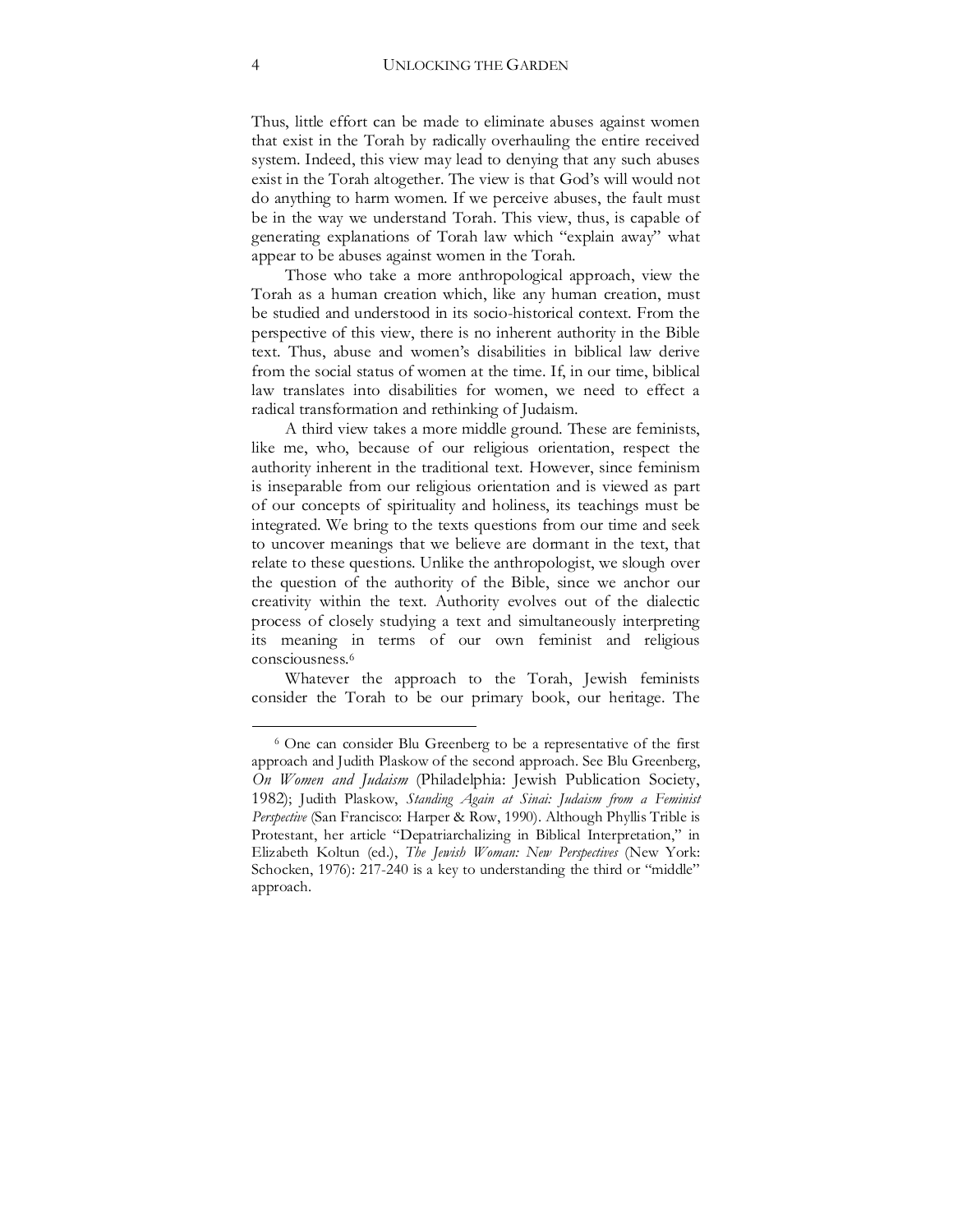Thus, little effort can be made to eliminate abuses against women that exist in the Torah by radically overhauling the entire received system. Indeed, this view may lead to denying that any such abuses exist in the Torah altogether. The view is that God's will would not do anything to harm women. If we perceive abuses, the fault must be in the way we understand Torah. This view, thus, is capable of generating explanations of Torah law which "explain away" what appear to be abuses against women in the Torah.

Those who take a more anthropological approach, view the Torah as a human creation which, like any human creation, must be studied and understood in its socio-historical context. From the perspective of this view, there is no inherent authority in the Bible text. Thus, abuse and women's disabilities in biblical law derive from the social status of women at the time. If, in our time, biblical law translates into disabilities for women, we need to effect a radical transformation and rethinking of Judaism.

A third view takes a more middle ground. These are feminists, like me, who, because of our religious orientation, respect the authority inherent in the traditional text. However, since feminism is inseparable from our religious orientation and is viewed as part of our concepts of spirituality and holiness, its teachings must be integrated. We bring to the texts questions from our time and seek to uncover meanings that we believe are dormant in the text, that relate to these questions. Unlike the anthropologist, we slough over the question of the authority of the Bible, since we anchor our creativity within the text. Authority evolves out of the dialectic process of closely studying a text and simultaneously interpreting its meaning in terms of our own feminist and religious consciousness.[6]

Whatever the approach to the Torah, Jewish feminists consider the Torah to be our primary book, our heritage. The

---

[6] One can consider Blu Greenberg to be a representative of the first approach and Judith Plaskow of the second approach. See Blu Greenberg, *On Women and Judaism* (Philadelphia: Jewish Publication Society, 1982); Judith Plaskow, *Standing Again at Sinai: Judaism from a Feminist Perspective* (San Francisco: Harper & Row, 1990). Although Phyllis Trible is Protestant, her article "Depatriarchalizing in Biblical Interpretation," in Elizabeth Koltun (ed.), *The Jewish Woman: New Perspectives* (New York: Schocken, 1976): 217-240 is a key to understanding the third or "middle" approach.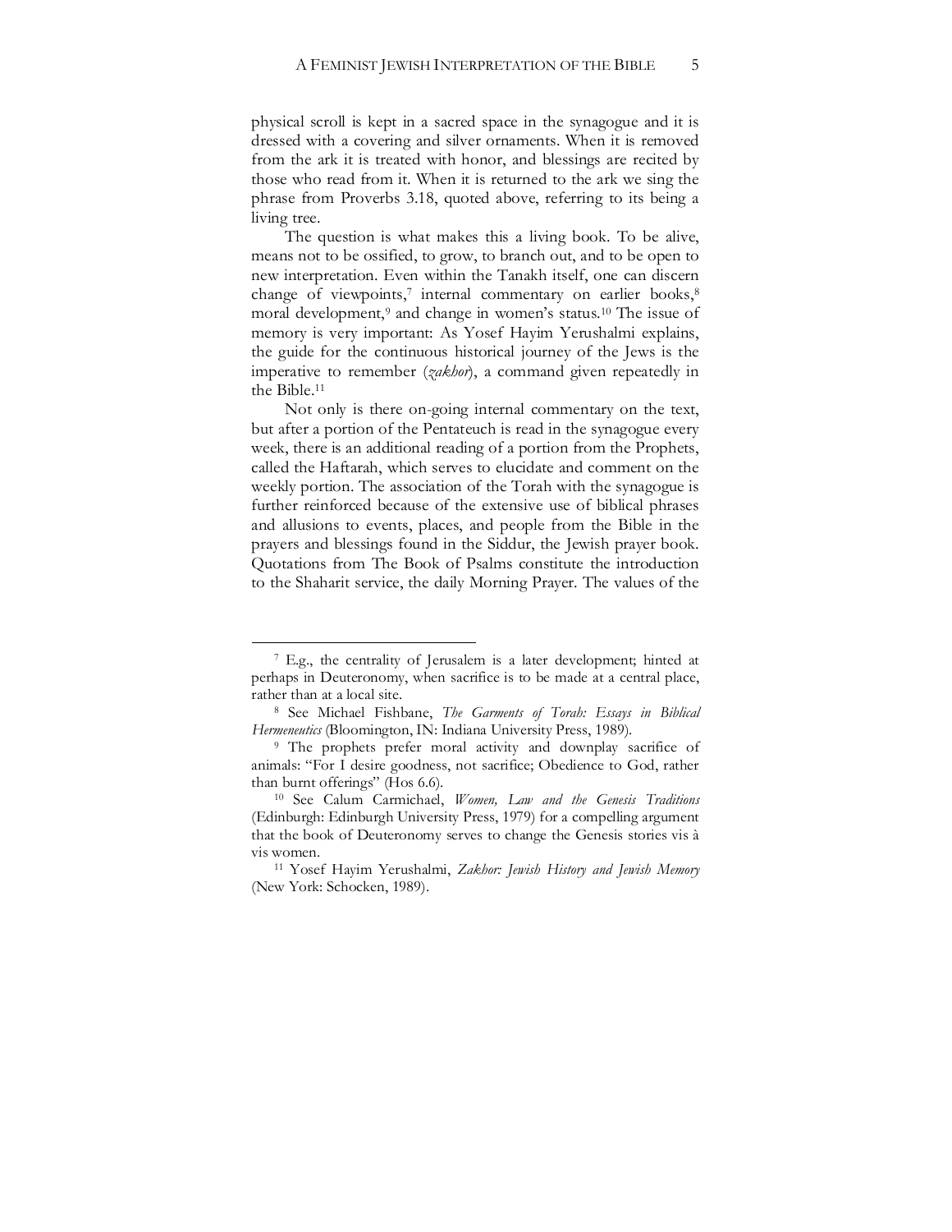physical scroll is kept in a sacred space in the synagogue and it is dressed with a covering and silver ornaments. When it is removed from the ark it is treated with honor, and blessings are recited by those who read from it. When it is returned to the ark we sing the phrase from Proverbs 3.18, quoted above, referring to its being a living tree.

The question is what makes this a living book. To be alive, means not to be ossified, to grow, to branch out, and to be open to new interpretation. Even within the Tanakh itself, one can discern change of viewpoints,[7] internal commentary on earlier books,[8] moral development,[9] and change in women's status.[10] The issue of memory is very important: As Yosef Hayim Yerushalmi explains, the guide for the continuous historical journey of the Jews is the imperative to remember (*zakhor*), a command given repeatedly in the Bible.[11]

Not only is there on-going internal commentary on the text, but after a portion of the Pentateuch is read in the synagogue every week, there is an additional reading of a portion from the Prophets, called the Haftarah, which serves to elucidate and comment on the weekly portion. The association of the Torah with the synagogue is further reinforced because of the extensive use of biblical phrases and allusions to events, places, and people from the Bible in the prayers and blessings found in the Siddur, the Jewish prayer book. Quotations from The Book of Psalms constitute the introduction to the Shaharit service, the daily Morning Prayer. The values of the

---

[7] E.g., the centrality of Jerusalem is a later development; hinted at perhaps in Deuteronomy, when sacrifice is to be made at a central place, rather than at a local site.

[8] See Michael Fishbane, *The Garments of Torah: Essays in Biblical Hermeneutics* (Bloomington, IN: Indiana University Press, 1989).

[9] The prophets prefer moral activity and downplay sacrifice of animals: "For I desire goodness, not sacrifice; Obedience to God, rather than burnt offerings" (Hos 6.6).

[10] See Calum Carmichael, *Women, Law and the Genesis Traditions* (Edinburgh: Edinburgh University Press, 1979) for a compelling argument that the book of Deuteronomy serves to change the Genesis stories vis à vis women.

[11] Yosef Hayim Yerushalmi, *Zakhor: Jewish History and Jewish Memory* (New York: Schocken, 1989).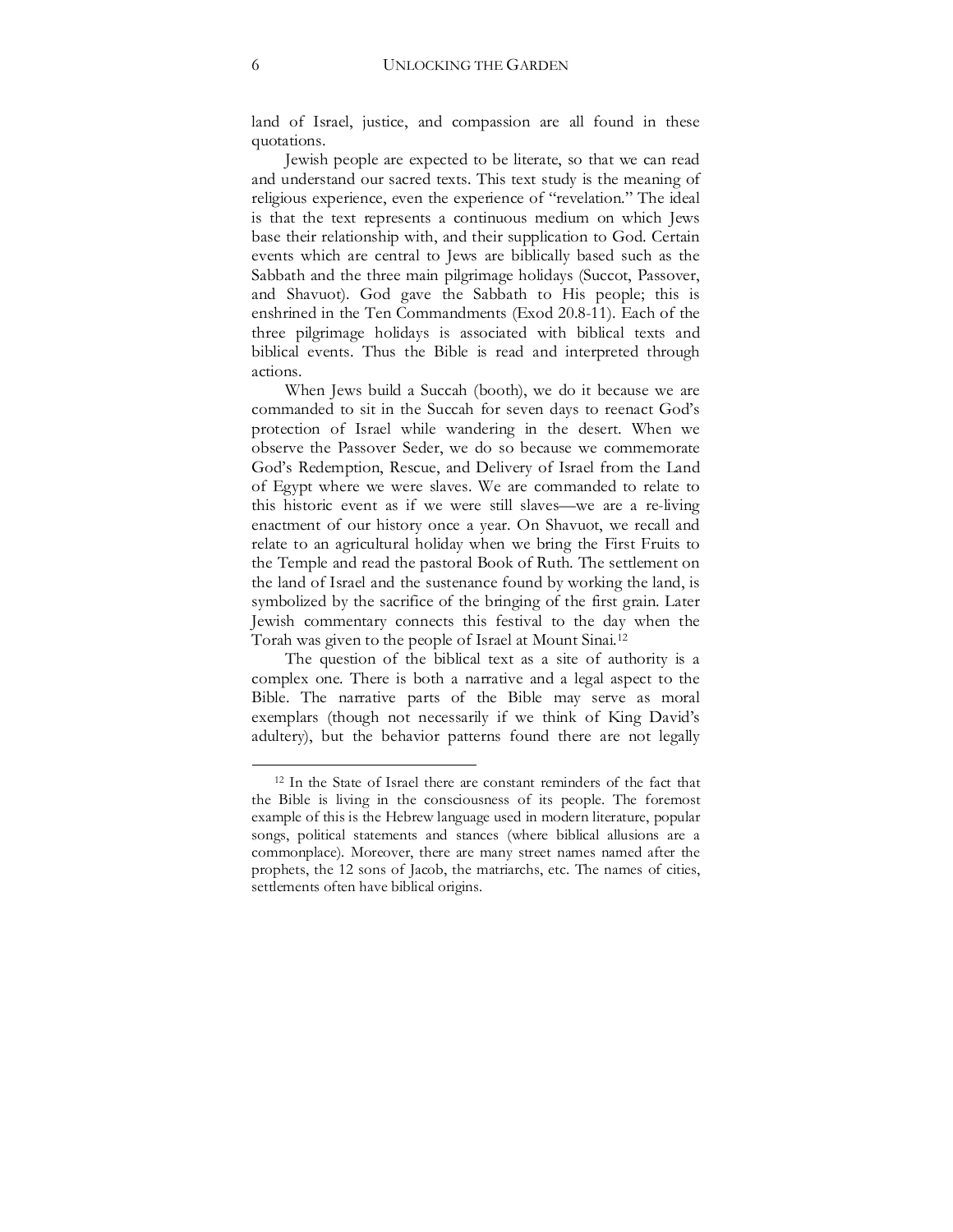land of Israel, justice, and compassion are all found in these quotations.

Jewish people are expected to be literate, so that we can read and understand our sacred texts. This text study is the meaning of religious experience, even the experience of "revelation." The ideal is that the text represents a continuous medium on which Jews base their relationship with, and their supplication to God. Certain events which are central to Jews are biblically based such as the Sabbath and the three main pilgrimage holidays (Succot, Passover, and Shavuot). God gave the Sabbath to His people; this is enshrined in the Ten Commandments (Exod 20.8-11). Each of the three pilgrimage holidays is associated with biblical texts and biblical events. Thus the Bible is read and interpreted through actions.

When Jews build a Succah (booth), we do it because we are commanded to sit in the Succah for seven days to reenact God's protection of Israel while wandering in the desert. When we observe the Passover Seder, we do so because we commemorate God's Redemption, Rescue, and Delivery of Israel from the Land of Egypt where we were slaves. We are commanded to relate to this historic event as if we were still slaves—we are a re-living enactment of our history once a year. On Shavuot, we recall and relate to an agricultural holiday when we bring the First Fruits to the Temple and read the pastoral Book of Ruth. The settlement on the land of Israel and the sustenance found by working the land, is symbolized by the sacrifice of the bringing of the first grain. Later Jewish commentary connects this festival to the day when the Torah was given to the people of Israel at Mount Sinai.[12]

The question of the biblical text as a site of authority is a complex one. There is both a narrative and a legal aspect to the Bible. The narrative parts of the Bible may serve as moral exemplars (though not necessarily if we think of King David's adultery), but the behavior patterns found there are not legally

---

[12] In the State of Israel there are constant reminders of the fact that the Bible is living in the consciousness of its people. The foremost example of this is the Hebrew language used in modern literature, popular songs, political statements and stances (where biblical allusions are a commonplace). Moreover, there are many street names named after the prophets, the 12 sons of Jacob, the matriarchs, etc. The names of cities, settlements often have biblical origins.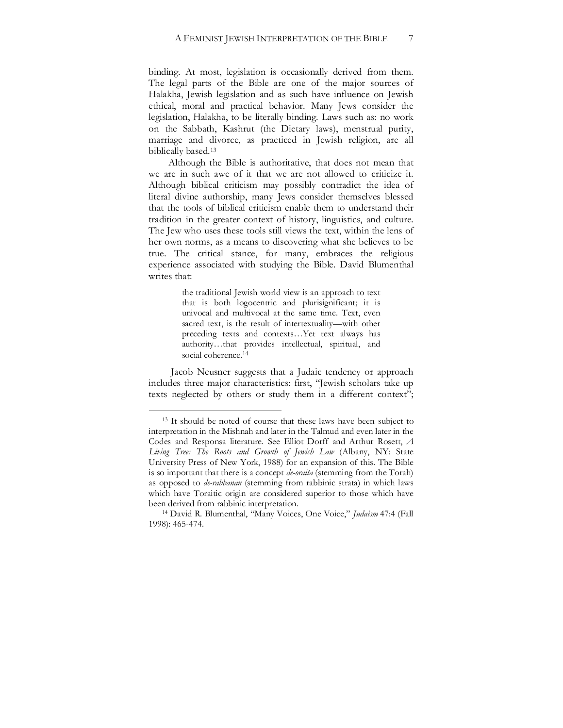binding. At most, legislation is occasionally derived from them. The legal parts of the Bible are one of the major sources of Halakha, Jewish legislation and as such have influence on Jewish ethical, moral and practical behavior. Many Jews consider the legislation, Halakha, to be literally binding. Laws such as: no work on the Sabbath, Kashrut (the Dietary laws), menstrual purity, marriage and divorce, as practiced in Jewish religion, are all biblically based.[13]

Although the Bible is authoritative, that does not mean that we are in such awe of it that we are not allowed to criticize it. Although biblical criticism may possibly contradict the idea of literal divine authorship, many Jews consider themselves blessed that the tools of biblical criticism enable them to understand their tradition in the greater context of history, linguistics, and culture. The Jew who uses these tools still views the text, within the lens of her own norms, as a means to discovering what she believes to be true. The critical stance, for many, embraces the religious experience associated with studying the Bible. David Blumenthal writes that:

> the traditional Jewish world view is an approach to text that is both logocentric and plurisignificant; it is univocal and multivocal at the same time. Text, even sacred text, is the result of intertextuality—with other preceding texts and contexts…Yet text always has authority…that provides intellectual, spiritual, and social coherence.[14]

Jacob Neusner suggests that a Judaic tendency or approach includes three major characteristics: first, "Jewish scholars take up texts neglected by others or study them in a different context";

---

[13] It should be noted of course that these laws have been subject to interpretation in the Mishnah and later in the Talmud and even later in the Codes and Responsa literature. See Elliot Dorff and Arthur Rosett, *A Living Tree: The Roots and Growth of Jewish Law* (Albany, NY: State University Press of New York, 1988) for an expansion of this. The Bible is so important that there is a concept *de-oraita* (stemming from the Torah) as opposed to *de-rabbanan* (stemming from rabbinic strata) in which laws which have Toraitic origin are considered superior to those which have been derived from rabbinic interpretation.

[14] David R. Blumenthal, "Many Voices, One Voice," *Judaism* 47:4 (Fall 1998): 465-474.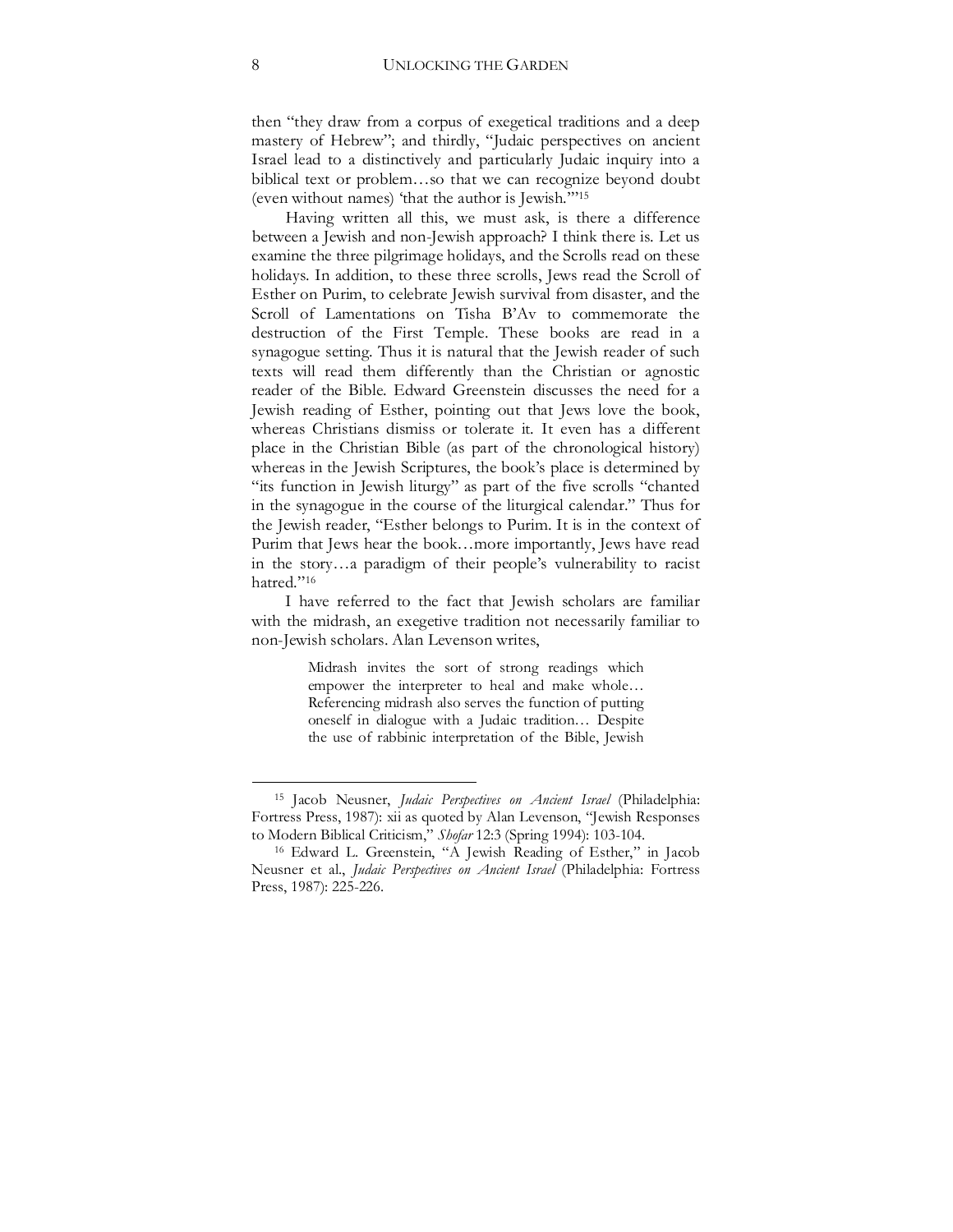then "they draw from a corpus of exegetical traditions and a deep mastery of Hebrew"; and thirdly, "Judaic perspectives on ancient Israel lead to a distinctively and particularly Judaic inquiry into a biblical text or problem…so that we can recognize beyond doubt (even without names) 'that the author is Jewish.'"[15]

Having written all this, we must ask, is there a difference between a Jewish and non-Jewish approach? I think there is. Let us examine the three pilgrimage holidays, and the Scrolls read on these holidays. In addition, to these three scrolls, Jews read the Scroll of Esther on Purim, to celebrate Jewish survival from disaster, and the Scroll of Lamentations on Tisha B'Av to commemorate the destruction of the First Temple. These books are read in a synagogue setting. Thus it is natural that the Jewish reader of such texts will read them differently than the Christian or agnostic reader of the Bible. Edward Greenstein discusses the need for a Jewish reading of Esther, pointing out that Jews love the book, whereas Christians dismiss or tolerate it. It even has a different place in the Christian Bible (as part of the chronological history) whereas in the Jewish Scriptures, the book's place is determined by "its function in Jewish liturgy" as part of the five scrolls "chanted in the synagogue in the course of the liturgical calendar." Thus for the Jewish reader, "Esther belongs to Purim. It is in the context of Purim that Jews hear the book…more importantly, Jews have read in the story…a paradigm of their people's vulnerability to racist hatred."[16]

I have referred to the fact that Jewish scholars are familiar with the midrash, an exegetive tradition not necessarily familiar to non-Jewish scholars. Alan Levenson writes,

> Midrash invites the sort of strong readings which empower the interpreter to heal and make whole… Referencing midrash also serves the function of putting oneself in dialogue with a Judaic tradition… Despite the use of rabbinic interpretation of the Bible, Jewish

---

[15] Jacob Neusner, *Judaic Perspectives on Ancient Israel* (Philadelphia: Fortress Press, 1987): xii as quoted by Alan Levenson, "Jewish Responses to Modern Biblical Criticism," *Shofar* 12:3 (Spring 1994): 103-104.

[16] Edward L. Greenstein, "A Jewish Reading of Esther," in Jacob Neusner et al., *Judaic Perspectives on Ancient Israel* (Philadelphia: Fortress Press, 1987): 225-226.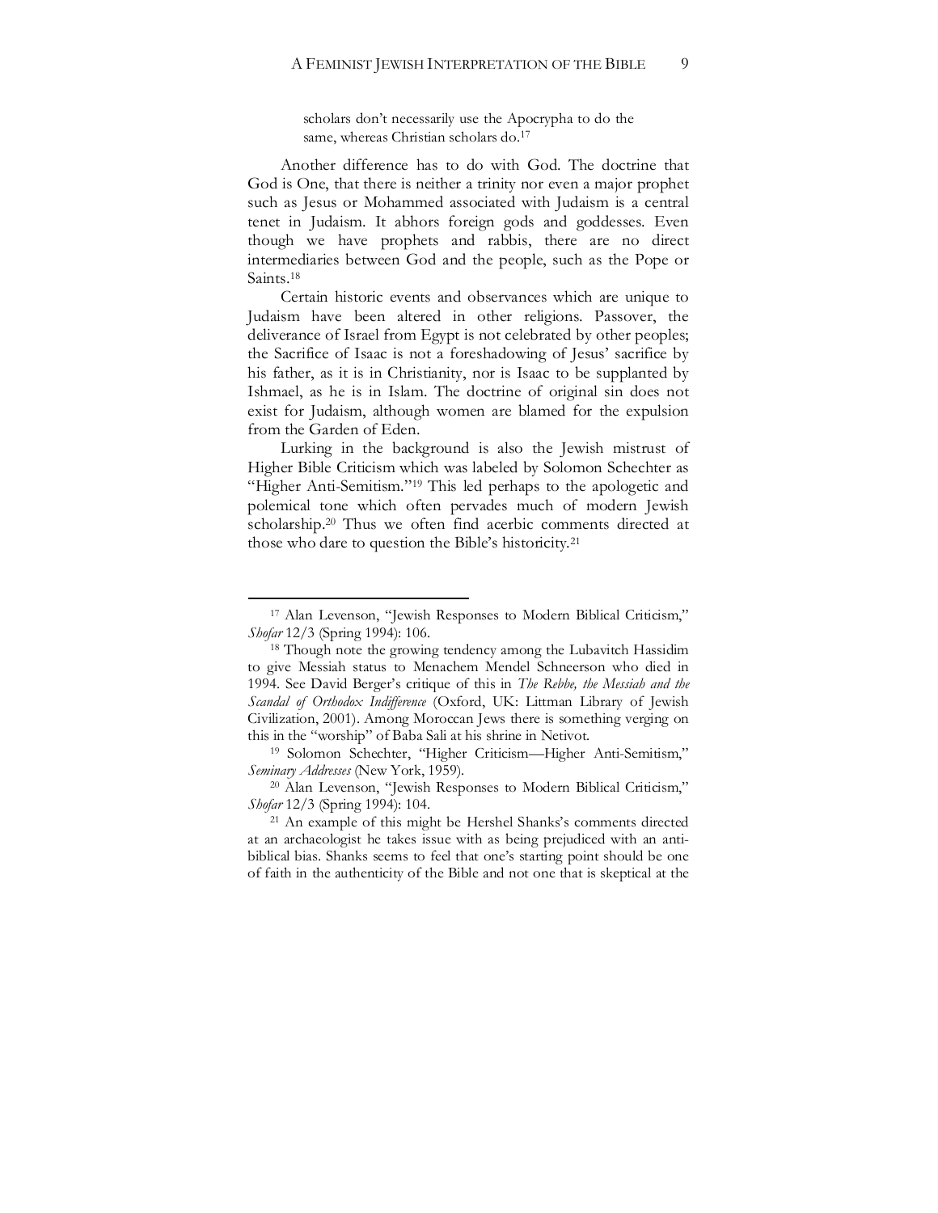> scholars don't necessarily use the Apocrypha to do the same, whereas Christian scholars do.[17]

Another difference has to do with God. The doctrine that God is One, that there is neither a trinity nor even a major prophet such as Jesus or Mohammed associated with Judaism is a central tenet in Judaism. It abhors foreign gods and goddesses. Even though we have prophets and rabbis, there are no direct intermediaries between God and the people, such as the Pope or Saints.[18]

Certain historic events and observances which are unique to Judaism have been altered in other religions. Passover, the deliverance of Israel from Egypt is not celebrated by other peoples; the Sacrifice of Isaac is not a foreshadowing of Jesus' sacrifice by his father, as it is in Christianity, nor is Isaac to be supplanted by Ishmael, as he is in Islam. The doctrine of original sin does not exist for Judaism, although women are blamed for the expulsion from the Garden of Eden.

Lurking in the background is also the Jewish mistrust of Higher Bible Criticism which was labeled by Solomon Schechter as "Higher Anti-Semitism."[19] This led perhaps to the apologetic and polemical tone which often pervades much of modern Jewish scholarship.[20] Thus we often find acerbic comments directed at those who dare to question the Bible's historicity.[21]

---

[17] Alan Levenson, "Jewish Responses to Modern Biblical Criticism," *Shofar* 12/3 (Spring 1994): 106.

[18] Though note the growing tendency among the Lubavitch Hassidim to give Messiah status to Menachem Mendel Schneerson who died in 1994. See David Berger's critique of this in *The Rebbe, the Messiah and the Scandal of Orthodox Indifference* (Oxford, UK: Littman Library of Jewish Civilization, 2001). Among Moroccan Jews there is something verging on this in the "worship" of Baba Sali at his shrine in Netivot.

[19] Solomon Schechter, "Higher Criticism—Higher Anti-Semitism," *Seminary Addresses* (New York, 1959).

[20] Alan Levenson, "Jewish Responses to Modern Biblical Criticism," *Shofar* 12/3 (Spring 1994): 104.

[21] An example of this might be Hershel Shanks's comments directed at an archaeologist he takes issue with as being prejudiced with an anti-biblical bias. Shanks seems to feel that one's starting point should be one of faith in the authenticity of the Bible and not one that is skeptical at the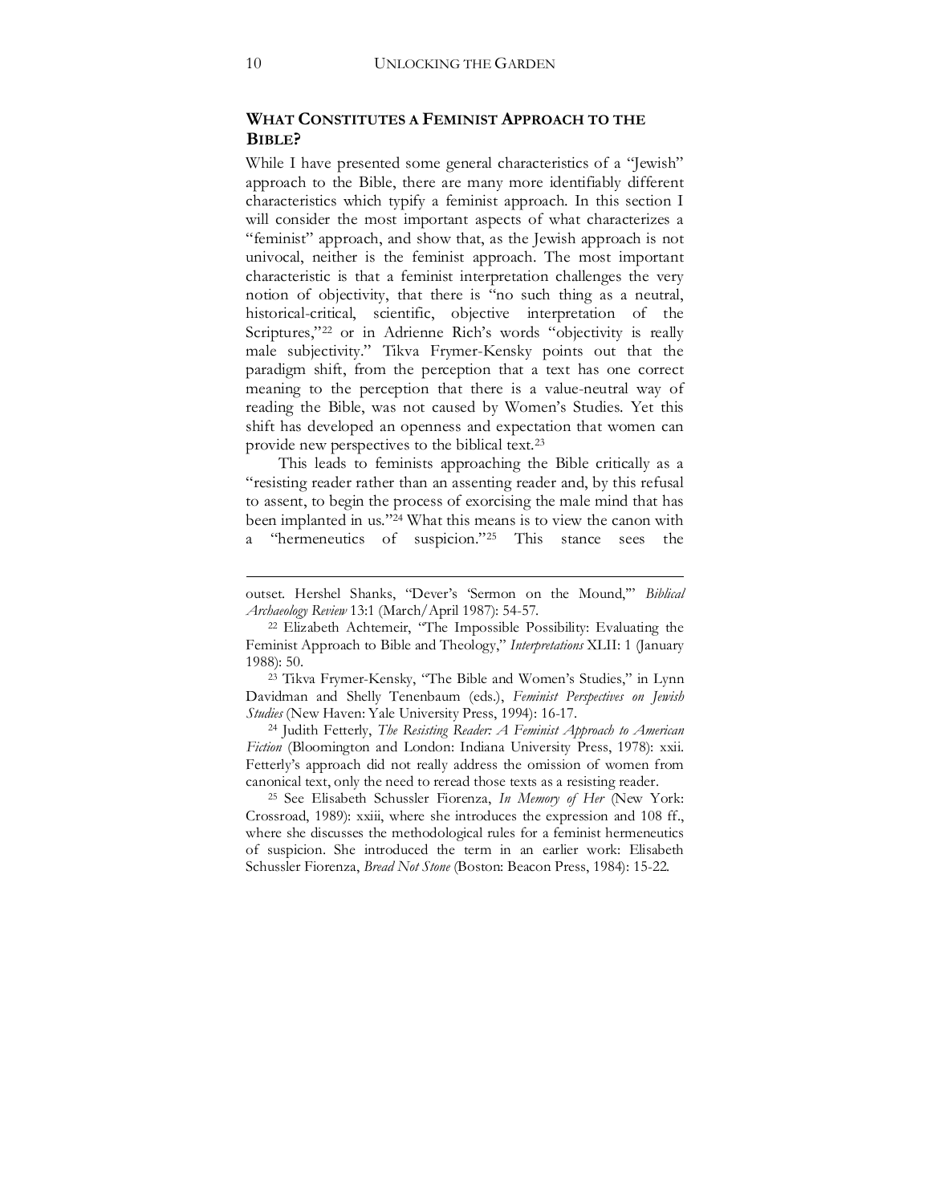## What Constitutes a Feminist Approach to the Bible?

While I have presented some general characteristics of a "Jewish" approach to the Bible, there are many more identifiably different characteristics which typify a feminist approach. In this section I will consider the most important aspects of what characterizes a "feminist" approach, and show that, as the Jewish approach is not univocal, neither is the feminist approach. The most important characteristic is that a feminist interpretation challenges the very notion of objectivity, that there is "no such thing as a neutral, historical-critical, scientific, objective interpretation of the Scriptures,"[22] or in Adrienne Rich's words "objectivity is really male subjectivity." Tikva Frymer-Kensky points out that the paradigm shift, from the perception that a text has one correct meaning to the perception that there is a value-neutral way of reading the Bible, was not caused by Women's Studies. Yet this shift has developed an openness and expectation that women can provide new perspectives to the biblical text.[23]

This leads to feminists approaching the Bible critically as a "resisting reader rather than an assenting reader and, by this refusal to assent, to begin the process of exorcising the male mind that has been implanted in us."[24] What this means is to view the canon with a "hermeneutics of suspicion."[25] This stance sees the

---

outset. Hershel Shanks, "Dever's 'Sermon on the Mound,'" *Biblical Archaeology Review* 13:1 (March/April 1987): 54-57.

[22] Elizabeth Achtemeir, "The Impossible Possibility: Evaluating the Feminist Approach to Bible and Theology," *Interpretations* XLII: 1 (January 1988): 50.

[23] Tikva Frymer-Kensky, "The Bible and Women's Studies," in Lynn Davidman and Shelly Tenenbaum (eds.), *Feminist Perspectives on Jewish Studies* (New Haven: Yale University Press, 1994): 16-17.

[24] Judith Fetterly, *The Resisting Reader: A Feminist Approach to American Fiction* (Bloomington and London: Indiana University Press, 1978): xxii. Fetterly's approach did not really address the omission of women from canonical text, only the need to reread those texts as a resisting reader.

[25] See Elisabeth Schussler Fiorenza, *In Memory of Her* (New York: Crossroad, 1989): xxiii, where she introduces the expression and 108 ff., where she discusses the methodological rules for a feminist hermeneutics of suspicion. She introduced the term in an earlier work: Elisabeth Schussler Fiorenza, *Bread Not Stone* (Boston: Beacon Press, 1984): 15-22.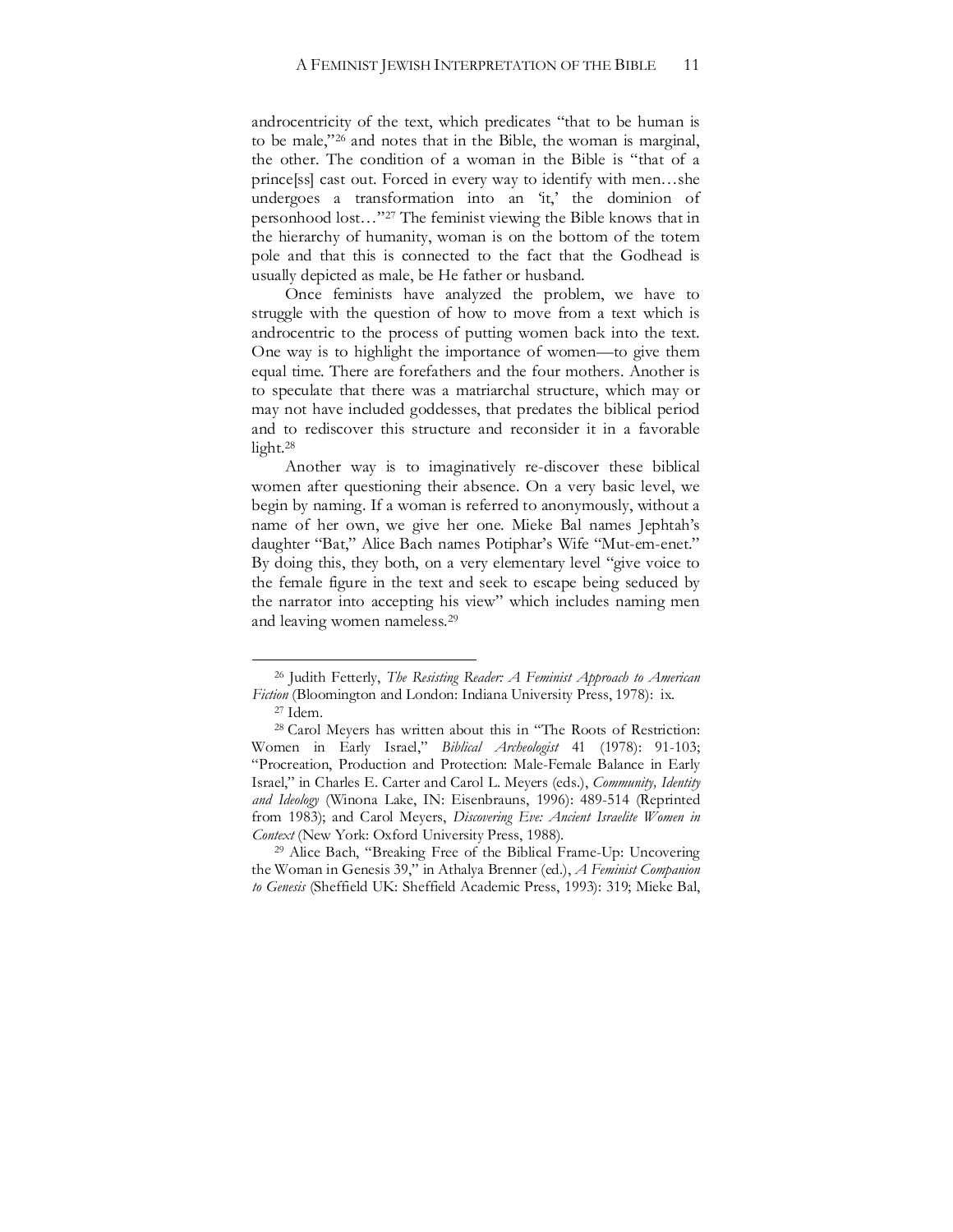androcentricity of the text, which predicates "that to be human is to be male,"[26] and notes that in the Bible, the woman is marginal, the other. The condition of a woman in the Bible is "that of a prince[ss] cast out. Forced in every way to identify with men…she undergoes a transformation into an 'it,' the dominion of personhood lost…"[27] The feminist viewing the Bible knows that in the hierarchy of humanity, woman is on the bottom of the totem pole and that this is connected to the fact that the Godhead is usually depicted as male, be He father or husband.

Once feminists have analyzed the problem, we have to struggle with the question of how to move from a text which is androcentric to the process of putting women back into the text. One way is to highlight the importance of women—to give them equal time. There are forefathers and the four mothers. Another is to speculate that there was a matriarchal structure, which may or may not have included goddesses, that predates the biblical period and to rediscover this structure and reconsider it in a favorable light.[28]

Another way is to imaginatively re-discover these biblical women after questioning their absence. On a very basic level, we begin by naming. If a woman is referred to anonymously, without a name of her own, we give her one. Mieke Bal names Jephtah's daughter "Bat," Alice Bach names Potiphar's Wife "Mut-em-enet." By doing this, they both, on a very elementary level "give voice to the female figure in the text and seek to escape being seduced by the narrator into accepting his view" which includes naming men and leaving women nameless.[29]

---

[26] Judith Fetterly, *The Resisting Reader: A Feminist Approach to American Fiction* (Bloomington and London: Indiana University Press, 1978): ix.

[27] Idem.

[28] Carol Meyers has written about this in "The Roots of Restriction: Women in Early Israel," *Biblical Archeologist* 41 (1978): 91-103; "Procreation, Production and Protection: Male-Female Balance in Early Israel," in Charles E. Carter and Carol L. Meyers (eds.), *Community, Identity and Ideology* (Winona Lake, IN: Eisenbrauns, 1996): 489-514 (Reprinted from 1983); and Carol Meyers, *Discovering Eve: Ancient Israelite Women in Context* (New York: Oxford University Press, 1988).

[29] Alice Bach, "Breaking Free of the Biblical Frame-Up: Uncovering the Woman in Genesis 39," in Athalya Brenner (ed.), *A Feminist Companion to Genesis* (Sheffield UK: Sheffield Academic Press, 1993): 319; Mieke Bal,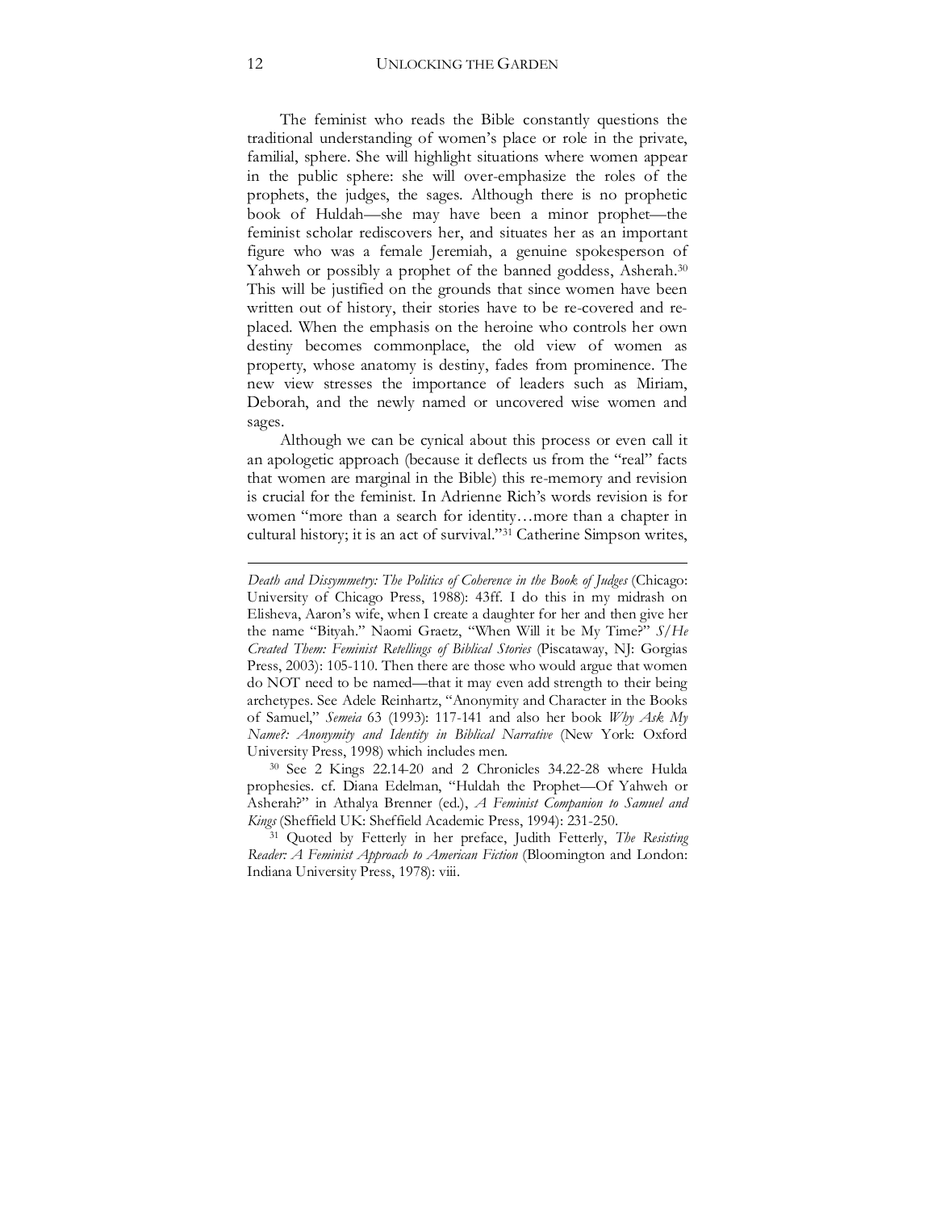The feminist who reads the Bible constantly questions the traditional understanding of women's place or role in the private, familial, sphere. She will highlight situations where women appear in the public sphere: she will over-emphasize the roles of the prophets, the judges, the sages. Although there is no prophetic book of Huldah—she may have been a minor prophet—the feminist scholar rediscovers her, and situates her as an important figure who was a female Jeremiah, a genuine spokesperson of Yahweh or possibly a prophet of the banned goddess, Asherah.[30] This will be justified on the grounds that since women have been written out of history, their stories have to be re-covered and re-placed. When the emphasis on the heroine who controls her own destiny becomes commonplace, the old view of women as property, whose anatomy is destiny, fades from prominence. The new view stresses the importance of leaders such as Miriam, Deborah, and the newly named or uncovered wise women and sages.

Although we can be cynical about this process or even call it an apologetic approach (because it deflects us from the "real" facts that women are marginal in the Bible) this re-memory and revision is crucial for the feminist. In Adrienne Rich's words revision is for women "more than a search for identity…more than a chapter in cultural history; it is an act of survival."[31] Catherine Simpson writes,

---

*Death and Dissymmetry: The Politics of Coherence in the Book of Judges* (Chicago: University of Chicago Press, 1988): 43ff. I do this in my midrash on Elisheva, Aaron's wife, when I create a daughter for her and then give her the name "Bityah." Naomi Graetz, "When Will it be My Time?" *S/He Created Them: Feminist Retellings of Biblical Stories* (Piscataway, NJ: Gorgias Press, 2003): 105-110. Then there are those who would argue that women do NOT need to be named—that it may even add strength to their being archetypes. See Adele Reinhartz, "Anonymity and Character in the Books of Samuel," *Semeia* 63 (1993): 117-141 and also her book *Why Ask My Name?: Anonymity and Identity in Biblical Narrative* (New York: Oxford University Press, 1998) which includes men.

[30] See 2 Kings 22.14-20 and 2 Chronicles 34.22-28 where Hulda prophesies. cf. Diana Edelman, "Huldah the Prophet—Of Yahweh or Asherah?" in Athalya Brenner (ed.), *A Feminist Companion to Samuel and Kings* (Sheffield UK: Sheffield Academic Press, 1994): 231-250.

[31] Quoted by Fetterly in her preface, Judith Fetterly, *The Resisting Reader: A Feminist Approach to American Fiction* (Bloomington and London: Indiana University Press, 1978): viii.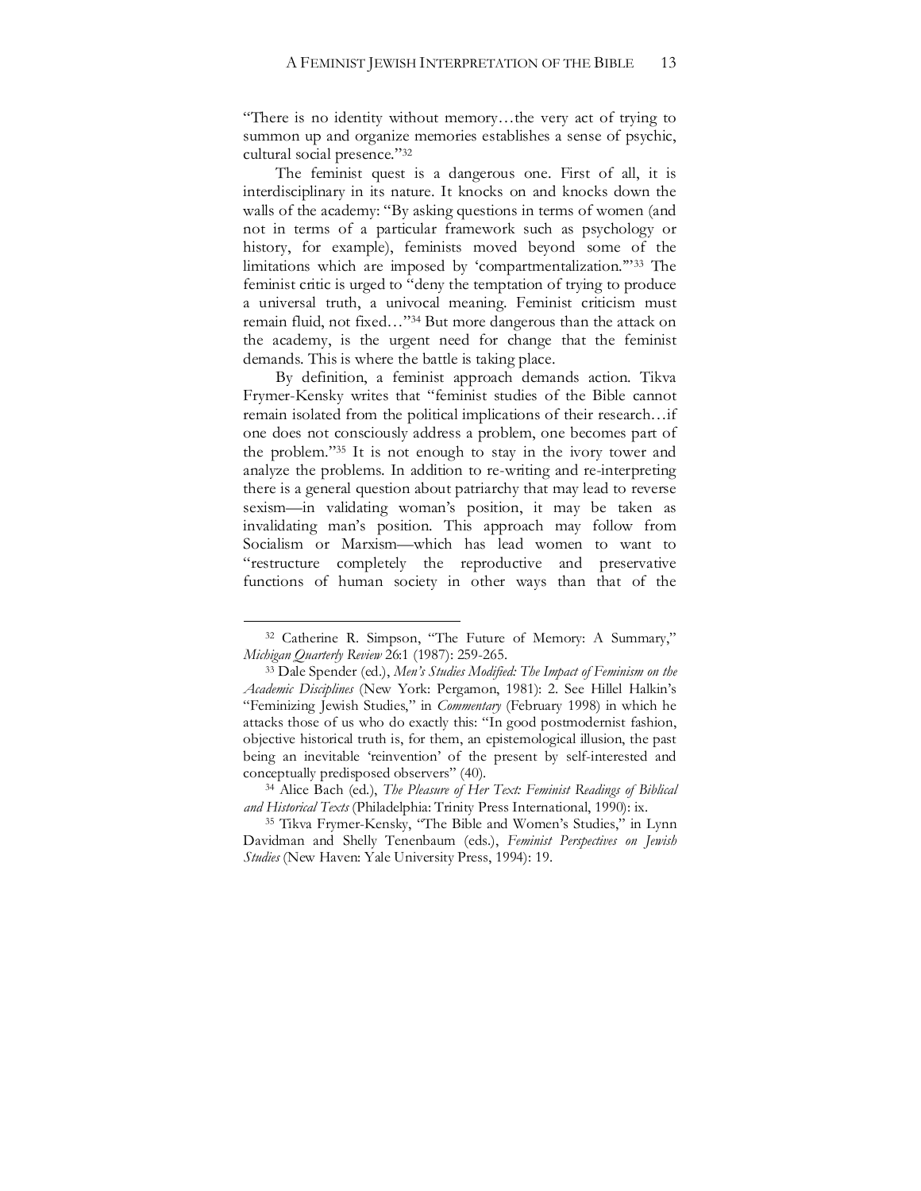"There is no identity without memory…the very act of trying to summon up and organize memories establishes a sense of psychic, cultural social presence."[32]

The feminist quest is a dangerous one. First of all, it is interdisciplinary in its nature. It knocks on and knocks down the walls of the academy: "By asking questions in terms of women (and not in terms of a particular framework such as psychology or history, for example), feminists moved beyond some of the limitations which are imposed by 'compartmentalization.'"[33] The feminist critic is urged to "deny the temptation of trying to produce a universal truth, a univocal meaning. Feminist criticism must remain fluid, not fixed…"[34] But more dangerous than the attack on the academy, is the urgent need for change that the feminist demands. This is where the battle is taking place.

By definition, a feminist approach demands action. Tikva Frymer-Kensky writes that "feminist studies of the Bible cannot remain isolated from the political implications of their research…if one does not consciously address a problem, one becomes part of the problem."[35] It is not enough to stay in the ivory tower and analyze the problems. In addition to re-writing and re-interpreting there is a general question about patriarchy that may lead to reverse sexism—in validating woman's position, it may be taken as invalidating man's position. This approach may follow from Socialism or Marxism—which has lead women to want to "restructure completely the reproductive and preservative functions of human society in other ways than that of the

---

[32] Catherine R. Simpson, "The Future of Memory: A Summary," *Michigan Quarterly Review* 26:1 (1987): 259-265.

[33] Dale Spender (ed.), *Men's Studies Modified: The Impact of Feminism on the Academic Disciplines* (New York: Pergamon, 1981): 2. See Hillel Halkin's "Feminizing Jewish Studies," in *Commentary* (February 1998) in which he attacks those of us who do exactly this: "In good postmodernist fashion, objective historical truth is, for them, an epistemological illusion, the past being an inevitable 'reinvention' of the present by self-interested and conceptually predisposed observers" (40).

[34] Alice Bach (ed.), *The Pleasure of Her Text: Feminist Readings of Biblical and Historical Texts* (Philadelphia: Trinity Press International, 1990): ix.

[35] Tikva Frymer-Kensky, "The Bible and Women's Studies," in Lynn Davidman and Shelly Tenenbaum (eds.), *Feminist Perspectives on Jewish Studies* (New Haven: Yale University Press, 1994): 19.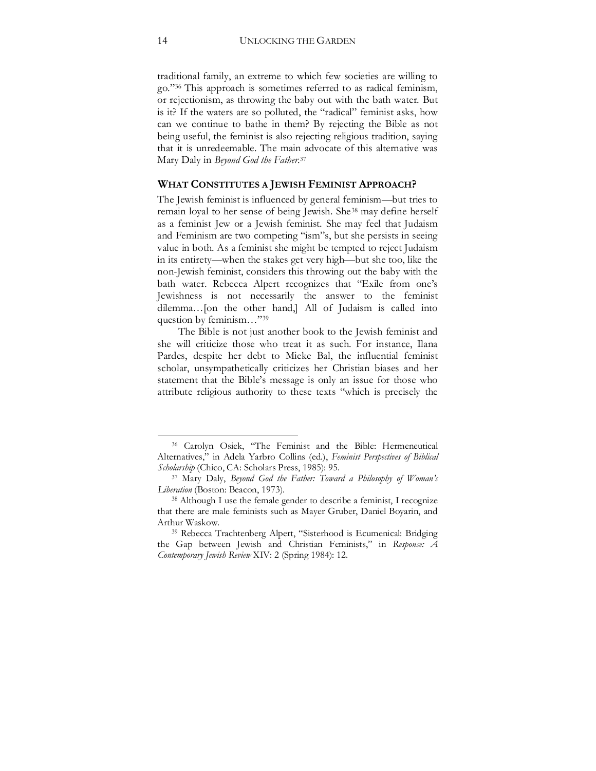traditional family, an extreme to which few societies are willing to go."[36] This approach is sometimes referred to as radical feminism, or rejectionism, as throwing the baby out with the bath water. But is it? If the waters are so polluted, the "radical" feminist asks, how can we continue to bathe in them? By rejecting the Bible as not being useful, the feminist is also rejecting religious tradition, saying that it is unredeemable. The main advocate of this alternative was Mary Daly in *Beyond God the Father*.[37]

## WHAT CONSTITUTES A JEWISH FEMINIST APPROACH?

The Jewish feminist is influenced by general feminism—but tries to remain loyal to her sense of being Jewish. She[38] may define herself as a feminist Jew or a Jewish feminist. She may feel that Judaism and Feminism are two competing "ism"s, but she persists in seeing value in both. As a feminist she might be tempted to reject Judaism in its entirety—when the stakes get very high—but she too, like the non-Jewish feminist, considers this throwing out the baby with the bath water. Rebecca Alpert recognizes that "Exile from one's Jewishness is not necessarily the answer to the feminist dilemma…[on the other hand,] All of Judaism is called into question by feminism…"[39]

The Bible is not just another book to the Jewish feminist and she will criticize those who treat it as such. For instance, Ilana Pardes, despite her debt to Mieke Bal, the influential feminist scholar, unsympathetically criticizes her Christian biases and her statement that the Bible's message is only an issue for those who attribute religious authority to these texts "which is precisely the

---

[36] Carolyn Osiek, "The Feminist and the Bible: Hermeneutical Alternatives," in Adela Yarbro Collins (ed.), *Feminist Perspectives of Biblical Scholarship* (Chico, CA: Scholars Press, 1985): 95.

[37] Mary Daly, *Beyond God the Father: Toward a Philosophy of Woman's Liberation* (Boston: Beacon, 1973).

[38] Although I use the female gender to describe a feminist, I recognize that there are male feminists such as Mayer Gruber, Daniel Boyarin, and Arthur Waskow.

[39] Rebecca Trachtenberg Alpert, "Sisterhood is Ecumenical: Bridging the Gap between Jewish and Christian Feminists," in *Response: A Contemporary Jewish Review* XIV: 2 (Spring 1984): 12.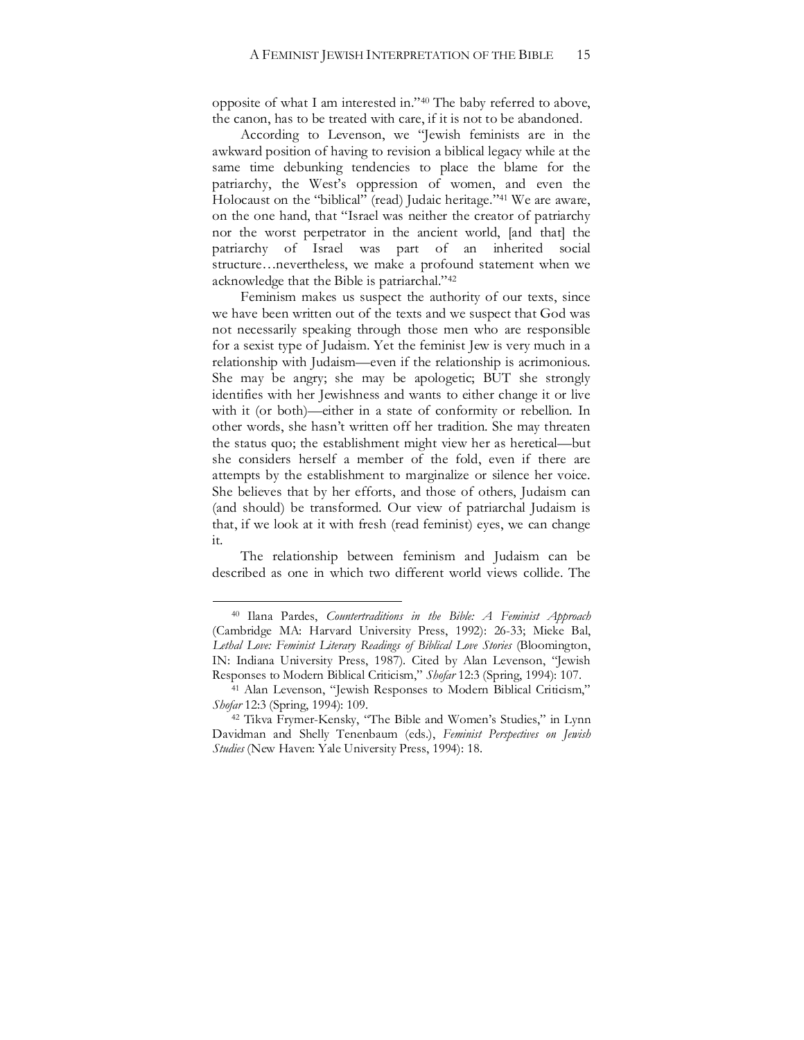opposite of what I am interested in."[40] The baby referred to above, the canon, has to be treated with care, if it is not to be abandoned.

According to Levenson, we "Jewish feminists are in the awkward position of having to revision a biblical legacy while at the same time debunking tendencies to place the blame for the patriarchy, the West's oppression of women, and even the Holocaust on the "biblical" (read) Judaic heritage."[41] We are aware, on the one hand, that "Israel was neither the creator of patriarchy nor the worst perpetrator in the ancient world, [and that] the patriarchy of Israel was part of an inherited social structure…nevertheless, we make a profound statement when we acknowledge that the Bible is patriarchal."[42]

Feminism makes us suspect the authority of our texts, since we have been written out of the texts and we suspect that God was not necessarily speaking through those men who are responsible for a sexist type of Judaism. Yet the feminist Jew is very much in a relationship with Judaism—even if the relationship is acrimonious. She may be angry; she may be apologetic; BUT she strongly identifies with her Jewishness and wants to either change it or live with it (or both)—either in a state of conformity or rebellion. In other words, she hasn't written off her tradition. She may threaten the status quo; the establishment might view her as heretical—but she considers herself a member of the fold, even if there are attempts by the establishment to marginalize or silence her voice. She believes that by her efforts, and those of others, Judaism can (and should) be transformed. Our view of patriarchal Judaism is that, if we look at it with fresh (read feminist) eyes, we can change it.

The relationship between feminism and Judaism can be described as one in which two different world views collide. The

---

[40] Ilana Pardes, *Countertraditions in the Bible: A Feminist Approach* (Cambridge MA: Harvard University Press, 1992): 26-33; Mieke Bal, *Lethal Love: Feminist Literary Readings of Biblical Love Stories* (Bloomington, IN: Indiana University Press, 1987). Cited by Alan Levenson, "Jewish Responses to Modern Biblical Criticism," *Shofar* 12:3 (Spring, 1994): 107.

[41] Alan Levenson, "Jewish Responses to Modern Biblical Criticism," *Shofar* 12:3 (Spring, 1994): 109.

[42] Tikva Frymer-Kensky, "The Bible and Women's Studies," in Lynn Davidman and Shelly Tenenbaum (eds.), *Feminist Perspectives on Jewish Studies* (New Haven: Yale University Press, 1994): 18.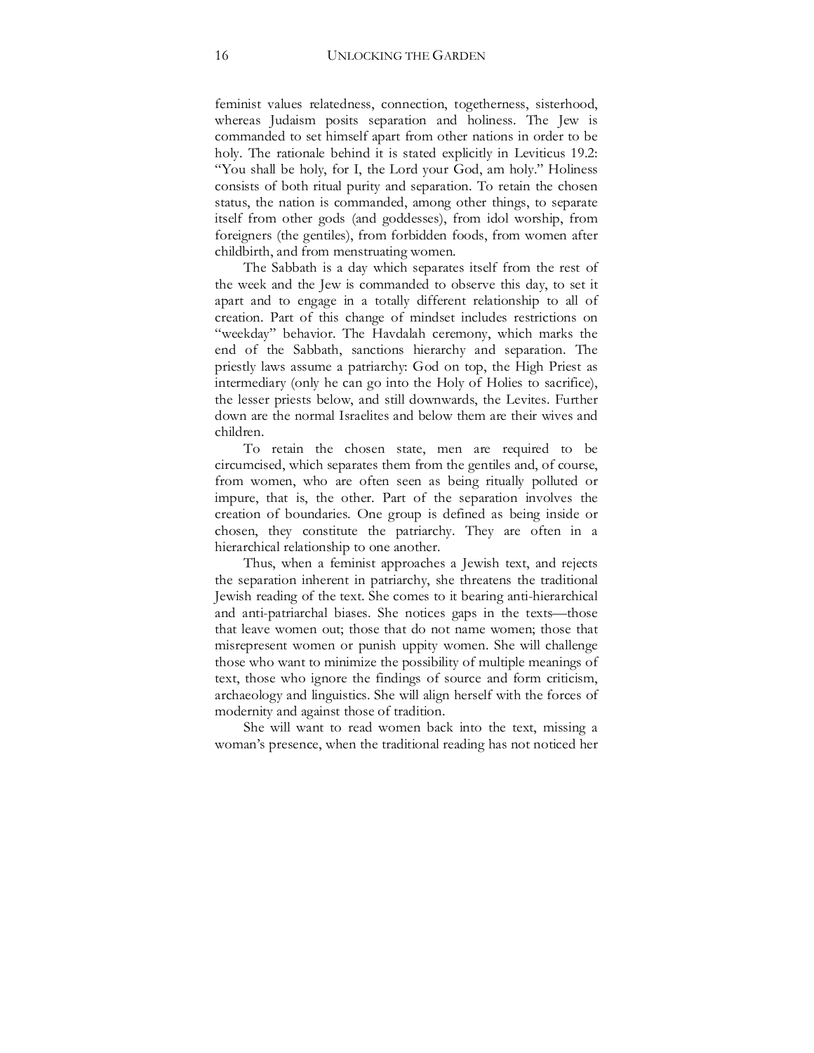feminist values relatedness, connection, togetherness, sisterhood, whereas Judaism posits separation and holiness. The Jew is commanded to set himself apart from other nations in order to be holy. The rationale behind it is stated explicitly in Leviticus 19.2: "You shall be holy, for I, the Lord your God, am holy." Holiness consists of both ritual purity and separation. To retain the chosen status, the nation is commanded, among other things, to separate itself from other gods (and goddesses), from idol worship, from foreigners (the gentiles), from forbidden foods, from women after childbirth, and from menstruating women.

The Sabbath is a day which separates itself from the rest of the week and the Jew is commanded to observe this day, to set it apart and to engage in a totally different relationship to all of creation. Part of this change of mindset includes restrictions on "weekday" behavior. The Havdalah ceremony, which marks the end of the Sabbath, sanctions hierarchy and separation. The priestly laws assume a patriarchy: God on top, the High Priest as intermediary (only he can go into the Holy of Holies to sacrifice), the lesser priests below, and still downwards, the Levites. Further down are the normal Israelites and below them are their wives and children.

To retain the chosen state, men are required to be circumcised, which separates them from the gentiles and, of course, from women, who are often seen as being ritually polluted or impure, that is, the other. Part of the separation involves the creation of boundaries. One group is defined as being inside or chosen, they constitute the patriarchy. They are often in a hierarchical relationship to one another.

Thus, when a feminist approaches a Jewish text, and rejects the separation inherent in patriarchy, she threatens the traditional Jewish reading of the text. She comes to it bearing anti-hierarchical and anti-patriarchal biases. She notices gaps in the texts—those that leave women out; those that do not name women; those that misrepresent women or punish uppity women. She will challenge those who want to minimize the possibility of multiple meanings of text, those who ignore the findings of source and form criticism, archaeology and linguistics. She will align herself with the forces of modernity and against those of tradition.

She will want to read women back into the text, missing a woman's presence, when the traditional reading has not noticed her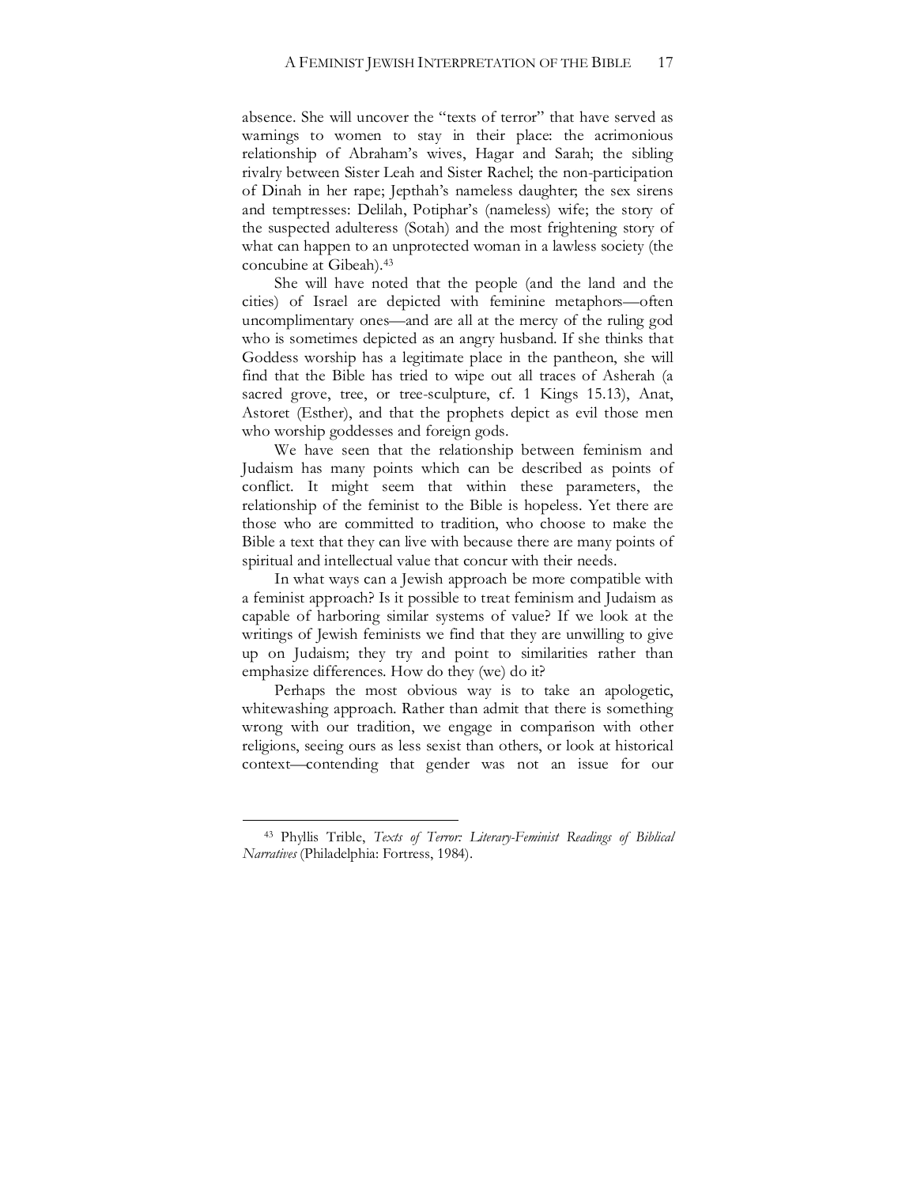absence. She will uncover the "texts of terror" that have served as warnings to women to stay in their place: the acrimonious relationship of Abraham's wives, Hagar and Sarah; the sibling rivalry between Sister Leah and Sister Rachel; the non-participation of Dinah in her rape; Jepthah's nameless daughter; the sex sirens and temptresses: Delilah, Potiphar's (nameless) wife; the story of the suspected adulteress (Sotah) and the most frightening story of what can happen to an unprotected woman in a lawless society (the concubine at Gibeah).[43]

She will have noted that the people (and the land and the cities) of Israel are depicted with feminine metaphors—often uncomplimentary ones—and are all at the mercy of the ruling god who is sometimes depicted as an angry husband. If she thinks that Goddess worship has a legitimate place in the pantheon, she will find that the Bible has tried to wipe out all traces of Asherah (a sacred grove, tree, or tree-sculpture, cf. 1 Kings 15.13), Anat, Astoret (Esther), and that the prophets depict as evil those men who worship goddesses and foreign gods.

We have seen that the relationship between feminism and Judaism has many points which can be described as points of conflict. It might seem that within these parameters, the relationship of the feminist to the Bible is hopeless. Yet there are those who are committed to tradition, who choose to make the Bible a text that they can live with because there are many points of spiritual and intellectual value that concur with their needs.

In what ways can a Jewish approach be more compatible with a feminist approach? Is it possible to treat feminism and Judaism as capable of harboring similar systems of value? If we look at the writings of Jewish feminists we find that they are unwilling to give up on Judaism; they try and point to similarities rather than emphasize differences. How do they (we) do it?

Perhaps the most obvious way is to take an apologetic, whitewashing approach. Rather than admit that there is something wrong with our tradition, we engage in comparison with other religions, seeing ours as less sexist than others, or look at historical context—contending that gender was not an issue for our

---

[43] Phyllis Trible, *Texts of Terror: Literary-Feminist Readings of Biblical Narratives* (Philadelphia: Fortress, 1984).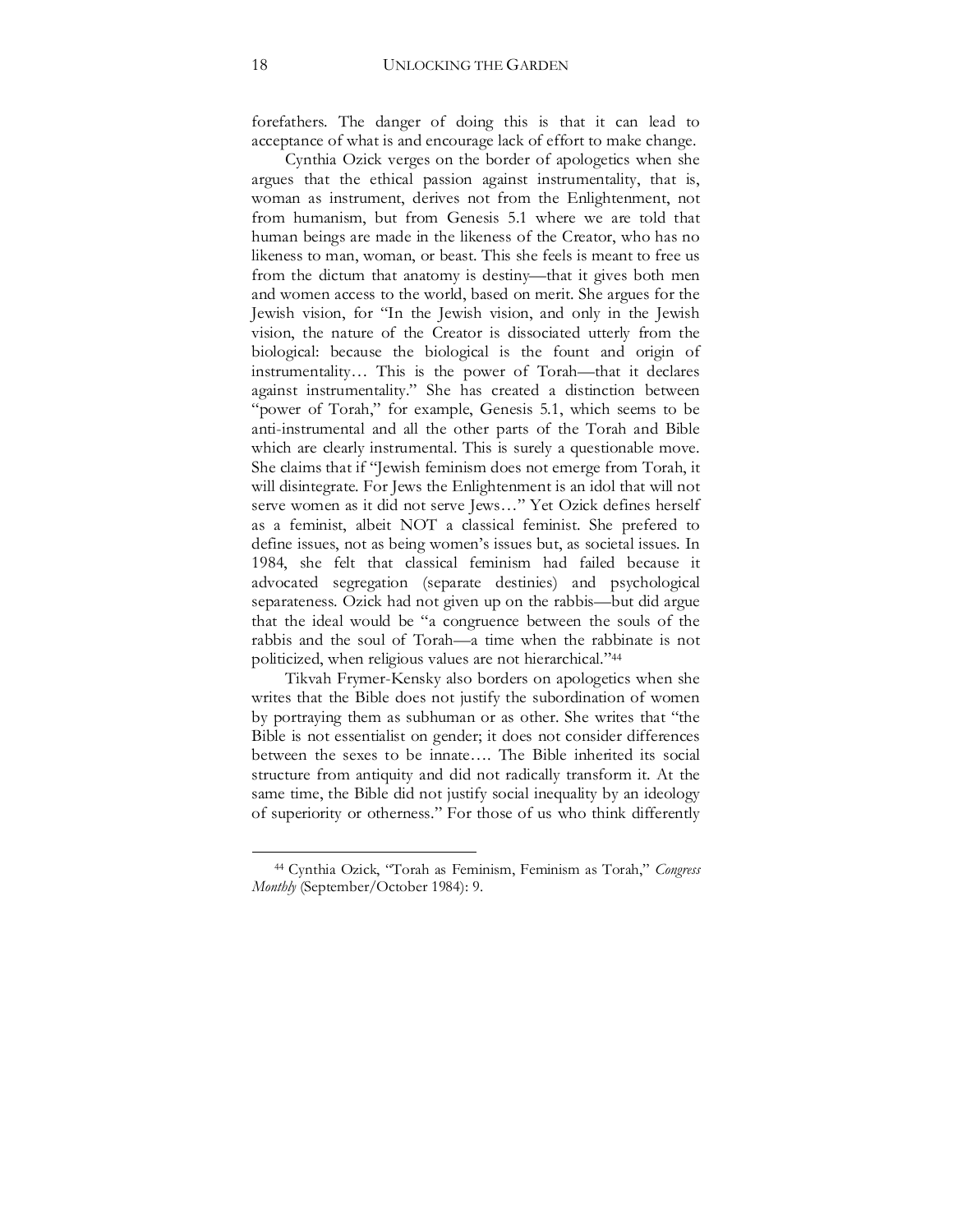forefathers. The danger of doing this is that it can lead to acceptance of what is and encourage lack of effort to make change.

Cynthia Ozick verges on the border of apologetics when she argues that the ethical passion against instrumentality, that is, woman as instrument, derives not from the Enlightenment, not from humanism, but from Genesis 5.1 where we are told that human beings are made in the likeness of the Creator, who has no likeness to man, woman, or beast. This she feels is meant to free us from the dictum that anatomy is destiny—that it gives both men and women access to the world, based on merit. She argues for the Jewish vision, for "In the Jewish vision, and only in the Jewish vision, the nature of the Creator is dissociated utterly from the biological: because the biological is the fount and origin of instrumentality… This is the power of Torah—that it declares against instrumentality." She has created a distinction between "power of Torah," for example, Genesis 5.1, which seems to be anti-instrumental and all the other parts of the Torah and Bible which are clearly instrumental. This is surely a questionable move. She claims that if "Jewish feminism does not emerge from Torah, it will disintegrate. For Jews the Enlightenment is an idol that will not serve women as it did not serve Jews…" Yet Ozick defines herself as a feminist, albeit NOT a classical feminist. She prefered to define issues, not as being women's issues but, as societal issues. In 1984, she felt that classical feminism had failed because it advocated segregation (separate destinies) and psychological separateness. Ozick had not given up on the rabbis—but did argue that the ideal would be "a congruence between the souls of the rabbis and the soul of Torah—a time when the rabbinate is not politicized, when religious values are not hierarchical."[44]

Tikvah Frymer-Kensky also borders on apologetics when she writes that the Bible does not justify the subordination of women by portraying them as subhuman or as other. She writes that "the Bible is not essentialist on gender; it does not consider differences between the sexes to be innate…. The Bible inherited its social structure from antiquity and did not radically transform it. At the same time, the Bible did not justify social inequality by an ideology of superiority or otherness." For those of us who think differently

---

[44] Cynthia Ozick, "Torah as Feminism, Feminism as Torah," *Congress Monthly* (September/October 1984): 9.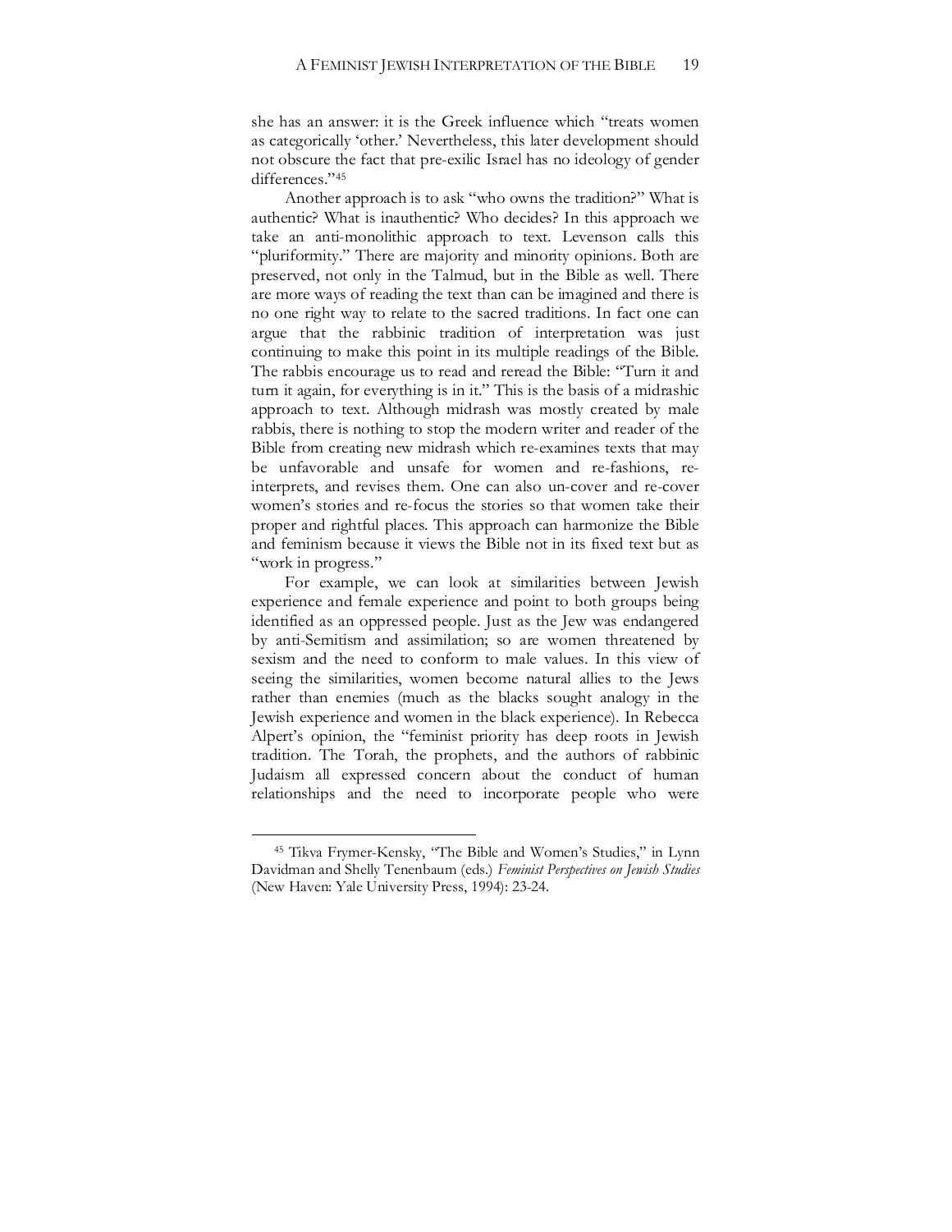she has an answer: it is the Greek influence which "treats women as categorically 'other.' Nevertheless, this later development should not obscure the fact that pre-exilic Israel has no ideology of gender differences."[45]

Another approach is to ask "who owns the tradition?" What is authentic? What is inauthentic? Who decides? In this approach we take an anti-monolithic approach to text. Levenson calls this "pluriformity." There are majority and minority opinions. Both are preserved, not only in the Talmud, but in the Bible as well. There are more ways of reading the text than can be imagined and there is no one right way to relate to the sacred traditions. In fact one can argue that the rabbinic tradition of interpretation was just continuing to make this point in its multiple readings of the Bible. The rabbis encourage us to read and reread the Bible: "Turn it and turn it again, for everything is in it." This is the basis of a midrashic approach to text. Although midrash was mostly created by male rabbis, there is nothing to stop the modern writer and reader of the Bible from creating new midrash which re-examines texts that may be unfavorable and unsafe for women and re-fashions, re-interprets, and revises them. One can also un-cover and re-cover women's stories and re-focus the stories so that women take their proper and rightful places. This approach can harmonize the Bible and feminism because it views the Bible not in its fixed text but as "work in progress."

For example, we can look at similarities between Jewish experience and female experience and point to both groups being identified as an oppressed people. Just as the Jew was endangered by anti-Semitism and assimilation; so are women threatened by sexism and the need to conform to male values. In this view of seeing the similarities, women become natural allies to the Jews rather than enemies (much as the blacks sought analogy in the Jewish experience and women in the black experience). In Rebecca Alpert's opinion, the "feminist priority has deep roots in Jewish tradition. The Torah, the prophets, and the authors of rabbinic Judaism all expressed concern about the conduct of human relationships and the need to incorporate people who were

---

[45] Tikva Frymer-Kensky, "The Bible and Women's Studies," in Lynn Davidman and Shelly Tenenbaum (eds.) *Feminist Perspectives on Jewish Studies* (New Haven: Yale University Press, 1994): 23-24.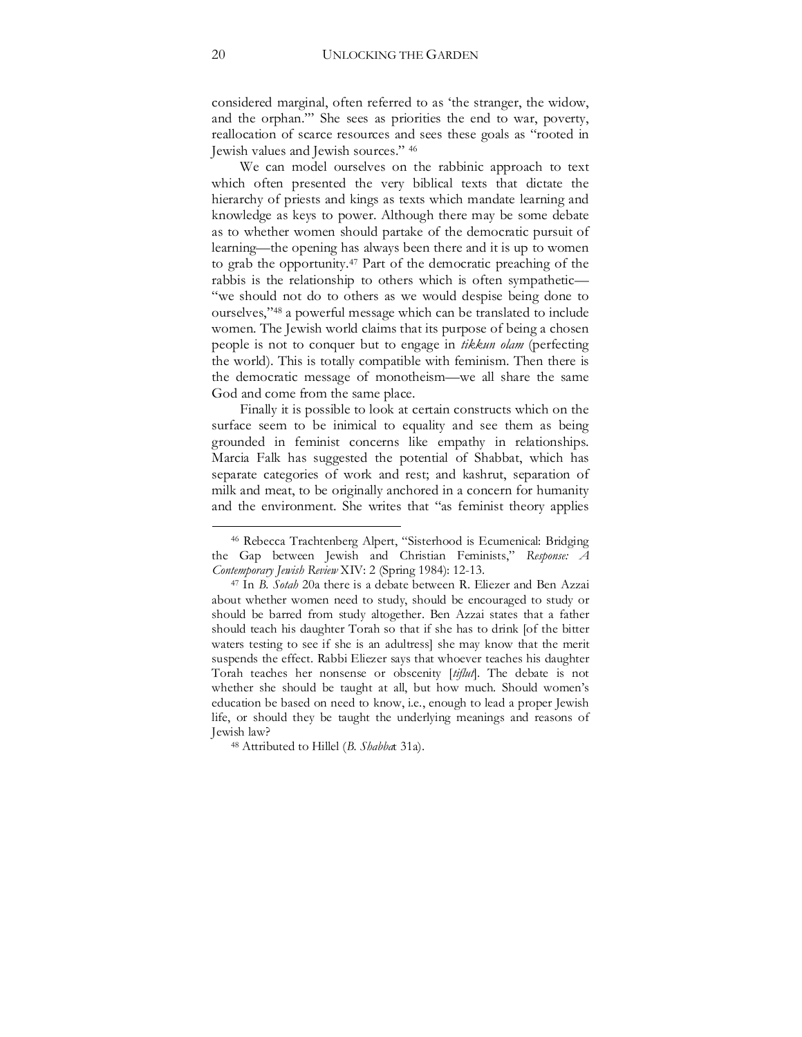considered marginal, often referred to as 'the stranger, the widow, and the orphan.'" She sees as priorities the end to war, poverty, reallocation of scarce resources and sees these goals as "rooted in Jewish values and Jewish sources." [46]

We can model ourselves on the rabbinic approach to text which often presented the very biblical texts that dictate the hierarchy of priests and kings as texts which mandate learning and knowledge as keys to power. Although there may be some debate as to whether women should partake of the democratic pursuit of learning—the opening has always been there and it is up to women to grab the opportunity.[47] Part of the democratic preaching of the rabbis is the relationship to others which is often sympathetic—"we should not do to others as we would despise being done to ourselves,"[48] a powerful message which can be translated to include women. The Jewish world claims that its purpose of being a chosen people is not to conquer but to engage in *tikkun olam* (perfecting the world). This is totally compatible with feminism. Then there is the democratic message of monotheism—we all share the same God and come from the same place.

Finally it is possible to look at certain constructs which on the surface seem to be inimical to equality and see them as being grounded in feminist concerns like empathy in relationships. Marcia Falk has suggested the potential of Shabbat, which has separate categories of work and rest; and kashrut, separation of milk and meat, to be originally anchored in a concern for humanity and the environment. She writes that "as feminist theory applies

---

[46] Rebecca Trachtenberg Alpert, "Sisterhood is Ecumenical: Bridging the Gap between Jewish and Christian Feminists," *Response: A Contemporary Jewish Review* XIV: 2 (Spring 1984): 12-13.

[47] In *B. Sotah* 20a there is a debate between R. Eliezer and Ben Azzai about whether women need to study, should be encouraged to study or should be barred from study altogether. Ben Azzai states that a father should teach his daughter Torah so that if she has to drink [of the bitter waters testing to see if she is an adultress] she may know that the merit suspends the effect. Rabbi Eliezer says that whoever teaches his daughter Torah teaches her nonsense or obscenity [*tiflut*]. The debate is not whether she should be taught at all, but how much. Should women's education be based on need to know, i.e., enough to lead a proper Jewish life, or should they be taught the underlying meanings and reasons of Jewish law?

[48] Attributed to Hillel (*B. Shabbat* 31a).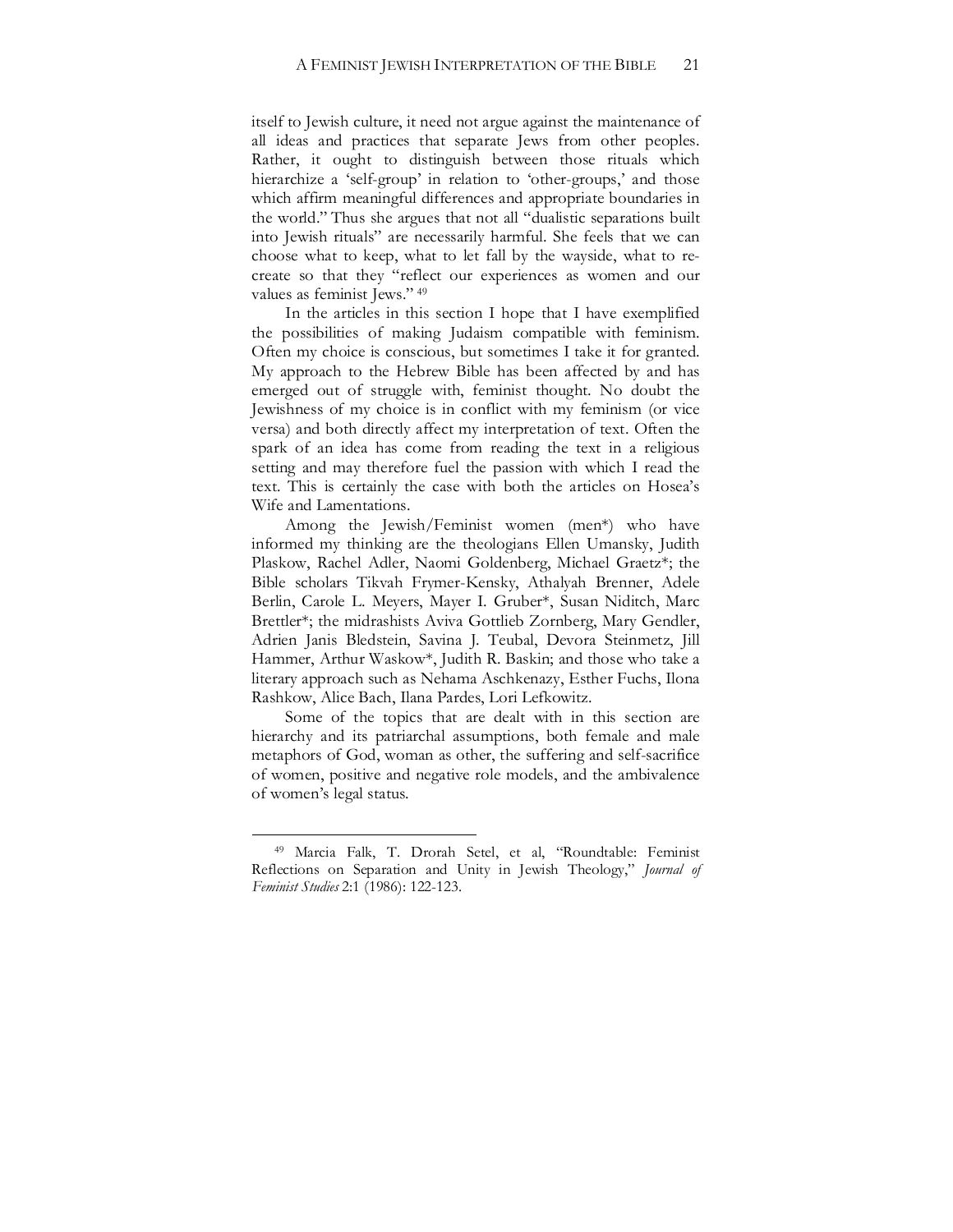itself to Jewish culture, it need not argue against the maintenance of all ideas and practices that separate Jews from other peoples. Rather, it ought to distinguish between those rituals which hierarchize a 'self-group' in relation to 'other-groups,' and those which affirm meaningful differences and appropriate boundaries in the world." Thus she argues that not all "dualistic separations built into Jewish rituals" are necessarily harmful. She feels that we can choose what to keep, what to let fall by the wayside, what to re-create so that they "reflect our experiences as women and our values as feminist Jews."[49]

In the articles in this section I hope that I have exemplified the possibilities of making Judaism compatible with feminism. Often my choice is conscious, but sometimes I take it for granted. My approach to the Hebrew Bible has been affected by and has emerged out of struggle with, feminist thought. No doubt the Jewishness of my choice is in conflict with my feminism (or vice versa) and both directly affect my interpretation of text. Often the spark of an idea has come from reading the text in a religious setting and may therefore fuel the passion with which I read the text. This is certainly the case with both the articles on Hosea's Wife and Lamentations.

Among the Jewish/Feminist women (men*) who have informed my thinking are the theologians Ellen Umansky, Judith Plaskow, Rachel Adler, Naomi Goldenberg, Michael Graetz*; the Bible scholars Tikvah Frymer-Kensky, Athalyah Brenner, Adele Berlin, Carole L. Meyers, Mayer I. Gruber*, Susan Niditch, Marc Brettler*; the midrashists Aviva Gottlieb Zornberg, Mary Gendler, Adrien Janis Bledstein, Savina J. Teubal, Devora Steinmetz, Jill Hammer, Arthur Waskow*, Judith R. Baskin; and those who take a literary approach such as Nehama Aschkenazy, Esther Fuchs, Ilona Rashkow, Alice Bach, Ilana Pardes, Lori Lefkowitz.

Some of the topics that are dealt with in this section are hierarchy and its patriarchal assumptions, both female and male metaphors of God, woman as other, the suffering and self-sacrifice of women, positive and negative role models, and the ambivalence of women's legal status.

---

[49] Marcia Falk, T. Drorah Setel, et al, "Roundtable: Feminist Reflections on Separation and Unity in Jewish Theology," *Journal of Feminist Studies* 2:1 (1986): 122-123.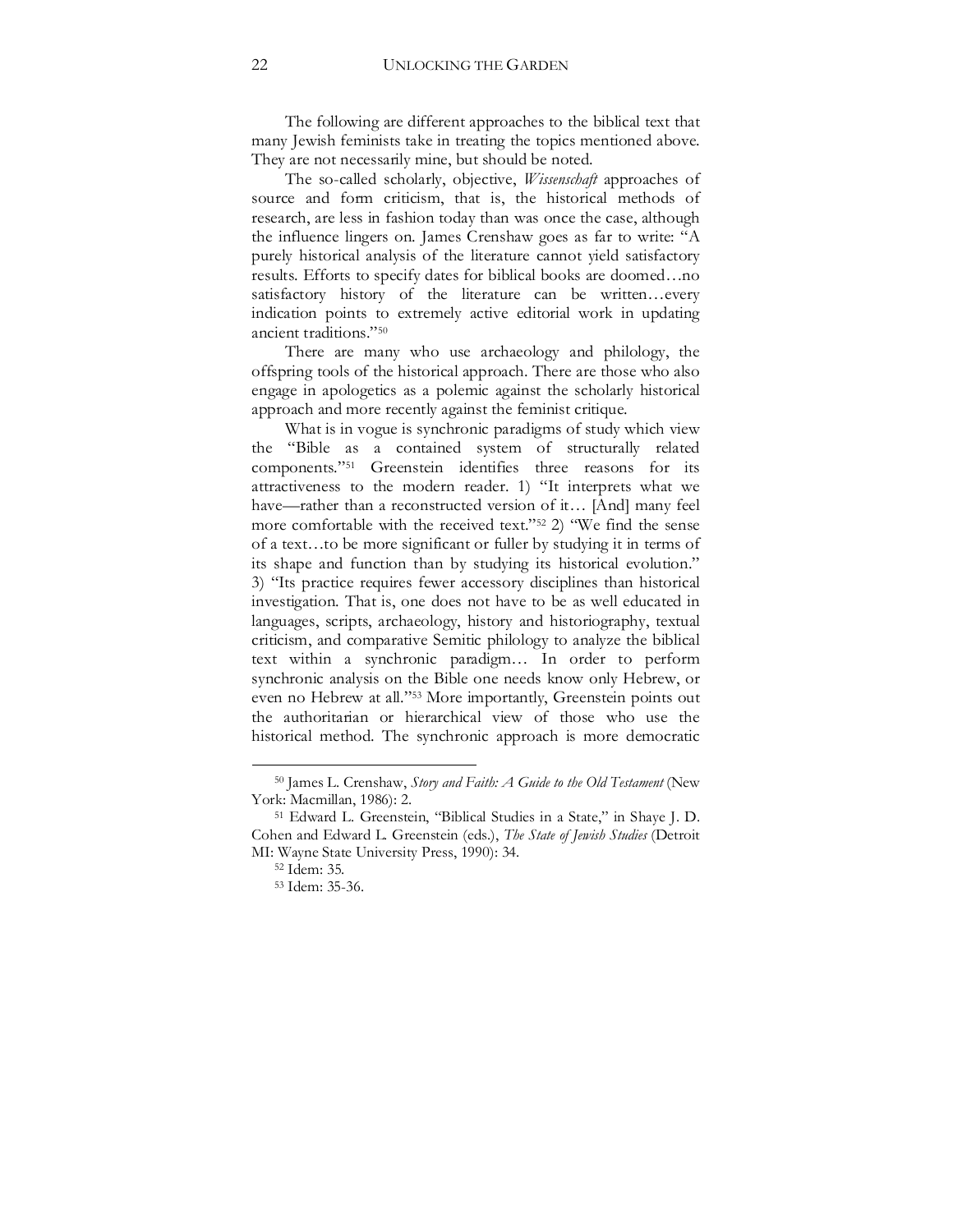The following are different approaches to the biblical text that many Jewish feminists take in treating the topics mentioned above. They are not necessarily mine, but should be noted.

The so-called scholarly, objective, *Wissenschaft* approaches of source and form criticism, that is, the historical methods of research, are less in fashion today than was once the case, although the influence lingers on. James Crenshaw goes as far to write: "A purely historical analysis of the literature cannot yield satisfactory results. Efforts to specify dates for biblical books are doomed…no satisfactory history of the literature can be written…every indication points to extremely active editorial work in updating ancient traditions."[50]

There are many who use archaeology and philology, the offspring tools of the historical approach. There are those who also engage in apologetics as a polemic against the scholarly historical approach and more recently against the feminist critique.

What is in vogue is synchronic paradigms of study which view the "Bible as a contained system of structurally related components."[51] Greenstein identifies three reasons for its attractiveness to the modern reader. 1) "It interprets what we have—rather than a reconstructed version of it… [And] many feel more comfortable with the received text."[52] 2) "We find the sense of a text…to be more significant or fuller by studying it in terms of its shape and function than by studying its historical evolution." 3) "Its practice requires fewer accessory disciplines than historical investigation. That is, one does not have to be as well educated in languages, scripts, archaeology, history and historiography, textual criticism, and comparative Semitic philology to analyze the biblical text within a synchronic paradigm… In order to perform synchronic analysis on the Bible one needs know only Hebrew, or even no Hebrew at all."[53] More importantly, Greenstein points out the authoritarian or hierarchical view of those who use the historical method. The synchronic approach is more democratic

---

[50] James L. Crenshaw, *Story and Faith: A Guide to the Old Testament* (New York: Macmillan, 1986): 2.

[51] Edward L. Greenstein, "Biblical Studies in a State," in Shaye J. D. Cohen and Edward L. Greenstein (eds.), *The State of Jewish Studies* (Detroit MI: Wayne State University Press, 1990): 34.

[52] Idem: 35.

[53] Idem: 35-36.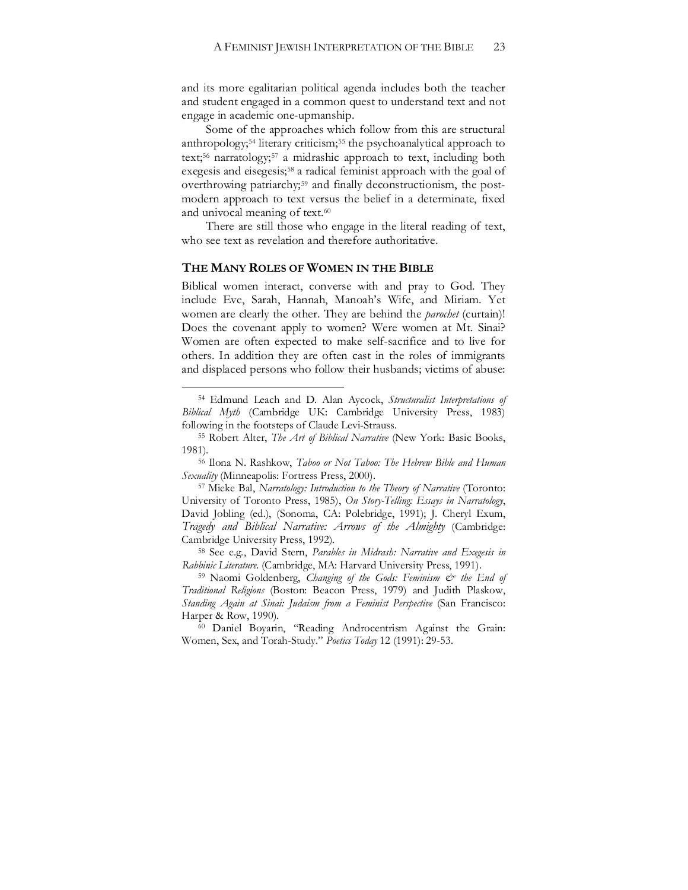and its more egalitarian political agenda includes both the teacher and student engaged in a common quest to understand text and not engage in academic one-upmanship.

Some of the approaches which follow from this are structural anthropology;[54] literary criticism;[55] the psychoanalytical approach to text;[56] narratology;[57] a midrashic approach to text, including both exegesis and eisegesis;[58] a radical feminist approach with the goal of overthrowing patriarchy;[59] and finally deconstructionism, the post-modern approach to text versus the belief in a determinate, fixed and univocal meaning of text.[60]

There are still those who engage in the literal reading of text, who see text as revelation and therefore authoritative.

## THE MANY ROLES OF WOMEN IN THE BIBLE

Biblical women interact, converse with and pray to God. They include Eve, Sarah, Hannah, Manoah's Wife, and Miriam. Yet women are clearly the other. They are behind the *parochet* (curtain)! Does the covenant apply to women? Were women at Mt. Sinai? Women are often expected to make self-sacrifice and to live for others. In addition they are often cast in the roles of immigrants and displaced persons who follow their husbands; victims of abuse:

---

[54] Edmund Leach and D. Alan Aycock, *Structuralist Interpretations of Biblical Myth* (Cambridge UK: Cambridge University Press, 1983) following in the footsteps of Claude Levi-Strauss.

[55] Robert Alter, *The Art of Biblical Narrative* (New York: Basic Books, 1981).

[56] Ilona N. Rashkow, *Taboo or Not Taboo: The Hebrew Bible and Human Sexuality* (Minneapolis: Fortress Press, 2000).

[57] Mieke Bal, *Narratology: Introduction to the Theory of Narrative* (Toronto: University of Toronto Press, 1985), *On Story-Telling: Essays in Narratology*, David Jobling (ed.), (Sonoma, CA: Polebridge, 1991); J. Cheryl Exum, *Tragedy and Biblical Narrative: Arrows of the Almighty* (Cambridge: Cambridge University Press, 1992).

[58] See e.g., David Stern, *Parables in Midrash: Narrative and Exegesis in Rabbinic Literature*. (Cambridge, MA: Harvard University Press, 1991).

[59] Naomi Goldenberg, *Changing of the Gods: Feminism & the End of Traditional Religions* (Boston: Beacon Press, 1979) and Judith Plaskow, *Standing Again at Sinai: Judaism from a Feminist Perspective* (San Francisco: Harper & Row, 1990).

[60] Daniel Boyarin, "Reading Androcentrism Against the Grain: Women, Sex, and Torah-Study." *Poetics Today* 12 (1991): 29-53.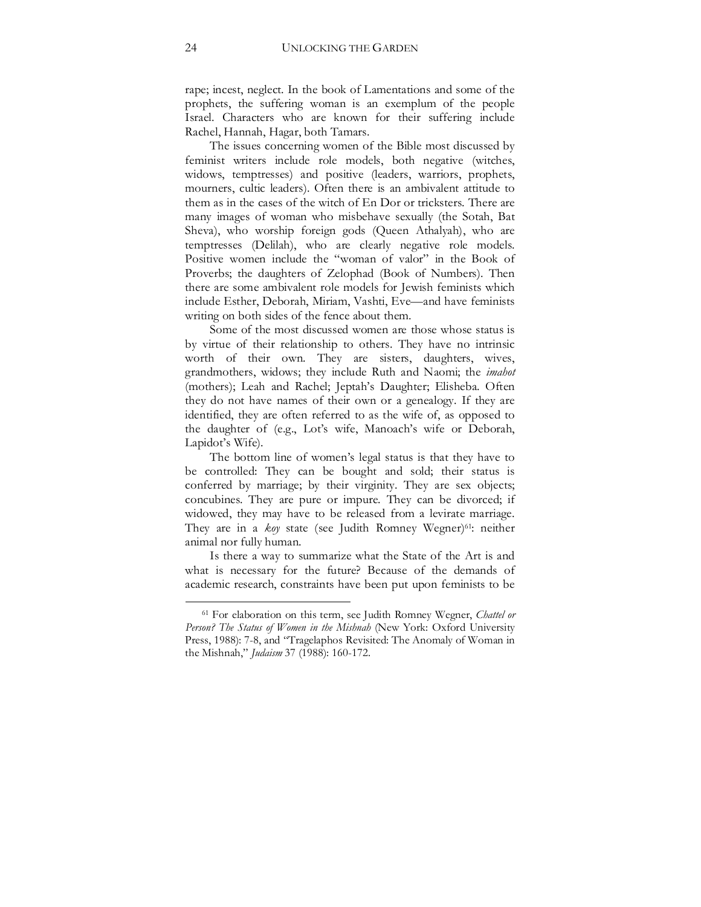rape; incest, neglect. In the book of Lamentations and some of the prophets, the suffering woman is an exemplum of the people Israel. Characters who are known for their suffering include Rachel, Hannah, Hagar, both Tamars.

The issues concerning women of the Bible most discussed by feminist writers include role models, both negative (witches, widows, temptresses) and positive (leaders, warriors, prophets, mourners, cultic leaders). Often there is an ambivalent attitude to them as in the cases of the witch of En Dor or tricksters. There are many images of woman who misbehave sexually (the Sotah, Bat Sheva), who worship foreign gods (Queen Athalyah), who are temptresses (Delilah), who are clearly negative role models. Positive women include the "woman of valor" in the Book of Proverbs; the daughters of Zelophad (Book of Numbers). Then there are some ambivalent role models for Jewish feminists which include Esther, Deborah, Miriam, Vashti, Eve—and have feminists writing on both sides of the fence about them.

Some of the most discussed women are those whose status is by virtue of their relationship to others. They have no intrinsic worth of their own. They are sisters, daughters, wives, grandmothers, widows; they include Ruth and Naomi; the *imahot* (mothers); Leah and Rachel; Jeptah's Daughter; Elisheba. Often they do not have names of their own or a genealogy. If they are identified, they are often referred to as the wife of, as opposed to the daughter of (e.g., Lot's wife, Manoach's wife or Deborah, Lapidot's Wife).

The bottom line of women's legal status is that they have to be controlled: They can be bought and sold; their status is conferred by marriage; by their virginity. They are sex objects; concubines. They are pure or impure. They can be divorced; if widowed, they may have to be released from a levirate marriage. They are in a *koy* state (see Judith Romney Wegner)[61]: neither animal nor fully human.

Is there a way to summarize what the State of the Art is and what is necessary for the future? Because of the demands of academic research, constraints have been put upon feminists to be

---

[61] For elaboration on this term, see Judith Romney Wegner, *Chattel or Person? The Status of Women in the Mishnah* (New York: Oxford University Press, 1988): 7-8, and "Tragelaphos Revisited: The Anomaly of Woman in the Mishnah," *Judaism* 37 (1988): 160-172.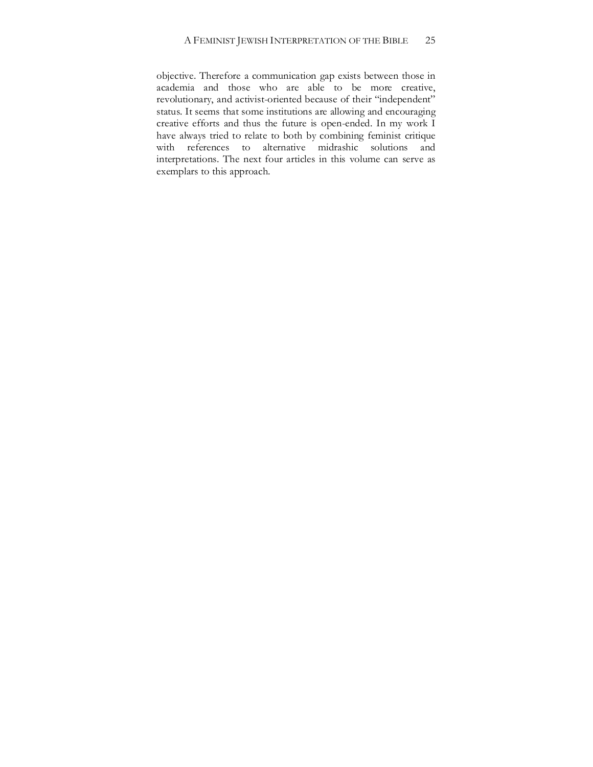objective. Therefore a communication gap exists between those in academia and those who are able to be more creative, revolutionary, and activist-oriented because of their "independent" status. It seems that some institutions are allowing and encouraging creative efforts and thus the future is open-ended. In my work I have always tried to relate to both by combining feminist critique with references to alternative midrashic solutions and interpretations. The next four articles in this volume can serve as exemplars to this approach.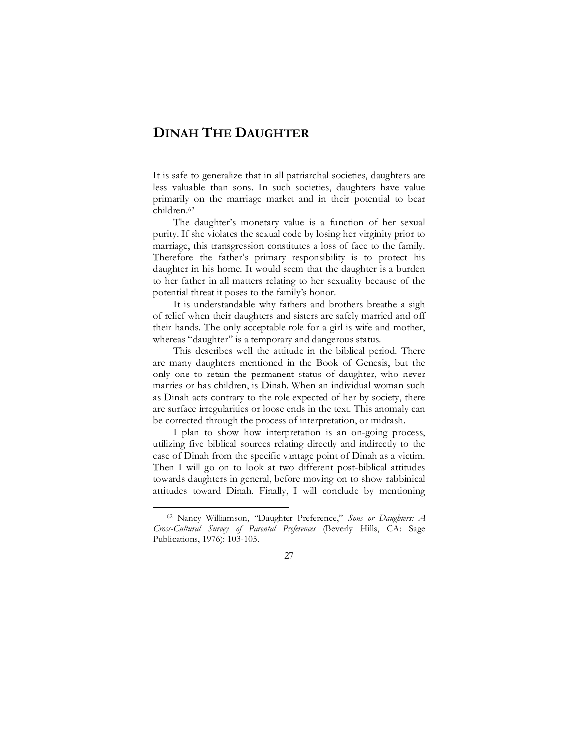# DINAH THE DAUGHTER

It is safe to generalize that in all patriarchal societies, daughters are less valuable than sons. In such societies, daughters have value primarily on the marriage market and in their potential to bear children.[62]

The daughter's monetary value is a function of her sexual purity. If she violates the sexual code by losing her virginity prior to marriage, this transgression constitutes a loss of face to the family. Therefore the father's primary responsibility is to protect his daughter in his home. It would seem that the daughter is a burden to her father in all matters relating to her sexuality because of the potential threat it poses to the family's honor.

It is understandable why fathers and brothers breathe a sigh of relief when their daughters and sisters are safely married and off their hands. The only acceptable role for a girl is wife and mother, whereas "daughter" is a temporary and dangerous status.

This describes well the attitude in the biblical period. There are many daughters mentioned in the Book of Genesis, but the only one to retain the permanent status of daughter, who never marries or has children, is Dinah. When an individual woman such as Dinah acts contrary to the role expected of her by society, there are surface irregularities or loose ends in the text. This anomaly can be corrected through the process of interpretation, or midrash.

I plan to show how interpretation is an on-going process, utilizing five biblical sources relating directly and indirectly to the case of Dinah from the specific vantage point of Dinah as a victim. Then I will go on to look at two different post-biblical attitudes towards daughters in general, before moving on to show rabbinical attitudes toward Dinah. Finally, I will conclude by mentioning

---

[62] Nancy Williamson, "Daughter Preference," *Sons or Daughters: A Cross-Cultural Survey of Parental Preferences* (Beverly Hills, CA: Sage Publications, 1976): 103-105.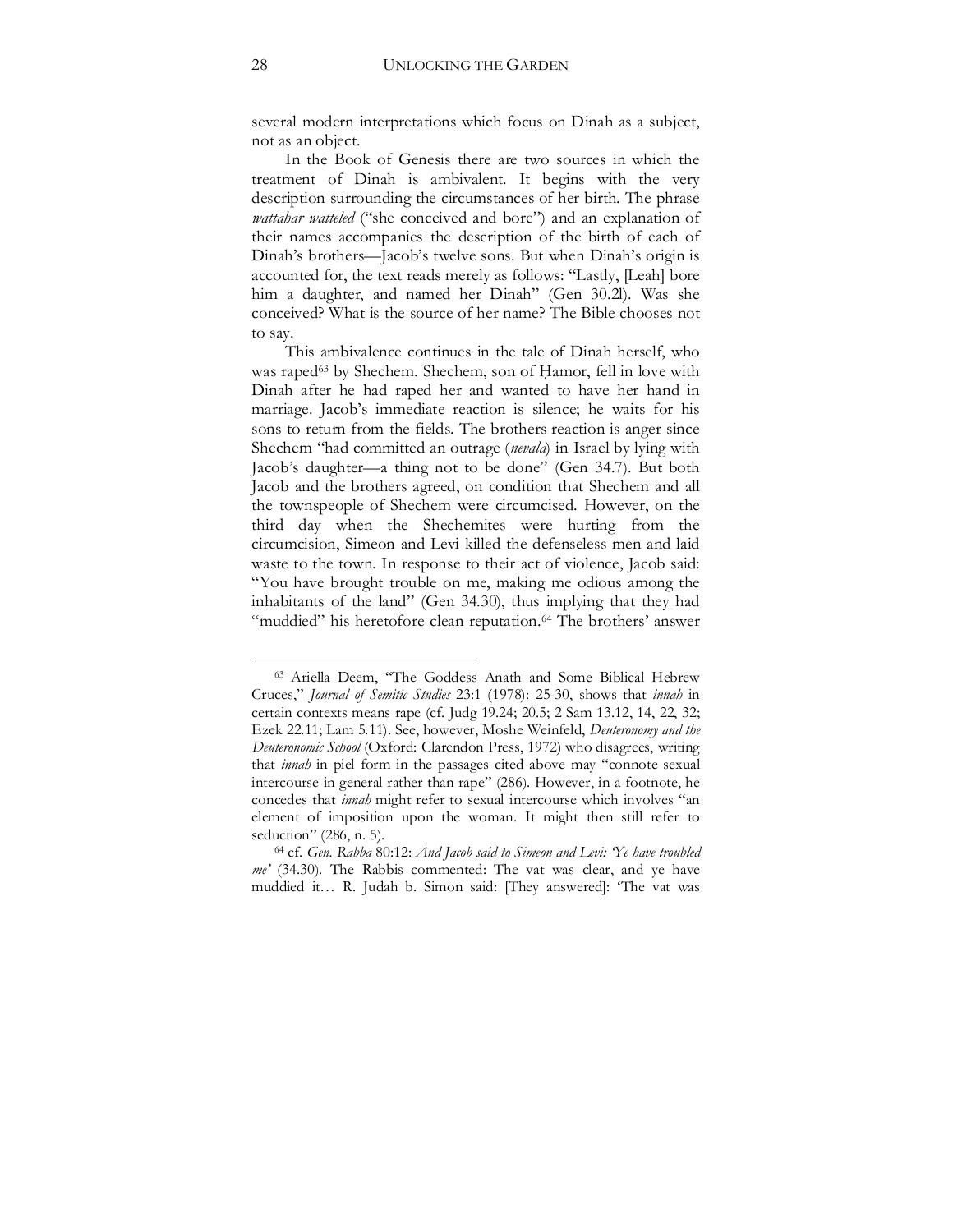several modern interpretations which focus on Dinah as a subject, not as an object.

In the Book of Genesis there are two sources in which the treatment of Dinah is ambivalent. It begins with the very description surrounding the circumstances of her birth. The phrase *wattahar watteled* ("she conceived and bore") and an explanation of their names accompanies the description of the birth of each of Dinah's brothers—Jacob's twelve sons. But when Dinah's origin is accounted for, the text reads merely as follows: "Lastly, [Leah] bore him a daughter, and named her Dinah" (Gen 30.2l). Was she conceived? What is the source of her name? The Bible chooses not to say.

This ambivalence continues in the tale of Dinah herself, who was raped[63] by Shechem. Shechem, son of Ḥamor, fell in love with Dinah after he had raped her and wanted to have her hand in marriage. Jacob's immediate reaction is silence; he waits for his sons to return from the fields. The brothers reaction is anger since Shechem "had committed an outrage (*nevala*) in Israel by lying with Jacob's daughter—a thing not to be done" (Gen 34.7). But both Jacob and the brothers agreed, on condition that Shechem and all the townspeople of Shechem were circumcised. However, on the third day when the Shechemites were hurting from the circumcision, Simeon and Levi killed the defenseless men and laid waste to the town. In response to their act of violence, Jacob said: "You have brought trouble on me, making me odious among the inhabitants of the land" (Gen 34.30), thus implying that they had "muddied" his heretofore clean reputation.[64] The brothers' answer

---

[63] Ariella Deem, "The Goddess Anath and Some Biblical Hebrew Cruces," *Journal of Semitic Studies* 23:1 (1978): 25-30, shows that *innah* in certain contexts means rape (cf. Judg 19.24; 20.5; 2 Sam 13.12, 14, 22, 32; Ezek 22.11; Lam 5.11). See, however, Moshe Weinfeld, *Deuteronomy and the Deuteronomic School* (Oxford: Clarendon Press, 1972) who disagrees, writing that *innah* in piel form in the passages cited above may "connote sexual intercourse in general rather than rape" (286). However, in a footnote, he concedes that *innah* might refer to sexual intercourse which involves "an element of imposition upon the woman. It might then still refer to seduction" (286, n. 5).

[64] cf. *Gen. Rabba* 80:12: *And Jacob said to Simeon and Levi: 'Ye have troubled me'* (34.30). The Rabbis commented: The vat was clear, and ye have muddied it… R. Judah b. Simon said: [They answered]: 'The vat was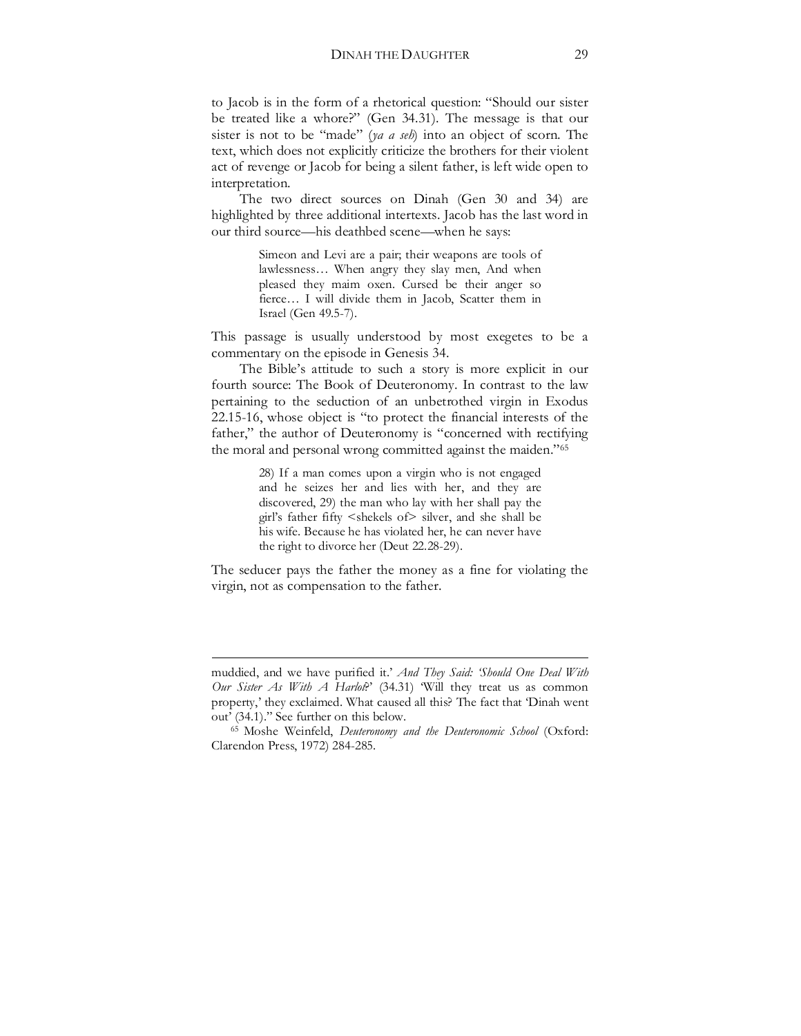to Jacob is in the form of a rhetorical question: "Should our sister be treated like a whore?" (Gen 34.31). The message is that our sister is not to be "made" (*ya a seh*) into an object of scorn. The text, which does not explicitly criticize the brothers for their violent act of revenge or Jacob for being a silent father, is left wide open to interpretation.

The two direct sources on Dinah (Gen 30 and 34) are highlighted by three additional intertexts. Jacob has the last word in our third source—his deathbed scene—when he says:

> Simeon and Levi are a pair; their weapons are tools of lawlessness… When angry they slay men, And when pleased they maim oxen. Cursed be their anger so fierce… I will divide them in Jacob, Scatter them in Israel (Gen 49.5-7).

This passage is usually understood by most exegetes to be a commentary on the episode in Genesis 34.

The Bible's attitude to such a story is more explicit in our fourth source: The Book of Deuteronomy. In contrast to the law pertaining to the seduction of an unbetrothed virgin in Exodus 22.15-16, whose object is "to protect the financial interests of the father," the author of Deuteronomy is "concerned with rectifying the moral and personal wrong committed against the maiden."[65]

> 28) If a man comes upon a virgin who is not engaged and he seizes her and lies with her, and they are discovered, 29) the man who lay with her shall pay the girl's father fifty <shekels of> silver, and she shall be his wife. Because he has violated her, he can never have the right to divorce her (Deut 22.28-29).

The seducer pays the father the money as a fine for violating the virgin, not as compensation to the father.

---

muddied, and we have purified it.' *And They Said: 'Should One Deal With Our Sister As With A Harlot?'* (34.31) 'Will they treat us as common property,' they exclaimed. What caused all this? The fact that 'Dinah went out' (34.1)." See further on this below.

[65] Moshe Weinfeld, *Deuteronomy and the Deuteronomic School* (Oxford: Clarendon Press, 1972) 284-285.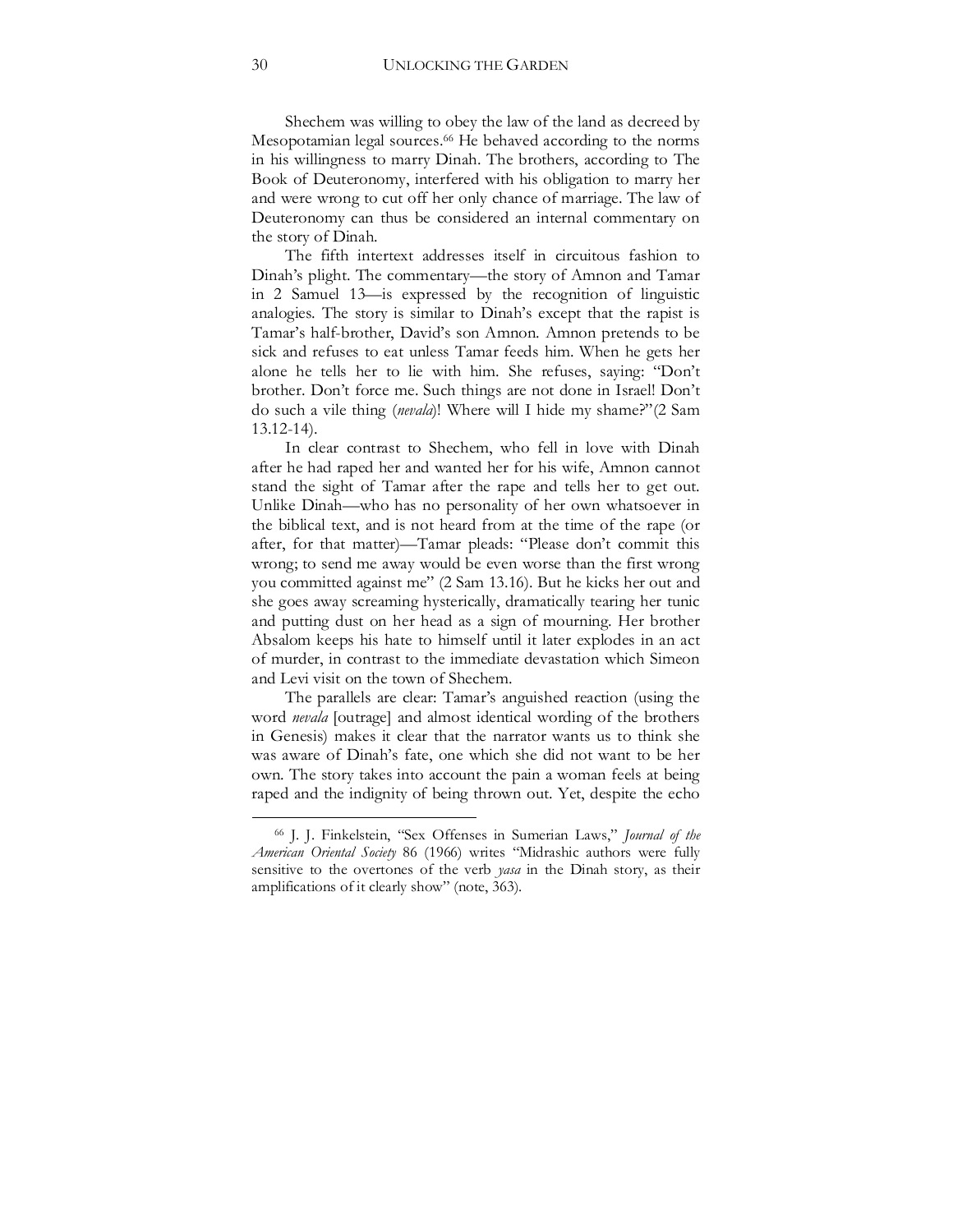Shechem was willing to obey the law of the land as decreed by Mesopotamian legal sources.[66] He behaved according to the norms in his willingness to marry Dinah. The brothers, according to The Book of Deuteronomy, interfered with his obligation to marry her and were wrong to cut off her only chance of marriage. The law of Deuteronomy can thus be considered an internal commentary on the story of Dinah.

The fifth intertext addresses itself in circuitous fashion to Dinah's plight. The commentary—the story of Amnon and Tamar in 2 Samuel 13—is expressed by the recognition of linguistic analogies. The story is similar to Dinah's except that the rapist is Tamar's half-brother, David's son Amnon. Amnon pretends to be sick and refuses to eat unless Tamar feeds him. When he gets her alone he tells her to lie with him. She refuses, saying: "Don't brother. Don't force me. Such things are not done in Israel! Don't do such a vile thing (*nevala*)! Where will I hide my shame?"(2 Sam 13.12-14).

In clear contrast to Shechem, who fell in love with Dinah after he had raped her and wanted her for his wife, Amnon cannot stand the sight of Tamar after the rape and tells her to get out. Unlike Dinah—who has no personality of her own whatsoever in the biblical text, and is not heard from at the time of the rape (or after, for that matter)—Tamar pleads: "Please don't commit this wrong; to send me away would be even worse than the first wrong you committed against me" (2 Sam 13.16). But he kicks her out and she goes away screaming hysterically, dramatically tearing her tunic and putting dust on her head as a sign of mourning. Her brother Absalom keeps his hate to himself until it later explodes in an act of murder, in contrast to the immediate devastation which Simeon and Levi visit on the town of Shechem.

The parallels are clear: Tamar's anguished reaction (using the word *nevala* [outrage] and almost identical wording of the brothers in Genesis) makes it clear that the narrator wants us to think she was aware of Dinah's fate, one which she did not want to be her own. The story takes into account the pain a woman feels at being raped and the indignity of being thrown out. Yet, despite the echo

---

[66] J. J. Finkelstein, "Sex Offenses in Sumerian Laws," *Journal of the American Oriental Society* 86 (1966) writes "Midrashic authors were fully sensitive to the overtones of the verb *yasa* in the Dinah story, as their amplifications of it clearly show" (note, 363).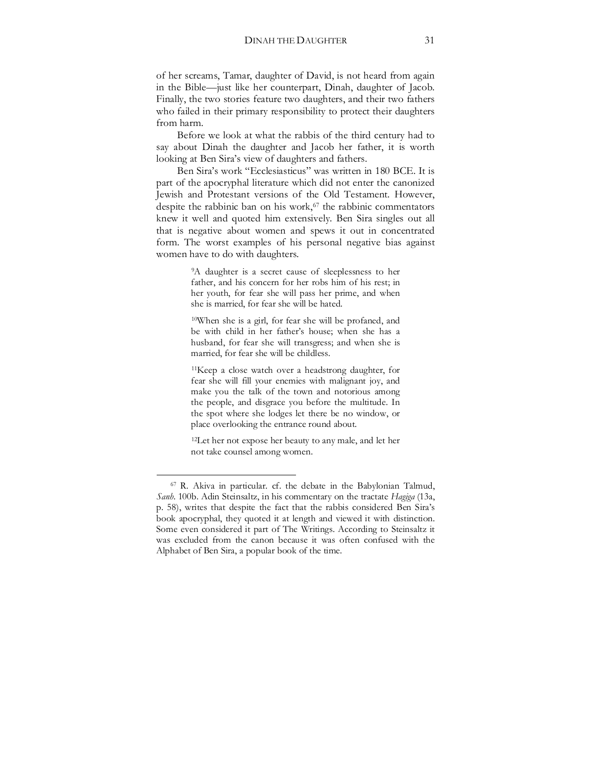of her screams, Tamar, daughter of David, is not heard from again in the Bible—just like her counterpart, Dinah, daughter of Jacob. Finally, the two stories feature two daughters, and their two fathers who failed in their primary responsibility to protect their daughters from harm.

Before we look at what the rabbis of the third century had to say about Dinah the daughter and Jacob her father, it is worth looking at Ben Sira's view of daughters and fathers.

Ben Sira's work "Ecclesiasticus" was written in 180 BCE. It is part of the apocryphal literature which did not enter the canonized Jewish and Protestant versions of the Old Testament. However, despite the rabbinic ban on his work,[67] the rabbinic commentators knew it well and quoted him extensively. Ben Sira singles out all that is negative about women and spews it out in concentrated form. The worst examples of his personal negative bias against women have to do with daughters.

> [9]A daughter is a secret cause of sleeplessness to her father, and his concern for her robs him of his rest; in her youth, for fear she will pass her prime, and when she is married, for fear she will be hated.
>
> [10]When she is a girl, for fear she will be profaned, and be with child in her father's house; when she has a husband, for fear she will transgress; and when she is married, for fear she will be childless.
>
> [11]Keep a close watch over a headstrong daughter, for fear she will fill your enemies with malignant joy, and make you the talk of the town and notorious among the people, and disgrace you before the multitude. In the spot where she lodges let there be no window, or place overlooking the entrance round about.
>
> [12]Let her not expose her beauty to any male, and let her not take counsel among women.

---

[67] R. Akiva in particular. cf. the debate in the Babylonian Talmud, *Sanh*. 100b. Adin Steinsaltz, in his commentary on the tractate *Hagiga* (13a, p. 58), writes that despite the fact that the rabbis considered Ben Sira's book apocryphal, they quoted it at length and viewed it with distinction. Some even considered it part of The Writings. According to Steinsaltz it was excluded from the canon because it was often confused with the Alphabet of Ben Sira, a popular book of the time.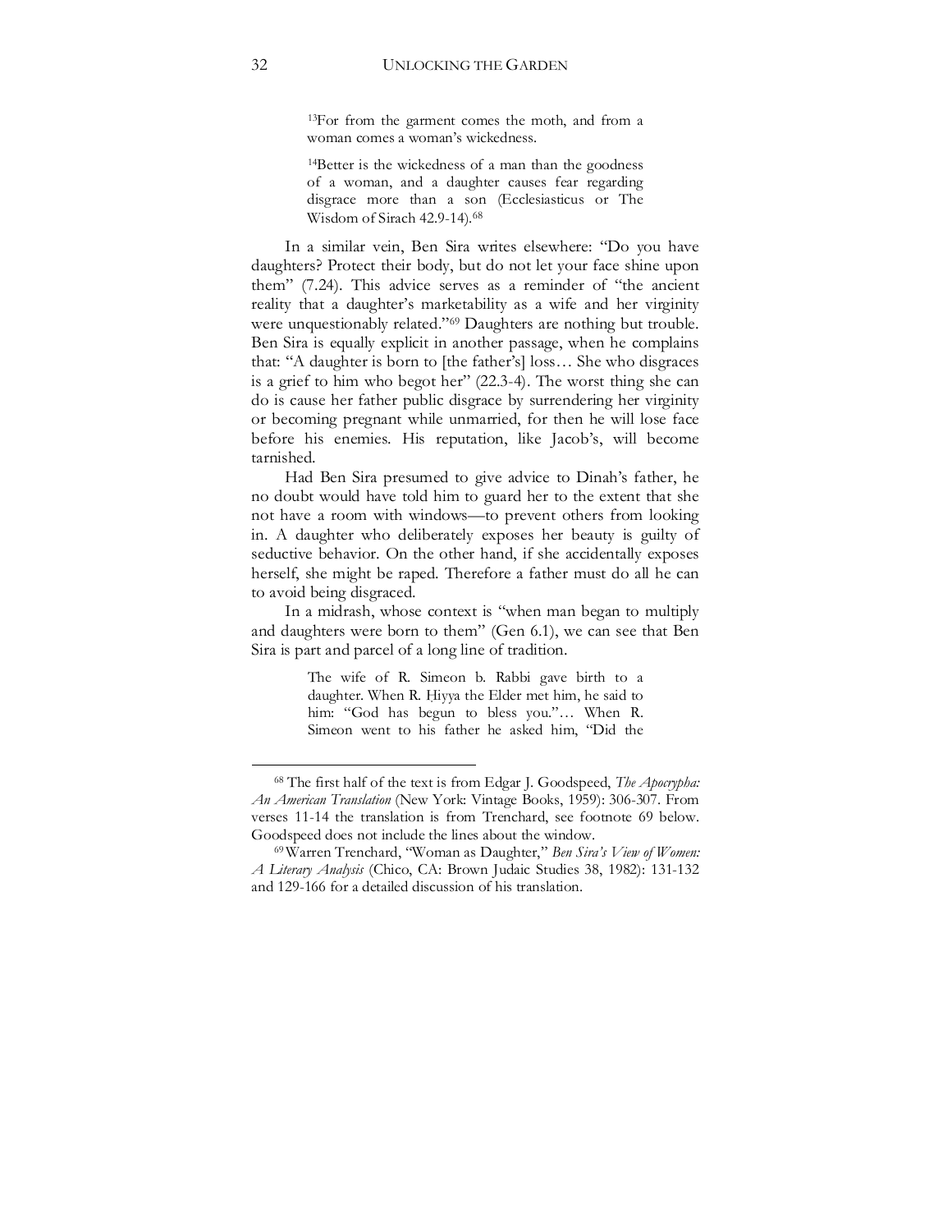> [13]For from the garment comes the moth, and from a woman comes a woman's wickedness.
>
> [14]Better is the wickedness of a man than the goodness of a woman, and a daughter causes fear regarding disgrace more than a son (Ecclesiasticus or The Wisdom of Sirach 42.9-14).[68]

In a similar vein, Ben Sira writes elsewhere: "Do you have daughters? Protect their body, but do not let your face shine upon them" (7.24). This advice serves as a reminder of "the ancient reality that a daughter's marketability as a wife and her virginity were unquestionably related."[69] Daughters are nothing but trouble. Ben Sira is equally explicit in another passage, when he complains that: "A daughter is born to [the father's] loss… She who disgraces is a grief to him who begot her" (22.3-4). The worst thing she can do is cause her father public disgrace by surrendering her virginity or becoming pregnant while unmarried, for then he will lose face before his enemies. His reputation, like Jacob's, will become tarnished.

Had Ben Sira presumed to give advice to Dinah's father, he no doubt would have told him to guard her to the extent that she not have a room with windows—to prevent others from looking in. A daughter who deliberately exposes her beauty is guilty of seductive behavior. On the other hand, if she accidentally exposes herself, she might be raped. Therefore a father must do all he can to avoid being disgraced.

In a midrash, whose context is "when man began to multiply and daughters were born to them" (Gen 6.1), we can see that Ben Sira is part and parcel of a long line of tradition.

> The wife of R. Simeon b. Rabbi gave birth to a daughter. When R. Ḥiyya the Elder met him, he said to him: "God has begun to bless you."… When R. Simeon went to his father he asked him, "Did the

---

[68] The first half of the text is from Edgar J. Goodspeed, *The Apocrypha: An American Translation* (New York: Vintage Books, 1959): 306-307. From verses 11-14 the translation is from Trenchard, see footnote 69 below. Goodspeed does not include the lines about the window.

[69] Warren Trenchard, "Woman as Daughter," *Ben Sira's View of Women: A Literary Analysis* (Chico, CA: Brown Judaic Studies 38, 1982): 131-132 and 129-166 for a detailed discussion of his translation.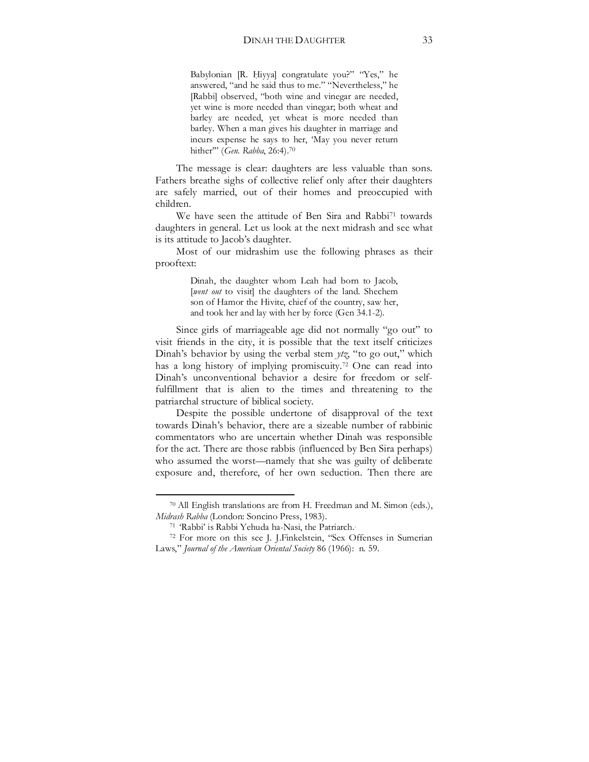> Babylonian [R. Ḥiyya] congratulate you?" "Yes," he answered, "and he said thus to me." "Nevertheless," he [Rabbi] observed, "both wine and vinegar are needed, yet wine is more needed than vinegar; both wheat and barley are needed, yet wheat is more needed than barley. When a man gives his daughter in marriage and incurs expense he says to her, 'May you never return hither'" (*Gen. Rabba*, 26:4).[70]

The message is clear: daughters are less valuable than sons. Fathers breathe sighs of collective relief only after their daughters are safely married, out of their homes and preoccupied with children.

We have seen the attitude of Ben Sira and Rabbi[71] towards daughters in general. Let us look at the next midrash and see what is its attitude to Jacob's daughter.

Most of our midrashim use the following phrases as their prooftext:

> Dinah, the daughter whom Leah had born to Jacob, [*went out* to visit] the daughters of the land. Shechem son of Hamor the Hivite, chief of the country, saw her, and took her and lay with her by force (Gen 34.1-2).

Since girls of marriageable age did not normally "go out" to visit friends in the city, it is possible that the text itself criticizes Dinah's behavior by using the verbal stem *ytz*, "to go out," which has a long history of implying promiscuity.[72] One can read into Dinah's unconventional behavior a desire for freedom or self-fulfillment that is alien to the times and threatening to the patriarchal structure of biblical society.

Despite the possible undertone of disapproval of the text towards Dinah's behavior, there are a sizeable number of rabbinic commentators who are uncertain whether Dinah was responsible for the act. There are those rabbis (influenced by Ben Sira perhaps) who assumed the worst—namely that she was guilty of deliberate exposure and, therefore, of her own seduction. Then there are

---

[70] All English translations are from H. Freedman and M. Simon (eds.), *Midrash Rabba* (London: Soncino Press, 1983).

[71] 'Rabbi' is Rabbi Yehuda ha-Nasi, the Patriarch.

[72] For more on this see J. J.Finkelstein, "Sex Offenses in Sumerian Laws," *Journal of the American Oriental Society* 86 (1966): n. 59.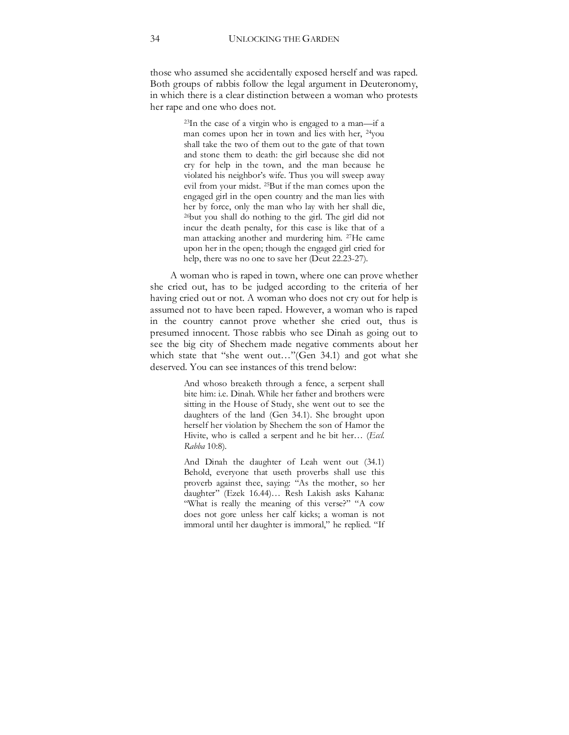those who assumed she accidentally exposed herself and was raped. Both groups of rabbis follow the legal argument in Deuteronomy, in which there is a clear distinction between a woman who protests her rape and one who does not.

> [23]In the case of a virgin who is engaged to a man—if a man comes upon her in town and lies with her, [24]you shall take the two of them out to the gate of that town and stone them to death: the girl because she did not cry for help in the town, and the man because he violated his neighbor's wife. Thus you will sweep away evil from your midst. [25]But if the man comes upon the engaged girl in the open country and the man lies with her by force, only the man who lay with her shall die, [26]but you shall do nothing to the girl. The girl did not incur the death penalty, for this case is like that of a man attacking another and murdering him. [27]He came upon her in the open; though the engaged girl cried for help, there was no one to save her (Deut 22.23-27).

A woman who is raped in town, where one can prove whether she cried out, has to be judged according to the criteria of her having cried out or not. A woman who does not cry out for help is assumed not to have been raped. However, a woman who is raped in the country cannot prove whether she cried out, thus is presumed innocent. Those rabbis who see Dinah as going out to see the big city of Shechem made negative comments about her which state that "she went out…"(Gen 34.1) and got what she deserved. You can see instances of this trend below:

> And whoso breaketh through a fence, a serpent shall bite him: i.e. Dinah. While her father and brothers were sitting in the House of Study, she went out to see the daughters of the land (Gen 34.1). She brought upon herself her violation by Shechem the son of Hamor the Hivite, who is called a serpent and he bit her… (*Eccl. Rabba* 10:8).

> And Dinah the daughter of Leah went out (34.1) Behold, everyone that useth proverbs shall use this proverb against thee, saying: "As the mother, so her daughter" (Ezek 16.44)… Resh Lakish asks Kahana: "What is really the meaning of this verse?" "A cow does not gore unless her calf kicks; a woman is not immoral until her daughter is immoral," he replied. "If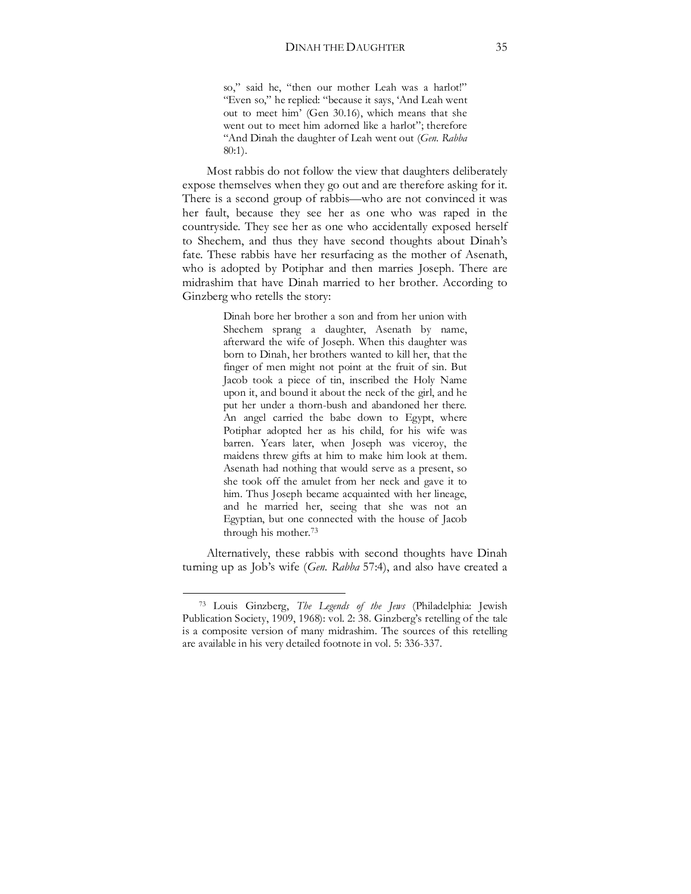> so," said he, "then our mother Leah was a harlot!" "Even so," he replied: "because it says, 'And Leah went out to meet him' (Gen 30.16), which means that she went out to meet him adorned like a harlot"; therefore "And Dinah the daughter of Leah went out (*Gen. Rabba* 80:1).

Most rabbis do not follow the view that daughters deliberately expose themselves when they go out and are therefore asking for it. There is a second group of rabbis—who are not convinced it was her fault, because they see her as one who was raped in the countryside. They see her as one who accidentally exposed herself to Shechem, and thus they have second thoughts about Dinah's fate. These rabbis have her resurfacing as the mother of Asenath, who is adopted by Potiphar and then marries Joseph. There are midrashim that have Dinah married to her brother. According to Ginzberg who retells the story:

> Dinah bore her brother a son and from her union with Shechem sprang a daughter, Asenath by name, afterward the wife of Joseph. When this daughter was born to Dinah, her brothers wanted to kill her, that the finger of men might not point at the fruit of sin. But Jacob took a piece of tin, inscribed the Holy Name upon it, and bound it about the neck of the girl, and he put her under a thorn-bush and abandoned her there. An angel carried the babe down to Egypt, where Potiphar adopted her as his child, for his wife was barren. Years later, when Joseph was viceroy, the maidens threw gifts at him to make him look at them. Asenath had nothing that would serve as a present, so she took off the amulet from her neck and gave it to him. Thus Joseph became acquainted with her lineage, and he married her, seeing that she was not an Egyptian, but one connected with the house of Jacob through his mother.[73]

Alternatively, these rabbis with second thoughts have Dinah turning up as Job's wife (*Gen. Rabba* 57:4), and also have created a

---

[73] Louis Ginzberg, *The Legends of the Jews* (Philadelphia: Jewish Publication Society, 1909, 1968): vol. 2: 38. Ginzberg's retelling of the tale is a composite version of many midrashim. The sources of this retelling are available in his very detailed footnote in vol. 5: 336-337.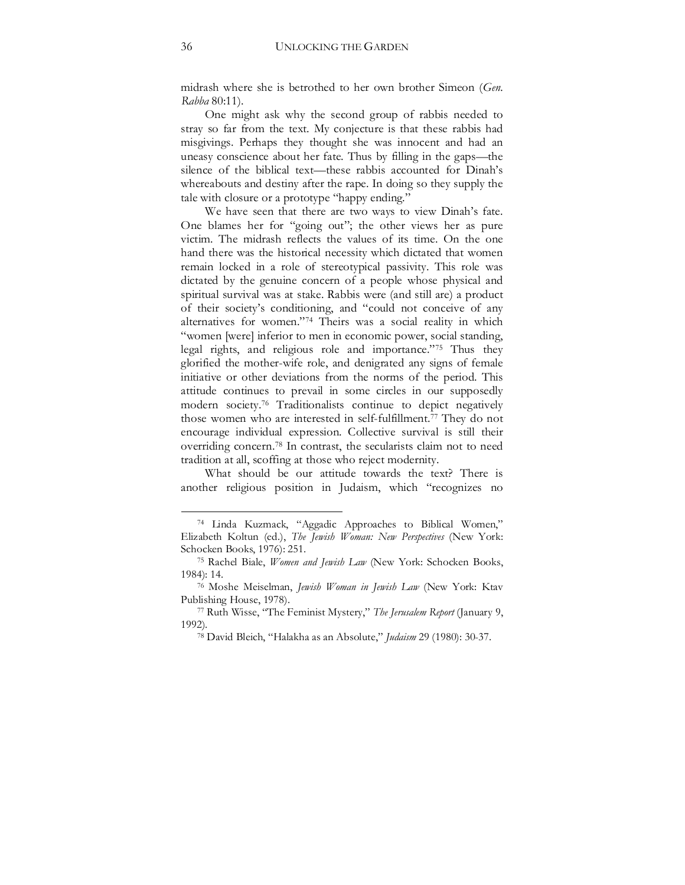midrash where she is betrothed to her own brother Simeon (*Gen. Rabba* 80:11).

One might ask why the second group of rabbis needed to stray so far from the text. My conjecture is that these rabbis had misgivings. Perhaps they thought she was innocent and had an uneasy conscience about her fate. Thus by filling in the gaps—the silence of the biblical text—these rabbis accounted for Dinah's whereabouts and destiny after the rape. In doing so they supply the tale with closure or a prototype "happy ending."

We have seen that there are two ways to view Dinah's fate. One blames her for "going out"; the other views her as pure victim. The midrash reflects the values of its time. On the one hand there was the historical necessity which dictated that women remain locked in a role of stereotypical passivity. This role was dictated by the genuine concern of a people whose physical and spiritual survival was at stake. Rabbis were (and still are) a product of their society's conditioning, and "could not conceive of any alternatives for women."[74] Theirs was a social reality in which "women [were] inferior to men in economic power, social standing, legal rights, and religious role and importance."[75] Thus they glorified the mother-wife role, and denigrated any signs of female initiative or other deviations from the norms of the period. This attitude continues to prevail in some circles in our supposedly modern society.[76] Traditionalists continue to depict negatively those women who are interested in self-fulfillment.[77] They do not encourage individual expression. Collective survival is still their overriding concern.[78] In contrast, the secularists claim not to need tradition at all, scoffing at those who reject modernity.

What should be our attitude towards the text? There is another religious position in Judaism, which "recognizes no

---

[74] Linda Kuzmack, "Aggadic Approaches to Biblical Women," Elizabeth Koltun (ed.), *The Jewish Woman: New Perspectives* (New York: Schocken Books, 1976): 251.

[75] Rachel Biale, *Women and Jewish Law* (New York: Schocken Books, 1984): 14.

[76] Moshe Meiselman, *Jewish Woman in Jewish Law* (New York: Ktav Publishing House, 1978).

[77] Ruth Wisse, "The Feminist Mystery," *The Jerusalem Report* (January 9, 1992).

[78] David Bleich, "Halakha as an Absolute," *Judaism* 29 (1980): 30-37.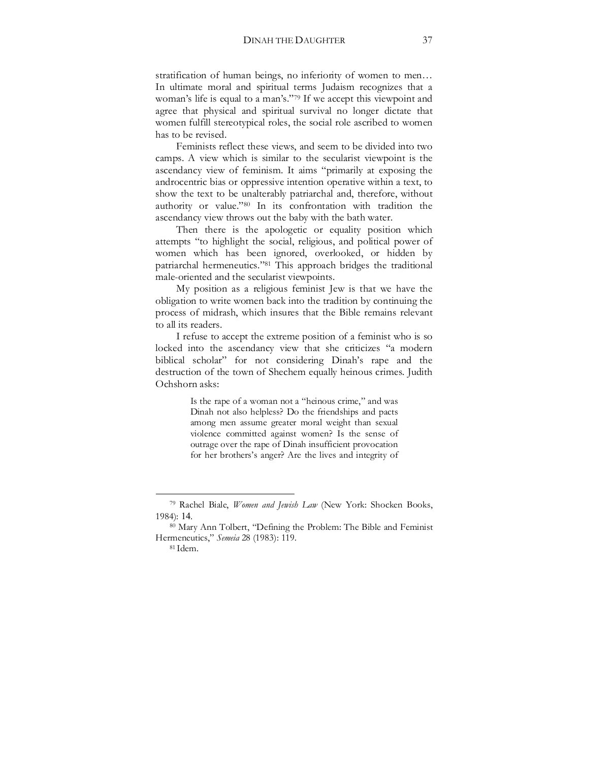stratification of human beings, no inferiority of women to men… In ultimate moral and spiritual terms Judaism recognizes that a woman's life is equal to a man's."[79] If we accept this viewpoint and agree that physical and spiritual survival no longer dictate that women fulfill stereotypical roles, the social role ascribed to women has to be revised.

Feminists reflect these views, and seem to be divided into two camps. A view which is similar to the secularist viewpoint is the ascendancy view of feminism. It aims "primarily at exposing the androcentric bias or oppressive intention operative within a text, to show the text to be unalterably patriarchal and, therefore, without authority or value."[80] In its confrontation with tradition the ascendancy view throws out the baby with the bath water.

Then there is the apologetic or equality position which attempts "to highlight the social, religious, and political power of women which has been ignored, overlooked, or hidden by patriarchal hermeneutics."[81] This approach bridges the traditional male-oriented and the secularist viewpoints.

My position as a religious feminist Jew is that we have the obligation to write women back into the tradition by continuing the process of midrash, which insures that the Bible remains relevant to all its readers.

I refuse to accept the extreme position of a feminist who is so locked into the ascendancy view that she criticizes "a modern biblical scholar" for not considering Dinah's rape and the destruction of the town of Shechem equally heinous crimes. Judith Ochshorn asks:

> Is the rape of a woman not a "heinous crime," and was Dinah not also helpless? Do the friendships and pacts among men assume greater moral weight than sexual violence committed against women? Is the sense of outrage over the rape of Dinah insufficient provocation for her brothers's anger? Are the lives and integrity of

---

[79] Rachel Biale, *Women and Jewish Law* (New York: Shocken Books, 1984): 14.

[80] Mary Ann Tolbert, "Defining the Problem: The Bible and Feminist Hermeneutics," *Semeia* 28 (1983): 119.

[81] Idem.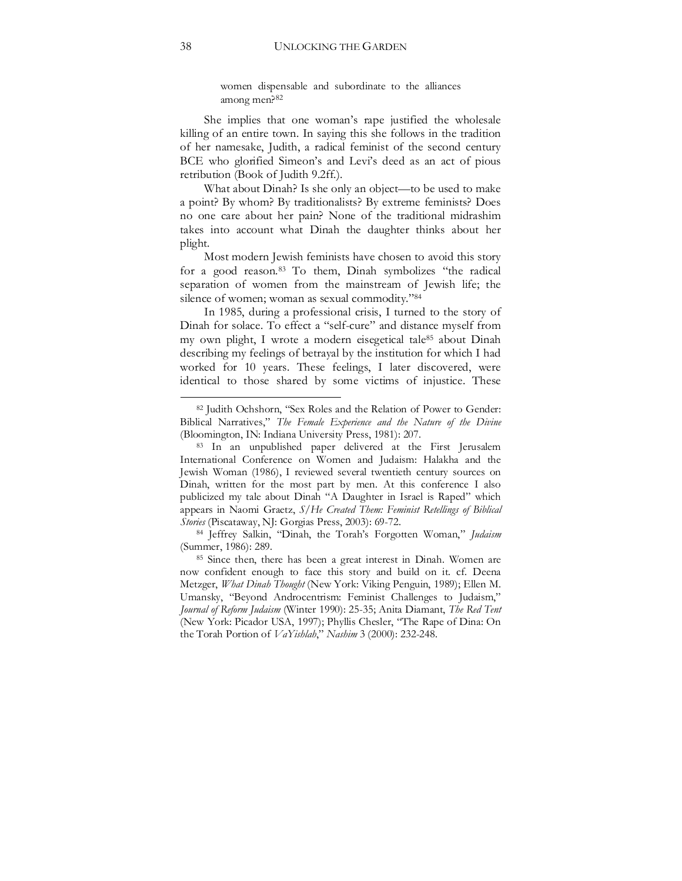> women dispensable and subordinate to the alliances among men?[82]

She implies that one woman's rape justified the wholesale killing of an entire town. In saying this she follows in the tradition of her namesake, Judith, a radical feminist of the second century BCE who glorified Simeon's and Levi's deed as an act of pious retribution (Book of Judith 9.2ff.).

What about Dinah? Is she only an object—to be used to make a point? By whom? By traditionalists? By extreme feminists? Does no one care about her pain? None of the traditional midrashim takes into account what Dinah the daughter thinks about her plight.

Most modern Jewish feminists have chosen to avoid this story for a good reason.[83] To them, Dinah symbolizes "the radical separation of women from the mainstream of Jewish life; the silence of women; woman as sexual commodity."[84]

In 1985, during a professional crisis, I turned to the story of Dinah for solace. To effect a "self-cure" and distance myself from my own plight, I wrote a modern eisegetical tale[85] about Dinah describing my feelings of betrayal by the institution for which I had worked for 10 years. These feelings, I later discovered, were identical to those shared by some victims of injustice. These

---

[82] Judith Ochshorn, "Sex Roles and the Relation of Power to Gender: Biblical Narratives," *The Female Experience and the Nature of the Divine* (Bloomington, IN: Indiana University Press, 1981): 207.

[83] In an unpublished paper delivered at the First Jerusalem International Conference on Women and Judaism: Halakha and the Jewish Woman (1986), I reviewed several twentieth century sources on Dinah, written for the most part by men. At this conference I also publicized my tale about Dinah "A Daughter in Israel is Raped" which appears in Naomi Graetz, *S/He Created Them: Feminist Retellings of Biblical Stories* (Piscataway, NJ: Gorgias Press, 2003): 69-72.

[84] Jeffrey Salkin, "Dinah, the Torah's Forgotten Woman," *Judaism* (Summer, 1986): 289.

[85] Since then, there has been a great interest in Dinah. Women are now confident enough to face this story and build on it. cf. Deena Metzger, *What Dinah Thought* (New York: Viking Penguin, 1989); Ellen M. Umansky, "Beyond Androcentrism: Feminist Challenges to Judaism," *Journal of Reform Judaism* (Winter 1990): 25-35; Anita Diamant, *The Red Tent* (New York: Picador USA, 1997); Phyllis Chesler, "The Rape of Dina: On the Torah Portion of *VaYishlah*," *Nashim* 3 (2000): 232-248.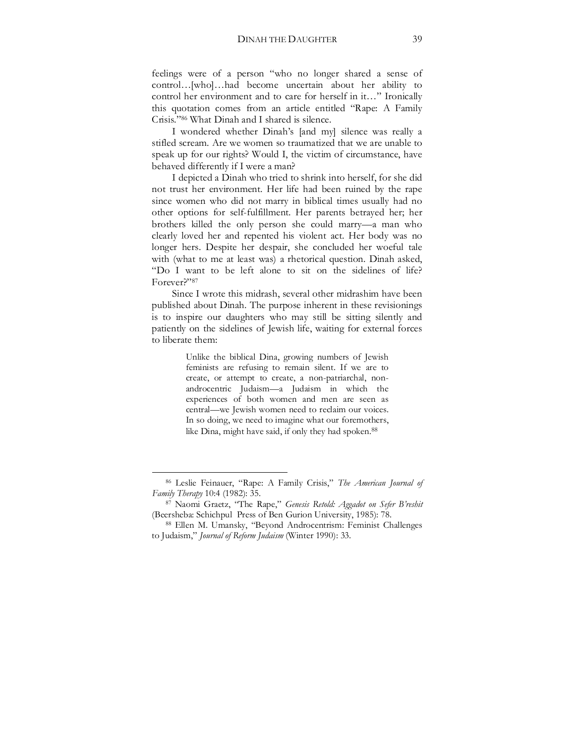feelings were of a person "who no longer shared a sense of control…[who]…had become uncertain about her ability to control her environment and to care for herself in it…" Ironically this quotation comes from an article entitled "Rape: A Family Crisis."[86] What Dinah and I shared is silence.

I wondered whether Dinah's [and my] silence was really a stifled scream. Are we women so traumatized that we are unable to speak up for our rights? Would I, the victim of circumstance, have behaved differently if I were a man?

I depicted a Dinah who tried to shrink into herself, for she did not trust her environment. Her life had been ruined by the rape since women who did not marry in biblical times usually had no other options for self-fulfillment. Her parents betrayed her; her brothers killed the only person she could marry—a man who clearly loved her and repented his violent act. Her body was no longer hers. Despite her despair, she concluded her woeful tale with (what to me at least was) a rhetorical question. Dinah asked, "Do I want to be left alone to sit on the sidelines of life? Forever?"[87]

Since I wrote this midrash, several other midrashim have been published about Dinah. The purpose inherent in these revisionings is to inspire our daughters who may still be sitting silently and patiently on the sidelines of Jewish life, waiting for external forces to liberate them:

> Unlike the biblical Dina, growing numbers of Jewish feminists are refusing to remain silent. If we are to create, or attempt to create, a non-patriarchal, non-androcentric Judaism—a Judaism in which the experiences of both women and men are seen as central—we Jewish women need to reclaim our voices. In so doing, we need to imagine what our foremothers, like Dina, might have said, if only they had spoken.[88]

---

[86] Leslie Feinauer, "Rape: A Family Crisis," *The American Journal of Family Therapy* 10:4 (1982): 35.

[87] Naomi Graetz, "The Rape," *Genesis Retold: Aggadot on Sefer B'reshit* (Beersheba: Schichpul Press of Ben Gurion University, 1985): 78.

[88] Ellen M. Umansky, "Beyond Androcentrism: Feminist Challenges to Judaism," *Journal of Reform Judaism* (Winter 1990): 33.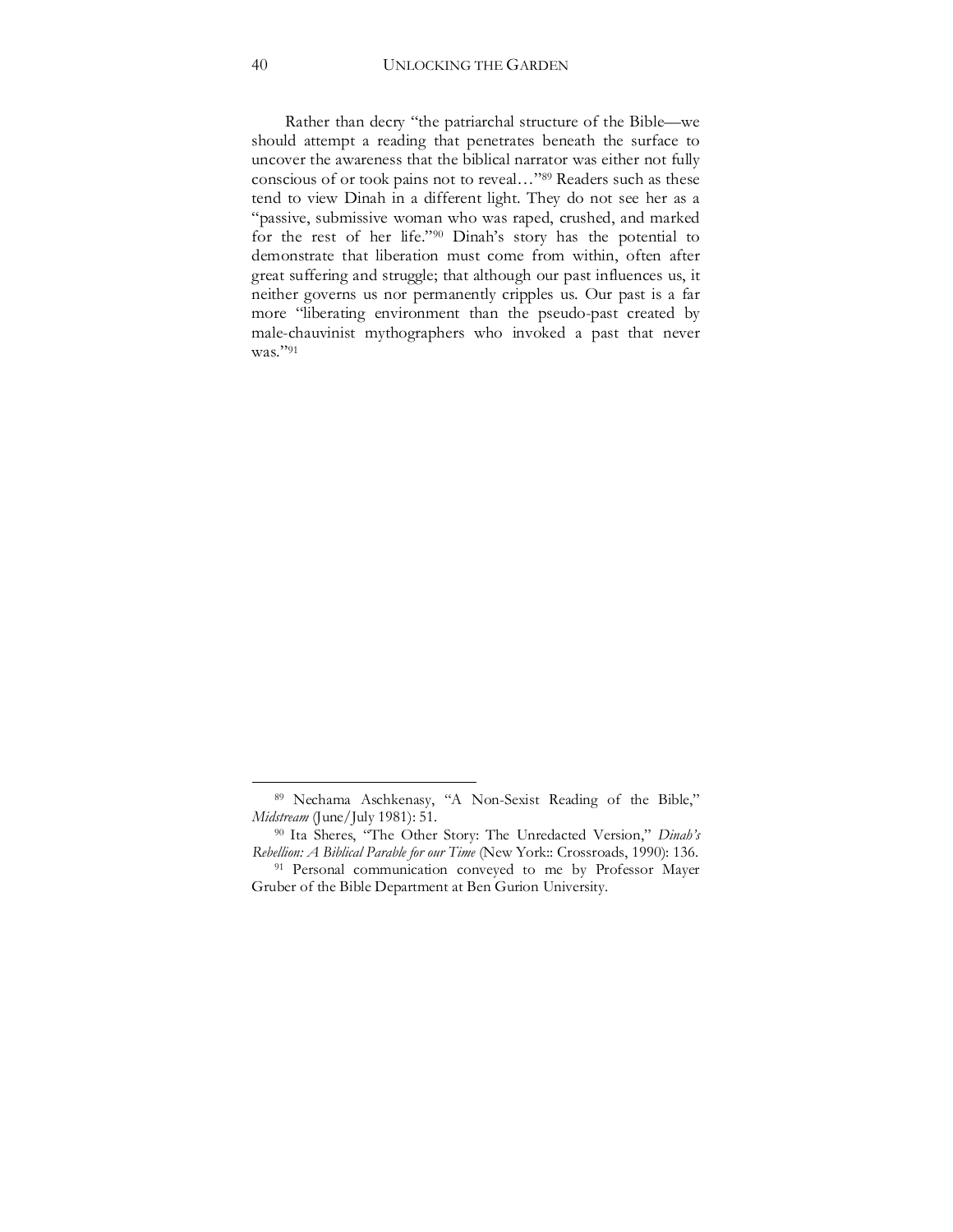Rather than decry "the patriarchal structure of the Bible—we should attempt a reading that penetrates beneath the surface to uncover the awareness that the biblical narrator was either not fully conscious of or took pains not to reveal…"[89] Readers such as these tend to view Dinah in a different light. They do not see her as a "passive, submissive woman who was raped, crushed, and marked for the rest of her life."[90] Dinah's story has the potential to demonstrate that liberation must come from within, often after great suffering and struggle; that although our past influences us, it neither governs us nor permanently cripples us. Our past is a far more "liberating environment than the pseudo-past created by male-chauvinist mythographers who invoked a past that never was."[91]

---

[89] Nechama Aschkenasy, "A Non-Sexist Reading of the Bible," *Midstream* (June/July 1981): 51.

[90] Ita Sheres, "The Other Story: The Unredacted Version," *Dinah's Rebellion: A Biblical Parable for our Time* (New York:: Crossroads, 1990): 136.

[91] Personal communication conveyed to me by Professor Mayer Gruber of the Bible Department at Ben Gurion University.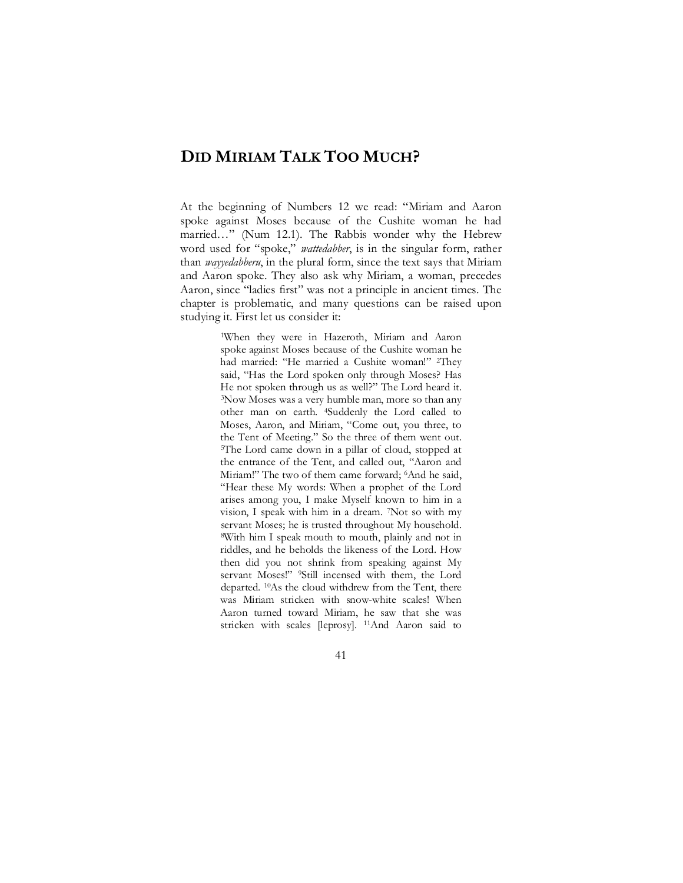# DID MIRIAM TALK TOO MUCH?

At the beginning of Numbers 12 we read: "Miriam and Aaron spoke against Moses because of the Cushite woman he had married…" (Num 12.1). The Rabbis wonder why the Hebrew word used for "spoke," *wattedabber*, is in the singular form, rather than *wayyedabberu*, in the plural form, since the text says that Miriam and Aaron spoke. They also ask why Miriam, a woman, precedes Aaron, since "ladies first" was not a principle in ancient times. The chapter is problematic, and many questions can be raised upon studying it. First let us consider it:

> [1]When they were in Hazeroth, Miriam and Aaron spoke against Moses because of the Cushite woman he had married: "He married a Cushite woman!" [2]They said, "Has the Lord spoken only through Moses? Has He not spoken through us as well?" The Lord heard it. [3]Now Moses was a very humble man, more so than any other man on earth. [4]Suddenly the Lord called to Moses, Aaron, and Miriam, "Come out, you three, to the Tent of Meeting." So the three of them went out. [5]The Lord came down in a pillar of cloud, stopped at the entrance of the Tent, and called out, "Aaron and Miriam!" The two of them came forward; [6]And he said, "Hear these My words: When a prophet of the Lord arises among you, I make Myself known to him in a vision, I speak with him in a dream. [7]Not so with my servant Moses; he is trusted throughout My household. [8]With him I speak mouth to mouth, plainly and not in riddles, and he beholds the likeness of the Lord. How then did you not shrink from speaking against My servant Moses!" [9]Still incensed with them, the Lord departed. [10]As the cloud withdrew from the Tent, there was Miriam stricken with snow-white scales! When Aaron turned toward Miriam, he saw that she was stricken with scales [leprosy]. [11]And Aaron said to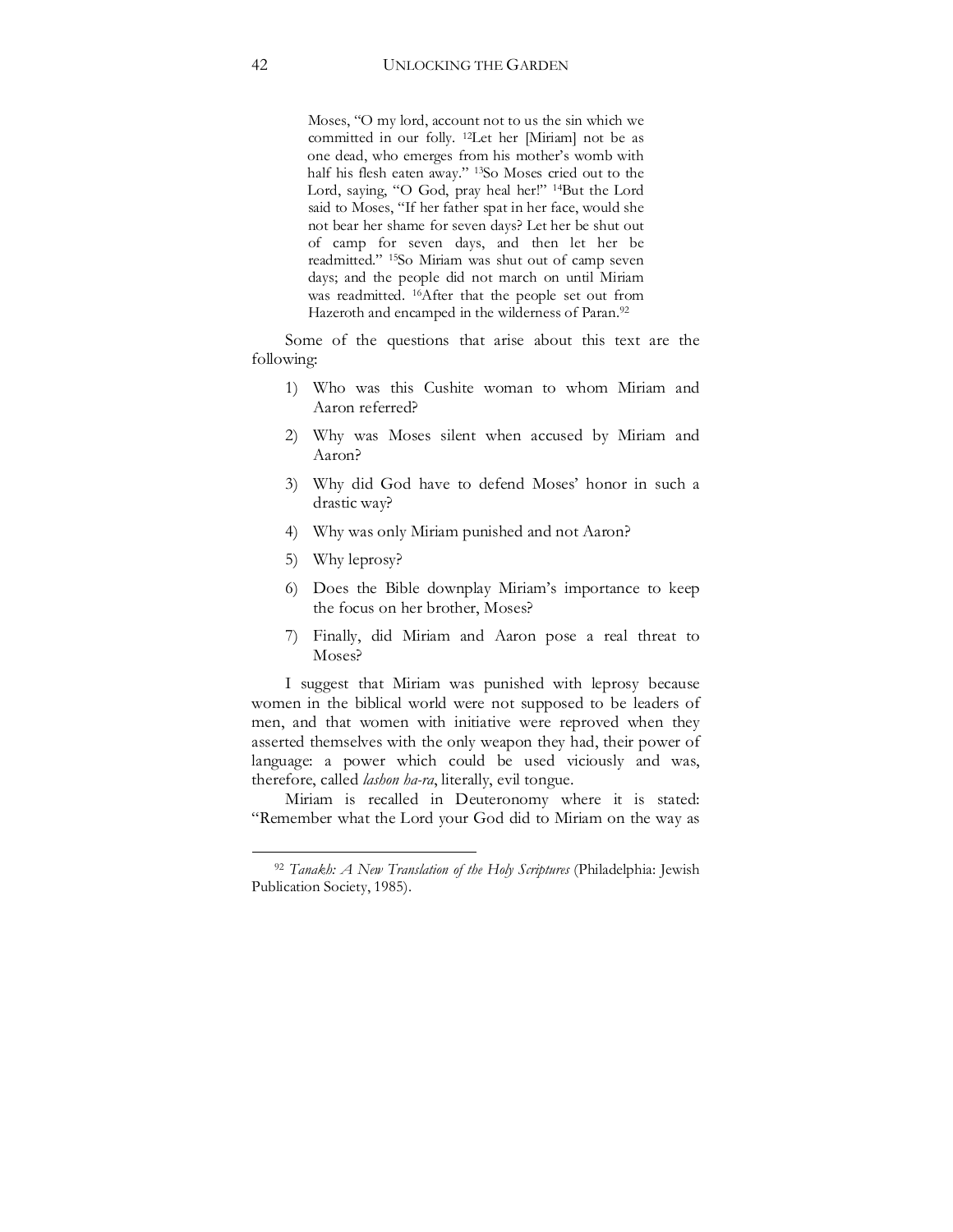> Moses, "O my lord, account not to us the sin which we committed in our folly. [12]Let her [Miriam] not be as one dead, who emerges from his mother's womb with half his flesh eaten away." [13]So Moses cried out to the Lord, saying, "O God, pray heal her!" [14]But the Lord said to Moses, "If her father spat in her face, would she not bear her shame for seven days? Let her be shut out of camp for seven days, and then let her be readmitted." [15]So Miriam was shut out of camp seven days; and the people did not march on until Miriam was readmitted. [16]After that the people set out from Hazeroth and encamped in the wilderness of Paran.[92]

Some of the questions that arise about this text are the following:

1) Who was this Cushite woman to whom Miriam and Aaron referred?
2) Why was Moses silent when accused by Miriam and Aaron?
3) Why did God have to defend Moses' honor in such a drastic way?
4) Why was only Miriam punished and not Aaron?
5) Why leprosy?
6) Does the Bible downplay Miriam's importance to keep the focus on her brother, Moses?
7) Finally, did Miriam and Aaron pose a real threat to Moses?

I suggest that Miriam was punished with leprosy because women in the biblical world were not supposed to be leaders of men, and that women with initiative were reproved when they asserted themselves with the only weapon they had, their power of language: a power which could be used viciously and was, therefore, called *lashon ha-ra*, literally, evil tongue.

Miriam is recalled in Deuteronomy where it is stated: "Remember what the Lord your God did to Miriam on the way as

---

[92] *Tanakh: A New Translation of the Holy Scriptures* (Philadelphia: Jewish Publication Society, 1985).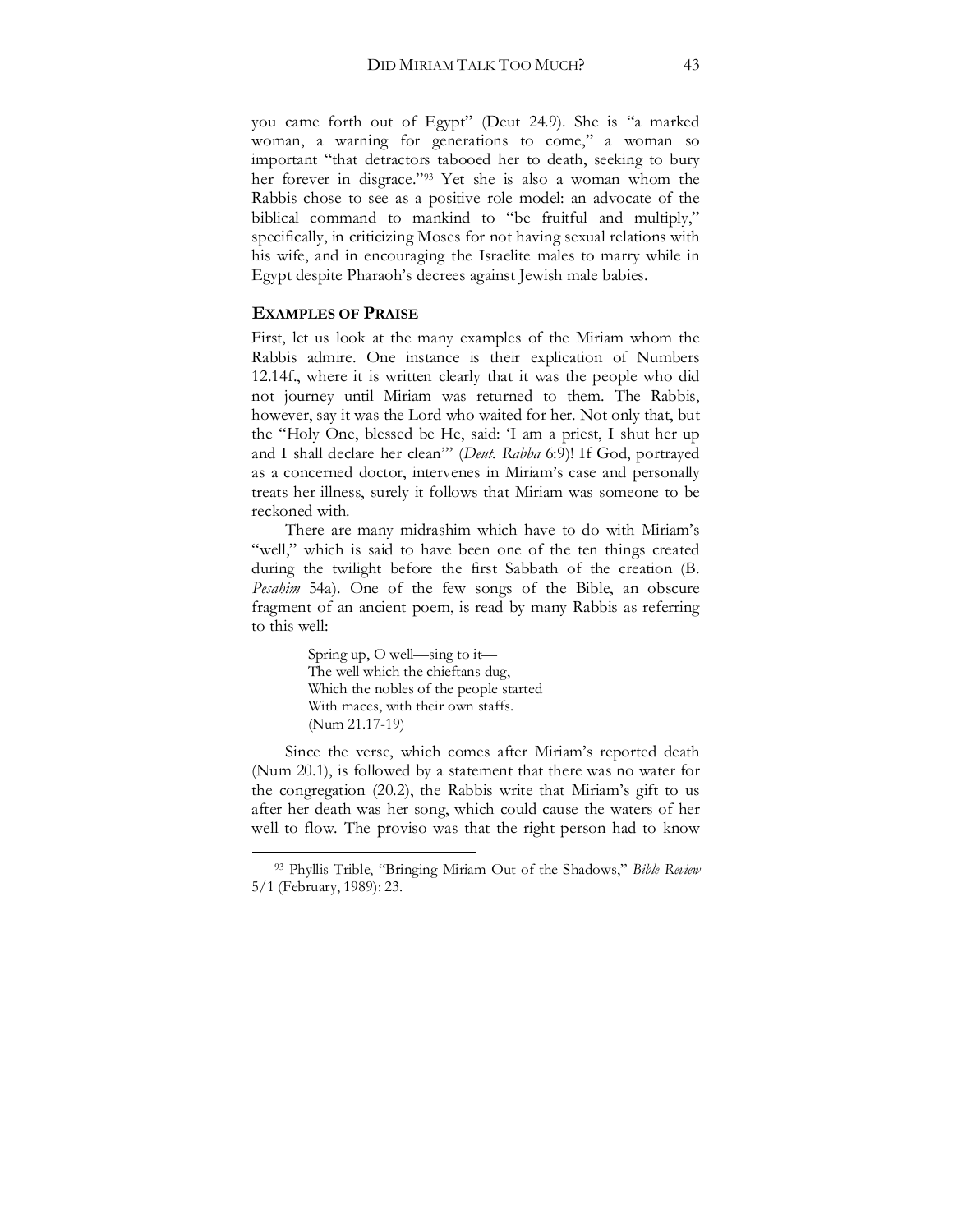you came forth out of Egypt" (Deut 24.9). She is "a marked woman, a warning for generations to come," a woman so important "that detractors tabooed her to death, seeking to bury her forever in disgrace."[93] Yet she is also a woman whom the Rabbis chose to see as a positive role model: an advocate of the biblical command to mankind to "be fruitful and multiply," specifically, in criticizing Moses for not having sexual relations with his wife, and in encouraging the Israelite males to marry while in Egypt despite Pharaoh's decrees against Jewish male babies.

## EXAMPLES OF PRAISE

First, let us look at the many examples of the Miriam whom the Rabbis admire. One instance is their explication of Numbers 12.14f., where it is written clearly that it was the people who did not journey until Miriam was returned to them. The Rabbis, however, say it was the Lord who waited for her. Not only that, but the "Holy One, blessed be He, said: 'I am a priest, I shut her up and I shall declare her clean'" (*Deut. Rabba* 6:9)! If God, portrayed as a concerned doctor, intervenes in Miriam's case and personally treats her illness, surely it follows that Miriam was someone to be reckoned with.

There are many midrashim which have to do with Miriam's "well," which is said to have been one of the ten things created during the twilight before the first Sabbath of the creation (B. *Pesahim* 54a). One of the few songs of the Bible, an obscure fragment of an ancient poem, is read by many Rabbis as referring to this well:

> Spring up, O well—sing to it—
> The well which the chieftans dug,
> Which the nobles of the people started
> With maces, with their own staffs.
> (Num 21.17-19)

Since the verse, which comes after Miriam's reported death (Num 20.1), is followed by a statement that there was no water for the congregation (20.2), the Rabbis write that Miriam's gift to us after her death was her song, which could cause the waters of her well to flow. The proviso was that the right person had to know

[93] Phyllis Trible, "Bringing Miriam Out of the Shadows," *Bible Review* 5/1 (February, 1989): 23.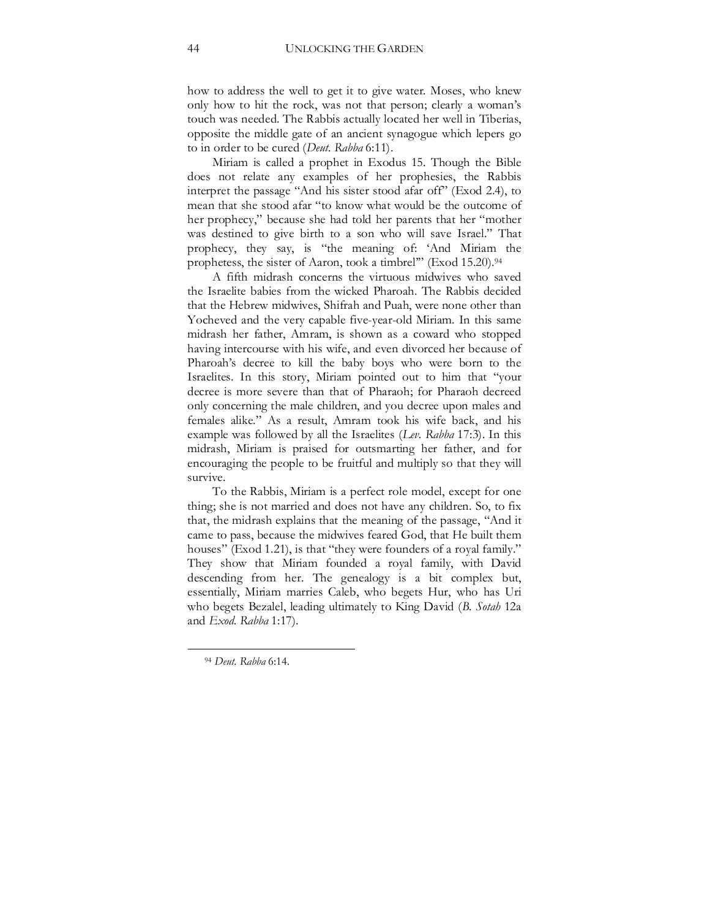how to address the well to get it to give water. Moses, who knew only how to hit the rock, was not that person; clearly a woman's touch was needed. The Rabbis actually located her well in Tiberias, opposite the middle gate of an ancient synagogue which lepers go to in order to be cured (*Deut. Rabba* 6:11).

Miriam is called a prophet in Exodus 15. Though the Bible does not relate any examples of her prophesies, the Rabbis interpret the passage "And his sister stood afar off" (Exod 2.4), to mean that she stood afar "to know what would be the outcome of her prophecy," because she had told her parents that her "mother was destined to give birth to a son who will save Israel." That prophecy, they say, is "the meaning of: 'And Miriam the prophetess, the sister of Aaron, took a timbrel'" (Exod 15.20).[94]

A fifth midrash concerns the virtuous midwives who saved the Israelite babies from the wicked Pharoah. The Rabbis decided that the Hebrew midwives, Shifrah and Puah, were none other than Yocheved and the very capable five-year-old Miriam. In this same midrash her father, Amram, is shown as a coward who stopped having intercourse with his wife, and even divorced her because of Pharoah's decree to kill the baby boys who were born to the Israelites. In this story, Miriam pointed out to him that "your decree is more severe than that of Pharaoh; for Pharaoh decreed only concerning the male children, and you decree upon males and females alike." As a result, Amram took his wife back, and his example was followed by all the Israelites (*Lev. Rabba* 17:3). In this midrash, Miriam is praised for outsmarting her father, and for encouraging the people to be fruitful and multiply so that they will survive.

To the Rabbis, Miriam is a perfect role model, except for one thing; she is not married and does not have any children. So, to fix that, the midrash explains that the meaning of the passage, "And it came to pass, because the midwives feared God, that He built them houses" (Exod 1.21), is that "they were founders of a royal family." They show that Miriam founded a royal family, with David descending from her. The genealogy is a bit complex but, essentially, Miriam marries Caleb, who begets Hur, who has Uri who begets Bezalel, leading ultimately to King David (*B. Sotah* 12a and *Exod. Rabba* 1:17).

---

[94] *Deut. Rabba* 6:14.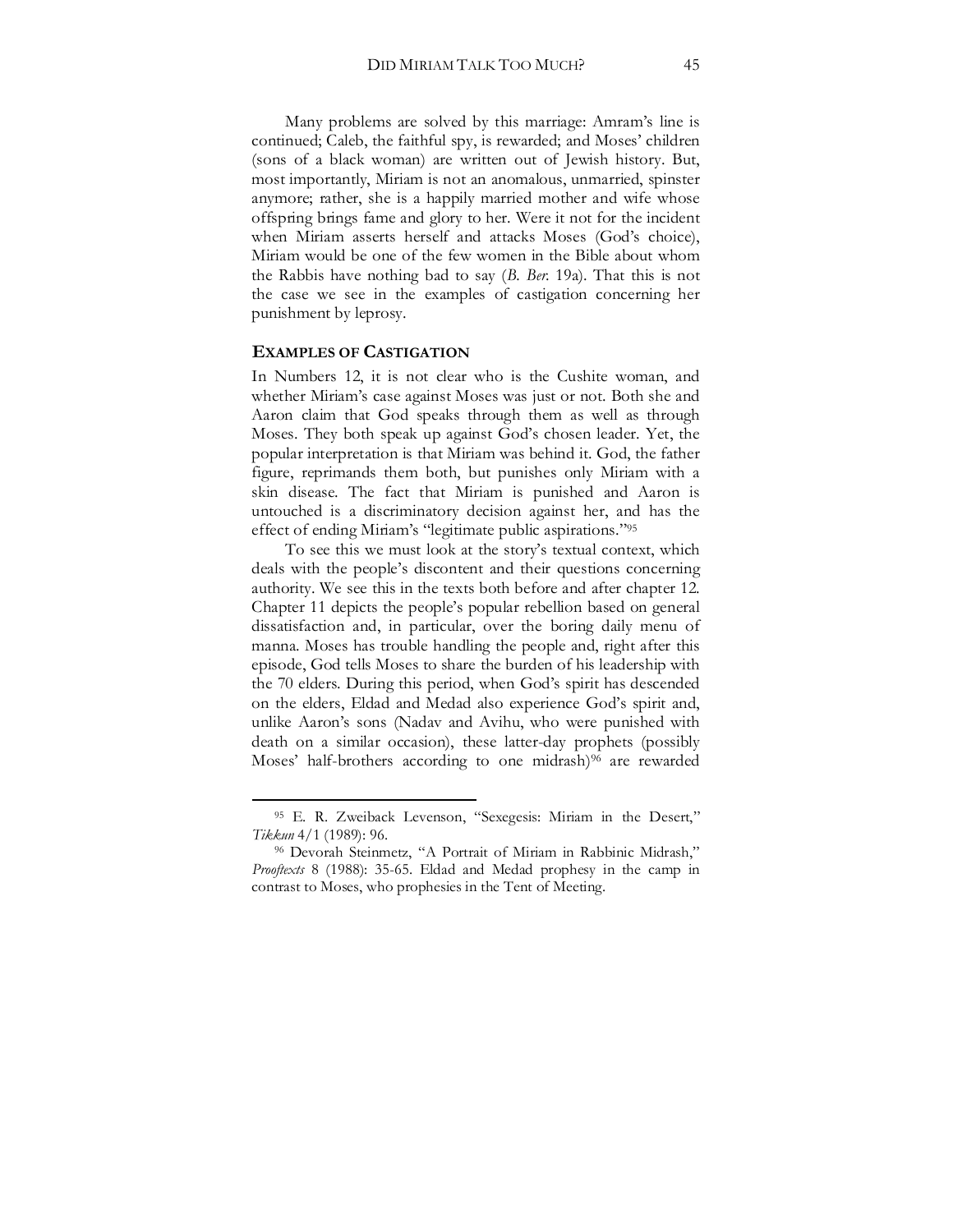Many problems are solved by this marriage: Amram's line is continued; Caleb, the faithful spy, is rewarded; and Moses' children (sons of a black woman) are written out of Jewish history. But, most importantly, Miriam is not an anomalous, unmarried, spinster anymore; rather, she is a happily married mother and wife whose offspring brings fame and glory to her. Were it not for the incident when Miriam asserts herself and attacks Moses (God's choice), Miriam would be one of the few women in the Bible about whom the Rabbis have nothing bad to say (*B. Ber.* 19a). That this is not the case we see in the examples of castigation concerning her punishment by leprosy.

## EXAMPLES OF CASTIGATION

In Numbers 12, it is not clear who is the Cushite woman, and whether Miriam's case against Moses was just or not. Both she and Aaron claim that God speaks through them as well as through Moses. They both speak up against God's chosen leader. Yet, the popular interpretation is that Miriam was behind it. God, the father figure, reprimands them both, but punishes only Miriam with a skin disease. The fact that Miriam is punished and Aaron is untouched is a discriminatory decision against her, and has the effect of ending Miriam's "legitimate public aspirations."[95]

To see this we must look at the story's textual context, which deals with the people's discontent and their questions concerning authority. We see this in the texts both before and after chapter 12. Chapter 11 depicts the people's popular rebellion based on general dissatisfaction and, in particular, over the boring daily menu of manna. Moses has trouble handling the people and, right after this episode, God tells Moses to share the burden of his leadership with the 70 elders. During this period, when God's spirit has descended on the elders, Eldad and Medad also experience God's spirit and, unlike Aaron's sons (Nadav and Avihu, who were punished with death on a similar occasion), these latter-day prophets (possibly Moses' half-brothers according to one midrash)[96] are rewarded

---

[95] E. R. Zweiback Levenson, "Sexegesis: Miriam in the Desert," *Tikkun* 4/1 (1989): 96.

[96] Devorah Steinmetz, "A Portrait of Miriam in Rabbinic Midrash," *Prooftexts* 8 (1988): 35-65. Eldad and Medad prophesy in the camp in contrast to Moses, who prophesies in the Tent of Meeting.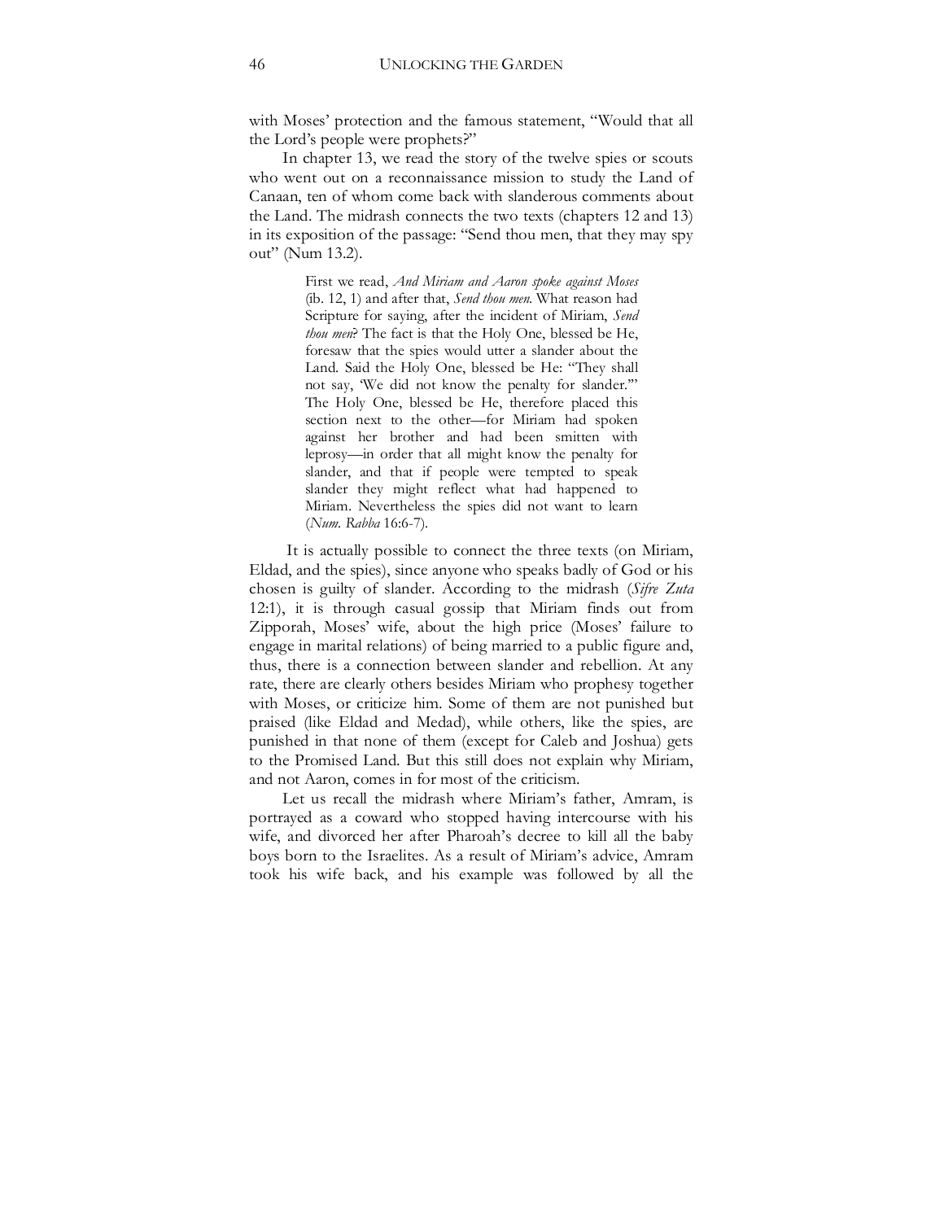with Moses' protection and the famous statement, "Would that all the Lord's people were prophets?"

In chapter 13, we read the story of the twelve spies or scouts who went out on a reconnaissance mission to study the Land of Canaan, ten of whom come back with slanderous comments about the Land. The midrash connects the two texts (chapters 12 and 13) in its exposition of the passage: "Send thou men, that they may spy out" (Num 13.2).

> First we read, *And Miriam and Aaron spoke against Moses* (ib. 12, 1) and after that, *Send thou men*. What reason had Scripture for saying, after the incident of Miriam, *Send thou men*? The fact is that the Holy One, blessed be He, foresaw that the spies would utter a slander about the Land. Said the Holy One, blessed be He: "They shall not say, 'We did not know the penalty for slander.'" The Holy One, blessed be He, therefore placed this section next to the other—for Miriam had spoken against her brother and had been smitten with leprosy—in order that all might know the penalty for slander, and that if people were tempted to speak slander they might reflect what had happened to Miriam. Nevertheless the spies did not want to learn (*Num. Rabba* 16:6-7).

It is actually possible to connect the three texts (on Miriam, Eldad, and the spies), since anyone who speaks badly of God or his chosen is guilty of slander. According to the midrash (*Sifre Zuta* 12:1), it is through casual gossip that Miriam finds out from Zipporah, Moses' wife, about the high price (Moses' failure to engage in marital relations) of being married to a public figure and, thus, there is a connection between slander and rebellion. At any rate, there are clearly others besides Miriam who prophesy together with Moses, or criticize him. Some of them are not punished but praised (like Eldad and Medad), while others, like the spies, are punished in that none of them (except for Caleb and Joshua) gets to the Promised Land. But this still does not explain why Miriam, and not Aaron, comes in for most of the criticism.

Let us recall the midrash where Miriam's father, Amram, is portrayed as a coward who stopped having intercourse with his wife, and divorced her after Pharoah's decree to kill all the baby boys born to the Israelites. As a result of Miriam's advice, Amram took his wife back, and his example was followed by all the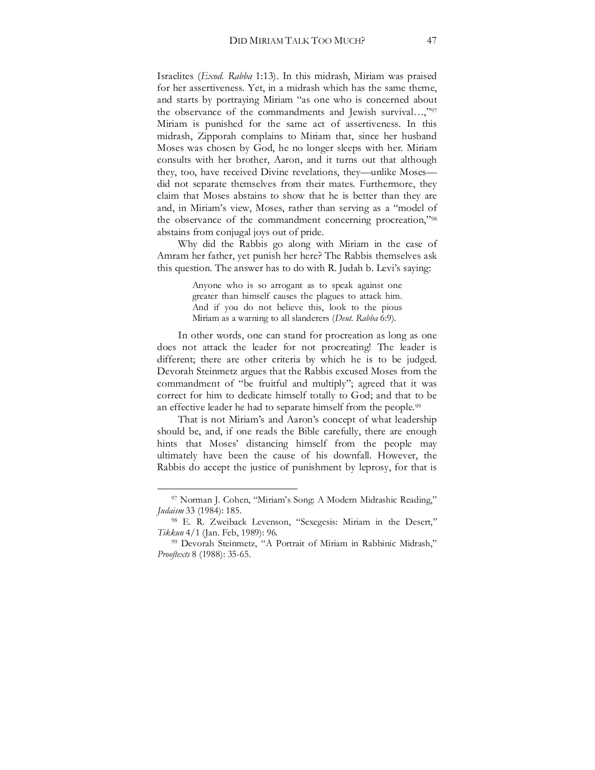Israelites (*Exod. Rabba* 1:13). In this midrash, Miriam was praised for her assertiveness. Yet, in a midrash which has the same theme, and starts by portraying Miriam "as one who is concerned about the observance of the commandments and Jewish survival…,"[97] Miriam is punished for the same act of assertiveness. In this midrash, Zipporah complains to Miriam that, since her husband Moses was chosen by God, he no longer sleeps with her. Miriam consults with her brother, Aaron, and it turns out that although they, too, have received Divine revelations, they—unlike Moses—did not separate themselves from their mates. Furthermore, they claim that Moses abstains to show that he is better than they are and, in Miriam's view, Moses, rather than serving as a "model of the observance of the commandment concerning procreation,"[98] abstains from conjugal joys out of pride.

Why did the Rabbis go along with Miriam in the case of Amram her father, yet punish her here? The Rabbis themselves ask this question. The answer has to do with R. Judah b. Levi's saying:

> Anyone who is so arrogant as to speak against one greater than himself causes the plagues to attack him. And if you do not believe this, look to the pious Miriam as a warning to all slanderers (*Deut. Rabba* 6:9).

In other words, one can stand for procreation as long as one does not attack the leader for not procreating! The leader is different; there are other criteria by which he is to be judged. Devorah Steinmetz argues that the Rabbis excused Moses from the commandment of "be fruitful and multiply"; agreed that it was correct for him to dedicate himself totally to God; and that to be an effective leader he had to separate himself from the people.[99]

That is not Miriam's and Aaron's concept of what leadership should be, and, if one reads the Bible carefully, there are enough hints that Moses' distancing himself from the people may ultimately have been the cause of his downfall. However, the Rabbis do accept the justice of punishment by leprosy, for that is

---

[97] Norman J. Cohen, "Miriam's Song: A Modern Midrashic Reading," *Judaism* 33 (1984): 185.

[98] E. R. Zweiback Levenson, "Sexegesis: Miriam in the Desert," *Tikkun* 4/1 (Jan. Feb, 1989): 96.

[99] Devorah Steinmetz, "A Portrait of Miriam in Rabbinic Midrash," *Prooftexts* 8 (1988): 35-65.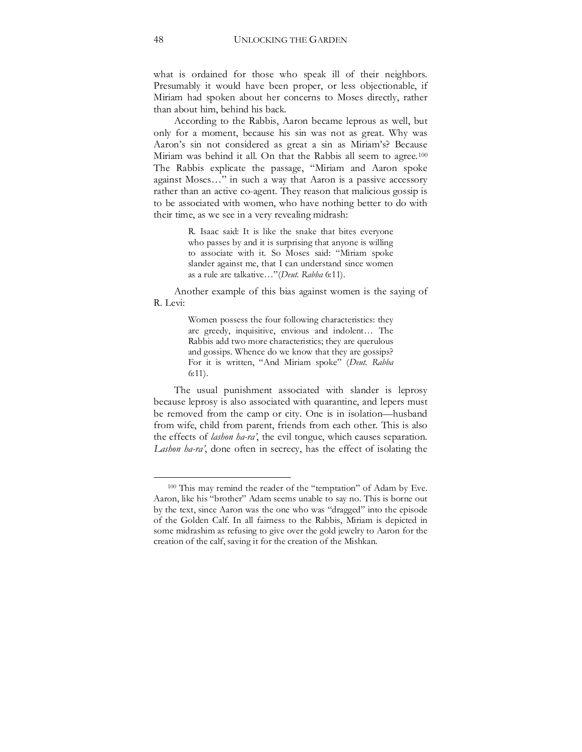what is ordained for those who speak ill of their neighbors. Presumably it would have been proper, or less objectionable, if Miriam had spoken about her concerns to Moses directly, rather than about him, behind his back.

According to the Rabbis, Aaron became leprous as well, but only for a moment, because his sin was not as great. Why was Aaron's sin not considered as great a sin as Miriam's? Because Miriam was behind it all. On that the Rabbis all seem to agree.[100] The Rabbis explicate the passage, "Miriam and Aaron spoke against Moses…" in such a way that Aaron is a passive accessory rather than an active co-agent. They reason that malicious gossip is to be associated with women, who have nothing better to do with their time, as we see in a very revealing midrash:

> R. Isaac said: It is like the snake that bites everyone who passes by and it is surprising that anyone is willing to associate with it. So Moses said: "Miriam spoke slander against me, that I can understand since women as a rule are talkative…"(*Deut. Rabba* 6:11).

Another example of this bias against women is the saying of R. Levi:

> Women possess the four following characteristics: they are greedy, inquisitive, envious and indolent… The Rabbis add two more characteristics; they are querulous and gossips. Whence do we know that they are gossips? For it is written, "And Miriam spoke" (*Deut. Rabba* 6:11).

The usual punishment associated with slander is leprosy because leprosy is also associated with quarantine, and lepers must be removed from the camp or city. One is in isolation—husband from wife, child from parent, friends from each other. This is also the effects of *lashon ha-ra'*, the evil tongue, which causes separation. *Lashon ha-ra'*, done often in secrecy, has the effect of isolating the

---

[100] This may remind the reader of the "temptation" of Adam by Eve. Aaron, like his "brother" Adam seems unable to say no. This is borne out by the text, since Aaron was the one who was "dragged" into the episode of the Golden Calf. In all fairness to the Rabbis, Miriam is depicted in some midrashim as refusing to give over the gold jewelry to Aaron for the creation of the calf, saving it for the creation of the Mishkan.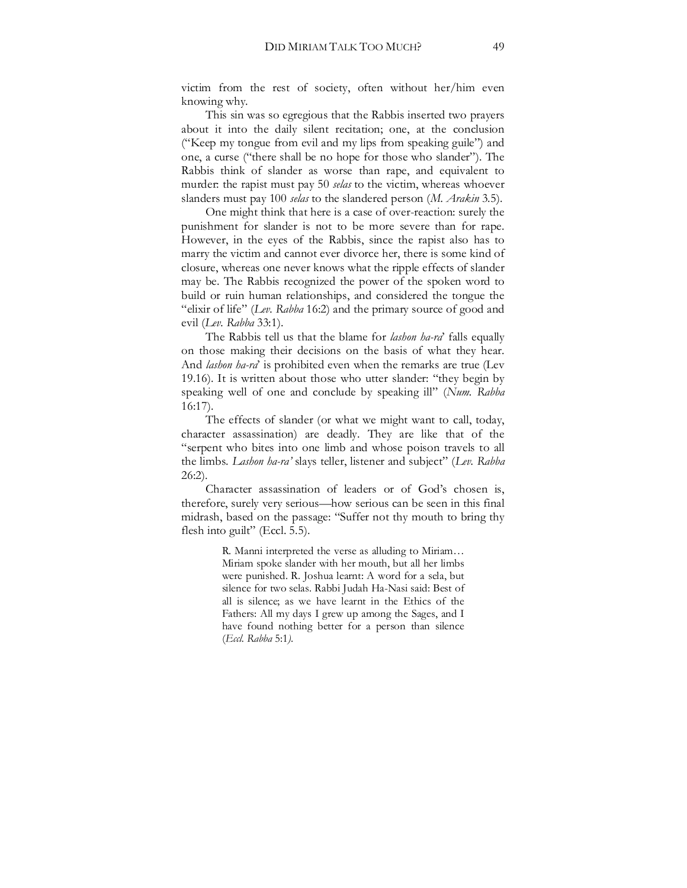victim from the rest of society, often without her/him even knowing why.

This sin was so egregious that the Rabbis inserted two prayers about it into the daily silent recitation; one, at the conclusion ("Keep my tongue from evil and my lips from speaking guile") and one, a curse ("there shall be no hope for those who slander"). The Rabbis think of slander as worse than rape, and equivalent to murder: the rapist must pay 50 *selas* to the victim, whereas whoever slanders must pay 100 *selas* to the slandered person (*M. Arakin* 3.5).

One might think that here is a case of over-reaction: surely the punishment for slander is not to be more severe than for rape. However, in the eyes of the Rabbis, since the rapist also has to marry the victim and cannot ever divorce her, there is some kind of closure, whereas one never knows what the ripple effects of slander may be. The Rabbis recognized the power of the spoken word to build or ruin human relationships, and considered the tongue the "elixir of life" (*Lev. Rabba* 16:2) and the primary source of good and evil (*Lev. Rabba* 33:1).

The Rabbis tell us that the blame for *lashon ha-ra'* falls equally on those making their decisions on the basis of what they hear. And *lashon ha-ra'* is prohibited even when the remarks are true (Lev 19.16). It is written about those who utter slander: "they begin by speaking well of one and conclude by speaking ill" (*Num. Rabba* 16:17).

The effects of slander (or what we might want to call, today, character assassination) are deadly. They are like that of the "serpent who bites into one limb and whose poison travels to all the limbs. *Lashon ha-ra'* slays teller, listener and subject" (*Lev. Rabba* 26:2).

Character assassination of leaders or of God's chosen is, therefore, surely very serious—how serious can be seen in this final midrash, based on the passage: "Suffer not thy mouth to bring thy flesh into guilt" (Eccl. 5.5).

> R. Manni interpreted the verse as alluding to Miriam… Miriam spoke slander with her mouth, but all her limbs were punished. R. Joshua learnt: A word for a sela, but silence for two selas. Rabbi Judah Ha-Nasi said: Best of all is silence; as we have learnt in the Ethics of the Fathers: All my days I grew up among the Sages, and I have found nothing better for a person than silence (*Eccl. Rabba* 5:1).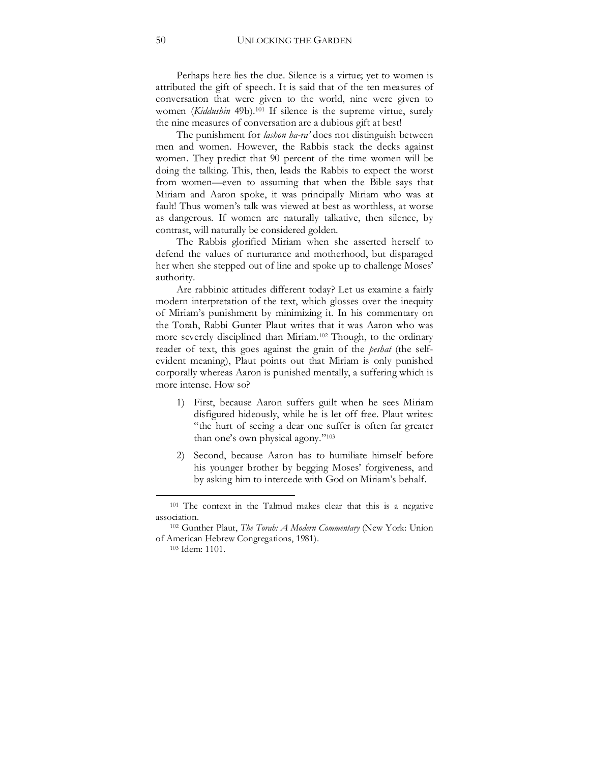Perhaps here lies the clue. Silence is a virtue; yet to women is attributed the gift of speech. It is said that of the ten measures of conversation that were given to the world, nine were given to women (*Kiddushin* 49b).[101] If silence is the supreme virtue, surely the nine measures of conversation are a dubious gift at best!

The punishment for *lashon ha-ra'* does not distinguish between men and women. However, the Rabbis stack the decks against women. They predict that 90 percent of the time women will be doing the talking. This, then, leads the Rabbis to expect the worst from women—even to assuming that when the Bible says that Miriam and Aaron spoke, it was principally Miriam who was at fault! Thus women's talk was viewed at best as worthless, at worse as dangerous. If women are naturally talkative, then silence, by contrast, will naturally be considered golden.

The Rabbis glorified Miriam when she asserted herself to defend the values of nurturance and motherhood, but disparaged her when she stepped out of line and spoke up to challenge Moses' authority.

Are rabbinic attitudes different today? Let us examine a fairly modern interpretation of the text, which glosses over the inequity of Miriam's punishment by minimizing it. In his commentary on the Torah, Rabbi Gunter Plaut writes that it was Aaron who was more severely disciplined than Miriam.[102] Though, to the ordinary reader of text, this goes against the grain of the *peshat* (the self-evident meaning), Plaut points out that Miriam is only punished corporally whereas Aaron is punished mentally, a suffering which is more intense. How so?

1) First, because Aaron suffers guilt when he sees Miriam disfigured hideously, while he is let off free. Plaut writes: "the hurt of seeing a dear one suffer is often far greater than one's own physical agony."[103]

2) Second, because Aaron has to humiliate himself before his younger brother by begging Moses' forgiveness, and by asking him to intercede with God on Miriam's behalf.

---

[101] The context in the Talmud makes clear that this is a negative association.

[102] Gunther Plaut, *The Torah: A Modern Commentary* (New York: Union of American Hebrew Congregations, 1981).

[103] Idem: 1101.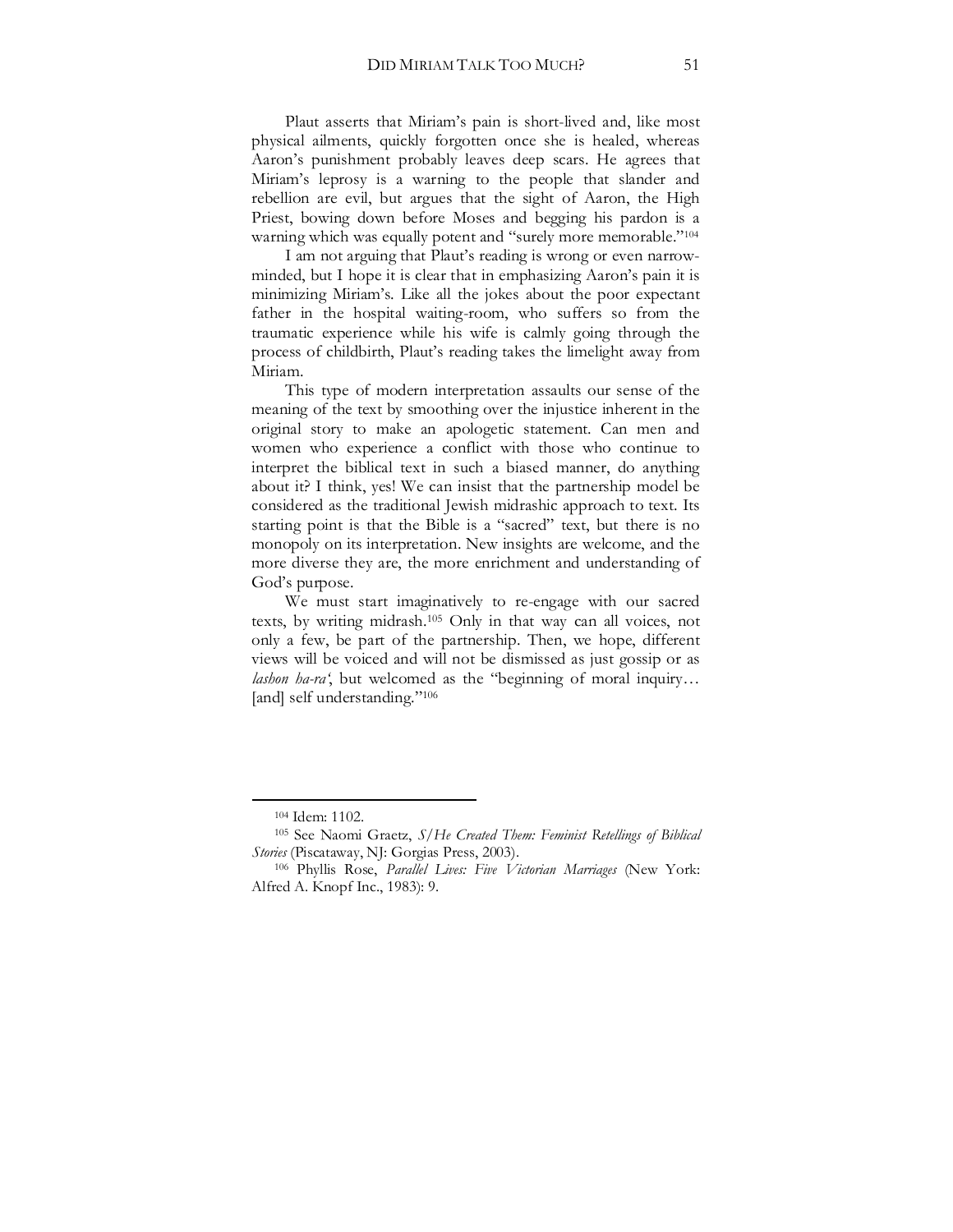Plaut asserts that Miriam's pain is short-lived and, like most physical ailments, quickly forgotten once she is healed, whereas Aaron's punishment probably leaves deep scars. He agrees that Miriam's leprosy is a warning to the people that slander and rebellion are evil, but argues that the sight of Aaron, the High Priest, bowing down before Moses and begging his pardon is a warning which was equally potent and "surely more memorable."[104]

I am not arguing that Plaut's reading is wrong or even narrow-minded, but I hope it is clear that in emphasizing Aaron's pain it is minimizing Miriam's. Like all the jokes about the poor expectant father in the hospital waiting-room, who suffers so from the traumatic experience while his wife is calmly going through the process of childbirth, Plaut's reading takes the limelight away from Miriam.

This type of modern interpretation assaults our sense of the meaning of the text by smoothing over the injustice inherent in the original story to make an apologetic statement. Can men and women who experience a conflict with those who continue to interpret the biblical text in such a biased manner, do anything about it? I think, yes! We can insist that the partnership model be considered as the traditional Jewish midrashic approach to text. Its starting point is that the Bible is a "sacred" text, but there is no monopoly on its interpretation. New insights are welcome, and the more diverse they are, the more enrichment and understanding of God's purpose.

We must start imaginatively to re-engage with our sacred texts, by writing midrash.[105] Only in that way can all voices, not only a few, be part of the partnership. Then, we hope, different views will be voiced and will not be dismissed as just gossip or as *lashon ha-ra'*, but welcomed as the "beginning of moral inquiry… [and] self understanding."[106]

---

[104] Idem: 1102.

[105] See Naomi Graetz, *S/He Created Them: Feminist Retellings of Biblical Stories* (Piscataway, NJ: Gorgias Press, 2003).

[106] Phyllis Rose, *Parallel Lives: Five Victorian Marriages* (New York: Alfred A. Knopf Inc., 1983): 9.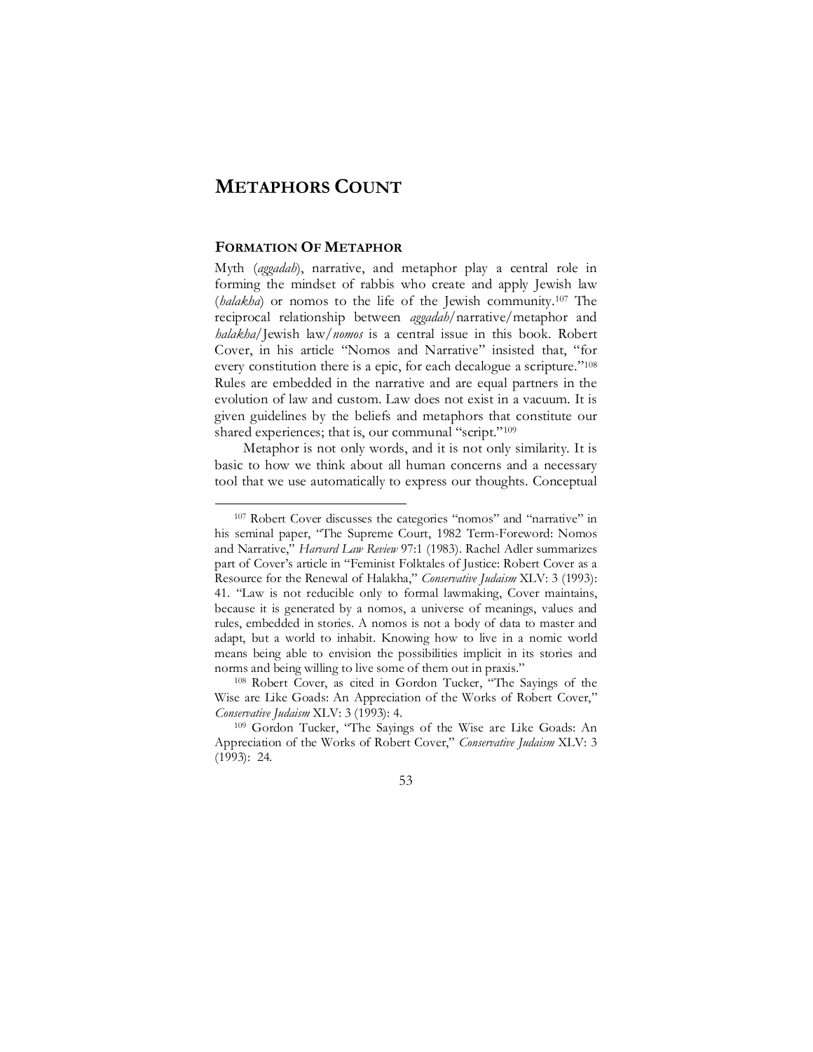# METAPHORS COUNT

## FORMATION OF METAPHOR

Myth (*aggadah*), narrative, and metaphor play a central role in forming the mindset of rabbis who create and apply Jewish law (*halakha*) or nomos to the life of the Jewish community.[107] The reciprocal relationship between *aggadah*/narrative/metaphor and *halakha*/Jewish law/*nomos* is a central issue in this book. Robert Cover, in his article "Nomos and Narrative" insisted that, "for every constitution there is a epic, for each decalogue a scripture."[108] Rules are embedded in the narrative and are equal partners in the evolution of law and custom. Law does not exist in a vacuum. It is given guidelines by the beliefs and metaphors that constitute our shared experiences; that is, our communal "script."[109]

Metaphor is not only words, and it is not only similarity. It is basic to how we think about all human concerns and a necessary tool that we use automatically to express our thoughts. Conceptual

---

[107] Robert Cover discusses the categories "nomos" and "narrative" in his seminal paper, "The Supreme Court, 1982 Term-Foreword: Nomos and Narrative," *Harvard Law Review* 97:1 (1983). Rachel Adler summarizes part of Cover's article in "Feminist Folktales of Justice: Robert Cover as a Resource for the Renewal of Halakha," *Conservative Judaism* XLV: 3 (1993): 41. "Law is not reducible only to formal lawmaking, Cover maintains, because it is generated by a nomos, a universe of meanings, values and rules, embedded in stories. A nomos is not a body of data to master and adapt, but a world to inhabit. Knowing how to live in a nomic world means being able to envision the possibilities implicit in its stories and norms and being willing to live some of them out in praxis."

[108] Robert Cover, as cited in Gordon Tucker, "The Sayings of the Wise are Like Goads: An Appreciation of the Works of Robert Cover," *Conservative Judaism* XLV: 3 (1993): 4.

[109] Gordon Tucker, "The Sayings of the Wise are Like Goads: An Appreciation of the Works of Robert Cover," *Conservative Judaism* XLV: 3 (1993): 24.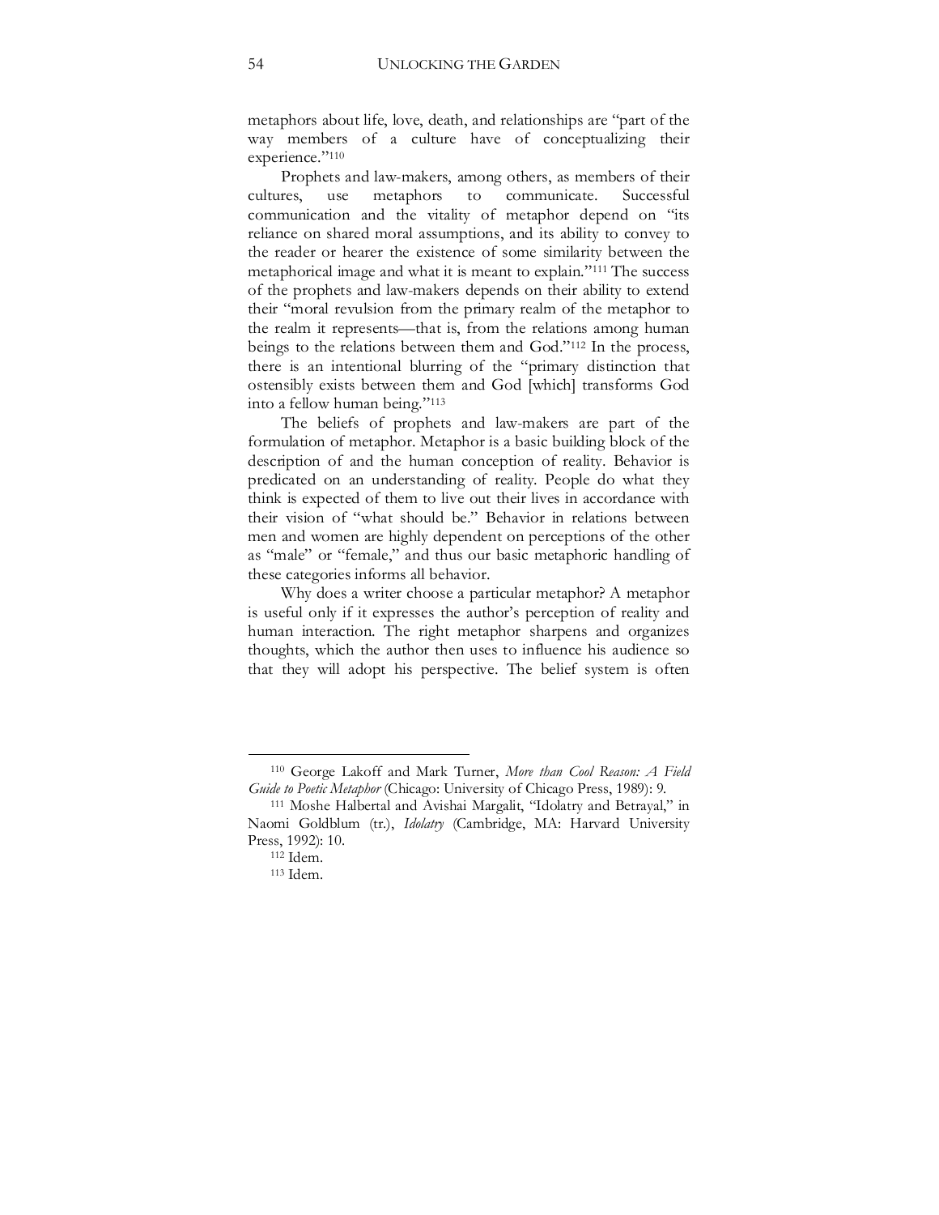metaphors about life, love, death, and relationships are "part of the way members of a culture have of conceptualizing their experience."[110]

Prophets and law-makers, among others, as members of their cultures, use metaphors to communicate. Successful communication and the vitality of metaphor depend on "its reliance on shared moral assumptions, and its ability to convey to the reader or hearer the existence of some similarity between the metaphorical image and what it is meant to explain."[111] The success of the prophets and law-makers depends on their ability to extend their "moral revulsion from the primary realm of the metaphor to the realm it represents—that is, from the relations among human beings to the relations between them and God."[112] In the process, there is an intentional blurring of the "primary distinction that ostensibly exists between them and God [which] transforms God into a fellow human being."[113]

The beliefs of prophets and law-makers are part of the formulation of metaphor. Metaphor is a basic building block of the description of and the human conception of reality. Behavior is predicated on an understanding of reality. People do what they think is expected of them to live out their lives in accordance with their vision of "what should be." Behavior in relations between men and women are highly dependent on perceptions of the other as "male" or "female," and thus our basic metaphoric handling of these categories informs all behavior.

Why does a writer choose a particular metaphor? A metaphor is useful only if it expresses the author's perception of reality and human interaction. The right metaphor sharpens and organizes thoughts, which the author then uses to influence his audience so that they will adopt his perspective. The belief system is often

---

[110] George Lakoff and Mark Turner, *More than Cool Reason: A Field Guide to Poetic Metaphor* (Chicago: University of Chicago Press, 1989): 9.

[111] Moshe Halbertal and Avishai Margalit, "Idolatry and Betrayal," in Naomi Goldblum (tr.), *Idolatry* (Cambridge, MA: Harvard University Press, 1992): 10.

[112] Idem.

[113] Idem.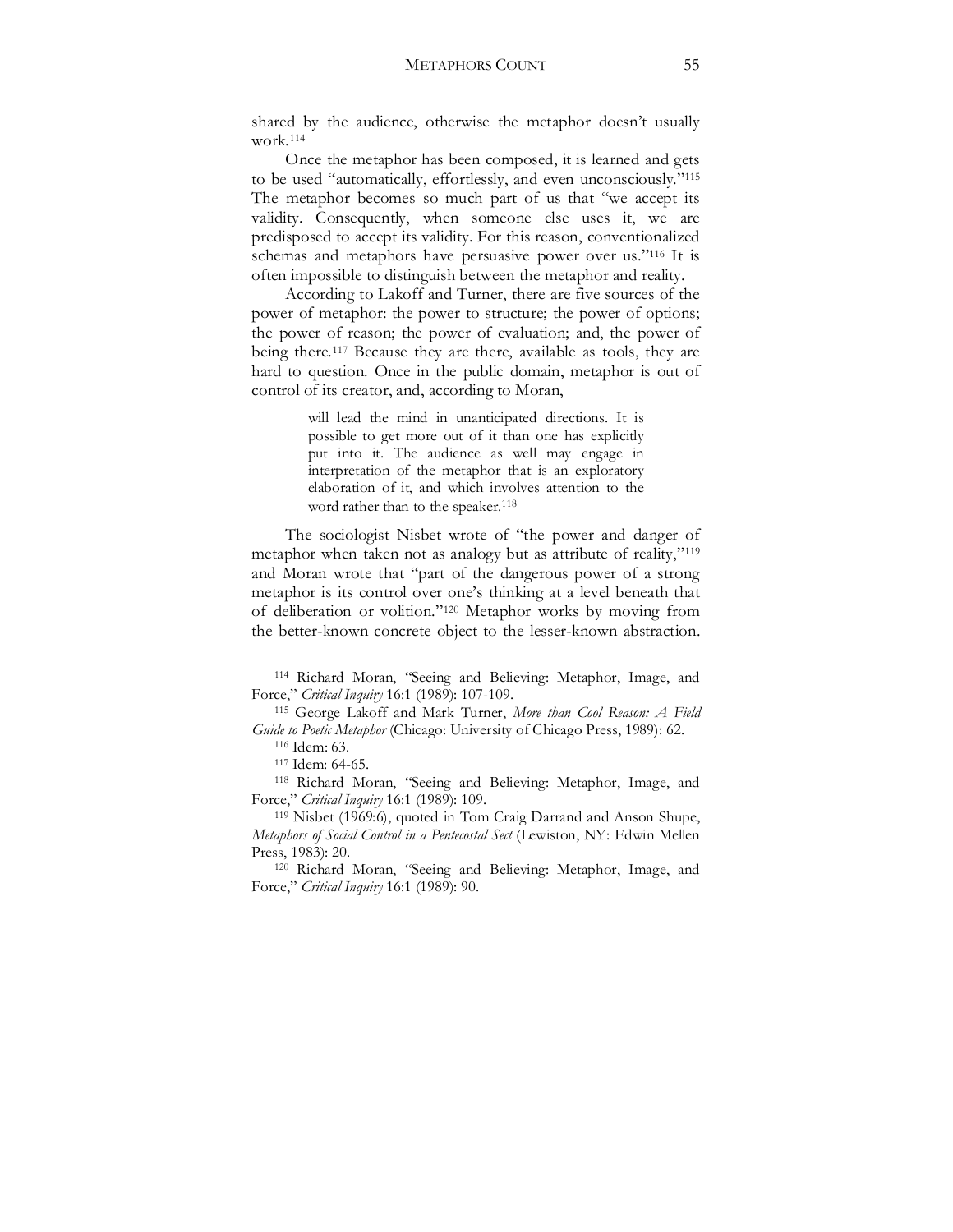shared by the audience, otherwise the metaphor doesn't usually work.[114]

Once the metaphor has been composed, it is learned and gets to be used "automatically, effortlessly, and even unconsciously."[115] The metaphor becomes so much part of us that "we accept its validity. Consequently, when someone else uses it, we are predisposed to accept its validity. For this reason, conventionalized schemas and metaphors have persuasive power over us."[116] It is often impossible to distinguish between the metaphor and reality.

According to Lakoff and Turner, there are five sources of the power of metaphor: the power to structure; the power of options; the power of reason; the power of evaluation; and, the power of being there.[117] Because they are there, available as tools, they are hard to question. Once in the public domain, metaphor is out of control of its creator, and, according to Moran,

> will lead the mind in unanticipated directions. It is possible to get more out of it than one has explicitly put into it. The audience as well may engage in interpretation of the metaphor that is an exploratory elaboration of it, and which involves attention to the word rather than to the speaker.[118]

The sociologist Nisbet wrote of "the power and danger of metaphor when taken not as analogy but as attribute of reality,"[119] and Moran wrote that "part of the dangerous power of a strong metaphor is its control over one's thinking at a level beneath that of deliberation or volition."[120] Metaphor works by moving from the better-known concrete object to the lesser-known abstraction.

---

[114] Richard Moran, "Seeing and Believing: Metaphor, Image, and Force," *Critical Inquiry* 16:1 (1989): 107-109.

[115] George Lakoff and Mark Turner, *More than Cool Reason: A Field Guide to Poetic Metaphor* (Chicago: University of Chicago Press, 1989): 62.

[116] Idem: 63.

[117] Idem: 64-65.

[118] Richard Moran, "Seeing and Believing: Metaphor, Image, and Force," *Critical Inquiry* 16:1 (1989): 109.

[119] Nisbet (1969:6), quoted in Tom Craig Darrand and Anson Shupe, *Metaphors of Social Control in a Pentecostal Sect* (Lewiston, NY: Edwin Mellen Press, 1983): 20.

[120] Richard Moran, "Seeing and Believing: Metaphor, Image, and Force," *Critical Inquiry* 16:1 (1989): 90.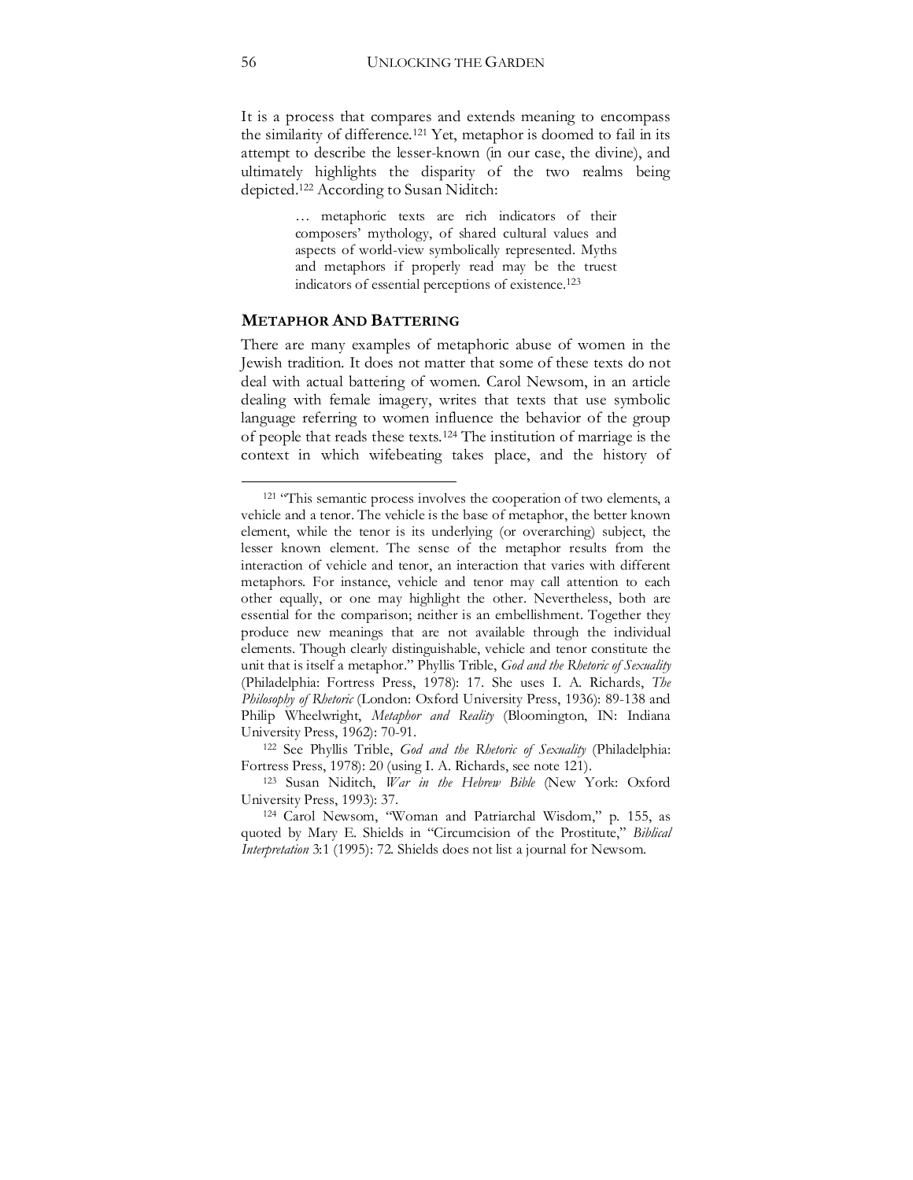It is a process that compares and extends meaning to encompass the similarity of difference.[121] Yet, metaphor is doomed to fail in its attempt to describe the lesser-known (in our case, the divine), and ultimately highlights the disparity of the two realms being depicted.[122] According to Susan Niditch:

> … metaphoric texts are rich indicators of their composers' mythology, of shared cultural values and aspects of world-view symbolically represented. Myths and metaphors if properly read may be the truest indicators of essential perceptions of existence.[123]

## METAPHOR AND BATTERING

There are many examples of metaphoric abuse of women in the Jewish tradition. It does not matter that some of these texts do not deal with actual battering of women. Carol Newsom, in an article dealing with female imagery, writes that texts that use symbolic language referring to women influence the behavior of the group of people that reads these texts.[124] The institution of marriage is the context in which wifebeating takes place, and the history of

---

[121] "This semantic process involves the cooperation of two elements, a vehicle and a tenor. The vehicle is the base of metaphor, the better known element, while the tenor is its underlying (or overarching) subject, the lesser known element. The sense of the metaphor results from the interaction of vehicle and tenor, an interaction that varies with different metaphors. For instance, vehicle and tenor may call attention to each other equally, or one may highlight the other. Nevertheless, both are essential for the comparison; neither is an embellishment. Together they produce new meanings that are not available through the individual elements. Though clearly distinguishable, vehicle and tenor constitute the unit that is itself a metaphor." Phyllis Trible, *God and the Rhetoric of Sexuality* (Philadelphia: Fortress Press, 1978): 17. She uses I. A. Richards, *The Philosophy of Rhetoric* (London: Oxford University Press, 1936): 89-138 and Philip Wheelwright, *Metaphor and Reality* (Bloomington, IN: Indiana University Press, 1962): 70-91.

[122] See Phyllis Trible, *God and the Rhetoric of Sexuality* (Philadelphia: Fortress Press, 1978): 20 (using I. A. Richards, see note 121).

[123] Susan Niditch, *War in the Hebrew Bible* (New York: Oxford University Press, 1993): 37.

[124] Carol Newsom, "Woman and Patriarchal Wisdom," p. 155, as quoted by Mary E. Shields in "Circumcision of the Prostitute," *Biblical Interpretation* 3:1 (1995): 72. Shields does not list a journal for Newsom.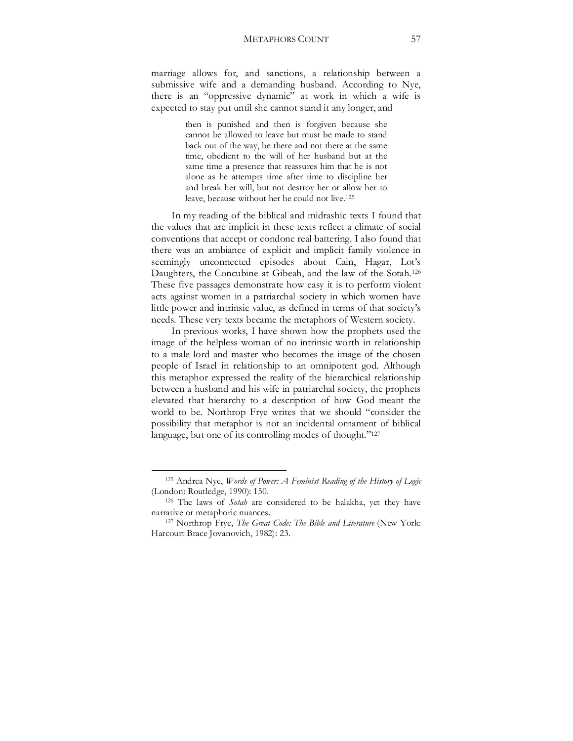marriage allows for, and sanctions, a relationship between a submissive wife and a demanding husband. According to Nye, there is an "oppressive dynamic" at work in which a wife is expected to stay put until she cannot stand it any longer, and

> then is punished and then is forgiven because she cannot be allowed to leave but must be made to stand back out of the way, be there and not there at the same time, obedient to the will of her husband but at the same time a presence that reassures him that he is not alone as he attempts time after time to discipline her and break her will, but not destroy her or allow her to leave, because without her he could not live.[125]

In my reading of the biblical and midrashic texts I found that the values that are implicit in these texts reflect a climate of social conventions that accept or condone real battering. I also found that there was an ambiance of explicit and implicit family violence in seemingly unconnected episodes about Cain, Hagar, Lot's Daughters, the Concubine at Gibeah, and the law of the Sotah.[126] These five passages demonstrate how easy it is to perform violent acts against women in a patriarchal society in which women have little power and intrinsic value, as defined in terms of that society's needs. These very texts became the metaphors of Western society.

In previous works, I have shown how the prophets used the image of the helpless woman of no intrinsic worth in relationship to a male lord and master who becomes the image of the chosen people of Israel in relationship to an omnipotent god. Although this metaphor expressed the reality of the hierarchical relationship between a husband and his wife in patriarchal society, the prophets elevated that hierarchy to a description of how God meant the world to be. Northrop Frye writes that we should "consider the possibility that metaphor is not an incidental ornament of biblical language, but one of its controlling modes of thought."[127]

---

[125] Andrea Nye, *Words of Power: A Feminist Reading of the History of Logic* (London: Routledge, 1990): 150.

[126] The laws of *Sotah* are considered to be halakha, yet they have narrative or metaphoric nuances.

[127] Northrop Frye, *The Great Code: The Bible and Literature* (New York: Harcourt Brace Jovanovich, 1982): 23.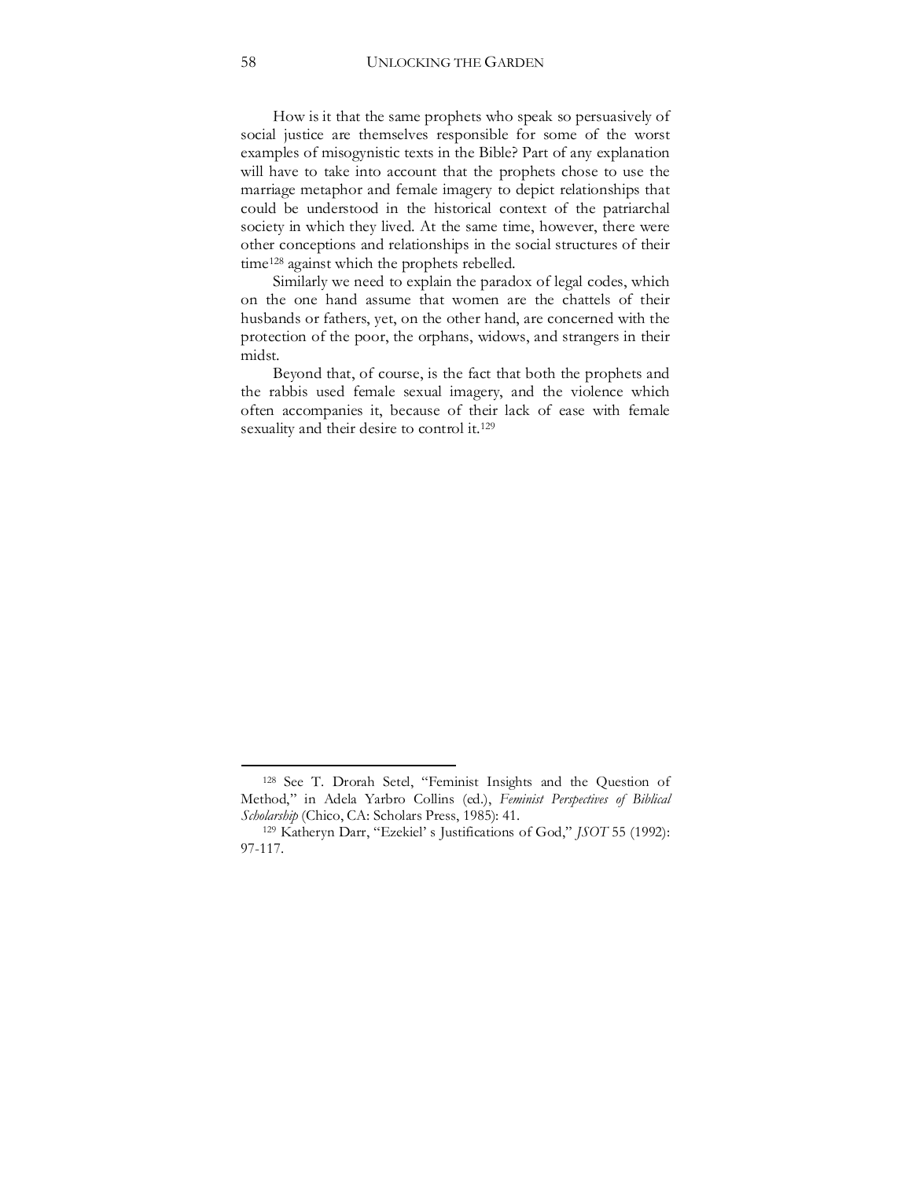How is it that the same prophets who speak so persuasively of social justice are themselves responsible for some of the worst examples of misogynistic texts in the Bible? Part of any explanation will have to take into account that the prophets chose to use the marriage metaphor and female imagery to depict relationships that could be understood in the historical context of the patriarchal society in which they lived. At the same time, however, there were other conceptions and relationships in the social structures of their time[128] against which the prophets rebelled.

Similarly we need to explain the paradox of legal codes, which on the one hand assume that women are the chattels of their husbands or fathers, yet, on the other hand, are concerned with the protection of the poor, the orphans, widows, and strangers in their midst.

Beyond that, of course, is the fact that both the prophets and the rabbis used female sexual imagery, and the violence which often accompanies it, because of their lack of ease with female sexuality and their desire to control it.[129]

---

[128] See T. Drorah Setel, "Feminist Insights and the Question of Method," in Adela Yarbro Collins (ed.), *Feminist Perspectives of Biblical Scholarship* (Chico, CA: Scholars Press, 1985): 41.

[129] Katheryn Darr, "Ezekiel' s Justifications of God," *JSOT* 55 (1992): 97-117.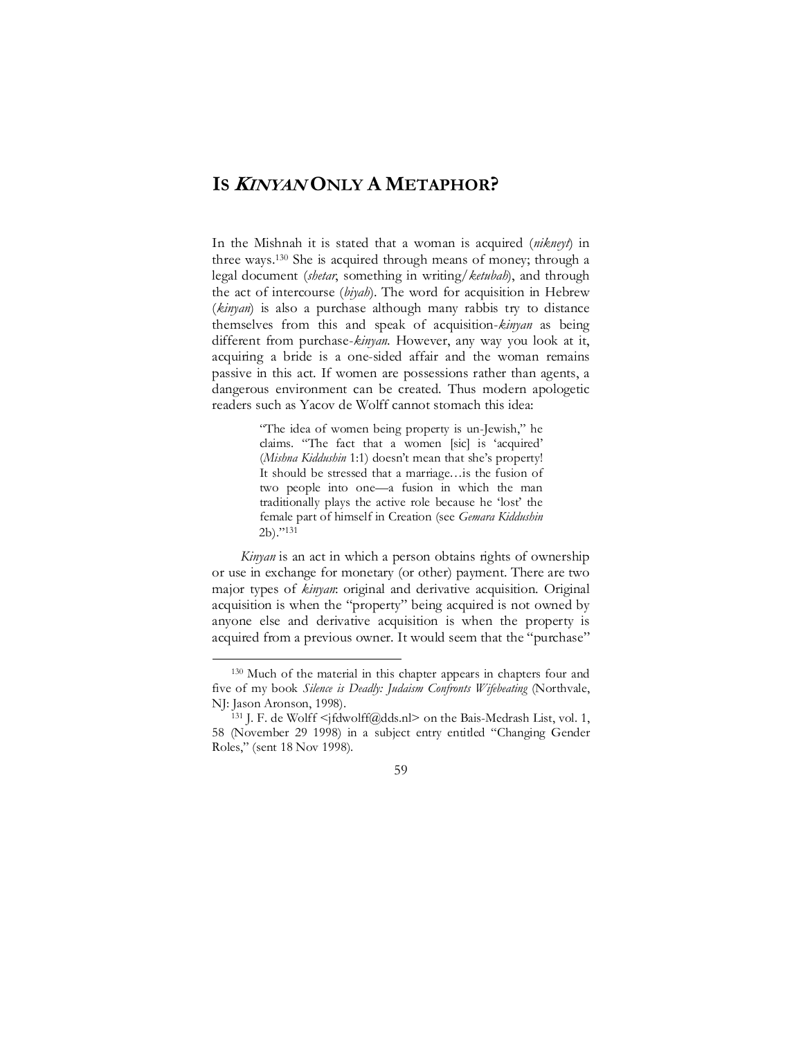# IS *KINYAN* ONLY A METAPHOR?

In the Mishnah it is stated that a woman is acquired (*nikneyt*) in three ways.[130] She is acquired through means of money; through a legal document (*shetar*, something in writing/*ketubah*), and through the act of intercourse (*biyah*). The word for acquisition in Hebrew (*kinyan*) is also a purchase although many rabbis try to distance themselves from this and speak of acquisition-*kinyan* as being different from purchase-*kinyan*. However, any way you look at it, acquiring a bride is a one-sided affair and the woman remains passive in this act. If women are possessions rather than agents, a dangerous environment can be created. Thus modern apologetic readers such as Yacov de Wolff cannot stomach this idea:

> "The idea of women being property is un-Jewish," he claims. "The fact that a women [sic] is 'acquired' (*Mishna Kiddushin* 1:1) doesn't mean that she's property! It should be stressed that a marriage…is the fusion of two people into one—a fusion in which the man traditionally plays the active role because he 'lost' the female part of himself in Creation (see *Gemara Kiddushin* 2b)."[131]

*Kinyan* is an act in which a person obtains rights of ownership or use in exchange for monetary (or other) payment. There are two major types of *kinyan*: original and derivative acquisition. Original acquisition is when the "property" being acquired is not owned by anyone else and derivative acquisition is when the property is acquired from a previous owner. It would seem that the "purchase"

---

[130] Much of the material in this chapter appears in chapters four and five of my book *Silence is Deadly: Judaism Confronts Wifebeating* (Northvale, NJ: Jason Aronson, 1998).

[131] J. F. de Wolff <jfdwolff@dds.nl> on the Bais-Medrash List, vol. 1, 58 (November 29 1998) in a subject entry entitled "Changing Gender Roles," (sent 18 Nov 1998).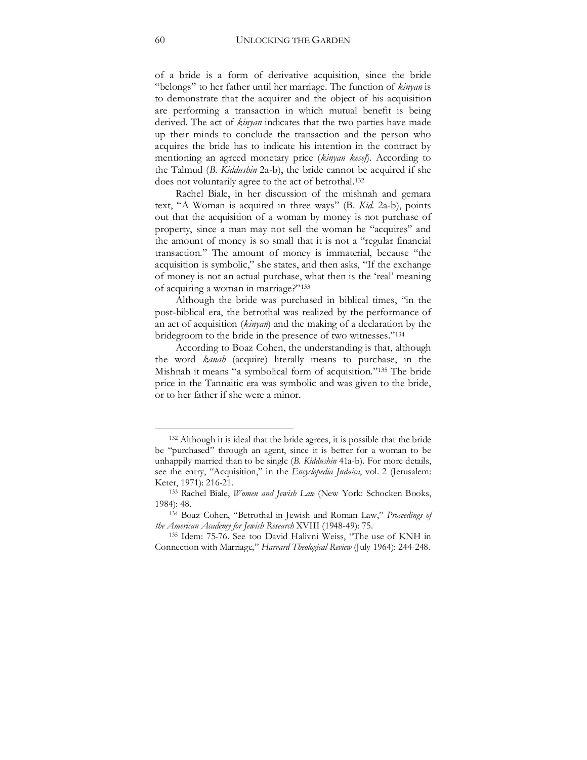of a bride is a form of derivative acquisition, since the bride "belongs" to her father until her marriage. The function of *kinyan* is to demonstrate that the acquirer and the object of his acquisition are performing a transaction in which mutual benefit is being derived. The act of *kinyan* indicates that the two parties have made up their minds to conclude the transaction and the person who acquires the bride has to indicate his intention in the contract by mentioning an agreed monetary price (*kinyan kesef*). According to the Talmud (*B. Kiddushin* 2a-b), the bride cannot be acquired if she does not voluntarily agree to the act of betrothal.[132]

Rachel Biale, in her discussion of the mishnah and gemara text, "A Woman is acquired in three ways" (B. *Kid.* 2a-b), points out that the acquisition of a woman by money is not purchase of property, since a man may not sell the woman he "acquires" and the amount of money is so small that it is not a "regular financial transaction." The amount of money is immaterial, because "the acquisition is symbolic," she states, and then asks, "If the exchange of money is not an actual purchase, what then is the 'real' meaning of acquiring a woman in marriage?"[133]

Although the bride was purchased in biblical times, "in the post-biblical era, the betrothal was realized by the performance of an act of acquisition (*kinyan*) and the making of a declaration by the bridegroom to the bride in the presence of two witnesses."[134]

According to Boaz Cohen, the understanding is that, although the word *kanah* (acquire) literally means to purchase, in the Mishnah it means "a symbolical form of acquisition."[135] The bride price in the Tannaitic era was symbolic and was given to the bride, or to her father if she were a minor.

---

[132] Although it is ideal that the bride agrees, it is possible that the bride be "purchased" through an agent, since it is better for a woman to be unhappily married than to be single (*B. Kiddushin* 41a-b). For more details, see the entry, "Acquisition," in the *Encyclopedia Judaica*, vol. 2 (Jerusalem: Keter, 1971): 216-21.

[133] Rachel Biale, *Women and Jewish Law* (New York: Schocken Books, 1984): 48.

[134] Boaz Cohen, "Betrothal in Jewish and Roman Law," *Proceedings of the American Academy for Jewish Research* XVIII (1948-49): 75.

[135] Idem: 75-76. See too David Halivni Weiss, "The use of KNH in Connection with Marriage," *Harvard Theological Review* (July 1964): 244-248.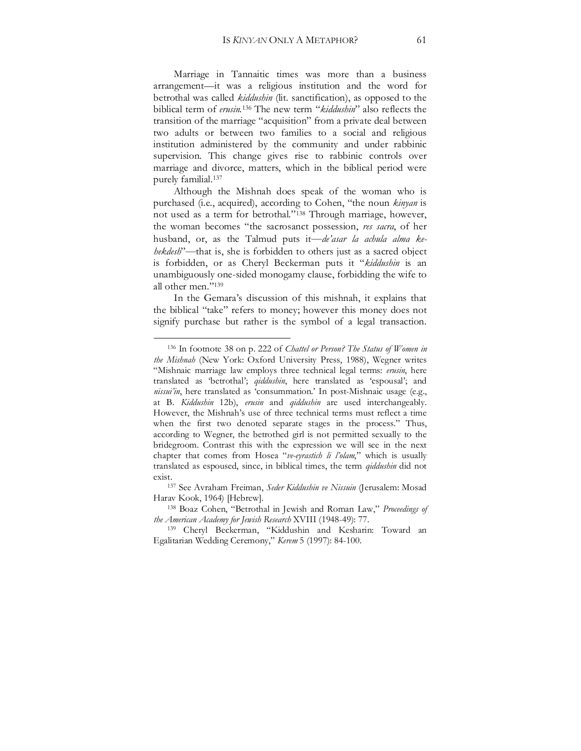Marriage in Tannaitic times was more than a business arrangement—it was a religious institution and the word for betrothal was called *kiddushin* (lit. sanctification), as opposed to the biblical term of *erusin*.[136] The new term "*kiddushin*" also reflects the transition of the marriage "acquisition" from a private deal between two adults or between two families to a social and religious institution administered by the community and under rabbinic supervision. This change gives rise to rabbinic controls over marriage and divorce, matters, which in the biblical period were purely familial.[137]

Although the Mishnah does speak of the woman who is purchased (i.e., acquired), according to Cohen, "the noun *kinyan* is not used as a term for betrothal."[138] Through marriage, however, the woman becomes "the sacrosanct possession, *res sacra*, of her husband, or, as the Talmud puts it—*de'asar la achula alma ke-hekdesh*"—that is, she is forbidden to others just as a sacred object is forbidden, or as Cheryl Beckerman puts it "*kiddushin* is an unambiguously one-sided monogamy clause, forbidding the wife to all other men."[139]

In the Gemara's discussion of this mishnah, it explains that the biblical "take" refers to money; however this money does not signify purchase but rather is the symbol of a legal transaction.

---

[136] In footnote 38 on p. 222 of *Chattel or Person? The Status of Women in the Mishnah* (New York: Oxford University Press, 1988), Wegner writes "Mishnaic marriage law employs three technical legal terms: *erusin*, here translated as 'betrothal'; *qiddushin*, here translated as 'espousal'; and *nissui'in*, here translated as 'consummation.' In post-Mishnaic usage (e.g., at B. *Kiddushin* 12b), *erusin* and *qiddushin* are used interchangeably. However, the Mishnah's use of three technical terms must reflect a time when the first two denoted separate stages in the process." Thus, according to Wegner, the betrothed girl is not permitted sexually to the bridegroom. Contrast this with the expression we will see in the next chapter that comes from Hosea "*ve-eyrastich li l'olam*," which is usually translated as espoused, since, in biblical times, the term *qiddushin* did not exist.

[137] See Avraham Freiman, *Seder Kiddushin ve Nissuin* (Jerusalem: Mosad Harav Kook, 1964) [Hebrew].

[138] Boaz Cohen, "Betrothal in Jewish and Roman Law," *Proceedings of the American Academy for Jewish Research* XVIII (1948-49): 77.

[139] Cheryl Beckerman, "Kiddushin and Kesharin: Toward an Egalitarian Wedding Ceremony," *Kerem* 5 (1997): 84-100.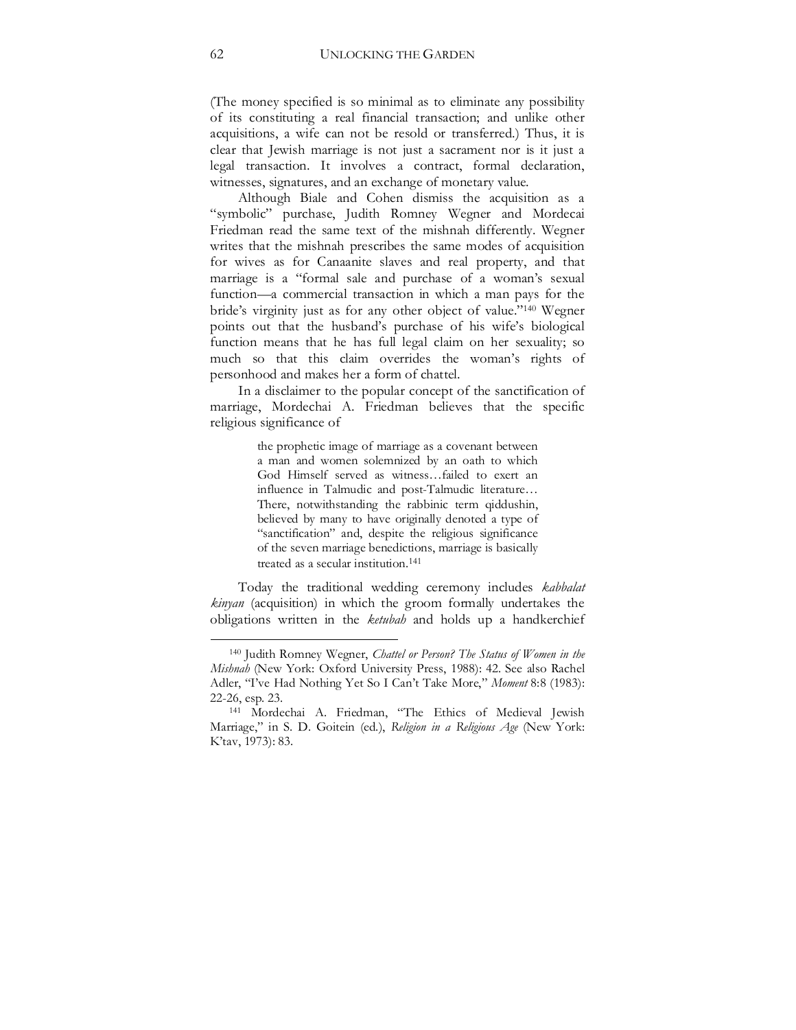(The money specified is so minimal as to eliminate any possibility of its constituting a real financial transaction; and unlike other acquisitions, a wife can not be resold or transferred.) Thus, it is clear that Jewish marriage is not just a sacrament nor is it just a legal transaction. It involves a contract, formal declaration, witnesses, signatures, and an exchange of monetary value.

Although Biale and Cohen dismiss the acquisition as a "symbolic" purchase, Judith Romney Wegner and Mordecai Friedman read the same text of the mishnah differently. Wegner writes that the mishnah prescribes the same modes of acquisition for wives as for Canaanite slaves and real property, and that marriage is a "formal sale and purchase of a woman's sexual function—a commercial transaction in which a man pays for the bride's virginity just as for any other object of value."[140] Wegner points out that the husband's purchase of his wife's biological function means that he has full legal claim on her sexuality; so much so that this claim overrides the woman's rights of personhood and makes her a form of chattel.

In a disclaimer to the popular concept of the sanctification of marriage, Mordechai A. Friedman believes that the specific religious significance of

> the prophetic image of marriage as a covenant between a man and women solemnized by an oath to which God Himself served as witness…failed to exert an influence in Talmudic and post-Talmudic literature… There, notwithstanding the rabbinic term qiddushin, believed by many to have originally denoted a type of "sanctification" and, despite the religious significance of the seven marriage benedictions, marriage is basically treated as a secular institution.[141]

Today the traditional wedding ceremony includes *kabbalat kinyan* (acquisition) in which the groom formally undertakes the obligations written in the *ketubah* and holds up a handkerchief

---

[140] Judith Romney Wegner, *Chattel or Person? The Status of Women in the Mishnah* (New York: Oxford University Press, 1988): 42. See also Rachel Adler, "I've Had Nothing Yet So I Can't Take More," *Moment* 8:8 (1983): 22-26, esp. 23.

[141] Mordechai A. Friedman, "The Ethics of Medieval Jewish Marriage," in S. D. Goitein (ed.), *Religion in a Religious Age* (New York: K'tav, 1973): 83.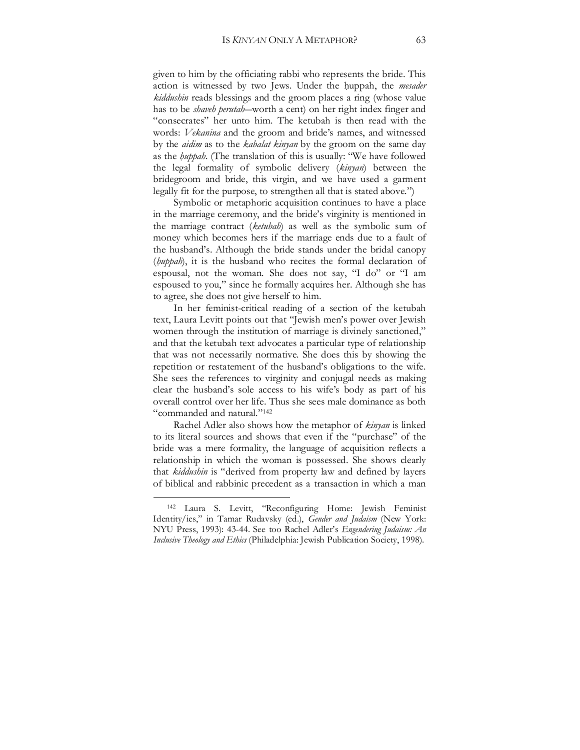given to him by the officiating rabbi who represents the bride. This action is witnessed by two Jews. Under the ḥuppah, the *mesader kiddushin* reads blessings and the groom places a ring (whose value has to be *shaveh perutah*—worth a cent) on her right index finger and "consecrates" her unto him. The ketubah is then read with the words: *Vekanina* and the groom and bride's names, and witnessed by the *aidim* as to the *kabalat kinyan* by the groom on the same day as the *ḥuppah*. (The translation of this is usually: "We have followed the legal formality of symbolic delivery (*kinyan*) between the bridegroom and bride, this virgin, and we have used a garment legally fit for the purpose, to strengthen all that is stated above.")

Symbolic or metaphoric acquisition continues to have a place in the marriage ceremony, and the bride's virginity is mentioned in the marriage contract (*ketubah*) as well as the symbolic sum of money which becomes hers if the marriage ends due to a fault of the husband's. Although the bride stands under the bridal canopy (*ḥuppah*), it is the husband who recites the formal declaration of espousal, not the woman. She does not say, "I do" or "I am espoused to you," since he formally acquires her. Although she has to agree, she does not give herself to him.

In her feminist-critical reading of a section of the ketubah text, Laura Levitt points out that "Jewish men's power over Jewish women through the institution of marriage is divinely sanctioned," and that the ketubah text advocates a particular type of relationship that was not necessarily normative. She does this by showing the repetition or restatement of the husband's obligations to the wife. She sees the references to virginity and conjugal needs as making clear the husband's sole access to his wife's body as part of his overall control over her life. Thus she sees male dominance as both "commanded and natural."[142]

Rachel Adler also shows how the metaphor of *kinyan* is linked to its literal sources and shows that even if the "purchase" of the bride was a mere formality, the language of acquisition reflects a relationship in which the woman is possessed. She shows clearly that *kiddushin* is "derived from property law and defined by layers of biblical and rabbinic precedent as a transaction in which a man

---

[142] Laura S. Levitt, "Reconfiguring Home: Jewish Feminist Identity/ies," in Tamar Rudavsky (ed.), *Gender and Judaism* (New York: NYU Press, 1993): 43-44. See too Rachel Adler's *Engendering Judaism: An Inclusive Theology and Ethics* (Philadelphia: Jewish Publication Society, 1998).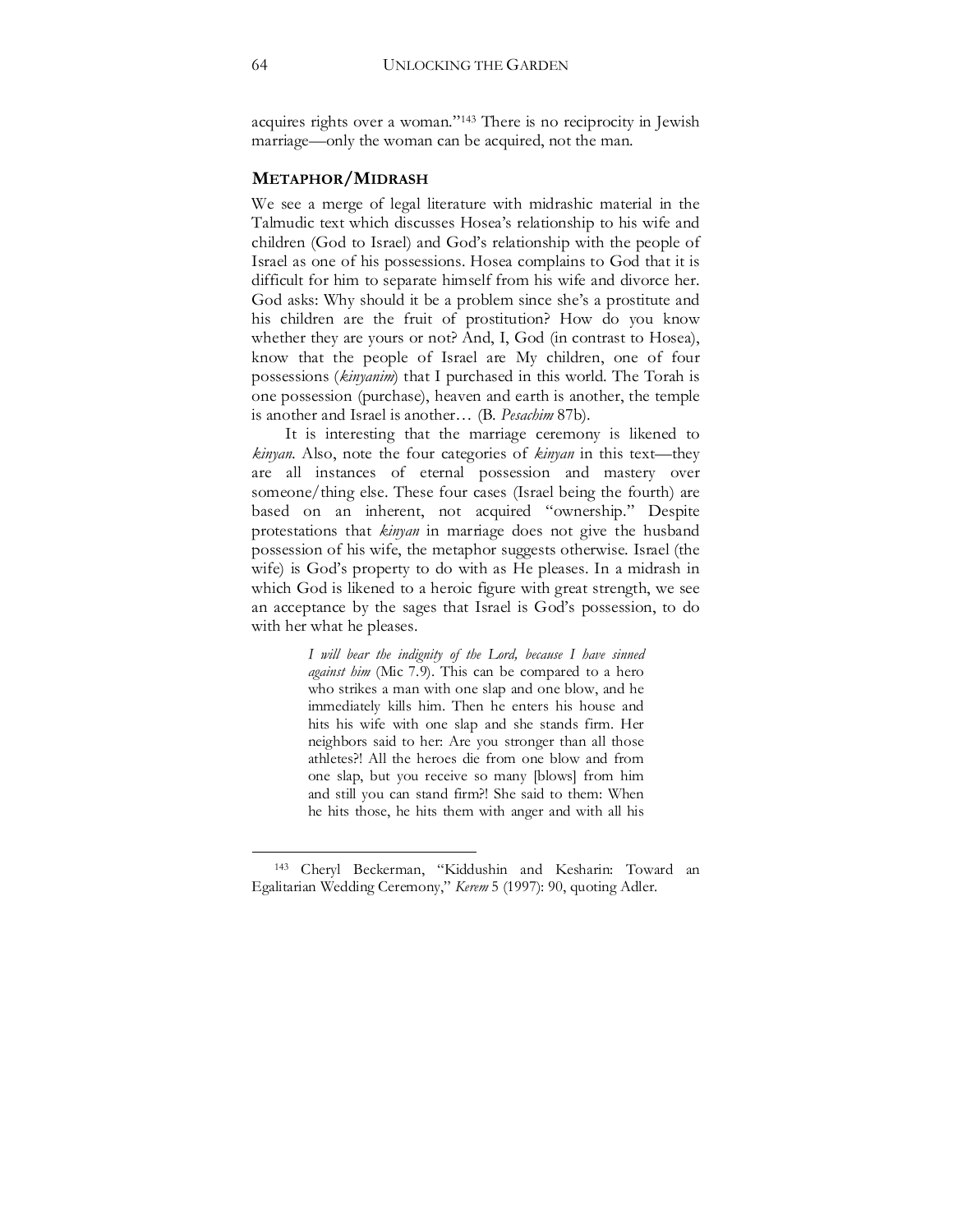acquires rights over a woman."[143] There is no reciprocity in Jewish marriage—only the woman can be acquired, not the man.

### **METAPHOR/MIDRASH**

We see a merge of legal literature with midrashic material in the Talmudic text which discusses Hosea's relationship to his wife and children (God to Israel) and God's relationship with the people of Israel as one of his possessions. Hosea complains to God that it is difficult for him to separate himself from his wife and divorce her. God asks: Why should it be a problem since she's a prostitute and his children are the fruit of prostitution? How do you know whether they are yours or not? And, I, God (in contrast to Hosea), know that the people of Israel are My children, one of four possessions (*kinyanim*) that I purchased in this world. The Torah is one possession (purchase), heaven and earth is another, the temple is another and Israel is another… (B. *Pesachim* 87b).

It is interesting that the marriage ceremony is likened to *kinyan*. Also, note the four categories of *kinyan* in this text—they are all instances of eternal possession and mastery over someone/thing else. These four cases (Israel being the fourth) are based on an inherent, not acquired "ownership." Despite protestations that *kinyan* in marriage does not give the husband possession of his wife, the metaphor suggests otherwise. Israel (the wife) is God's property to do with as He pleases. In a midrash in which God is likened to a heroic figure with great strength, we see an acceptance by the sages that Israel is God's possession, to do with her what he pleases.

> *I will bear the indignity of the Lord, because I have sinned against him* (Mic 7.9). This can be compared to a hero who strikes a man with one slap and one blow, and he immediately kills him. Then he enters his house and hits his wife with one slap and she stands firm. Her neighbors said to her: Are you stronger than all those athletes?! All the heroes die from one blow and from one slap, but you receive so many [blows] from him and still you can stand firm?! She said to them: When he hits those, he hits them with anger and with all his

---

[143] Cheryl Beckerman, "Kiddushin and Kesharin: Toward an Egalitarian Wedding Ceremony," *Kerem* 5 (1997): 90, quoting Adler.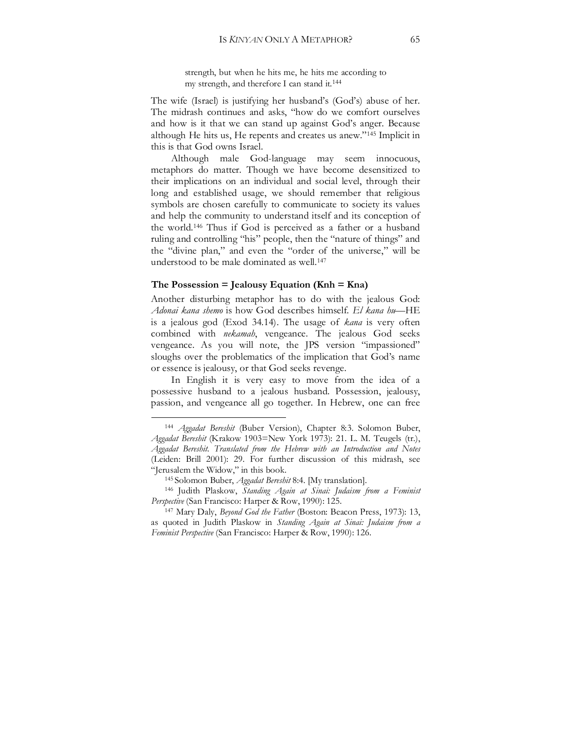> strength, but when he hits me, he hits me according to my strength, and therefore I can stand it.[144]

The wife (Israel) is justifying her husband's (God's) abuse of her. The midrash continues and asks, "how do we comfort ourselves and how is it that we can stand up against God's anger. Because although He hits us, He repents and creates us anew."[145] Implicit in this is that God owns Israel.

Although male God-language may seem innocuous, metaphors do matter. Though we have become desensitized to their implications on an individual and social level, through their long and established usage, we should remember that religious symbols are chosen carefully to communicate to society its values and help the community to understand itself and its conception of the world.[146] Thus if God is perceived as a father or a husband ruling and controlling "his" people, then the "nature of things" and the "divine plan," and even the "order of the universe," will be understood to be male dominated as well.[147]

**The Possession = Jealousy Equation (Knh = Kna)**

Another disturbing metaphor has to do with the jealous God: *Adonai kana shemo* is how God describes himself. *El kana hu*—HE is a jealous god (Exod 34.14). The usage of *kana* is very often combined with *nekamah*, vengeance. The jealous God seeks vengeance. As you will note, the JPS version "impassioned" sloughs over the problematics of the implication that God's name or essence is jealousy, or that God seeks revenge.

In English it is very easy to move from the idea of a possessive husband to a jealous husband. Possession, jealousy, passion, and vengeance all go together. In Hebrew, one can free

---

[144] *Aggadat Bereshit* (Buber Version), Chapter 8:3. Solomon Buber, *Aggadat Bereshit* (Krakow 1903=New York 1973): 21. L. M. Teugels (tr.), *Aggadat Bereshit. Translated from the Hebrew with an Introduction and Notes* (Leiden: Brill 2001): 29. For further discussion of this midrash, see "Jerusalem the Widow," in this book.

[145] Solomon Buber, *Aggadat Bereshit* 8:4. [My translation].

[146] Judith Plaskow, *Standing Again at Sinai: Judaism from a Feminist Perspective* (San Francisco: Harper & Row, 1990): 125.

[147] Mary Daly, *Beyond God the Father* (Boston: Beacon Press, 1973): 13, as quoted in Judith Plaskow in *Standing Again at Sinai: Judaism from a Feminist Perspective* (San Francisco: Harper & Row, 1990): 126.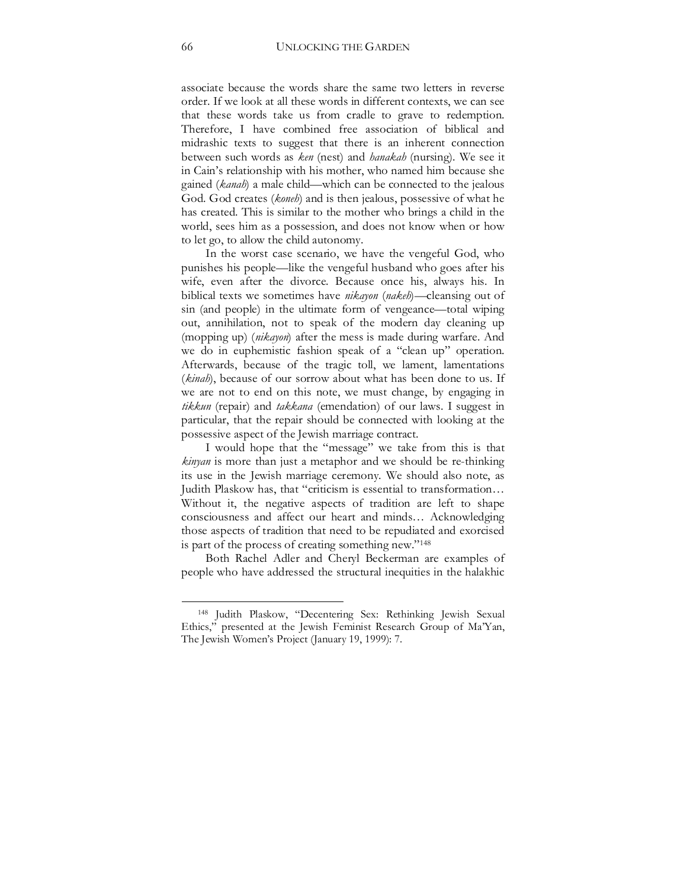associate because the words share the same two letters in reverse order. If we look at all these words in different contexts, we can see that these words take us from cradle to grave to redemption. Therefore, I have combined free association of biblical and midrashic texts to suggest that there is an inherent connection between such words as *ken* (nest) and *hanakah* (nursing). We see it in Cain's relationship with his mother, who named him because she gained (*kanah*) a male child—which can be connected to the jealous God. God creates (*koneh*) and is then jealous, possessive of what he has created. This is similar to the mother who brings a child in the world, sees him as a possession, and does not know when or how to let go, to allow the child autonomy.

In the worst case scenario, we have the vengeful God, who punishes his people—like the vengeful husband who goes after his wife, even after the divorce. Because once his, always his. In biblical texts we sometimes have *nikayon* (*nakeh*)—cleansing out of sin (and people) in the ultimate form of vengeance—total wiping out, annihilation, not to speak of the modern day cleaning up (mopping up) (*nikayon*) after the mess is made during warfare. And we do in euphemistic fashion speak of a "clean up" operation. Afterwards, because of the tragic toll, we lament, lamentations (*kinah*), because of our sorrow about what has been done to us. If we are not to end on this note, we must change, by engaging in *tikkun* (repair) and *takkana* (emendation) of our laws. I suggest in particular, that the repair should be connected with looking at the possessive aspect of the Jewish marriage contract.

I would hope that the "message" we take from this is that *kinyan* is more than just a metaphor and we should be re-thinking its use in the Jewish marriage ceremony. We should also note, as Judith Plaskow has, that "criticism is essential to transformation… Without it, the negative aspects of tradition are left to shape consciousness and affect our heart and minds… Acknowledging those aspects of tradition that need to be repudiated and exorcised is part of the process of creating something new."[148]

Both Rachel Adler and Cheryl Beckerman are examples of people who have addressed the structural inequities in the halakhic

---

[148] Judith Plaskow, "Decentering Sex: Rethinking Jewish Sexual Ethics," presented at the Jewish Feminist Research Group of Ma'Yan, The Jewish Women's Project (January 19, 1999): 7.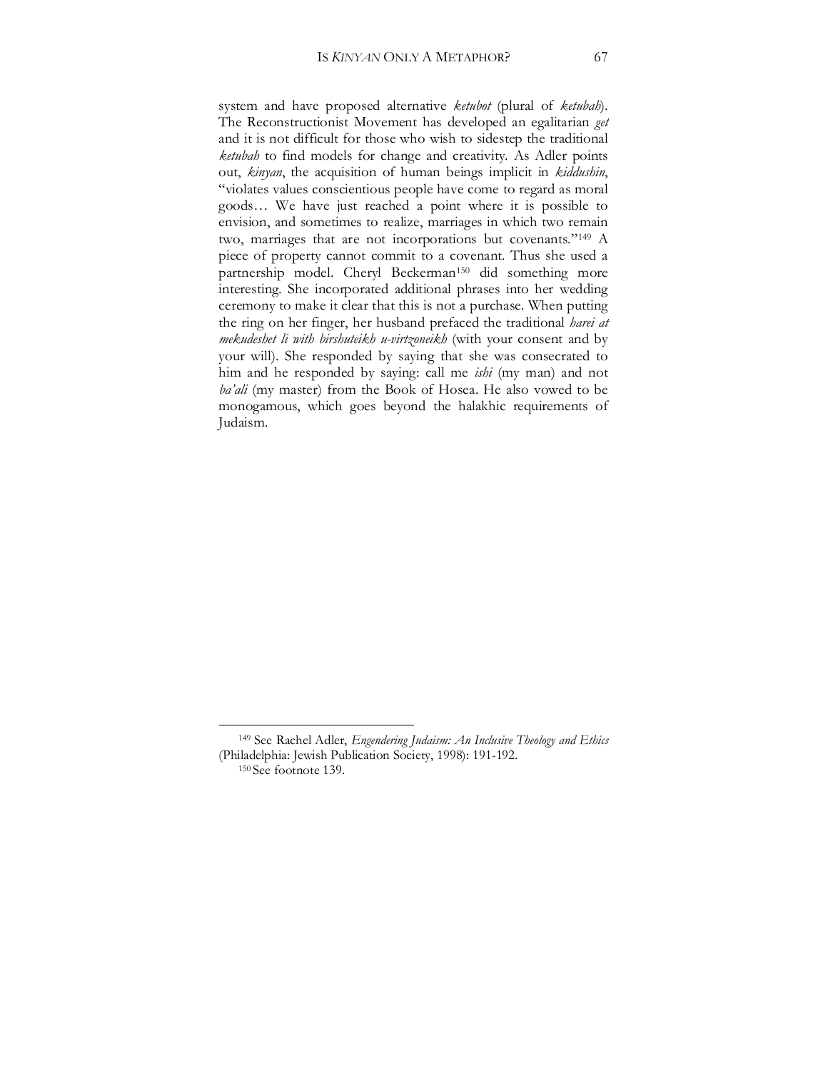system and have proposed alternative *ketubot* (plural of *ketubah*). The Reconstructionist Movement has developed an egalitarian *get* and it is not difficult for those who wish to sidestep the traditional *ketubah* to find models for change and creativity. As Adler points out, *kinyan*, the acquisition of human beings implicit in *kiddushin*, "violates values conscientious people have come to regard as moral goods… We have just reached a point where it is possible to envision, and sometimes to realize, marriages in which two remain two, marriages that are not incorporations but covenants."[149] A piece of property cannot commit to a covenant. Thus she used a partnership model. Cheryl Beckerman[150] did something more interesting. She incorporated additional phrases into her wedding ceremony to make it clear that this is not a purchase. When putting the ring on her finger, her husband prefaced the traditional *harei at mekudeshet li with birshuteikh u-virtzoneikh* (with your consent and by your will). She responded by saying that she was consecrated to him and he responded by saying: call me *ishi* (my man) and not *ba'ali* (my master) from the Book of Hosea. He also vowed to be monogamous, which goes beyond the halakhic requirements of Judaism.

---

[149] See Rachel Adler, *Engendering Judaism: An Inclusive Theology and Ethics* (Philadelphia: Jewish Publication Society, 1998): 191-192.

[150] See footnote 139.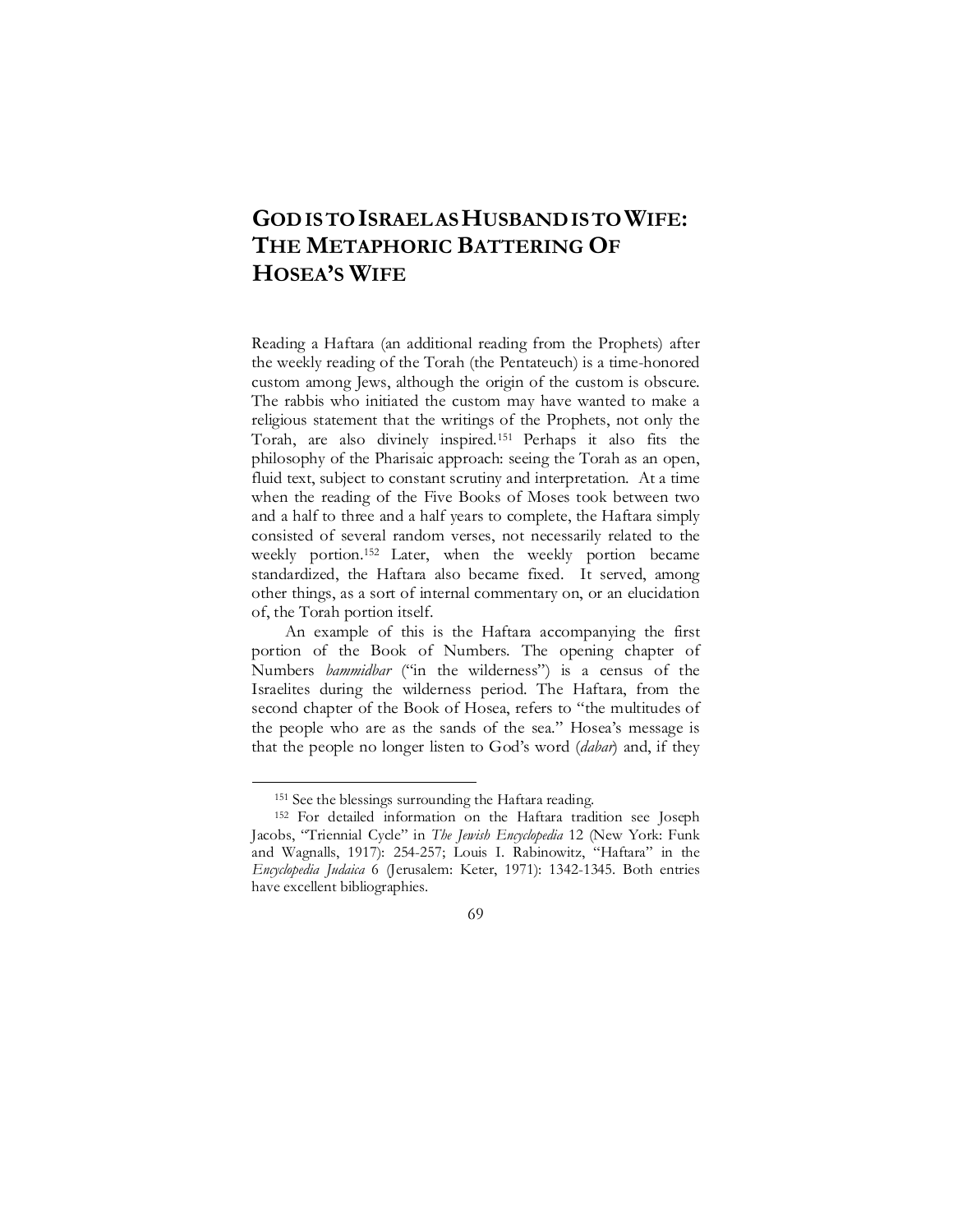# GOD IS TO ISRAEL AS HUSBAND IS TO WIFE: THE METAPHORIC BATTERING OF HOSEA'S WIFE

Reading a Haftara (an additional reading from the Prophets) after the weekly reading of the Torah (the Pentateuch) is a time-honored custom among Jews, although the origin of the custom is obscure. The rabbis who initiated the custom may have wanted to make a religious statement that the writings of the Prophets, not only the Torah, are also divinely inspired.[151] Perhaps it also fits the philosophy of the Pharisaic approach: seeing the Torah as an open, fluid text, subject to constant scrutiny and interpretation. At a time when the reading of the Five Books of Moses took between two and a half to three and a half years to complete, the Haftara simply consisted of several random verses, not necessarily related to the weekly portion.[152] Later, when the weekly portion became standardized, the Haftara also became fixed. It served, among other things, as a sort of internal commentary on, or an elucidation of, the Torah portion itself.

An example of this is the Haftara accompanying the first portion of the Book of Numbers. The opening chapter of Numbers *bammidbar* ("in the wilderness") is a census of the Israelites during the wilderness period. The Haftara, from the second chapter of the Book of Hosea, refers to "the multitudes of the people who are as the sands of the sea." Hosea's message is that the people no longer listen to God's word (*dabar*) and, if they

---

[151] See the blessings surrounding the Haftara reading.

[152] For detailed information on the Haftara tradition see Joseph Jacobs, "Triennial Cycle" in *The Jewish Encyclopedia* 12 (New York: Funk and Wagnalls, 1917): 254-257; Louis I. Rabinowitz, "Haftara" in the *Encyclopedia Judaica* 6 (Jerusalem: Keter, 1971): 1342-1345. Both entries have excellent bibliographies.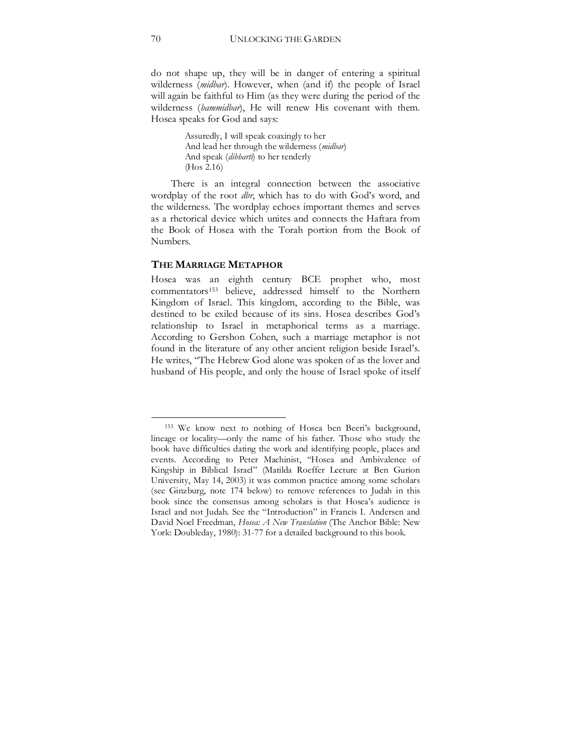do not shape up, they will be in danger of entering a spiritual wilderness (*midbar*). However, when (and if) the people of Israel will again be faithful to Him (as they were during the period of the wilderness (*bammidbar*), He will renew His covenant with them. Hosea speaks for God and says:

> Assuredly, I will speak coaxingly to her
> And lead her through the wilderness (*midbar*)
> And speak (*dibbarti*) to her tenderly
> (Hos 2.16)

There is an integral connection between the associative wordplay of the root *dbr*, which has to do with God's word, and the wilderness. The wordplay echoes important themes and serves as a rhetorical device which unites and connects the Haftara from the Book of Hosea with the Torah portion from the Book of Numbers.

## THE MARRIAGE METAPHOR

Hosea was an eighth century BCE prophet who, most commentators[153] believe, addressed himself to the Northern Kingdom of Israel. This kingdom, according to the Bible, was destined to be exiled because of its sins. Hosea describes God's relationship to Israel in metaphorical terms as a marriage. According to Gershon Cohen, such a marriage metaphor is not found in the literature of any other ancient religion beside Israel's. He writes, "The Hebrew God alone was spoken of as the lover and husband of His people, and only the house of Israel spoke of itself

---

[153] We know next to nothing of Hosea ben Beeri's background, lineage or locality—only the name of his father. Those who study the book have difficulties dating the work and identifying people, places and events. According to Peter Machinist, "Hosea and Ambivalence of Kingship in Biblical Israel" (Matilda Roeffer Lecture at Ben Gurion University, May 14, 2003) it was common practice among some scholars (see Ginzburg, note 174 below) to remove references to Judah in this book since the consensus among scholars is that Hosea's audience is Israel and not Judah. See the "Introduction" in Francis I. Andersen and David Noel Freedman, *Hosea: A New Translation* (The Anchor Bible: New York: Doubleday, 1980): 31-77 for a detailed background to this book.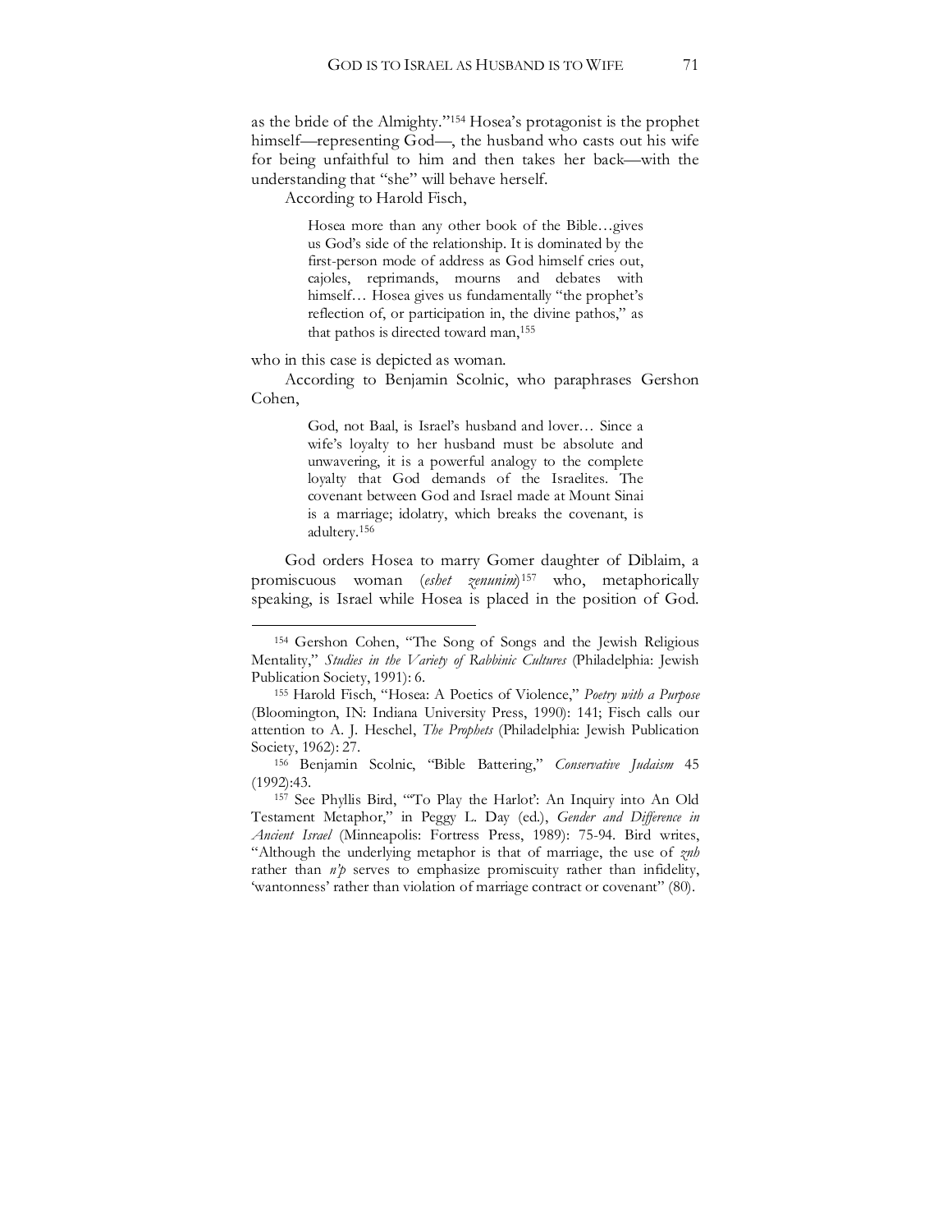as the bride of the Almighty."[154] Hosea's protagonist is the prophet himself—representing God—, the husband who casts out his wife for being unfaithful to him and then takes her back—with the understanding that "she" will behave herself.

According to Harold Fisch,

> Hosea more than any other book of the Bible…gives us God's side of the relationship. It is dominated by the first-person mode of address as God himself cries out, cajoles, reprimands, mourns and debates with himself… Hosea gives us fundamentally "the prophet's reflection of, or participation in, the divine pathos," as that pathos is directed toward man,[155]

who in this case is depicted as woman.

According to Benjamin Scolnic, who paraphrases Gershon Cohen,

> God, not Baal, is Israel's husband and lover… Since a wife's loyalty to her husband must be absolute and unwavering, it is a powerful analogy to the complete loyalty that God demands of the Israelites. The covenant between God and Israel made at Mount Sinai is a marriage; idolatry, which breaks the covenant, is adultery.[156]

God orders Hosea to marry Gomer daughter of Diblaim, a promiscuous woman (*eshet zenunim*)[157] who, metaphorically speaking, is Israel while Hosea is placed in the position of God.

---

[154] Gershon Cohen, "The Song of Songs and the Jewish Religious Mentality," *Studies in the Variety of Rabbinic Cultures* (Philadelphia: Jewish Publication Society, 1991): 6.

[155] Harold Fisch, "Hosea: A Poetics of Violence," *Poetry with a Purpose* (Bloomington, IN: Indiana University Press, 1990): 141; Fisch calls our attention to A. J. Heschel, *The Prophets* (Philadelphia: Jewish Publication Society, 1962): 27.

[156] Benjamin Scolnic, "Bible Battering," *Conservative Judaism* 45 (1992):43.

[157] See Phyllis Bird, "'To Play the Harlot': An Inquiry into An Old Testament Metaphor," in Peggy L. Day (ed.), *Gender and Difference in Ancient Israel* (Minneapolis: Fortress Press, 1989): 75-94. Bird writes, "Although the underlying metaphor is that of marriage, the use of *znh* rather than *n'p* serves to emphasize promiscuity rather than infidelity, 'wantonness' rather than violation of marriage contract or covenant" (80).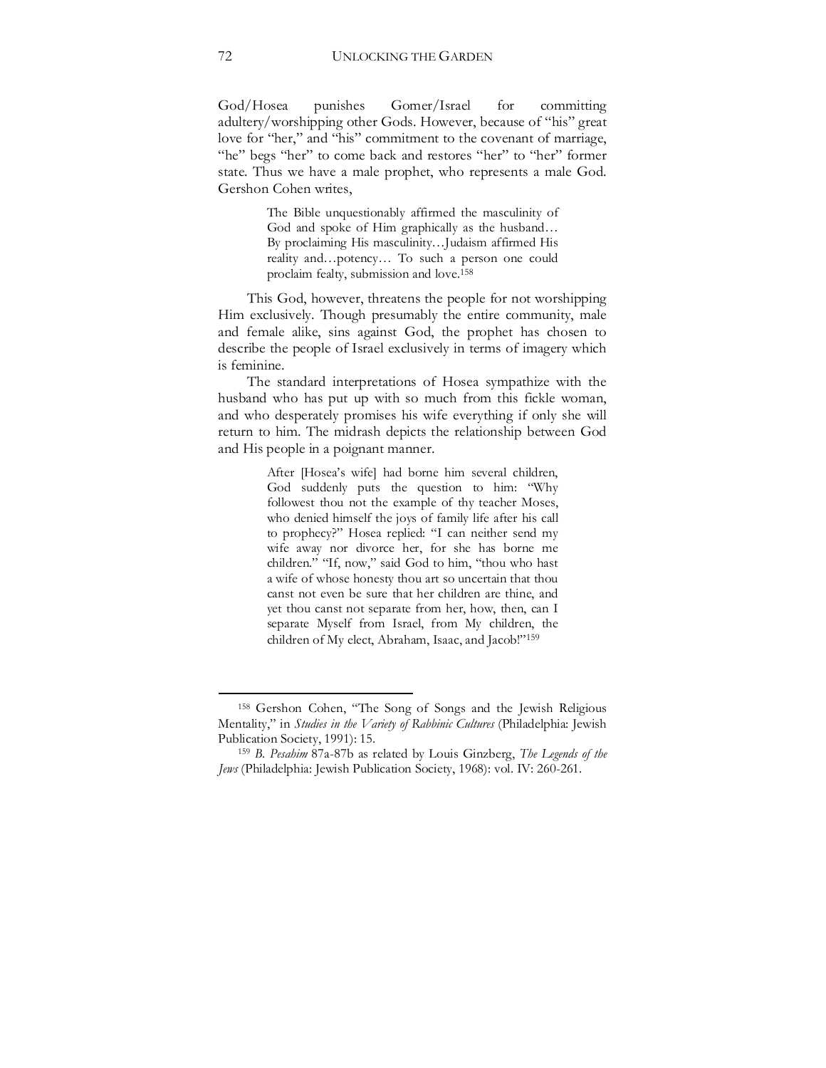God/Hosea punishes Gomer/Israel for committing adultery/worshipping other Gods. However, because of "his" great love for "her," and "his" commitment to the covenant of marriage, "he" begs "her" to come back and restores "her" to "her" former state. Thus we have a male prophet, who represents a male God. Gershon Cohen writes,

> The Bible unquestionably affirmed the masculinity of God and spoke of Him graphically as the husband… By proclaiming His masculinity…Judaism affirmed His reality and…potency… To such a person one could proclaim fealty, submission and love.[158]

This God, however, threatens the people for not worshipping Him exclusively. Though presumably the entire community, male and female alike, sins against God, the prophet has chosen to describe the people of Israel exclusively in terms of imagery which is feminine.

The standard interpretations of Hosea sympathize with the husband who has put up with so much from this fickle woman, and who desperately promises his wife everything if only she will return to him. The midrash depicts the relationship between God and His people in a poignant manner.

> After [Hosea's wife] had borne him several children, God suddenly puts the question to him: "Why followest thou not the example of thy teacher Moses, who denied himself the joys of family life after his call to prophecy?" Hosea replied: "I can neither send my wife away nor divorce her, for she has borne me children." "If, now," said God to him, "thou who hast a wife of whose honesty thou art so uncertain that thou canst not even be sure that her children are thine, and yet thou canst not separate from her, how, then, can I separate Myself from Israel, from My children, the children of My elect, Abraham, Isaac, and Jacob!"[159]

---

[158] Gershon Cohen, "The Song of Songs and the Jewish Religious Mentality," in *Studies in the Variety of Rabbinic Cultures* (Philadelphia: Jewish Publication Society, 1991): 15.

[159] *B. Pesahim* 87a-87b as related by Louis Ginzberg, *The Legends of the Jews* (Philadelphia: Jewish Publication Society, 1968): vol. IV: 260-261.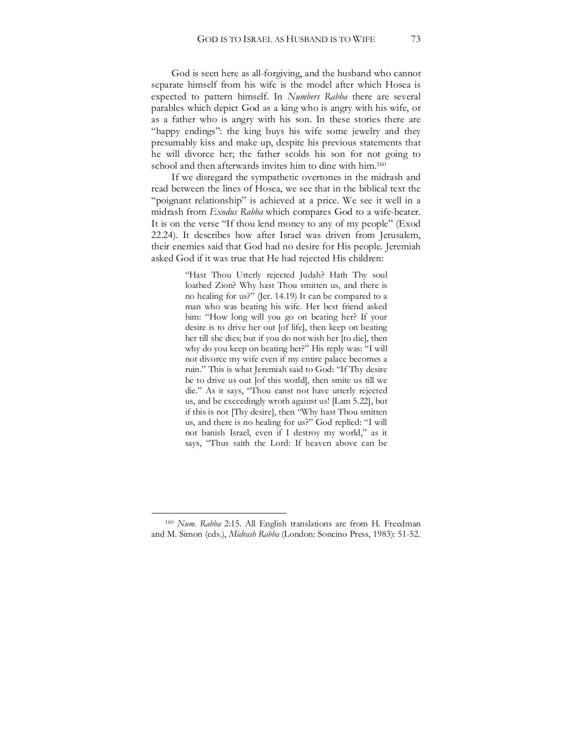God is seen here as all-forgiving, and the husband who cannot separate himself from his wife is the model after which Hosea is expected to pattern himself. In *Numbers Rabba* there are several parables which depict God as a king who is angry with his wife, or as a father who is angry with his son. In these stories there are "happy endings": the king buys his wife some jewelry and they presumably kiss and make up, despite his previous statements that he will divorce her; the father scolds his son for not going to school and then afterwards invites him to dine with him.[160]

If we disregard the sympathetic overtones in the midrash and read between the lines of Hosea, we see that in the biblical text the "poignant relationship" is achieved at a price. We see it well in a midrash from *Exodus Rabba* which compares God to a wife-beater. It is on the verse "If thou lend money to any of my people" (Exod 22.24). It describes how after Israel was driven from Jerusalem, their enemies said that God had no desire for His people. Jeremiah asked God if it was true that He had rejected His children:

> "Hast Thou Utterly rejected Judah? Hath Thy soul loathed Zion? Why hast Thou smitten us, and there is no healing for us?" (Jer. 14.19) It can be compared to a man who was beating his wife. Her best friend asked him: "How long will you go on beating her? If your desire is to drive her out [of life], then keep on beating her till she dies; but if you do not wish her [to die], then why do you keep on beating her?" His reply was: "I will not divorce my wife even if my entire palace becomes a ruin." This is what Jeremiah said to God: "If Thy desire be to drive us out [of this world], then smite us till we die." As it says, "Thou canst not have utterly rejected us, and be exceedingly wroth against us! [Lam 5.22], but if this is not [Thy desire], then "Why hast Thou smitten us, and there is no healing for us?" God replied: "I will not banish Israel, even if I destroy my world," as it says, "Thus saith the Lord: If heaven above can be

---

[160] *Num. Rabba* 2:15. All English translations are from H. Freedman and M. Simon (eds.), *Midrash Rabba* (London: Soncino Press, 1983): 51-52.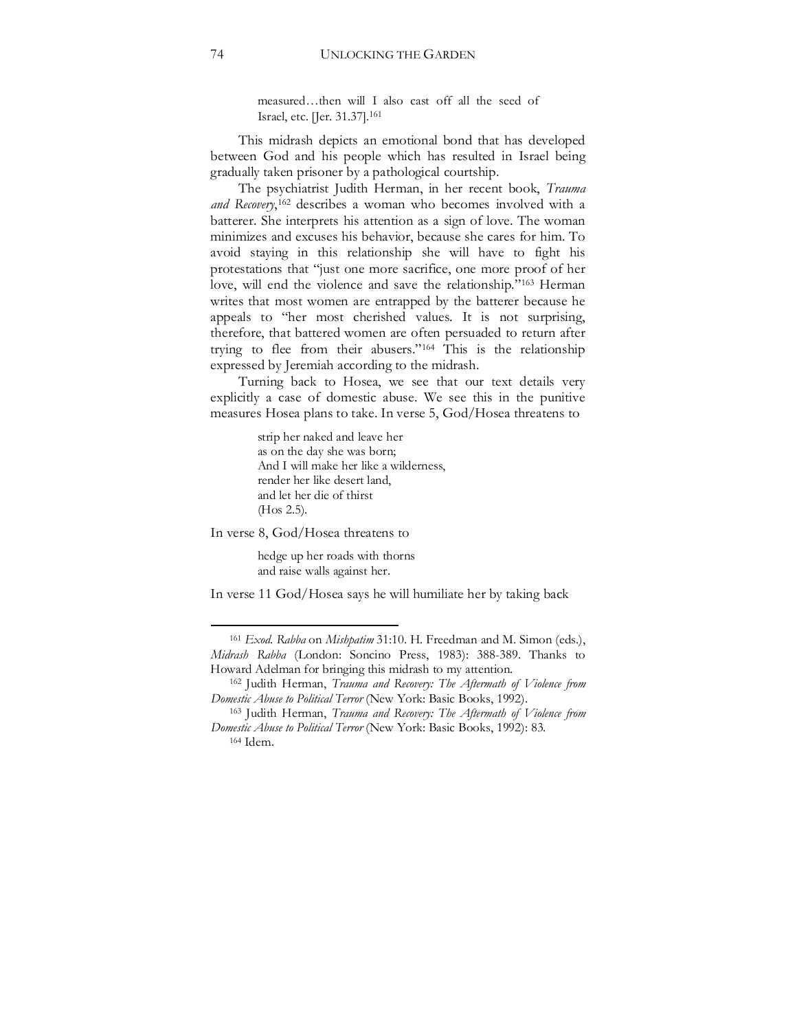> measured…then will I also cast off all the seed of Israel, etc. [Jer. 31.37].[161]

This midrash depicts an emotional bond that has developed between God and his people which has resulted in Israel being gradually taken prisoner by a pathological courtship.

The psychiatrist Judith Herman, in her recent book, *Trauma and Recovery*,[162] describes a woman who becomes involved with a batterer. She interprets his attention as a sign of love. The woman minimizes and excuses his behavior, because she cares for him. To avoid staying in this relationship she will have to fight his protestations that "just one more sacrifice, one more proof of her love, will end the violence and save the relationship."[163] Herman writes that most women are entrapped by the batterer because he appeals to "her most cherished values. It is not surprising, therefore, that battered women are often persuaded to return after trying to flee from their abusers."[164] This is the relationship expressed by Jeremiah according to the midrash.

Turning back to Hosea, we see that our text details very explicitly a case of domestic abuse. We see this in the punitive measures Hosea plans to take. In verse 5, God/Hosea threatens to

> strip her naked and leave her
> as on the day she was born;
> And I will make her like a wilderness,
> render her like desert land,
> and let her die of thirst
> (Hos 2.5).

In verse 8, God/Hosea threatens to

> hedge up her roads with thorns
> and raise walls against her.

In verse 11 God/Hosea says he will humiliate her by taking back

---

[161] *Exod. Rabba* on *Mishpatim* 31:10. H. Freedman and M. Simon (eds.), *Midrash Rabba* (London: Soncino Press, 1983): 388-389. Thanks to Howard Adelman for bringing this midrash to my attention.

[162] Judith Herman, *Trauma and Recovery: The Aftermath of Violence from Domestic Abuse to Political Terror* (New York: Basic Books, 1992).

[163] Judith Herman, *Trauma and Recovery: The Aftermath of Violence from Domestic Abuse to Political Terror* (New York: Basic Books, 1992): 83.

[164] Idem.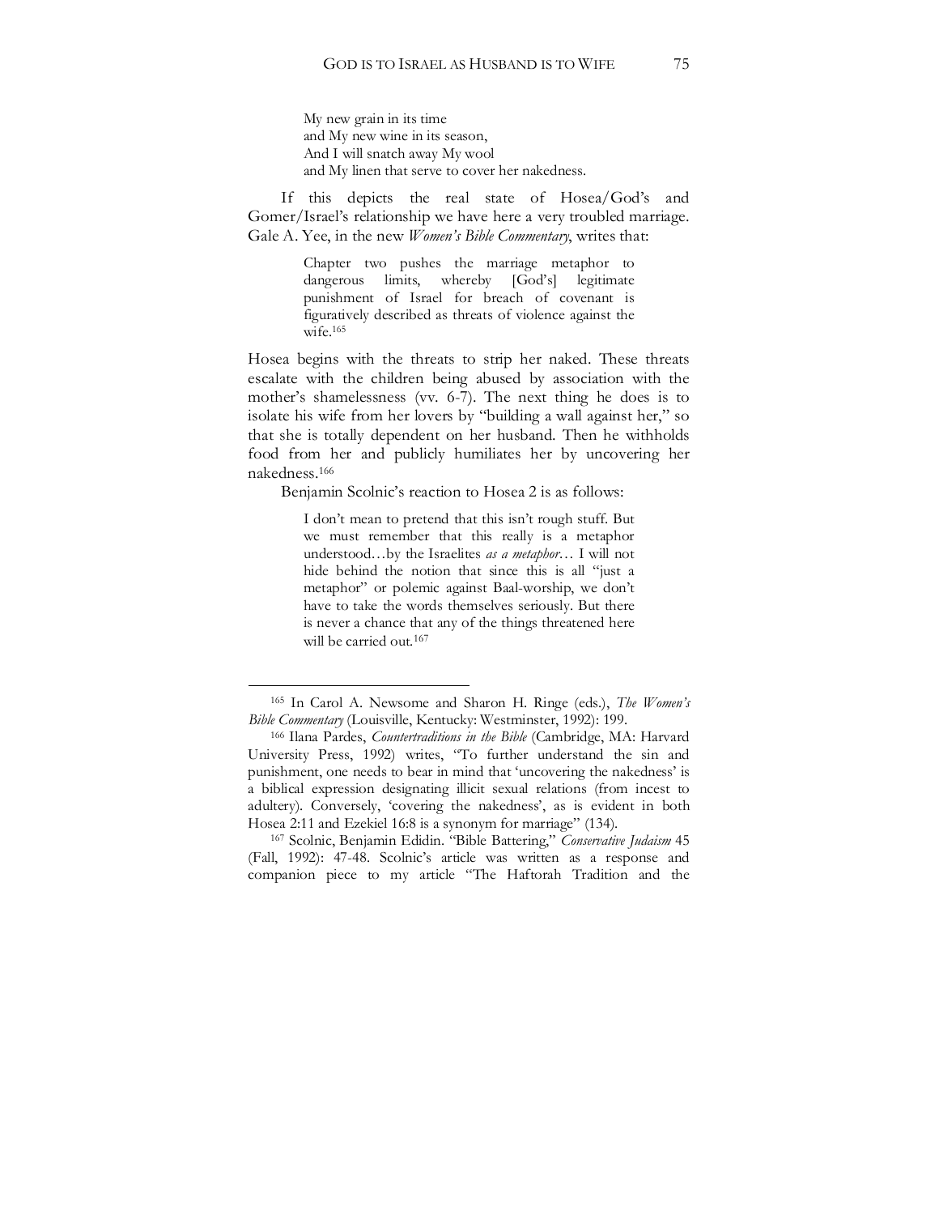> My new grain in its time
> and My new wine in its season,
> And I will snatch away My wool
> and My linen that serve to cover her nakedness.

If this depicts the real state of Hosea/God's and Gomer/Israel's relationship we have here a very troubled marriage. Gale A. Yee, in the new *Women's Bible Commentary*, writes that:

> Chapter two pushes the marriage metaphor to dangerous limits, whereby [God's] legitimate punishment of Israel for breach of covenant is figuratively described as threats of violence against the wife.[165]

Hosea begins with the threats to strip her naked. These threats escalate with the children being abused by association with the mother's shamelessness (vv. 6-7). The next thing he does is to isolate his wife from her lovers by "building a wall against her," so that she is totally dependent on her husband. Then he withholds food from her and publicly humiliates her by uncovering her nakedness.[166]

Benjamin Scolnic's reaction to Hosea 2 is as follows:

> I don't mean to pretend that this isn't rough stuff. But we must remember that this really is a metaphor understood…by the Israelites *as a metaphor*… I will not hide behind the notion that since this is all "just a metaphor" or polemic against Baal-worship, we don't have to take the words themselves seriously. But there is never a chance that any of the things threatened here will be carried out.[167]

---

[165] In Carol A. Newsome and Sharon H. Ringe (eds.), *The Women's Bible Commentary* (Louisville, Kentucky: Westminster, 1992): 199.

[166] Ilana Pardes, *Countertraditions in the Bible* (Cambridge, MA: Harvard University Press, 1992) writes, "To further understand the sin and punishment, one needs to bear in mind that 'uncovering the nakedness' is a biblical expression designating illicit sexual relations (from incest to adultery). Conversely, 'covering the nakedness', as is evident in both Hosea 2:11 and Ezekiel 16:8 is a synonym for marriage" (134).

[167] Scolnic, Benjamin Edidin. "Bible Battering," *Conservative Judaism* 45 (Fall, 1992): 47-48. Scolnic's article was written as a response and companion piece to my article "The Haftorah Tradition and the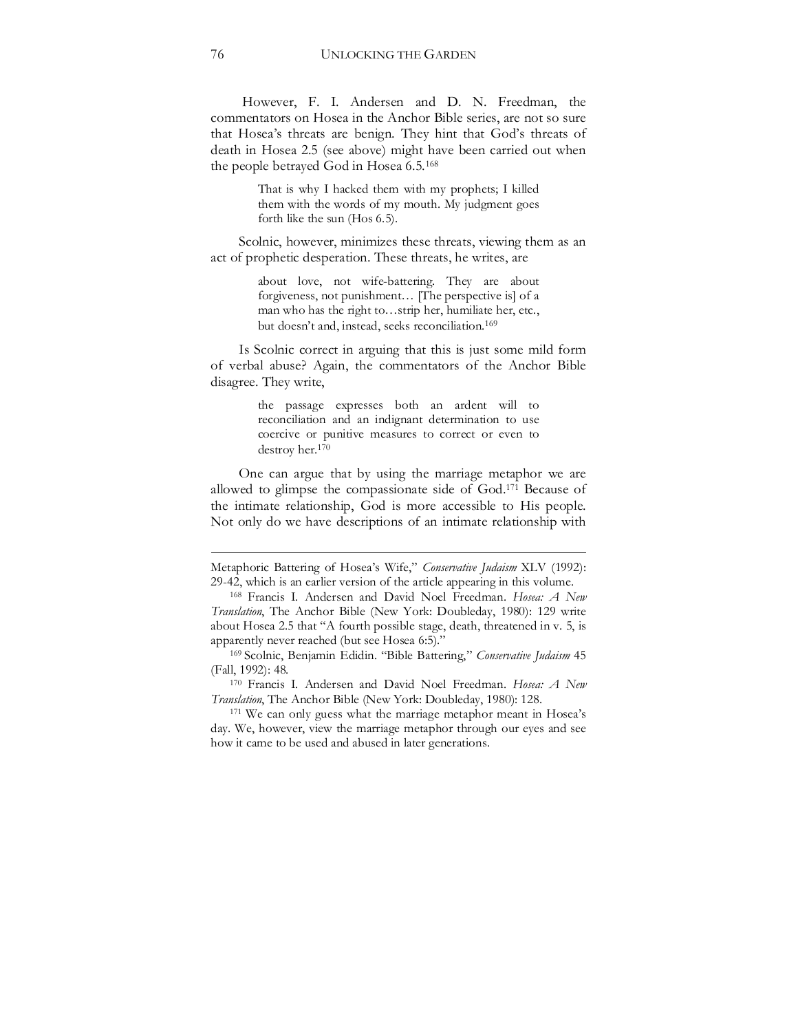However, F. I. Andersen and D. N. Freedman, the commentators on Hosea in the Anchor Bible series, are not so sure that Hosea's threats are benign. They hint that God's threats of death in Hosea 2.5 (see above) might have been carried out when the people betrayed God in Hosea 6.5.[168]

> That is why I hacked them with my prophets; I killed them with the words of my mouth. My judgment goes forth like the sun (Hos 6.5).

Scolnic, however, minimizes these threats, viewing them as an act of prophetic desperation. These threats, he writes, are

> about love, not wife-battering. They are about forgiveness, not punishment… [The perspective is] of a man who has the right to…strip her, humiliate her, etc., but doesn't and, instead, seeks reconciliation.[169]

Is Scolnic correct in arguing that this is just some mild form of verbal abuse? Again, the commentators of the Anchor Bible disagree. They write,

> the passage expresses both an ardent will to reconciliation and an indignant determination to use coercive or punitive measures to correct or even to destroy her.[170]

One can argue that by using the marriage metaphor we are allowed to glimpse the compassionate side of God.[171] Because of the intimate relationship, God is more accessible to His people. Not only do we have descriptions of an intimate relationship with

---

Metaphoric Battering of Hosea's Wife," *Conservative Judaism* XLV (1992): 29-42, which is an earlier version of the article appearing in this volume.

[168] Francis I. Andersen and David Noel Freedman. *Hosea: A New Translation*, The Anchor Bible (New York: Doubleday, 1980): 129 write about Hosea 2.5 that "A fourth possible stage, death, threatened in v. 5, is apparently never reached (but see Hosea 6:5)."

[169] Scolnic, Benjamin Edidin. "Bible Battering," *Conservative Judaism* 45 (Fall, 1992): 48.

[170] Francis I. Andersen and David Noel Freedman. *Hosea: A New Translation*, The Anchor Bible (New York: Doubleday, 1980): 128.

[171] We can only guess what the marriage metaphor meant in Hosea's day. We, however, view the marriage metaphor through our eyes and see how it came to be used and abused in later generations.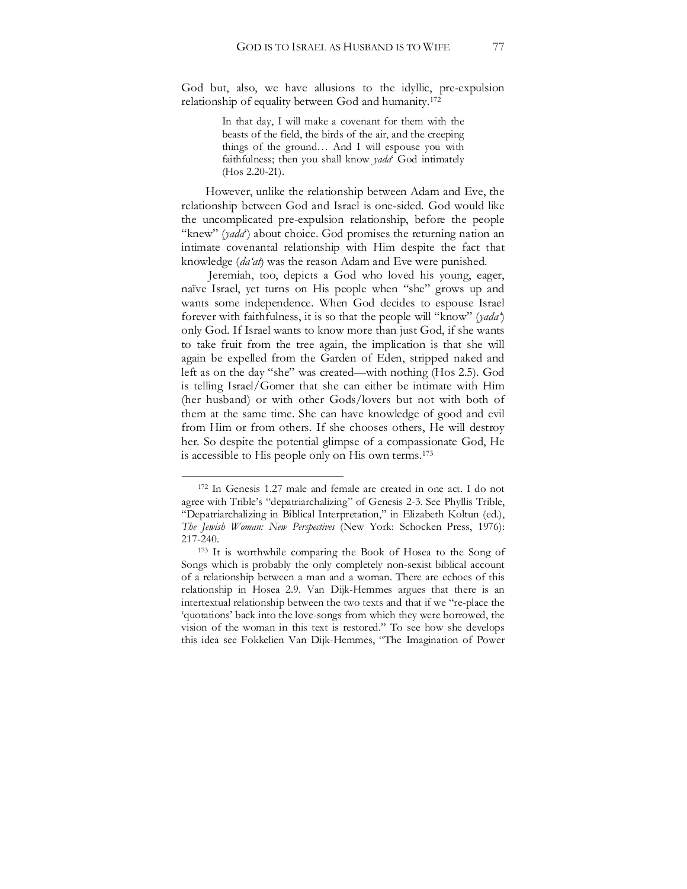God but, also, we have allusions to the idyllic, pre-expulsion relationship of equality between God and humanity.[172]

> In that day, I will make a covenant for them with the beasts of the field, the birds of the air, and the creeping things of the ground… And I will espouse you with faithfulness; then you shall know *yada*ʻ God intimately (Hos 2.20-21).

However, unlike the relationship between Adam and Eve, the relationship between God and Israel is one-sided. God would like the uncomplicated pre-expulsion relationship, before the people "knew" (*yada*ʻ) about choice. God promises the returning nation an intimate covenantal relationship with Him despite the fact that knowledge (*daʻat*) was the reason Adam and Eve were punished.

Jeremiah, too, depicts a God who loved his young, eager, naïve Israel, yet turns on His people when "she" grows up and wants some independence. When God decides to espouse Israel forever with faithfulness, it is so that the people will "know" (*yadaʻ*) only God. If Israel wants to know more than just God, if she wants to take fruit from the tree again, the implication is that she will again be expelled from the Garden of Eden, stripped naked and left as on the day "she" was created—with nothing (Hos 2.5). God is telling Israel/Gomer that she can either be intimate with Him (her husband) or with other Gods/lovers but not with both of them at the same time. She can have knowledge of good and evil from Him or from others. If she chooses others, He will destroy her. So despite the potential glimpse of a compassionate God, He is accessible to His people only on His own terms.[173]

---

[172] In Genesis 1.27 male and female are created in one act. I do not agree with Trible's "depatriarchalizing" of Genesis 2-3. See Phyllis Trible, "Depatriarchalizing in Biblical Interpretation," in Elizabeth Koltun (ed.), *The Jewish Woman: New Perspectives* (New York: Schocken Press, 1976): 217-240.

[173] It is worthwhile comparing the Book of Hosea to the Song of Songs which is probably the only completely non-sexist biblical account of a relationship between a man and a woman. There are echoes of this relationship in Hosea 2.9. Van Dijk-Hemmes argues that there is an intertextual relationship between the two texts and that if we "re-place the 'quotations' back into the love-songs from which they were borrowed, the vision of the woman in this text is restored." To see how she develops this idea see Fokkelien Van Dijk-Hemmes, "The Imagination of Power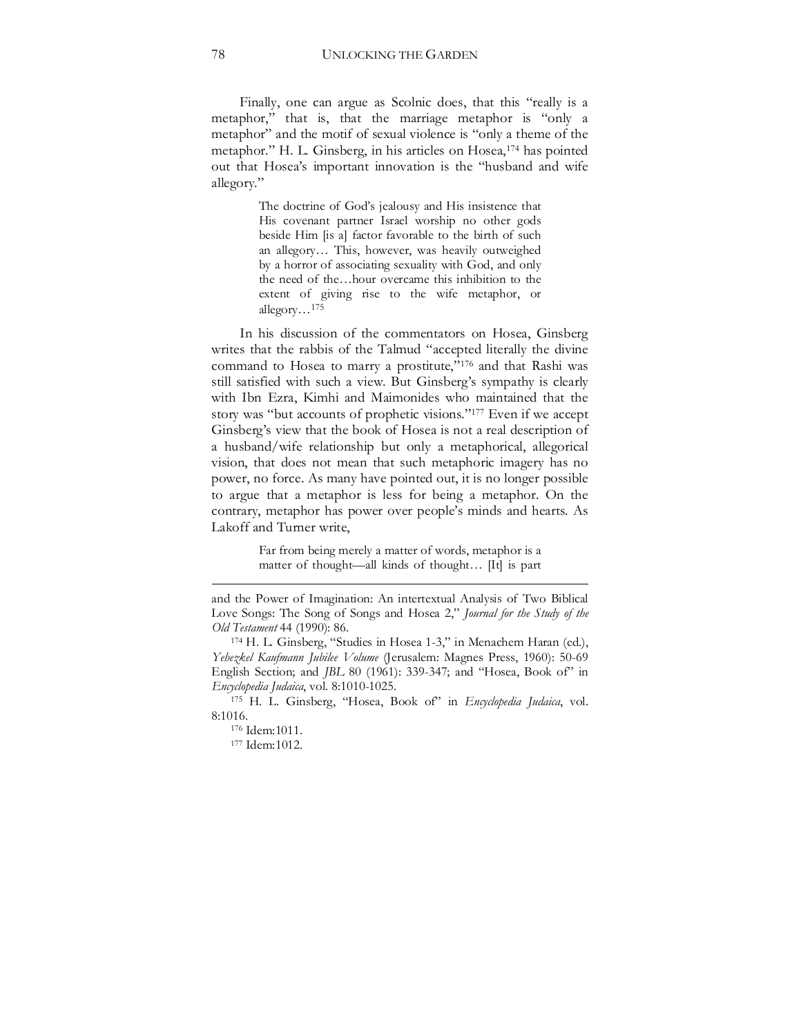Finally, one can argue as Scolnic does, that this "really is a metaphor," that is, that the marriage metaphor is "only a metaphor" and the motif of sexual violence is "only a theme of the metaphor." H. L. Ginsberg, in his articles on Hosea,[174] has pointed out that Hosea's important innovation is the "husband and wife allegory."

> The doctrine of God's jealousy and His insistence that His covenant partner Israel worship no other gods beside Him [is a] factor favorable to the birth of such an allegory… This, however, was heavily outweighed by a horror of associating sexuality with God, and only the need of the…hour overcame this inhibition to the extent of giving rise to the wife metaphor, or allegory…[175]

In his discussion of the commentators on Hosea, Ginsberg writes that the rabbis of the Talmud "accepted literally the divine command to Hosea to marry a prostitute,"[176] and that Rashi was still satisfied with such a view. But Ginsberg's sympathy is clearly with Ibn Ezra, Kimhi and Maimonides who maintained that the story was "but accounts of prophetic visions."[177] Even if we accept Ginsberg's view that the book of Hosea is not a real description of a husband/wife relationship but only a metaphorical, allegorical vision, that does not mean that such metaphoric imagery has no power, no force. As many have pointed out, it is no longer possible to argue that a metaphor is less for being a metaphor. On the contrary, metaphor has power over people's minds and hearts. As Lakoff and Turner write,

> Far from being merely a matter of words, metaphor is a matter of thought—all kinds of thought… [It] is part

---

and the Power of Imagination: An intertextual Analysis of Two Biblical Love Songs: The Song of Songs and Hosea 2," *Journal for the Study of the Old Testament* 44 (1990): 86.

[174] H. L. Ginsberg, "Studies in Hosea 1-3," in Menachem Haran (ed.), *Yehezkel Kaufmann Jubilee Volume* (Jerusalem: Magnes Press, 1960): 50-69 English Section; and *JBL* 80 (1961): 339-347; and "Hosea, Book of" in *Encyclopedia Judaica*, vol. 8:1010-1025.

[175] H. L. Ginsberg, "Hosea, Book of" in *Encyclopedia Judaica*, vol. 8:1016.

[176] Idem:1011.

[177] Idem:1012.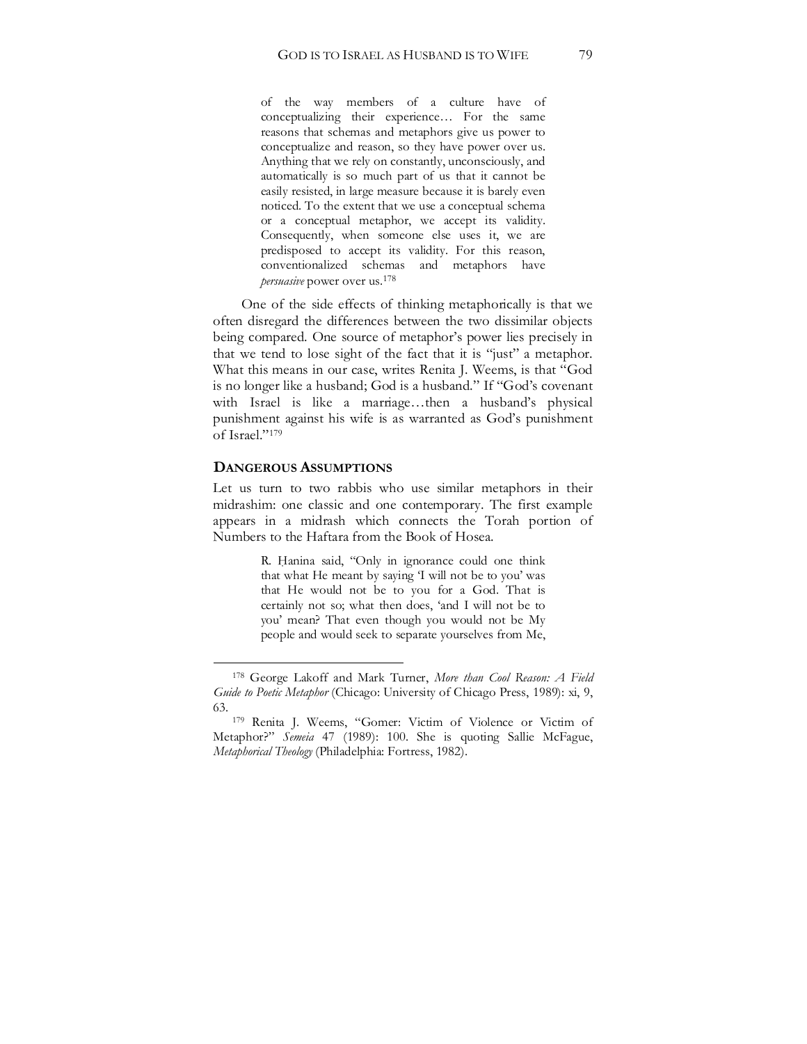> of the way members of a culture have of conceptualizing their experience… For the same reasons that schemas and metaphors give us power to conceptualize and reason, so they have power over us. Anything that we rely on constantly, unconsciously, and automatically is so much part of us that it cannot be easily resisted, in large measure because it is barely even noticed. To the extent that we use a conceptual schema or a conceptual metaphor, we accept its validity. Consequently, when someone else uses it, we are predisposed to accept its validity. For this reason, conventionalized schemas and metaphors have *persuasive* power over us.[178]

One of the side effects of thinking metaphorically is that we often disregard the differences between the two dissimilar objects being compared. One source of metaphor's power lies precisely in that we tend to lose sight of the fact that it is "just" a metaphor. What this means in our case, writes Renita J. Weems, is that "God is no longer like a husband; God is a husband." If "God's covenant with Israel is like a marriage…then a husband's physical punishment against his wife is as warranted as God's punishment of Israel."[179]

## DANGEROUS ASSUMPTIONS

Let us turn to two rabbis who use similar metaphors in their midrashim: one classic and one contemporary. The first example appears in a midrash which connects the Torah portion of Numbers to the Haftara from the Book of Hosea.

> R. Ḥanina said, "Only in ignorance could one think that what He meant by saying 'I will not be to you' was that He would not be to you for a God. That is certainly not so; what then does, 'and I will not be to you' mean? That even though you would not be My people and would seek to separate yourselves from Me,

---

[178] George Lakoff and Mark Turner, *More than Cool Reason: A Field Guide to Poetic Metaphor* (Chicago: University of Chicago Press, 1989): xi, 9, 63.

[179] Renita J. Weems, "Gomer: Victim of Violence or Victim of Metaphor?" *Semeia* 47 (1989): 100. She is quoting Sallie McFague, *Metaphorical Theology* (Philadelphia: Fortress, 1982).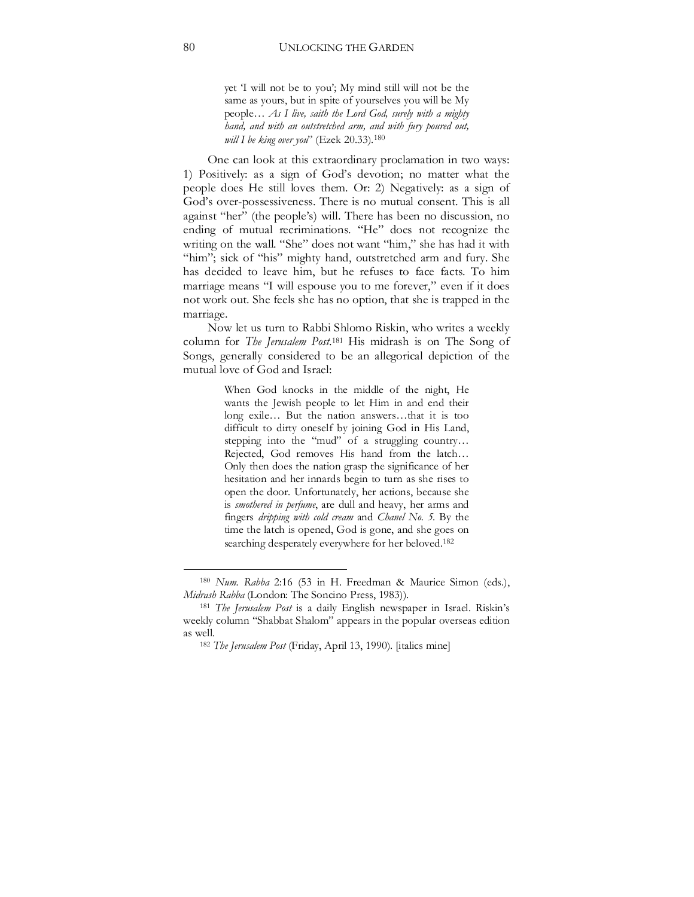> yet 'I will not be to you'; My mind still will not be the same as yours, but in spite of yourselves you will be My people… *As I live, saith the Lord God, surely with a mighty hand, and with an outstretched arm, and with fury poured out, will I be king over you*" (Ezek 20.33).[180]

One can look at this extraordinary proclamation in two ways: 1) Positively: as a sign of God's devotion; no matter what the people does He still loves them. Or: 2) Negatively: as a sign of God's over-possessiveness. There is no mutual consent. This is all against "her" (the people's) will. There has been no discussion, no ending of mutual recriminations. "He" does not recognize the writing on the wall. "She" does not want "him," she has had it with "him"; sick of "his" mighty hand, outstretched arm and fury. She has decided to leave him, but he refuses to face facts. To him marriage means "I will espouse you to me forever," even if it does not work out. She feels she has no option, that she is trapped in the marriage.

Now let us turn to Rabbi Shlomo Riskin, who writes a weekly column for *The Jerusalem Post*.[181] His midrash is on The Song of Songs, generally considered to be an allegorical depiction of the mutual love of God and Israel:

> When God knocks in the middle of the night, He wants the Jewish people to let Him in and end their long exile… But the nation answers…that it is too difficult to dirty oneself by joining God in His Land, stepping into the "mud" of a struggling country… Rejected, God removes His hand from the latch… Only then does the nation grasp the significance of her hesitation and her innards begin to turn as she rises to open the door. Unfortunately, her actions, because she is *smothered in perfume*, are dull and heavy, her arms and fingers *dripping with cold cream* and *Chanel No. 5*. By the time the latch is opened, God is gone, and she goes on searching desperately everywhere for her beloved.[182]

---

[180] *Num. Rabba* 2:16 (53 in H. Freedman & Maurice Simon (eds.), *Midrash Rabba* (London: The Soncino Press, 1983)).

[181] *The Jerusalem Post* is a daily English newspaper in Israel. Riskin's weekly column "Shabbat Shalom" appears in the popular overseas edition as well.

[182] *The Jerusalem Post* (Friday, April 13, 1990). [italics mine]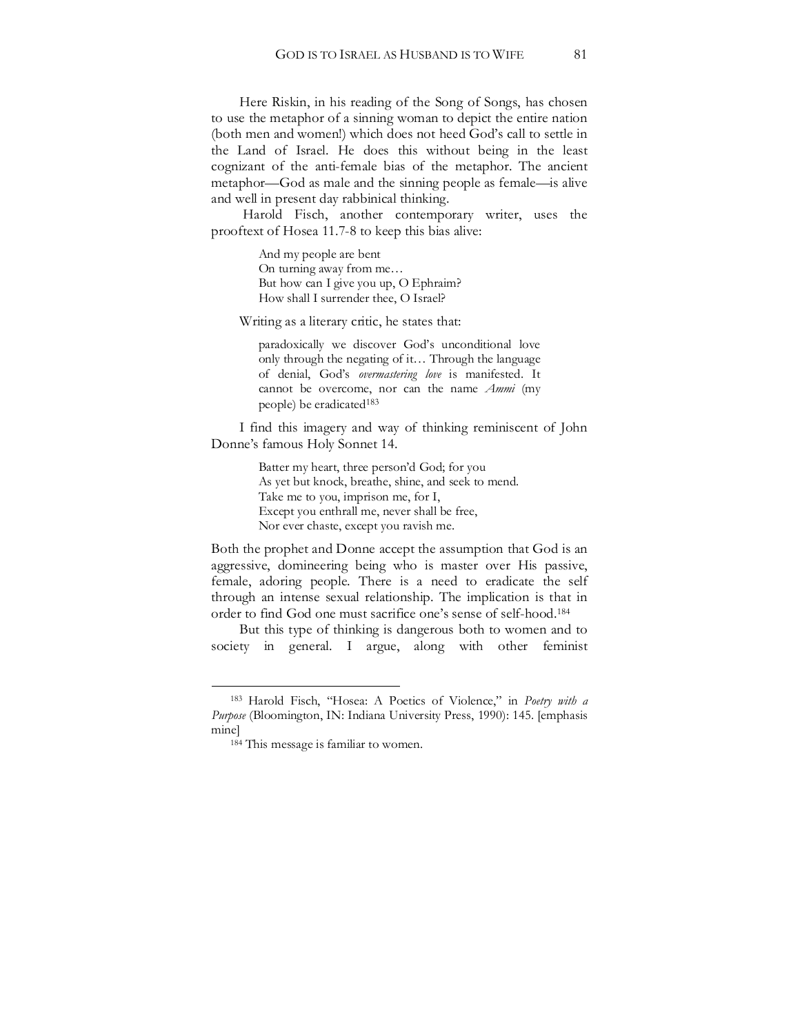Here Riskin, in his reading of the Song of Songs, has chosen to use the metaphor of a sinning woman to depict the entire nation (both men and women!) which does not heed God's call to settle in the Land of Israel. He does this without being in the least cognizant of the anti-female bias of the metaphor. The ancient metaphor—God as male and the sinning people as female—is alive and well in present day rabbinical thinking.

Harold Fisch, another contemporary writer, uses the prooftext of Hosea 11.7-8 to keep this bias alive:

> And my people are bent
> On turning away from me…
> But how can I give you up, O Ephraim?
> How shall I surrender thee, O Israel?

Writing as a literary critic, he states that:

> paradoxically we discover God's unconditional love only through the negating of it… Through the language of denial, God's *overmastering love* is manifested. It cannot be overcome, nor can the name *Ammi* (my people) be eradicated[183]

I find this imagery and way of thinking reminiscent of John Donne's famous Holy Sonnet 14.

> Batter my heart, three person'd God; for you
> As yet but knock, breathe, shine, and seek to mend.
> Take me to you, imprison me, for I,
> Except you enthrall me, never shall be free,
> Nor ever chaste, except you ravish me.

Both the prophet and Donne accept the assumption that God is an aggressive, domineering being who is master over His passive, female, adoring people. There is a need to eradicate the self through an intense sexual relationship. The implication is that in order to find God one must sacrifice one's sense of self-hood.[184]

But this type of thinking is dangerous both to women and to society in general. I argue, along with other feminist

---

[183] Harold Fisch, "Hosea: A Poetics of Violence," in *Poetry with a Purpose* (Bloomington, IN: Indiana University Press, 1990): 145. [emphasis mine]

[184] This message is familiar to women.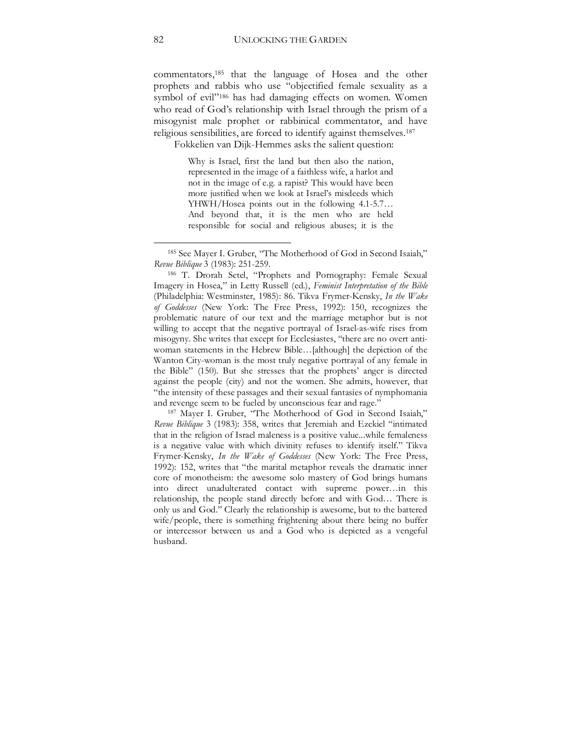commentators,[185] that the language of Hosea and the other prophets and rabbis who use "objectified female sexuality as a symbol of evil"[186] has had damaging effects on women. Women who read of God's relationship with Israel through the prism of a misogynist male prophet or rabbinical commentator, and have religious sensibilities, are forced to identify against themselves.[187]

Fokkelien van Dijk-Hemmes asks the salient question:

> Why is Israel, first the land but then also the nation, represented in the image of a faithless wife, a harlot and not in the image of e.g. a rapist? This would have been more justified when we look at Israel's misdeeds which YHWH/Hosea points out in the following 4.1-5.7… And beyond that, it is the men who are held responsible for social and religious abuses; it is the

---

[185] See Mayer I. Gruber, "The Motherhood of God in Second Isaiah," *Revue Biblique* 3 (1983): 251-259.

[186] T. Drorah Setel, "Prophets and Pornography: Female Sexual Imagery in Hosea," in Letty Russell (ed.), *Feminist Interpretation of the Bible* (Philadelphia: Westminster, 1985): 86. Tikva Frymer-Kensky, *In the Wake of Goddesses* (New York: The Free Press, 1992): 150, recognizes the problematic nature of our text and the marriage metaphor but is not willing to accept that the negative portrayal of Israel-as-wife rises from misogyny. She writes that except for Ecclesiastes, "there are no overt anti-woman statements in the Hebrew Bible…[although] the depiction of the Wanton City-woman is the most truly negative portrayal of any female in the Bible" (150). But she stresses that the prophets' anger is directed against the people (city) and not the women. She admits, however, that "the intensity of these passages and their sexual fantasies of nymphomania and revenge seem to be fueled by unconscious fear and rage."

[187] Mayer I. Gruber, "The Motherhood of God in Second Isaiah," *Revue Biblique* 3 (1983): 358, writes that Jeremiah and Ezekiel "intimated that in the religion of Israel maleness is a positive value...while femaleness is a negative value with which divinity refuses to identify itself." Tikva Frymer-Kensky, *In the Wake of Goddesses* (New York: The Free Press, 1992): 152, writes that "the marital metaphor reveals the dramatic inner core of monotheism: the awesome solo mastery of God brings humans into direct unadulterated contact with supreme power…in this relationship, the people stand directly before and with God… There is only us and God." Clearly the relationship is awesome, but to the battered wife/people, there is something frightening about there being no buffer or intercessor between us and a God who is depicted as a vengeful husband.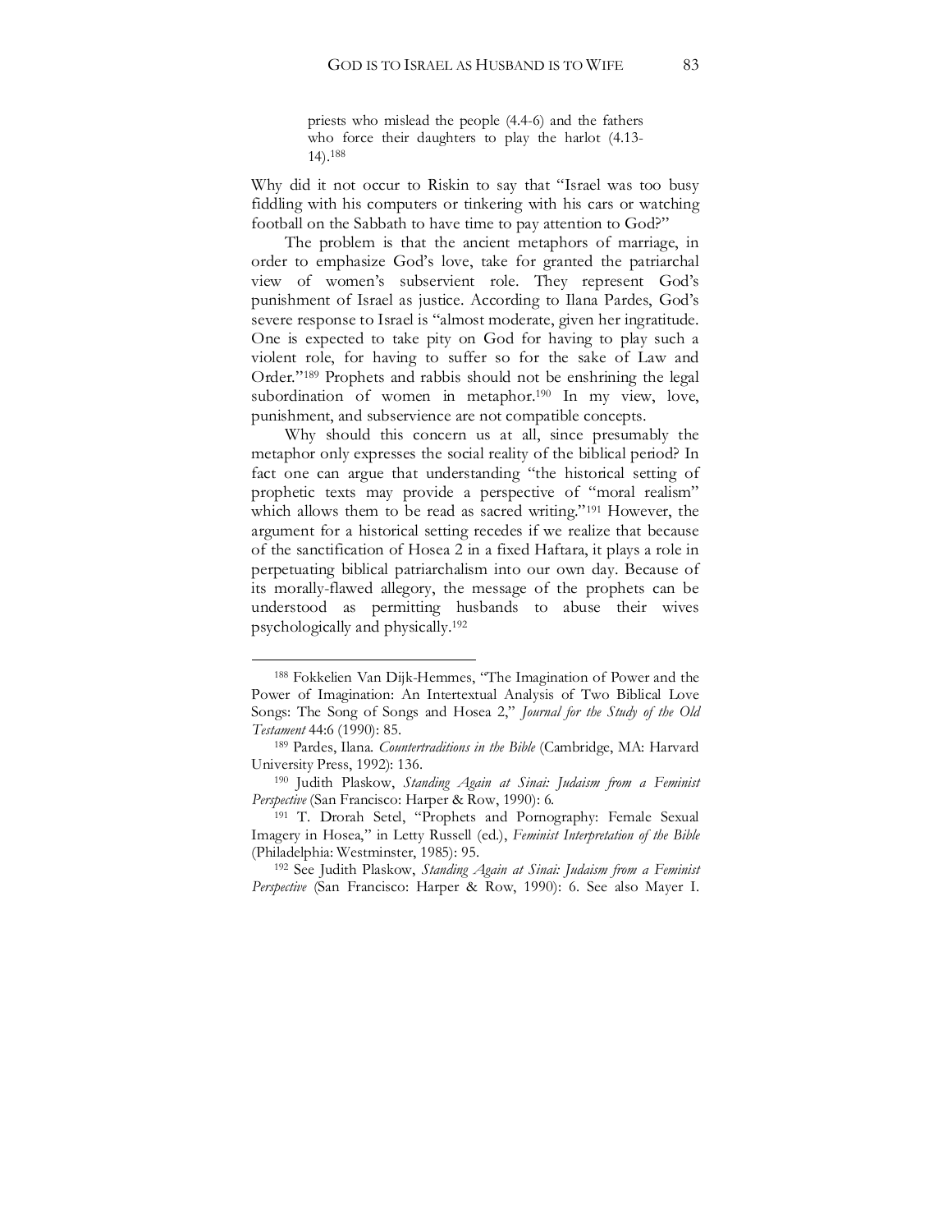> priests who mislead the people (4.4-6) and the fathers who force their daughters to play the harlot (4.13-14).[188]

Why did it not occur to Riskin to say that "Israel was too busy fiddling with his computers or tinkering with his cars or watching football on the Sabbath to have time to pay attention to God?"

The problem is that the ancient metaphors of marriage, in order to emphasize God's love, take for granted the patriarchal view of women's subservient role. They represent God's punishment of Israel as justice. According to Ilana Pardes, God's severe response to Israel is "almost moderate, given her ingratitude. One is expected to take pity on God for having to play such a violent role, for having to suffer so for the sake of Law and Order."[189] Prophets and rabbis should not be enshrining the legal subordination of women in metaphor.[190] In my view, love, punishment, and subservience are not compatible concepts.

Why should this concern us at all, since presumably the metaphor only expresses the social reality of the biblical period? In fact one can argue that understanding "the historical setting of prophetic texts may provide a perspective of "moral realism" which allows them to be read as sacred writing."[191] However, the argument for a historical setting recedes if we realize that because of the sanctification of Hosea 2 in a fixed Haftara, it plays a role in perpetuating biblical patriarchalism into our own day. Because of its morally-flawed allegory, the message of the prophets can be understood as permitting husbands to abuse their wives psychologically and physically.[192]

---

[188] Fokkelien Van Dijk-Hemmes, "The Imagination of Power and the Power of Imagination: An Intertextual Analysis of Two Biblical Love Songs: The Song of Songs and Hosea 2," *Journal for the Study of the Old Testament* 44:6 (1990): 85.

[189] Pardes, Ilana. *Countertraditions in the Bible* (Cambridge, MA: Harvard University Press, 1992): 136.

[190] Judith Plaskow, *Standing Again at Sinai: Judaism from a Feminist Perspective* (San Francisco: Harper & Row, 1990): 6.

[191] T. Drorah Setel, "Prophets and Pornography: Female Sexual Imagery in Hosea," in Letty Russell (ed.), *Feminist Interpretation of the Bible* (Philadelphia: Westminster, 1985): 95.

[192] See Judith Plaskow, *Standing Again at Sinai: Judaism from a Feminist Perspective* (San Francisco: Harper & Row, 1990): 6. See also Mayer I.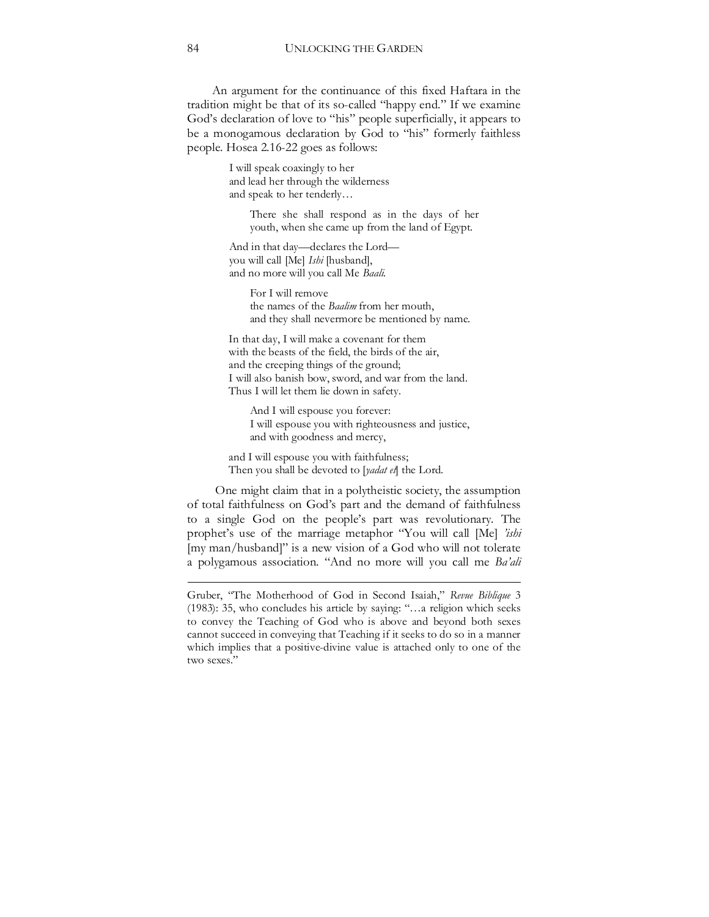An argument for the continuance of this fixed Haftara in the tradition might be that of its so-called "happy end." If we examine God's declaration of love to "his" people superficially, it appears to be a monogamous declaration by God to "his" formerly faithless people. Hosea 2.16-22 goes as follows:

> I will speak coaxingly to her
> and lead her through the wilderness
> and speak to her tenderly…
>
> > There she shall respond as in the days of her youth, when she came up from the land of Egypt.
>
> And in that day—declares the Lord—
> you will call [Me] *Ishi* [husband],
> and no more will you call Me *Baali.*
>
> > For I will remove
> > the names of the *Baalim* from her mouth,
> > and they shall nevermore be mentioned by name.
>
> In that day, I will make a covenant for them
> with the beasts of the field, the birds of the air,
> and the creeping things of the ground;
> I will also banish bow, sword, and war from the land.
> Thus I will let them lie down in safety.
>
> > And I will espouse you forever:
> > I will espouse you with righteousness and justice,
> > and with goodness and mercy,
>
> and I will espouse you with faithfulness;
> Then you shall be devoted to [*yadat et*] the Lord.

One might claim that in a polytheistic society, the assumption of total faithfulness on God's part and the demand of faithfulness to a single God on the people's part was revolutionary. The prophet's use of the marriage metaphor "You will call [Me] *'ishi* [my man/husband]" is a new vision of a God who will not tolerate a polygamous association. "And no more will you call me *Ba'ali*

---

Gruber, "The Motherhood of God in Second Isaiah," *Revue Biblique* 3 (1983): 35, who concludes his article by saying: "…a religion which seeks to convey the Teaching of God who is above and beyond both sexes cannot succeed in conveying that Teaching if it seeks to do so in a manner which implies that a positive-divine value is attached only to one of the two sexes."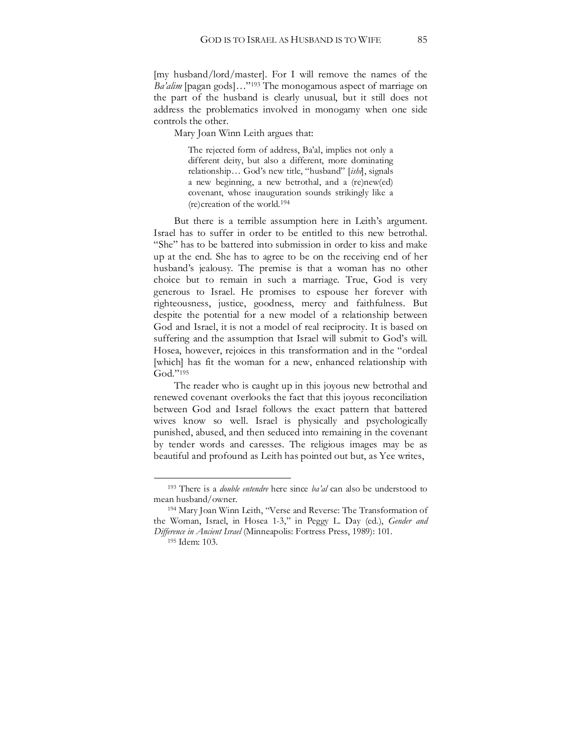[my husband/lord/master]. For I will remove the names of the *Ba'alim* [pagan gods]…"[193] The monogamous aspect of marriage on the part of the husband is clearly unusual, but it still does not address the problematics involved in monogamy when one side controls the other.

Mary Joan Winn Leith argues that:

> The rejected form of address, Ba'al, implies not only a different deity, but also a different, more dominating relationship… God's new title, "husband" [*ishi*], signals a new beginning, a new betrothal, and a (re)new(ed) covenant, whose inauguration sounds strikingly like a (re)creation of the world.[194]

But there is a terrible assumption here in Leith's argument. Israel has to suffer in order to be entitled to this new betrothal. "She" has to be battered into submission in order to kiss and make up at the end. She has to agree to be on the receiving end of her husband's jealousy. The premise is that a woman has no other choice but to remain in such a marriage. True, God is very generous to Israel. He promises to espouse her forever with righteousness, justice, goodness, mercy and faithfulness. But despite the potential for a new model of a relationship between God and Israel, it is not a model of real reciprocity. It is based on suffering and the assumption that Israel will submit to God's will. Hosea, however, rejoices in this transformation and in the "ordeal [which] has fit the woman for a new, enhanced relationship with God."[195]

The reader who is caught up in this joyous new betrothal and renewed covenant overlooks the fact that this joyous reconciliation between God and Israel follows the exact pattern that battered wives know so well. Israel is physically and psychologically punished, abused, and then seduced into remaining in the covenant by tender words and caresses. The religious images may be as beautiful and profound as Leith has pointed out but, as Yee writes,

---

[193] There is a *double entendre* here since *ba'al* can also be understood to mean husband/owner.

[194] Mary Joan Winn Leith, "Verse and Reverse: The Transformation of the Woman, Israel, in Hosea 1-3," in Peggy L. Day (ed.), *Gender and Difference in Ancient Israel* (Minneapolis: Fortress Press, 1989): 101.

[195] Idem: 103.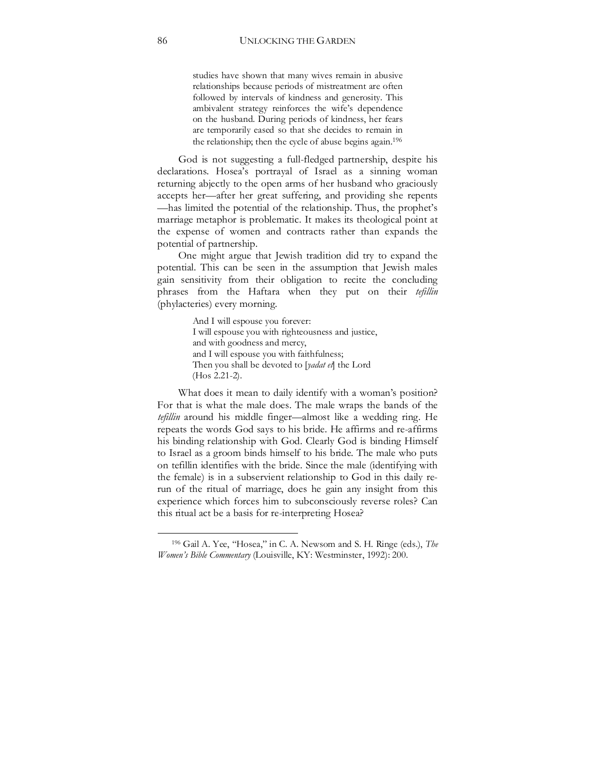> studies have shown that many wives remain in abusive relationships because periods of mistreatment are often followed by intervals of kindness and generosity. This ambivalent strategy reinforces the wife's dependence on the husband. During periods of kindness, her fears are temporarily eased so that she decides to remain in the relationship; then the cycle of abuse begins again.[196]

God is not suggesting a full-fledged partnership, despite his declarations. Hosea's portrayal of Israel as a sinning woman returning abjectly to the open arms of her husband who graciously accepts her—after her great suffering, and providing she repents—has limited the potential of the relationship. Thus, the prophet's marriage metaphor is problematic. It makes its theological point at the expense of women and contracts rather than expands the potential of partnership.

One might argue that Jewish tradition did try to expand the potential. This can be seen in the assumption that Jewish males gain sensitivity from their obligation to recite the concluding phrases from the Haftara when they put on their *tefillin* (phylacteries) every morning.

> And I will espouse you forever:
> I will espouse you with righteousness and justice,
> and with goodness and mercy,
> and I will espouse you with faithfulness;
> Then you shall be devoted to [*yadat et*] the Lord
> (Hos 2.21-2).

What does it mean to daily identify with a woman's position? For that is what the male does. The male wraps the bands of the *tefillin* around his middle finger—almost like a wedding ring. He repeats the words God says to his bride. He affirms and re-affirms his binding relationship with God. Clearly God is binding Himself to Israel as a groom binds himself to his bride. The male who puts on tefillin identifies with the bride. Since the male (identifying with the female) is in a subservient relationship to God in this daily re-run of the ritual of marriage, does he gain any insight from this experience which forces him to subconsciously reverse roles? Can this ritual act be a basis for re-interpreting Hosea?

---

[196] Gail A. Yee, "Hosea," in C. A. Newsom and S. H. Ringe (eds.), *The Women's Bible Commentary* (Louisville, KY: Westminster, 1992): 200.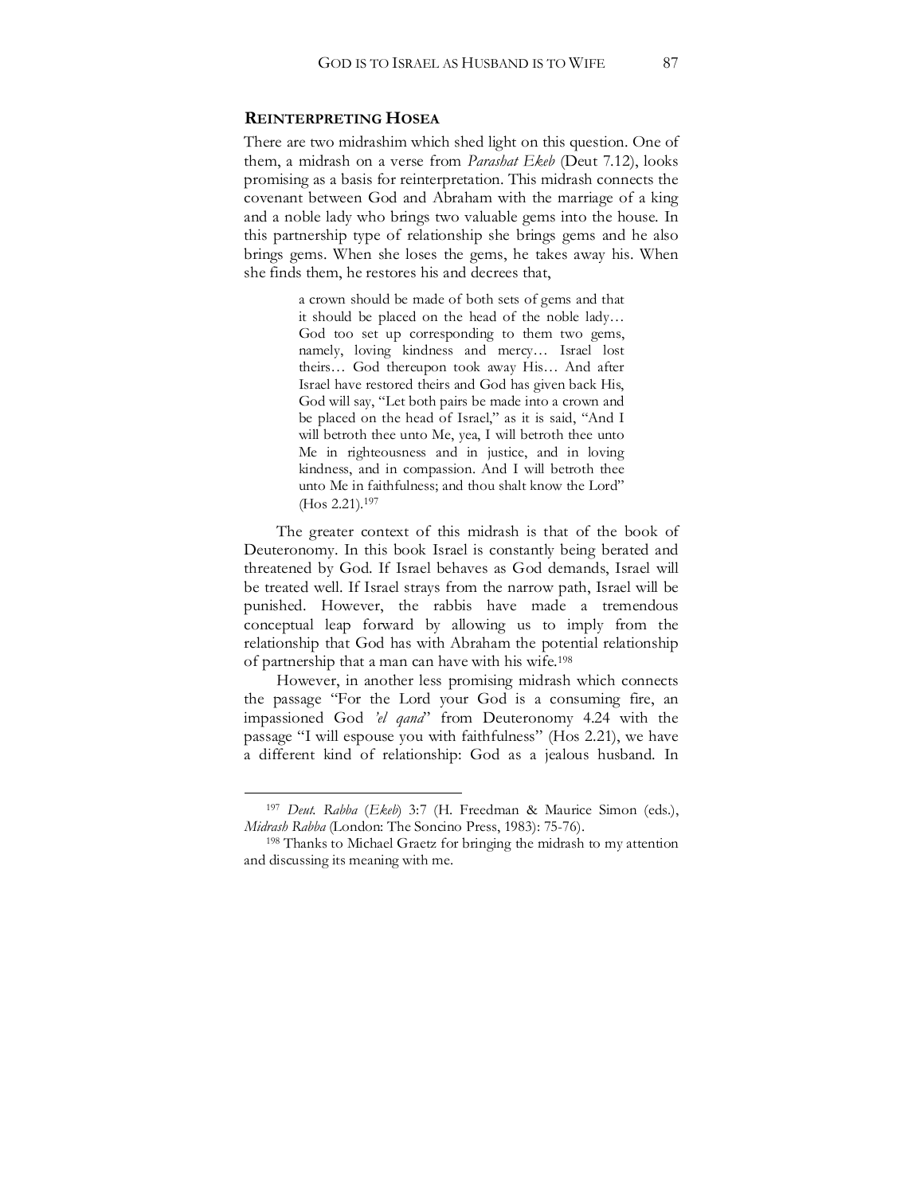### REINTERPRETING HOSEA

There are two midrashim which shed light on this question. One of them, a midrash on a verse from *Parashat Ekeb* (Deut 7.12), looks promising as a basis for reinterpretation. This midrash connects the covenant between God and Abraham with the marriage of a king and a noble lady who brings two valuable gems into the house. In this partnership type of relationship she brings gems and he also brings gems. When she loses the gems, he takes away his. When she finds them, he restores his and decrees that,

> a crown should be made of both sets of gems and that it should be placed on the head of the noble lady… God too set up corresponding to them two gems, namely, loving kindness and mercy… Israel lost theirs… God thereupon took away His… And after Israel have restored theirs and God has given back His, God will say, "Let both pairs be made into a crown and be placed on the head of Israel," as it is said, "And I will betroth thee unto Me, yea, I will betroth thee unto Me in righteousness and in justice, and in loving kindness, and in compassion. And I will betroth thee unto Me in faithfulness; and thou shalt know the Lord" (Hos 2.21).[197]

The greater context of this midrash is that of the book of Deuteronomy. In this book Israel is constantly being berated and threatened by God. If Israel behaves as God demands, Israel will be treated well. If Israel strays from the narrow path, Israel will be punished. However, the rabbis have made a tremendous conceptual leap forward by allowing us to imply from the relationship that God has with Abraham the potential relationship of partnership that a man can have with his wife.[198]

However, in another less promising midrash which connects the passage "For the Lord your God is a consuming fire, an impassioned God *'el qana*" from Deuteronomy 4.24 with the passage "I will espouse you with faithfulness" (Hos 2.21), we have a different kind of relationship: God as a jealous husband. In

---

[197] *Deut. Rabba* (*Ekeb*) 3:7 (H. Freedman & Maurice Simon (eds.), *Midrash Rabba* (London: The Soncino Press, 1983): 75-76).

[198] Thanks to Michael Graetz for bringing the midrash to my attention and discussing its meaning with me.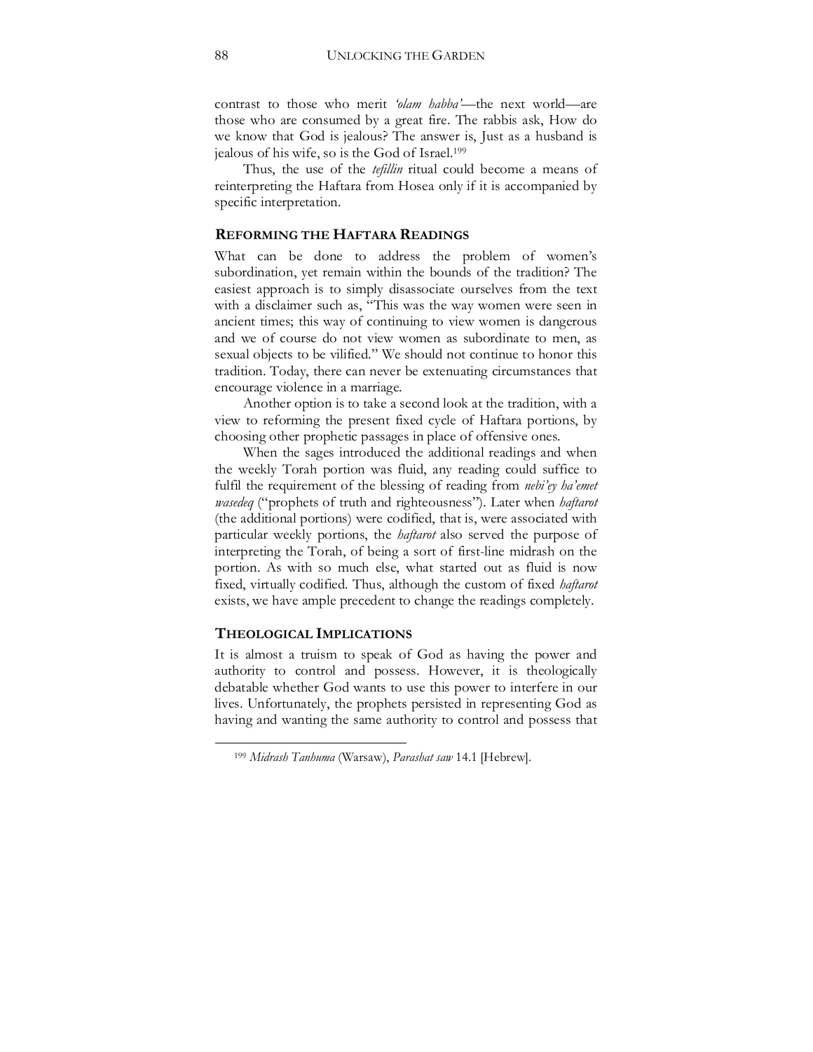contrast to those who merit *'olam habba'*—the next world—are those who are consumed by a great fire. The rabbis ask, How do we know that God is jealous? The answer is, Just as a husband is jealous of his wife, so is the God of Israel.[199]

Thus, the use of the *tefillin* ritual could become a means of reinterpreting the Haftara from Hosea only if it is accompanied by specific interpretation.

## REFORMING THE HAFTARA READINGS

What can be done to address the problem of women's subordination, yet remain within the bounds of the tradition? The easiest approach is to simply disassociate ourselves from the text with a disclaimer such as, "This was the way women were seen in ancient times; this way of continuing to view women is dangerous and we of course do not view women as subordinate to men, as sexual objects to be vilified." We should not continue to honor this tradition. Today, there can never be extenuating circumstances that encourage violence in a marriage.

Another option is to take a second look at the tradition, with a view to reforming the present fixed cycle of Haftara portions, by choosing other prophetic passages in place of offensive ones.

When the sages introduced the additional readings and when the weekly Torah portion was fluid, any reading could suffice to fulfil the requirement of the blessing of reading from *nebi'ey ha'emet wasedeq* ("prophets of truth and righteousness"). Later when *haftarot* (the additional portions) were codified, that is, were associated with particular weekly portions, the *haftarot* also served the purpose of interpreting the Torah, of being a sort of first-line midrash on the portion. As with so much else, what started out as fluid is now fixed, virtually codified. Thus, although the custom of fixed *haftarot* exists, we have ample precedent to change the readings completely.

## THEOLOGICAL IMPLICATIONS

It is almost a truism to speak of God as having the power and authority to control and possess. However, it is theologically debatable whether God wants to use this power to interfere in our lives. Unfortunately, the prophets persisted in representing God as having and wanting the same authority to control and possess that

---

[199] *Midrash Tanhuma* (Warsaw), *Parashat saw* 14.1 [Hebrew].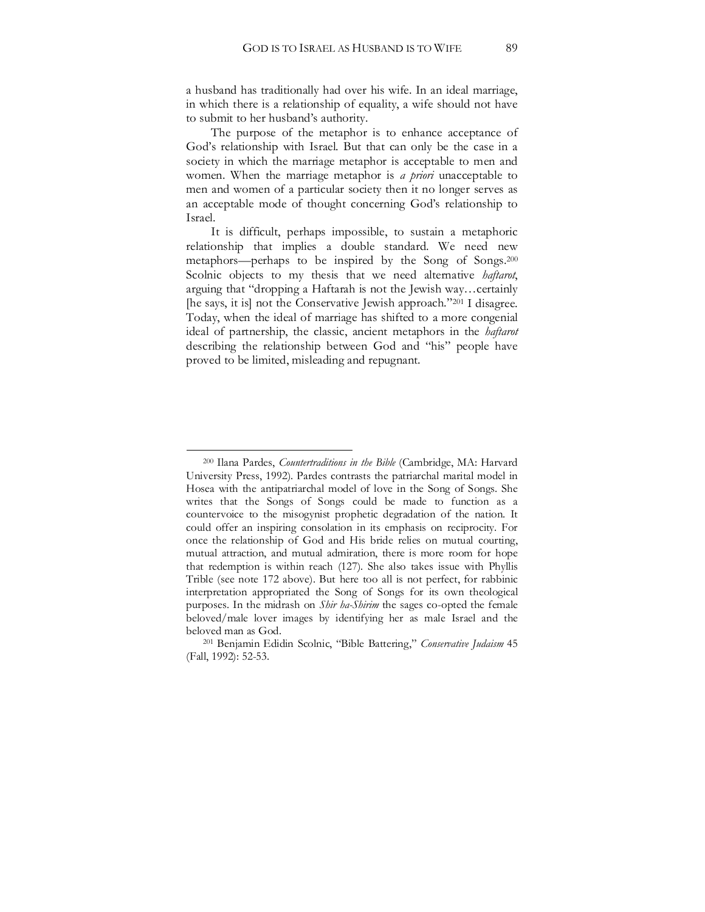a husband has traditionally had over his wife. In an ideal marriage, in which there is a relationship of equality, a wife should not have to submit to her husband's authority.

The purpose of the metaphor is to enhance acceptance of God's relationship with Israel. But that can only be the case in a society in which the marriage metaphor is acceptable to men and women. When the marriage metaphor is *a priori* unacceptable to men and women of a particular society then it no longer serves as an acceptable mode of thought concerning God's relationship to Israel.

It is difficult, perhaps impossible, to sustain a metaphoric relationship that implies a double standard. We need new metaphors—perhaps to be inspired by the Song of Songs.[200] Scolnic objects to my thesis that we need alternative *haftarot*, arguing that "dropping a Haftarah is not the Jewish way…certainly [he says, it is] not the Conservative Jewish approach."[201] I disagree. Today, when the ideal of marriage has shifted to a more congenial ideal of partnership, the classic, ancient metaphors in the *haftarot* describing the relationship between God and "his" people have proved to be limited, misleading and repugnant.

---

[200] Ilana Pardes, *Countertraditions in the Bible* (Cambridge, MA: Harvard University Press, 1992). Pardes contrasts the patriarchal marital model in Hosea with the antipatriarchal model of love in the Song of Songs. She writes that the Songs of Songs could be made to function as a countervoice to the misogynist prophetic degradation of the nation. It could offer an inspiring consolation in its emphasis on reciprocity. For once the relationship of God and His bride relies on mutual courting, mutual attraction, and mutual admiration, there is more room for hope that redemption is within reach (127). She also takes issue with Phyllis Trible (see note 172 above). But here too all is not perfect, for rabbinic interpretation appropriated the Song of Songs for its own theological purposes. In the midrash on *Shir ha-Shirim* the sages co-opted the female beloved/male lover images by identifying her as male Israel and the beloved man as God.

[201] Benjamin Edidin Scolnic, "Bible Battering," *Conservative Judaism* 45 (Fall, 1992): 52-53.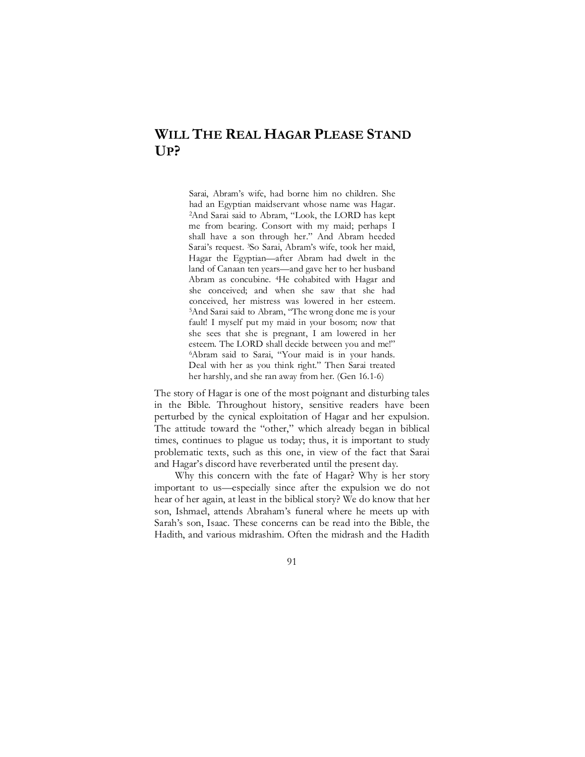# WILL THE REAL HAGAR PLEASE STAND UP?

> Sarai, Abram's wife, had borne him no children. She had an Egyptian maidservant whose name was Hagar. [2]And Sarai said to Abram, "Look, the LORD has kept me from bearing. Consort with my maid; perhaps I shall have a son through her." And Abram heeded Sarai's request. [3]So Sarai, Abram's wife, took her maid, Hagar the Egyptian—after Abram had dwelt in the land of Canaan ten years—and gave her to her husband Abram as concubine. [4]He cohabited with Hagar and she conceived; and when she saw that she had conceived, her mistress was lowered in her esteem. [5]And Sarai said to Abram, "The wrong done me is your fault! I myself put my maid in your bosom; now that she sees that she is pregnant, I am lowered in her esteem. The LORD shall decide between you and me!" [6]Abram said to Sarai, "Your maid is in your hands. Deal with her as you think right." Then Sarai treated her harshly, and she ran away from her. (Gen 16.1-6)

The story of Hagar is one of the most poignant and disturbing tales in the Bible. Throughout history, sensitive readers have been perturbed by the cynical exploitation of Hagar and her expulsion. The attitude toward the "other," which already began in biblical times, continues to plague us today; thus, it is important to study problematic texts, such as this one, in view of the fact that Sarai and Hagar's discord have reverberated until the present day.

Why this concern with the fate of Hagar? Why is her story important to us—especially since after the expulsion we do not hear of her again, at least in the biblical story? We do know that her son, Ishmael, attends Abraham's funeral where he meets up with Sarah's son, Isaac. These concerns can be read into the Bible, the Hadith, and various midrashim. Often the midrash and the Hadith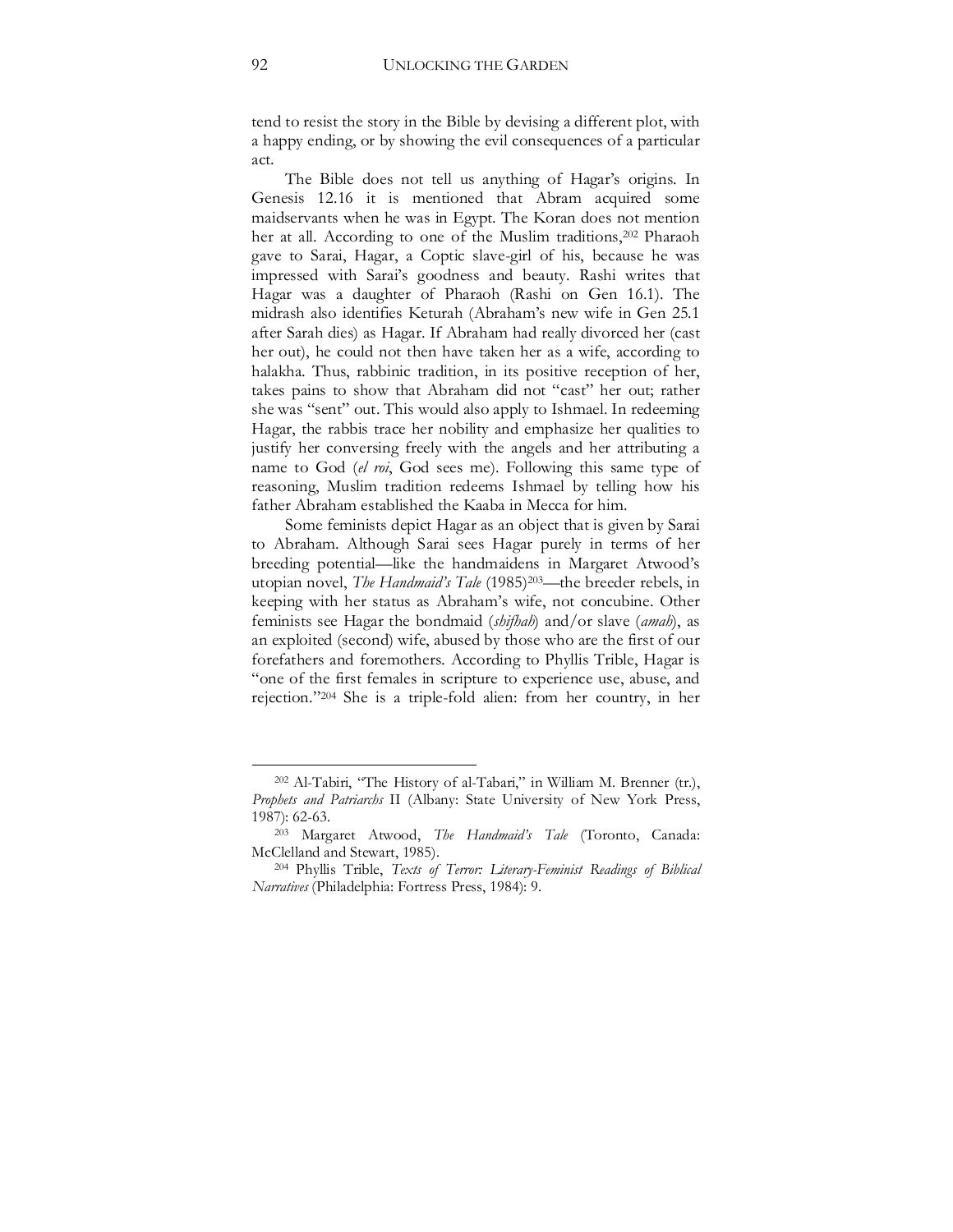tend to resist the story in the Bible by devising a different plot, with a happy ending, or by showing the evil consequences of a particular act.

The Bible does not tell us anything of Hagar's origins. In Genesis 12.16 it is mentioned that Abram acquired some maidservants when he was in Egypt. The Koran does not mention her at all. According to one of the Muslim traditions,[202] Pharaoh gave to Sarai, Hagar, a Coptic slave-girl of his, because he was impressed with Sarai's goodness and beauty. Rashi writes that Hagar was a daughter of Pharaoh (Rashi on Gen 16.1). The midrash also identifies Keturah (Abraham's new wife in Gen 25.1 after Sarah dies) as Hagar. If Abraham had really divorced her (cast her out), he could not then have taken her as a wife, according to halakha. Thus, rabbinic tradition, in its positive reception of her, takes pains to show that Abraham did not "cast" her out; rather she was "sent" out. This would also apply to Ishmael. In redeeming Hagar, the rabbis trace her nobility and emphasize her qualities to justify her conversing freely with the angels and her attributing a name to God (*el roi*, God sees me). Following this same type of reasoning, Muslim tradition redeems Ishmael by telling how his father Abraham established the Kaaba in Mecca for him.

Some feminists depict Hagar as an object that is given by Sarai to Abraham. Although Sarai sees Hagar purely in terms of her breeding potential—like the handmaidens in Margaret Atwood's utopian novel, *The Handmaid's Tale* (1985)[203]—the breeder rebels, in keeping with her status as Abraham's wife, not concubine. Other feminists see Hagar the bondmaid (*shifhah*) and/or slave (*amah*), as an exploited (second) wife, abused by those who are the first of our forefathers and foremothers. According to Phyllis Trible, Hagar is "one of the first females in scripture to experience use, abuse, and rejection."[204] She is a triple-fold alien: from her country, in her

---

[202] Al-Tabiri, "The History of al-Tabari," in William M. Brenner (tr.), *Prophets and Patriarchs* II (Albany: State University of New York Press, 1987): 62-63.

[203] Margaret Atwood, *The Handmaid's Tale* (Toronto, Canada: McClelland and Stewart, 1985).

[204] Phyllis Trible, *Texts of Terror: Literary-Feminist Readings of Biblical Narratives* (Philadelphia: Fortress Press, 1984): 9.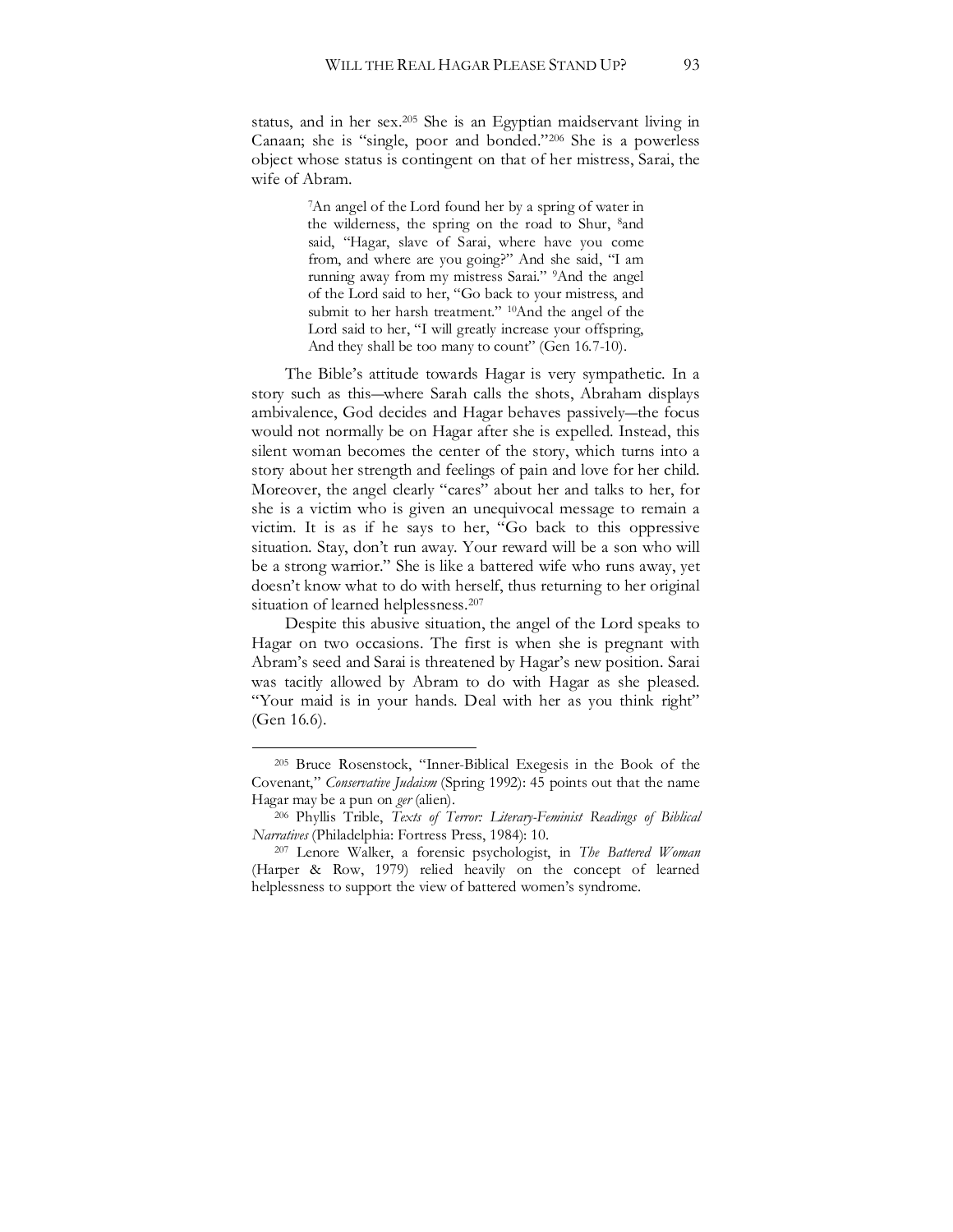status, and in her sex.[205] She is an Egyptian maidservant living in Canaan; she is "single, poor and bonded."[206] She is a powerless object whose status is contingent on that of her mistress, Sarai, the wife of Abram.

> [7]An angel of the Lord found her by a spring of water in the wilderness, the spring on the road to Shur, [8]and said, "Hagar, slave of Sarai, where have you come from, and where are you going?" And she said, "I am running away from my mistress Sarai." [9]And the angel of the Lord said to her, "Go back to your mistress, and submit to her harsh treatment." [10]And the angel of the Lord said to her, "I will greatly increase your offspring, And they shall be too many to count" (Gen 16.7-10).

The Bible's attitude towards Hagar is very sympathetic. In a story such as this—where Sarah calls the shots, Abraham displays ambivalence, God decides and Hagar behaves passively—the focus would not normally be on Hagar after she is expelled. Instead, this silent woman becomes the center of the story, which turns into a story about her strength and feelings of pain and love for her child. Moreover, the angel clearly "cares" about her and talks to her, for she is a victim who is given an unequivocal message to remain a victim. It is as if he says to her, "Go back to this oppressive situation. Stay, don't run away. Your reward will be a son who will be a strong warrior." She is like a battered wife who runs away, yet doesn't know what to do with herself, thus returning to her original situation of learned helplessness.[207]

Despite this abusive situation, the angel of the Lord speaks to Hagar on two occasions. The first is when she is pregnant with Abram's seed and Sarai is threatened by Hagar's new position. Sarai was tacitly allowed by Abram to do with Hagar as she pleased. "Your maid is in your hands. Deal with her as you think right" (Gen 16.6).

---

[205] Bruce Rosenstock, "Inner-Biblical Exegesis in the Book of the Covenant," *Conservative Judaism* (Spring 1992): 45 points out that the name Hagar may be a pun on *ger* (alien).

[206] Phyllis Trible, *Texts of Terror: Literary-Feminist Readings of Biblical Narratives* (Philadelphia: Fortress Press, 1984): 10.

[207] Lenore Walker, a forensic psychologist, in *The Battered Woman* (Harper & Row, 1979) relied heavily on the concept of learned helplessness to support the view of battered women's syndrome.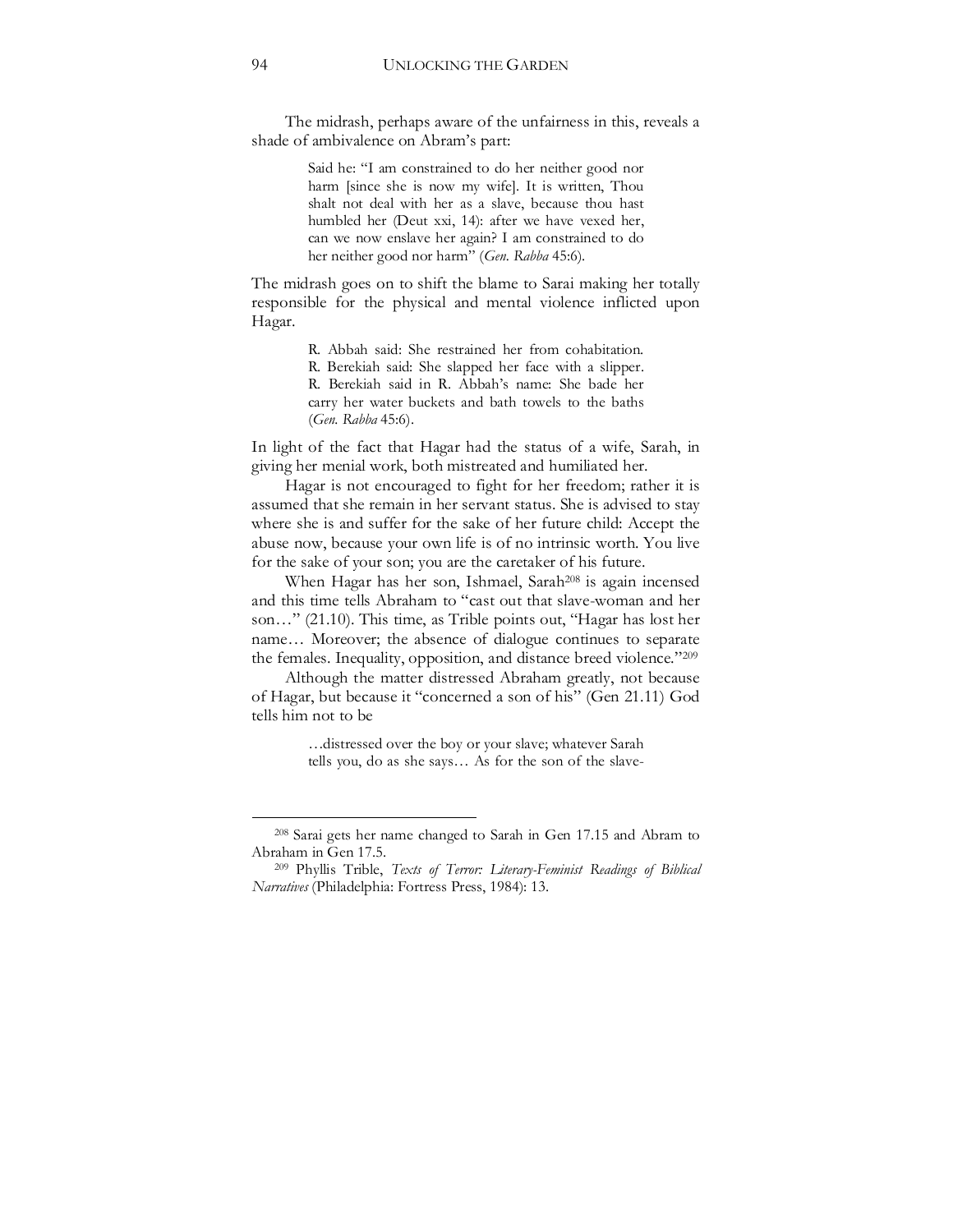The midrash, perhaps aware of the unfairness in this, reveals a shade of ambivalence on Abram's part:

> Said he: "I am constrained to do her neither good nor harm [since she is now my wife]. It is written, Thou shalt not deal with her as a slave, because thou hast humbled her (Deut xxi, 14): after we have vexed her, can we now enslave her again? I am constrained to do her neither good nor harm" (*Gen. Rabba* 45:6).

The midrash goes on to shift the blame to Sarai making her totally responsible for the physical and mental violence inflicted upon Hagar.

> R. Abbah said: She restrained her from cohabitation. R. Berekiah said: She slapped her face with a slipper. R. Berekiah said in R. Abbah's name: She bade her carry her water buckets and bath towels to the baths (*Gen. Rabba* 45:6).

In light of the fact that Hagar had the status of a wife, Sarah, in giving her menial work, both mistreated and humiliated her.

Hagar is not encouraged to fight for her freedom; rather it is assumed that she remain in her servant status. She is advised to stay where she is and suffer for the sake of her future child: Accept the abuse now, because your own life is of no intrinsic worth. You live for the sake of your son; you are the caretaker of his future.

When Hagar has her son, Ishmael, Sarah[208] is again incensed and this time tells Abraham to "cast out that slave-woman and her son…" (21.10). This time, as Trible points out, "Hagar has lost her name… Moreover; the absence of dialogue continues to separate the females. Inequality, opposition, and distance breed violence."[209]

Although the matter distressed Abraham greatly, not because of Hagar, but because it "concerned a son of his" (Gen 21.11) God tells him not to be

> …distressed over the boy or your slave; whatever Sarah tells you, do as she says… As for the son of the slave-

---

[208] Sarai gets her name changed to Sarah in Gen 17.15 and Abram to Abraham in Gen 17.5.

[209] Phyllis Trible, *Texts of Terror: Literary-Feminist Readings of Biblical Narratives* (Philadelphia: Fortress Press, 1984): 13.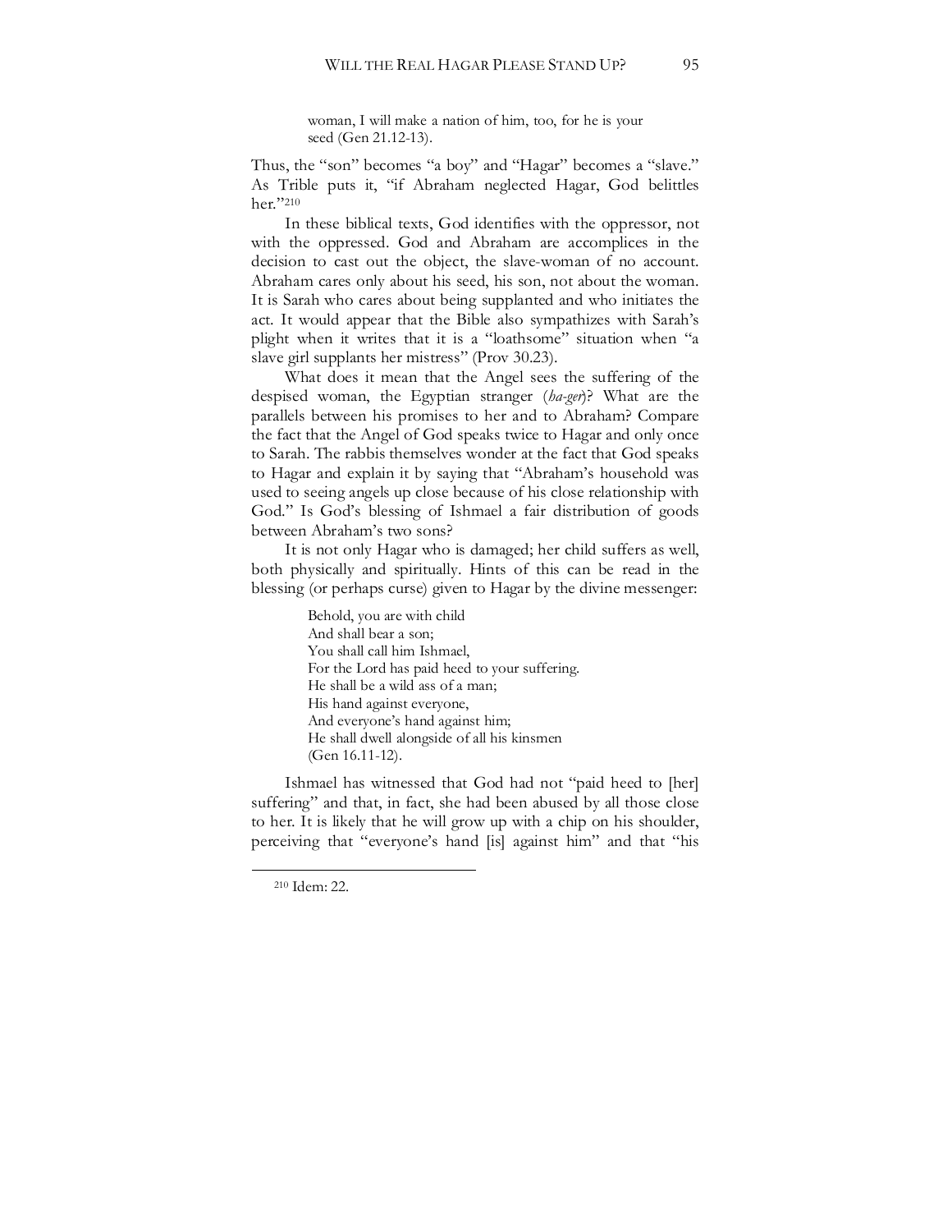> woman, I will make a nation of him, too, for he is your seed (Gen 21.12-13).

Thus, the "son" becomes "a boy" and "Hagar" becomes a "slave." As Trible puts it, "if Abraham neglected Hagar, God belittles her."[210]

In these biblical texts, God identifies with the oppressor, not with the oppressed. God and Abraham are accomplices in the decision to cast out the object, the slave-woman of no account. Abraham cares only about his seed, his son, not about the woman. It is Sarah who cares about being supplanted and who initiates the act. It would appear that the Bible also sympathizes with Sarah's plight when it writes that it is a "loathsome" situation when "a slave girl supplants her mistress" (Prov 30.23).

What does it mean that the Angel sees the suffering of the despised woman, the Egyptian stranger (*ha-ger*)? What are the parallels between his promises to her and to Abraham? Compare the fact that the Angel of God speaks twice to Hagar and only once to Sarah. The rabbis themselves wonder at the fact that God speaks to Hagar and explain it by saying that "Abraham's household was used to seeing angels up close because of his close relationship with God." Is God's blessing of Ishmael a fair distribution of goods between Abraham's two sons?

It is not only Hagar who is damaged; her child suffers as well, both physically and spiritually. Hints of this can be read in the blessing (or perhaps curse) given to Hagar by the divine messenger:

> Behold, you are with child
> And shall bear a son;
> You shall call him Ishmael,
> For the Lord has paid heed to your suffering.
> He shall be a wild ass of a man;
> His hand against everyone,
> And everyone's hand against him;
> He shall dwell alongside of all his kinsmen
> (Gen 16.11-12).

Ishmael has witnessed that God had not "paid heed to [her] suffering" and that, in fact, she had been abused by all those close to her. It is likely that he will grow up with a chip on his shoulder, perceiving that "everyone's hand [is] against him" and that "his

[210] Idem: 22.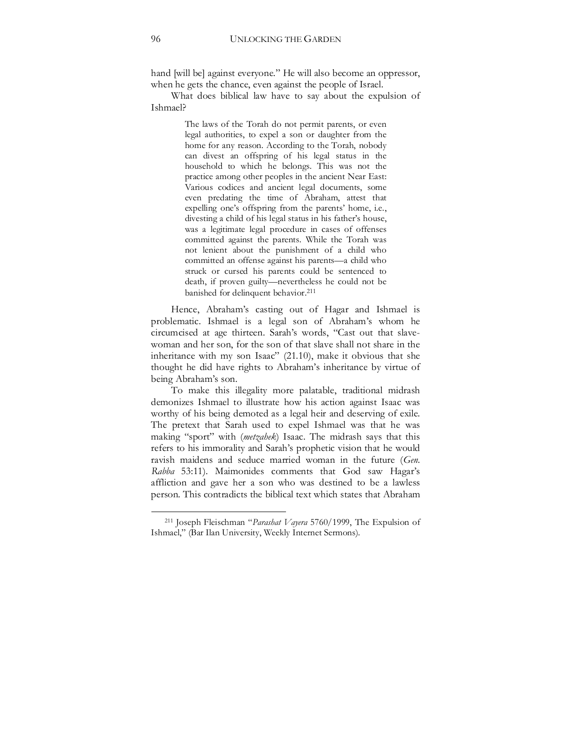hand [will be] against everyone." He will also become an oppressor, when he gets the chance, even against the people of Israel.

What does biblical law have to say about the expulsion of Ishmael?

> The laws of the Torah do not permit parents, or even legal authorities, to expel a son or daughter from the home for any reason. According to the Torah, nobody can divest an offspring of his legal status in the household to which he belongs. This was not the practice among other peoples in the ancient Near East: Various codices and ancient legal documents, some even predating the time of Abraham, attest that expelling one's offspring from the parents' home, i.e., divesting a child of his legal status in his father's house, was a legitimate legal procedure in cases of offenses committed against the parents. While the Torah was not lenient about the punishment of a child who committed an offense against his parents—a child who struck or cursed his parents could be sentenced to death, if proven guilty—nevertheless he could not be banished for delinquent behavior.[211]

Hence, Abraham's casting out of Hagar and Ishmael is problematic. Ishmael is a legal son of Abraham's whom he circumcised at age thirteen. Sarah's words, "Cast out that slave-woman and her son, for the son of that slave shall not share in the inheritance with my son Isaac" (21.10), make it obvious that she thought he did have rights to Abraham's inheritance by virtue of being Abraham's son.

To make this illegality more palatable, traditional midrash demonizes Ishmael to illustrate how his action against Isaac was worthy of his being demoted as a legal heir and deserving of exile. The pretext that Sarah used to expel Ishmael was that he was making "sport" with (*metzahek*) Isaac. The midrash says that this refers to his immorality and Sarah's prophetic vision that he would ravish maidens and seduce married woman in the future (*Gen. Rabba* 53:11). Maimonides comments that God saw Hagar's affliction and gave her a son who was destined to be a lawless person. This contradicts the biblical text which states that Abraham

---

[211] Joseph Fleischman "*Parashat Vayera* 5760/1999, The Expulsion of Ishmael," (Bar Ilan University, Weekly Internet Sermons).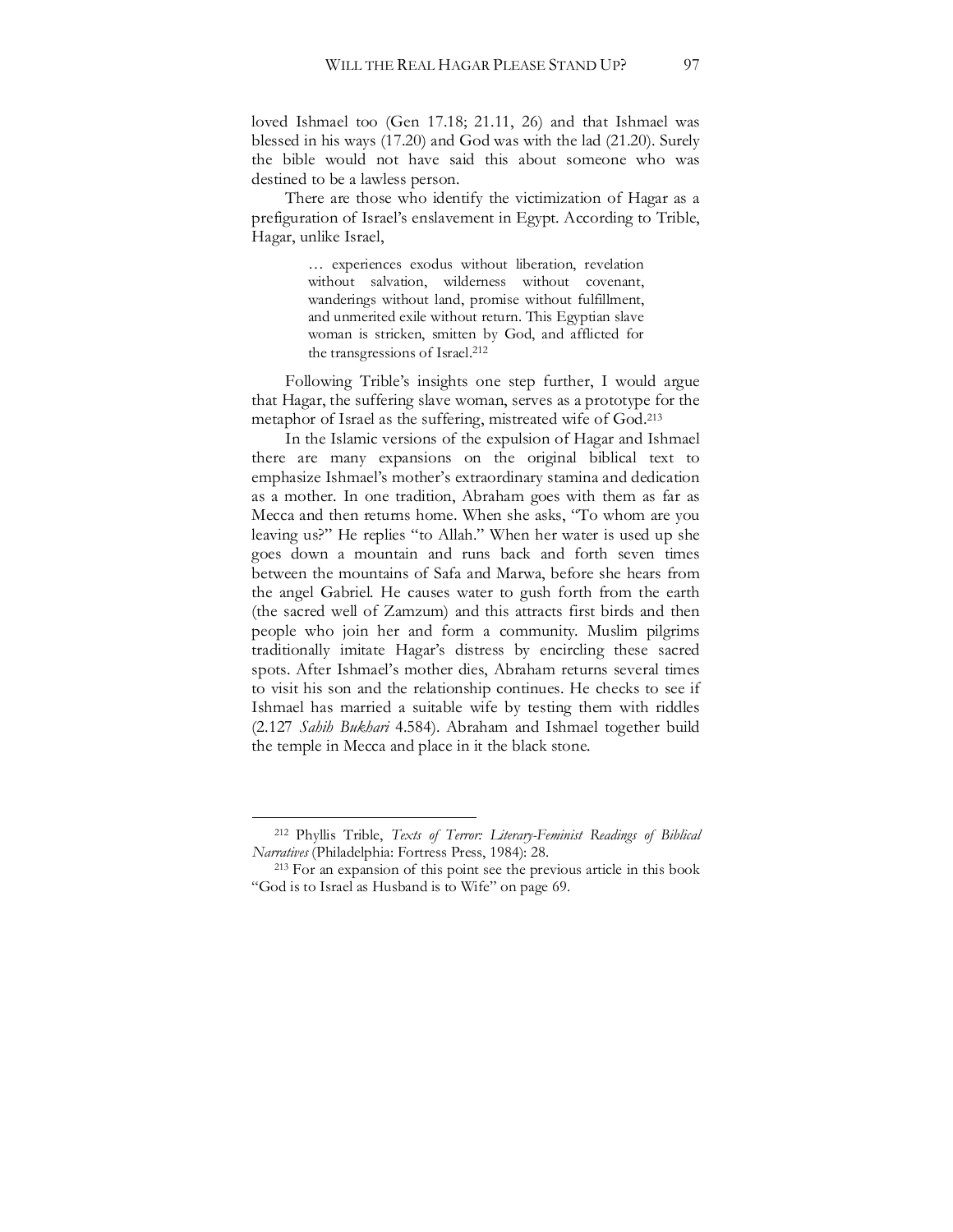loved Ishmael too (Gen 17.18; 21.11, 26) and that Ishmael was blessed in his ways (17.20) and God was with the lad (21.20). Surely the bible would not have said this about someone who was destined to be a lawless person.

There are those who identify the victimization of Hagar as a prefiguration of Israel's enslavement in Egypt. According to Trible, Hagar, unlike Israel,

> … experiences exodus without liberation, revelation without salvation, wilderness without covenant, wanderings without land, promise without fulfillment, and unmerited exile without return. This Egyptian slave woman is stricken, smitten by God, and afflicted for the transgressions of Israel.[212]

Following Trible's insights one step further, I would argue that Hagar, the suffering slave woman, serves as a prototype for the metaphor of Israel as the suffering, mistreated wife of God.[213]

In the Islamic versions of the expulsion of Hagar and Ishmael there are many expansions on the original biblical text to emphasize Ishmael's mother's extraordinary stamina and dedication as a mother. In one tradition, Abraham goes with them as far as Mecca and then returns home. When she asks, "To whom are you leaving us?" He replies "to Allah." When her water is used up she goes down a mountain and runs back and forth seven times between the mountains of Safa and Marwa, before she hears from the angel Gabriel. He causes water to gush forth from the earth (the sacred well of Zamzum) and this attracts first birds and then people who join her and form a community. Muslim pilgrims traditionally imitate Hagar's distress by encircling these sacred spots. After Ishmael's mother dies, Abraham returns several times to visit his son and the relationship continues. He checks to see if Ishmael has married a suitable wife by testing them with riddles (2.127 *Sahih Bukhari* 4.584). Abraham and Ishmael together build the temple in Mecca and place in it the black stone.

---

[212] Phyllis Trible, *Texts of Terror: Literary-Feminist Readings of Biblical Narratives* (Philadelphia: Fortress Press, 1984): 28.

[213] For an expansion of this point see the previous article in this book "God is to Israel as Husband is to Wife" on page 69.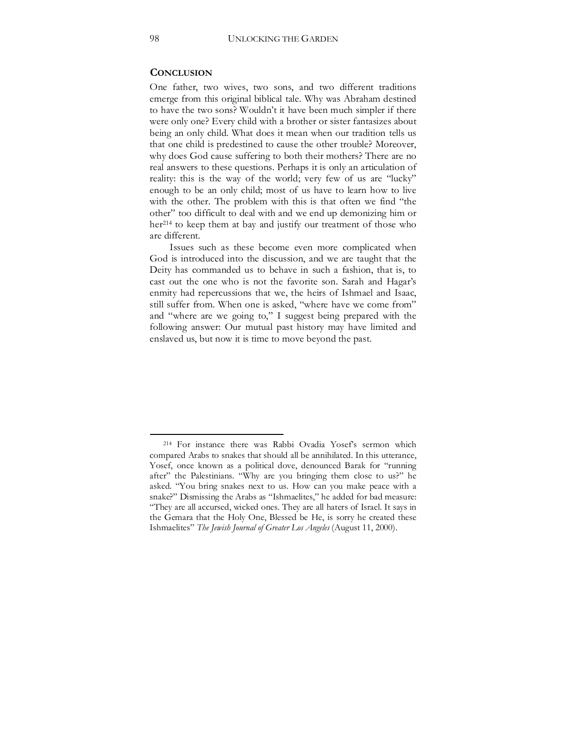## Conclusion

One father, two wives, two sons, and two different traditions emerge from this original biblical tale. Why was Abraham destined to have the two sons? Wouldn't it have been much simpler if there were only one? Every child with a brother or sister fantasizes about being an only child. What does it mean when our tradition tells us that one child is predestined to cause the other trouble? Moreover, why does God cause suffering to both their mothers? There are no real answers to these questions. Perhaps it is only an articulation of reality: this is the way of the world; very few of us are "lucky" enough to be an only child; most of us have to learn how to live with the other. The problem with this is that often we find "the other" too difficult to deal with and we end up demonizing him or her[214] to keep them at bay and justify our treatment of those who are different.

Issues such as these become even more complicated when God is introduced into the discussion, and we are taught that the Deity has commanded us to behave in such a fashion, that is, to cast out the one who is not the favorite son. Sarah and Hagar's enmity had repercussions that we, the heirs of Ishmael and Isaac, still suffer from. When one is asked, "where have we come from" and "where are we going to," I suggest being prepared with the following answer: Our mutual past history may have limited and enslaved us, but now it is time to move beyond the past.

---

[214] For instance there was Rabbi Ovadia Yosef's sermon which compared Arabs to snakes that should all be annihilated. In this utterance, Yosef, once known as a political dove, denounced Barak for "running after" the Palestinians. "Why are you bringing them close to us?" he asked. "You bring snakes next to us. How can you make peace with a snake?" Dismissing the Arabs as "Ishmaelites," he added for bad measure: "They are all accursed, wicked ones. They are all haters of Israel. It says in the Gemara that the Holy One, Blessed be He, is sorry he created these Ishmaelites" *The Jewish Journal of Greater Los Angeles* (August 11, 2000).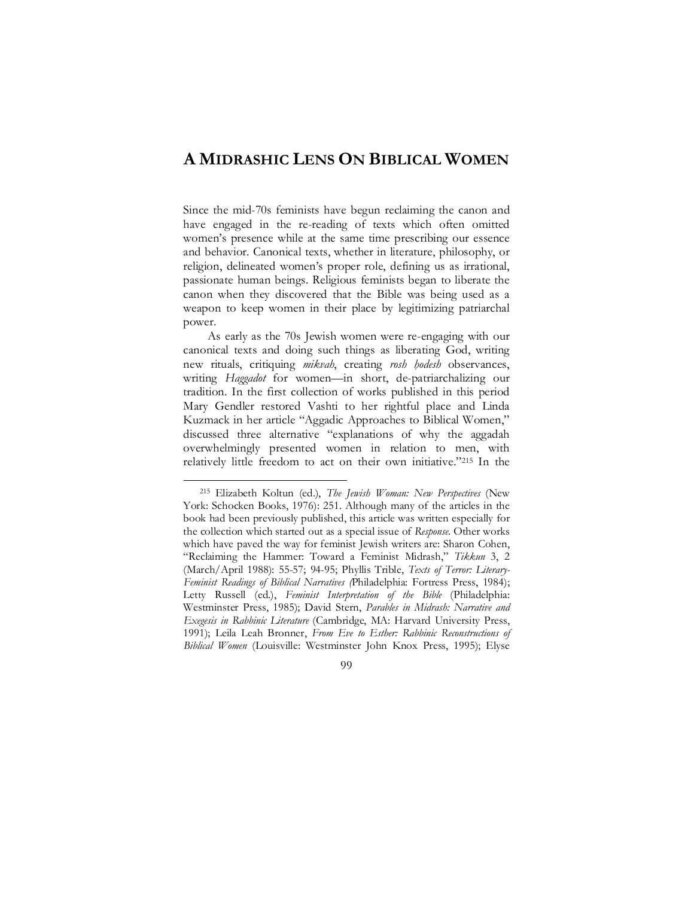# A MIDRASHIC LENS ON BIBLICAL WOMEN

Since the mid-70s feminists have begun reclaiming the canon and have engaged in the re-reading of texts which often omitted women's presence while at the same time prescribing our essence and behavior. Canonical texts, whether in literature, philosophy, or religion, delineated women's proper role, defining us as irrational, passionate human beings. Religious feminists began to liberate the canon when they discovered that the Bible was being used as a weapon to keep women in their place by legitimizing patriarchal power.

As early as the 70s Jewish women were re-engaging with our canonical texts and doing such things as liberating God, writing new rituals, critiquing *mikvah*, creating *rosh ḥodesh* observances, writing *Haggadot* for women—in short, de-patriarchalizing our tradition. In the first collection of works published in this period Mary Gendler restored Vashti to her rightful place and Linda Kuzmack in her article "Aggadic Approaches to Biblical Women," discussed three alternative "explanations of why the aggadah overwhelmingly presented women in relation to men, with relatively little freedom to act on their own initiative."[215] In the

---

[215] Elizabeth Koltun (ed.), *The Jewish Woman: New Perspectives* (New York: Schocken Books, 1976): 251. Although many of the articles in the book had been previously published, this article was written especially for the collection which started out as a special issue of *Response*. Other works which have paved the way for feminist Jewish writers are: Sharon Cohen, "Reclaiming the Hammer: Toward a Feminist Midrash," *Tikkun* 3, 2 (March/April 1988): 55-57; 94-95; Phyllis Trible, *Texts of Terror: Literary-Feminist Readings of Biblical Narratives (*Philadelphia: Fortress Press, 1984); Letty Russell (ed.), *Feminist Interpretation of the Bible* (Philadelphia: Westminster Press, 1985); David Stern, *Parables in Midrash: Narrative and Exegesis in Rabbinic Literature* (Cambridge, MA: Harvard University Press, 1991); Leila Leah Bronner, *From Eve to Esther: Rabbinic Reconstructions of Biblical Women* (Louisville: Westminster John Knox Press, 1995); Elyse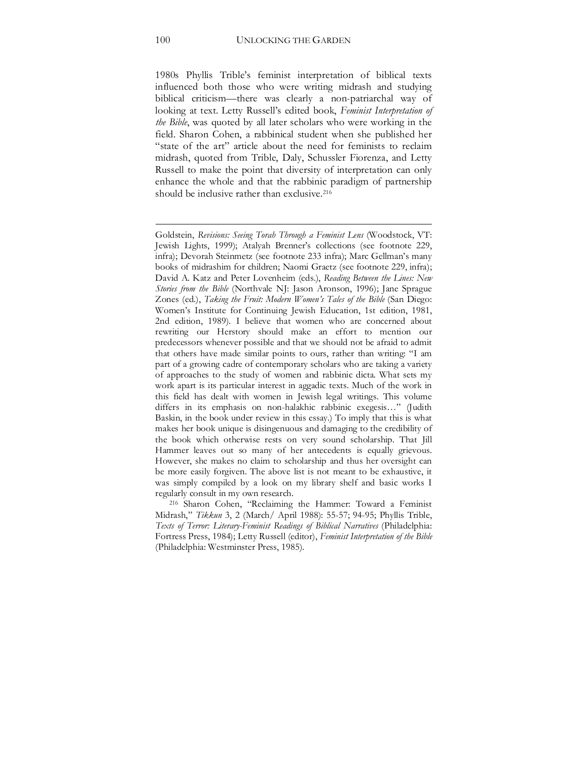1980s Phyllis Trible's feminist interpretation of biblical texts influenced both those who were writing midrash and studying biblical criticism—there was clearly a non-patriarchal way of looking at text. Letty Russell's edited book, *Feminist Interpretation of the Bible*, was quoted by all later scholars who were working in the field. Sharon Cohen, a rabbinical student when she published her "state of the art" article about the need for feminists to reclaim midrash, quoted from Trible, Daly, Schussler Fiorenza, and Letty Russell to make the point that diversity of interpretation can only enhance the whole and that the rabbinic paradigm of partnership should be inclusive rather than exclusive.[216]

---

Goldstein, *Revisions: Seeing Torah Through a Feminist Lens* (Woodstock, VT: Jewish Lights, 1999); Atalyah Brenner's collections (see footnote 229, infra); Devorah Steinmetz (see footnote 233 infra); Marc Gellman's many books of midrashim for children; Naomi Graetz (see footnote 229, infra); David A. Katz and Peter Lovenheim (eds.), *Reading Between the Lines: New Stories from the Bible* (Northvale NJ: Jason Aronson, 1996); Jane Sprague Zones (ed.), *Taking the Fruit: Modern Women's Tales of the Bible* (San Diego: Women's Institute for Continuing Jewish Education, 1st edition, 1981, 2nd edition, 1989). I believe that women who are concerned about rewriting our Herstory should make an effort to mention our predecessors whenever possible and that we should not be afraid to admit that others have made similar points to ours, rather than writing: "I am part of a growing cadre of contemporary scholars who are taking a variety of approaches to the study of women and rabbinic dicta. What sets my work apart is its particular interest in aggadic texts. Much of the work in this field has dealt with women in Jewish legal writings. This volume differs in its emphasis on non-halakhic rabbinic exegesis…" (Judith Baskin, in the book under review in this essay.) To imply that this is what makes her book unique is disingenuous and damaging to the credibility of the book which otherwise rests on very sound scholarship. That Jill Hammer leaves out so many of her antecedents is equally grievous. However, she makes no claim to scholarship and thus her oversight can be more easily forgiven. The above list is not meant to be exhaustive, it was simply compiled by a look on my library shelf and basic works I regularly consult in my own research.

[216] Sharon Cohen, "Reclaiming the Hammer: Toward a Feminist Midrash," *Tikkun* 3, 2 (March/ April 1988): 55-57; 94-95; Phyllis Trible, *Texts of Terror: Literary-Feminist Readings of Biblical Narratives* (Philadelphia: Fortress Press, 1984); Letty Russell (editor), *Feminist Interpretation of the Bible* (Philadelphia: Westminster Press, 1985).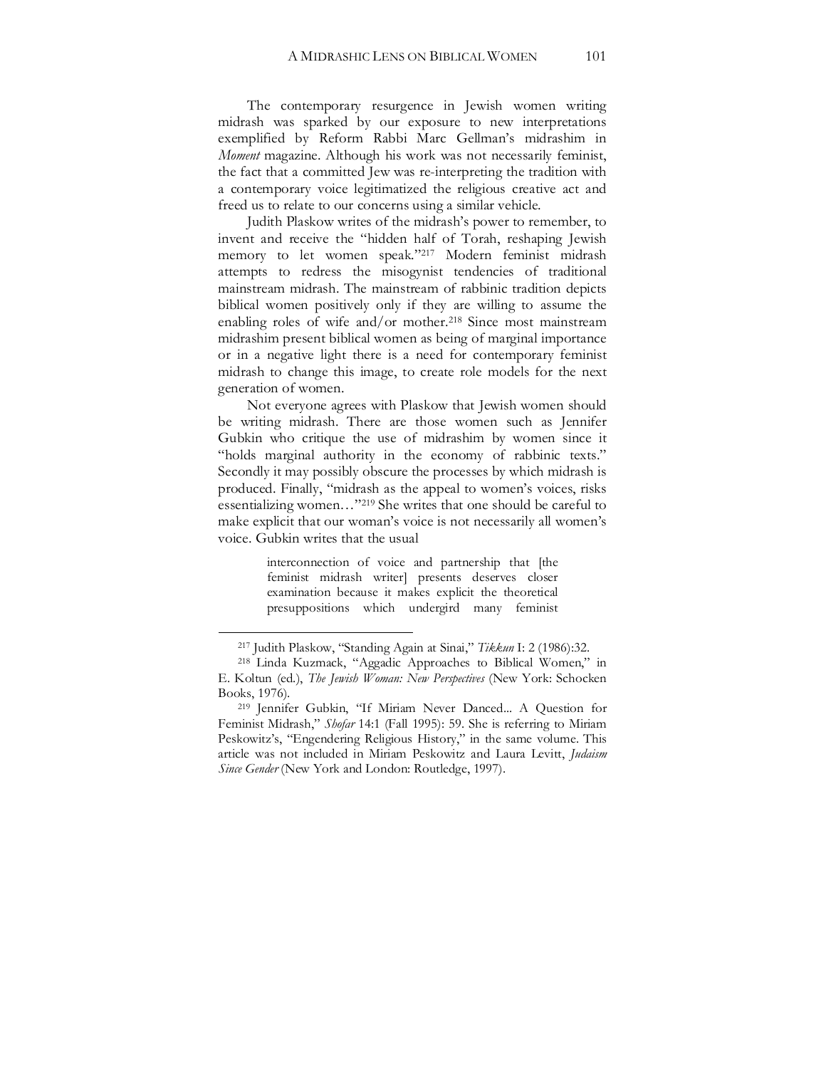The contemporary resurgence in Jewish women writing midrash was sparked by our exposure to new interpretations exemplified by Reform Rabbi Marc Gellman's midrashim in *Moment* magazine. Although his work was not necessarily feminist, the fact that a committed Jew was re-interpreting the tradition with a contemporary voice legitimatized the religious creative act and freed us to relate to our concerns using a similar vehicle.

Judith Plaskow writes of the midrash's power to remember, to invent and receive the "hidden half of Torah, reshaping Jewish memory to let women speak."[217] Modern feminist midrash attempts to redress the misogynist tendencies of traditional mainstream midrash. The mainstream of rabbinic tradition depicts biblical women positively only if they are willing to assume the enabling roles of wife and/or mother.[218] Since most mainstream midrashim present biblical women as being of marginal importance or in a negative light there is a need for contemporary feminist midrash to change this image, to create role models for the next generation of women.

Not everyone agrees with Plaskow that Jewish women should be writing midrash. There are those women such as Jennifer Gubkin who critique the use of midrashim by women since it "holds marginal authority in the economy of rabbinic texts." Secondly it may possibly obscure the processes by which midrash is produced. Finally, "midrash as the appeal to women's voices, risks essentializing women…"[219] She writes that one should be careful to make explicit that our woman's voice is not necessarily all women's voice. Gubkin writes that the usual

> interconnection of voice and partnership that [the feminist midrash writer] presents deserves closer examination because it makes explicit the theoretical presuppositions which undergird many feminist

---

[217] Judith Plaskow, "Standing Again at Sinai," *Tikkun* I: 2 (1986):32.

[218] Linda Kuzmack, "Aggadic Approaches to Biblical Women," in E. Koltun (ed.), *The Jewish Woman: New Perspectives* (New York: Schocken Books, 1976).

[219] Jennifer Gubkin, "If Miriam Never Danced... A Question for Feminist Midrash," *Shofar* 14:1 (Fall 1995): 59. She is referring to Miriam Peskowitz's, "Engendering Religious History," in the same volume. This article was not included in Miriam Peskowitz and Laura Levitt, *Judaism Since Gender* (New York and London: Routledge, 1997).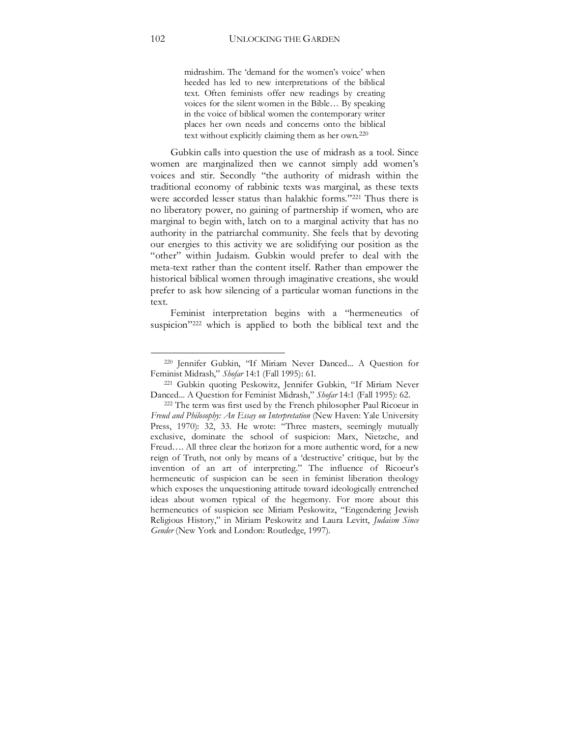> midrashim. The 'demand for the women's voice' when heeded has led to new interpretations of the biblical text. Often feminists offer new readings by creating voices for the silent women in the Bible… By speaking in the voice of biblical women the contemporary writer places her own needs and concerns onto the biblical text without explicitly claiming them as her own.[220]

Gubkin calls into question the use of midrash as a tool. Since women are marginalized then we cannot simply add women's voices and stir. Secondly "the authority of midrash within the traditional economy of rabbinic texts was marginal, as these texts were accorded lesser status than halakhic forms."[221] Thus there is no liberatory power, no gaining of partnership if women, who are marginal to begin with, latch on to a marginal activity that has no authority in the patriarchal community. She feels that by devoting our energies to this activity we are solidifying our position as the "other" within Judaism. Gubkin would prefer to deal with the meta-text rather than the content itself. Rather than empower the historical biblical women through imaginative creations, she would prefer to ask how silencing of a particular woman functions in the text.

Feminist interpretation begins with a "hermeneutics of suspicion"[222] which is applied to both the biblical text and the

---

[220] Jennifer Gubkin, "If Miriam Never Danced... A Question for Feminist Midrash," *Shofar* 14:1 (Fall 1995): 61.

[221] Gubkin quoting Peskowitz, Jennifer Gubkin, "If Miriam Never Danced... A Question for Feminist Midrash," *Shofar* 14:1 (Fall 1995): 62.

[222] The term was first used by the French philosopher Paul Ricoeur in *Freud and Philosophy: An Essay on Interpretation* (New Haven: Yale University Press, 1970): 32, 33. He wrote: "Three masters, seemingly mutually exclusive, dominate the school of suspicion: Marx, Nietzche, and Freud…. All three clear the horizon for a more authentic word, for a new reign of Truth, not only by means of a 'destructive' critique, but by the invention of an art of interpreting." The influence of Ricoeur's hermeneutic of suspicion can be seen in feminist liberation theology which exposes the unquestioning attitude toward ideologically entrenched ideas about women typical of the hegemony. For more about this hermeneutics of suspicion see Miriam Peskowitz, "Engendering Jewish Religious History," in Miriam Peskowitz and Laura Levitt, *Judaism Since Gender* (New York and London: Routledge, 1997).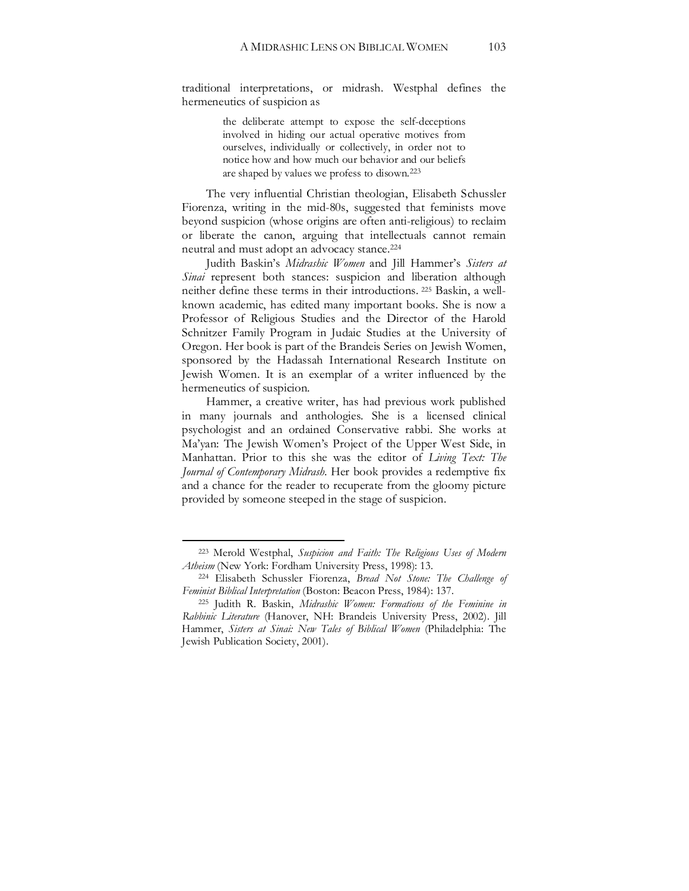traditional interpretations, or midrash. Westphal defines the hermeneutics of suspicion as

> the deliberate attempt to expose the self-deceptions involved in hiding our actual operative motives from ourselves, individually or collectively, in order not to notice how and how much our behavior and our beliefs are shaped by values we profess to disown.[223]

The very influential Christian theologian, Elisabeth Schussler Fiorenza, writing in the mid-80s, suggested that feminists move beyond suspicion (whose origins are often anti-religious) to reclaim or liberate the canon, arguing that intellectuals cannot remain neutral and must adopt an advocacy stance.[224]

Judith Baskin's *Midrashic Women* and Jill Hammer's *Sisters at Sinai* represent both stances: suspicion and liberation although neither define these terms in their introductions. [225] Baskin, a well-known academic, has edited many important books. She is now a Professor of Religious Studies and the Director of the Harold Schnitzer Family Program in Judaic Studies at the University of Oregon. Her book is part of the Brandeis Series on Jewish Women, sponsored by the Hadassah International Research Institute on Jewish Women. It is an exemplar of a writer influenced by the hermeneutics of suspicion.

Hammer, a creative writer, has had previous work published in many journals and anthologies. She is a licensed clinical psychologist and an ordained Conservative rabbi. She works at Ma'yan: The Jewish Women's Project of the Upper West Side, in Manhattan. Prior to this she was the editor of *Living Text: The Journal of Contemporary Midrash*. Her book provides a redemptive fix and a chance for the reader to recuperate from the gloomy picture provided by someone steeped in the stage of suspicion.

---

[223] Merold Westphal, *Suspicion and Faith: The Religious Uses of Modern Atheism* (New York: Fordham University Press, 1998): 13.

[224] Elisabeth Schussler Fiorenza, *Bread Not Stone: The Challenge of Feminist Biblical Interpretation* (Boston: Beacon Press, 1984): 137.

[225] Judith R. Baskin, *Midrashic Women: Formations of the Feminine in Rabbinic Literature* (Hanover, NH: Brandeis University Press, 2002). Jill Hammer, *Sisters at Sinai: New Tales of Biblical Women* (Philadelphia: The Jewish Publication Society, 2001).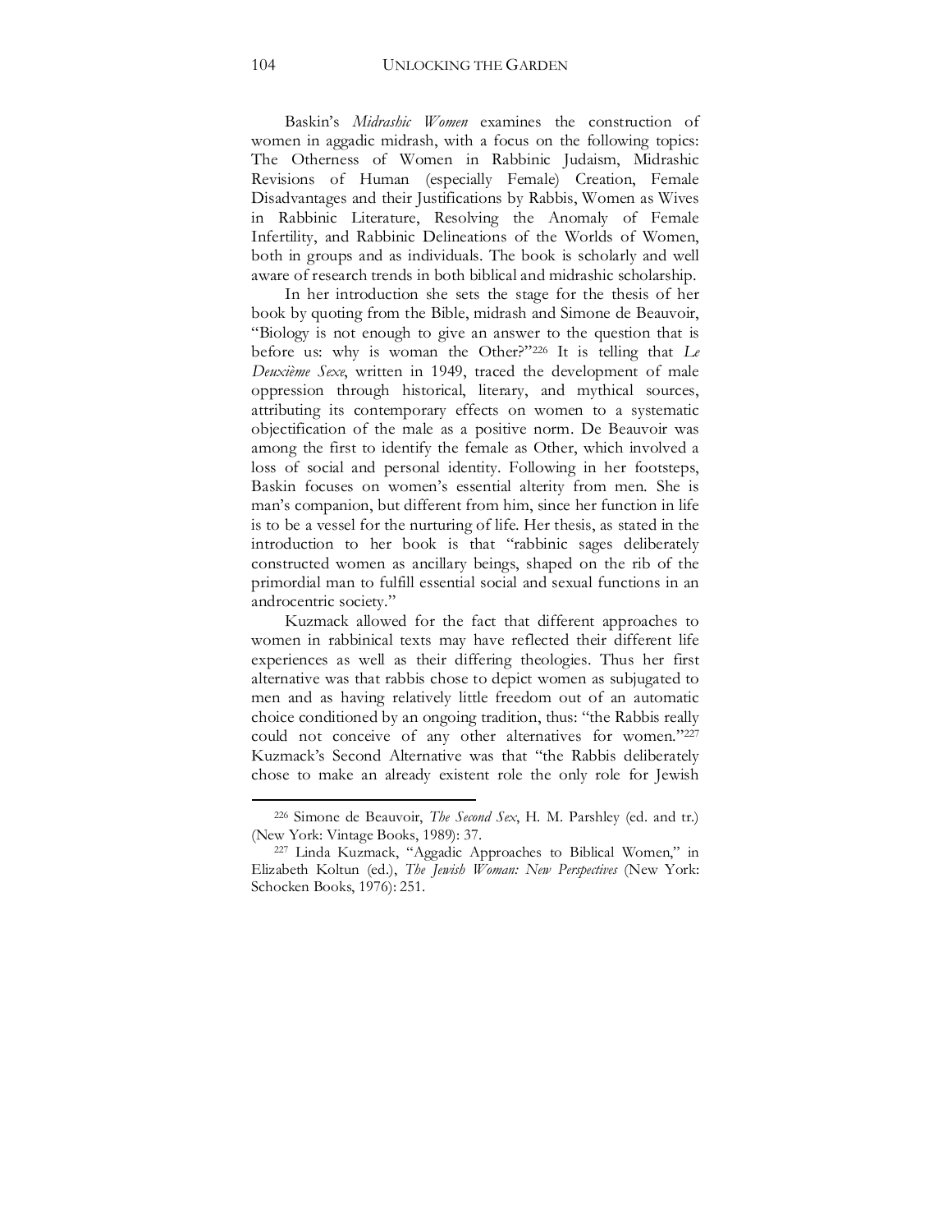Baskin's *Midrashic Women* examines the construction of women in aggadic midrash, with a focus on the following topics: The Otherness of Women in Rabbinic Judaism, Midrashic Revisions of Human (especially Female) Creation, Female Disadvantages and their Justifications by Rabbis, Women as Wives in Rabbinic Literature, Resolving the Anomaly of Female Infertility, and Rabbinic Delineations of the Worlds of Women, both in groups and as individuals. The book is scholarly and well aware of research trends in both biblical and midrashic scholarship.

In her introduction she sets the stage for the thesis of her book by quoting from the Bible, midrash and Simone de Beauvoir, "Biology is not enough to give an answer to the question that is before us: why is woman the Other?"[226] It is telling that *Le Deuxième Sexe*, written in 1949, traced the development of male oppression through historical, literary, and mythical sources, attributing its contemporary effects on women to a systematic objectification of the male as a positive norm. De Beauvoir was among the first to identify the female as Other, which involved a loss of social and personal identity. Following in her footsteps, Baskin focuses on women's essential alterity from men. She is man's companion, but different from him, since her function in life is to be a vessel for the nurturing of life. Her thesis, as stated in the introduction to her book is that "rabbinic sages deliberately constructed women as ancillary beings, shaped on the rib of the primordial man to fulfill essential social and sexual functions in an androcentric society."

Kuzmack allowed for the fact that different approaches to women in rabbinical texts may have reflected their different life experiences as well as their differing theologies. Thus her first alternative was that rabbis chose to depict women as subjugated to men and as having relatively little freedom out of an automatic choice conditioned by an ongoing tradition, thus: "the Rabbis really could not conceive of any other alternatives for women."[227] Kuzmack's Second Alternative was that "the Rabbis deliberately chose to make an already existent role the only role for Jewish

---

[226] Simone de Beauvoir, *The Second Sex*, H. M. Parshley (ed. and tr.) (New York: Vintage Books, 1989): 37.

[227] Linda Kuzmack, "Aggadic Approaches to Biblical Women," in Elizabeth Koltun (ed.), *The Jewish Woman: New Perspectives* (New York: Schocken Books, 1976): 251.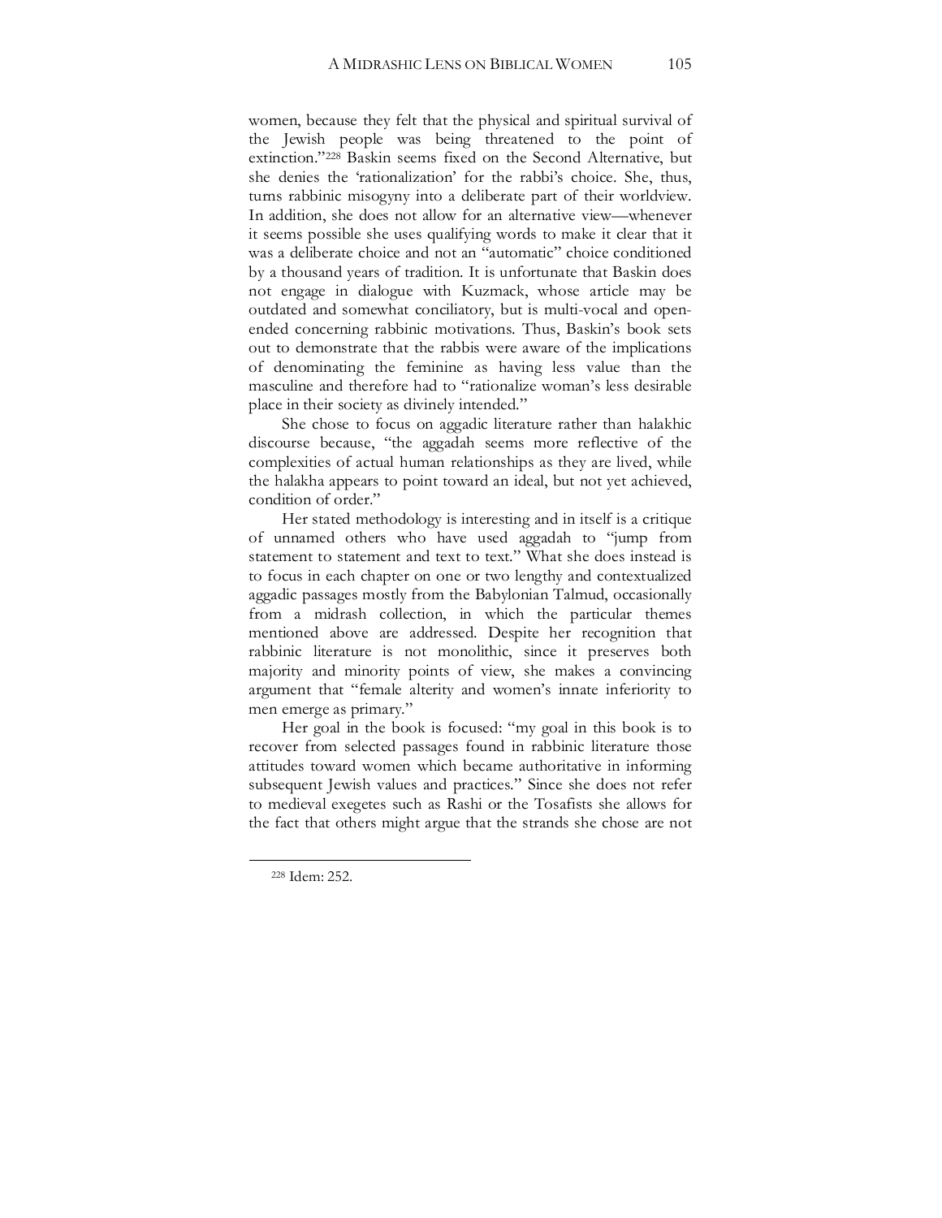women, because they felt that the physical and spiritual survival of the Jewish people was being threatened to the point of extinction."[228] Baskin seems fixed on the Second Alternative, but she denies the 'rationalization' for the rabbi's choice. She, thus, turns rabbinic misogyny into a deliberate part of their worldview. In addition, she does not allow for an alternative view—whenever it seems possible she uses qualifying words to make it clear that it was a deliberate choice and not an "automatic" choice conditioned by a thousand years of tradition. It is unfortunate that Baskin does not engage in dialogue with Kuzmack, whose article may be outdated and somewhat conciliatory, but is multi-vocal and open-ended concerning rabbinic motivations. Thus, Baskin's book sets out to demonstrate that the rabbis were aware of the implications of denominating the feminine as having less value than the masculine and therefore had to "rationalize woman's less desirable place in their society as divinely intended."

She chose to focus on aggadic literature rather than halakhic discourse because, "the aggadah seems more reflective of the complexities of actual human relationships as they are lived, while the halakha appears to point toward an ideal, but not yet achieved, condition of order."

Her stated methodology is interesting and in itself is a critique of unnamed others who have used aggadah to "jump from statement to statement and text to text." What she does instead is to focus in each chapter on one or two lengthy and contextualized aggadic passages mostly from the Babylonian Talmud, occasionally from a midrash collection, in which the particular themes mentioned above are addressed. Despite her recognition that rabbinic literature is not monolithic, since it preserves both majority and minority points of view, she makes a convincing argument that "female alterity and women's innate inferiority to men emerge as primary."

Her goal in the book is focused: "my goal in this book is to recover from selected passages found in rabbinic literature those attitudes toward women which became authoritative in informing subsequent Jewish values and practices." Since she does not refer to medieval exegetes such as Rashi or the Tosafists she allows for the fact that others might argue that the strands she chose are not

---

[228] Idem: 252.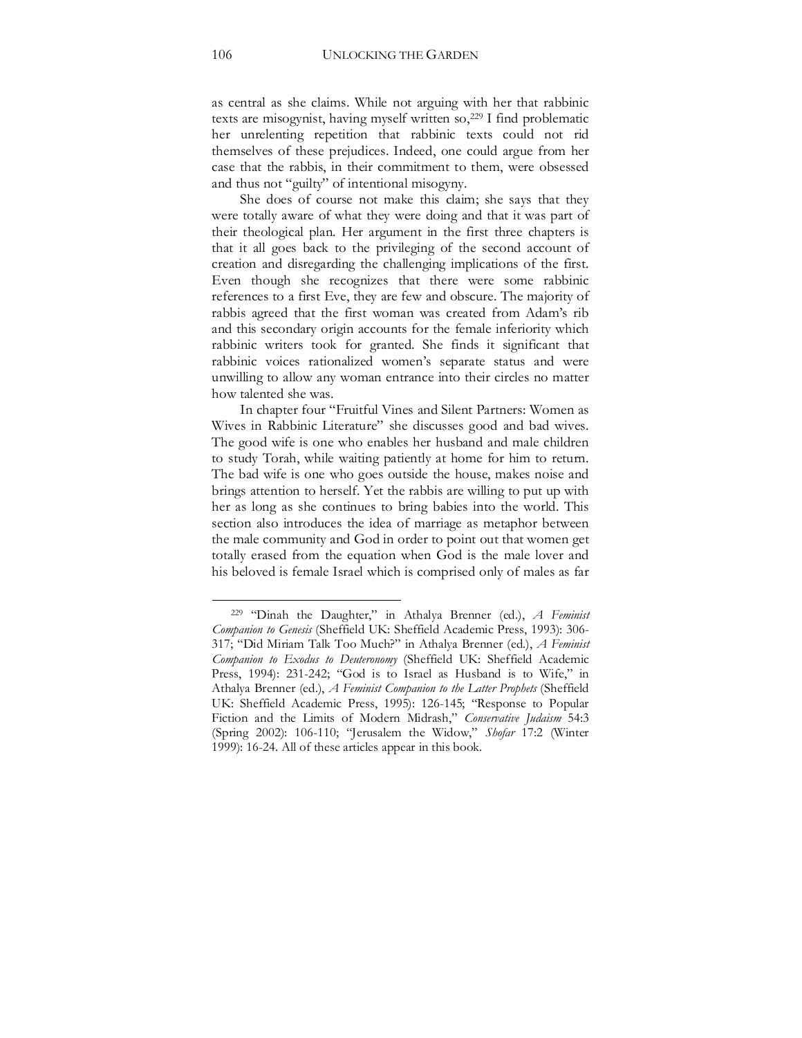as central as she claims. While not arguing with her that rabbinic texts are misogynist, having myself written so,[229] I find problematic her unrelenting repetition that rabbinic texts could not rid themselves of these prejudices. Indeed, one could argue from her case that the rabbis, in their commitment to them, were obsessed and thus not "guilty" of intentional misogyny.

She does of course not make this claim; she says that they were totally aware of what they were doing and that it was part of their theological plan. Her argument in the first three chapters is that it all goes back to the privileging of the second account of creation and disregarding the challenging implications of the first. Even though she recognizes that there were some rabbinic references to a first Eve, they are few and obscure. The majority of rabbis agreed that the first woman was created from Adam's rib and this secondary origin accounts for the female inferiority which rabbinic writers took for granted. She finds it significant that rabbinic voices rationalized women's separate status and were unwilling to allow any woman entrance into their circles no matter how talented she was.

In chapter four "Fruitful Vines and Silent Partners: Women as Wives in Rabbinic Literature" she discusses good and bad wives. The good wife is one who enables her husband and male children to study Torah, while waiting patiently at home for him to return. The bad wife is one who goes outside the house, makes noise and brings attention to herself. Yet the rabbis are willing to put up with her as long as she continues to bring babies into the world. This section also introduces the idea of marriage as metaphor between the male community and God in order to point out that women get totally erased from the equation when God is the male lover and his beloved is female Israel which is comprised only of males as far

---

[229] "Dinah the Daughter," in Athalya Brenner (ed.), *A Feminist Companion to Genesis* (Sheffield UK: Sheffield Academic Press, 1993): 306-317; "Did Miriam Talk Too Much?" in Athalya Brenner (ed.), *A Feminist Companion to Exodus to Deuteronomy* (Sheffield UK: Sheffield Academic Press, 1994): 231-242; "God is to Israel as Husband is to Wife," in Athalya Brenner (ed.), *A Feminist Companion to the Latter Prophets* (Sheffield UK: Sheffield Academic Press, 1995): 126-145; "Response to Popular Fiction and the Limits of Modern Midrash," *Conservative Judaism* 54:3 (Spring 2002): 106-110; "Jerusalem the Widow," *Shofar* 17:2 (Winter 1999): 16-24. All of these articles appear in this book.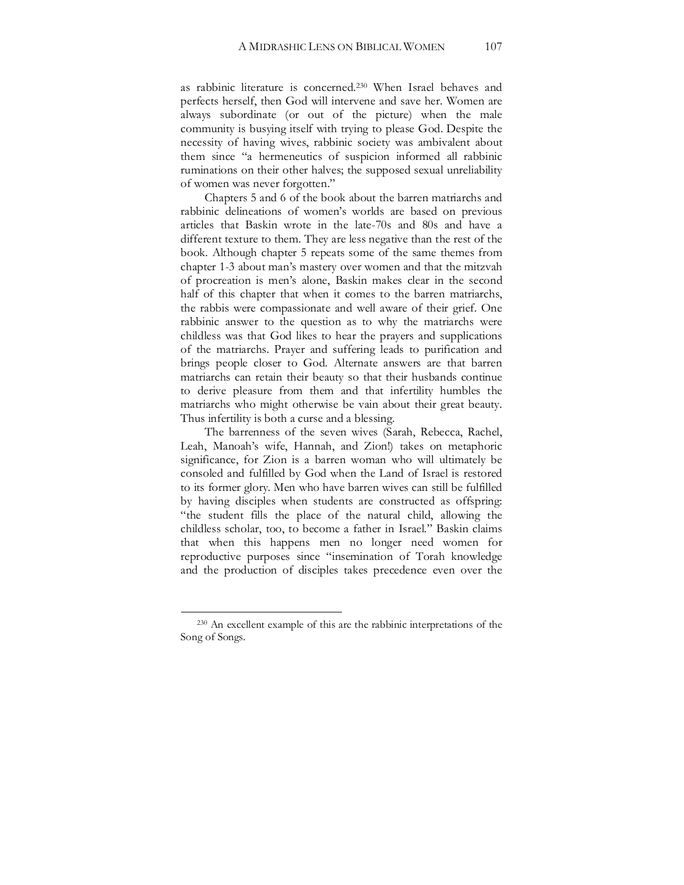as rabbinic literature is concerned.[230] When Israel behaves and perfects herself, then God will intervene and save her. Women are always subordinate (or out of the picture) when the male community is busying itself with trying to please God. Despite the necessity of having wives, rabbinic society was ambivalent about them since "a hermeneutics of suspicion informed all rabbinic ruminations on their other halves; the supposed sexual unreliability of women was never forgotten."

Chapters 5 and 6 of the book about the barren matriarchs and rabbinic delineations of women's worlds are based on previous articles that Baskin wrote in the late-70s and 80s and have a different texture to them. They are less negative than the rest of the book. Although chapter 5 repeats some of the same themes from chapter 1-3 about man's mastery over women and that the mitzvah of procreation is men's alone, Baskin makes clear in the second half of this chapter that when it comes to the barren matriarchs, the rabbis were compassionate and well aware of their grief. One rabbinic answer to the question as to why the matriarchs were childless was that God likes to hear the prayers and supplications of the matriarchs. Prayer and suffering leads to purification and brings people closer to God. Alternate answers are that barren matriarchs can retain their beauty so that their husbands continue to derive pleasure from them and that infertility humbles the matriarchs who might otherwise be vain about their great beauty. Thus infertility is both a curse and a blessing.

The barrenness of the seven wives (Sarah, Rebecca, Rachel, Leah, Manoah's wife, Hannah, and Zion!) takes on metaphoric significance, for Zion is a barren woman who will ultimately be consoled and fulfilled by God when the Land of Israel is restored to its former glory. Men who have barren wives can still be fulfilled by having disciples when students are constructed as offspring: "the student fills the place of the natural child, allowing the childless scholar, too, to become a father in Israel." Baskin claims that when this happens men no longer need women for reproductive purposes since "insemination of Torah knowledge and the production of disciples takes precedence even over the

[230] An excellent example of this are the rabbinic interpretations of the Song of Songs.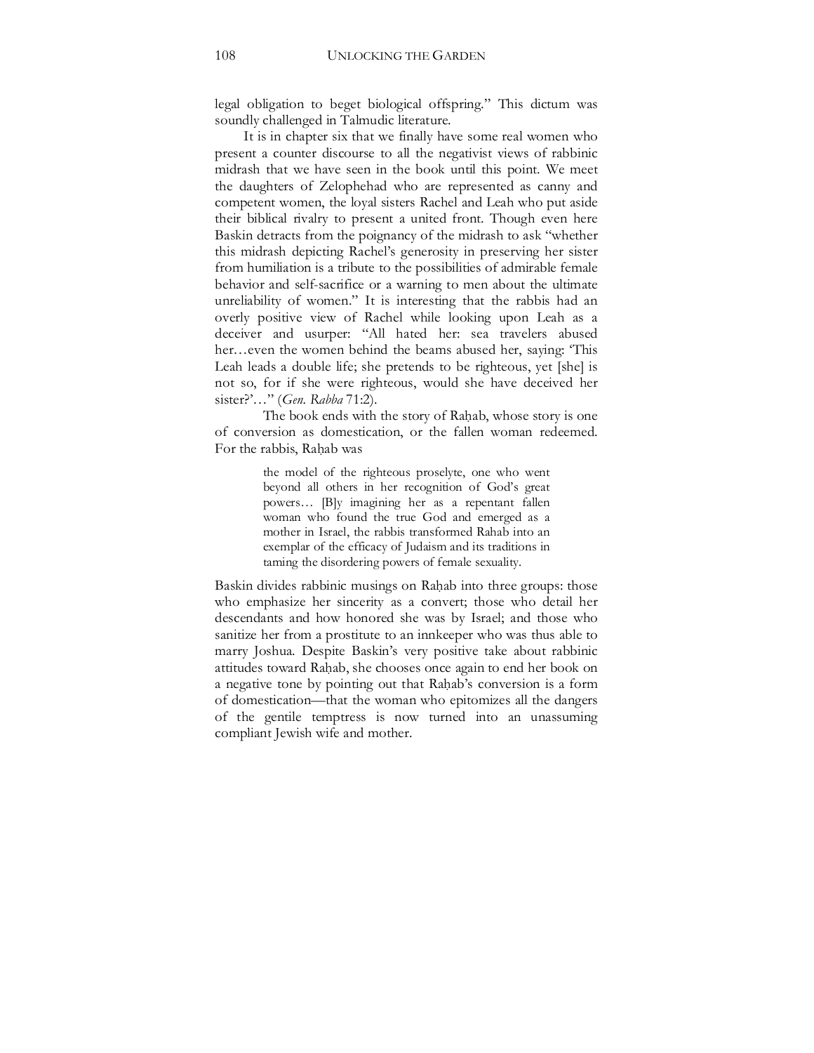legal obligation to beget biological offspring." This dictum was soundly challenged in Talmudic literature.

It is in chapter six that we finally have some real women who present a counter discourse to all the negativist views of rabbinic midrash that we have seen in the book until this point. We meet the daughters of Zelophehad who are represented as canny and competent women, the loyal sisters Rachel and Leah who put aside their biblical rivalry to present a united front. Though even here Baskin detracts from the poignancy of the midrash to ask "whether this midrash depicting Rachel's generosity in preserving her sister from humiliation is a tribute to the possibilities of admirable female behavior and self-sacrifice or a warning to men about the ultimate unreliability of women." It is interesting that the rabbis had an overly positive view of Rachel while looking upon Leah as a deceiver and usurper: "All hated her: sea travelers abused her…even the women behind the beams abused her, saying: 'This Leah leads a double life; she pretends to be righteous, yet [she] is not so, for if she were righteous, would she have deceived her sister?'…" (*Gen. Rabba* 71:2).

The book ends with the story of Raḥab, whose story is one of conversion as domestication, or the fallen woman redeemed. For the rabbis, Raḥab was

> the model of the righteous proselyte, one who went beyond all others in her recognition of God's great powers… [B]y imagining her as a repentant fallen woman who found the true God and emerged as a mother in Israel, the rabbis transformed Rahab into an exemplar of the efficacy of Judaism and its traditions in taming the disordering powers of female sexuality.

Baskin divides rabbinic musings on Raḥab into three groups: those who emphasize her sincerity as a convert; those who detail her descendants and how honored she was by Israel; and those who sanitize her from a prostitute to an innkeeper who was thus able to marry Joshua. Despite Baskin's very positive take about rabbinic attitudes toward Raḥab, she chooses once again to end her book on a negative tone by pointing out that Raḥab's conversion is a form of domestication—that the woman who epitomizes all the dangers of the gentile temptress is now turned into an unassuming compliant Jewish wife and mother.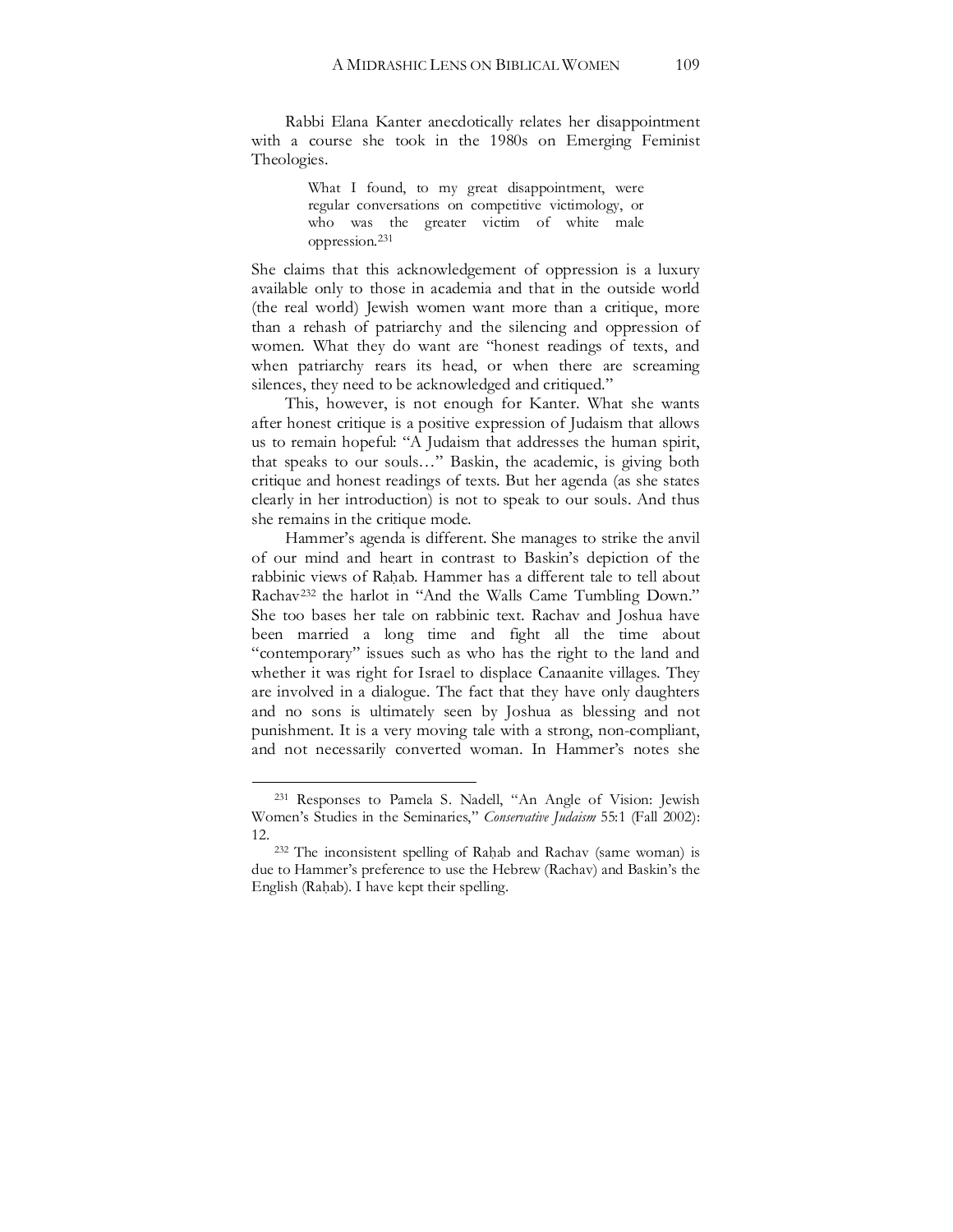Rabbi Elana Kanter anecdotically relates her disappointment with a course she took in the 1980s on Emerging Feminist Theologies.

> What I found, to my great disappointment, were regular conversations on competitive victimology, or who was the greater victim of white male oppression.[231]

She claims that this acknowledgement of oppression is a luxury available only to those in academia and that in the outside world (the real world) Jewish women want more than a critique, more than a rehash of patriarchy and the silencing and oppression of women. What they do want are "honest readings of texts, and when patriarchy rears its head, or when there are screaming silences, they need to be acknowledged and critiqued."

This, however, is not enough for Kanter. What she wants after honest critique is a positive expression of Judaism that allows us to remain hopeful: "A Judaism that addresses the human spirit, that speaks to our souls…" Baskin, the academic, is giving both critique and honest readings of texts. But her agenda (as she states clearly in her introduction) is not to speak to our souls. And thus she remains in the critique mode.

Hammer's agenda is different. She manages to strike the anvil of our mind and heart in contrast to Baskin's depiction of the rabbinic views of Raḥab. Hammer has a different tale to tell about Rachav[232] the harlot in "And the Walls Came Tumbling Down." She too bases her tale on rabbinic text. Rachav and Joshua have been married a long time and fight all the time about "contemporary" issues such as who has the right to the land and whether it was right for Israel to displace Canaanite villages. They are involved in a dialogue. The fact that they have only daughters and no sons is ultimately seen by Joshua as blessing and not punishment. It is a very moving tale with a strong, non-compliant, and not necessarily converted woman. In Hammer's notes she

---

[231] Responses to Pamela S. Nadell, "An Angle of Vision: Jewish Women's Studies in the Seminaries," *Conservative Judaism* 55:1 (Fall 2002): 12.

[232] The inconsistent spelling of Raḥab and Rachav (same woman) is due to Hammer's preference to use the Hebrew (Rachav) and Baskin's the English (Raḥab). I have kept their spelling.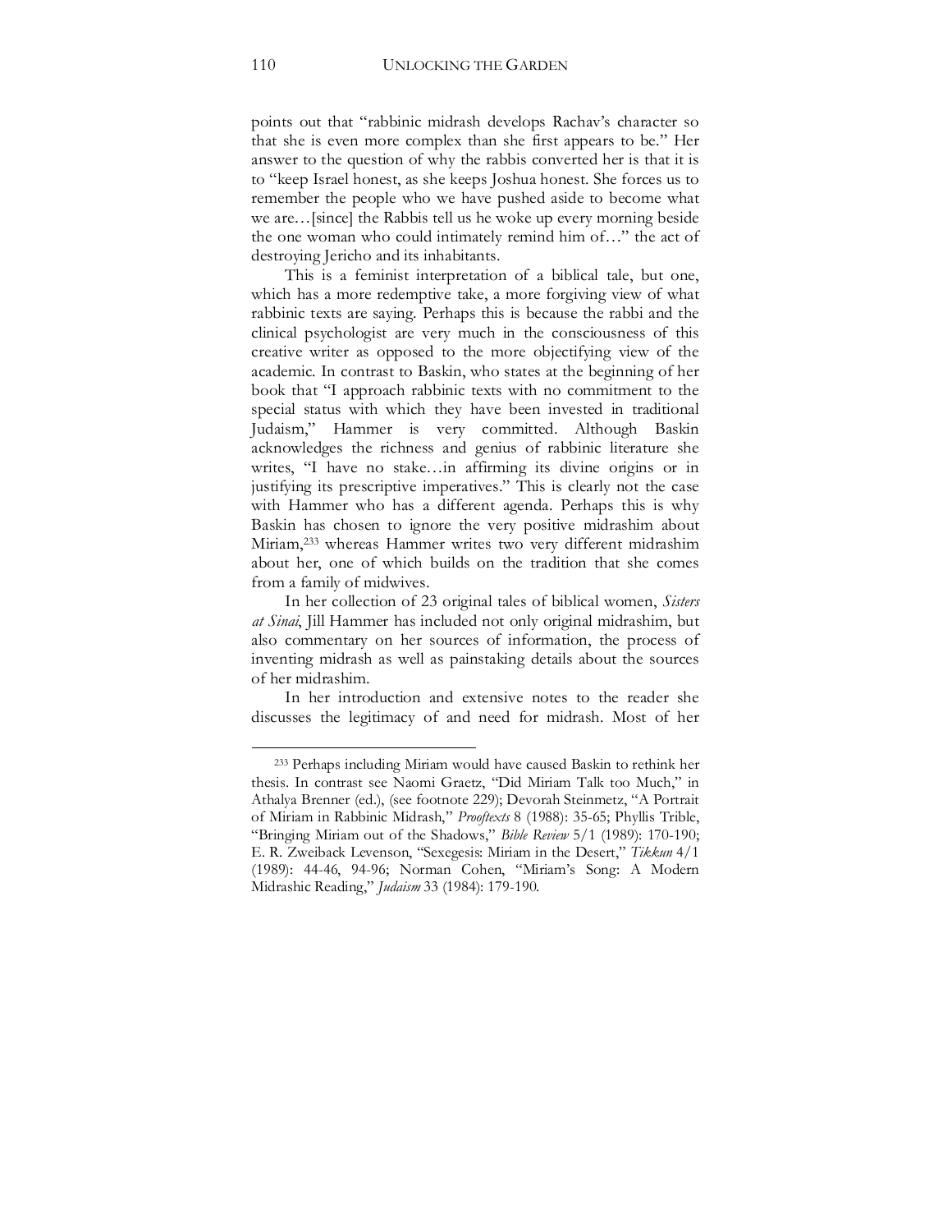points out that "rabbinic midrash develops Rachav's character so that she is even more complex than she first appears to be." Her answer to the question of why the rabbis converted her is that it is to "keep Israel honest, as she keeps Joshua honest. She forces us to remember the people who we have pushed aside to become what we are…[since] the Rabbis tell us he woke up every morning beside the one woman who could intimately remind him of…" the act of destroying Jericho and its inhabitants.

This is a feminist interpretation of a biblical tale, but one, which has a more redemptive take, a more forgiving view of what rabbinic texts are saying. Perhaps this is because the rabbi and the clinical psychologist are very much in the consciousness of this creative writer as opposed to the more objectifying view of the academic. In contrast to Baskin, who states at the beginning of her book that "I approach rabbinic texts with no commitment to the special status with which they have been invested in traditional Judaism," Hammer is very committed. Although Baskin acknowledges the richness and genius of rabbinic literature she writes, "I have no stake…in affirming its divine origins or in justifying its prescriptive imperatives." This is clearly not the case with Hammer who has a different agenda. Perhaps this is why Baskin has chosen to ignore the very positive midrashim about Miriam,[233] whereas Hammer writes two very different midrashim about her, one of which builds on the tradition that she comes from a family of midwives.

In her collection of 23 original tales of biblical women, *Sisters at Sinai*, Jill Hammer has included not only original midrashim, but also commentary on her sources of information, the process of inventing midrash as well as painstaking details about the sources of her midrashim.

In her introduction and extensive notes to the reader she discusses the legitimacy of and need for midrash. Most of her

---

[233] Perhaps including Miriam would have caused Baskin to rethink her thesis. In contrast see Naomi Graetz, "Did Miriam Talk too Much," in Athalya Brenner (ed.), (see footnote 229); Devorah Steinmetz, "A Portrait of Miriam in Rabbinic Midrash," *Prooftexts* 8 (1988): 35-65; Phyllis Trible, "Bringing Miriam out of the Shadows," *Bible Review* 5/1 (1989): 170-190; E. R. Zweiback Levenson, "Sexegesis: Miriam in the Desert," *Tikkun* 4/1 (1989): 44-46, 94-96; Norman Cohen, "Miriam's Song: A Modern Midrashic Reading," *Judaism* 33 (1984): 179-190.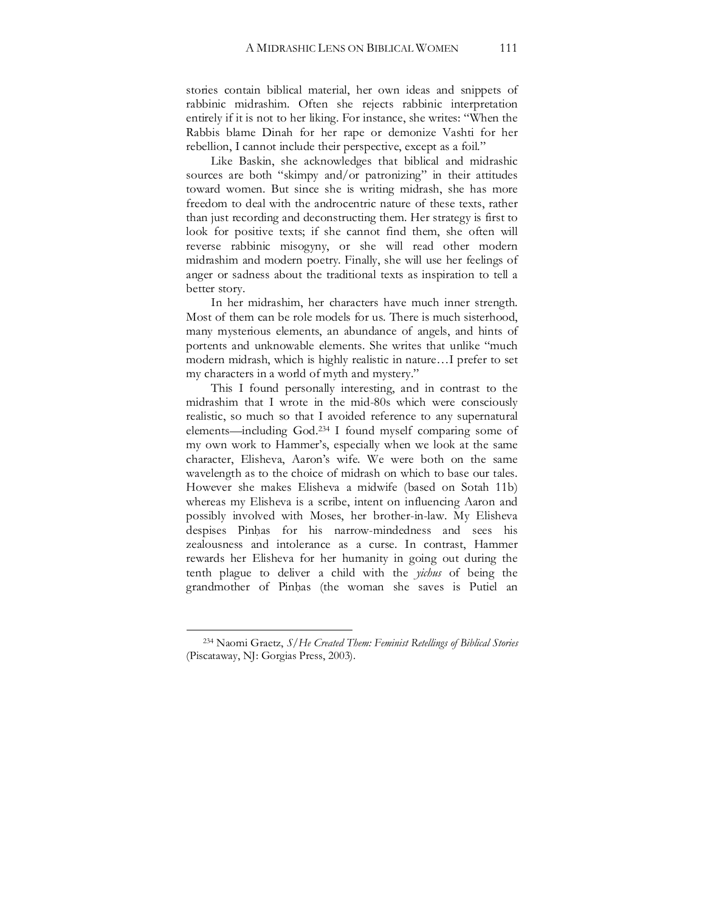stories contain biblical material, her own ideas and snippets of rabbinic midrashim. Often she rejects rabbinic interpretation entirely if it is not to her liking. For instance, she writes: "When the Rabbis blame Dinah for her rape or demonize Vashti for her rebellion, I cannot include their perspective, except as a foil."

Like Baskin, she acknowledges that biblical and midrashic sources are both "skimpy and/or patronizing" in their attitudes toward women. But since she is writing midrash, she has more freedom to deal with the androcentric nature of these texts, rather than just recording and deconstructing them. Her strategy is first to look for positive texts; if she cannot find them, she often will reverse rabbinic misogyny, or she will read other modern midrashim and modern poetry. Finally, she will use her feelings of anger or sadness about the traditional texts as inspiration to tell a better story.

In her midrashim, her characters have much inner strength. Most of them can be role models for us. There is much sisterhood, many mysterious elements, an abundance of angels, and hints of portents and unknowable elements. She writes that unlike "much modern midrash, which is highly realistic in nature…I prefer to set my characters in a world of myth and mystery."

This I found personally interesting, and in contrast to the midrashim that I wrote in the mid-80s which were consciously realistic, so much so that I avoided reference to any supernatural elements—including God.[234] I found myself comparing some of my own work to Hammer's, especially when we look at the same character, Elisheva, Aaron's wife. We were both on the same wavelength as to the choice of midrash on which to base our tales. However she makes Elisheva a midwife (based on Sotah 11b) whereas my Elisheva is a scribe, intent on influencing Aaron and possibly involved with Moses, her brother-in-law. My Elisheva despises Pinḥas for his narrow-mindedness and sees his zealousness and intolerance as a curse. In contrast, Hammer rewards her Elisheva for her humanity in going out during the tenth plague to deliver a child with the *yichus* of being the grandmother of Pinḥas (the woman she saves is Putiel an

[234] Naomi Graetz, *S/He Created Them: Feminist Retellings of Biblical Stories* (Piscataway, NJ: Gorgias Press, 2003).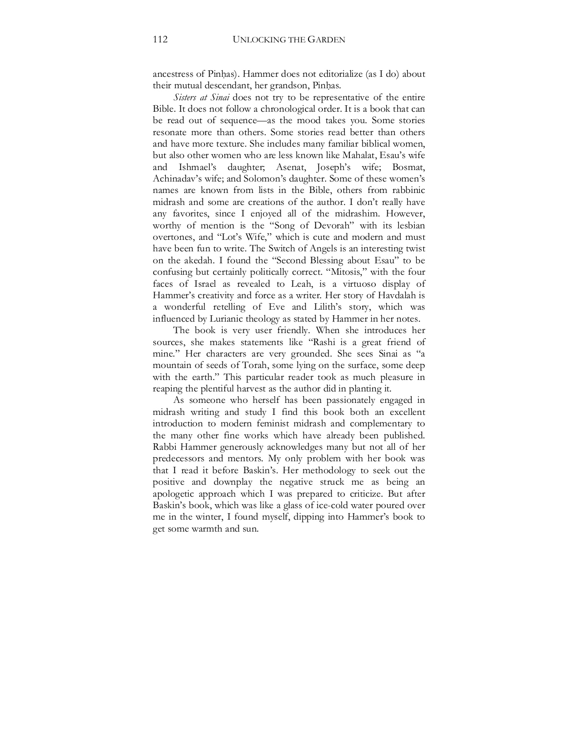ancestress of Pinḥas). Hammer does not editorialize (as I do) about their mutual descendant, her grandson, Pinḥas.

*Sisters at Sinai* does not try to be representative of the entire Bible. It does not follow a chronological order. It is a book that can be read out of sequence—as the mood takes you. Some stories resonate more than others. Some stories read better than others and have more texture. She includes many familiar biblical women, but also other women who are less known like Mahalat, Esau's wife and Ishmael's daughter; Asenat, Joseph's wife; Bosmat, Achinadav's wife; and Solomon's daughter. Some of these women's names are known from lists in the Bible, others from rabbinic midrash and some are creations of the author. I don't really have any favorites, since I enjoyed all of the midrashim. However, worthy of mention is the "Song of Devorah" with its lesbian overtones, and "Lot's Wife," which is cute and modern and must have been fun to write. The Switch of Angels is an interesting twist on the akedah. I found the "Second Blessing about Esau" to be confusing but certainly politically correct. "Mitosis," with the four faces of Israel as revealed to Leah, is a virtuoso display of Hammer's creativity and force as a writer. Her story of Havdalah is a wonderful retelling of Eve and Lilith's story, which was influenced by Lurianic theology as stated by Hammer in her notes.

The book is very user friendly. When she introduces her sources, she makes statements like "Rashi is a great friend of mine." Her characters are very grounded. She sees Sinai as "a mountain of seeds of Torah, some lying on the surface, some deep with the earth." This particular reader took as much pleasure in reaping the plentiful harvest as the author did in planting it.

As someone who herself has been passionately engaged in midrash writing and study I find this book both an excellent introduction to modern feminist midrash and complementary to the many other fine works which have already been published. Rabbi Hammer generously acknowledges many but not all of her predecessors and mentors. My only problem with her book was that I read it before Baskin's. Her methodology to seek out the positive and downplay the negative struck me as being an apologetic approach which I was prepared to criticize. But after Baskin's book, which was like a glass of ice-cold water poured over me in the winter, I found myself, dipping into Hammer's book to get some warmth and sun.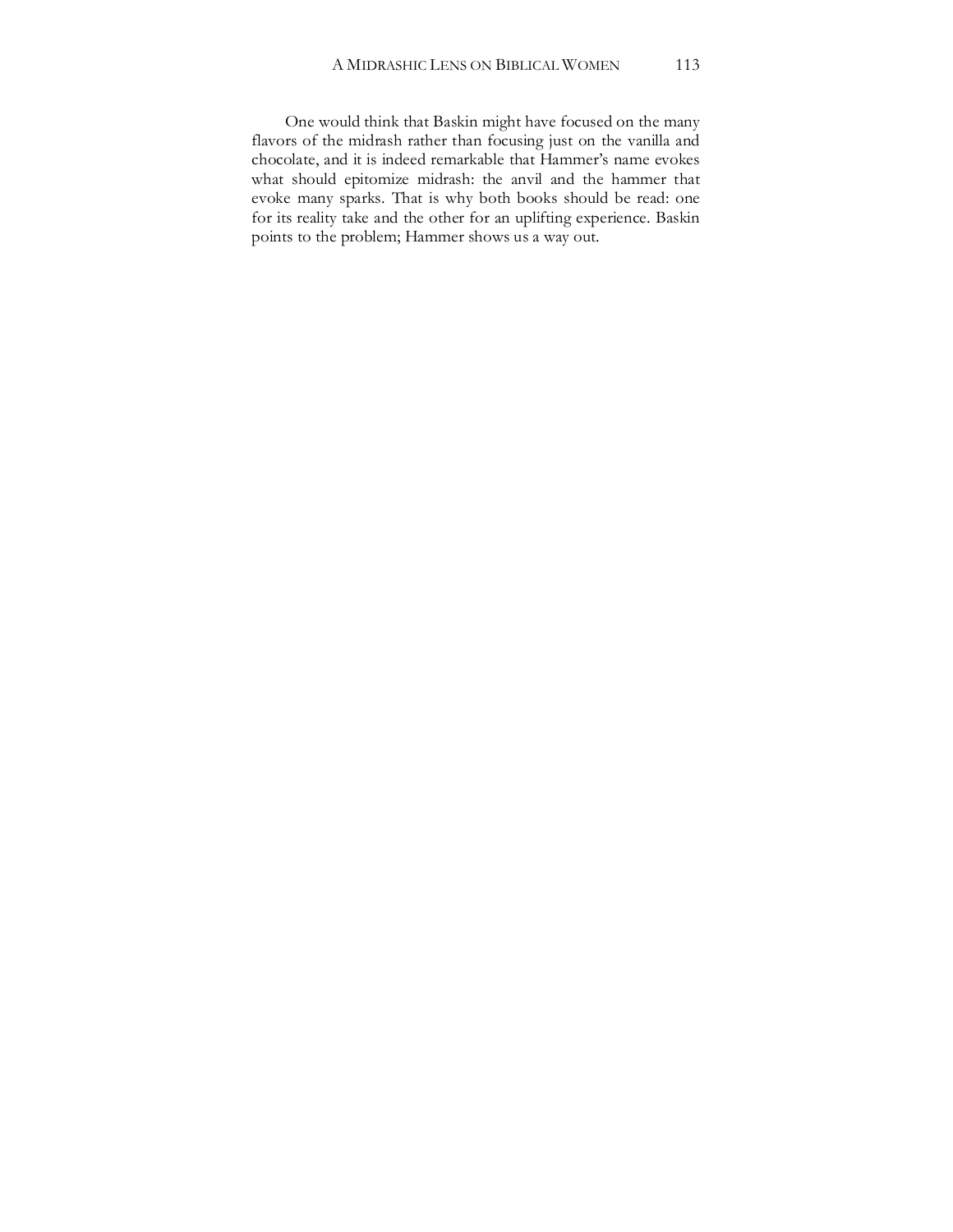One would think that Baskin might have focused on the many flavors of the midrash rather than focusing just on the vanilla and chocolate, and it is indeed remarkable that Hammer's name evokes what should epitomize midrash: the anvil and the hammer that evoke many sparks. That is why both books should be read: one for its reality take and the other for an uplifting experience. Baskin points to the problem; Hammer shows us a way out.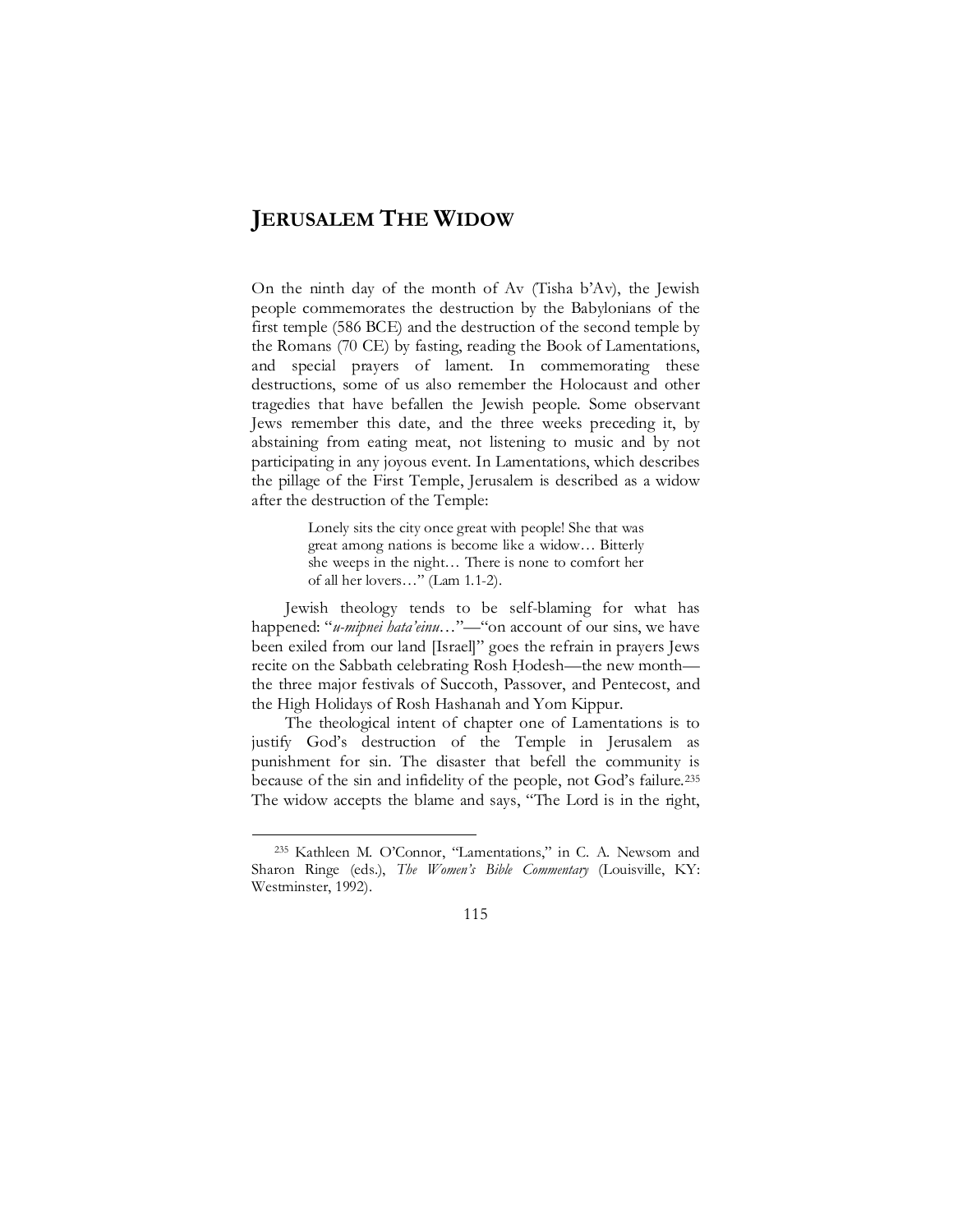# JERUSALEM THE WIDOW

On the ninth day of the month of Av (Tisha b'Av), the Jewish people commemorates the destruction by the Babylonians of the first temple (586 BCE) and the destruction of the second temple by the Romans (70 CE) by fasting, reading the Book of Lamentations, and special prayers of lament. In commemorating these destructions, some of us also remember the Holocaust and other tragedies that have befallen the Jewish people. Some observant Jews remember this date, and the three weeks preceding it, by abstaining from eating meat, not listening to music and by not participating in any joyous event. In Lamentations, which describes the pillage of the First Temple, Jerusalem is described as a widow after the destruction of the Temple:

> Lonely sits the city once great with people! She that was great among nations is become like a widow… Bitterly she weeps in the night… There is none to comfort her of all her lovers…" (Lam 1.1-2).

Jewish theology tends to be self-blaming for what has happened: "*u-mipnei hata'einu*…"—"on account of our sins, we have been exiled from our land [Israel]" goes the refrain in prayers Jews recite on the Sabbath celebrating Rosh Ḥodesh—the new month—the three major festivals of Succoth, Passover, and Pentecost, and the High Holidays of Rosh Hashanah and Yom Kippur.

The theological intent of chapter one of Lamentations is to justify God's destruction of the Temple in Jerusalem as punishment for sin. The disaster that befell the community is because of the sin and infidelity of the people, not God's failure.[235] The widow accepts the blame and says, "The Lord is in the right,

[235] Kathleen M. O'Connor, "Lamentations," in C. A. Newsom and Sharon Ringe (eds.), *The Women's Bible Commentary* (Louisville, KY: Westminster, 1992).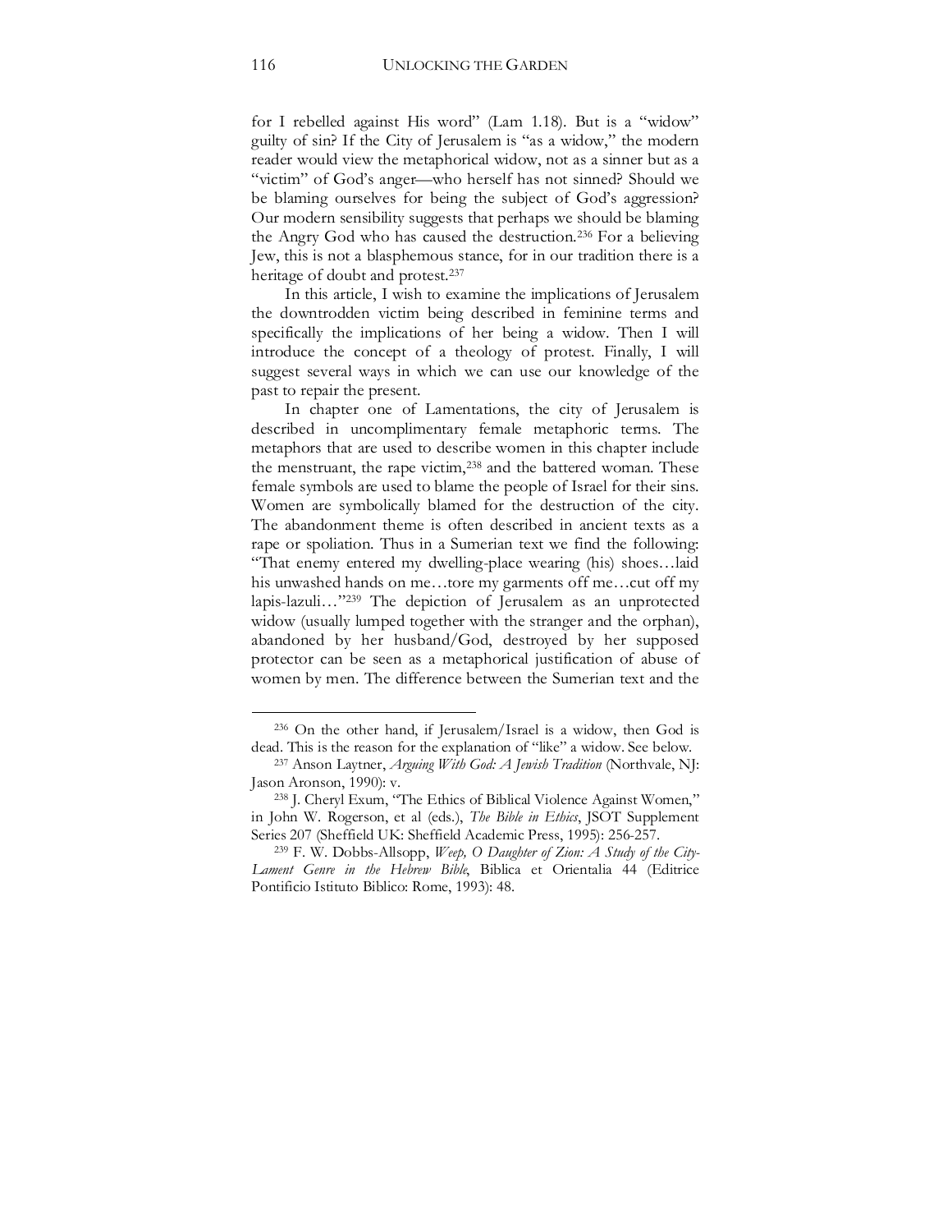for I rebelled against His word" (Lam 1.18). But is a "widow" guilty of sin? If the City of Jerusalem is "as a widow," the modern reader would view the metaphorical widow, not as a sinner but as a "victim" of God's anger—who herself has not sinned? Should we be blaming ourselves for being the subject of God's aggression? Our modern sensibility suggests that perhaps we should be blaming the Angry God who has caused the destruction.[236] For a believing Jew, this is not a blasphemous stance, for in our tradition there is a heritage of doubt and protest.[237]

In this article, I wish to examine the implications of Jerusalem the downtrodden victim being described in feminine terms and specifically the implications of her being a widow. Then I will introduce the concept of a theology of protest. Finally, I will suggest several ways in which we can use our knowledge of the past to repair the present.

In chapter one of Lamentations, the city of Jerusalem is described in uncomplimentary female metaphoric terms. The metaphors that are used to describe women in this chapter include the menstruant, the rape victim,[238] and the battered woman. These female symbols are used to blame the people of Israel for their sins. Women are symbolically blamed for the destruction of the city. The abandonment theme is often described in ancient texts as a rape or spoliation. Thus in a Sumerian text we find the following: "That enemy entered my dwelling-place wearing (his) shoes…laid his unwashed hands on me…tore my garments off me…cut off my lapis-lazuli…"[239] The depiction of Jerusalem as an unprotected widow (usually lumped together with the stranger and the orphan), abandoned by her husband/God, destroyed by her supposed protector can be seen as a metaphorical justification of abuse of women by men. The difference between the Sumerian text and the

---

[236] On the other hand, if Jerusalem/Israel is a widow, then God is dead. This is the reason for the explanation of "like" a widow. See below.

[237] Anson Laytner, *Arguing With God: A Jewish Tradition* (Northvale, NJ: Jason Aronson, 1990): v.

[238] J. Cheryl Exum, "The Ethics of Biblical Violence Against Women," in John W. Rogerson, et al (eds.), *The Bible in Ethics*, JSOT Supplement Series 207 (Sheffield UK: Sheffield Academic Press, 1995): 256-257.

[239] F. W. Dobbs-Allsopp, *Weep, O Daughter of Zion: A Study of the City-Lament Genre in the Hebrew Bible*, Biblica et Orientalia 44 (Editrice Pontificio Istituto Biblico: Rome, 1993): 48.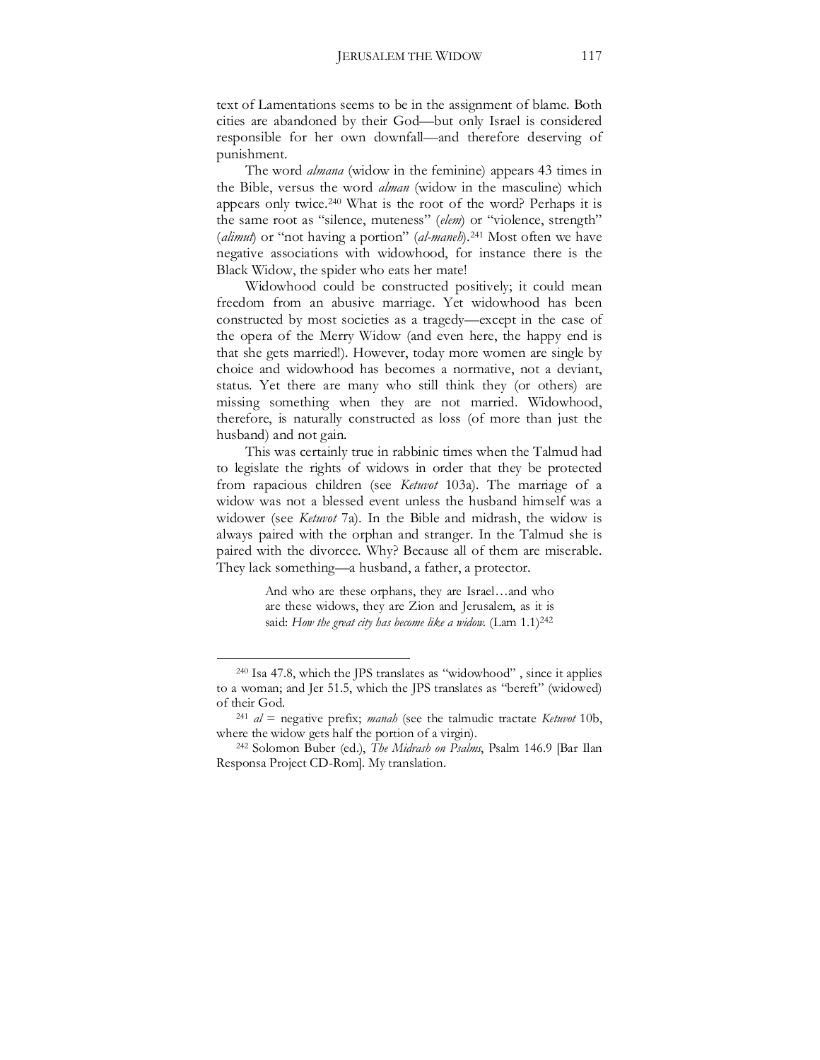text of Lamentations seems to be in the assignment of blame. Both cities are abandoned by their God—but only Israel is considered responsible for her own downfall—and therefore deserving of punishment.

The word *almana* (widow in the feminine) appears 43 times in the Bible, versus the word *alman* (widow in the masculine) which appears only twice.[240] What is the root of the word? Perhaps it is the same root as "silence, muteness" (*elem*) or "violence, strength" (*alimut*) or "not having a portion" (*al-maneh*).[241] Most often we have negative associations with widowhood, for instance there is the Black Widow, the spider who eats her mate!

Widowhood could be constructed positively; it could mean freedom from an abusive marriage. Yet widowhood has been constructed by most societies as a tragedy—except in the case of the opera of the Merry Widow (and even here, the happy end is that she gets married!). However, today more women are single by choice and widowhood has becomes a normative, not a deviant, status. Yet there are many who still think they (or others) are missing something when they are not married. Widowhood, therefore, is naturally constructed as loss (of more than just the husband) and not gain.

This was certainly true in rabbinic times when the Talmud had to legislate the rights of widows in order that they be protected from rapacious children (see *Ketuvot* 103a). The marriage of a widow was not a blessed event unless the husband himself was a widower (see *Ketuvot* 7a). In the Bible and midrash, the widow is always paired with the orphan and stranger. In the Talmud she is paired with the divorcee. Why? Because all of them are miserable. They lack something—a husband, a father, a protector.

> And who are these orphans, they are Israel…and who are these widows, they are Zion and Jerusalem, as it is said: *How the great city has become like a widow*. (Lam 1.1)[242]

---

[240] Isa 47.8, which the JPS translates as "widowhood" , since it applies to a woman; and Jer 51.5, which the JPS translates as "bereft" (widowed) of their God.

[241] *al* = negative prefix; *manah* (see the talmudic tractate *Ketuvot* 10b, where the widow gets half the portion of a virgin).

[242] Solomon Buber (ed.), *The Midrash on Psalms*, Psalm 146.9 [Bar Ilan Responsa Project CD-Rom]. My translation.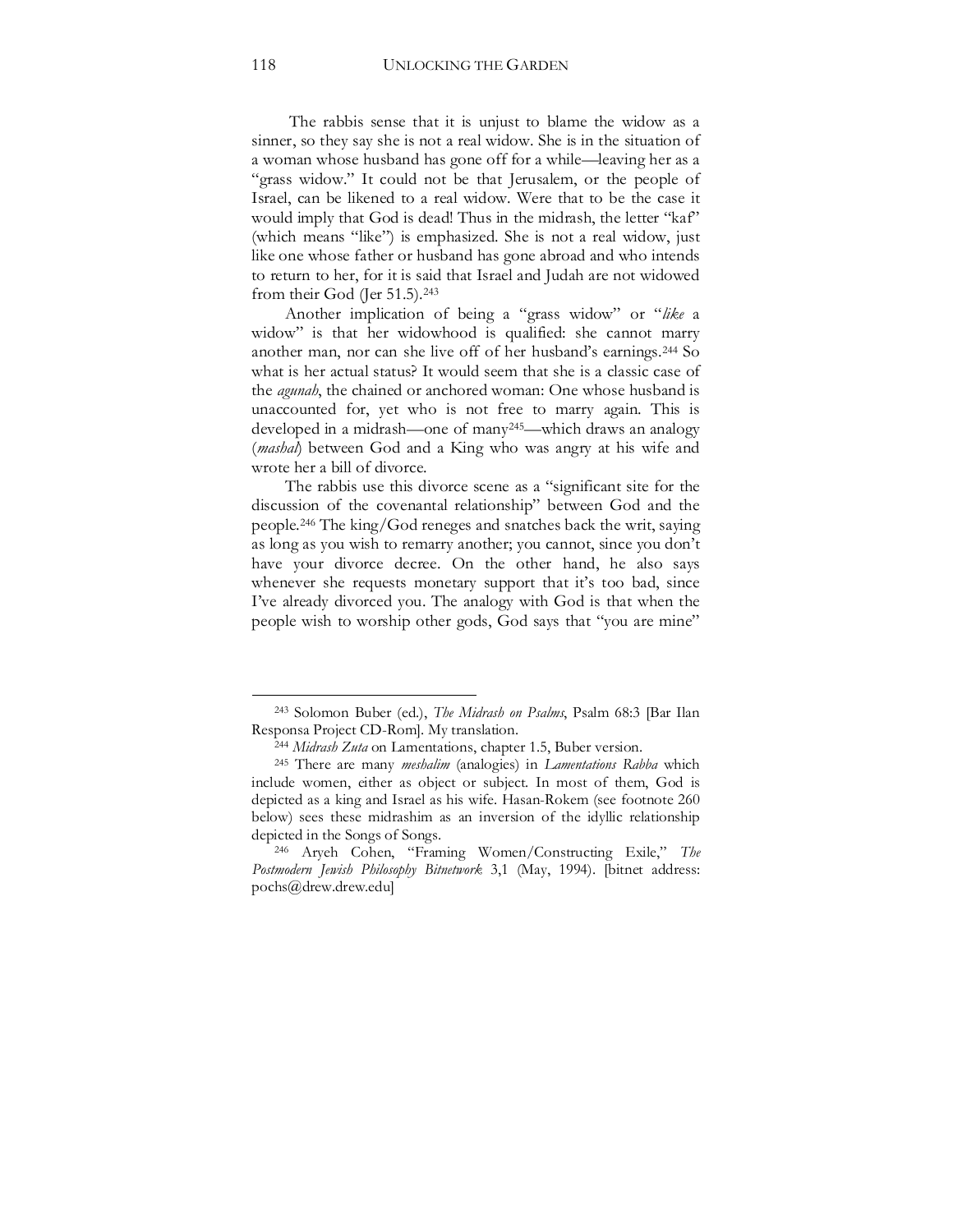The rabbis sense that it is unjust to blame the widow as a sinner, so they say she is not a real widow. She is in the situation of a woman whose husband has gone off for a while—leaving her as a "grass widow." It could not be that Jerusalem, or the people of Israel, can be likened to a real widow. Were that to be the case it would imply that God is dead! Thus in the midrash, the letter "kaf" (which means "like") is emphasized. She is not a real widow, just like one whose father or husband has gone abroad and who intends to return to her, for it is said that Israel and Judah are not widowed from their God (Jer 51.5).[243]

Another implication of being a "grass widow" or "*like* a widow" is that her widowhood is qualified: she cannot marry another man, nor can she live off of her husband's earnings.[244] So what is her actual status? It would seem that she is a classic case of the *agunah*, the chained or anchored woman: One whose husband is unaccounted for, yet who is not free to marry again. This is developed in a midrash—one of many[245]—which draws an analogy (*mashal*) between God and a King who was angry at his wife and wrote her a bill of divorce.

The rabbis use this divorce scene as a "significant site for the discussion of the covenantal relationship" between God and the people.[246] The king/God reneges and snatches back the writ, saying as long as you wish to remarry another; you cannot, since you don't have your divorce decree. On the other hand, he also says whenever she requests monetary support that it's too bad, since I've already divorced you. The analogy with God is that when the people wish to worship other gods, God says that "you are mine"

---

[243] Solomon Buber (ed.), *The Midrash on Psalms*, Psalm 68:3 [Bar Ilan Responsa Project CD-Rom]. My translation.

[244] *Midrash Zuta* on Lamentations, chapter 1.5, Buber version.

[245] There are many *meshalim* (analogies) in *Lamentations Rabba* which include women, either as object or subject. In most of them, God is depicted as a king and Israel as his wife. Hasan-Rokem (see footnote 260 below) sees these midrashim as an inversion of the idyllic relationship depicted in the Songs of Songs.

[246] Aryeh Cohen, "Framing Women/Constructing Exile," *The Postmodern Jewish Philosophy Bitnetwork* 3,1 (May, 1994). [bitnet address: pochs@drew.drew.edu]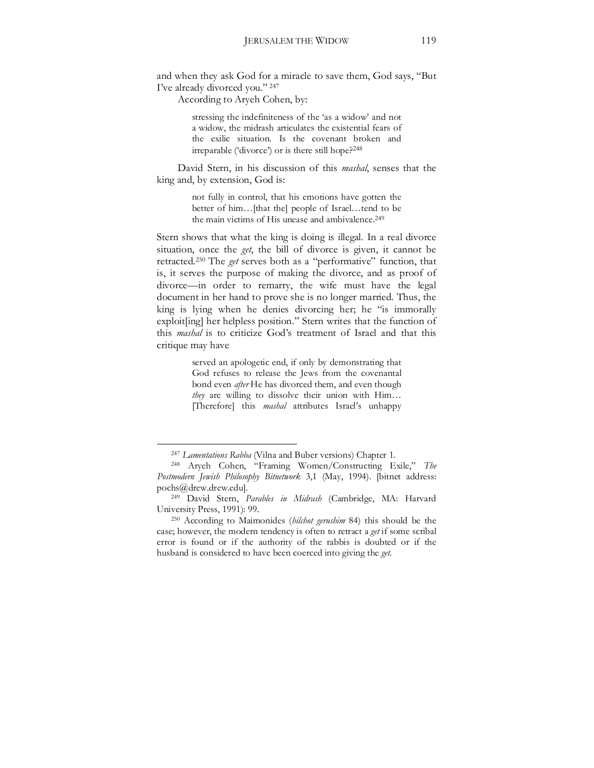and when they ask God for a miracle to save them, God says, "But I've already divorced you." [247]

According to Aryeh Cohen, by:

> stressing the indefiniteness of the 'as a widow' and not a widow, the midrash articulates the existential fears of the exilic situation. Is the covenant broken and irreparable ('divorce') or is there still hope?[248]

David Stern, in his discussion of this *mashal*, senses that the king and, by extension, God is:

> not fully in control, that his emotions have gotten the better of him…[that the] people of Israel…tend to be the main victims of His unease and ambivalence.[249]

Stern shows that what the king is doing is illegal. In a real divorce situation, once the *get*, the bill of divorce is given, it cannot be retracted.[250] The *get* serves both as a "performative" function, that is, it serves the purpose of making the divorce, and as proof of divorce—in order to remarry, the wife must have the legal document in her hand to prove she is no longer married. Thus, the king is lying when he denies divorcing her; he "is immorally exploit[ing] her helpless position." Stern writes that the function of this *mashal* is to criticize God's treatment of Israel and that this critique may have

> served an apologetic end, if only by demonstrating that God refuses to release the Jews from the covenantal bond even *after* He has divorced them, and even though *they* are willing to dissolve their union with Him… [Therefore] this *mashal* attributes Israel's unhappy

---

[247] *Lamentations Rabba* (Vilna and Buber versions) Chapter 1.

[248] Aryeh Cohen, "Framing Women/Constructing Exile," *The Postmodern Jewish Philosophy Bitnetwork* 3,1 (May, 1994). [bitnet address: pochs@drew.drew.edu].

[249] David Stern, *Parables in Midrash* (Cambridge, MA: Harvard University Press, 1991): 99.

[250] According to Maimonides (*hilchot gerushim* 84) this should be the case; however, the modern tendency is often to retract a *get* if some scribal error is found or if the authority of the rabbis is doubted or if the husband is considered to have been coerced into giving the *get*.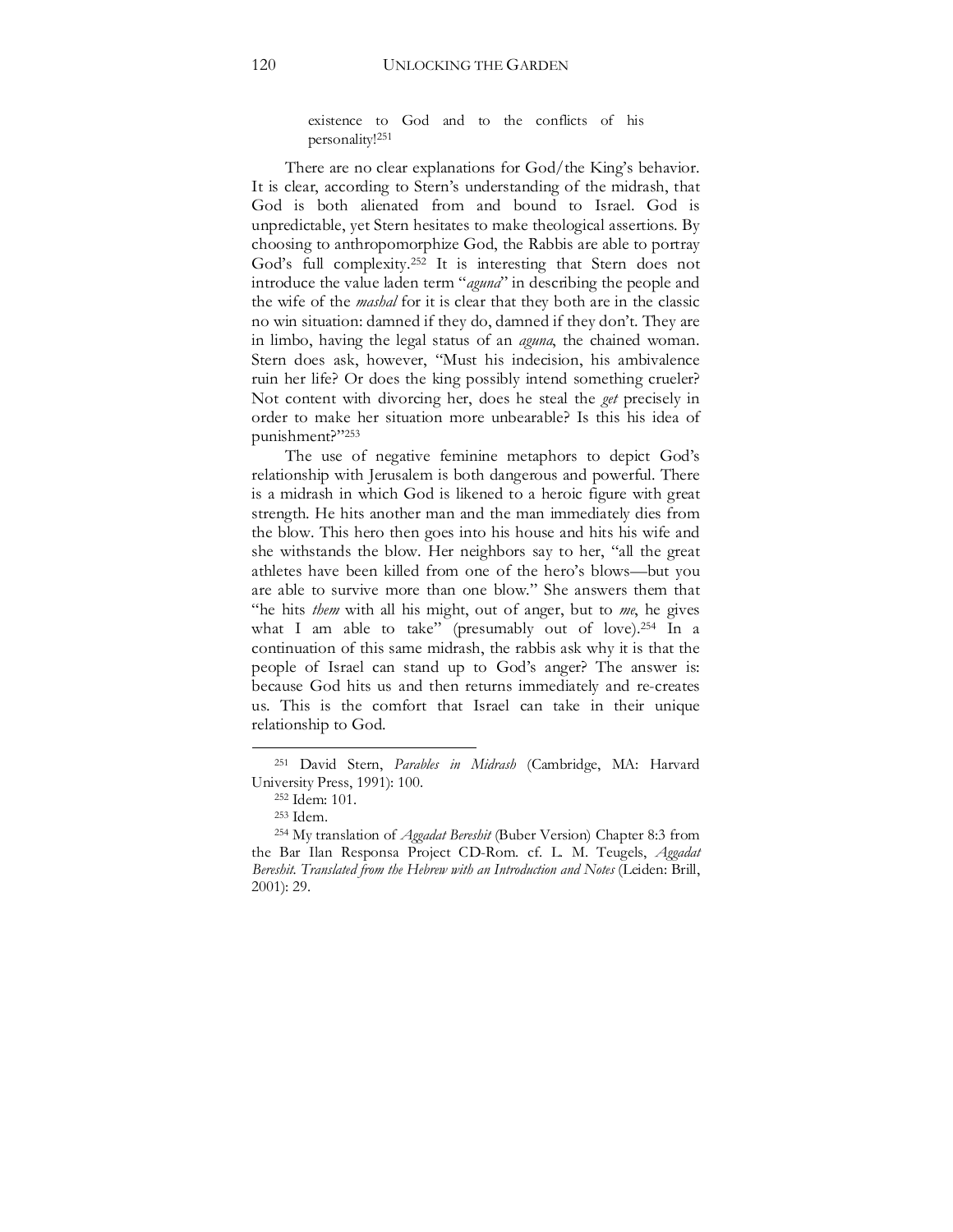> existence to God and to the conflicts of his personality![251]

There are no clear explanations for God/the King's behavior. It is clear, according to Stern's understanding of the midrash, that God is both alienated from and bound to Israel. God is unpredictable, yet Stern hesitates to make theological assertions. By choosing to anthropomorphize God, the Rabbis are able to portray God's full complexity.[252] It is interesting that Stern does not introduce the value laden term "*aguna*" in describing the people and the wife of the *mashal* for it is clear that they both are in the classic no win situation: damned if they do, damned if they don't. They are in limbo, having the legal status of an *aguna*, the chained woman. Stern does ask, however, "Must his indecision, his ambivalence ruin her life? Or does the king possibly intend something crueler? Not content with divorcing her, does he steal the *get* precisely in order to make her situation more unbearable? Is this his idea of punishment?"[253]

The use of negative feminine metaphors to depict God's relationship with Jerusalem is both dangerous and powerful. There is a midrash in which God is likened to a heroic figure with great strength. He hits another man and the man immediately dies from the blow. This hero then goes into his house and hits his wife and she withstands the blow. Her neighbors say to her, "all the great athletes have been killed from one of the hero's blows—but you are able to survive more than one blow." She answers them that "he hits *them* with all his might, out of anger, but to *me*, he gives what I am able to take" (presumably out of love).[254] In a continuation of this same midrash, the rabbis ask why it is that the people of Israel can stand up to God's anger? The answer is: because God hits us and then returns immediately and re-creates us. This is the comfort that Israel can take in their unique relationship to God.

---

[251] David Stern, *Parables in Midrash* (Cambridge, MA: Harvard University Press, 1991): 100.

[252] Idem: 101.

[253] Idem.

[254] My translation of *Aggadat Bereshit* (Buber Version) Chapter 8:3 from the Bar Ilan Responsa Project CD-Rom. cf. L. M. Teugels, *Aggadat Bereshit. Translated from the Hebrew with an Introduction and Notes* (Leiden: Brill, 2001): 29.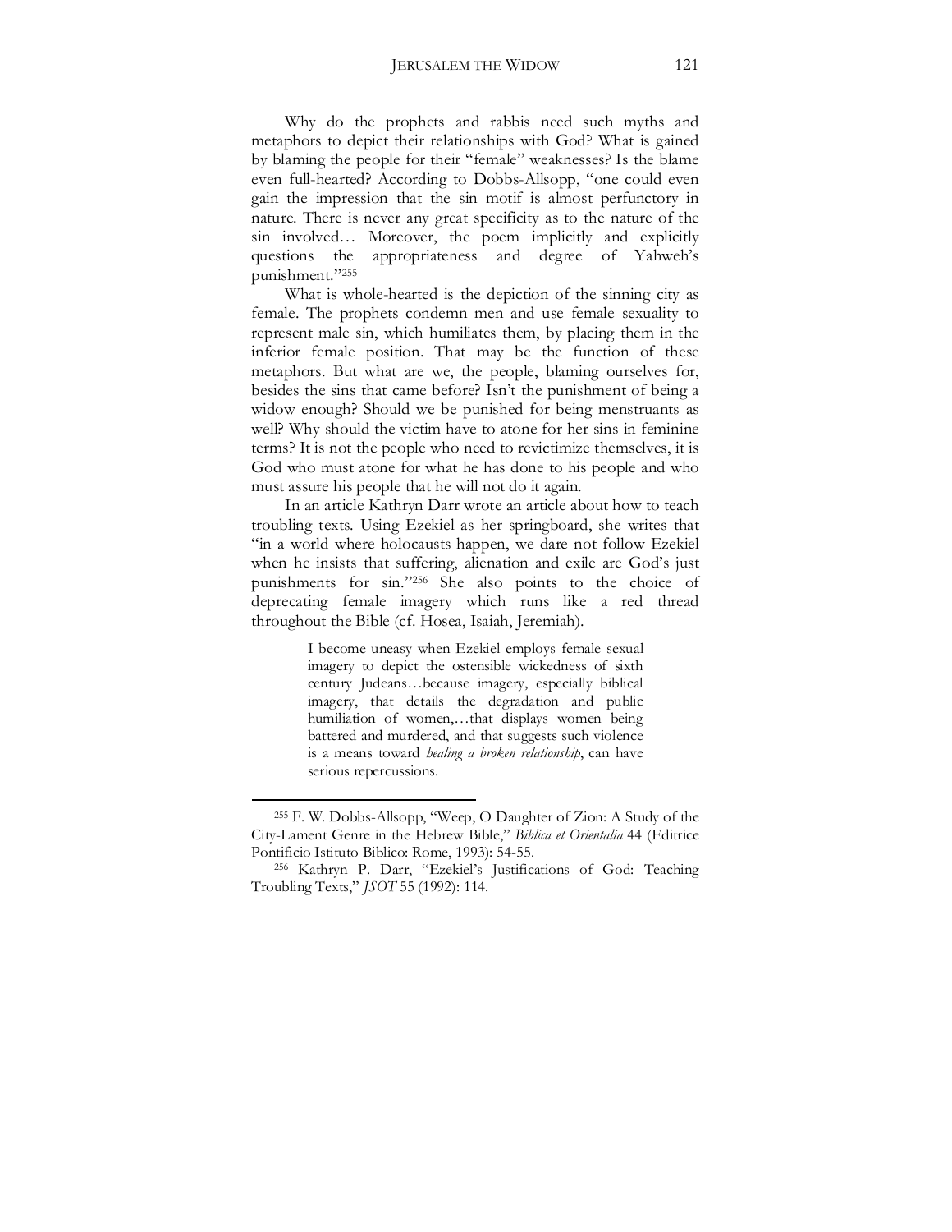Why do the prophets and rabbis need such myths and metaphors to depict their relationships with God? What is gained by blaming the people for their "female" weaknesses? Is the blame even full-hearted? According to Dobbs-Allsopp, "one could even gain the impression that the sin motif is almost perfunctory in nature. There is never any great specificity as to the nature of the sin involved… Moreover, the poem implicitly and explicitly questions the appropriateness and degree of Yahweh's punishment."[255]

What is whole-hearted is the depiction of the sinning city as female. The prophets condemn men and use female sexuality to represent male sin, which humiliates them, by placing them in the inferior female position. That may be the function of these metaphors. But what are we, the people, blaming ourselves for, besides the sins that came before? Isn't the punishment of being a widow enough? Should we be punished for being menstruants as well? Why should the victim have to atone for her sins in feminine terms? It is not the people who need to revictimize themselves, it is God who must atone for what he has done to his people and who must assure his people that he will not do it again.

In an article Kathryn Darr wrote an article about how to teach troubling texts. Using Ezekiel as her springboard, she writes that "in a world where holocausts happen, we dare not follow Ezekiel when he insists that suffering, alienation and exile are God's just punishments for sin."[256] She also points to the choice of deprecating female imagery which runs like a red thread throughout the Bible (cf. Hosea, Isaiah, Jeremiah).

> I become uneasy when Ezekiel employs female sexual imagery to depict the ostensible wickedness of sixth century Judeans…because imagery, especially biblical imagery, that details the degradation and public humiliation of women,…that displays women being battered and murdered, and that suggests such violence is a means toward *healing a broken relationship*, can have serious repercussions.

---

[255] F. W. Dobbs-Allsopp, "Weep, O Daughter of Zion: A Study of the City-Lament Genre in the Hebrew Bible," *Biblica et Orientalia* 44 (Editrice Pontificio Istituto Biblico: Rome, 1993): 54-55.

[256] Kathryn P. Darr, "Ezekiel's Justifications of God: Teaching Troubling Texts," *JSOT* 55 (1992): 114.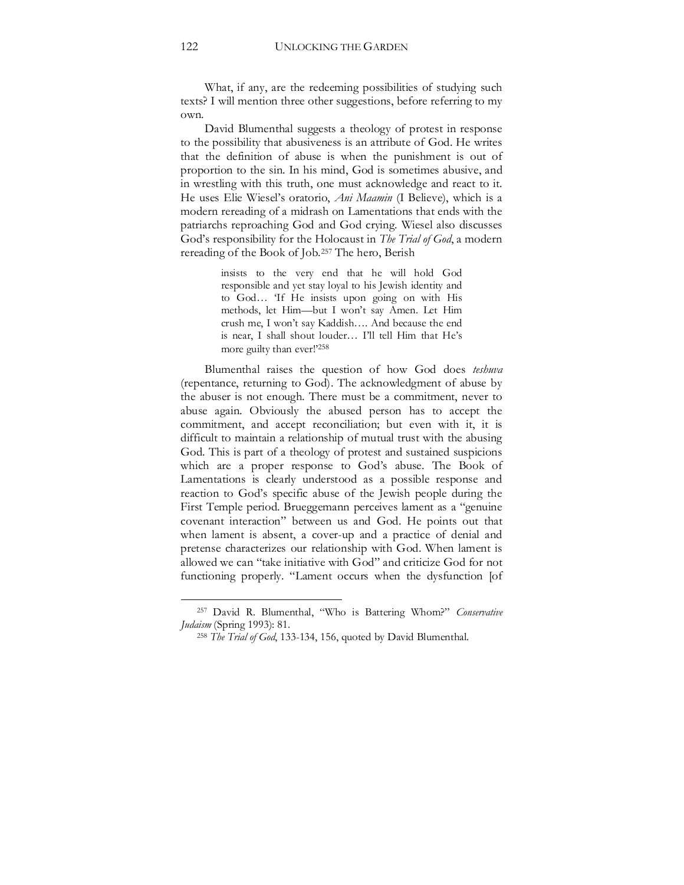What, if any, are the redeeming possibilities of studying such texts? I will mention three other suggestions, before referring to my own.

David Blumenthal suggests a theology of protest in response to the possibility that abusiveness is an attribute of God. He writes that the definition of abuse is when the punishment is out of proportion to the sin. In his mind, God is sometimes abusive, and in wrestling with this truth, one must acknowledge and react to it. He uses Elie Wiesel's oratorio, *Ani Maamin* (I Believe), which is a modern rereading of a midrash on Lamentations that ends with the patriarchs reproaching God and God crying. Wiesel also discusses God's responsibility for the Holocaust in *The Trial of God*, a modern rereading of the Book of Job.[257] The hero, Berish

> insists to the very end that he will hold God responsible and yet stay loyal to his Jewish identity and to God… 'If He insists upon going on with His methods, let Him—but I won't say Amen. Let Him crush me, I won't say Kaddish…. And because the end is near, I shall shout louder… I'll tell Him that He's more guilty than ever!'[258]

Blumenthal raises the question of how God does *teshuva* (repentance, returning to God). The acknowledgment of abuse by the abuser is not enough. There must be a commitment, never to abuse again. Obviously the abused person has to accept the commitment, and accept reconciliation; but even with it, it is difficult to maintain a relationship of mutual trust with the abusing God. This is part of a theology of protest and sustained suspicions which are a proper response to God's abuse. The Book of Lamentations is clearly understood as a possible response and reaction to God's specific abuse of the Jewish people during the First Temple period. Brueggemann perceives lament as a "genuine covenant interaction" between us and God. He points out that when lament is absent, a cover-up and a practice of denial and pretense characterizes our relationship with God. When lament is allowed we can "take initiative with God" and criticize God for not functioning properly. "Lament occurs when the dysfunction [of

---

[257] David R. Blumenthal, "Who is Battering Whom?" *Conservative Judaism* (Spring 1993): 81.

[258] *The Trial of God*, 133-134, 156, quoted by David Blumenthal.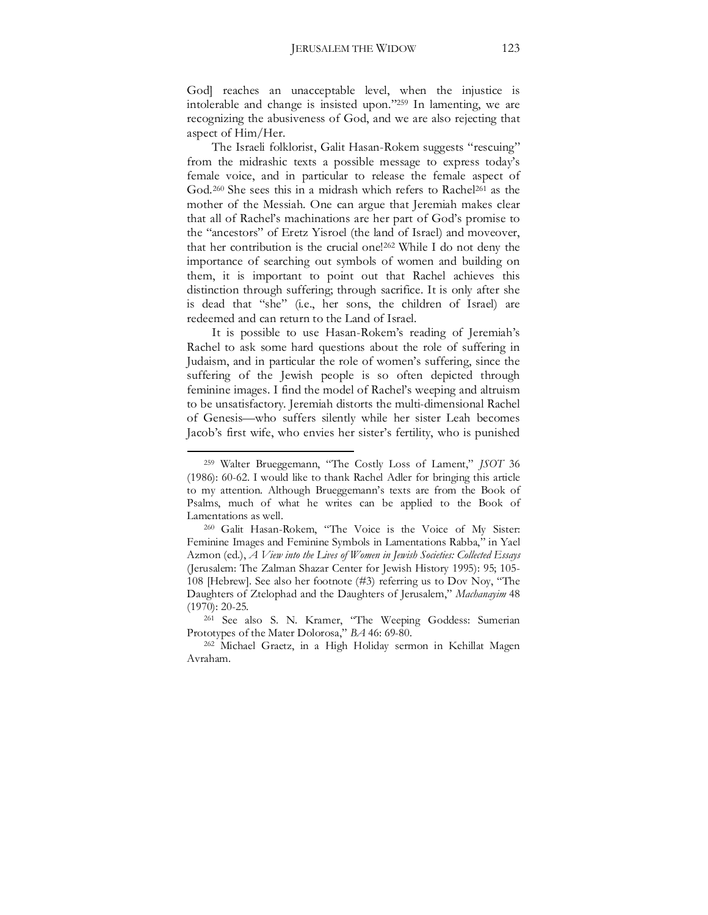God] reaches an unacceptable level, when the injustice is intolerable and change is insisted upon."[259] In lamenting, we are recognizing the abusiveness of God, and we are also rejecting that aspect of Him/Her.

The Israeli folklorist, Galit Hasan-Rokem suggests "rescuing" from the midrashic texts a possible message to express today's female voice, and in particular to release the female aspect of God.[260] She sees this in a midrash which refers to Rachel[261] as the mother of the Messiah. One can argue that Jeremiah makes clear that all of Rachel's machinations are her part of God's promise to the "ancestors" of Eretz Yisroel (the land of Israel) and moveover, that her contribution is the crucial one![262] While I do not deny the importance of searching out symbols of women and building on them, it is important to point out that Rachel achieves this distinction through suffering; through sacrifice. It is only after she is dead that "she" (i.e., her sons, the children of Israel) are redeemed and can return to the Land of Israel.

It is possible to use Hasan-Rokem's reading of Jeremiah's Rachel to ask some hard questions about the role of suffering in Judaism, and in particular the role of women's suffering, since the suffering of the Jewish people is so often depicted through feminine images. I find the model of Rachel's weeping and altruism to be unsatisfactory. Jeremiah distorts the multi-dimensional Rachel of Genesis—who suffers silently while her sister Leah becomes Jacob's first wife, who envies her sister's fertility, who is punished

---

[259] Walter Brueggemann, "The Costly Loss of Lament," *JSOT* 36 (1986): 60-62. I would like to thank Rachel Adler for bringing this article to my attention. Although Brueggemann's texts are from the Book of Psalms, much of what he writes can be applied to the Book of Lamentations as well.

[260] Galit Hasan-Rokem, "The Voice is the Voice of My Sister: Feminine Images and Feminine Symbols in Lamentations Rabba," in Yael Azmon (ed.), *A View into the Lives of Women in Jewish Societies: Collected Essays* (Jerusalem: The Zalman Shazar Center for Jewish History 1995): 95; 105-108 [Hebrew]. See also her footnote (#3) referring us to Dov Noy, "The Daughters of Ztelophad and the Daughters of Jerusalem," *Machanayim* 48 (1970): 20-25.

[261] See also S. N. Kramer, "The Weeping Goddess: Sumerian Prototypes of the Mater Dolorosa," *BA* 46: 69-80.

[262] Michael Graetz, in a High Holiday sermon in Kehillat Magen Avraham.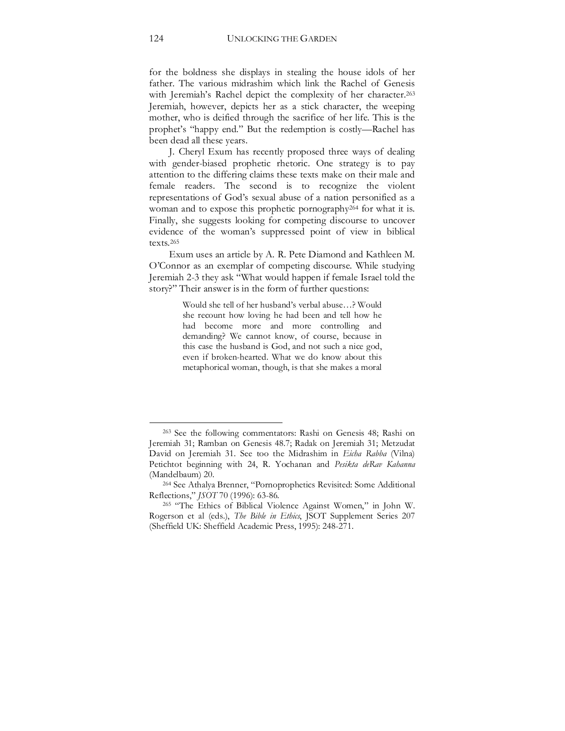for the boldness she displays in stealing the house idols of her father. The various midrashim which link the Rachel of Genesis with Jeremiah's Rachel depict the complexity of her character.[263] Jeremiah, however, depicts her as a stick character, the weeping mother, who is deified through the sacrifice of her life. This is the prophet's "happy end." But the redemption is costly—Rachel has been dead all these years.

J. Cheryl Exum has recently proposed three ways of dealing with gender-biased prophetic rhetoric. One strategy is to pay attention to the differing claims these texts make on their male and female readers. The second is to recognize the violent representations of God's sexual abuse of a nation personified as a woman and to expose this prophetic pornography[264] for what it is. Finally, she suggests looking for competing discourse to uncover evidence of the woman's suppressed point of view in biblical texts.[265]

Exum uses an article by A. R. Pete Diamond and Kathleen M. O'Connor as an exemplar of competing discourse. While studying Jeremiah 2-3 they ask "What would happen if female Israel told the story?" Their answer is in the form of further questions:

> Would she tell of her husband's verbal abuse…? Would she recount how loving he had been and tell how he had become more and more controlling and demanding? We cannot know, of course, because in this case the husband is God, and not such a nice god, even if broken-hearted. What we do know about this metaphorical woman, though, is that she makes a moral

---

[263] See the following commentators: Rashi on Genesis 48; Rashi on Jeremiah 31; Ramban on Genesis 48.7; Radak on Jeremiah 31; Metzudat David on Jeremiah 31. See too the Midrashim in *Eicha Rabba* (Vilna) Petichtot beginning with 24, R. Yochanan and *Pesikta deRav Kahanna* (Mandelbaum) 20.

[264] See Athalya Brenner, "Pornoprophetics Revisited: Some Additional Reflections," *JSOT* 70 (1996): 63-86.

[265] "The Ethics of Biblical Violence Against Women," in John W. Rogerson et al (eds.), *The Bible in Ethics*, JSOT Supplement Series 207 (Sheffield UK: Sheffield Academic Press, 1995): 248-271.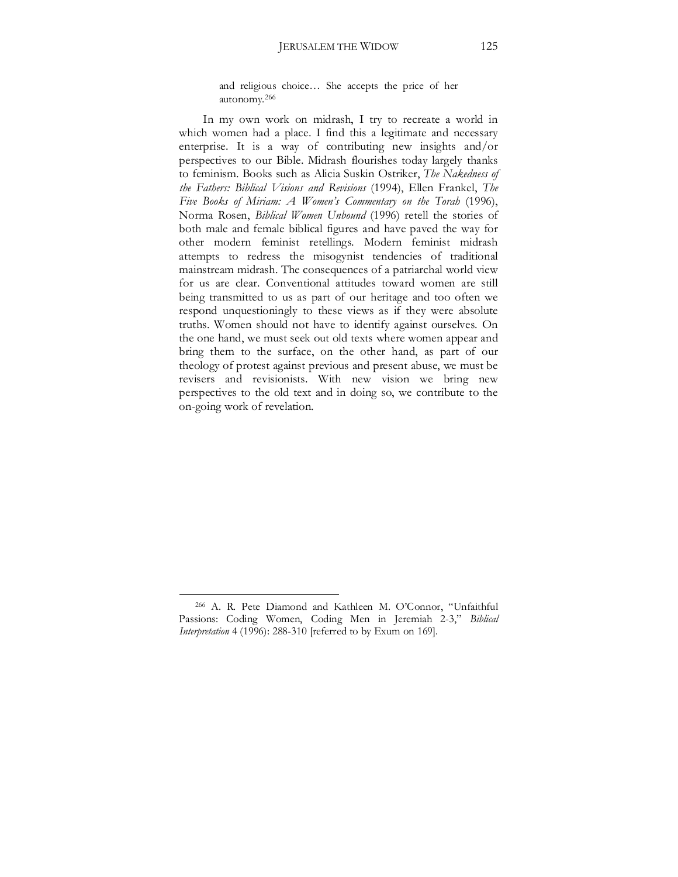> and religious choice… She accepts the price of her autonomy.[266]

In my own work on midrash, I try to recreate a world in which women had a place. I find this a legitimate and necessary enterprise. It is a way of contributing new insights and/or perspectives to our Bible. Midrash flourishes today largely thanks to feminism. Books such as Alicia Suskin Ostriker, *The Nakedness of the Fathers: Biblical Visions and Revisions* (1994), Ellen Frankel, *The Five Books of Miriam: A Women's Commentary on the Torah* (1996), Norma Rosen, *Biblical Women Unbound* (1996) retell the stories of both male and female biblical figures and have paved the way for other modern feminist retellings. Modern feminist midrash attempts to redress the misogynist tendencies of traditional mainstream midrash. The consequences of a patriarchal world view for us are clear. Conventional attitudes toward women are still being transmitted to us as part of our heritage and too often we respond unquestioningly to these views as if they were absolute truths. Women should not have to identify against ourselves. On the one hand, we must seek out old texts where women appear and bring them to the surface, on the other hand, as part of our theology of protest against previous and present abuse, we must be revisers and revisionists. With new vision we bring new perspectives to the old text and in doing so, we contribute to the on-going work of revelation.

---

[266] A. R. Pete Diamond and Kathleen M. O'Connor, "Unfaithful Passions: Coding Women, Coding Men in Jeremiah 2-3," *Biblical Interpretation* 4 (1996): 288-310 [referred to by Exum on 169].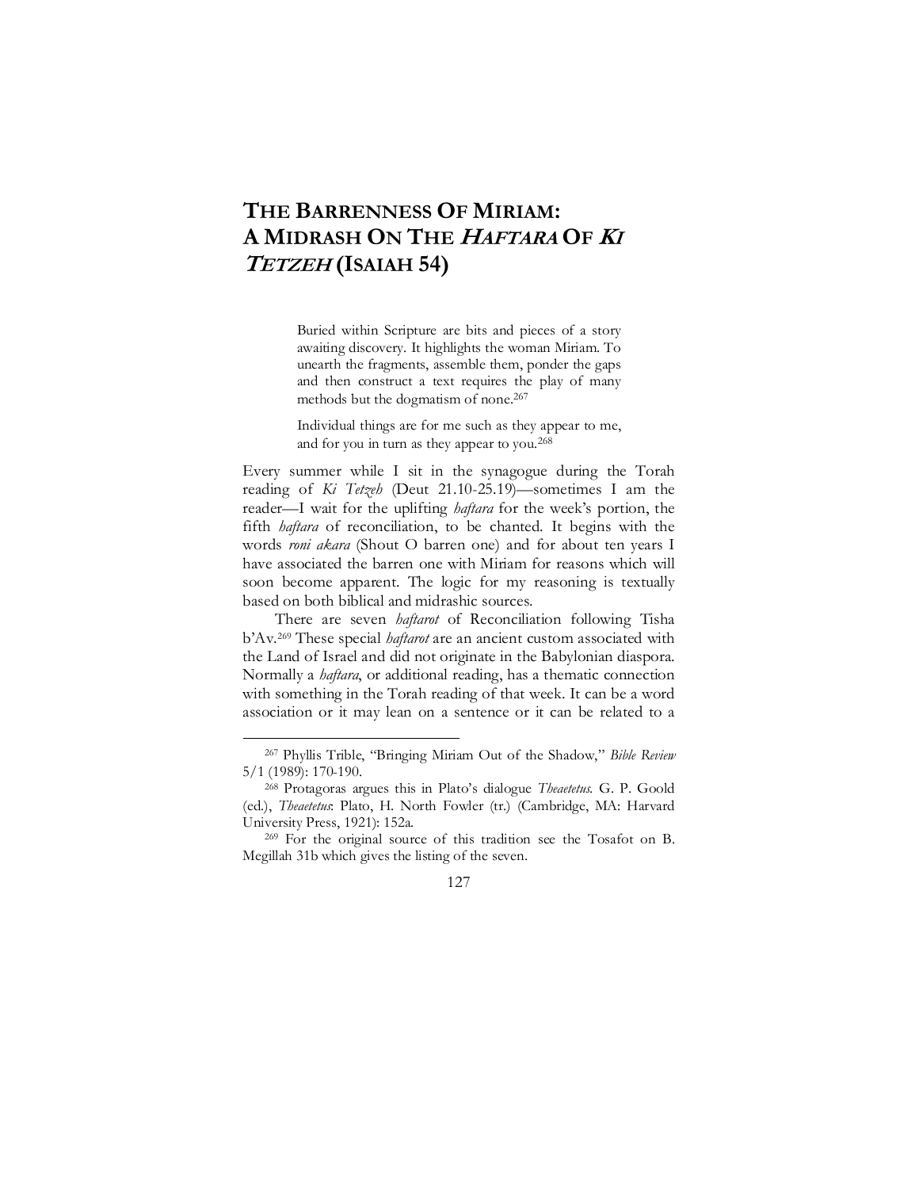# THE BARRENNESS OF MIRIAM: A MIDRASH ON THE *HAFTARA* OF *KI TETZEH* (ISAIAH 54)

> Buried within Scripture are bits and pieces of a story awaiting discovery. It highlights the woman Miriam. To unearth the fragments, assemble them, ponder the gaps and then construct a text requires the play of many methods but the dogmatism of none.[267]
>
> Individual things are for me such as they appear to me, and for you in turn as they appear to you.[268]

Every summer while I sit in the synagogue during the Torah reading of *Ki Tetzeh* (Deut 21.10-25.19)—sometimes I am the reader—I wait for the uplifting *haftara* for the week's portion, the fifth *haftara* of reconciliation, to be chanted. It begins with the words *roni akara* (Shout O barren one) and for about ten years I have associated the barren one with Miriam for reasons which will soon become apparent. The logic for my reasoning is textually based on both biblical and midrashic sources.

There are seven *haftarot* of Reconciliation following Tisha b'Av.[269] These special *haftarot* are an ancient custom associated with the Land of Israel and did not originate in the Babylonian diaspora. Normally a *haftara*, or additional reading, has a thematic connection with something in the Torah reading of that week. It can be a word association or it may lean on a sentence or it can be related to a

---

[267] Phyllis Trible, "Bringing Miriam Out of the Shadow," *Bible Review* 5/1 (1989): 170-190.

[268] Protagoras argues this in Plato's dialogue *Theaetetus*. G. P. Goold (ed.), *Theaetetus*: Plato, H. North Fowler (tr.) (Cambridge, MA: Harvard University Press, 1921): 152a.

[269] For the original source of this tradition see the Tosafot on B. Megillah 31b which gives the listing of the seven.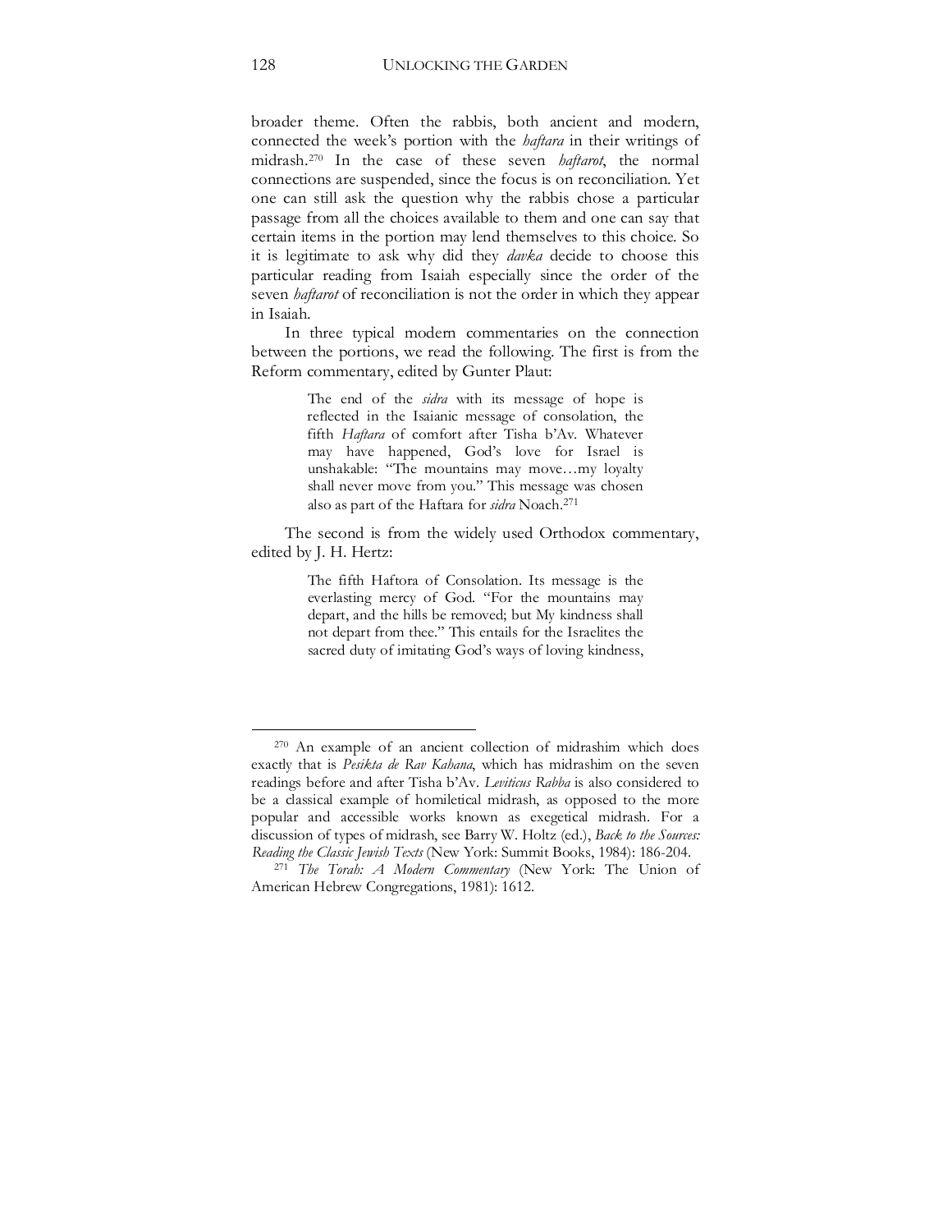broader theme. Often the rabbis, both ancient and modern, connected the week's portion with the *haftara* in their writings of midrash.[270] In the case of these seven *haftarot*, the normal connections are suspended, since the focus is on reconciliation. Yet one can still ask the question why the rabbis chose a particular passage from all the choices available to them and one can say that certain items in the portion may lend themselves to this choice. So it is legitimate to ask why did they *davka* decide to choose this particular reading from Isaiah especially since the order of the seven *haftarot* of reconciliation is not the order in which they appear in Isaiah.

In three typical modern commentaries on the connection between the portions, we read the following. The first is from the Reform commentary, edited by Gunter Plaut:

> The end of the *sidra* with its message of hope is reflected in the Isaianic message of consolation, the fifth *Haftara* of comfort after Tisha b'Av. Whatever may have happened, God's love for Israel is unshakable: "The mountains may move…my loyalty shall never move from you." This message was chosen also as part of the Haftara for *sidra* Noach.[271]

The second is from the widely used Orthodox commentary, edited by J. H. Hertz:

> The fifth Haftora of Consolation. Its message is the everlasting mercy of God. "For the mountains may depart, and the hills be removed; but My kindness shall not depart from thee." This entails for the Israelites the sacred duty of imitating God's ways of loving kindness,

---

[270] An example of an ancient collection of midrashim which does exactly that is *Pesikta de Rav Kahana*, which has midrashim on the seven readings before and after Tisha b'Av. *Leviticus Rabba* is also considered to be a classical example of homiletical midrash, as opposed to the more popular and accessible works known as exegetical midrash. For a discussion of types of midrash, see Barry W. Holtz (ed.), *Back to the Sources: Reading the Classic Jewish Texts* (New York: Summit Books, 1984): 186-204.

[271] *The Torah: A Modern Commentary* (New York: The Union of American Hebrew Congregations, 1981): 1612.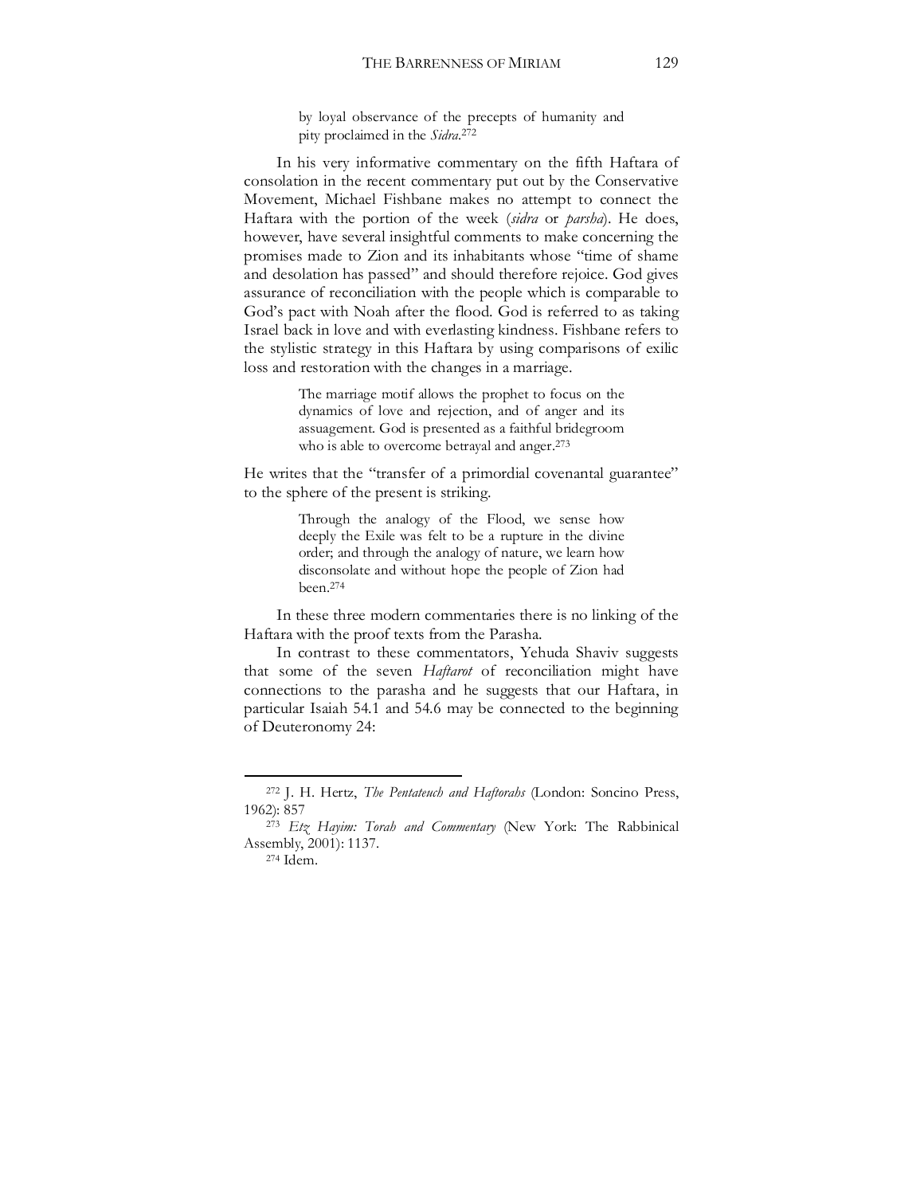> by loyal observance of the precepts of humanity and pity proclaimed in the *Sidra*.[272]

In his very informative commentary on the fifth Haftara of consolation in the recent commentary put out by the Conservative Movement, Michael Fishbane makes no attempt to connect the Haftara with the portion of the week (*sidra* or *parsha*). He does, however, have several insightful comments to make concerning the promises made to Zion and its inhabitants whose "time of shame and desolation has passed" and should therefore rejoice. God gives assurance of reconciliation with the people which is comparable to God's pact with Noah after the flood. God is referred to as taking Israel back in love and with everlasting kindness. Fishbane refers to the stylistic strategy in this Haftara by using comparisons of exilic loss and restoration with the changes in a marriage.

> The marriage motif allows the prophet to focus on the dynamics of love and rejection, and of anger and its assuagement. God is presented as a faithful bridegroom who is able to overcome betrayal and anger.[273]

He writes that the "transfer of a primordial covenantal guarantee" to the sphere of the present is striking.

> Through the analogy of the Flood, we sense how deeply the Exile was felt to be a rupture in the divine order; and through the analogy of nature, we learn how disconsolate and without hope the people of Zion had been.[274]

In these three modern commentaries there is no linking of the Haftara with the proof texts from the Parasha.

In contrast to these commentators, Yehuda Shaviv suggests that some of the seven *Haftarot* of reconciliation might have connections to the parasha and he suggests that our Haftara, in particular Isaiah 54.1 and 54.6 may be connected to the beginning of Deuteronomy 24:

---

[272] J. H. Hertz, *The Pentateuch and Haftorahs* (London: Soncino Press, 1962): 857

[273] *Etz Hayim: Torah and Commentary* (New York: The Rabbinical Assembly, 2001): 1137.

[274] Idem.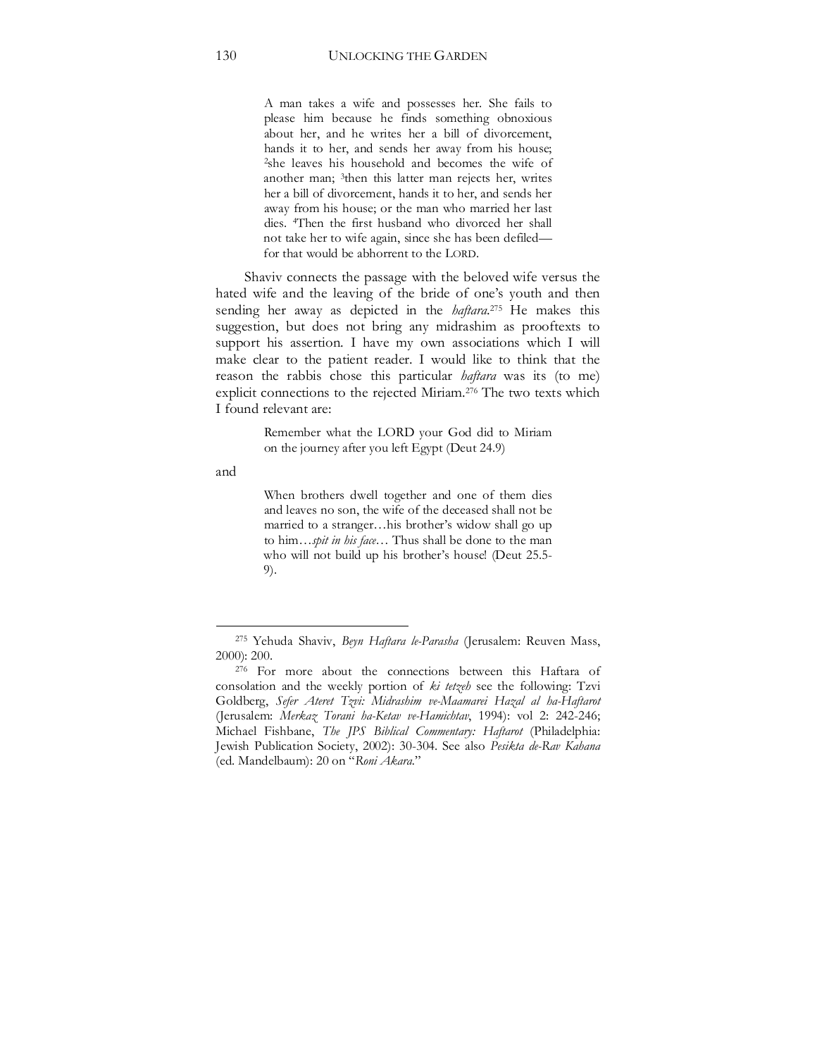> A man takes a wife and possesses her. She fails to please him because he finds something obnoxious about her, and he writes her a bill of divorcement, hands it to her, and sends her away from his house; [2]she leaves his household and becomes the wife of another man; [3]then this latter man rejects her, writes her a bill of divorcement, hands it to her, and sends her away from his house; or the man who married her last dies. [4]Then the first husband who divorced her shall not take her to wife again, since she has been defiled—for that would be abhorrent to the LORD.

Shaviv connects the passage with the beloved wife versus the hated wife and the leaving of the bride of one's youth and then sending her away as depicted in the *haftara*.[275] He makes this suggestion, but does not bring any midrashim as prooftexts to support his assertion. I have my own associations which I will make clear to the patient reader. I would like to think that the reason the rabbis chose this particular *haftara* was its (to me) explicit connections to the rejected Miriam.[276] The two texts which I found relevant are:

> Remember what the LORD your God did to Miriam on the journey after you left Egypt (Deut 24.9)

and

> When brothers dwell together and one of them dies and leaves no son, the wife of the deceased shall not be married to a stranger…his brother's widow shall go up to him…*spit in his face*… Thus shall be done to the man who will not build up his brother's house! (Deut 25.5-9).

---

[275] Yehuda Shaviv, *Beyn Haftara le-Parasha* (Jerusalem: Reuven Mass, 2000): 200.

[276] For more about the connections between this Haftara of consolation and the weekly portion of *ki tetzeh* see the following: Tzvi Goldberg, *Sefer Ateret Tzvi: Midrashim ve-Maamarei Hazal al ha-Haftarot* (Jerusalem: *Merkaz Torani ha-Ketav ve-Hamichtav*, 1994): vol 2: 242-246; Michael Fishbane, *The JPS Biblical Commentary: Haftarot* (Philadelphia: Jewish Publication Society, 2002): 30-304. See also *Pesikta de-Rav Kahana* (ed. Mandelbaum): 20 on "*Roni Akara*."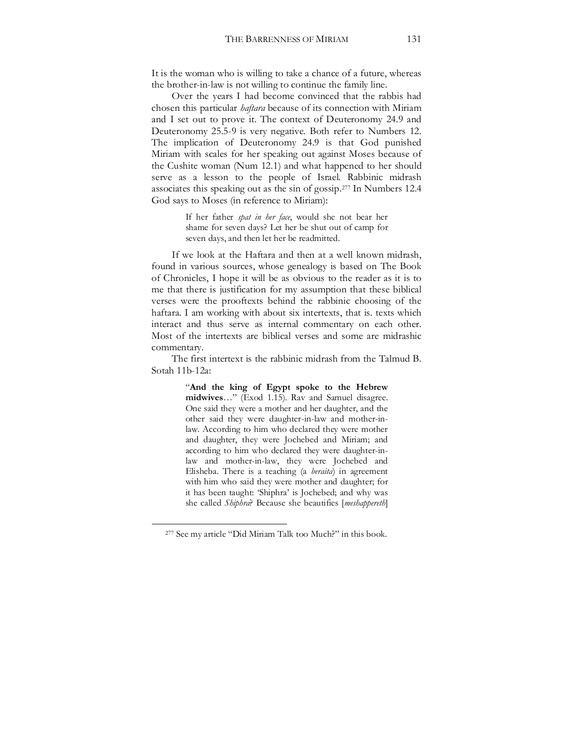It is the woman who is willing to take a chance of a future, whereas the brother-in-law is not willing to continue the family line.

Over the years I had become convinced that the rabbis had chosen this particular *haftara* because of its connection with Miriam and I set out to prove it. The context of Deuteronomy 24.9 and Deuteronomy 25.5-9 is very negative. Both refer to Numbers 12. The implication of Deuteronomy 24.9 is that God punished Miriam with scales for her speaking out against Moses because of the Cushite woman (Num 12.1) and what happened to her should serve as a lesson to the people of Israel. Rabbinic midrash associates this speaking out as the sin of gossip.[277] In Numbers 12.4 God says to Moses (in reference to Miriam):

> If her father *spat in her face*, would she not bear her shame for seven days? Let her be shut out of camp for seven days, and then let her be readmitted.

If we look at the Haftara and then at a well known midrash, found in various sources, whose genealogy is based on The Book of Chronicles, I hope it will be as obvious to the reader as it is to me that there is justification for my assumption that these biblical verses were the prooftexts behind the rabbinic choosing of the haftara. I am working with about six intertexts, that is. texts which interact and thus serve as internal commentary on each other. Most of the intertexts are biblical verses and some are midrashic commentary.

The first intertext is the rabbinic midrash from the Talmud B. Sotah 11b-12a:

> "**And the king of Egypt spoke to the Hebrew midwives**…" (Exod 1.15). Rav and Samuel disagree. One said they were a mother and her daughter, and the other said they were daughter-in-law and mother-in-law. According to him who declared they were mother and daughter, they were Jochebed and Miriam; and according to him who declared they were daughter-in-law and mother-in-law, they were Jochebed and Elisheba. There is a teaching (a *beraita*) in agreement with him who said they were mother and daughter; for it has been taught: 'Shiphra' is Jochebed; and why was she called *Shiphra*? Because she beautifies [*meshappereth*]

[277] See my article "Did Miriam Talk too Much?" in this book.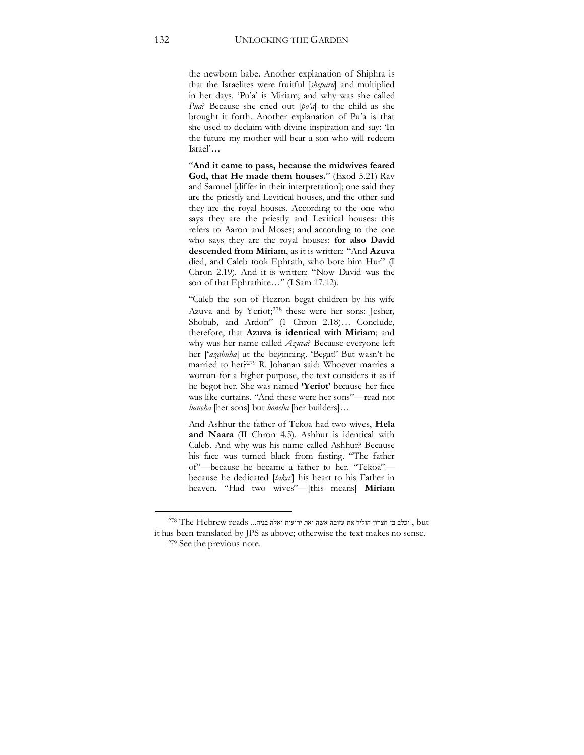the newborn babe. Another explanation of Shiphra is that the Israelites were fruitful [*sheparu*] and multiplied in her days. 'Pu'a' is Miriam; and why was she called *Pua*? Because she cried out [*po'a*] to the child as she brought it forth. Another explanation of Pu'a is that she used to declaim with divine inspiration and say: 'In the future my mother will bear a son who will redeem Israel'…

"**And it came to pass, because the midwives feared God, that He made them houses.**" (Exod 5.21) Rav and Samuel [differ in their interpretation]; one said they are the priestly and Levitical houses, and the other said they are the royal houses. According to the one who says they are the priestly and Levitical houses: this refers to Aaron and Moses; and according to the one who says they are the royal houses: **for also David descended from Miriam**, as it is written: "And **Azuva** died, and Caleb took Ephrath, who bore him Hur" (I Chron 2.19). And it is written: "Now David was the son of that Ephrathite…" (I Sam 17.12).

"Caleb the son of Hezron begat children by his wife Azuva and by Yeriot;[278] these were her sons: Jesher, Shobab, and Ardon" (1 Chron 2.18)… Conclude, therefore, that **Azuva is identical with Miriam**; and why was her name called *Azuva*? Because everyone left her ['*azabuha*] at the beginning. 'Begat!' But wasn't he married to her?[279] R. Johanan said: Whoever marries a woman for a higher purpose, the text considers it as if he begot her. She was named **'Yeriot'** because her face was like curtains. "And these were her sons"—read not *baneha* [her sons] but *boneha* [her builders]…

And Ashhur the father of Tekoa had two wives, **Hela and Naara** (II Chron 4.5). Ashhur is identical with Caleb. And why was his name called Ashhur? Because his face was turned black from fasting. "The father of"—because he became a father to her. "Tekoa"—because he dedicated [*taka'*] his heart to his Father in heaven. "Had two wives"—[this means] **Miriam**

---

[278] The Hebrew reads וכלב בן חצרון הוליד את עזובה אשה ואת יריעות ואלה בניה... , but it has been translated by JPS as above; otherwise the text makes no sense.

[279] See the previous note.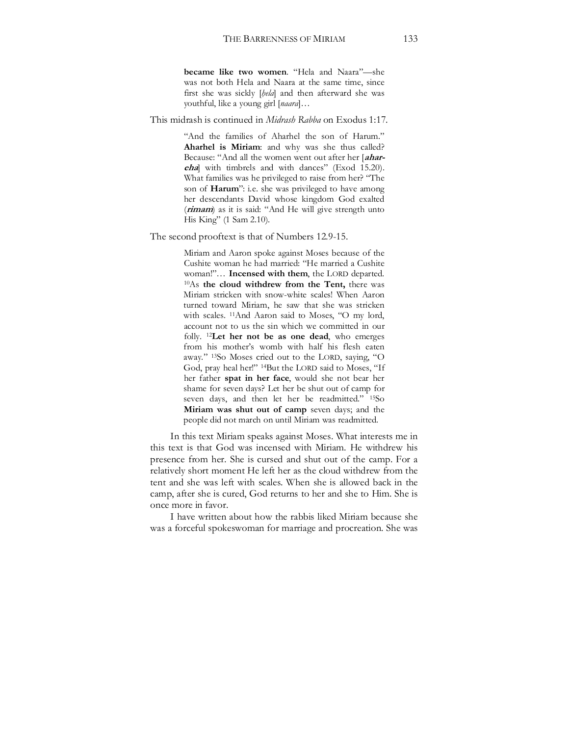> **became like two women**. "Hela and Naara"—she was not both Hela and Naara at the same time, since first she was sickly [*ḥela*] and then afterward she was youthful, like a young girl [*naara*]…

This midrash is continued in *Midrash Rabba* on Exodus 1:17.

> "And the families of Aharhel the son of Harum." **Aharhel is Miriam**: and why was she thus called? Because: "And all the women went out after her [***ahar-cha***] with timbrels and with dances" (Exod 15.20). What families was he privileged to raise from her? "The son of **Harum**": i.e. she was privileged to have among her descendants David whose kingdom God exalted (***rimam***) as it is said: "And He will give strength unto His King" (1 Sam 2.10).

The second prooftext is that of Numbers 12.9-15.

> Miriam and Aaron spoke against Moses because of the Cushite woman he had married: "He married a Cushite woman!"… **Incensed with them**, the LORD departed. [10]As **the cloud withdrew from the Tent,** there was Miriam stricken with snow-white scales! When Aaron turned toward Miriam, he saw that she was stricken with scales. [11]And Aaron said to Moses, "O my lord, account not to us the sin which we committed in our folly. [12]**Let her not be as one dead**, who emerges from his mother's womb with half his flesh eaten away." [13]So Moses cried out to the LORD, saying, "O God, pray heal her!" [14]But the LORD said to Moses, "If her father **spat in her face**, would she not bear her shame for seven days? Let her be shut out of camp for seven days, and then let her be readmitted." [15]So **Miriam was shut out of camp** seven days; and the people did not march on until Miriam was readmitted.

In this text Miriam speaks against Moses. What interests me in this text is that God was incensed with Miriam. He withdrew his presence from her. She is cursed and shut out of the camp. For a relatively short moment He left her as the cloud withdrew from the tent and she was left with scales. When she is allowed back in the camp, after she is cured, God returns to her and she to Him. She is once more in favor.

I have written about how the rabbis liked Miriam because she was a forceful spokeswoman for marriage and procreation. She was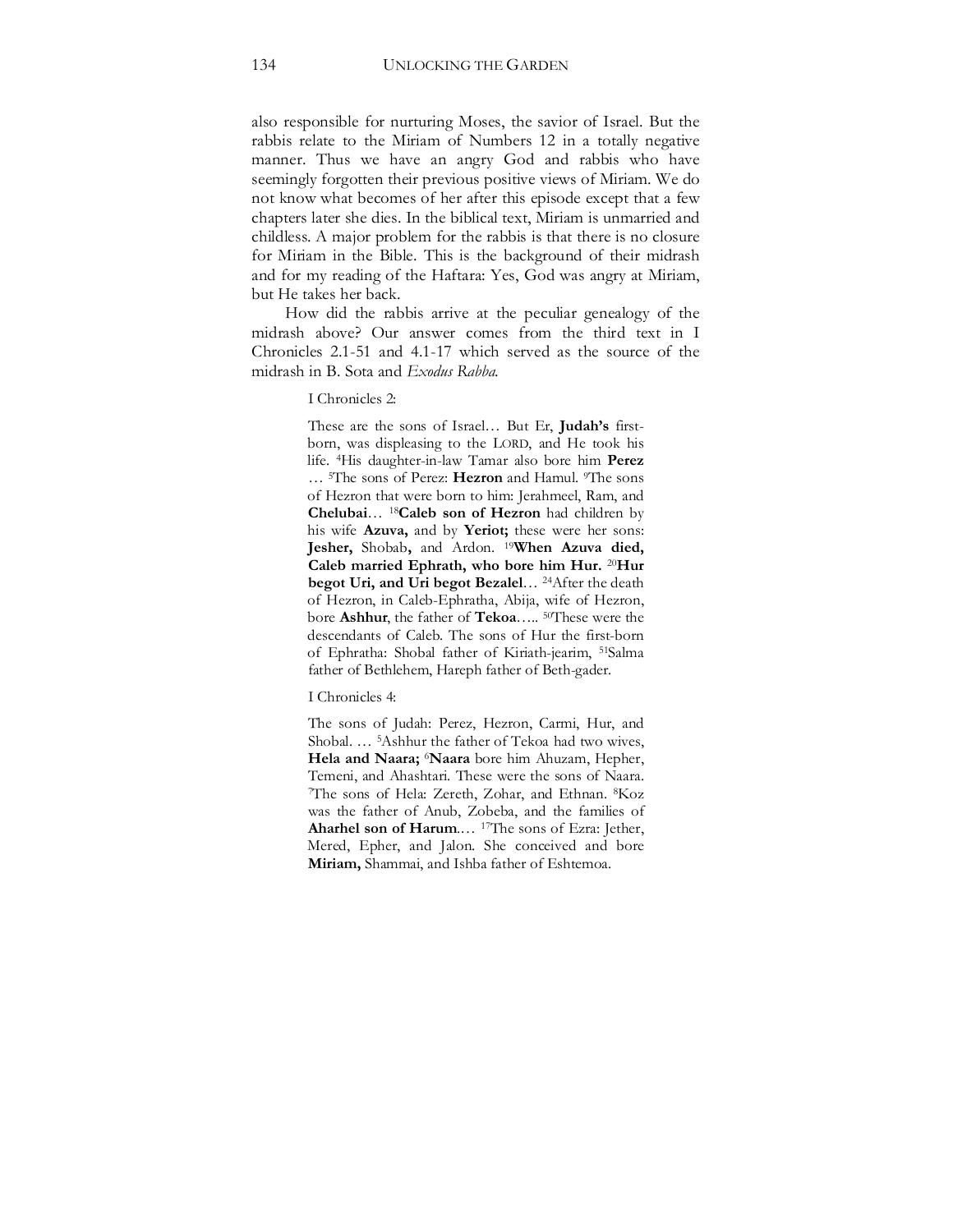also responsible for nurturing Moses, the savior of Israel. But the rabbis relate to the Miriam of Numbers 12 in a totally negative manner. Thus we have an angry God and rabbis who have seemingly forgotten their previous positive views of Miriam. We do not know what becomes of her after this episode except that a few chapters later she dies. In the biblical text, Miriam is unmarried and childless. A major problem for the rabbis is that there is no closure for Miriam in the Bible. This is the background of their midrash and for my reading of the Haftara: Yes, God was angry at Miriam, but He takes her back.

How did the rabbis arrive at the peculiar genealogy of the midrash above? Our answer comes from the third text in I Chronicles 2.1-51 and 4.1-17 which served as the source of the midrash in B. Sota and *Exodus Rabba*.

> I Chronicles 2:
>
> These are the sons of Israel… But Er, **Judah's** first-born, was displeasing to the LORD, and He took his life. [4]His daughter-in-law Tamar also bore him **Perez** … [5]The sons of Perez: **Hezron** and Hamul. [9]The sons of Hezron that were born to him: Jerahmeel, Ram, and **Chelubai**… [18]**Caleb son of Hezron** had children by his wife **Azuva,** and by **Yeriot;** these were her sons: **Jesher,** Shobab**,** and Ardon. [19]**When Azuva died, Caleb married Ephrath, who bore him Hur.** [20]**Hur begot Uri, and Uri begot Bezalel**… [24]After the death of Hezron, in Caleb-Ephratha, Abija, wife of Hezron, bore **Ashhur**, the father of **Tekoa**….. [50]These were the descendants of Caleb. The sons of Hur the first-born of Ephratha: Shobal father of Kiriath-jearim, [51]Salma father of Bethlehem, Hareph father of Beth-gader.
>
> I Chronicles 4:
>
> The sons of Judah: Perez, Hezron, Carmi, Hur, and Shobal. … [5]Ashhur the father of Tekoa had two wives, **Hela and Naara;** [6]**Naara** bore him Ahuzam, Hepher, Temeni, and Ahashtari. These were the sons of Naara. [7]The sons of Hela: Zereth, Zohar, and Ethnan. [8]Koz was the father of Anub, Zobeba, and the families of **Aharhel son of Harum**.… [17]The sons of Ezra: Jether, Mered, Epher, and Jalon. She conceived and bore **Miriam,** Shammai, and Ishba father of Eshtemoa.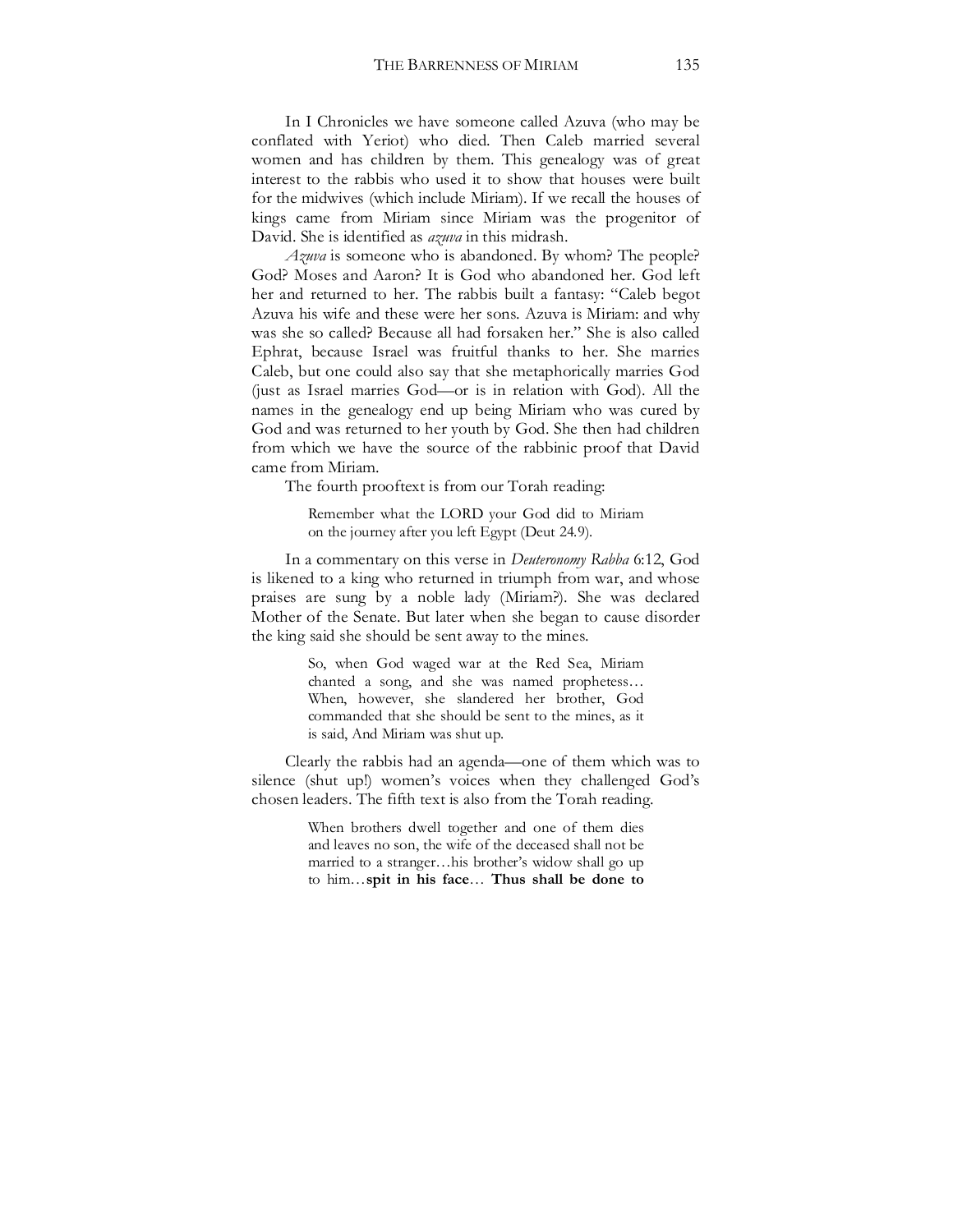In I Chronicles we have someone called Azuva (who may be conflated with Yeriot) who died. Then Caleb married several women and has children by them. This genealogy was of great interest to the rabbis who used it to show that houses were built for the midwives (which include Miriam). If we recall the houses of kings came from Miriam since Miriam was the progenitor of David. She is identified as *azuva* in this midrash.

*Azuva* is someone who is abandoned. By whom? The people? God? Moses and Aaron? It is God who abandoned her. God left her and returned to her. The rabbis built a fantasy: "Caleb begot Azuva his wife and these were her sons. Azuva is Miriam: and why was she so called? Because all had forsaken her." She is also called Ephrat, because Israel was fruitful thanks to her. She marries Caleb, but one could also say that she metaphorically marries God (just as Israel marries God—or is in relation with God). All the names in the genealogy end up being Miriam who was cured by God and was returned to her youth by God. She then had children from which we have the source of the rabbinic proof that David came from Miriam.

The fourth prooftext is from our Torah reading:

> Remember what the LORD your God did to Miriam on the journey after you left Egypt (Deut 24.9).

In a commentary on this verse in *Deuteronomy Rabba* 6:12, God is likened to a king who returned in triumph from war, and whose praises are sung by a noble lady (Miriam?). She was declared Mother of the Senate. But later when she began to cause disorder the king said she should be sent away to the mines.

> So, when God waged war at the Red Sea, Miriam chanted a song, and she was named prophetess… When, however, she slandered her brother, God commanded that she should be sent to the mines, as it is said, And Miriam was shut up.

Clearly the rabbis had an agenda—one of them which was to silence (shut up!) women's voices when they challenged God's chosen leaders. The fifth text is also from the Torah reading.

> When brothers dwell together and one of them dies and leaves no son, the wife of the deceased shall not be married to a stranger…his brother's widow shall go up to him…**spit in his face**… **Thus shall be done to**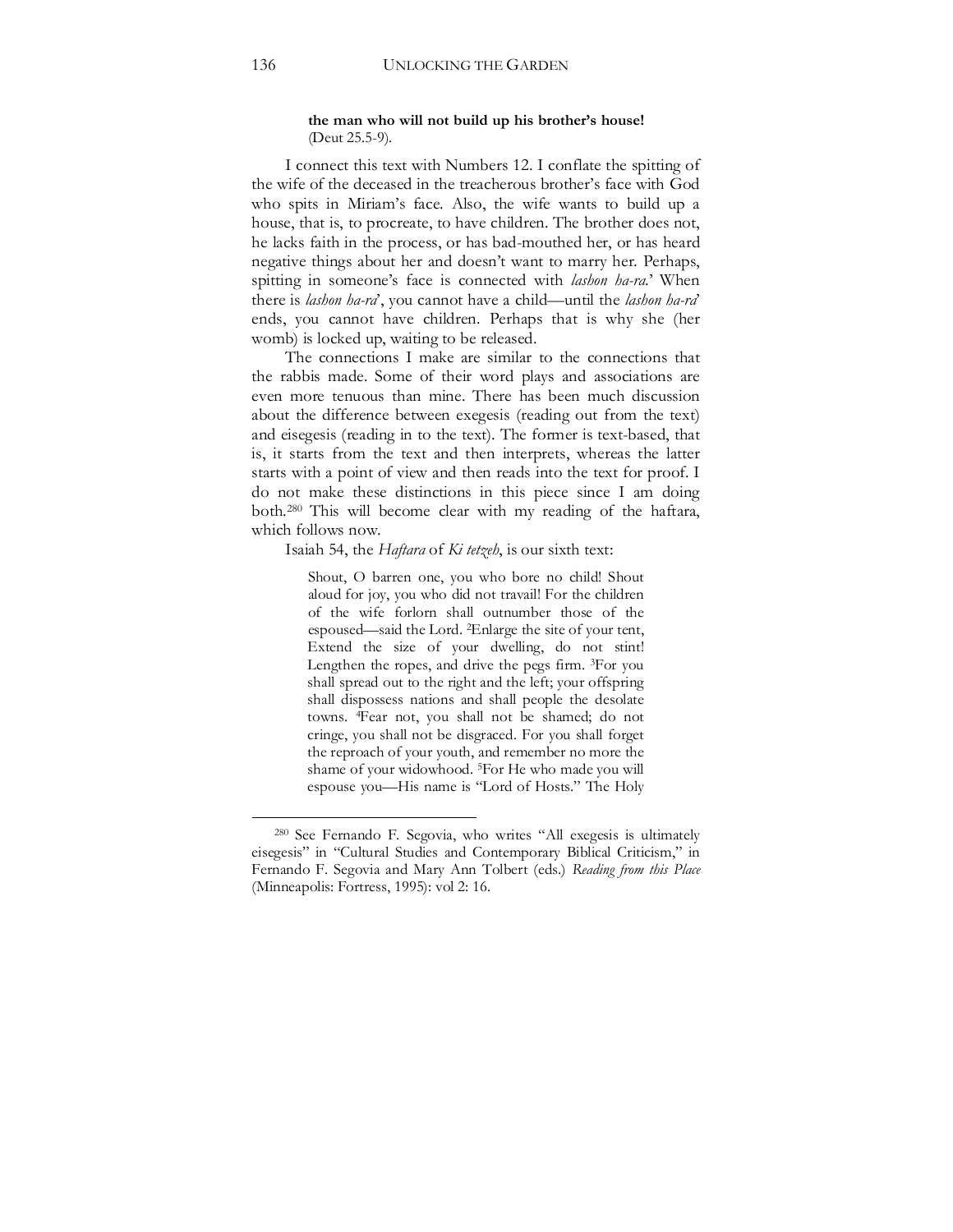> **the man who will not build up his brother's house!** (Deut 25.5-9).

I connect this text with Numbers 12. I conflate the spitting of the wife of the deceased in the treacherous brother's face with God who spits in Miriam's face. Also, the wife wants to build up a house, that is, to procreate, to have children. The brother does not, he lacks faith in the process, or has bad-mouthed her, or has heard negative things about her and doesn't want to marry her. Perhaps, spitting in someone's face is connected with *lashon ha-ra*.' When there is *lashon ha-ra*', you cannot have a child—until the *lashon ha-ra*' ends, you cannot have children. Perhaps that is why she (her womb) is locked up, waiting to be released.

The connections I make are similar to the connections that the rabbis made. Some of their word plays and associations are even more tenuous than mine. There has been much discussion about the difference between exegesis (reading out from the text) and eisegesis (reading in to the text). The former is text-based, that is, it starts from the text and then interprets, whereas the latter starts with a point of view and then reads into the text for proof. I do not make these distinctions in this piece since I am doing both.[280] This will become clear with my reading of the haftara, which follows now.

Isaiah 54, the *Haftara* of *Ki tetzeh*, is our sixth text:

> Shout, O barren one, you who bore no child! Shout aloud for joy, you who did not travail! For the children of the wife forlorn shall outnumber those of the espoused—said the Lord. [2]Enlarge the site of your tent, Extend the size of your dwelling, do not stint! Lengthen the ropes, and drive the pegs firm. [3]For you shall spread out to the right and the left; your offspring shall dispossess nations and shall people the desolate towns. [4]Fear not, you shall not be shamed; do not cringe, you shall not be disgraced. For you shall forget the reproach of your youth, and remember no more the shame of your widowhood. [5]For He who made you will espouse you—His name is "Lord of Hosts." The Holy

---

[280] See Fernando F. Segovia, who writes "All exegesis is ultimately eisegesis" in "Cultural Studies and Contemporary Biblical Criticism," in Fernando F. Segovia and Mary Ann Tolbert (eds.) *Reading from this Place* (Minneapolis: Fortress, 1995): vol 2: 16.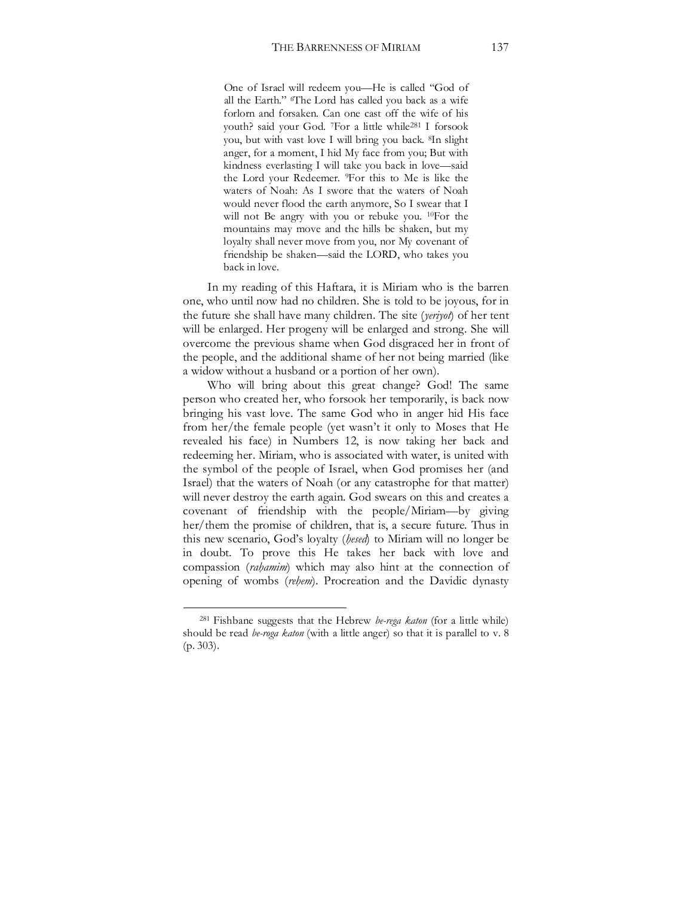> One of Israel will redeem you—He is called "God of all the Earth." [6]The Lord has called you back as a wife forlorn and forsaken. Can one cast off the wife of his youth? said your God. [7]For a little while[281] I forsook you, but with vast love I will bring you back. [8]In slight anger, for a moment, I hid My face from you; But with kindness everlasting I will take you back in love—said the Lord your Redeemer. [9]For this to Me is like the waters of Noah: As I swore that the waters of Noah would never flood the earth anymore, So I swear that I will not Be angry with you or rebuke you. [10]For the mountains may move and the hills be shaken, but my loyalty shall never move from you, nor My covenant of friendship be shaken—said the LORD, who takes you back in love.

In my reading of this Haftara, it is Miriam who is the barren one, who until now had no children. She is told to be joyous, for in the future she shall have many children. The site (*yeriyot*) of her tent will be enlarged. Her progeny will be enlarged and strong. She will overcome the previous shame when God disgraced her in front of the people, and the additional shame of her not being married (like a widow without a husband or a portion of her own).

Who will bring about this great change? God! The same person who created her, who forsook her temporarily, is back now bringing his vast love. The same God who in anger hid His face from her/the female people (yet wasn't it only to Moses that He revealed his face) in Numbers 12, is now taking her back and redeeming her. Miriam, who is associated with water, is united with the symbol of the people of Israel, when God promises her (and Israel) that the waters of Noah (or any catastrophe for that matter) will never destroy the earth again. God swears on this and creates a covenant of friendship with the people/Miriam—by giving her/them the promise of children, that is, a secure future. Thus in this new scenario, God's loyalty (*ḥesed*) to Miriam will no longer be in doubt. To prove this He takes her back with love and compassion (*raḥamim*) which may also hint at the connection of opening of wombs (*reḥem*). Procreation and the Davidic dynasty

---

[281] Fishbane suggests that the Hebrew *be-rega katon* (for a little while) should be read *be-roga katon* (with a little anger) so that it is parallel to v. 8 (p. 303).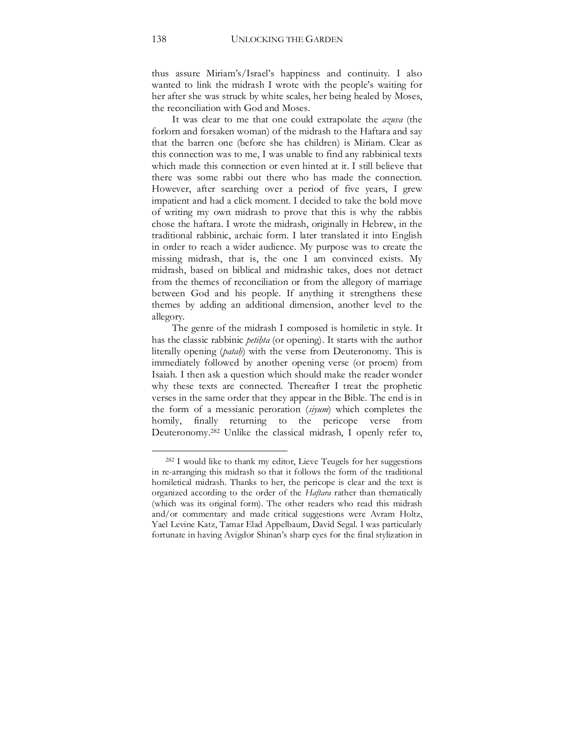thus assure Miriam's/Israel's happiness and continuity. I also wanted to link the midrash I wrote with the people's waiting for her after she was struck by white scales, her being healed by Moses, the reconciliation with God and Moses.

It was clear to me that one could extrapolate the *azuva* (the forlorn and forsaken woman) of the midrash to the Haftara and say that the barren one (before she has children) is Miriam. Clear as this connection was to me, I was unable to find any rabbinical texts which made this connection or even hinted at it. I still believe that there was some rabbi out there who has made the connection. However, after searching over a period of five years, I grew impatient and had a click moment. I decided to take the bold move of writing my own midrash to prove that this is why the rabbis chose the haftara. I wrote the midrash, originally in Hebrew, in the traditional rabbinic, archaic form. I later translated it into English in order to reach a wider audience. My purpose was to create the missing midrash, that is, the one I am convinced exists. My midrash, based on biblical and midrashic takes, does not detract from the themes of reconciliation or from the allegory of marriage between God and his people. If anything it strengthens these themes by adding an additional dimension, another level to the allegory.

The genre of the midrash I composed is homiletic in style. It has the classic rabbinic *petiḥta* (or opening). It starts with the author literally opening (*pataḥ*) with the verse from Deuteronomy. This is immediately followed by another opening verse (or proem) from Isaiah. I then ask a question which should make the reader wonder why these texts are connected. Thereafter I treat the prophetic verses in the same order that they appear in the Bible. The end is in the form of a messianic peroration (*siyum*) which completes the homily, finally returning to the pericope verse from Deuteronomy.[282] Unlike the classical midrash, I openly refer to,

[282] I would like to thank my editor, Lieve Teugels for her suggestions in re-arranging this midrash so that it follows the form of the traditional homiletical midrash. Thanks to her, the pericope is clear and the text is organized according to the order of the *Haftara* rather than thematically (which was its original form). The other readers who read this midrash and/or commentary and made critical suggestions were Avram Holtz, Yael Levine Katz, Tamar Elad Appelbaum, David Segal. I was particularly fortunate in having Avigdor Shinan's sharp eyes for the final stylization in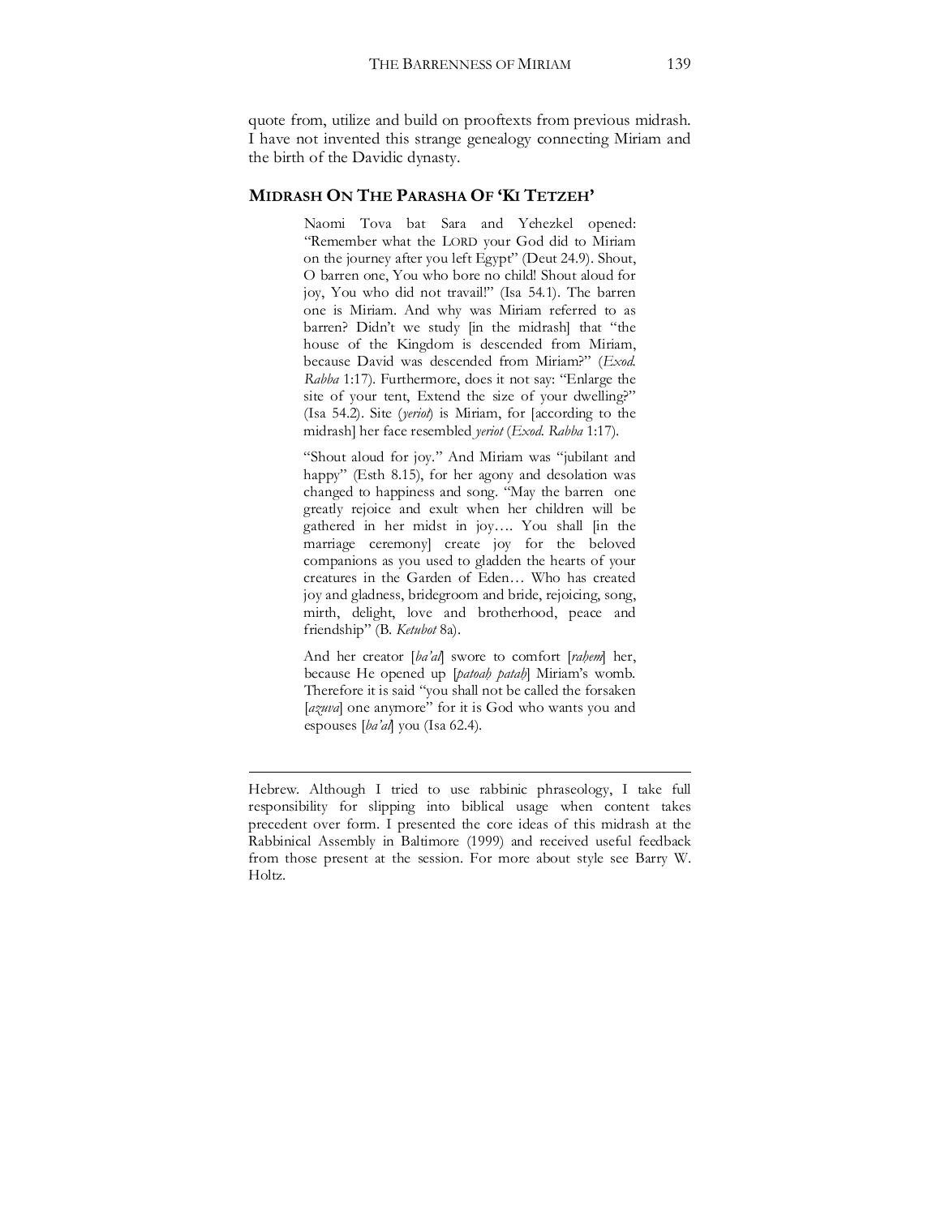quote from, utilize and build on prooftexts from previous midrash. I have not invented this strange genealogy connecting Miriam and the birth of the Davidic dynasty.

## MIDRASH ON THE PARASHA OF 'KI TETZEH'

> Naomi Tova bat Sara and Yehezkel opened: "Remember what the LORD your God did to Miriam on the journey after you left Egypt" (Deut 24.9). Shout, O barren one, You who bore no child! Shout aloud for joy, You who did not travail!" (Isa 54.1). The barren one is Miriam. And why was Miriam referred to as barren? Didn't we study [in the midrash] that "the house of the Kingdom is descended from Miriam, because David was descended from Miriam?" (*Exod. Rabba* 1:17). Furthermore, does it not say: "Enlarge the site of your tent, Extend the size of your dwelling?" (Isa 54.2). Site (*yeriot*) is Miriam, for [according to the midrash] her face resembled *yeriot* (*Exod. Rabba* 1:17).
>
> "Shout aloud for joy." And Miriam was "jubilant and happy" (Esth 8.15), for her agony and desolation was changed to happiness and song. "May the barren one greatly rejoice and exult when her children will be gathered in her midst in joy…. You shall [in the marriage ceremony] create joy for the beloved companions as you used to gladden the hearts of your creatures in the Garden of Eden… Who has created joy and gladness, bridegroom and bride, rejoicing, song, mirth, delight, love and brotherhood, peace and friendship" (B. *Ketubot* 8a).
>
> And her creator [*ba'al*] swore to comfort [*raḥem*] her, because He opened up [*patoaḥ patah*] Miriam's womb. Therefore it is said "you shall not be called the forsaken [*azuva*] one anymore" for it is God who wants you and espouses [*ba'al*] you (Isa 62.4).

---

Hebrew. Although I tried to use rabbinic phraseology, I take full responsibility for slipping into biblical usage when content takes precedent over form. I presented the core ideas of this midrash at the Rabbinical Assembly in Baltimore (1999) and received useful feedback from those present at the session. For more about style see Barry W. Holtz.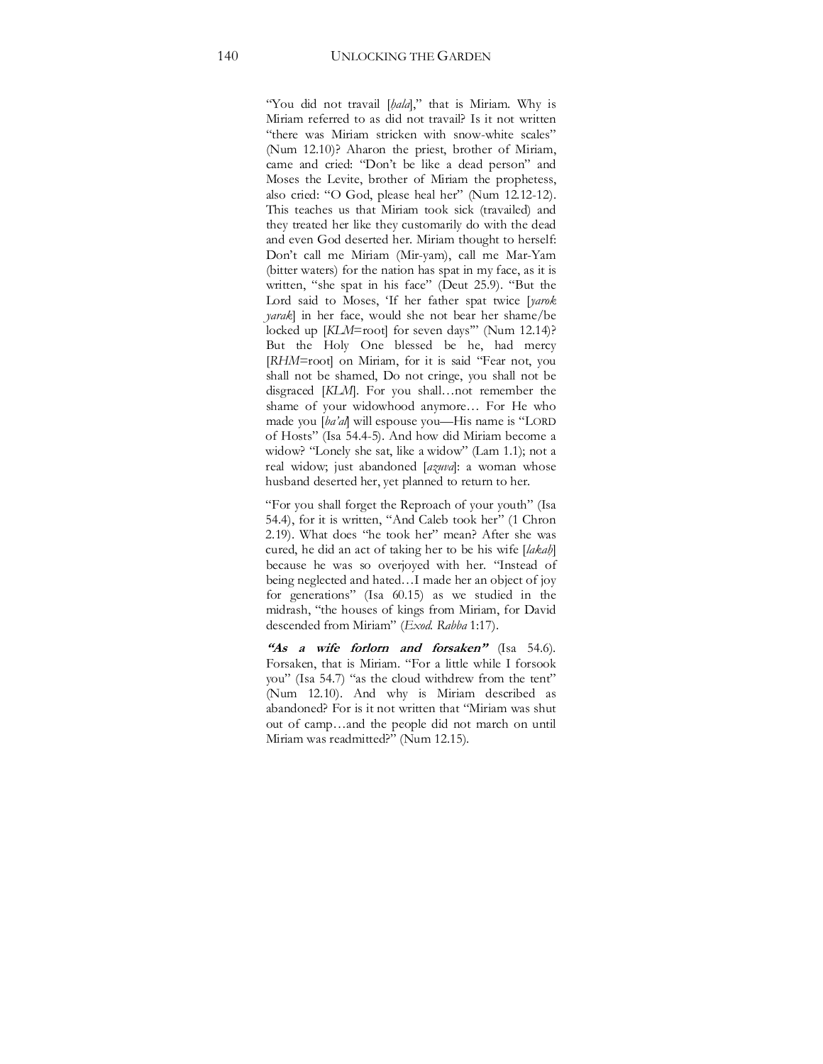"You did not travail [*ḥala*]," that is Miriam. Why is Miriam referred to as did not travail? Is it not written "there was Miriam stricken with snow-white scales" (Num 12.10)? Aharon the priest, brother of Miriam, came and cried: "Don't be like a dead person" and Moses the Levite, brother of Miriam the prophetess, also cried: "O God, please heal her" (Num 12.12-12). This teaches us that Miriam took sick (travailed) and they treated her like they customarily do with the dead and even God deserted her. Miriam thought to herself: Don't call me Miriam (Mir-yam), call me Mar-Yam (bitter waters) for the nation has spat in my face, as it is written, "she spat in his face" (Deut 25.9). "But the Lord said to Moses, 'If her father spat twice [*yarok yarak*] in her face, would she not bear her shame/be locked up [*KLM*=root] for seven days'" (Num 12.14)? But the Holy One blessed be he, had mercy [*RHM*=root] on Miriam, for it is said "Fear not, you shall not be shamed, Do not cringe, you shall not be disgraced [*KLM*]. For you shall…not remember the shame of your widowhood anymore… For He who made you [*ba'al*] will espouse you—His name is "LORD of Hosts" (Isa 54.4-5). And how did Miriam become a widow? "Lonely she sat, like a widow" (Lam 1.1); not a real widow; just abandoned [*azuva*]: a woman whose husband deserted her, yet planned to return to her.

"For you shall forget the Reproach of your youth" (Isa 54.4), for it is written, "And Caleb took her" (1 Chron 2.19). What does "he took her" mean? After she was cured, he did an act of taking her to be his wife [*lakah*] because he was so overjoyed with her. "Instead of being neglected and hated…I made her an object of joy for generations" (Isa 60.15) as we studied in the midrash, "the houses of kings from Miriam, for David descended from Miriam" (*Exod. Rabba* 1:17).

***"As a wife forlorn and forsaken"*** (Isa 54.6). Forsaken, that is Miriam. "For a little while I forsook you" (Isa 54.7) "as the cloud withdrew from the tent" (Num 12.10). And why is Miriam described as abandoned? For is it not written that "Miriam was shut out of camp…and the people did not march on until Miriam was readmitted?" (Num 12.15).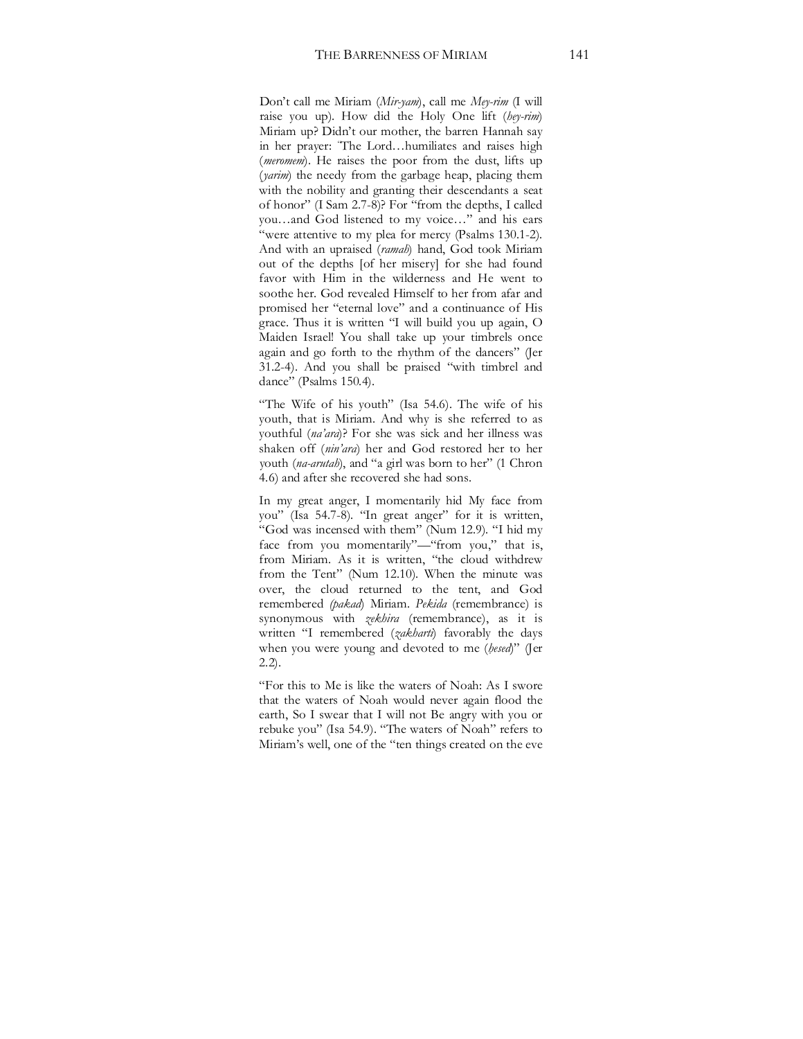Don’t call me Miriam (*Mir-yam*), call me *Mey-rim* (I will raise you up). How did the Holy One lift (*hey-rim*) Miriam up? Didn’t our mother, the barren Hannah say in her prayer: ‘The Lord…humiliates and raises high (*meromem*). He raises the poor from the dust, lifts up (*yarim*) the needy from the garbage heap, placing them with the nobility and granting their descendants a seat of honor” (I Sam 2.7-8)? For “from the depths, I called you…and God listened to my voice…” and his ears “were attentive to my plea for mercy (Psalms 130.1-2). And with an upraised (*ramah*) hand, God took Miriam out of the depths [of her misery] for she had found favor with Him in the wilderness and He went to soothe her. God revealed Himself to her from afar and promised her “eternal love” and a continuance of His grace. Thus it is written “I will build you up again, O Maiden Israel! You shall take up your timbrels once again and go forth to the rhythm of the dancers” (Jer 31.2-4). And you shall be praised “with timbrel and dance” (Psalms 150.4).

“The Wife of his youth” (Isa 54.6). The wife of his youth, that is Miriam. And why is she referred to as youthful (*na’ara*)? For she was sick and her illness was shaken off (*nin’ara*) her and God restored her to her youth (*na-arutah*), and “a girl was born to her” (1 Chron 4.6) and after she recovered she had sons.

In my great anger, I momentarily hid My face from you” (Isa 54.7-8). “In great anger” for it is written, “God was incensed with them” (Num 12.9). “I hid my face from you momentarily”—“from you,” that is, from Miriam. As it is written, “the cloud withdrew from the Tent” (Num 12.10). When the minute was over, the cloud returned to the tent, and God remembered *(pakad)* Miriam. *Pekida* (remembrance) is synonymous with *zekhira* (remembrance), as it is written “I remembered (*zakharti*) favorably the days when you were young and devoted to me (*hesed*)” (Jer 2.2).

“For this to Me is like the waters of Noah: As I swore that the waters of Noah would never again flood the earth, So I swear that I will not Be angry with you or rebuke you” (Isa 54.9). “The waters of Noah” refers to Miriam’s well, one of the “ten things created on the eve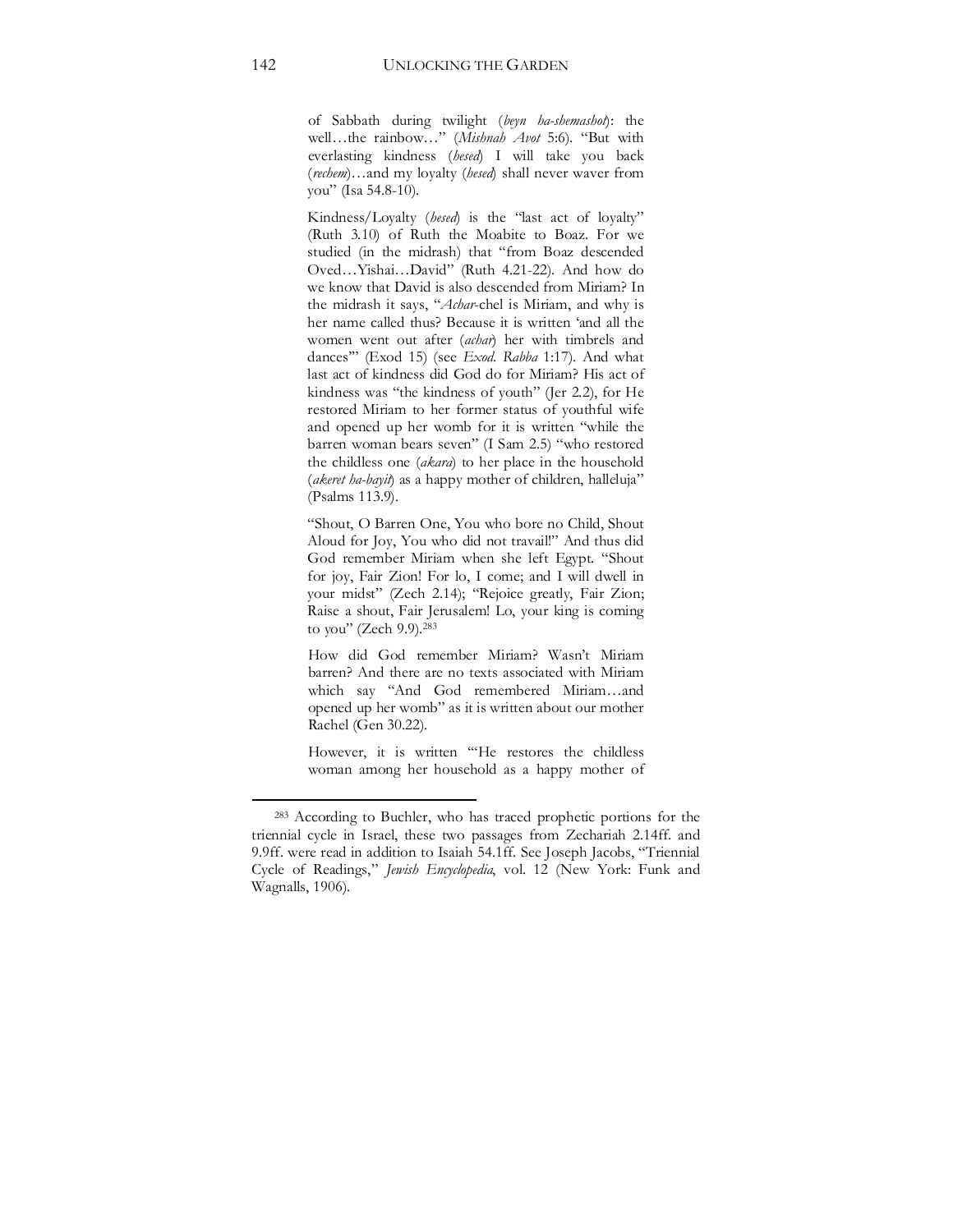of Sabbath during twilight (*beyn ha-shemashot*): the well…the rainbow…" (*Mishnah Avot* 5:6). "But with everlasting kindness (*hesed*) I will take you back (*rechem*)…and my loyalty (*hesed*) shall never waver from you" (Isa 54.8-10).

Kindness/Loyalty (*hesed*) is the "last act of loyalty" (Ruth 3.10) of Ruth the Moabite to Boaz. For we studied (in the midrash) that "from Boaz descended Oved…Yishai…David" (Ruth 4.21-22). And how do we know that David is also descended from Miriam? In the midrash it says, "*Achar*-chel is Miriam, and why is her name called thus? Because it is written 'and all the women went out after (*achar*) her with timbrels and dances'" (Exod 15) (see *Exod. Rabba* 1:17). And what last act of kindness did God do for Miriam? His act of kindness was "the kindness of youth" (Jer 2.2), for He restored Miriam to her former status of youthful wife and opened up her womb for it is written "while the barren woman bears seven" (I Sam 2.5) "who restored the childless one (*akara*) to her place in the household (*akeret ha-bayit*) as a happy mother of children, halleluja" (Psalms 113.9).

"Shout, O Barren One, You who bore no Child, Shout Aloud for Joy, You who did not travail!" And thus did God remember Miriam when she left Egypt. "Shout for joy, Fair Zion! For lo, I come; and I will dwell in your midst" (Zech 2.14); "Rejoice greatly, Fair Zion; Raise a shout, Fair Jerusalem! Lo, your king is coming to you" (Zech 9.9).[283]

How did God remember Miriam? Wasn't Miriam barren? And there are no texts associated with Miriam which say "And God remembered Miriam…and opened up her womb" as it is written about our mother Rachel (Gen 30.22).

However, it is written "'He restores the childless woman among her household as a happy mother of

---

[283] According to Buchler, who has traced prophetic portions for the triennial cycle in Israel, these two passages from Zechariah 2.14ff. and 9.9ff. were read in addition to Isaiah 54.1ff. See Joseph Jacobs, "Triennial Cycle of Readings," *Jewish Encyclopedia*, vol. 12 (New York: Funk and Wagnalls, 1906).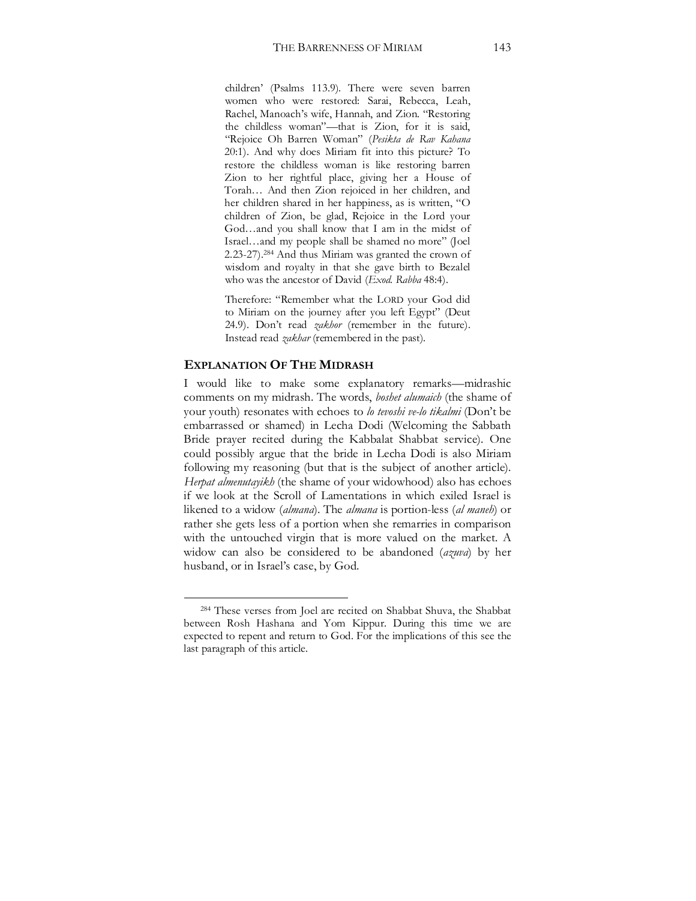> children' (Psalms 113.9). There were seven barren women who were restored: Sarai, Rebecca, Leah, Rachel, Manoach's wife, Hannah, and Zion. "Restoring the childless woman"—that is Zion, for it is said, "Rejoice Oh Barren Woman" (*Pesikta de Rav Kahana* 20:1). And why does Miriam fit into this picture? To restore the childless woman is like restoring barren Zion to her rightful place, giving her a House of Torah… And then Zion rejoiced in her children, and her children shared in her happiness, as is written, "O children of Zion, be glad, Rejoice in the Lord your God…and you shall know that I am in the midst of Israel…and my people shall be shamed no more" (Joel 2.23-27).[284] And thus Miriam was granted the crown of wisdom and royalty in that she gave birth to Bezalel who was the ancestor of David (*Exod. Rabba* 48:4).
>
> Therefore: "Remember what the LORD your God did to Miriam on the journey after you left Egypt" (Deut 24.9). Don't read *zakhor* (remember in the future). Instead read *zakhar* (remembered in the past).

## EXPLANATION OF THE MIDRASH

I would like to make some explanatory remarks—midrashic comments on my midrash. The words, *boshet alumaich* (the shame of your youth) resonates with echoes to *lo tevoshi ve-lo tikalmi* (Don't be embarrassed or shamed) in Lecha Dodi (Welcoming the Sabbath Bride prayer recited during the Kabbalat Shabbat service). One could possibly argue that the bride in Lecha Dodi is also Miriam following my reasoning (but that is the subject of another article). *Herpat almenutayikh* (the shame of your widowhood) also has echoes if we look at the Scroll of Lamentations in which exiled Israel is likened to a widow (*almana*). The *almana* is portion-less (*al maneh*) or rather she gets less of a portion when she remarries in comparison with the untouched virgin that is more valued on the market. A widow can also be considered to be abandoned (*azuva*) by her husband, or in Israel's case, by God.

---

[284] These verses from Joel are recited on Shabbat Shuva, the Shabbat between Rosh Hashana and Yom Kippur. During this time we are expected to repent and return to God. For the implications of this see the last paragraph of this article.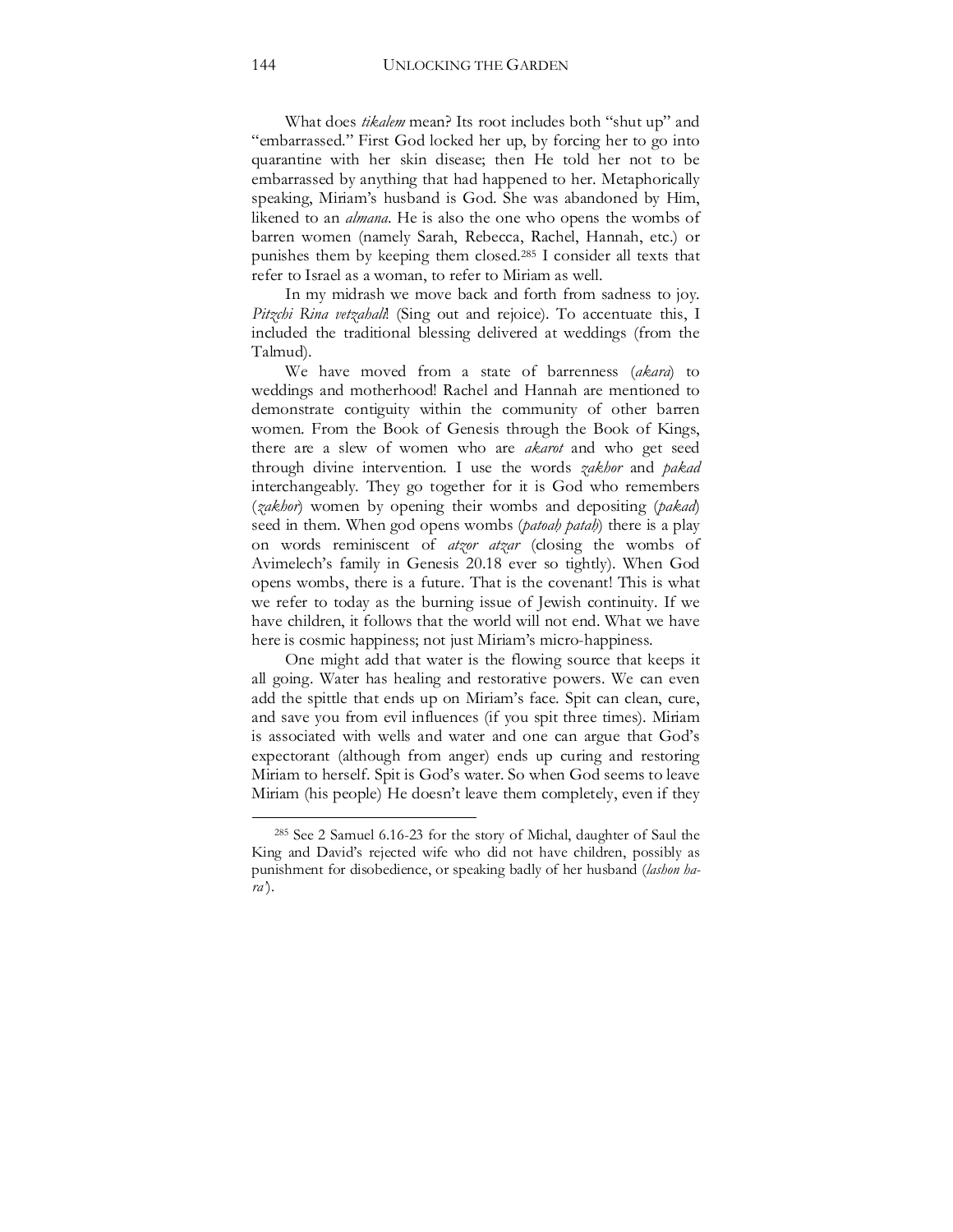What does *tikalem* mean? Its root includes both "shut up" and "embarrassed." First God locked her up, by forcing her to go into quarantine with her skin disease; then He told her not to be embarrassed by anything that had happened to her. Metaphorically speaking, Miriam's husband is God. She was abandoned by Him, likened to an *almana*. He is also the one who opens the wombs of barren women (namely Sarah, Rebecca, Rachel, Hannah, etc.) or punishes them by keeping them closed.[285] I consider all texts that refer to Israel as a woman, to refer to Miriam as well.

In my midrash we move back and forth from sadness to joy. *Pitzchi Rina vetzahali*! (Sing out and rejoice). To accentuate this, I included the traditional blessing delivered at weddings (from the Talmud).

We have moved from a state of barrenness (*akara*) to weddings and motherhood! Rachel and Hannah are mentioned to demonstrate contiguity within the community of other barren women. From the Book of Genesis through the Book of Kings, there are a slew of women who are *akarot* and who get seed through divine intervention. I use the words *zakhor* and *pakad* interchangeably. They go together for it is God who remembers (*zakhor*) women by opening their wombs and depositing (*pakad*) seed in them. When god opens wombs (*patoaḥ pataḥ*) there is a play on words reminiscent of *atzor atzar* (closing the wombs of Avimelech's family in Genesis 20.18 ever so tightly). When God opens wombs, there is a future. That is the covenant! This is what we refer to today as the burning issue of Jewish continuity. If we have children, it follows that the world will not end. What we have here is cosmic happiness; not just Miriam's micro-happiness.

One might add that water is the flowing source that keeps it all going. Water has healing and restorative powers. We can even add the spittle that ends up on Miriam's face. Spit can clean, cure, and save you from evil influences (if you spit three times). Miriam is associated with wells and water and one can argue that God's expectorant (although from anger) ends up curing and restoring Miriam to herself. Spit is God's water. So when God seems to leave Miriam (his people) He doesn't leave them completely, even if they

[285] See 2 Samuel 6.16-23 for the story of Michal, daughter of Saul the King and David's rejected wife who did not have children, possibly as punishment for disobedience, or speaking badly of her husband (*lashon ha-ra'*).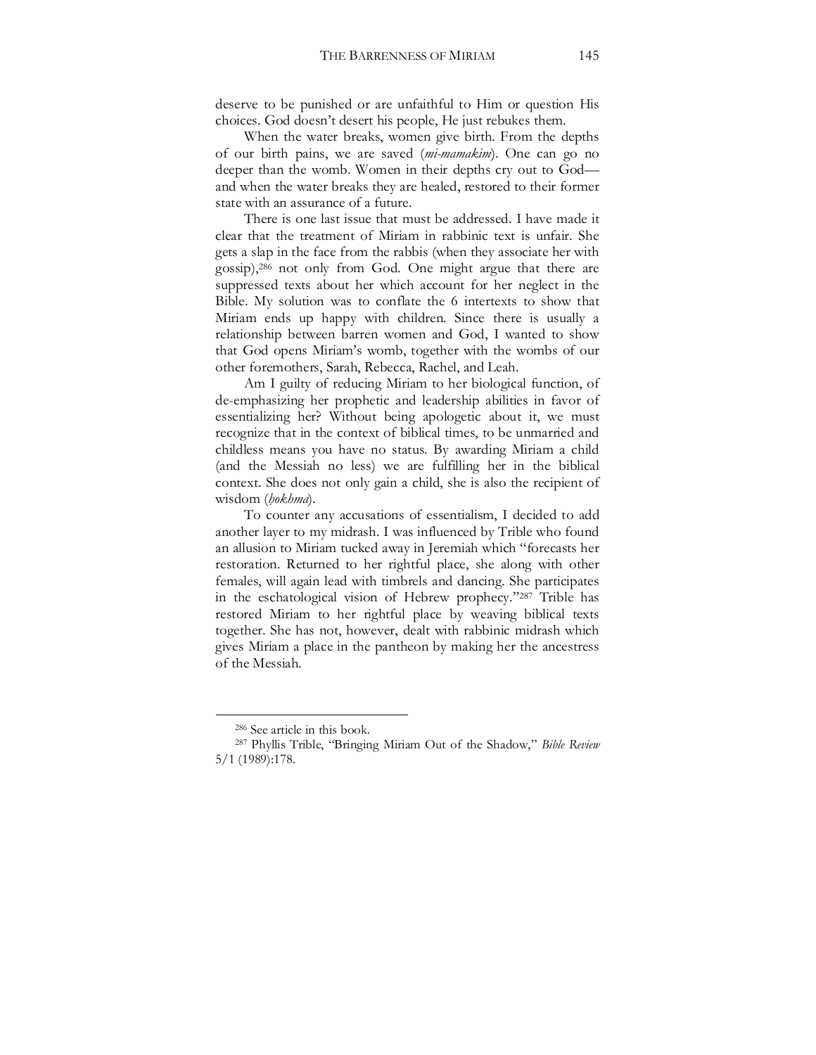deserve to be punished or are unfaithful to Him or question His choices. God doesn't desert his people, He just rebukes them.

When the water breaks, women give birth. From the depths of our birth pains, we are saved (*mi-mamakim*). One can go no deeper than the womb. Women in their depths cry out to God—and when the water breaks they are healed, restored to their former state with an assurance of a future.

There is one last issue that must be addressed. I have made it clear that the treatment of Miriam in rabbinic text is unfair. She gets a slap in the face from the rabbis (when they associate her with gossip),[286] not only from God. One might argue that there are suppressed texts about her which account for her neglect in the Bible. My solution was to conflate the 6 intertexts to show that Miriam ends up happy with children. Since there is usually a relationship between barren women and God, I wanted to show that God opens Miriam's womb, together with the wombs of our other foremothers, Sarah, Rebecca, Rachel, and Leah.

Am I guilty of reducing Miriam to her biological function, of de-emphasizing her prophetic and leadership abilities in favor of essentializing her? Without being apologetic about it, we must recognize that in the context of biblical times, to be unmarried and childless means you have no status. By awarding Miriam a child (and the Messiah no less) we are fulfilling her in the biblical context. She does not only gain a child, she is also the recipient of wisdom (*ḥokhma*).

To counter any accusations of essentialism, I decided to add another layer to my midrash. I was influenced by Trible who found an allusion to Miriam tucked away in Jeremiah which "forecasts her restoration. Returned to her rightful place, she along with other females, will again lead with timbrels and dancing. She participates in the eschatological vision of Hebrew prophecy."[287] Trible has restored Miriam to her rightful place by weaving biblical texts together. She has not, however, dealt with rabbinic midrash which gives Miriam a place in the pantheon by making her the ancestress of the Messiah.

---

[286] See article in this book.

[287] Phyllis Trible, "Bringing Miriam Out of the Shadow," *Bible Review* 5/1 (1989):178.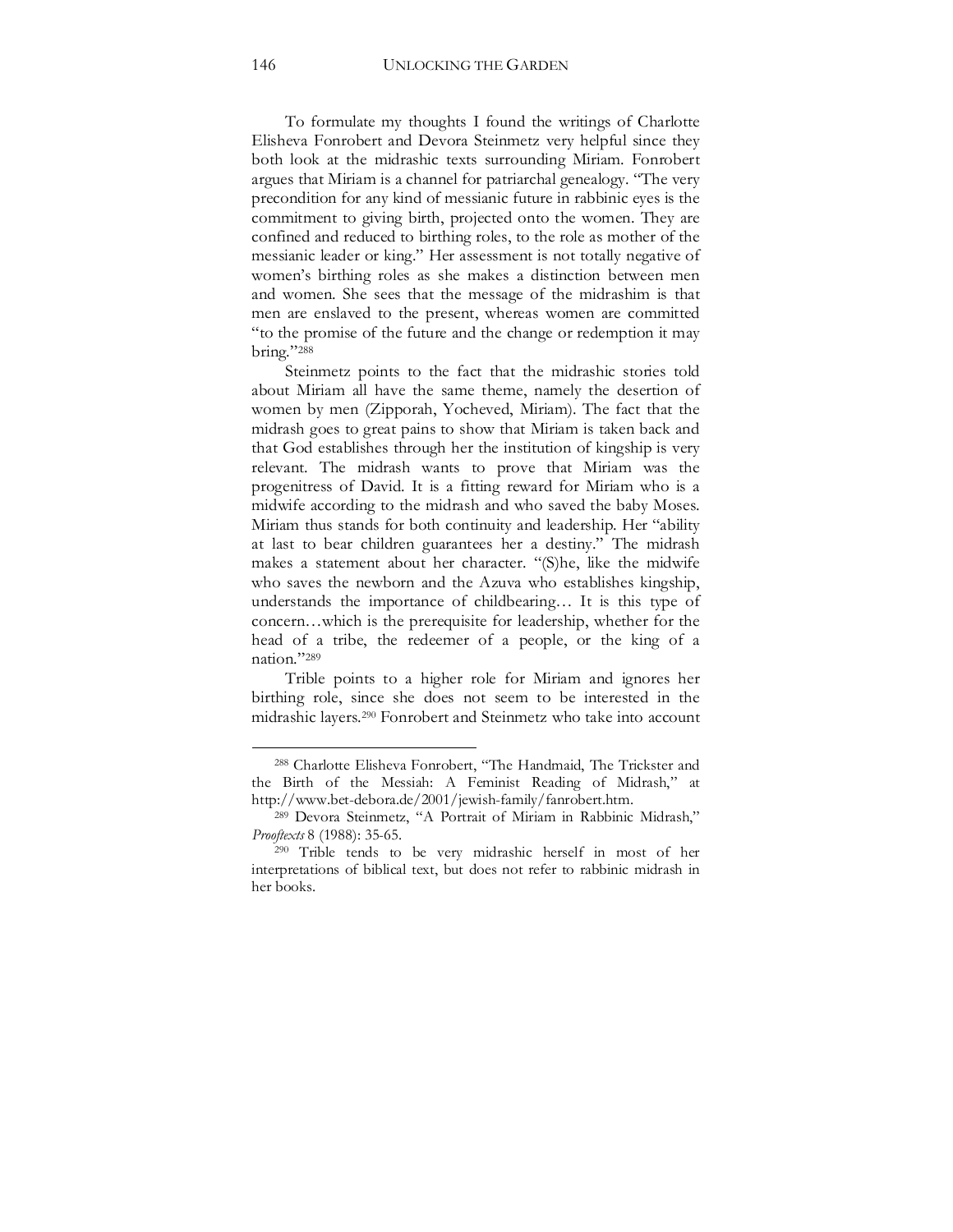To formulate my thoughts I found the writings of Charlotte Elisheva Fonrobert and Devora Steinmetz very helpful since they both look at the midrashic texts surrounding Miriam. Fonrobert argues that Miriam is a channel for patriarchal genealogy. "The very precondition for any kind of messianic future in rabbinic eyes is the commitment to giving birth, projected onto the women. They are confined and reduced to birthing roles, to the role as mother of the messianic leader or king." Her assessment is not totally negative of women's birthing roles as she makes a distinction between men and women. She sees that the message of the midrashim is that men are enslaved to the present, whereas women are committed "to the promise of the future and the change or redemption it may bring."[288]

Steinmetz points to the fact that the midrashic stories told about Miriam all have the same theme, namely the desertion of women by men (Zipporah, Yocheved, Miriam). The fact that the midrash goes to great pains to show that Miriam is taken back and that God establishes through her the institution of kingship is very relevant. The midrash wants to prove that Miriam was the progenitress of David. It is a fitting reward for Miriam who is a midwife according to the midrash and who saved the baby Moses. Miriam thus stands for both continuity and leadership. Her "ability at last to bear children guarantees her a destiny." The midrash makes a statement about her character. "(S)he, like the midwife who saves the newborn and the Azuva who establishes kingship, understands the importance of childbearing… It is this type of concern…which is the prerequisite for leadership, whether for the head of a tribe, the redeemer of a people, or the king of a nation."[289]

Trible points to a higher role for Miriam and ignores her birthing role, since she does not seem to be interested in the midrashic layers.[290] Fonrobert and Steinmetz who take into account

---

[288] Charlotte Elisheva Fonrobert, "The Handmaid, The Trickster and the Birth of the Messiah: A Feminist Reading of Midrash," at http://www.bet-debora.de/2001/jewish-family/fanrobert.htm.

[289] Devora Steinmetz, "A Portrait of Miriam in Rabbinic Midrash," *Prooftexts* 8 (1988): 35-65.

[290] Trible tends to be very midrashic herself in most of her interpretations of biblical text, but does not refer to rabbinic midrash in her books.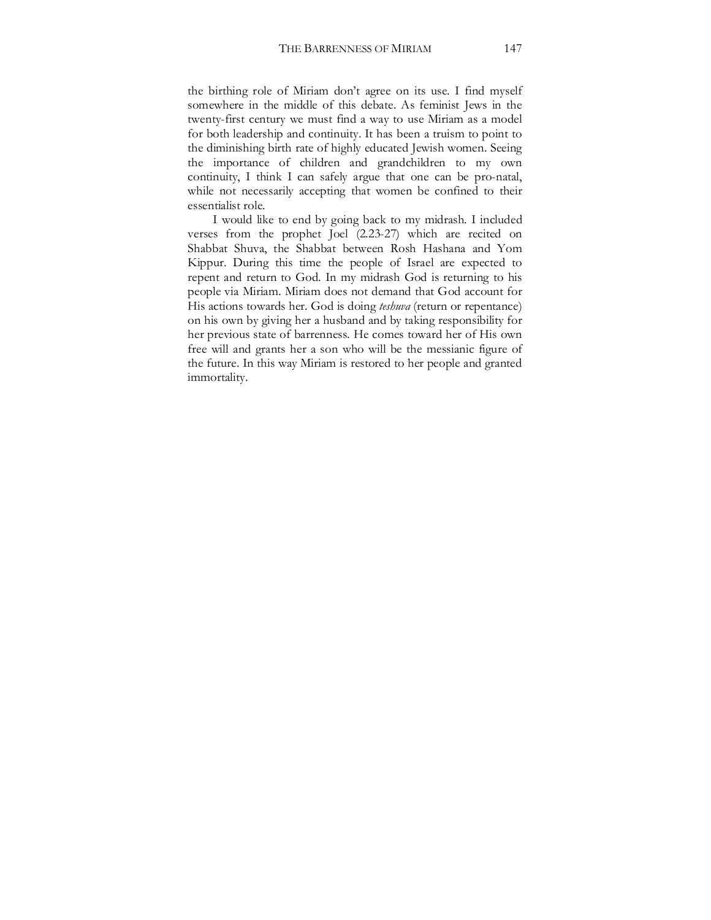the birthing role of Miriam don't agree on its use. I find myself somewhere in the middle of this debate. As feminist Jews in the twenty-first century we must find a way to use Miriam as a model for both leadership and continuity. It has been a truism to point to the diminishing birth rate of highly educated Jewish women. Seeing the importance of children and grandchildren to my own continuity, I think I can safely argue that one can be pro-natal, while not necessarily accepting that women be confined to their essentialist role.

I would like to end by going back to my midrash. I included verses from the prophet Joel (2.23-27) which are recited on Shabbat Shuva, the Shabbat between Rosh Hashana and Yom Kippur. During this time the people of Israel are expected to repent and return to God. In my midrash God is returning to his people via Miriam. Miriam does not demand that God account for His actions towards her. God is doing *teshuva* (return or repentance) on his own by giving her a husband and by taking responsibility for her previous state of barrenness. He comes toward her of His own free will and grants her a son who will be the messianic figure of the future. In this way Miriam is restored to her people and granted immortality.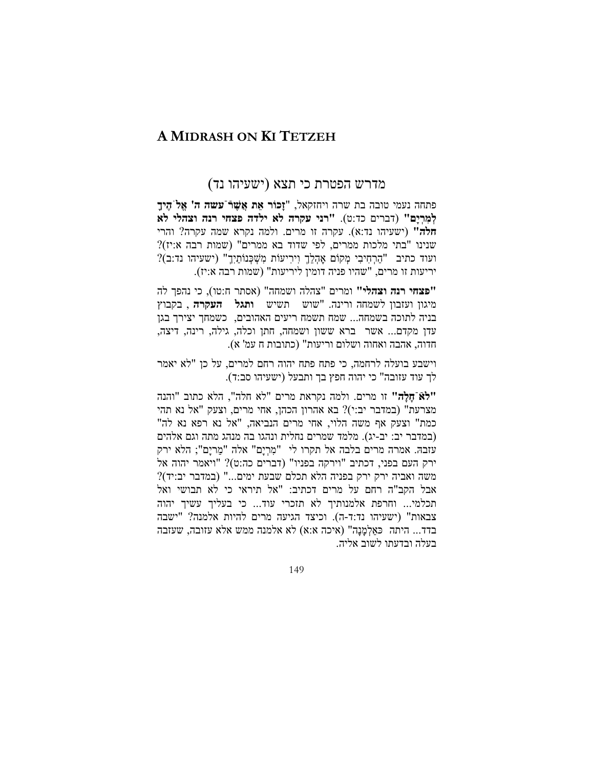# A Midrash on Ki Tetzeh

## מדרש הפטרת כי תצא (ישעיהו נד)

פתחה נעמי טובה בת שרה ויחזקאל, **"זָכוֹר אֵת אֲשֶׁר־עָשָׂה ה' אֱלֹהֶיךָ לְמִרְיָם"** (דברים כד:ט). **"רני עקרה לא ילדה פצחי רנה וצהלי לא חלה"** (ישעיהו נד:א). עקרה זו מרים. ולמה נקרא שמה עקרה? והרי שנינו "בתי מלכות ממרים, לפי שדוד בא ממרים" (שמות רבה א:יז)? ועוד כתיב "הַרְחִיבִי מְקוֹם אָהֳלֵךְ וִירִיעוֹת מִשְׁכְּנוֹתַיִךְ" (ישעיהו נד:ב)? יריעות זו מרים, "שהיו פניה דומין ליריעות" (שמות רבה א:יז).

**"פצחי רנה וצהלי"** ומרים "צהלה ושמחה" (אסתר ח:טו), כי נהפך לה מיגון ועזבון לשמחה ורינה. "שוש תשיש **ותגל העקרה**, בקבוץ בניה לתוכה בשמחה... שמח תשמח ריעים האהובים, כשמחך יצירך בגן עדן מקדם... אשר ברא ששון ושמחה, חתן וכלה, גילה, רינה, דיצה, חדוה, אהבה ואחוה ושלום וריעות" (כתובות ח עמ' א).

וישבע בועלה לרחמה, כי פתח פתח יהוה רחם למרים, על כן "לא יאמר לך עוד עזובה" כי יהוה חפץ בך ותבעל (ישעיהו סב:ד).

**"לֹא־חָלָה"** זו מרים. ולמה נקראת מרים "לא חלה", הלא כתוב "והנה מצרעת" (במדבר יב:י)? בא אהרון הכהן, אחי מרים, וצעק "אל נא תהי כמת" וצעק אף משה הלוי, אחי מרים הנביאה, "אל נא רפא נא לה" (במדבר יב: יב-יג). מלמד שמרים נחלית ונהגו בה מנהג מתה וגם אלהים עזבה. אמרה מרים בלבה אל תקרו לי "מִרְיָם" אלה "מַרְיָם"; הלא ירק ירק העם בפני, דכתיב "וירקה בפניו" (דברים כה:ט)? "ויאמר יהוה אל משה ואביה ירק ירק בפניה הלא תכלם שבעת ימים..." (במדבר יב:יד)? אבל הקב"ה רחם על מרים דכתיב: "אל תיראי כי לא תבושי ואל תכלמי... וחרפת אלמנותיך לא תזכרי עוד... כי בעליך עשיך יהוה צבאות" (ישעיהו נד:ד-ה). וכיצד הגיעה מרים להיות אלמנה? "ישבה בדד... היתה כְּאַלְמָנָה" (איכה א:א) לא אלמנה ממש אלא עזובה, שעזבה בעלה ובדעתו לשוב אליה.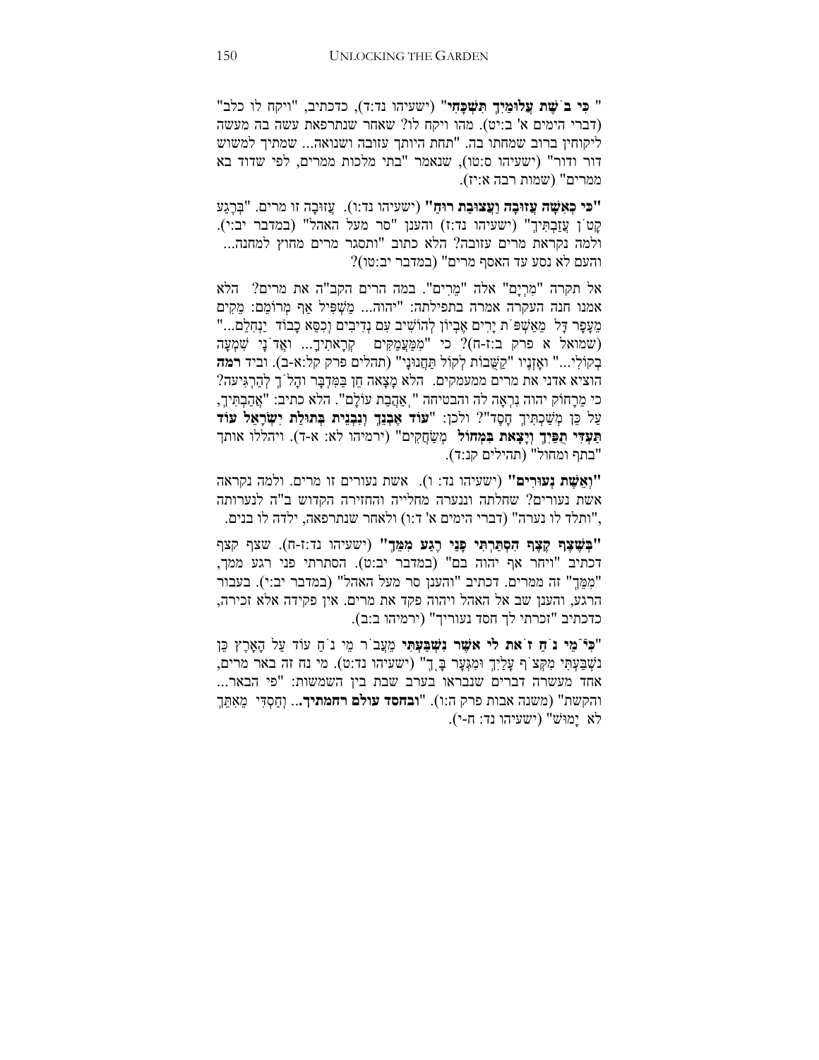"**כִּי בֹשֶׁת עֲלוּמַיִךְ תִּשְׁכָּחִי**" (ישעיהו נד:ד), כדכתיב, "ויקח לו כלב" (דברי הימים א' ב:יט). מהו ויקח לו? שאחר שנתרפאת עשה בה מעשה ליקוחין ברוב שמחתו בה. "תחת היותך עזובה ושנואה... שמתיך למשוש דור ודור" (ישעיהו ס:טו), שנאמר "בתי מלכות ממרים, לפי שדוד בא ממרים" (שמות רבה א:יז).

"**כִּי כְאִשָּׁה עֲזוּבָה וַעֲצוּבַת רוּחַ**" (ישעיהו נד:ו). עֲזוּבָה זו מרים. "בְּרֶגַע קָטֹן עֲזַבְתִּיךְ" (ישעיהו נד:ז) והענן "סר מעל האהל" (במדבר יב:י). ולמה נקראת מרים עזובה? הלא כתוב "ותסגר מרים מחוץ למחנה... והעם לא נסע עד האסף מרים" (במדבר יב:טו)?

אל תקרה "מְרָיָם" אלה "מֵרִים". במה הרים הקב"ה את מרים? הלא אמנו חנה העקרה אמרה בתפילתה: "יהוה... מַשְׁפִּיל אַף מְרוֹמֵם: מֵקִים מֵעָפָר דָּל מֵאַשְׁפֹּת יָרִים אֶבְיוֹן לְהוֹשִׁיב עִם נְדִיבִים וְכִסֵּא כָבוֹד יַנְחִלֵם..." (שמואל א פרק ב:ז-ח)? כי "מִמַּעֲמַקִּים קְרָאתִיךָ... אֲדֹנָי שִׁמְעָה בְקוֹלִי..." וְאָזְנָיו "קַשֻּׁבוֹת לְקוֹל תַּחֲנוּנָי" (תהלים פרק קל:א-ב). וביד **רמה** הוציא אדני את מרים ממעמקים. הלא מָצָא חֵן בַּמִּדְבָּר וְהָלֹךְ לְהַרְגִּיעה? כי מֵרָחוֹק יהוה נִרְאָה לה והבטיחה "אַהֲבַת עוֹלָם". הלא כתיב: "אֲהַבְתִּיךְ, עַל כֵּן מְשַׁכְתִּיךְ חָסֶד"? ולכן: "**עוֹד אֶבְנֵךְ וְנִבְנֵית בְּתוּלַת יִשְׂרָאֵל עוֹד תַּעְדִּי תֻפַּיִךְ וְיָצָאת בִּמְחוֹל** מְשַׂחֲקִים" (ירמיהו לא: א-ד). ויהללו אותך "בתף ומחול" (תהילים קנ:ד).

"**וְאֵשֶׁת נְעוּרִים**" (ישעיהו נד: ו). אשת נעורים זו מרים. ולמה נקראה אשת נעורים? שחלתה וננערה מחלייה והחזירה הקדוש ב"ה לנערותה ,"ותלד לו נערה" (דברי הימים א' ד:ו) ולאחר שנתרפאה, ילדה לו בנים.

"**בְּשֶׁצֶף קֶצֶף הִסְתַּרְתִּי פָנַי רֶגַע מִמֵּךְ**" (ישעיהו נד:ז-ח). שצף קצף דכתיב "ויחר אף יהוה בם" (במדבר יב:ט). הסתרתי פני רגע ממך, "מִמֵּךְ" זה ממרים. דכתיב "והענן סר מעל האהל" (במדבר יב:י). בעבור הרגע, והענן שב אל האהל ויהוה פקד את מרים. אין פקידה אלא זכירה, כדכתיב "זכרתי לך חסד נעוריך" (ירמיהו ב:ב).

"**כִּי־מֵי נֹחַ זֹאת לִי אֲשֶׁר נִשְׁבַּעְתִּי** מֵעֲבֹר מֵי נֹחַ עוֹד עַל הָאָרֶץ כֵּן נִשְׁבַּעְתִּי מִקְּצֹף עָלַיִךְ וּמִגְּעָר בָּךְ" (ישעיהו נד:ט). מי נח זה באר מרים, אחד מעשרה דברים שנבראו בערב שבת בין השמשות: "פי הבאר... והקשת" (משנה אבות פרק ה:ו). "**ובחסד עולם רחמתיך**... וְחַסְדִּי מֵאִתֵּךְ לֹא יָמוּשׁ" (ישעיהו נד: ח-י).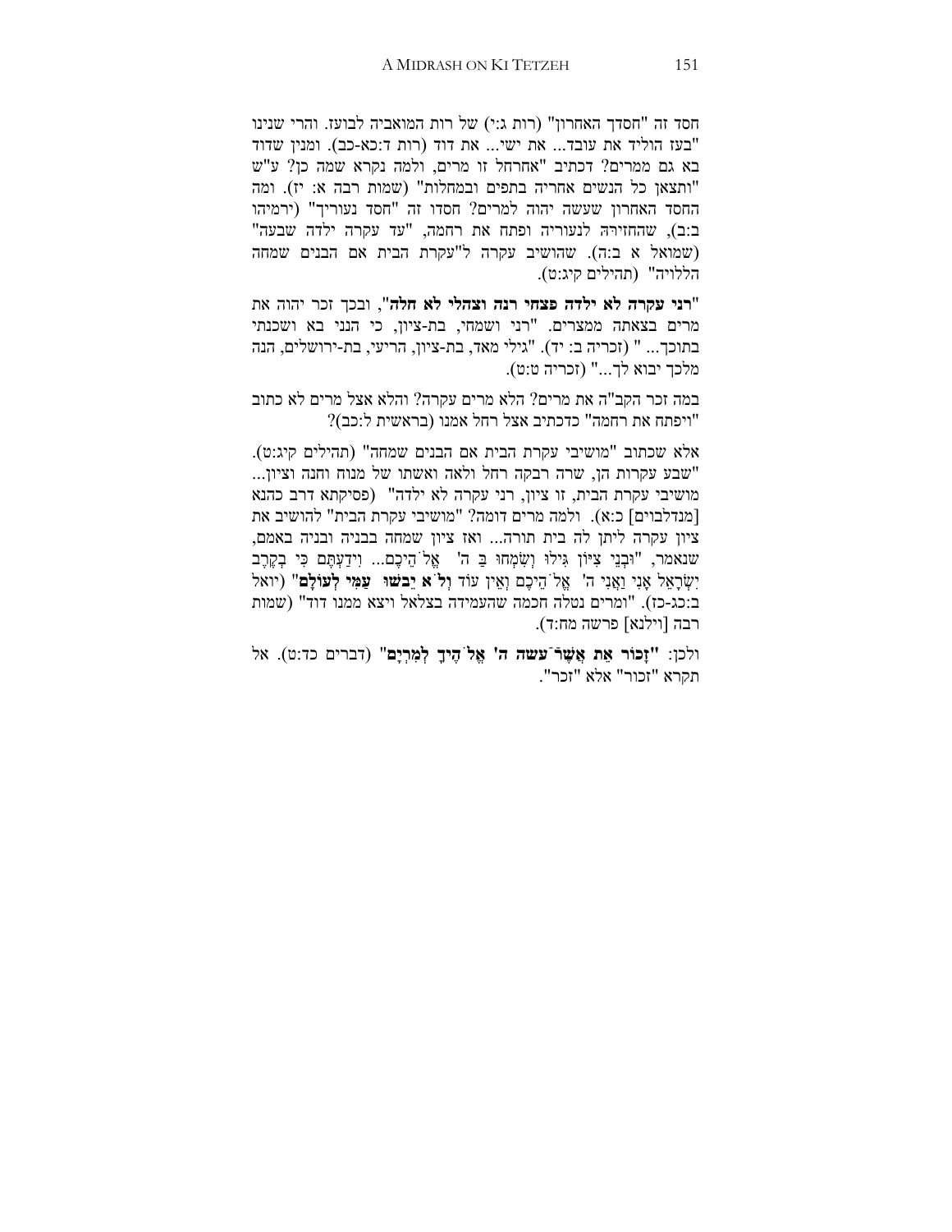חסד זה "חסדך האחרון" (רות ג:י) של רות המואביה לבועז. והרי שנינו "בעז הוליד את עובד... את ישי... את דוד (רות ד:כא-כב). ומנין שדוד בא גם ממרים? דכתיב "אחרחל זו מרים, ולמה נקרא שמה כן? ע"ש "ותצאן כל הנשים אחריה בתפים ובמחלות" (שמות רבה א: יז). ומה החסד האחרון שעשה יהוה למרים? חסדו זה "חסד נעוריך" (ירמיהו ב:ב), שהחזירה לנעוריה ופתח את רחמה, "עד עקרה ילדה שבעה" (שמואל א ב:ה). שהושיב עקרה ל"עקרת הבית אם הבנים שמחה הללויה" (תהילים קיג:ט).

"**רני עקרה לא ילדה פצחי רנה וצהלי לא חלה**", ובכך זכר יהוה את מרים בצאתה ממצרים. "רני ושמחי, בת-ציון, כי הנני בא ושכנתי בתוכך... " (זכריה ב: יד). "גילי מאד, בת-ציון, הריעי, בת-ירושלים, הנה מלכך יבוא לך..." (זכריה ט:ט).

במה זכר הקב"ה את מרים? הלא מרים עקרה? והלא אצל מרים לא כתוב "ויפתח את רחמה" כדכתיב אצל רחל אמנו (בראשית ל:כב)?

אלא שכתוב "מושיבי עקרת הבית אם הבנים שמחה" (תהילים קיג:ט). "שבע עקרות הן, שרה רבקה רחל ולאה ואשתו של מנוח וחנה וציון... מושיבי עקרת הבית, זו ציון, רני עקרה לא ילדה" (פסיקתא דרב כהנא [מנדלבוים] כ:א). ולמה מרים דומה? "מושיבי עקרת הבית" להושיב את ציון עקרה ליתן לה בית תורה... ואז ציון שמחה בבניה ובניה באמם, שנאמר, "וּבְנֵי צִיּוֹן גִּילוּ וְשִׂמְחוּ בַּה' אֱלֹהֵיכֶם... וִידַעְתֶּם כִּי בְקֶרֶב יִשְׂרָאֵל אָנִי וַאֲנִי ה' אֱלֹהֵיכֶם וְאֵין עוֹד **וְלֹא יֵבֹשׁוּ עַמִּי לְעוֹלָם**" (יואל ב:כג-כז). "ומרים נטלה חכמה שהעמידה בצלאל ויצא ממנו דוד" (שמות רבה [וילנא] פרשה מח:ד).

ולכן: "**זָכוֹר אֵת אֲשֶׁר־עשה ה' אֱלֹהֶיךָ לְמִרְיָם**" (דברים כד:ט). אל תקרא "זכור" אלא "זכר".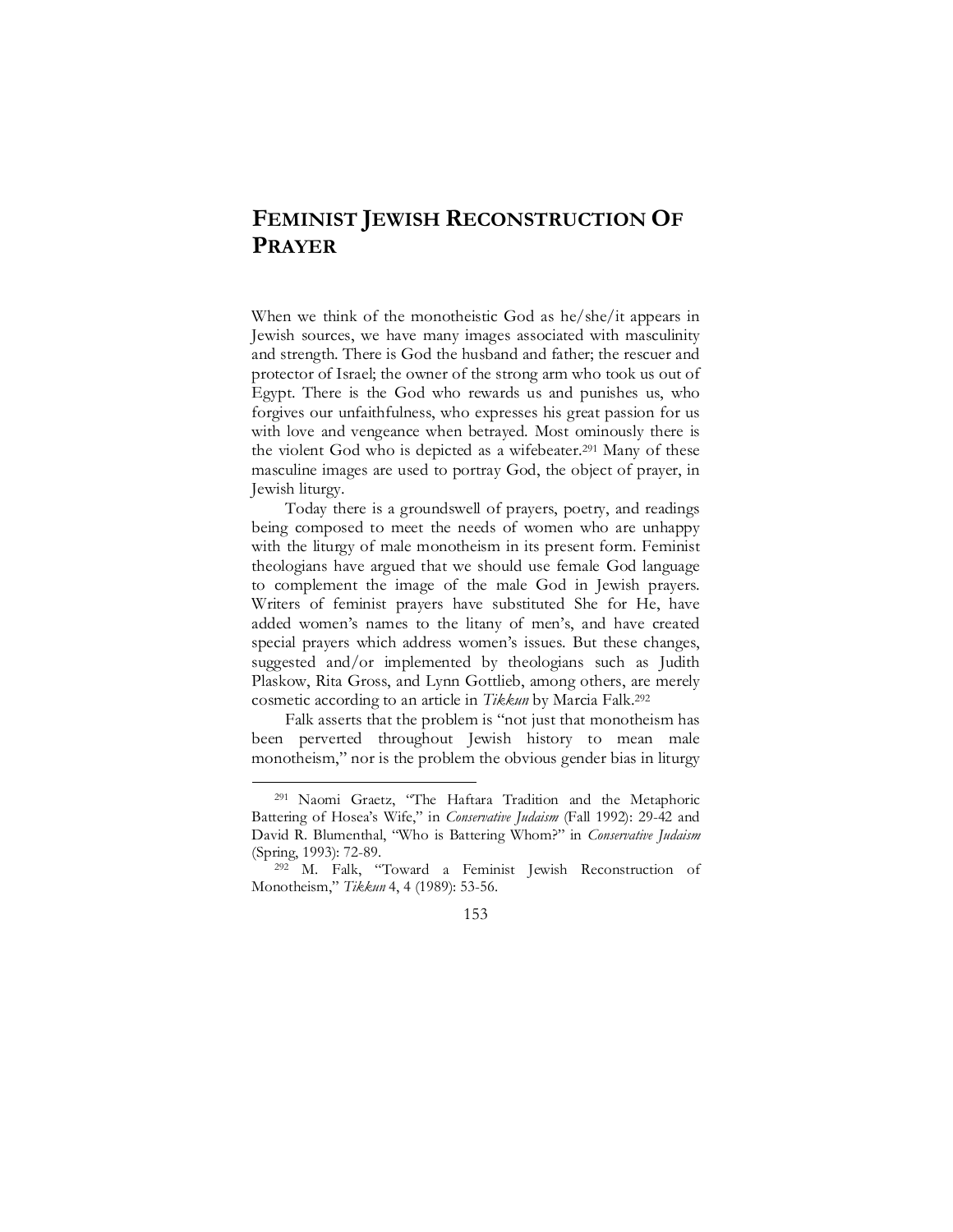# FEMINIST JEWISH RECONSTRUCTION OF PRAYER

When we think of the monotheistic God as he/she/it appears in Jewish sources, we have many images associated with masculinity and strength. There is God the husband and father; the rescuer and protector of Israel; the owner of the strong arm who took us out of Egypt. There is the God who rewards us and punishes us, who forgives our unfaithfulness, who expresses his great passion for us with love and vengeance when betrayed. Most ominously there is the violent God who is depicted as a wifebeater.[291] Many of these masculine images are used to portray God, the object of prayer, in Jewish liturgy.

Today there is a groundswell of prayers, poetry, and readings being composed to meet the needs of women who are unhappy with the liturgy of male monotheism in its present form. Feminist theologians have argued that we should use female God language to complement the image of the male God in Jewish prayers. Writers of feminist prayers have substituted She for He, have added women's names to the litany of men's, and have created special prayers which address women's issues. But these changes, suggested and/or implemented by theologians such as Judith Plaskow, Rita Gross, and Lynn Gottlieb, among others, are merely cosmetic according to an article in *Tikkun* by Marcia Falk.[292]

Falk asserts that the problem is "not just that monotheism has been perverted throughout Jewish history to mean male monotheism," nor is the problem the obvious gender bias in liturgy

---

[291] Naomi Graetz, "The Haftara Tradition and the Metaphoric Battering of Hosea's Wife," in *Conservative Judaism* (Fall 1992): 29-42 and David R. Blumenthal, "Who is Battering Whom?" in *Conservative Judaism* (Spring, 1993): 72-89.

[292] M. Falk, "Toward a Feminist Jewish Reconstruction of Monotheism," *Tikkun* 4, 4 (1989): 53-56.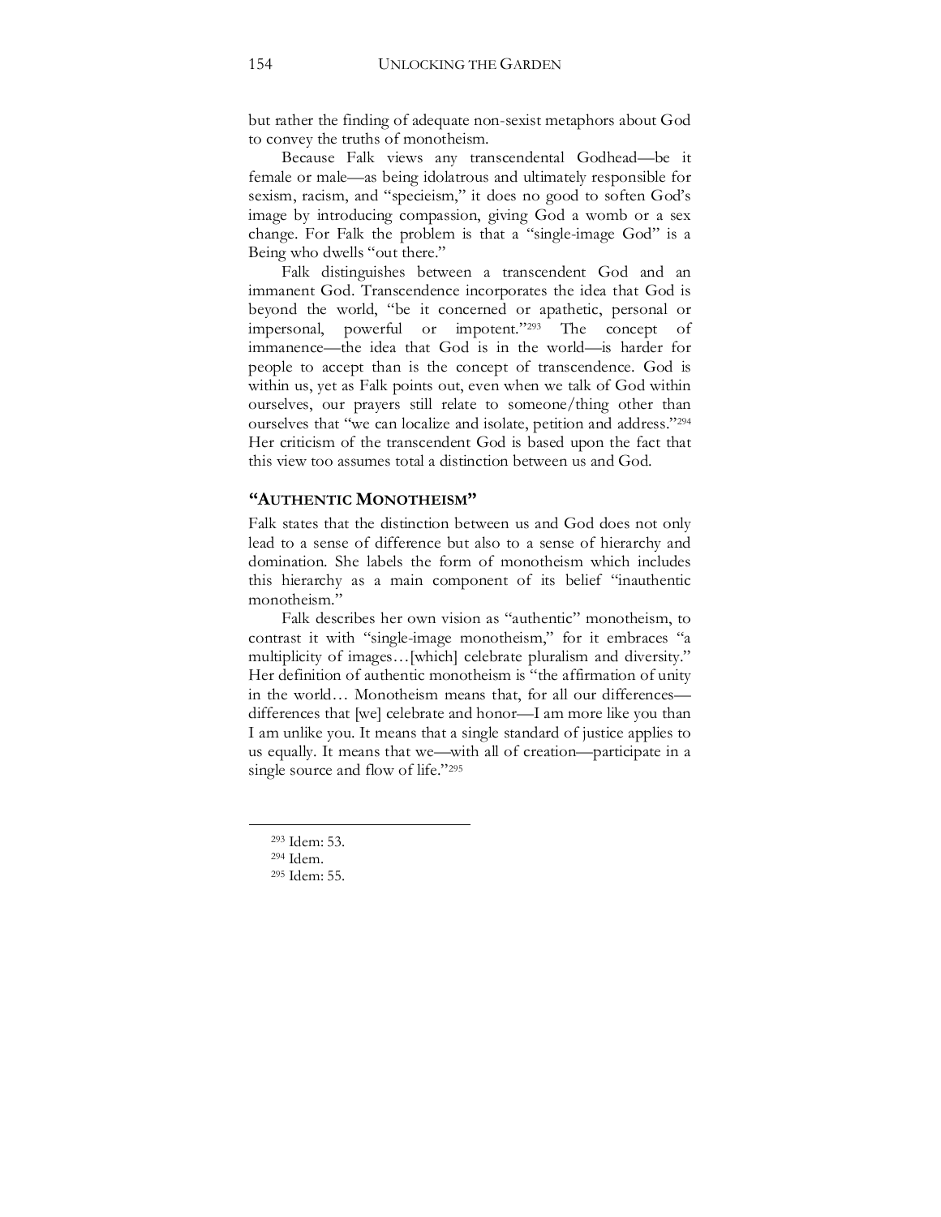but rather the finding of adequate non-sexist metaphors about God to convey the truths of monotheism.

Because Falk views any transcendental Godhead—be it female or male—as being idolatrous and ultimately responsible for sexism, racism, and "specieism," it does no good to soften God's image by introducing compassion, giving God a womb or a sex change. For Falk the problem is that a "single-image God" is a Being who dwells "out there."

Falk distinguishes between a transcendent God and an immanent God. Transcendence incorporates the idea that God is beyond the world, "be it concerned or apathetic, personal or impersonal, powerful or impotent."[293] The concept of immanence—the idea that God is in the world—is harder for people to accept than is the concept of transcendence. God is within us, yet as Falk points out, even when we talk of God within ourselves, our prayers still relate to someone/thing other than ourselves that "we can localize and isolate, petition and address."[294] Her criticism of the transcendent God is based upon the fact that this view too assumes total a distinction between us and God.

## "AUTHENTIC MONOTHEISM"

Falk states that the distinction between us and God does not only lead to a sense of difference but also to a sense of hierarchy and domination. She labels the form of monotheism which includes this hierarchy as a main component of its belief "inauthentic monotheism."

Falk describes her own vision as "authentic" monotheism, to contrast it with "single-image monotheism," for it embraces "a multiplicity of images…[which] celebrate pluralism and diversity." Her definition of authentic monotheism is "the affirmation of unity in the world… Monotheism means that, for all our differences—differences that [we] celebrate and honor—I am more like you than I am unlike you. It means that a single standard of justice applies to us equally. It means that we—with all of creation—participate in a single source and flow of life."[295]

---

[293] Idem: 53.

[294] Idem.

[295] Idem: 55.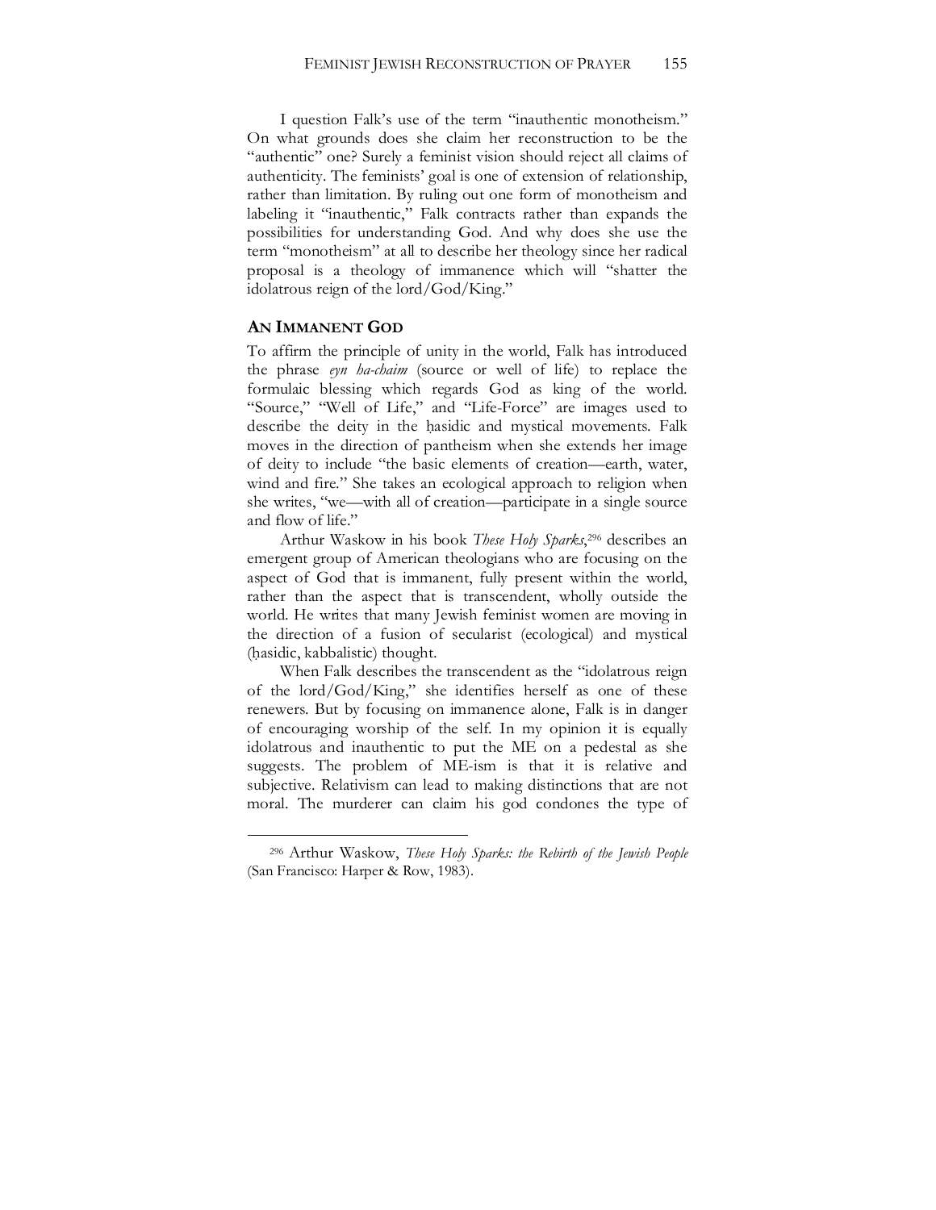I question Falk's use of the term "inauthentic monotheism." On what grounds does she claim her reconstruction to be the "authentic" one? Surely a feminist vision should reject all claims of authenticity. The feminists' goal is one of extension of relationship, rather than limitation. By ruling out one form of monotheism and labeling it "inauthentic," Falk contracts rather than expands the possibilities for understanding God. And why does she use the term "monotheism" at all to describe her theology since her radical proposal is a theology of immanence which will "shatter the idolatrous reign of the lord/God/King."

## AN IMMANENT GOD

To affirm the principle of unity in the world, Falk has introduced the phrase *eyn ha-chaim* (source or well of life) to replace the formulaic blessing which regards God as king of the world. "Source," "Well of Life," and "Life-Force" are images used to describe the deity in the ḥasidic and mystical movements. Falk moves in the direction of pantheism when she extends her image of deity to include "the basic elements of creation—earth, water, wind and fire." She takes an ecological approach to religion when she writes, "we—with all of creation—participate in a single source and flow of life."

Arthur Waskow in his book *These Holy Sparks*,[296] describes an emergent group of American theologians who are focusing on the aspect of God that is immanent, fully present within the world, rather than the aspect that is transcendent, wholly outside the world. He writes that many Jewish feminist women are moving in the direction of a fusion of secularist (ecological) and mystical (ḥasidic, kabbalistic) thought.

When Falk describes the transcendent as the "idolatrous reign of the lord/God/King," she identifies herself as one of these renewers. But by focusing on immanence alone, Falk is in danger of encouraging worship of the self. In my opinion it is equally idolatrous and inauthentic to put the ME on a pedestal as she suggests. The problem of ME-ism is that it is relative and subjective. Relativism can lead to making distinctions that are not moral. The murderer can claim his god condones the type of

---

[296] Arthur Waskow, *These Holy Sparks: the Rebirth of the Jewish People* (San Francisco: Harper & Row, 1983).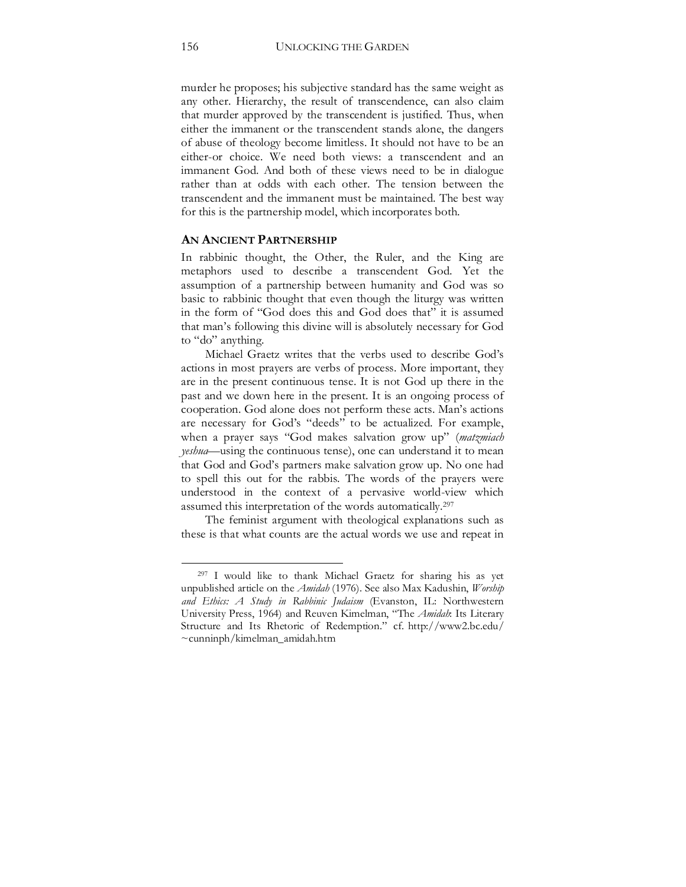murder he proposes; his subjective standard has the same weight as any other. Hierarchy, the result of transcendence, can also claim that murder approved by the transcendent is justified. Thus, when either the immanent or the transcendent stands alone, the dangers of abuse of theology become limitless. It should not have to be an either-or choice. We need both views: a transcendent and an immanent God. And both of these views need to be in dialogue rather than at odds with each other. The tension between the transcendent and the immanent must be maintained. The best way for this is the partnership model, which incorporates both.

## AN ANCIENT PARTNERSHIP

In rabbinic thought, the Other, the Ruler, and the King are metaphors used to describe a transcendent God. Yet the assumption of a partnership between humanity and God was so basic to rabbinic thought that even though the liturgy was written in the form of "God does this and God does that" it is assumed that man's following this divine will is absolutely necessary for God to "do" anything.

Michael Graetz writes that the verbs used to describe God's actions in most prayers are verbs of process. More important, they are in the present continuous tense. It is not God up there in the past and we down here in the present. It is an ongoing process of cooperation. God alone does not perform these acts. Man's actions are necessary for God's "deeds" to be actualized. For example, when a prayer says "God makes salvation grow up" (*matzmiach yeshua*—using the continuous tense), one can understand it to mean that God and God's partners make salvation grow up. No one had to spell this out for the rabbis. The words of the prayers were understood in the context of a pervasive world-view which assumed this interpretation of the words automatically.[297]

The feminist argument with theological explanations such as these is that what counts are the actual words we use and repeat in

---

[297] I would like to thank Michael Graetz for sharing his as yet unpublished article on the *Amidah* (1976). See also Max Kadushin, *Worship and Ethics: A Study in Rabbinic Judaism* (Evanston, IL: Northwestern University Press, 1964) and Reuven Kimelman, "The *Amidah*: Its Literary Structure and Its Rhetoric of Redemption." cf. http://www2.bc.edu/~cunninph/kimelman_amidah.htm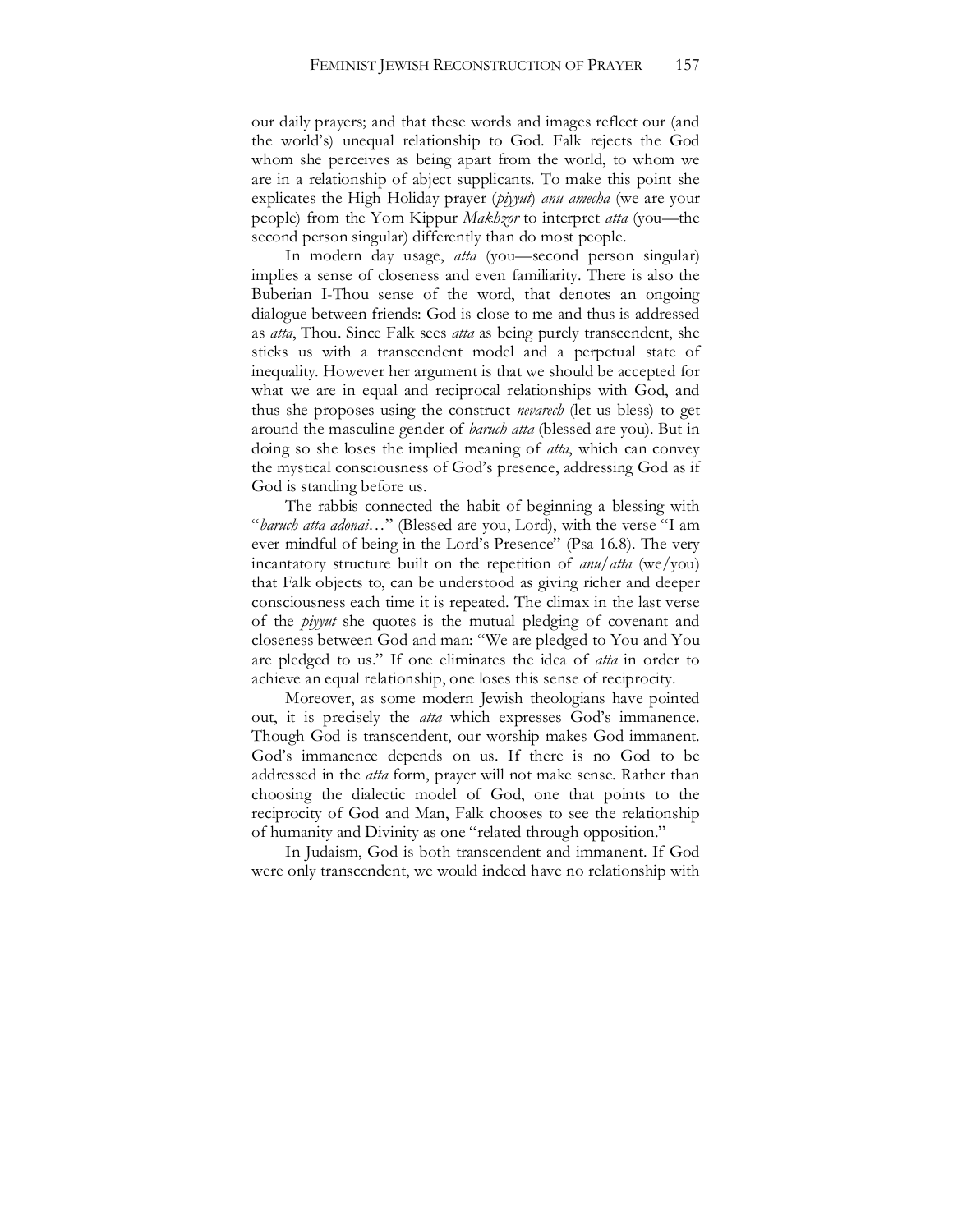our daily prayers; and that these words and images reflect our (and the world's) unequal relationship to God. Falk rejects the God whom she perceives as being apart from the world, to whom we are in a relationship of abject supplicants. To make this point she explicates the High Holiday prayer (*piyyut*) *anu amecha* (we are your people) from the Yom Kippur *Makhzor* to interpret *atta* (you—the second person singular) differently than do most people.

In modern day usage, *atta* (you—second person singular) implies a sense of closeness and even familiarity. There is also the Buberian I-Thou sense of the word, that denotes an ongoing dialogue between friends: God is close to me and thus is addressed as *atta*, Thou. Since Falk sees *atta* as being purely transcendent, she sticks us with a transcendent model and a perpetual state of inequality. However her argument is that we should be accepted for what we are in equal and reciprocal relationships with God, and thus she proposes using the construct *nevarech* (let us bless) to get around the masculine gender of *baruch atta* (blessed are you). But in doing so she loses the implied meaning of *atta*, which can convey the mystical consciousness of God's presence, addressing God as if God is standing before us.

The rabbis connected the habit of beginning a blessing with "*baruch atta adonai*…" (Blessed are you, Lord), with the verse "I am ever mindful of being in the Lord's Presence" (Psa 16.8). The very incantatory structure built on the repetition of *anu/atta* (we/you) that Falk objects to, can be understood as giving richer and deeper consciousness each time it is repeated. The climax in the last verse of the *piyyut* she quotes is the mutual pledging of covenant and closeness between God and man: "We are pledged to You and You are pledged to us." If one eliminates the idea of *atta* in order to achieve an equal relationship, one loses this sense of reciprocity.

Moreover, as some modern Jewish theologians have pointed out, it is precisely the *atta* which expresses God's immanence. Though God is transcendent, our worship makes God immanent. God's immanence depends on us. If there is no God to be addressed in the *atta* form, prayer will not make sense. Rather than choosing the dialectic model of God, one that points to the reciprocity of God and Man, Falk chooses to see the relationship of humanity and Divinity as one "related through opposition."

In Judaism, God is both transcendent and immanent. If God were only transcendent, we would indeed have no relationship with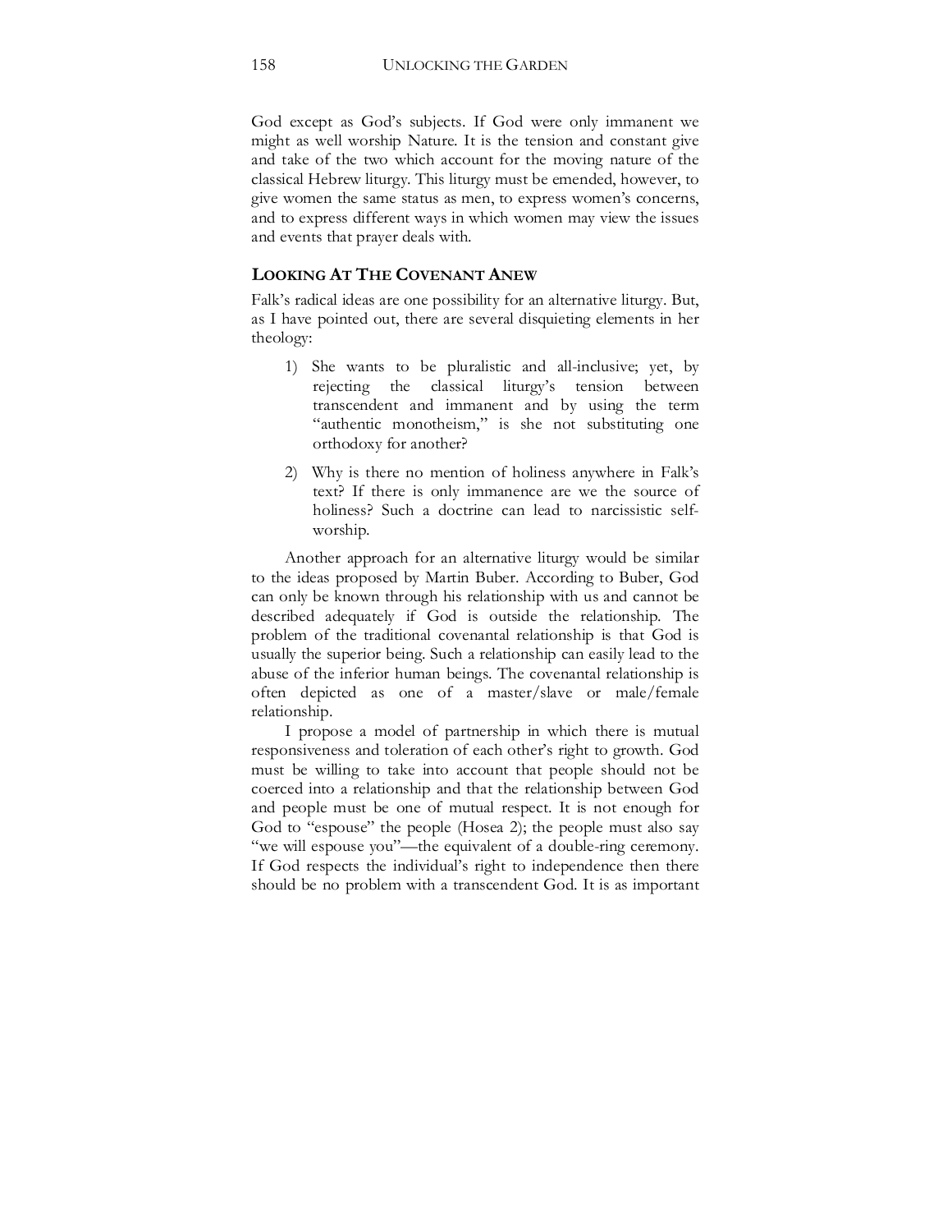God except as God's subjects. If God were only immanent we might as well worship Nature. It is the tension and constant give and take of the two which account for the moving nature of the classical Hebrew liturgy. This liturgy must be emended, however, to give women the same status as men, to express women's concerns, and to express different ways in which women may view the issues and events that prayer deals with.

## LOOKING AT THE COVENANT ANEW

Falk's radical ideas are one possibility for an alternative liturgy. But, as I have pointed out, there are several disquieting elements in her theology:

1) She wants to be pluralistic and all-inclusive; yet, by rejecting the classical liturgy's tension between transcendent and immanent and by using the term "authentic monotheism," is she not substituting one orthodoxy for another?

2) Why is there no mention of holiness anywhere in Falk's text? If there is only immanence are we the source of holiness? Such a doctrine can lead to narcissistic self-worship.

Another approach for an alternative liturgy would be similar to the ideas proposed by Martin Buber. According to Buber, God can only be known through his relationship with us and cannot be described adequately if God is outside the relationship. The problem of the traditional covenantal relationship is that God is usually the superior being. Such a relationship can easily lead to the abuse of the inferior human beings. The covenantal relationship is often depicted as one of a master/slave or male/female relationship.

I propose a model of partnership in which there is mutual responsiveness and toleration of each other's right to growth. God must be willing to take into account that people should not be coerced into a relationship and that the relationship between God and people must be one of mutual respect. It is not enough for God to "espouse" the people (Hosea 2); the people must also say "we will espouse you"—the equivalent of a double-ring ceremony. If God respects the individual's right to independence then there should be no problem with a transcendent God. It is as important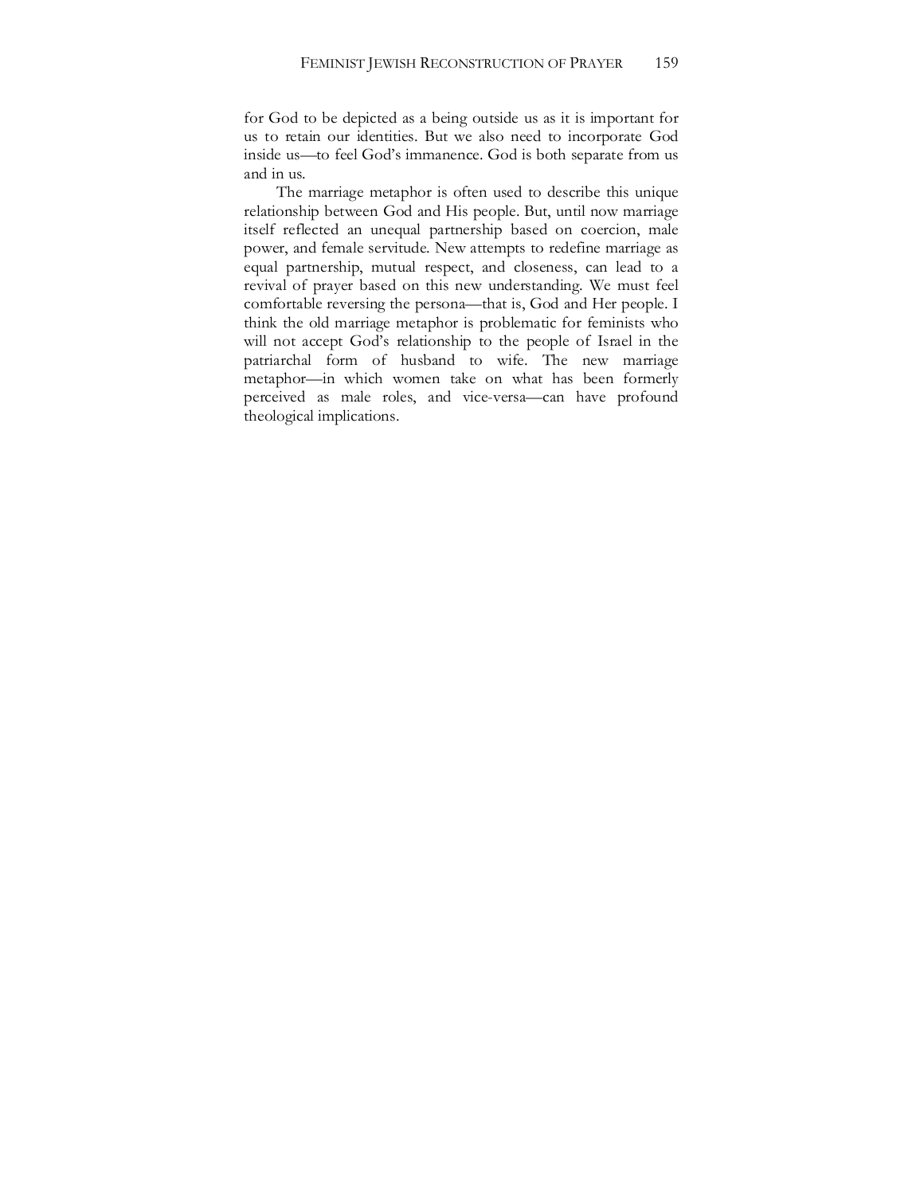for God to be depicted as a being outside us as it is important for us to retain our identities. But we also need to incorporate God inside us—to feel God's immanence. God is both separate from us and in us.

The marriage metaphor is often used to describe this unique relationship between God and His people. But, until now marriage itself reflected an unequal partnership based on coercion, male power, and female servitude. New attempts to redefine marriage as equal partnership, mutual respect, and closeness, can lead to a revival of prayer based on this new understanding. We must feel comfortable reversing the persona—that is, God and Her people. I think the old marriage metaphor is problematic for feminists who will not accept God's relationship to the people of Israel in the patriarchal form of husband to wife. The new marriage metaphor—in which women take on what has been formerly perceived as male roles, and vice-versa—can have profound theological implications.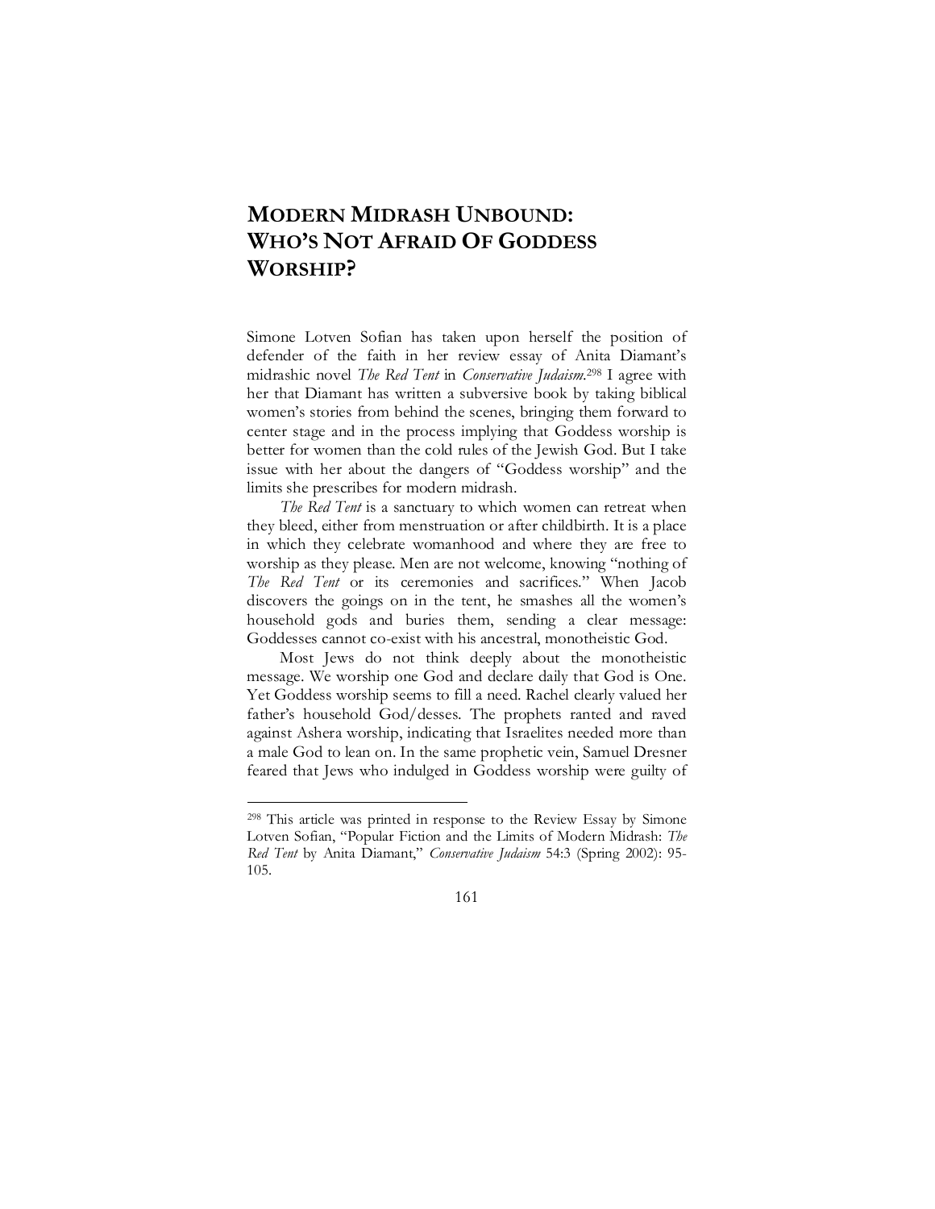# MODERN MIDRASH UNBOUND: WHO'S NOT AFRAID OF GODDESS WORSHIP?

Simone Lotven Sofian has taken upon herself the position of defender of the faith in her review essay of Anita Diamant's midrashic novel *The Red Tent* in *Conservative Judaism*.[298] I agree with her that Diamant has written a subversive book by taking biblical women's stories from behind the scenes, bringing them forward to center stage and in the process implying that Goddess worship is better for women than the cold rules of the Jewish God. But I take issue with her about the dangers of "Goddess worship" and the limits she prescribes for modern midrash.

*The Red Tent* is a sanctuary to which women can retreat when they bleed, either from menstruation or after childbirth. It is a place in which they celebrate womanhood and where they are free to worship as they please. Men are not welcome, knowing "nothing of *The Red Tent* or its ceremonies and sacrifices." When Jacob discovers the goings on in the tent, he smashes all the women's household gods and buries them, sending a clear message: Goddesses cannot co-exist with his ancestral, monotheistic God.

Most Jews do not think deeply about the monotheistic message. We worship one God and declare daily that God is One. Yet Goddess worship seems to fill a need. Rachel clearly valued her father's household God/desses. The prophets ranted and raved against Ashera worship, indicating that Israelites needed more than a male God to lean on. In the same prophetic vein, Samuel Dresner feared that Jews who indulged in Goddess worship were guilty of

---

[298] This article was printed in response to the Review Essay by Simone Lotven Sofian, "Popular Fiction and the Limits of Modern Midrash: *The Red Tent* by Anita Diamant," *Conservative Judaism* 54:3 (Spring 2002): 95-105.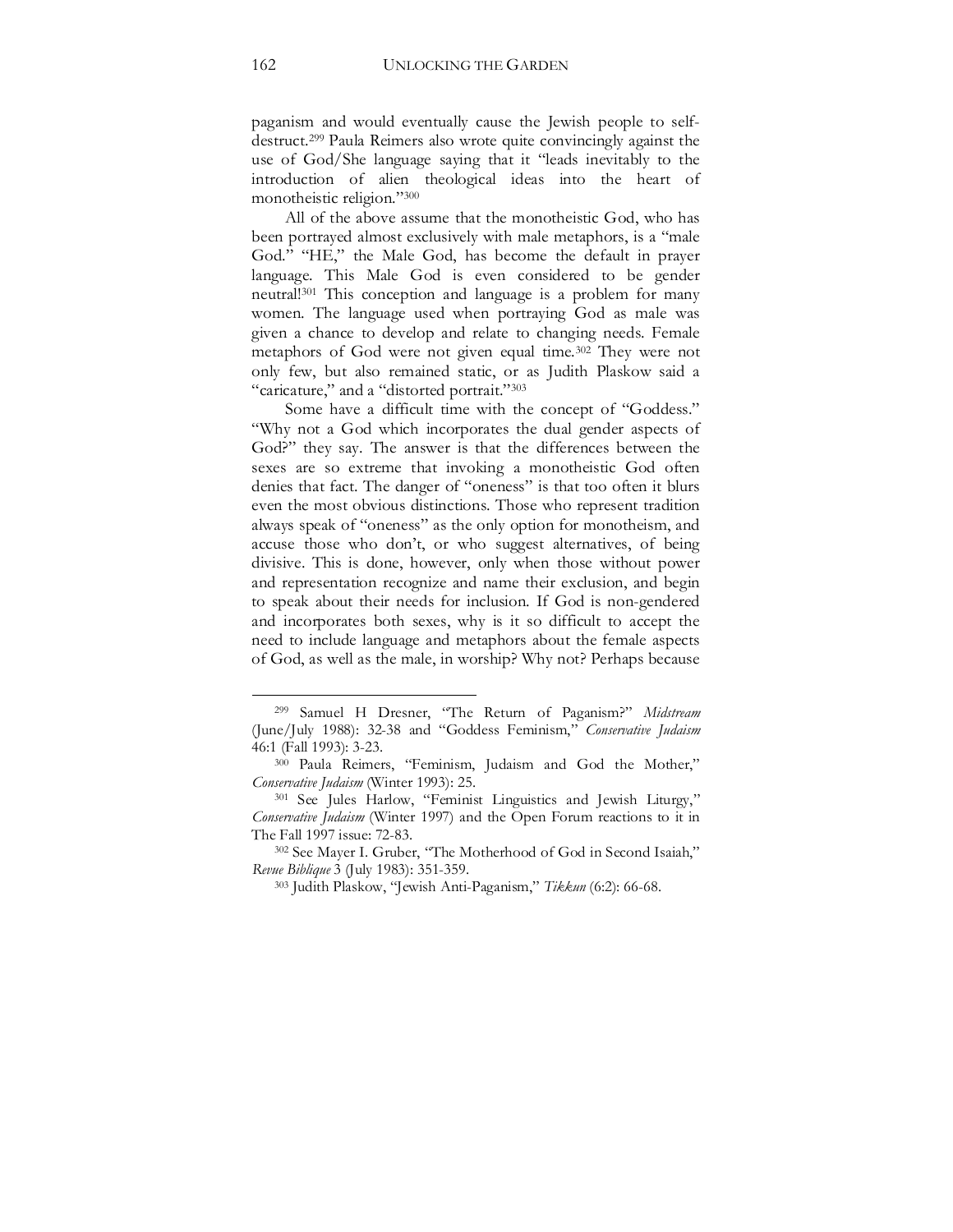paganism and would eventually cause the Jewish people to self-destruct.[299] Paula Reimers also wrote quite convincingly against the use of God/She language saying that it "leads inevitably to the introduction of alien theological ideas into the heart of monotheistic religion."[300]

All of the above assume that the monotheistic God, who has been portrayed almost exclusively with male metaphors, is a "male God." "HE," the Male God, has become the default in prayer language. This Male God is even considered to be gender neutral![301] This conception and language is a problem for many women. The language used when portraying God as male was given a chance to develop and relate to changing needs. Female metaphors of God were not given equal time.[302] They were not only few, but also remained static, or as Judith Plaskow said a "caricature," and a "distorted portrait."[303]

Some have a difficult time with the concept of "Goddess." "Why not a God which incorporates the dual gender aspects of God?" they say. The answer is that the differences between the sexes are so extreme that invoking a monotheistic God often denies that fact. The danger of "oneness" is that too often it blurs even the most obvious distinctions. Those who represent tradition always speak of "oneness" as the only option for monotheism, and accuse those who don't, or who suggest alternatives, of being divisive. This is done, however, only when those without power and representation recognize and name their exclusion, and begin to speak about their needs for inclusion. If God is non-gendered and incorporates both sexes, why is it so difficult to accept the need to include language and metaphors about the female aspects of God, as well as the male, in worship? Why not? Perhaps because

---

[299] Samuel H Dresner, "The Return of Paganism?" *Midstream* (June/July 1988): 32-38 and "Goddess Feminism," *Conservative Judaism* 46:1 (Fall 1993): 3-23.

[300] Paula Reimers, "Feminism, Judaism and God the Mother," *Conservative Judaism* (Winter 1993): 25.

[301] See Jules Harlow, "Feminist Linguistics and Jewish Liturgy," *Conservative Judaism* (Winter 1997) and the Open Forum reactions to it in The Fall 1997 issue: 72-83.

[302] See Mayer I. Gruber, "The Motherhood of God in Second Isaiah," *Revue Biblique* 3 (July 1983): 351-359.

[303] Judith Plaskow, "Jewish Anti-Paganism," *Tikkun* (6:2): 66-68.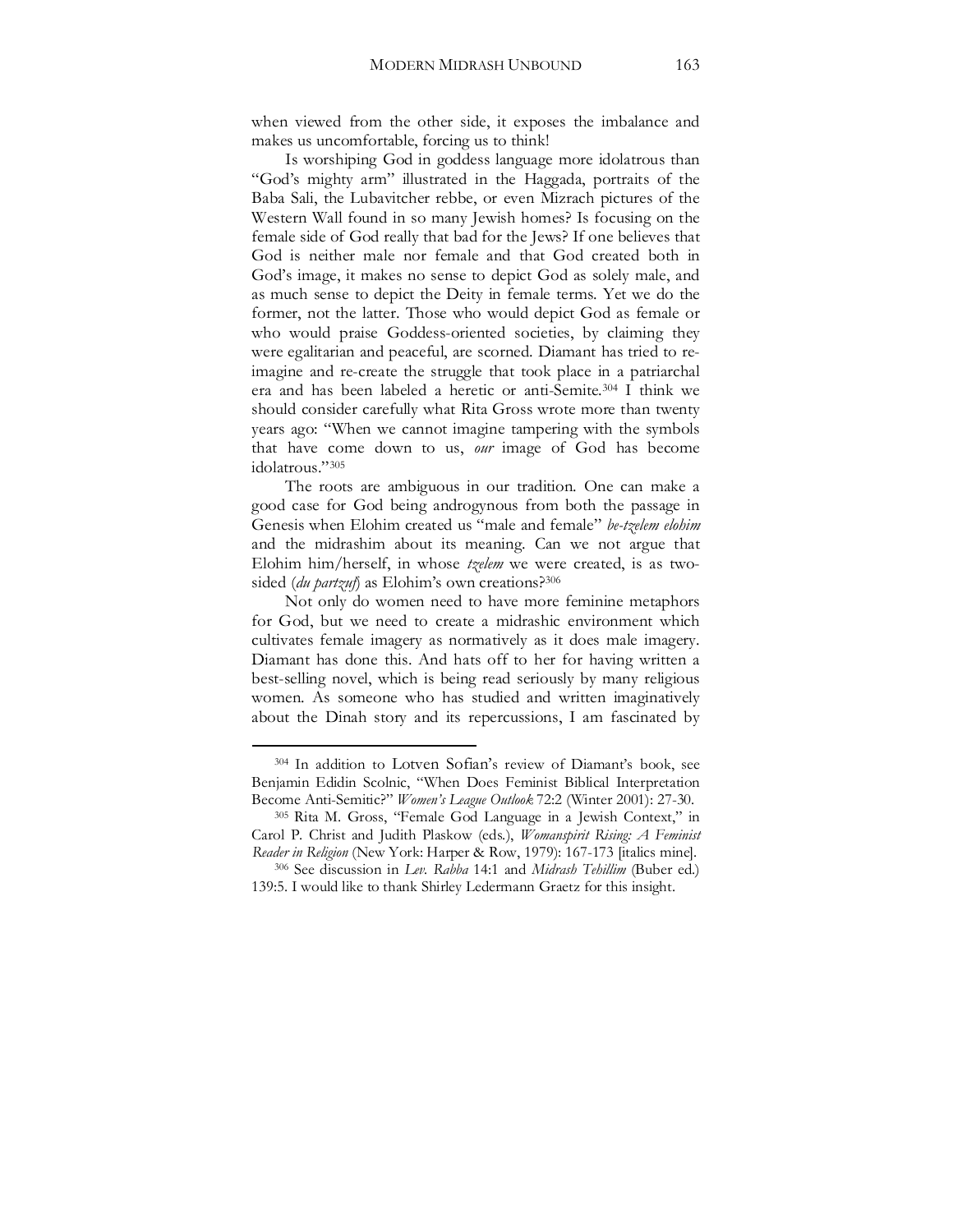when viewed from the other side, it exposes the imbalance and makes us uncomfortable, forcing us to think!

Is worshiping God in goddess language more idolatrous than "God's mighty arm" illustrated in the Haggada, portraits of the Baba Sali, the Lubavitcher rebbe, or even Mizrach pictures of the Western Wall found in so many Jewish homes? Is focusing on the female side of God really that bad for the Jews? If one believes that God is neither male nor female and that God created both in God's image, it makes no sense to depict God as solely male, and as much sense to depict the Deity in female terms. Yet we do the former, not the latter. Those who would depict God as female or who would praise Goddess-oriented societies, by claiming they were egalitarian and peaceful, are scorned. Diamant has tried to re-imagine and re-create the struggle that took place in a patriarchal era and has been labeled a heretic or anti-Semite.[304] I think we should consider carefully what Rita Gross wrote more than twenty years ago: "When we cannot imagine tampering with the symbols that have come down to us, *our* image of God has become idolatrous."[305]

The roots are ambiguous in our tradition. One can make a good case for God being androgynous from both the passage in Genesis when Elohim created us "male and female" *be-tzelem elohim* and the midrashim about its meaning. Can we not argue that Elohim him/herself, in whose *tzelem* we were created, is as two-sided (*du partzuf*) as Elohim's own creations?[306]

Not only do women need to have more feminine metaphors for God, but we need to create a midrashic environment which cultivates female imagery as normatively as it does male imagery. Diamant has done this. And hats off to her for having written a best-selling novel, which is being read seriously by many religious women. As someone who has studied and written imaginatively about the Dinah story and its repercussions, I am fascinated by

---

[304] In addition to Lotven Sofian's review of Diamant's book, see Benjamin Edidin Scolnic, "When Does Feminist Biblical Interpretation Become Anti-Semitic?" *Women's League Outlook* 72:2 (Winter 2001): 27-30.

[305] Rita M. Gross, "Female God Language in a Jewish Context," in Carol P. Christ and Judith Plaskow (eds.), *Womanspirit Rising: A Feminist Reader in Religion* (New York: Harper & Row, 1979): 167-173 [italics mine].

[306] See discussion in *Lev. Rabba* 14:1 and *Midrash Tehillim* (Buber ed.) 139:5. I would like to thank Shirley Ledermann Graetz for this insight.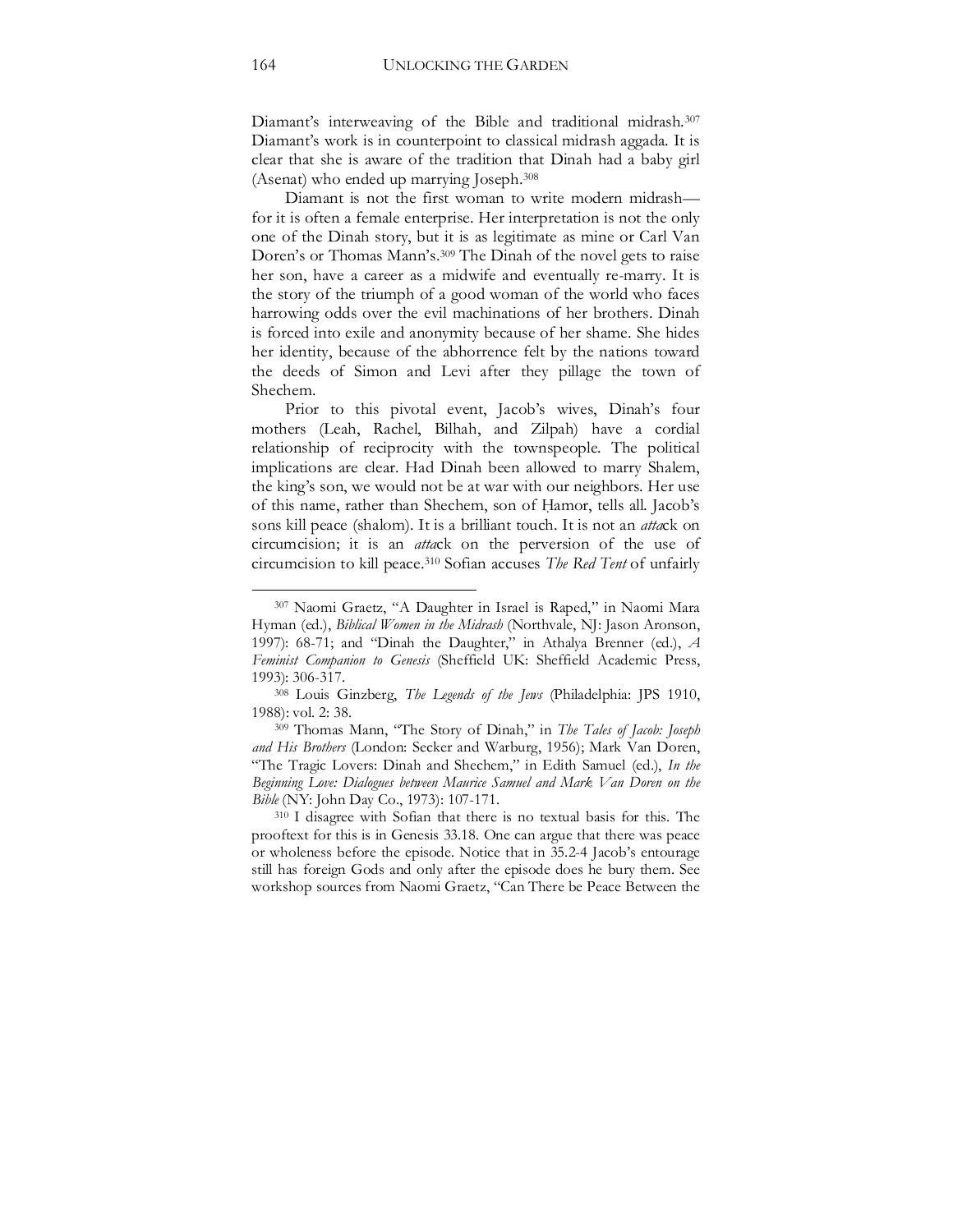Diamant's interweaving of the Bible and traditional midrash.[307] Diamant's work is in counterpoint to classical midrash aggada. It is clear that she is aware of the tradition that Dinah had a baby girl (Asenat) who ended up marrying Joseph.[308]

Diamant is not the first woman to write modern midrash—for it is often a female enterprise. Her interpretation is not the only one of the Dinah story, but it is as legitimate as mine or Carl Van Doren's or Thomas Mann's.[309] The Dinah of the novel gets to raise her son, have a career as a midwife and eventually re-marry. It is the story of the triumph of a good woman of the world who faces harrowing odds over the evil machinations of her brothers. Dinah is forced into exile and anonymity because of her shame. She hides her identity, because of the abhorrence felt by the nations toward the deeds of Simon and Levi after they pillage the town of Shechem.

Prior to this pivotal event, Jacob's wives, Dinah's four mothers (Leah, Rachel, Bilhah, and Zilpah) have a cordial relationship of reciprocity with the townspeople. The political implications are clear. Had Dinah been allowed to marry Shalem, the king's son, we would not be at war with our neighbors. Her use of this name, rather than Shechem, son of Ḥamor, tells all. Jacob's sons kill peace (shalom). It is a brilliant touch. It is not an *atta*ck on circumcision; it is an *atta*ck on the perversion of the use of circumcision to kill peace.[310] Sofian accuses *The Red Tent* of unfairly

---

[307] Naomi Graetz, "A Daughter in Israel is Raped," in Naomi Mara Hyman (ed.), *Biblical Women in the Midrash* (Northvale, NJ: Jason Aronson, 1997): 68-71; and "Dinah the Daughter," in Athalya Brenner (ed.), *A Feminist Companion to Genesis* (Sheffield UK: Sheffield Academic Press, 1993): 306-317.

[308] Louis Ginzberg, *The Legends of the Jews* (Philadelphia: JPS 1910, 1988): vol. 2: 38.

[309] Thomas Mann, "The Story of Dinah," in *The Tales of Jacob: Joseph and His Brothers* (London: Secker and Warburg, 1956); Mark Van Doren, "The Tragic Lovers: Dinah and Shechem," in Edith Samuel (ed.), *In the Beginning Love: Dialogues between Maurice Samuel and Mark Van Doren on the Bible* (NY: John Day Co., 1973): 107-171.

[310] I disagree with Sofian that there is no textual basis for this. The prooftext for this is in Genesis 33.18. One can argue that there was peace or wholeness before the episode. Notice that in 35.2-4 Jacob's entourage still has foreign Gods and only after the episode does he bury them. See workshop sources from Naomi Graetz, "Can There be Peace Between the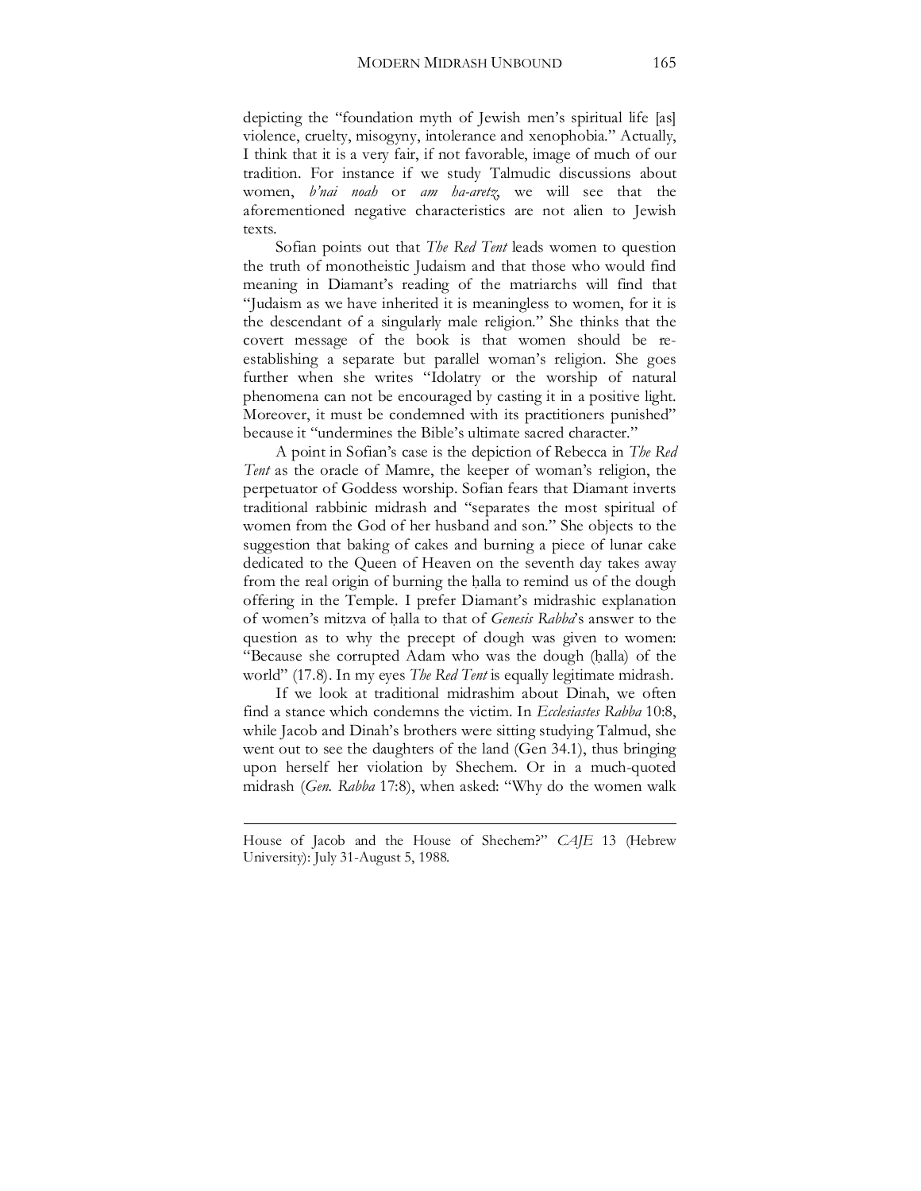depicting the "foundation myth of Jewish men's spiritual life [as] violence, cruelty, misogyny, intolerance and xenophobia." Actually, I think that it is a very fair, if not favorable, image of much of our tradition. For instance if we study Talmudic discussions about women, *b'nai noah* or *am ha-aretz*, we will see that the aforementioned negative characteristics are not alien to Jewish texts.

Sofian points out that *The Red Tent* leads women to question the truth of monotheistic Judaism and that those who would find meaning in Diamant's reading of the matriarchs will find that "Judaism as we have inherited it is meaningless to women, for it is the descendant of a singularly male religion." She thinks that the covert message of the book is that women should be re-establishing a separate but parallel woman's religion. She goes further when she writes "Idolatry or the worship of natural phenomena can not be encouraged by casting it in a positive light. Moreover, it must be condemned with its practitioners punished" because it "undermines the Bible's ultimate sacred character."

A point in Sofian's case is the depiction of Rebecca in *The Red Tent* as the oracle of Mamre, the keeper of woman's religion, the perpetuator of Goddess worship. Sofian fears that Diamant inverts traditional rabbinic midrash and "separates the most spiritual of women from the God of her husband and son." She objects to the suggestion that baking of cakes and burning a piece of lunar cake dedicated to the Queen of Heaven on the seventh day takes away from the real origin of burning the ḥalla to remind us of the dough offering in the Temple. I prefer Diamant's midrashic explanation of women's mitzva of ḥalla to that of *Genesis Rabba*'s answer to the question as to why the precept of dough was given to women: "Because she corrupted Adam who was the dough (ḥalla) of the world" (17.8). In my eyes *The Red Tent* is equally legitimate midrash.

If we look at traditional midrashim about Dinah, we often find a stance which condemns the victim. In *Ecclesiastes Rabba* 10:8, while Jacob and Dinah's brothers were sitting studying Talmud, she went out to see the daughters of the land (Gen 34.1), thus bringing upon herself her violation by Shechem. Or in a much-quoted midrash (*Gen. Rabba* 17:8), when asked: "Why do the women walk

---

House of Jacob and the House of Shechem?" *CAJE* 13 (Hebrew University): July 31-August 5, 1988.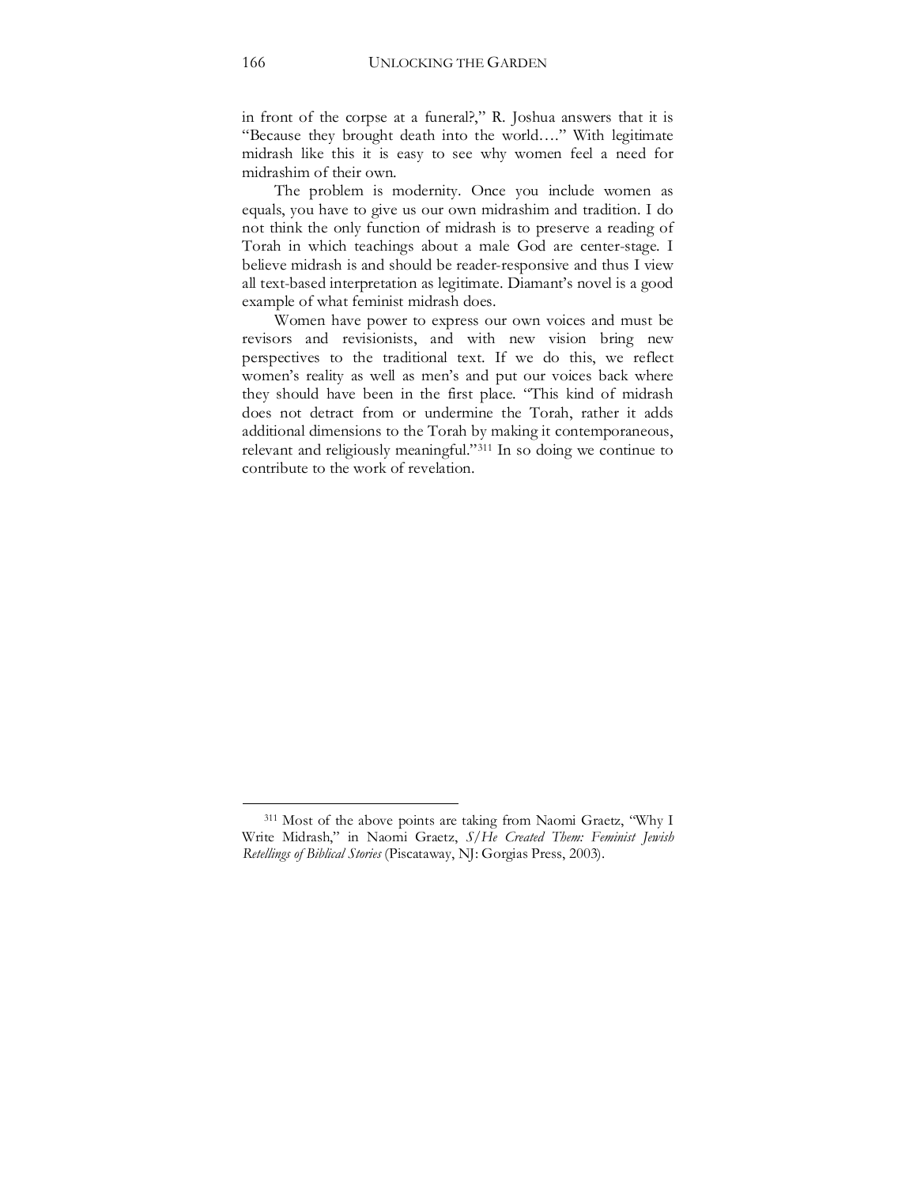in front of the corpse at a funeral?," R. Joshua answers that it is "Because they brought death into the world…." With legitimate midrash like this it is easy to see why women feel a need for midrashim of their own.

The problem is modernity. Once you include women as equals, you have to give us our own midrashim and tradition. I do not think the only function of midrash is to preserve a reading of Torah in which teachings about a male God are center-stage. I believe midrash is and should be reader-responsive and thus I view all text-based interpretation as legitimate. Diamant's novel is a good example of what feminist midrash does.

Women have power to express our own voices and must be revisors and revisionists, and with new vision bring new perspectives to the traditional text. If we do this, we reflect women's reality as well as men's and put our voices back where they should have been in the first place. "This kind of midrash does not detract from or undermine the Torah, rather it adds additional dimensions to the Torah by making it contemporaneous, relevant and religiously meaningful."[311] In so doing we continue to contribute to the work of revelation.

---

[311] Most of the above points are taking from Naomi Graetz, "Why I Write Midrash," in Naomi Graetz, *S/He Created Them: Feminist Jewish Retellings of Biblical Stories* (Piscataway, NJ: Gorgias Press, 2003).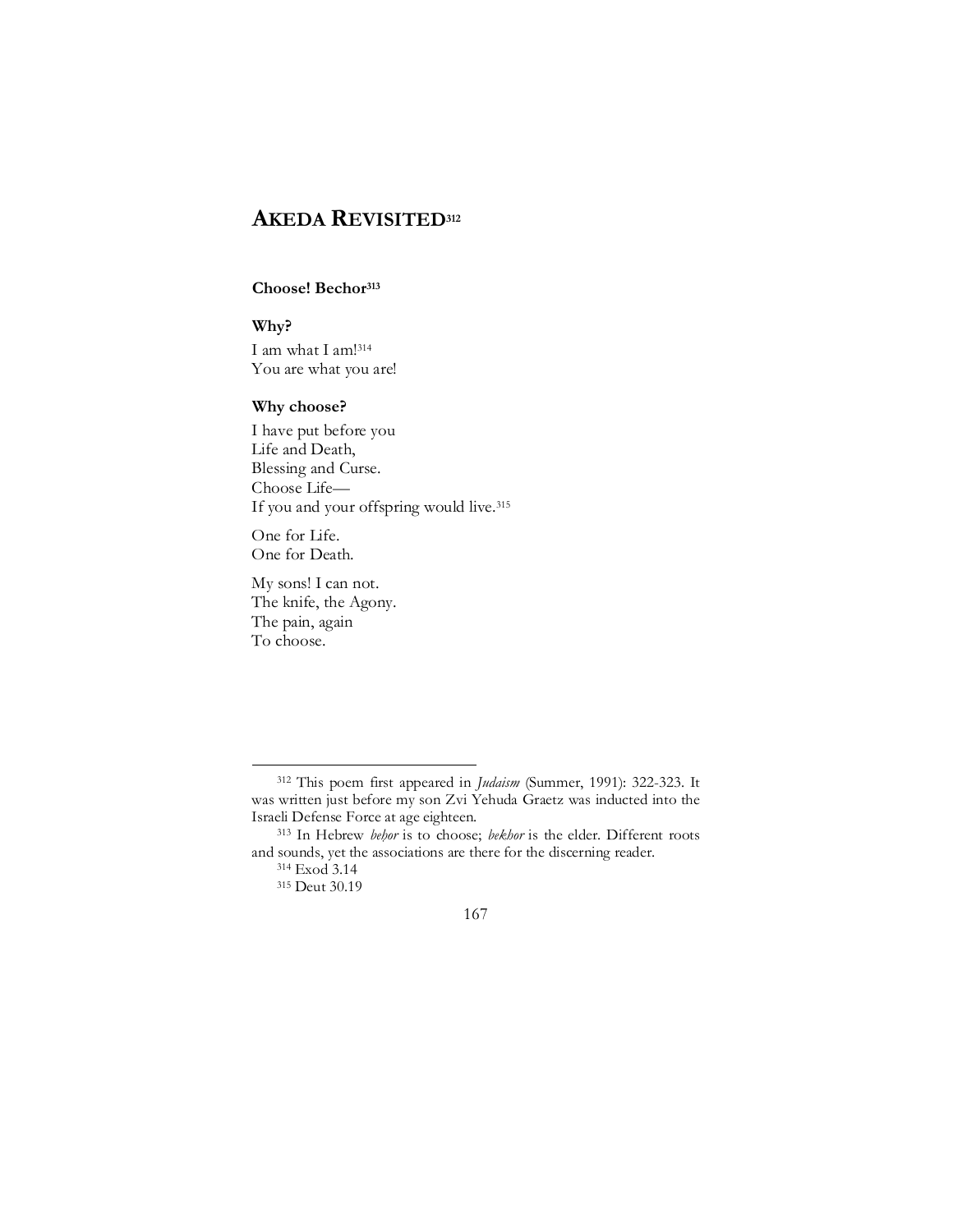# AKEDA REVISITED[312]

**Choose! Bechor[313]**

**Why?**

I am what I am![314]  
You are what you are!

**Why choose?**

I have put before you  
Life and Death,  
Blessing and Curse.  
Choose Life—  
If you and your offspring would live.[315]

One for Life.  
One for Death.

My sons! I can not.  
The knife, the Agony.  
The pain, again  
To choose.

---

[312] This poem first appeared in *Judaism* (Summer, 1991): 322-323. It was written just before my son Zvi Yehuda Graetz was inducted into the Israeli Defense Force at age eighteen.

[313] In Hebrew *beḥor* is to choose; *bekhor* is the elder. Different roots and sounds, yet the associations are there for the discerning reader.

[314] Exod 3.14

[315] Deut 30.19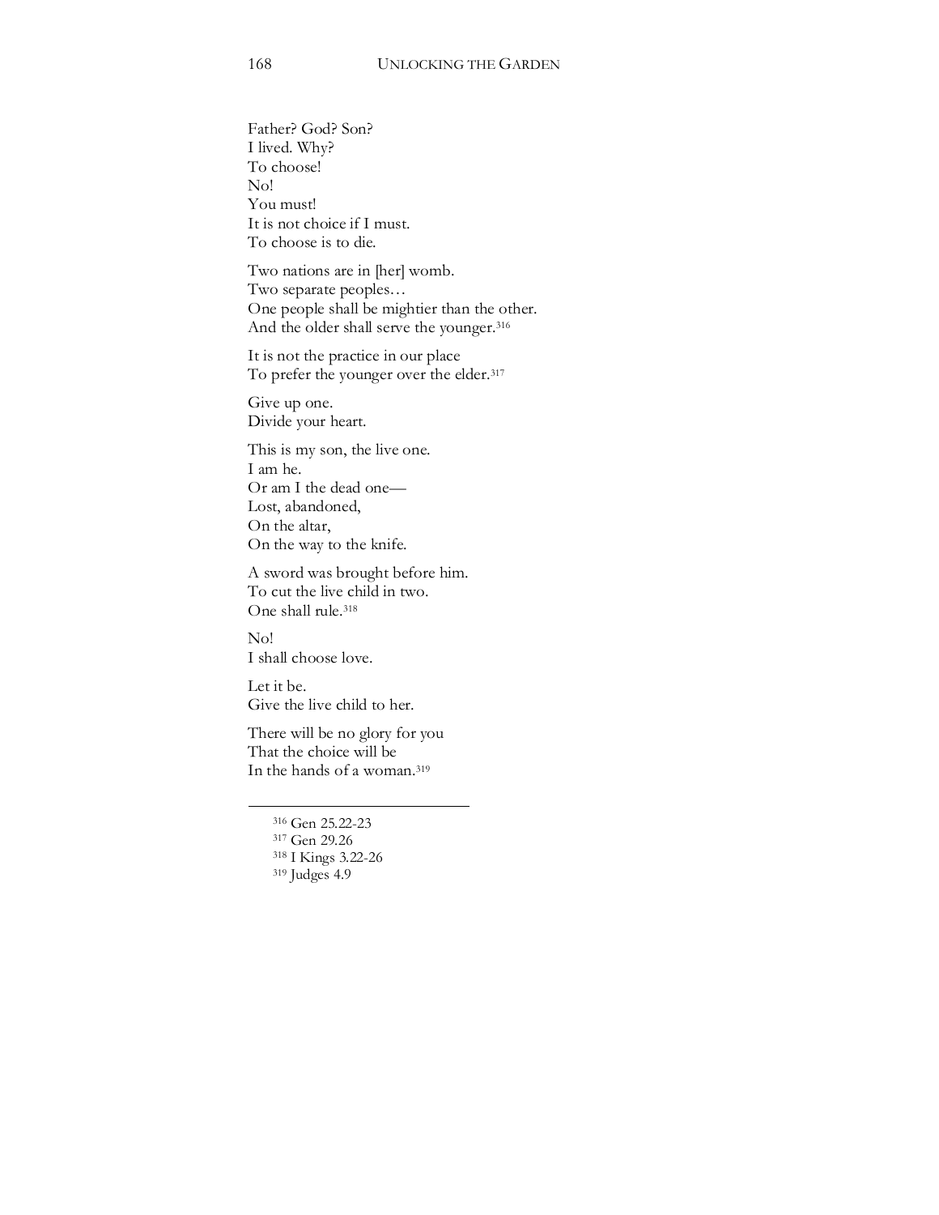Father? God? Son?  
I lived. Why?  
To choose!  
No!  
You must!  
It is not choice if I must.  
To choose is to die.

Two nations are in [her] womb.  
Two separate peoples…  
One people shall be mightier than the other.  
And the older shall serve the younger.[316]

It is not the practice in our place  
To prefer the younger over the elder.[317]

Give up one.  
Divide your heart.

This is my son, the live one.  
I am he.  
Or am I the dead one—  
Lost, abandoned,  
On the altar,  
On the way to the knife.

A sword was brought before him.  
To cut the live child in two.  
One shall rule.[318]

No!  
I shall choose love.

Let it be.  
Give the live child to her.

There will be no glory for you  
That the choice will be  
In the hands of a woman.[319]

---

[316] Gen 25.22-23  
[317] Gen 29.26  
[318] I Kings 3.22-26  
[319] Judges 4.9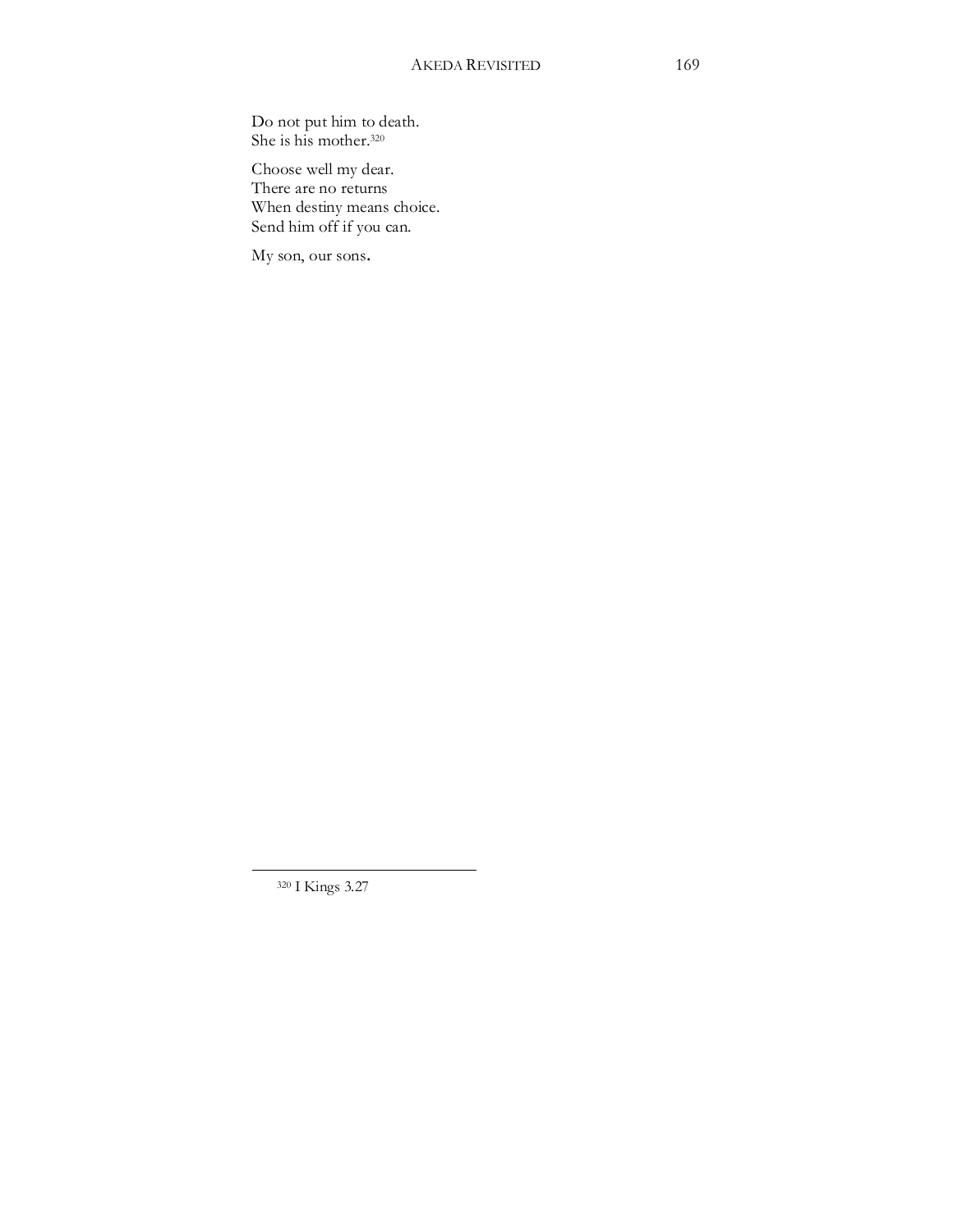Do not put him to death.  
She is his mother.[320]

Choose well my dear.  
There are no returns  
When destiny means choice.  
Send him off if you can.

My son, our sons.

---

[320] I Kings 3.27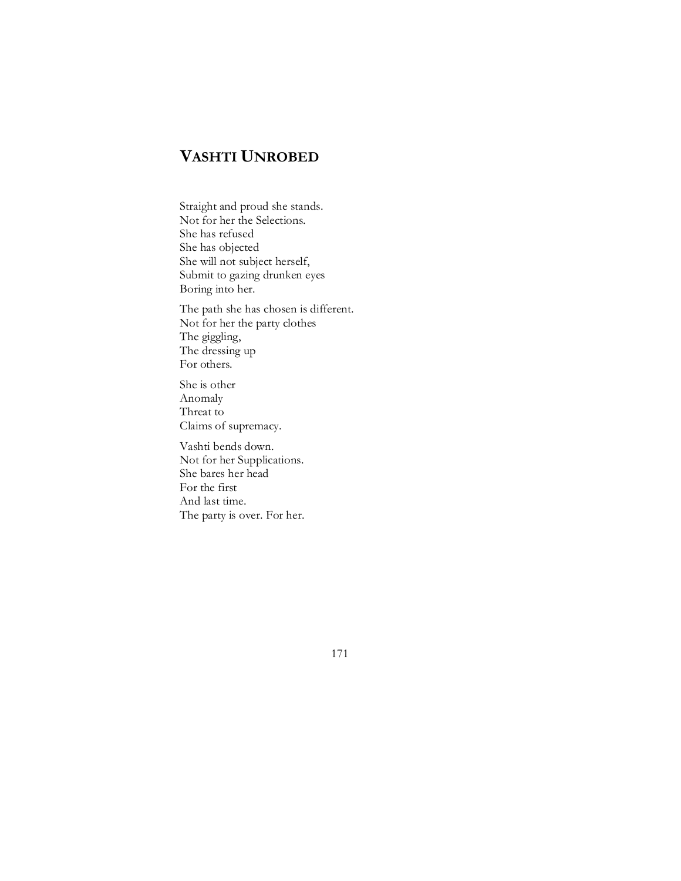## VASHTI UNROBED

Straight and proud she stands.  
Not for her the Selections.  
She has refused  
She has objected  
She will not subject herself,  
Submit to gazing drunken eyes  
Boring into her.

The path she has chosen is different.  
Not for her the party clothes  
The giggling,  
The dressing up  
For others.

She is other  
Anomaly  
Threat to  
Claims of supremacy.

Vashti bends down.  
Not for her Supplications.  
She bares her head  
For the first  
And last time.  
The party is over. For her.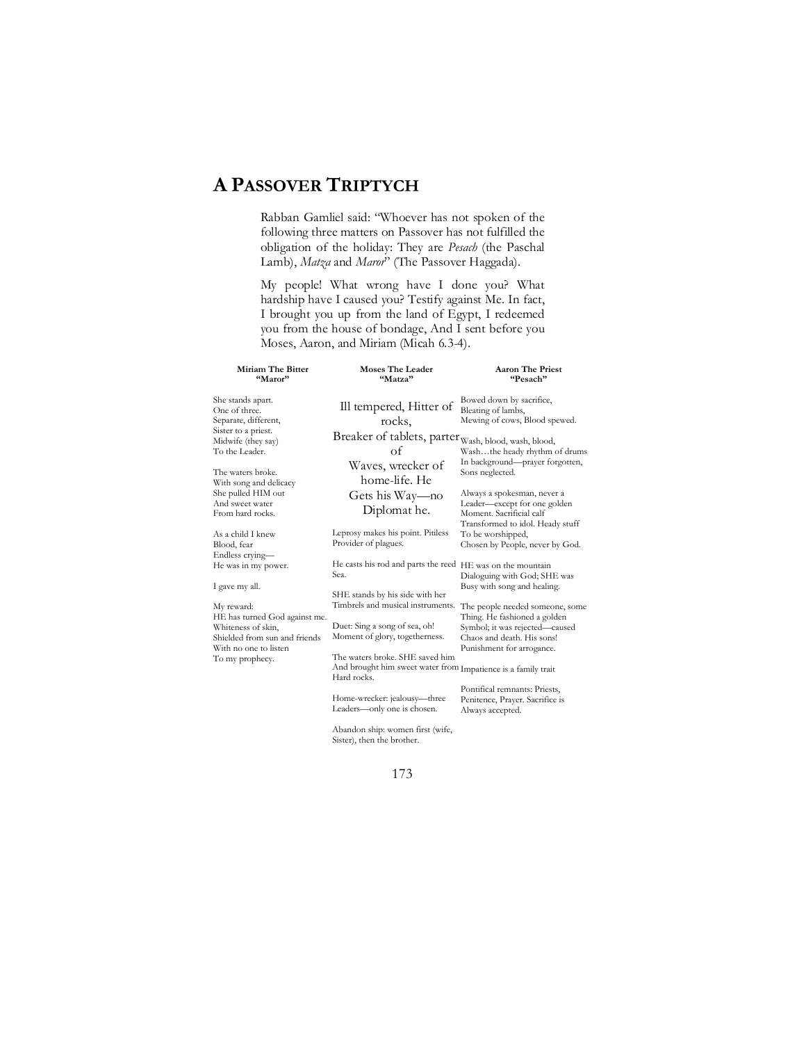# A Passover Triptych

> Rabban Gamliel said: "Whoever has not spoken of the following three matters on Passover has not fulfilled the obligation of the holiday: They are *Pesach* (the Paschal Lamb), *Matza* and *Maror*" (The Passover Haggada).

> My people! What wrong have I done you? What hardship have I caused you? Testify against Me. In fact, I brought you up from the land of Egypt, I redeemed you from the house of bondage, And I sent before you Moses, Aaron, and Miriam (Micah 6.3-4).

**Miriam The Bitter**
**"Maror"**

She stands apart.
One of three.
Separate, different,
Sister to a priest.
Midwife (they say)
To the Leader.

The waters broke.
With song and delicacy
She pulled HIM out
And sweet water
From hard rocks.

As a child I knew
Blood, fear
Endless crying—
He was in my power.

I gave my all.

My reward:
HE has turned God against me.
Whiteness of skin,
Shielded from sun and friends
With no one to listen
To my prophecy.

**Moses The Leader**
**"Matza"**

Ill tempered, Hitter of rocks,
Breaker of tablets, parter of
Waves, wrecker of home-life. He
Gets his Way—no Diplomat he.

Leprosy makes his point. Pitiless
Provider of plagues.

He casts his rod and parts the reed
Sea.

SHE stands by his side with her
Timbrels and musical instruments.

Duet: Sing a song of sea, oh!
Moment of glory, togetherness.

The waters broke. SHE saved him
And brought him sweet water from
Hard rocks.

Home-wrecker: jealousy—three
Leaders—only one is chosen.

Abandon ship: women first (wife,
Sister), then the brother.

**Aaron The Priest**
**"Pesach"**

Bowed down by sacrifice,
Bleating of lambs,
Mewing of cows, Blood spewed.
Wash, blood, wash, blood,
Wash…the heady rhythm of drums
In background—prayer forgotten,
Sons neglected.

Always a spokesman, never a
Leader—except for one golden
Moment. Sacrificial calf
Transformed to idol. Heady stuff
To be worshipped,
Chosen by People, never by God.

HE was on the mountain
Dialoguing with God; SHE was
Busy with song and healing.

The people needed someone, some
Thing. He fashioned a golden
Symbol; it was rejected—caused
Chaos and death. His sons!
Punishment for arrogance.

Impatience is a family trait

Pontifical remnants: Priests,
Penitence, Prayer. Sacrifice is
Always accepted.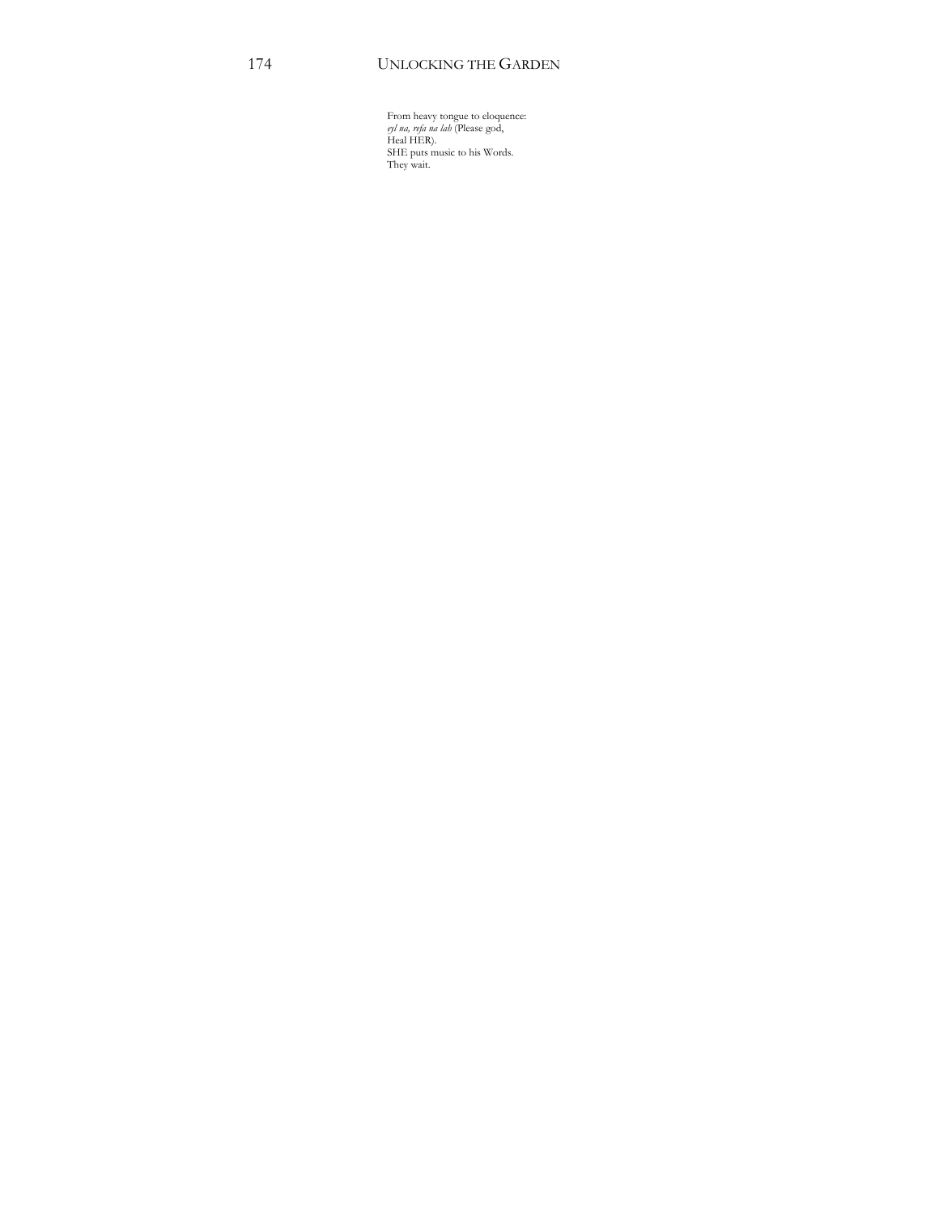From heavy tongue to eloquence:  
*eyl na, refa na lah* (Please god,  
Heal HER).  
SHE puts music to his Words.  
They wait.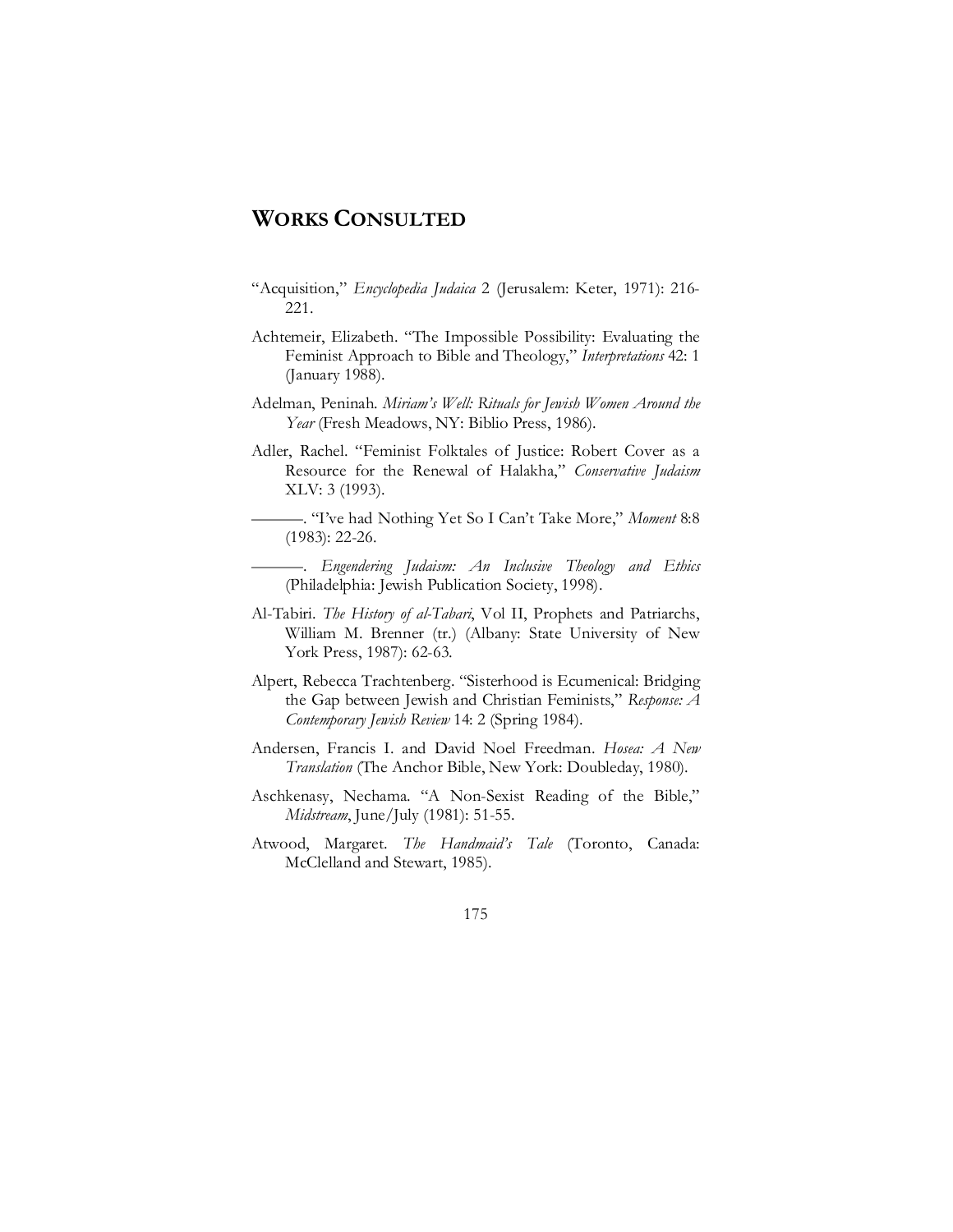# WORKS CONSULTED

"Acquisition," *Encyclopedia Judaica* 2 (Jerusalem: Keter, 1971): 216-221.

Achtemeir, Elizabeth. "The Impossible Possibility: Evaluating the Feminist Approach to Bible and Theology," *Interpretations* 42: 1 (January 1988).

Adelman, Peninah. *Miriam's Well: Rituals for Jewish Women Around the Year* (Fresh Meadows, NY: Biblio Press, 1986).

Adler, Rachel. "Feminist Folktales of Justice: Robert Cover as a Resource for the Renewal of Halakha," *Conservative Judaism* XLV: 3 (1993).

———. "I've had Nothing Yet So I Can't Take More," *Moment* 8:8 (1983): 22-26.

———. *Engendering Judaism: An Inclusive Theology and Ethics* (Philadelphia: Jewish Publication Society, 1998).

Al-Tabiri. *The History of al-Tabari*, Vol II, Prophets and Patriarchs, William M. Brenner (tr.) (Albany: State University of New York Press, 1987): 62-63.

Alpert, Rebecca Trachtenberg. "Sisterhood is Ecumenical: Bridging the Gap between Jewish and Christian Feminists," *Response: A Contemporary Jewish Review* 14: 2 (Spring 1984).

Andersen, Francis I. and David Noel Freedman. *Hosea: A New Translation* (The Anchor Bible, New York: Doubleday, 1980).

Aschkenasy, Nechama. "A Non-Sexist Reading of the Bible," *Midstream*, June/July (1981): 51-55.

Atwood, Margaret. *The Handmaid's Tale* (Toronto, Canada: McClelland and Stewart, 1985).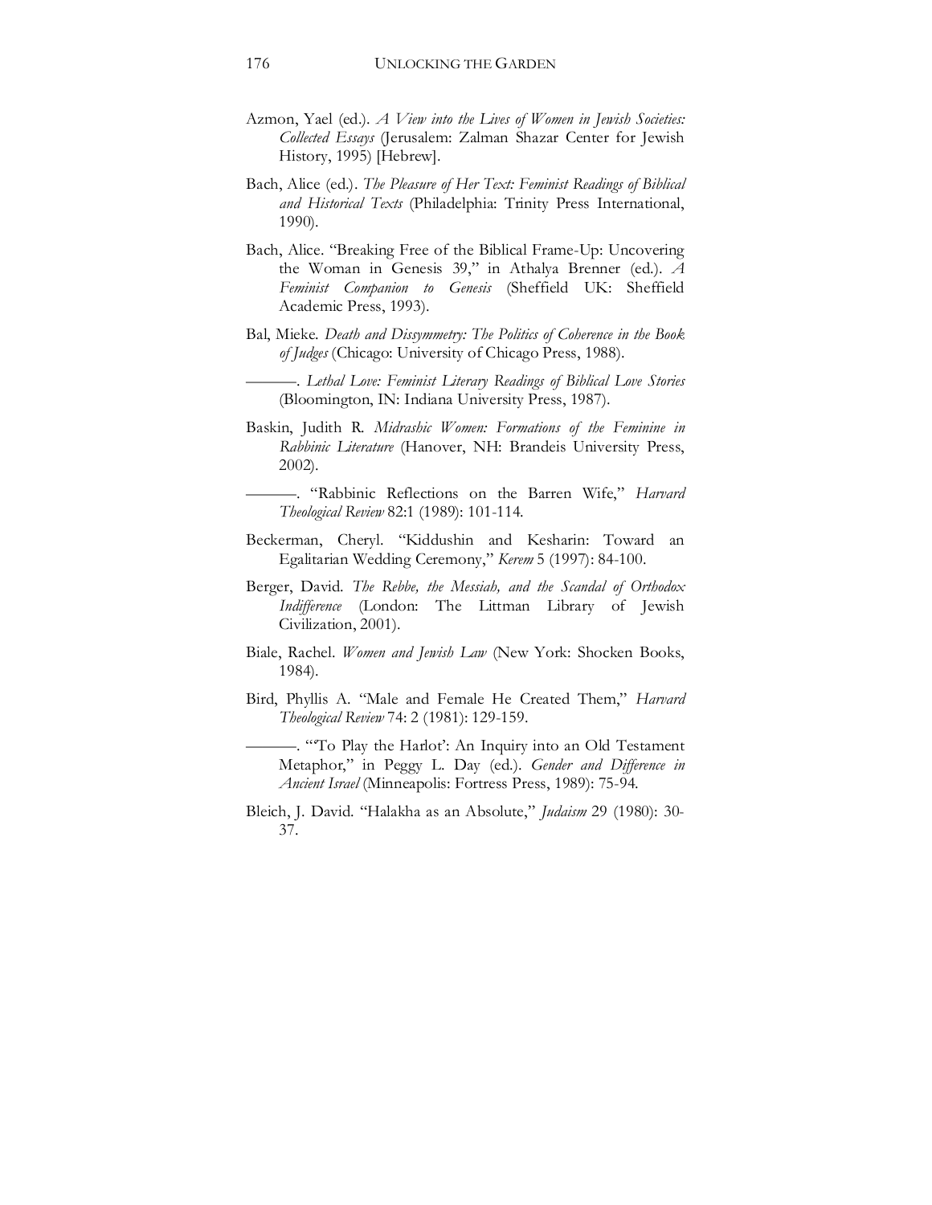Azmon, Yael (ed.). *A View into the Lives of Women in Jewish Societies: Collected Essays* (Jerusalem: Zalman Shazar Center for Jewish History, 1995) [Hebrew].

Bach, Alice (ed.). *The Pleasure of Her Text: Feminist Readings of Biblical and Historical Texts* (Philadelphia: Trinity Press International, 1990).

Bach, Alice. "Breaking Free of the Biblical Frame-Up: Uncovering the Woman in Genesis 39," in Athalya Brenner (ed.). *A Feminist Companion to Genesis* (Sheffield UK: Sheffield Academic Press, 1993).

Bal, Mieke. *Death and Dissymmetry: The Politics of Coherence in the Book of Judges* (Chicago: University of Chicago Press, 1988).

———. *Lethal Love: Feminist Literary Readings of Biblical Love Stories* (Bloomington, IN: Indiana University Press, 1987).

Baskin, Judith R. *Midrashic Women: Formations of the Feminine in Rabbinic Literature* (Hanover, NH: Brandeis University Press, 2002).

———. "Rabbinic Reflections on the Barren Wife," *Harvard Theological Review* 82:1 (1989): 101-114.

Beckerman, Cheryl. "Kiddushin and Kesharin: Toward an Egalitarian Wedding Ceremony," *Kerem* 5 (1997): 84-100.

Berger, David. *The Rebbe, the Messiah, and the Scandal of Orthodox Indifference* (London: The Littman Library of Jewish Civilization, 2001).

Biale, Rachel. *Women and Jewish Law* (New York: Shocken Books, 1984).

Bird, Phyllis A. "Male and Female He Created Them," *Harvard Theological Review* 74: 2 (1981): 129-159.

———. "'To Play the Harlot': An Inquiry into an Old Testament Metaphor," in Peggy L. Day (ed.). *Gender and Difference in Ancient Israel* (Minneapolis: Fortress Press, 1989): 75-94.

Bleich, J. David. "Halakha as an Absolute," *Judaism* 29 (1980): 30-37.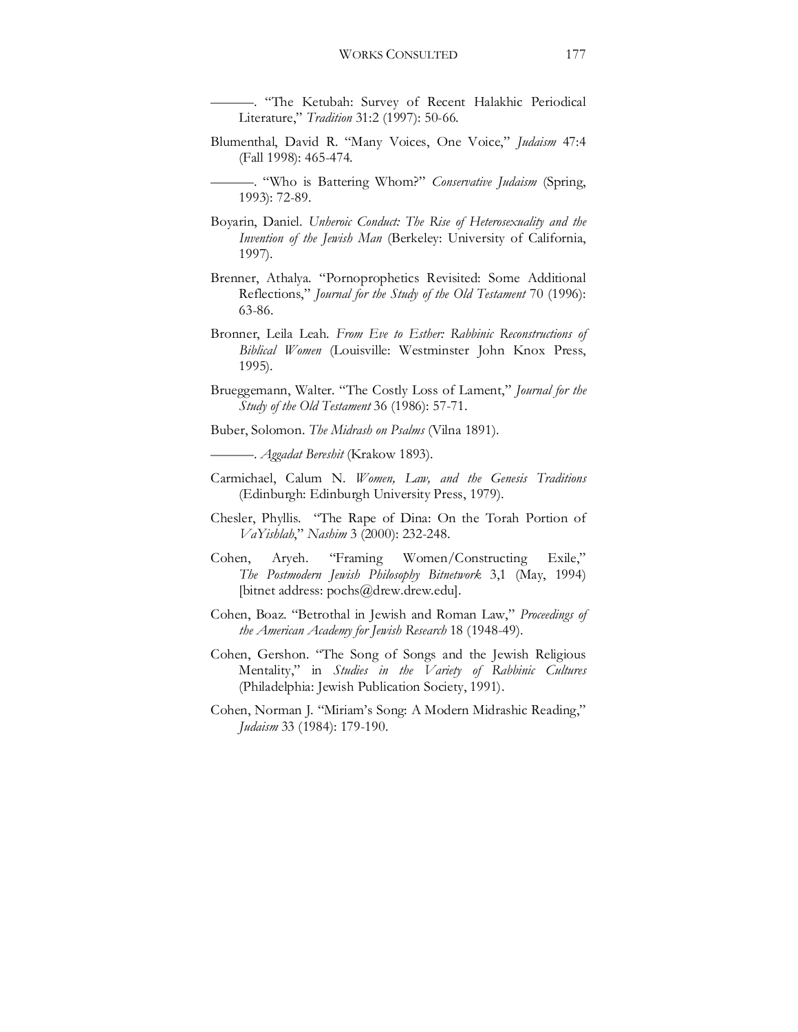———. "The Ketubah: Survey of Recent Halakhic Periodical Literature," *Tradition* 31:2 (1997): 50-66.

Blumenthal, David R. "Many Voices, One Voice," *Judaism* 47:4 (Fall 1998): 465-474.

———. "Who is Battering Whom?" *Conservative Judaism* (Spring, 1993): 72-89.

Boyarin, Daniel. *Unheroic Conduct: The Rise of Heterosexuality and the Invention of the Jewish Man* (Berkeley: University of California, 1997).

Brenner, Athalya. "Pornoprophetics Revisited: Some Additional Reflections," *Journal for the Study of the Old Testament* 70 (1996): 63-86.

Bronner, Leila Leah. *From Eve to Esther: Rabbinic Reconstructions of Biblical Women* (Louisville: Westminster John Knox Press, 1995).

Brueggemann, Walter. "The Costly Loss of Lament," *Journal for the Study of the Old Testament* 36 (1986): 57-71.

Buber, Solomon. *The Midrash on Psalms* (Vilna 1891).

———. *Aggadat Bereshit* (Krakow 1893).

Carmichael, Calum N. *Women, Law, and the Genesis Traditions* (Edinburgh: Edinburgh University Press, 1979).

Chesler, Phyllis. "The Rape of Dina: On the Torah Portion of *VaYishlah*," *Nashim* 3 (2000): 232-248.

Cohen, Aryeh. "Framing Women/Constructing Exile," *The Postmodern Jewish Philosophy Bitnetwork* 3,1 (May, 1994) [bitnet address: pochs@drew.drew.edu].

Cohen, Boaz. "Betrothal in Jewish and Roman Law," *Proceedings of the American Academy for Jewish Research* 18 (1948-49).

Cohen, Gershon. "The Song of Songs and the Jewish Religious Mentality," in *Studies in the Variety of Rabbinic Cultures* (Philadelphia: Jewish Publication Society, 1991).

Cohen, Norman J. "Miriam's Song: A Modern Midrashic Reading," *Judaism* 33 (1984): 179-190.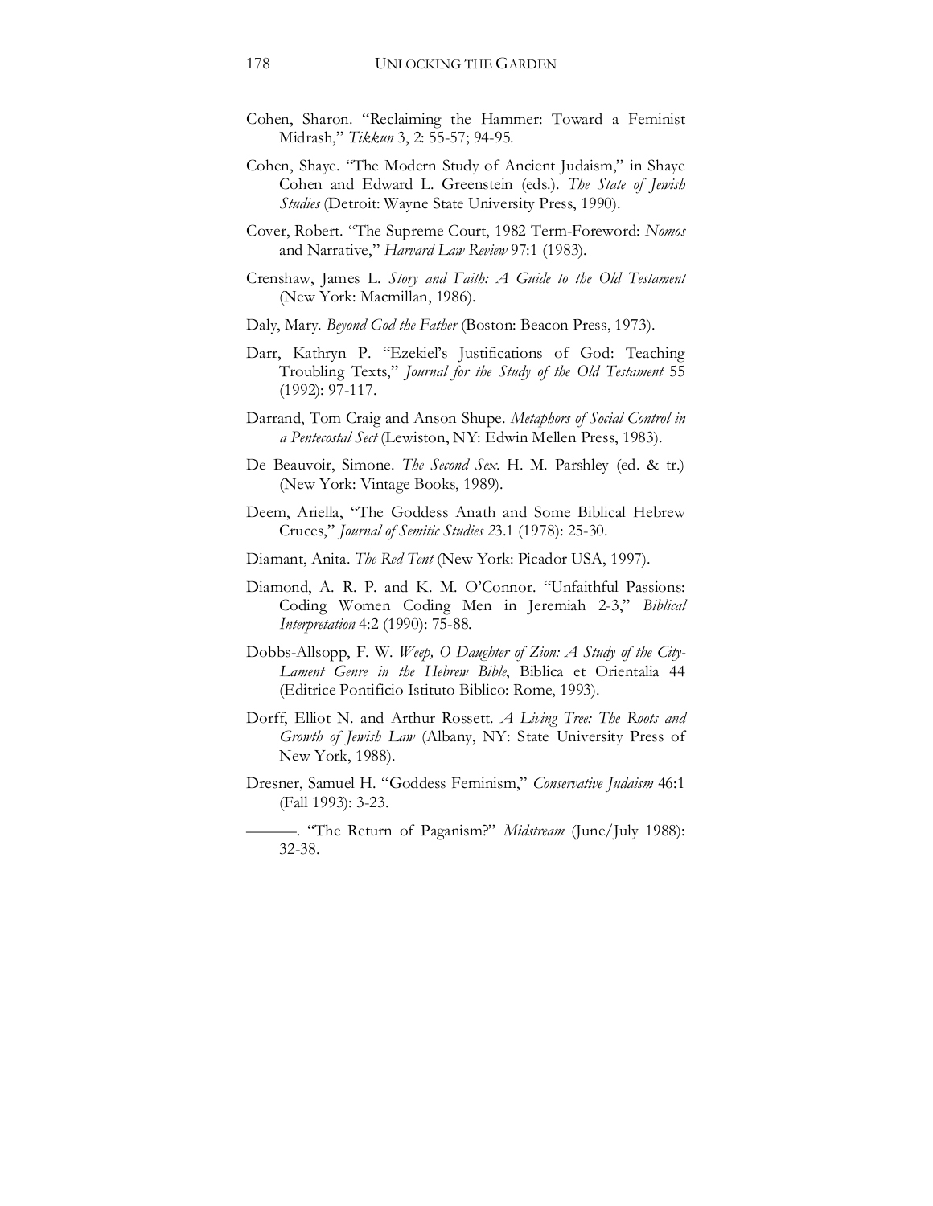Cohen, Sharon. "Reclaiming the Hammer: Toward a Feminist Midrash," *Tikkun* 3, 2: 55-57; 94-95.

Cohen, Shaye. "The Modern Study of Ancient Judaism," in Shaye Cohen and Edward L. Greenstein (eds.). *The State of Jewish Studies* (Detroit: Wayne State University Press, 1990).

Cover, Robert. "The Supreme Court, 1982 Term-Foreword: *Nomos* and Narrative," *Harvard Law Review* 97:1 (1983).

Crenshaw, James L. *Story and Faith: A Guide to the Old Testament* (New York: Macmillan, 1986).

Daly, Mary. *Beyond God the Father* (Boston: Beacon Press, 1973).

Darr, Kathryn P. "Ezekiel's Justifications of God: Teaching Troubling Texts," *Journal for the Study of the Old Testament* 55 (1992): 97-117.

Darrand, Tom Craig and Anson Shupe. *Metaphors of Social Control in a Pentecostal Sect* (Lewiston, NY: Edwin Mellen Press, 1983).

De Beauvoir, Simone. *The Second Sex*. H. M. Parshley (ed. & tr.) (New York: Vintage Books, 1989).

Deem, Ariella, "The Goddess Anath and Some Biblical Hebrew Cruces," *Journal of Semitic Studies 2*3.1 (1978): 25-30.

Diamant, Anita. *The Red Tent* (New York: Picador USA, 1997).

Diamond, A. R. P. and K. M. O'Connor. "Unfaithful Passions: Coding Women Coding Men in Jeremiah 2-3," *Biblical Interpretation* 4:2 (1990): 75-88.

Dobbs-Allsopp, F. W. *Weep, O Daughter of Zion: A Study of the City-Lament Genre in the Hebrew Bible*, Biblica et Orientalia 44 (Editrice Pontificio Istituto Biblico: Rome, 1993).

Dorff, Elliot N. and Arthur Rossett. *A Living Tree: The Roots and Growth of Jewish Law* (Albany, NY: State University Press of New York, 1988).

Dresner, Samuel H. "Goddess Feminism," *Conservative Judaism* 46:1 (Fall 1993): 3-23.

———. "The Return of Paganism?" *Midstream* (June/July 1988): 32-38.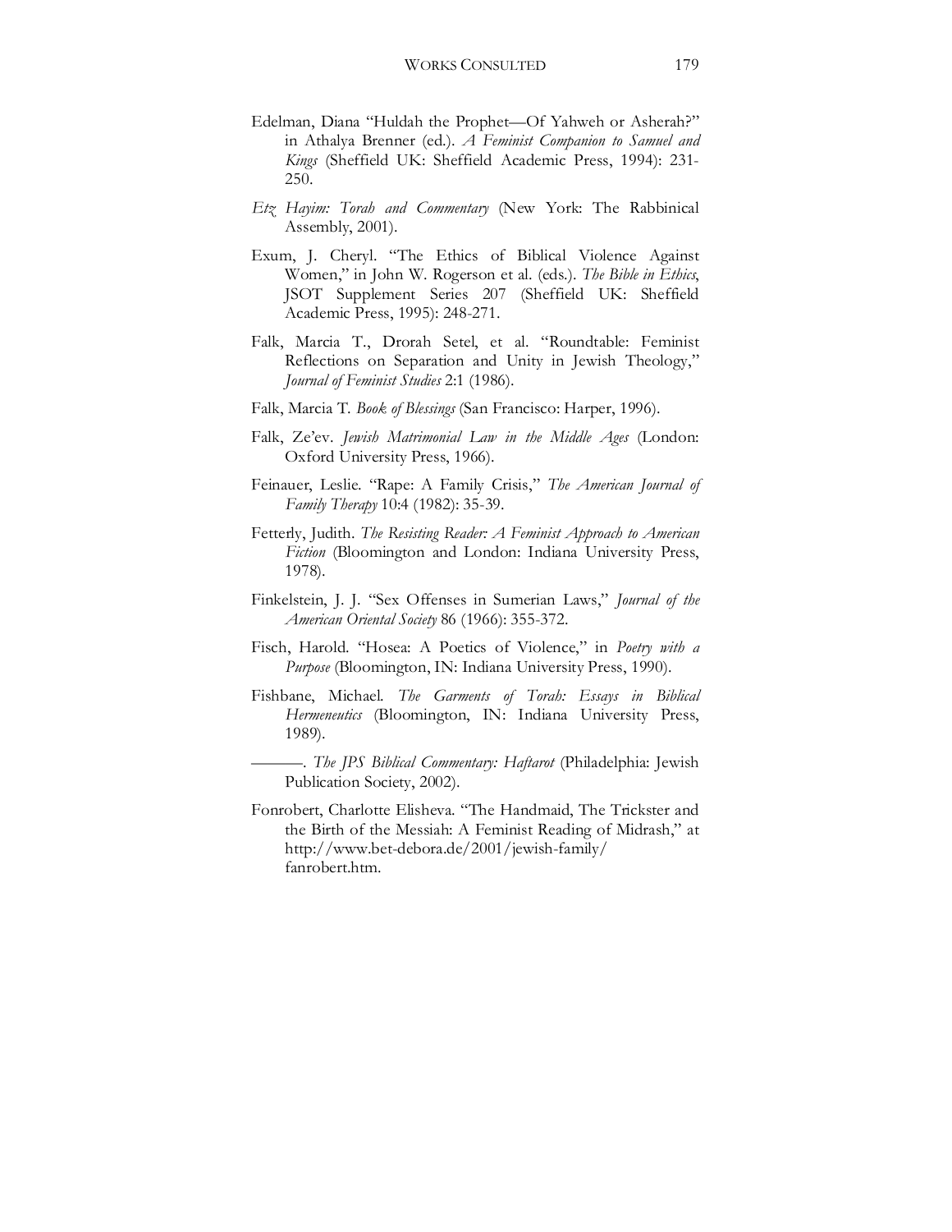Edelman, Diana "Huldah the Prophet—Of Yahweh or Asherah?" in Athalya Brenner (ed.). *A Feminist Companion to Samuel and Kings* (Sheffield UK: Sheffield Academic Press, 1994): 231-250.

*Etz Hayim: Torah and Commentary* (New York: The Rabbinical Assembly, 2001).

Exum, J. Cheryl. "The Ethics of Biblical Violence Against Women," in John W. Rogerson et al. (eds.). *The Bible in Ethics*, JSOT Supplement Series 207 (Sheffield UK: Sheffield Academic Press, 1995): 248-271.

Falk, Marcia T., Drorah Setel, et al. "Roundtable: Feminist Reflections on Separation and Unity in Jewish Theology," *Journal of Feminist Studies* 2:1 (1986).

Falk, Marcia T. *Book of Blessings* (San Francisco: Harper, 1996).

Falk, Ze'ev. *Jewish Matrimonial Law in the Middle Ages* (London: Oxford University Press, 1966).

Feinauer, Leslie. "Rape: A Family Crisis," *The American Journal of Family Therapy* 10:4 (1982): 35-39.

Fetterly, Judith. *The Resisting Reader: A Feminist Approach to American Fiction* (Bloomington and London: Indiana University Press, 1978).

Finkelstein, J. J. "Sex Offenses in Sumerian Laws," *Journal of the American Oriental Society* 86 (1966): 355-372.

Fisch, Harold. "Hosea: A Poetics of Violence," in *Poetry with a Purpose* (Bloomington, IN: Indiana University Press, 1990).

Fishbane, Michael. *The Garments of Torah: Essays in Biblical Hermeneutics* (Bloomington, IN: Indiana University Press, 1989).

———. *The JPS Biblical Commentary: Haftarot* (Philadelphia: Jewish Publication Society, 2002).

Fonrobert, Charlotte Elisheva. "The Handmaid, The Trickster and the Birth of the Messiah: A Feminist Reading of Midrash," at http://www.bet-debora.de/2001/jewish-family/fanrobert.htm.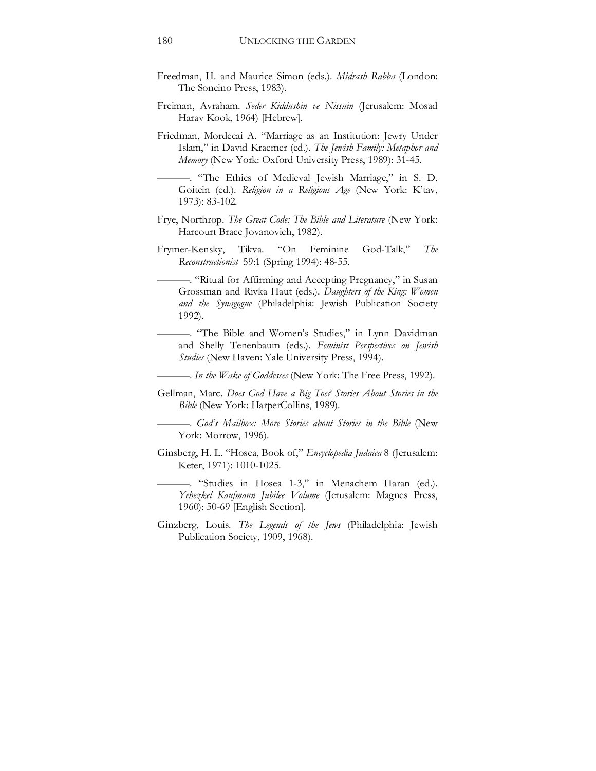Freedman, H. and Maurice Simon (eds.). *Midrash Rabba* (London: The Soncino Press, 1983).

Freiman, Avraham. *Seder Kiddushin ve Nissuin* (Jerusalem: Mosad Harav Kook, 1964) [Hebrew].

Friedman, Mordecai A. "Marriage as an Institution: Jewry Under Islam," in David Kraemer (ed.). *The Jewish Family: Metaphor and Memory* (New York: Oxford University Press, 1989): 31-45.

———. "The Ethics of Medieval Jewish Marriage," in S. D. Goitein (ed.). *Religion in a Religious Age* (New York: K'tav, 1973): 83-102.

Frye, Northrop. *The Great Code: The Bible and Literature* (New York: Harcourt Brace Jovanovich, 1982).

Frymer-Kensky, Tikva. "On Feminine God-Talk," *The Reconstructionist* 59:1 (Spring 1994): 48-55.

———. "Ritual for Affirming and Accepting Pregnancy," in Susan Grossman and Rivka Haut (eds.). *Daughters of the King: Women and the Synagogue* (Philadelphia: Jewish Publication Society 1992).

———. "The Bible and Women's Studies," in Lynn Davidman and Shelly Tenenbaum (eds.). *Feminist Perspectives on Jewish Studies* (New Haven: Yale University Press, 1994).

———. *In the Wake of Goddesses* (New York: The Free Press, 1992).

Gellman, Marc. *Does God Have a Big Toe? Stories About Stories in the Bible* (New York: HarperCollins, 1989).

———. *God's Mailbox: More Stories about Stories in the Bible* (New York: Morrow, 1996).

Ginsberg, H. L. "Hosea, Book of," *Encyclopedia Judaica* 8 (Jerusalem: Keter, 1971): 1010-1025.

———. "Studies in Hosea 1-3," in Menachem Haran (ed.). *Yehezkel Kaufmann Jubilee Volume* (Jerusalem: Magnes Press, 1960): 50-69 [English Section].

Ginzberg, Louis. *The Legends of the Jews* (Philadelphia: Jewish Publication Society, 1909, 1968).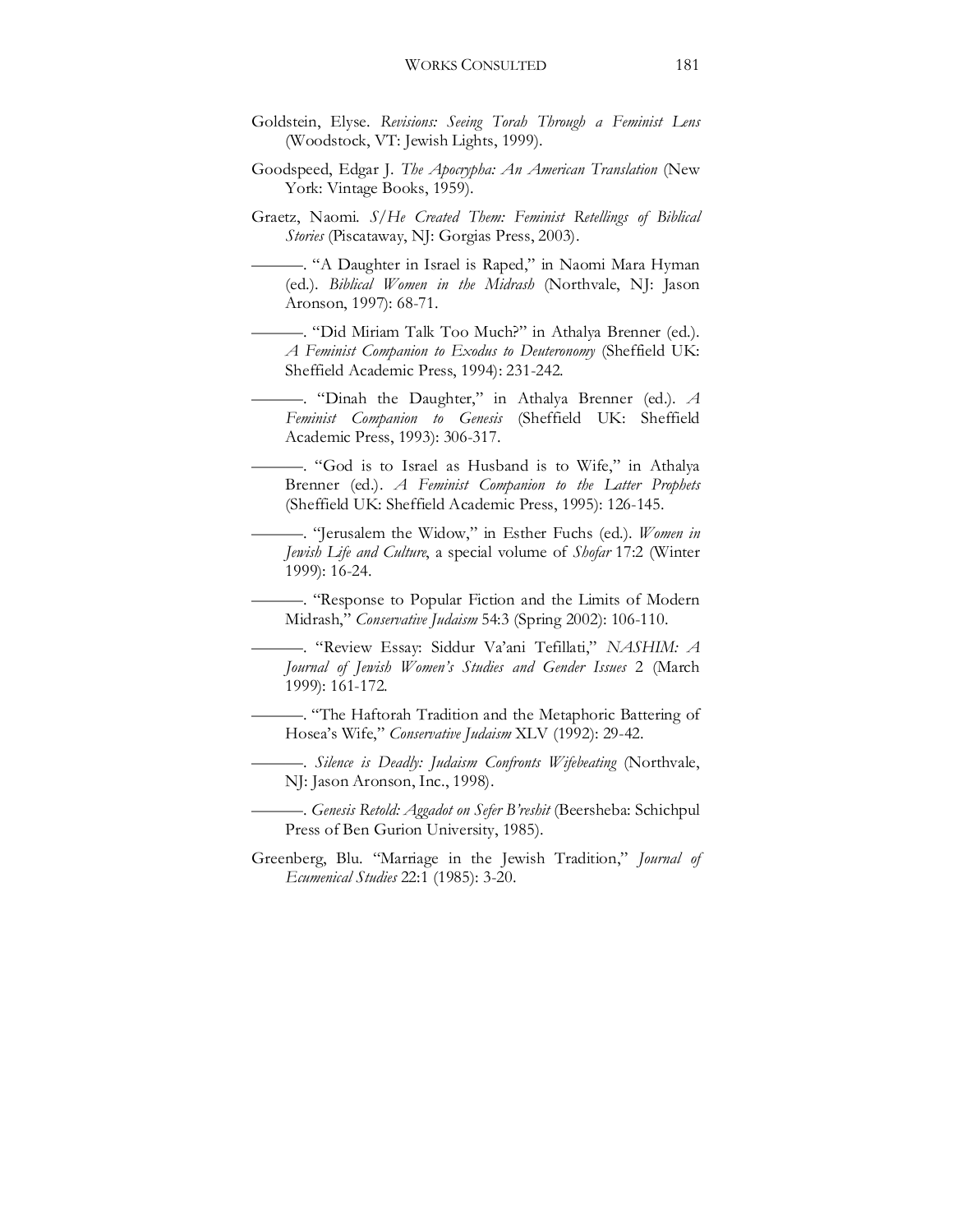Goldstein, Elyse. *Revisions: Seeing Torah Through a Feminist Lens* (Woodstock, VT: Jewish Lights, 1999).

Goodspeed, Edgar J. *The Apocrypha: An American Translation* (New York: Vintage Books, 1959).

Graetz, Naomi. *S/He Created Them: Feminist Retellings of Biblical Stories* (Piscataway, NJ: Gorgias Press, 2003).

———. "A Daughter in Israel is Raped," in Naomi Mara Hyman (ed.). *Biblical Women in the Midrash* (Northvale, NJ: Jason Aronson, 1997): 68-71.

———. "Did Miriam Talk Too Much?" in Athalya Brenner (ed.). *A Feminist Companion to Exodus to Deuteronomy* (Sheffield UK: Sheffield Academic Press, 1994): 231-242.

———. "Dinah the Daughter," in Athalya Brenner (ed.). *A Feminist Companion to Genesis* (Sheffield UK: Sheffield Academic Press, 1993): 306-317.

———. "God is to Israel as Husband is to Wife," in Athalya Brenner (ed.). *A Feminist Companion to the Latter Prophets* (Sheffield UK: Sheffield Academic Press, 1995): 126-145.

———. "Jerusalem the Widow," in Esther Fuchs (ed.). *Women in Jewish Life and Culture*, a special volume of *Shofar* 17:2 (Winter 1999): 16-24.

———. "Response to Popular Fiction and the Limits of Modern Midrash," *Conservative Judaism* 54:3 (Spring 2002): 106-110.

———. "Review Essay: Siddur Va'ani Tefillati," *NASHIM: A Journal of Jewish Women's Studies and Gender Issues* 2 (March 1999): 161-172.

———. "The Haftorah Tradition and the Metaphoric Battering of Hosea's Wife," *Conservative Judaism* XLV (1992): 29-42.

———. *Silence is Deadly: Judaism Confronts Wifebeating* (Northvale, NJ: Jason Aronson, Inc., 1998).

———. *Genesis Retold: Aggadot on Sefer B'reshit* (Beersheba: Schichpul Press of Ben Gurion University, 1985).

Greenberg, Blu. "Marriage in the Jewish Tradition," *Journal of Ecumenical Studies* 22:1 (1985): 3-20.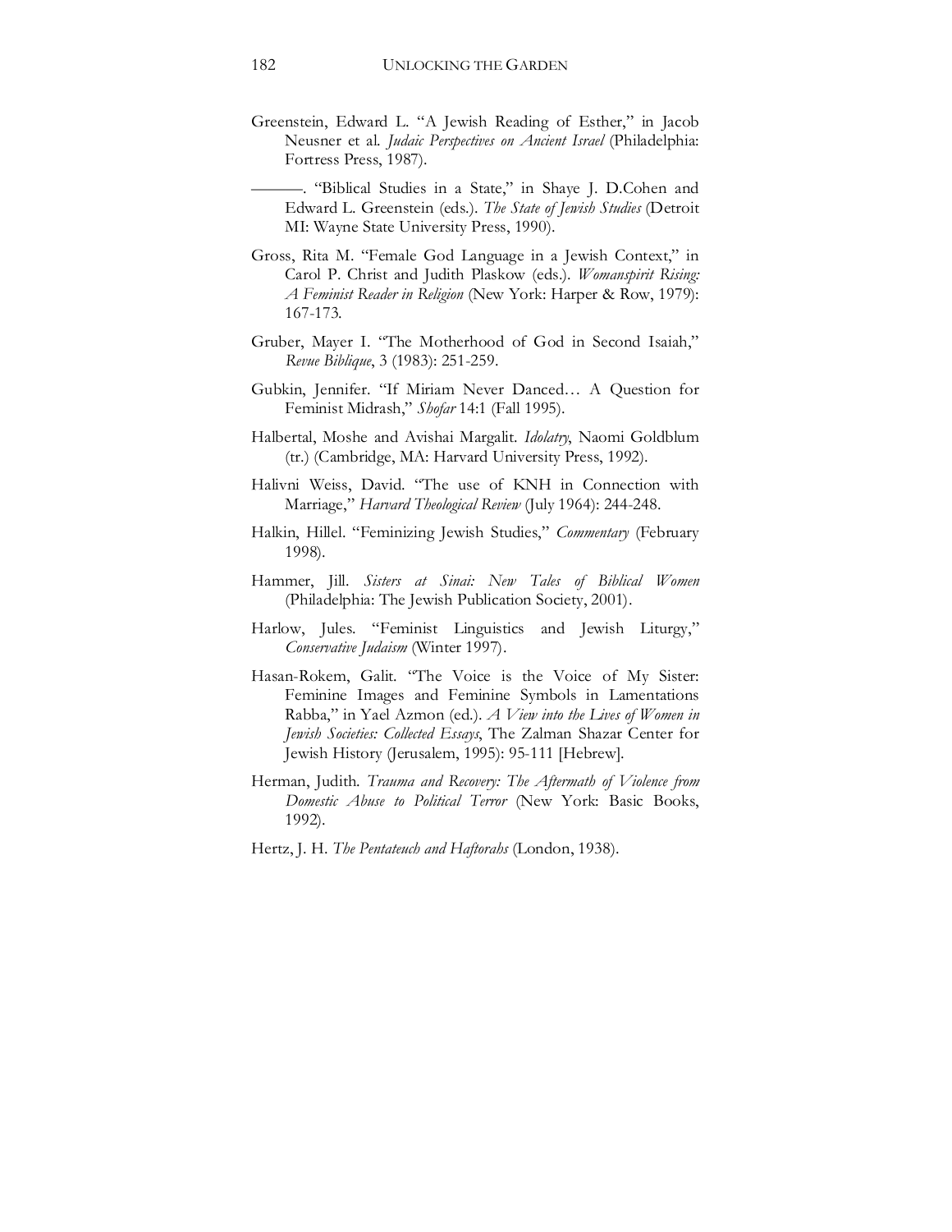Greenstein, Edward L. "A Jewish Reading of Esther," in Jacob Neusner et al. *Judaic Perspectives on Ancient Israel* (Philadelphia: Fortress Press, 1987).

———. "Biblical Studies in a State," in Shaye J. D.Cohen and Edward L. Greenstein (eds.). *The State of Jewish Studies* (Detroit MI: Wayne State University Press, 1990).

Gross, Rita M. "Female God Language in a Jewish Context," in Carol P. Christ and Judith Plaskow (eds.). *Womanspirit Rising: A Feminist Reader in Religion* (New York: Harper & Row, 1979): 167-173.

Gruber, Mayer I. "The Motherhood of God in Second Isaiah," *Revue Biblique*, 3 (1983): 251-259.

Gubkin, Jennifer. "If Miriam Never Danced… A Question for Feminist Midrash," *Shofar* 14:1 (Fall 1995).

Halbertal, Moshe and Avishai Margalit. *Idolatry*, Naomi Goldblum (tr.) (Cambridge, MA: Harvard University Press, 1992).

Halivni Weiss, David. "The use of KNH in Connection with Marriage," *Harvard Theological Review* (July 1964): 244-248.

Halkin, Hillel. "Feminizing Jewish Studies," *Commentary* (February 1998).

Hammer, Jill. *Sisters at Sinai: New Tales of Biblical Women* (Philadelphia: The Jewish Publication Society, 2001).

Harlow, Jules. "Feminist Linguistics and Jewish Liturgy," *Conservative Judaism* (Winter 1997).

Hasan-Rokem, Galit. "The Voice is the Voice of My Sister: Feminine Images and Feminine Symbols in Lamentations Rabba," in Yael Azmon (ed.). *A View into the Lives of Women in Jewish Societies: Collected Essays*, The Zalman Shazar Center for Jewish History (Jerusalem, 1995): 95-111 [Hebrew].

Herman, Judith. *Trauma and Recovery: The Aftermath of Violence from Domestic Abuse to Political Terror* (New York: Basic Books, 1992).

Hertz, J. H. *The Pentateuch and Haftorahs* (London, 1938).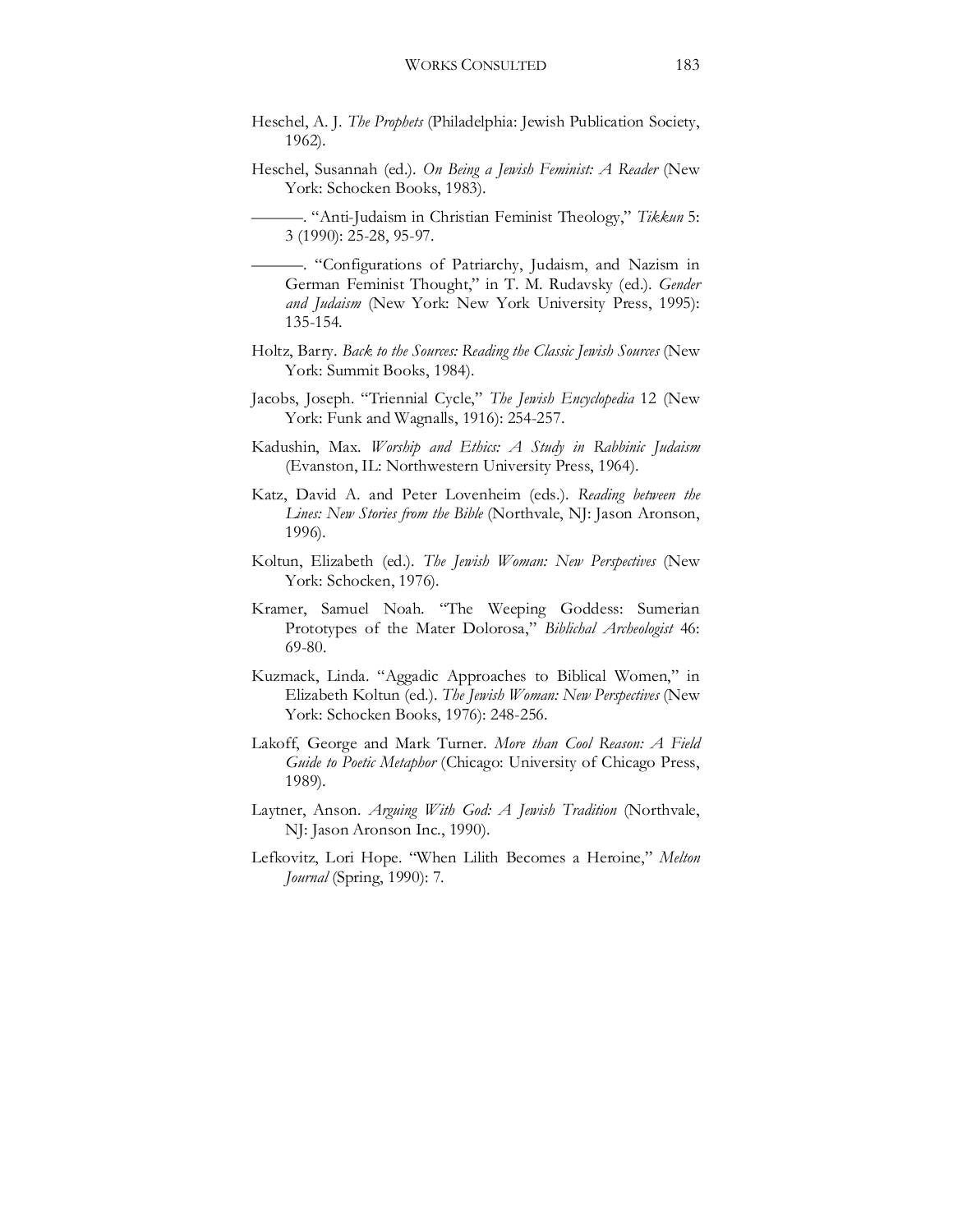Heschel, A. J. *The Prophets* (Philadelphia: Jewish Publication Society, 1962).

Heschel, Susannah (ed.). *On Being a Jewish Feminist: A Reader* (New York: Schocken Books, 1983).

———. "Anti-Judaism in Christian Feminist Theology," *Tikkun* 5: 3 (1990): 25-28, 95-97.

———. "Configurations of Patriarchy, Judaism, and Nazism in German Feminist Thought," in T. M. Rudavsky (ed.). *Gender and Judaism* (New York: New York University Press, 1995): 135-154.

Holtz, Barry. *Back to the Sources: Reading the Classic Jewish Sources* (New York: Summit Books, 1984).

Jacobs, Joseph. "Triennial Cycle," *The Jewish Encyclopedia* 12 (New York: Funk and Wagnalls, 1916): 254-257.

Kadushin, Max. *Worship and Ethics: A Study in Rabbinic Judaism* (Evanston, IL: Northwestern University Press, 1964).

Katz, David A. and Peter Lovenheim (eds.). *Reading between the Lines: New Stories from the Bible* (Northvale, NJ: Jason Aronson, 1996).

Koltun, Elizabeth (ed.). *The Jewish Woman: New Perspectives* (New York: Schocken, 1976).

Kramer, Samuel Noah. "The Weeping Goddess: Sumerian Prototypes of the Mater Dolorosa," *Biblichal Archeologist* 46: 69-80.

Kuzmack, Linda. "Aggadic Approaches to Biblical Women," in Elizabeth Koltun (ed.). *The Jewish Woman: New Perspectives* (New York: Schocken Books, 1976): 248-256.

Lakoff, George and Mark Turner. *More than Cool Reason: A Field Guide to Poetic Metaphor* (Chicago: University of Chicago Press, 1989).

Laytner, Anson. *Arguing With God: A Jewish Tradition* (Northvale, NJ: Jason Aronson Inc., 1990).

Lefkovitz, Lori Hope. "When Lilith Becomes a Heroine," *Melton Journal* (Spring, 1990): 7.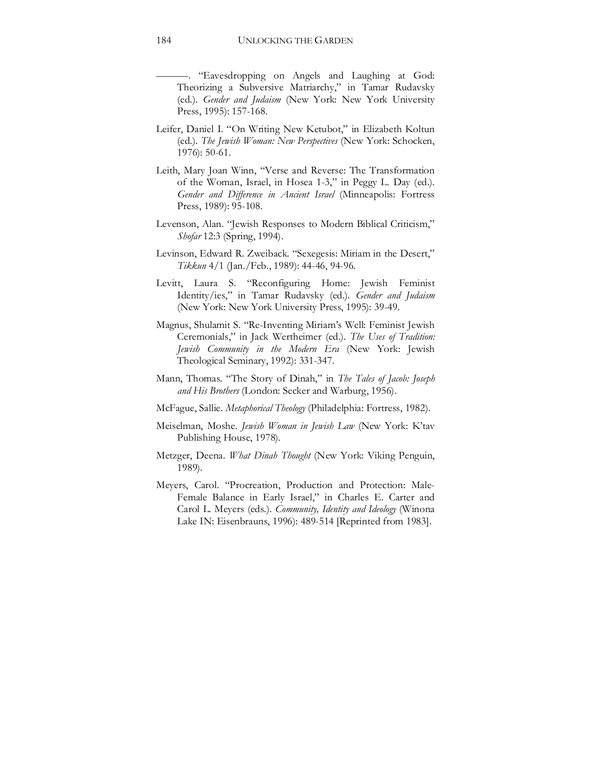———. "Eavesdropping on Angels and Laughing at God: Theorizing a Subversive Matriarchy," in Tamar Rudavsky (ed.). *Gender and Judaism* (New York: New York University Press, 1995): 157-168.

Leifer, Daniel I. "On Writing New Ketubot," in Elizabeth Koltun (ed.). *The Jewish Woman: New Perspectives* (New York: Schocken, 1976): 50-61.

Leith, Mary Joan Winn, "Verse and Reverse: The Transformation of the Woman, Israel, in Hosea 1-3," in Peggy L. Day (ed.). *Gender and Difference in Ancient Israel* (Minneapolis: Fortress Press, 1989): 95-108.

Levenson, Alan. "Jewish Responses to Modern Biblical Criticism," *Shofar* 12:3 (Spring, 1994).

Levinson, Edward R. Zweiback. "Sexegesis: Miriam in the Desert," *Tikkun* 4/1 (Jan./Feb., 1989): 44-46, 94-96.

Levitt, Laura S. "Reconfiguring Home: Jewish Feminist Identity/ies," in Tamar Rudavsky (ed.). *Gender and Judaism* (New York: New York University Press, 1995): 39-49.

Magnus, Shulamit S. "Re-Inventing Miriam's Well: Feminist Jewish Ceremonials," in Jack Wertheimer (ed.). *The Uses of Tradition: Jewish Community in the Modern Era* (New York: Jewish Theological Seminary, 1992): 331-347.

Mann, Thomas. "The Story of Dinah," in *The Tales of Jacob: Joseph and His Brothers* (London: Secker and Warburg, 1956).

McFague, Sallie. *Metaphorical Theology* (Philadelphia: Fortress, 1982).

Meiselman, Moshe. *Jewish Woman in Jewish Law* (New York: K'tav Publishing House, 1978).

Metzger, Deena. *What Dinah Thought* (New York: Viking Penguin, 1989).

Meyers, Carol. "Procreation, Production and Protection: Male-Female Balance in Early Israel," in Charles E. Carter and Carol L. Meyers (eds.). *Community, Identity and Ideology* (Winona Lake IN: Eisenbrauns, 1996): 489-514 [Reprinted from 1983].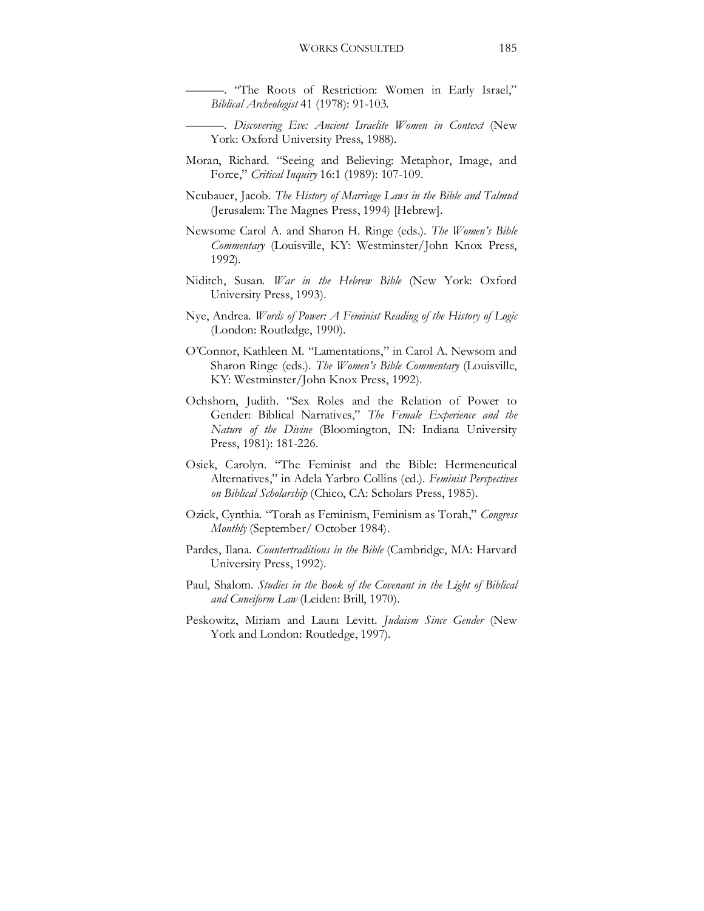———. "The Roots of Restriction: Women in Early Israel," *Biblical Archeologist* 41 (1978): 91-103.

———. *Discovering Eve: Ancient Israelite Women in Context* (New York: Oxford University Press, 1988).

Moran, Richard. "Seeing and Believing: Metaphor, Image, and Force," *Critical Inquiry* 16:1 (1989): 107-109.

Neubauer, Jacob. *The History of Marriage Laws in the Bible and Talmud* (Jerusalem: The Magnes Press, 1994) [Hebrew].

Newsome Carol A. and Sharon H. Ringe (eds.). *The Women's Bible Commentary* (Louisville, KY: Westminster/John Knox Press, 1992).

Niditch, Susan. *War in the Hebrew Bible* (New York: Oxford University Press, 1993).

Nye, Andrea. *Words of Power: A Feminist Reading of the History of Logic* (London: Routledge, 1990).

O'Connor, Kathleen M. "Lamentations," in Carol A. Newsom and Sharon Ringe (eds.). *The Women's Bible Commentary* (Louisville, KY: Westminster/John Knox Press, 1992).

Ochshorn, Judith. "Sex Roles and the Relation of Power to Gender: Biblical Narratives," *The Female Experience and the Nature of the Divine* (Bloomington, IN: Indiana University Press, 1981): 181-226.

Osiek, Carolyn. "The Feminist and the Bible: Hermeneutical Alternatives," in Adela Yarbro Collins (ed.). *Feminist Perspectives on Biblical Scholarship* (Chico, CA: Scholars Press, 1985).

Ozick, Cynthia. "Torah as Feminism, Feminism as Torah," *Congress Monthly* (September/ October 1984).

Pardes, Ilana. *Countertraditions in the Bible* (Cambridge, MA: Harvard University Press, 1992).

Paul, Shalom. *Studies in the Book of the Covenant in the Light of Biblical and Cuneiform Law* (Leiden: Brill, 1970).

Peskowitz, Miriam and Laura Levitt. *Judaism Since Gender* (New York and London: Routledge, 1997).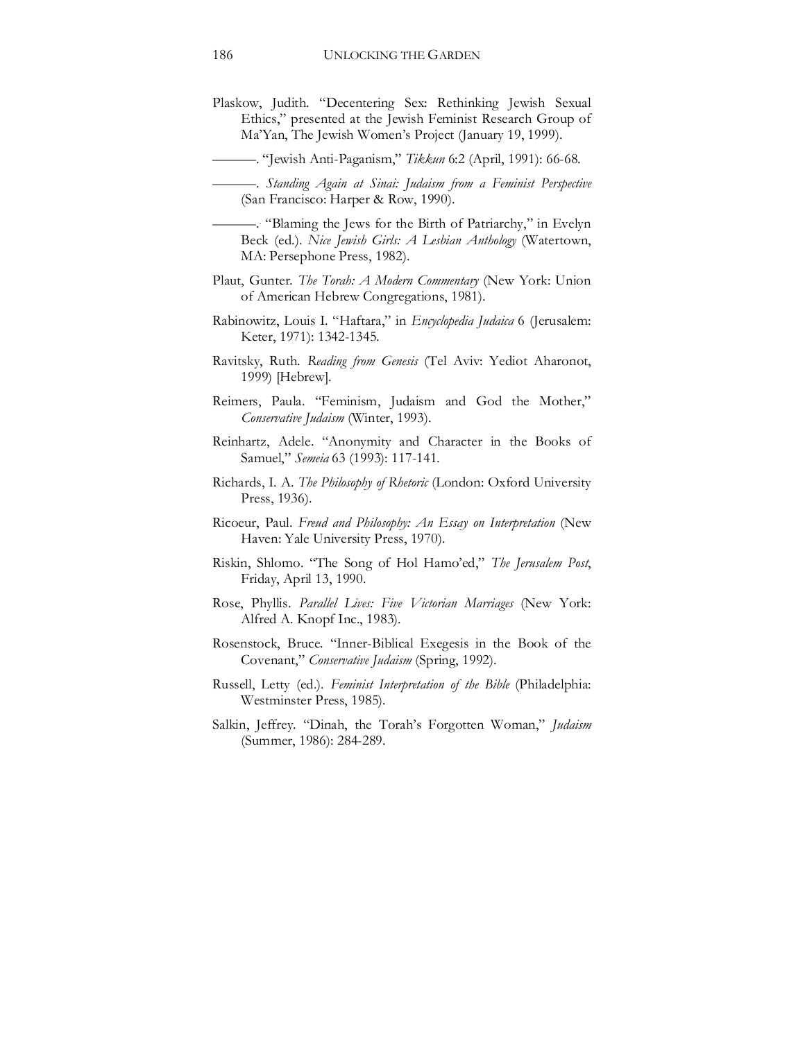Plaskow, Judith. "Decentering Sex: Rethinking Jewish Sexual Ethics," presented at the Jewish Feminist Research Group of Ma'Yan, The Jewish Women's Project (January 19, 1999).

———. "Jewish Anti-Paganism," *Tikkun* 6:2 (April, 1991): 66-68.

———. *Standing Again at Sinai: Judaism from a Feminist Perspective* (San Francisco: Harper & Row, 1990).

———. "Blaming the Jews for the Birth of Patriarchy," in Evelyn Beck (ed.). *Nice Jewish Girls: A Lesbian Anthology* (Watertown, MA: Persephone Press, 1982).

Plaut, Gunter. *The Torah: A Modern Commentary* (New York: Union of American Hebrew Congregations, 1981).

Rabinowitz, Louis I. "Haftara," in *Encyclopedia Judaica* 6 (Jerusalem: Keter, 1971): 1342-1345.

Ravitsky, Ruth. *Reading from Genesis* (Tel Aviv: Yediot Aharonot, 1999) [Hebrew].

Reimers, Paula. "Feminism, Judaism and God the Mother," *Conservative Judaism* (Winter, 1993).

Reinhartz, Adele. "Anonymity and Character in the Books of Samuel," *Semeia* 63 (1993): 117-141.

Richards, I. A. *The Philosophy of Rhetoric* (London: Oxford University Press, 1936).

Ricoeur, Paul. *Freud and Philosophy: An Essay on Interpretation* (New Haven: Yale University Press, 1970).

Riskin, Shlomo. "The Song of Hol Hamo'ed," *The Jerusalem Post*, Friday, April 13, 1990.

Rose, Phyllis. *Parallel Lives: Five Victorian Marriages* (New York: Alfred A. Knopf Inc., 1983).

Rosenstock, Bruce. "Inner-Biblical Exegesis in the Book of the Covenant," *Conservative Judaism* (Spring, 1992).

Russell, Letty (ed.). *Feminist Interpretation of the Bible* (Philadelphia: Westminster Press, 1985).

Salkin, Jeffrey. "Dinah, the Torah's Forgotten Woman," *Judaism* (Summer, 1986): 284-289.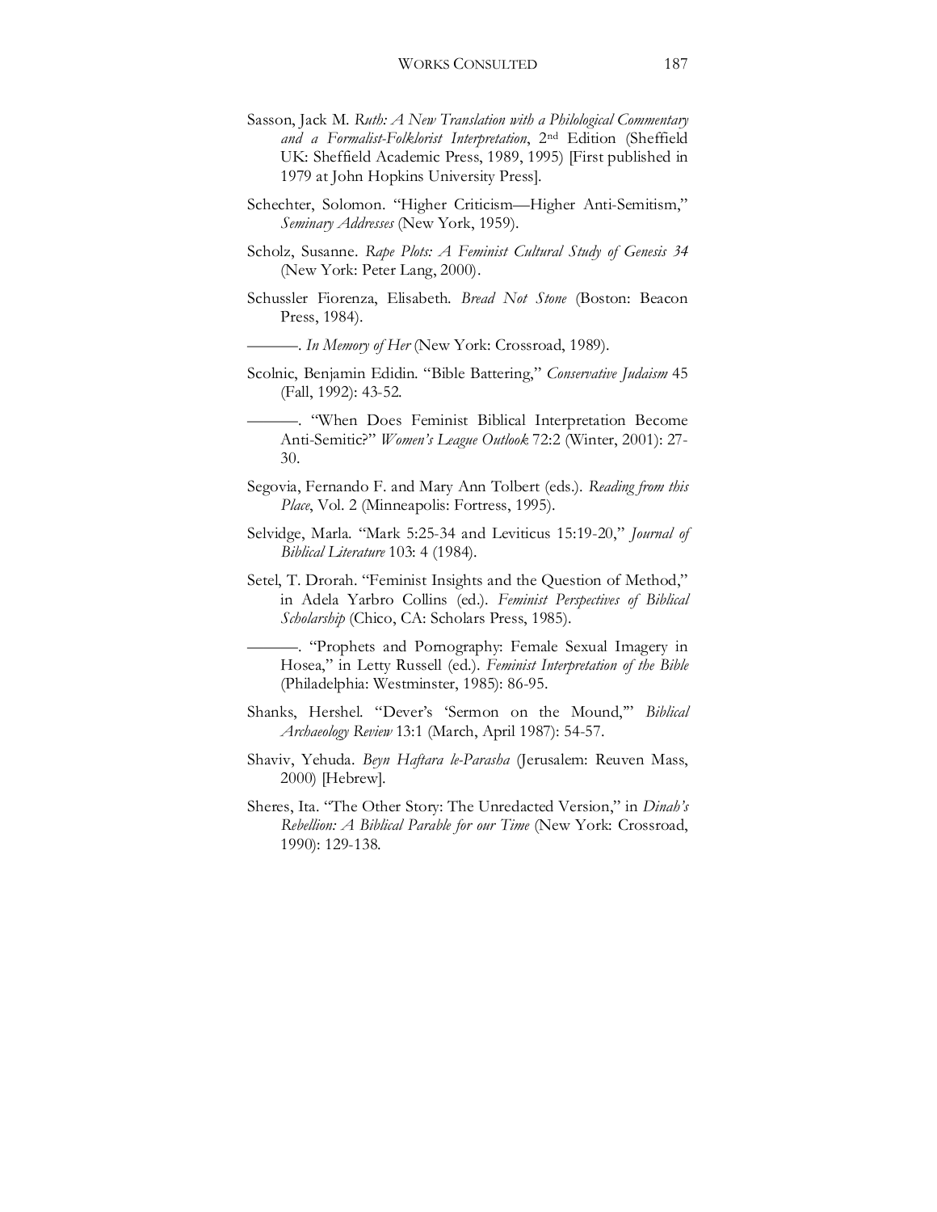Sasson, Jack M. *Ruth: A New Translation with a Philological Commentary and a Formalist-Folklorist Interpretation*, 2nd Edition (Sheffield UK: Sheffield Academic Press, 1989, 1995) [First published in 1979 at John Hopkins University Press].

Schechter, Solomon. "Higher Criticism—Higher Anti-Semitism," *Seminary Addresses* (New York, 1959).

Scholz, Susanne. *Rape Plots: A Feminist Cultural Study of Genesis 34* (New York: Peter Lang, 2000).

Schussler Fiorenza, Elisabeth. *Bread Not Stone* (Boston: Beacon Press, 1984).

———. *In Memory of Her* (New York: Crossroad, 1989).

Scolnic, Benjamin Edidin. "Bible Battering," *Conservative Judaism* 45 (Fall, 1992): 43-52.

———. "When Does Feminist Biblical Interpretation Become Anti-Semitic?" *Women's League Outlook* 72:2 (Winter, 2001): 27-30.

Segovia, Fernando F. and Mary Ann Tolbert (eds.). *Reading from this Place*, Vol. 2 (Minneapolis: Fortress, 1995).

Selvidge, Marla. "Mark 5:25-34 and Leviticus 15:19-20," *Journal of Biblical Literature* 103: 4 (1984).

Setel, T. Drorah. "Feminist Insights and the Question of Method," in Adela Yarbro Collins (ed.). *Feminist Perspectives of Biblical Scholarship* (Chico, CA: Scholars Press, 1985).

———. "Prophets and Pornography: Female Sexual Imagery in Hosea," in Letty Russell (ed.). *Feminist Interpretation of the Bible* (Philadelphia: Westminster, 1985): 86-95.

Shanks, Hershel. "Dever's 'Sermon on the Mound,'" *Biblical Archaeology Review* 13:1 (March, April 1987): 54-57.

Shaviv, Yehuda. *Beyn Haftara le-Parasha* (Jerusalem: Reuven Mass, 2000) [Hebrew].

Sheres, Ita. "The Other Story: The Unredacted Version," in *Dinah's Rebellion: A Biblical Parable for our Time* (New York: Crossroad, 1990): 129-138.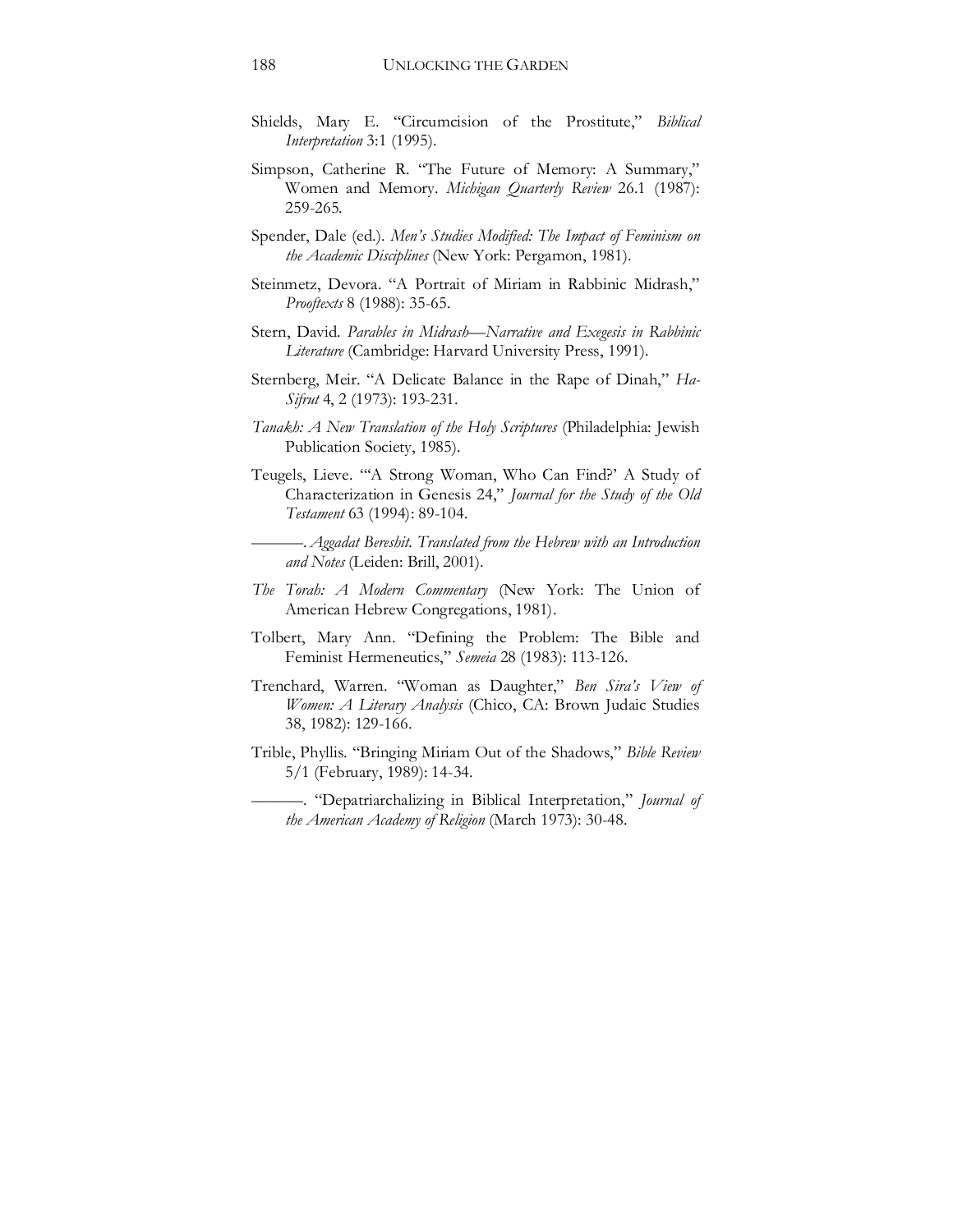Shields, Mary E. "Circumcision of the Prostitute," *Biblical Interpretation* 3:1 (1995).

Simpson, Catherine R. "The Future of Memory: A Summary," Women and Memory. *Michigan Quarterly Review* 26.1 (1987): 259-265.

Spender, Dale (ed.). *Men's Studies Modified: The Impact of Feminism on the Academic Disciplines* (New York: Pergamon, 1981).

Steinmetz, Devora. "A Portrait of Miriam in Rabbinic Midrash," *Prooftexts* 8 (1988): 35-65.

Stern, David. *Parables in Midrash—Narrative and Exegesis in Rabbinic Literature* (Cambridge: Harvard University Press, 1991).

Sternberg, Meir. "A Delicate Balance in the Rape of Dinah," *Ha-Sifrut* 4, 2 (1973): 193-231.

*Tanakh: A New Translation of the Holy Scriptures* (Philadelphia: Jewish Publication Society, 1985).

Teugels, Lieve. "'A Strong Woman, Who Can Find?' A Study of Characterization in Genesis 24," *Journal for the Study of the Old Testament* 63 (1994): 89-104.

———. *Aggadat Bereshit. Translated from the Hebrew with an Introduction and Notes* (Leiden: Brill, 2001).

*The Torah: A Modern Commentary* (New York: The Union of American Hebrew Congregations, 1981).

Tolbert, Mary Ann. "Defining the Problem: The Bible and Feminist Hermeneutics," *Semeia* 28 (1983): 113-126.

Trenchard, Warren. "Woman as Daughter," *Ben Sira's View of Women: A Literary Analysis* (Chico, CA: Brown Judaic Studies 38, 1982): 129-166.

Trible, Phyllis. "Bringing Miriam Out of the Shadows," *Bible Review* 5/1 (February, 1989): 14-34.

———. "Depatriarchalizing in Biblical Interpretation," *Journal of the American Academy of Religion* (March 1973): 30-48.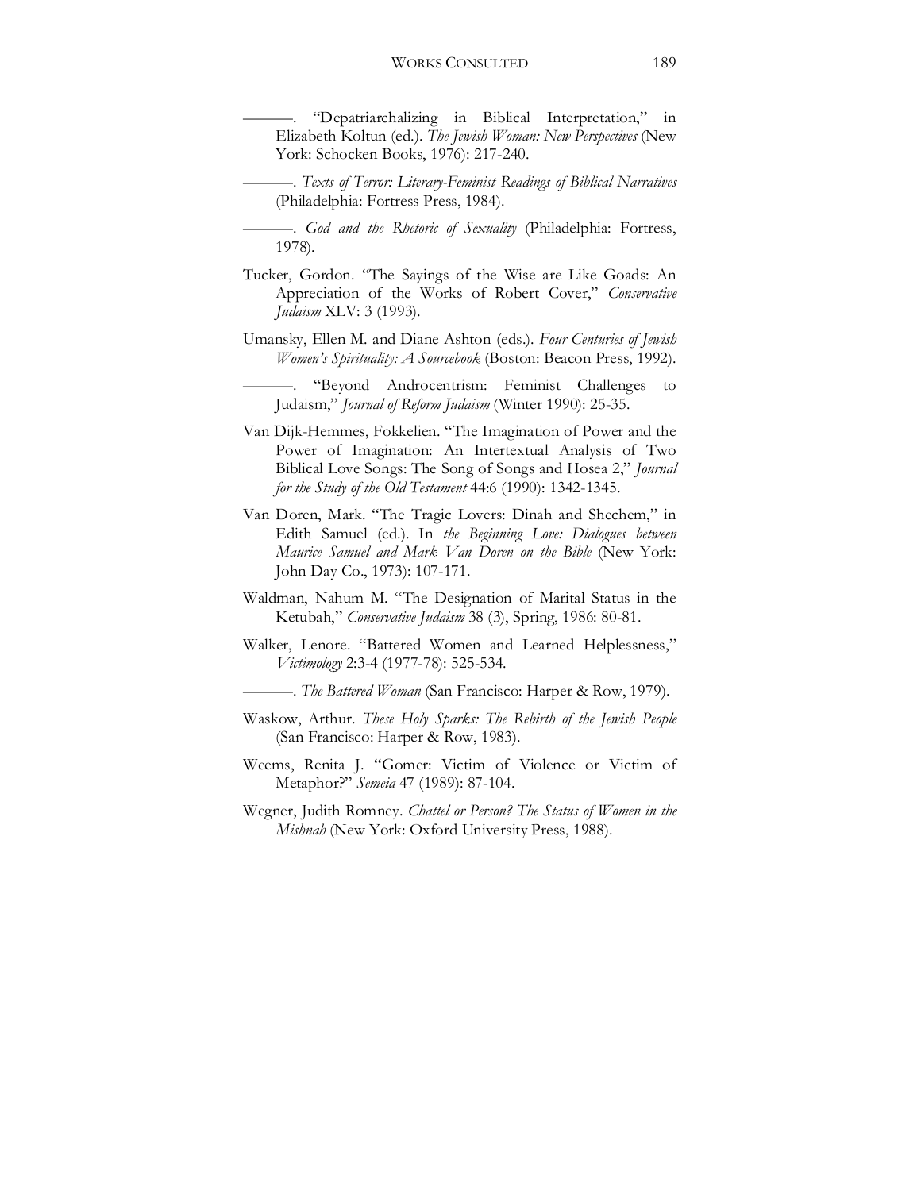———. "Depatriarchalizing in Biblical Interpretation," in Elizabeth Koltun (ed.). *The Jewish Woman: New Perspectives* (New York: Schocken Books, 1976): 217-240.

———. *Texts of Terror: Literary-Feminist Readings of Biblical Narratives* (Philadelphia: Fortress Press, 1984).

———. *God and the Rhetoric of Sexuality* (Philadelphia: Fortress, 1978).

Tucker, Gordon. "The Sayings of the Wise are Like Goads: An Appreciation of the Works of Robert Cover," *Conservative Judaism* XLV: 3 (1993).

Umansky, Ellen M. and Diane Ashton (eds.). *Four Centuries of Jewish Women's Spirituality: A Sourcebook* (Boston: Beacon Press, 1992).

———. "Beyond Androcentrism: Feminist Challenges to Judaism," *Journal of Reform Judaism* (Winter 1990): 25-35.

Van Dijk-Hemmes, Fokkelien. "The Imagination of Power and the Power of Imagination: An Intertextual Analysis of Two Biblical Love Songs: The Song of Songs and Hosea 2," *Journal for the Study of the Old Testament* 44:6 (1990): 1342-1345.

Van Doren, Mark. "The Tragic Lovers: Dinah and Shechem," in Edith Samuel (ed.). In *the Beginning Love: Dialogues between Maurice Samuel and Mark Van Doren on the Bible* (New York: John Day Co., 1973): 107-171.

Waldman, Nahum M. "The Designation of Marital Status in the Ketubah," *Conservative Judaism* 38 (3), Spring, 1986: 80-81.

Walker, Lenore. "Battered Women and Learned Helplessness," *Victimology* 2:3-4 (1977-78): 525-534.

———. *The Battered Woman* (San Francisco: Harper & Row, 1979).

Waskow, Arthur. *These Holy Sparks: The Rebirth of the Jewish People* (San Francisco: Harper & Row, 1983).

Weems, Renita J. "Gomer: Victim of Violence or Victim of Metaphor?" *Semeia* 47 (1989): 87-104.

Wegner, Judith Romney. *Chattel or Person? The Status of Women in the Mishnah* (New York: Oxford University Press, 1988).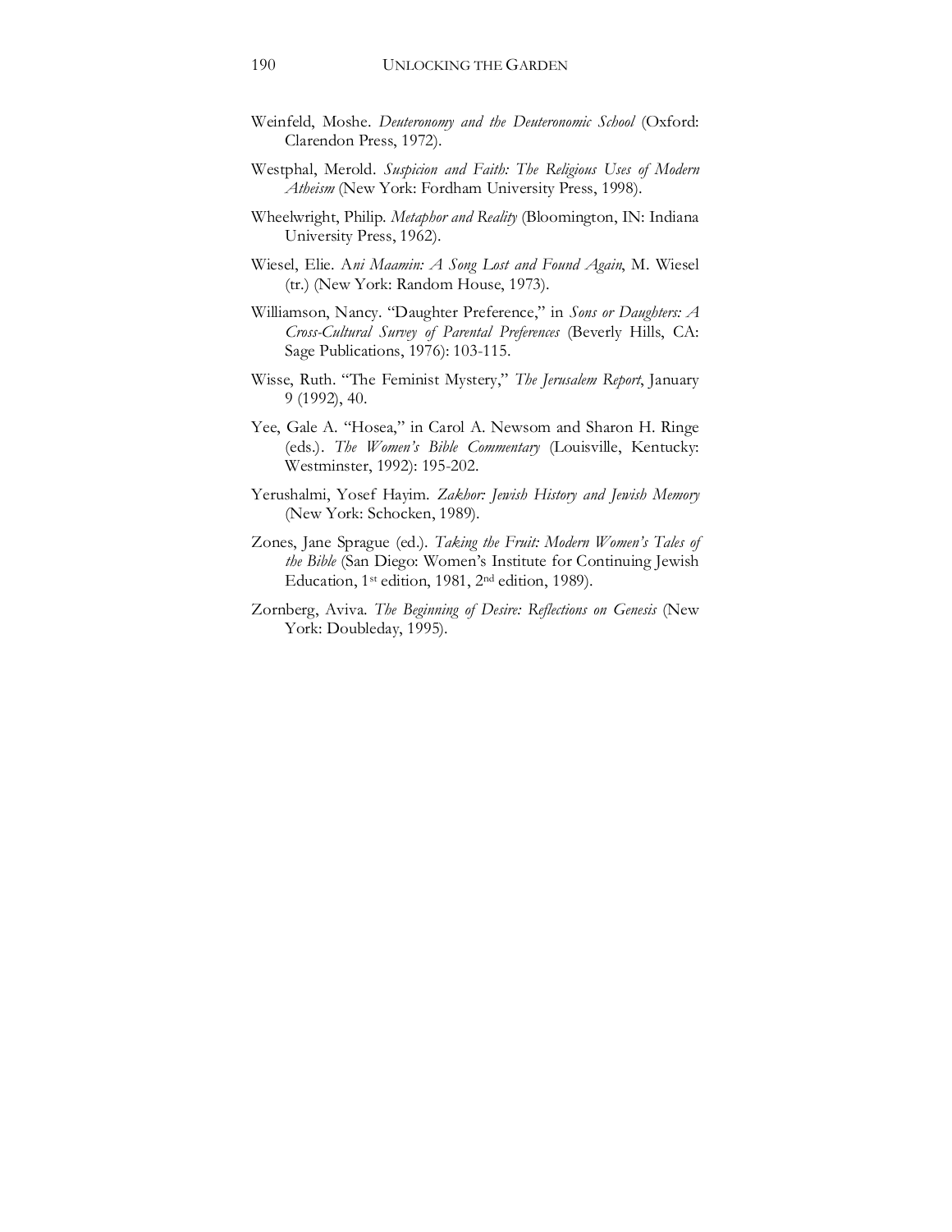Weinfeld, Moshe. *Deuteronomy and the Deuteronomic School* (Oxford: Clarendon Press, 1972).

Westphal, Merold. *Suspicion and Faith: The Religious Uses of Modern Atheism* (New York: Fordham University Press, 1998).

Wheelwright, Philip. *Metaphor and Reality* (Bloomington, IN: Indiana University Press, 1962).

Wiesel, Elie. A*ni Maamin: A Song Lost and Found Again*, M. Wiesel (tr.) (New York: Random House, 1973).

Williamson, Nancy. "Daughter Preference," in *Sons or Daughters: A Cross-Cultural Survey of Parental Preferences* (Beverly Hills, CA: Sage Publications, 1976): 103-115.

Wisse, Ruth. "The Feminist Mystery," *The Jerusalem Report*, January 9 (1992), 40.

Yee, Gale A. "Hosea," in Carol A. Newsom and Sharon H. Ringe (eds.). *The Women's Bible Commentary* (Louisville, Kentucky: Westminster, 1992): 195-202.

Yerushalmi, Yosef Hayim. *Zakhor: Jewish History and Jewish Memory* (New York: Schocken, 1989).

Zones, Jane Sprague (ed.). *Taking the Fruit: Modern Women's Tales of the Bible* (San Diego: Women's Institute for Continuing Jewish Education, 1st edition, 1981, 2nd edition, 1989).

Zornberg, Aviva. *The Beginning of Desire: Reflections on Genesis* (New York: Doubleday, 1995).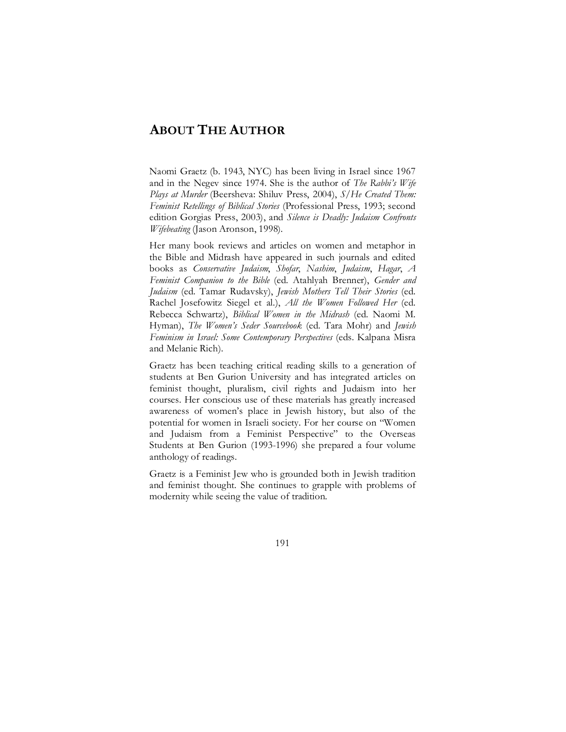## About The Author

Naomi Graetz (b. 1943, NYC) has been living in Israel since 1967 and in the Negev since 1974. She is the author of *The Rabbi's Wife Plays at Murder* (Beersheva: Shiluv Press, 2004), *S/He Created Them: Feminist Retellings of Biblical Stories* (Professional Press, 1993; second edition Gorgias Press, 2003), and *Silence is Deadly: Judaism Confronts Wifebeating* (Jason Aronson, 1998).

Her many book reviews and articles on women and metaphor in the Bible and Midrash have appeared in such journals and edited books as *Conservative Judaism*, *Shofar*, *Nashim*, *Judaism*, *Hagar*, *A Feminist Companion to the Bible* (ed. Atahlyah Brenner), *Gender and Judaism* (ed. Tamar Rudavsky), *Jewish Mothers Tell Their Stories* (ed. Rachel Josefowitz Siegel et al.), *All the Women Followed Her* (ed. Rebecca Schwartz), *Biblical Women in the Midrash* (ed. Naomi M. Hyman), *The Women's Seder Sourcebook* (ed. Tara Mohr) and *Jewish Feminism in Israel: Some Contemporary Perspectives* (eds. Kalpana Misra and Melanie Rich).

Graetz has been teaching critical reading skills to a generation of students at Ben Gurion University and has integrated articles on feminist thought, pluralism, civil rights and Judaism into her courses. Her conscious use of these materials has greatly increased awareness of women's place in Jewish history, but also of the potential for women in Israeli society. For her course on "Women and Judaism from a Feminist Perspective" to the Overseas Students at Ben Gurion (1993-1996) she prepared a four volume anthology of readings.

Graetz is a Feminist Jew who is grounded both in Jewish tradition and feminist thought. She continues to grapple with problems of modernity while seeing the value of tradition.